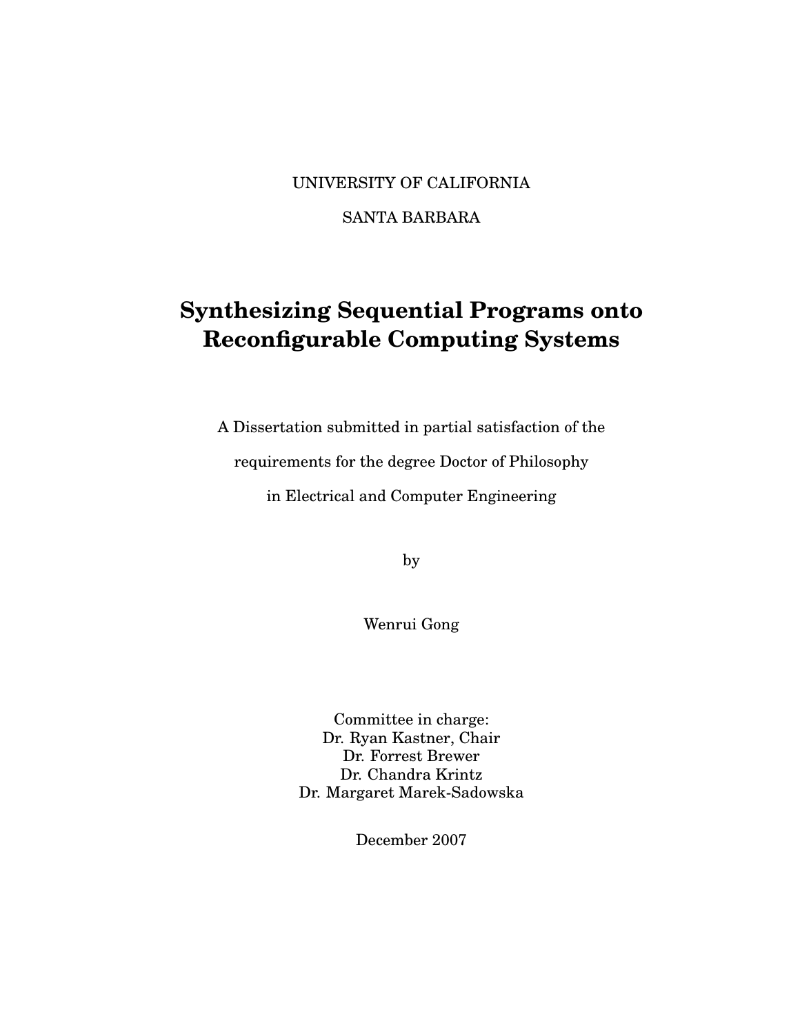UNIVERSITY OF CALIFORNIA

SANTA BARBARA

# Synthesizing Sequential Programs onto Reconfigurable Computing Systems

A Dissertation submitted in partial satisfaction of the

requirements for the degree Doctor of Philosophy

in Electrical and Computer Engineering

by

Wenrui Gong

Committee in charge:
Dr. Ryan Kastner, Chair
Dr. Forrest Brewer
Dr. Chandra Krintz
Dr. Margaret Marek-Sadowska

December 2007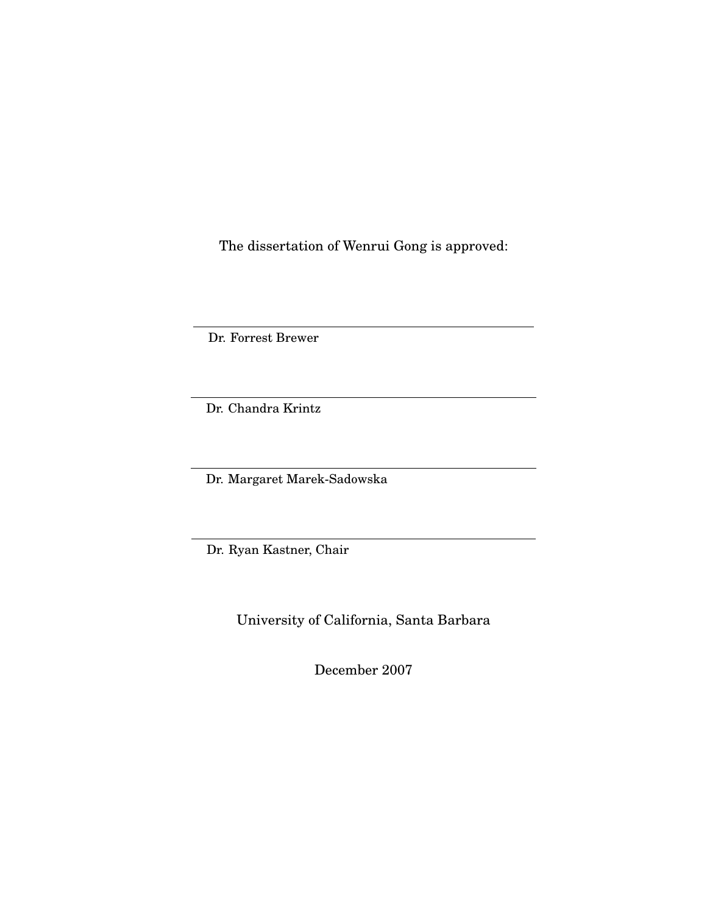The dissertation of Wenrui Gong is approved:

---

Dr. Forrest Brewer

---

Dr. Chandra Krintz

---

Dr. Margaret Marek-Sadowska

---

Dr. Ryan Kastner, Chair

University of California, Santa Barbara

December 2007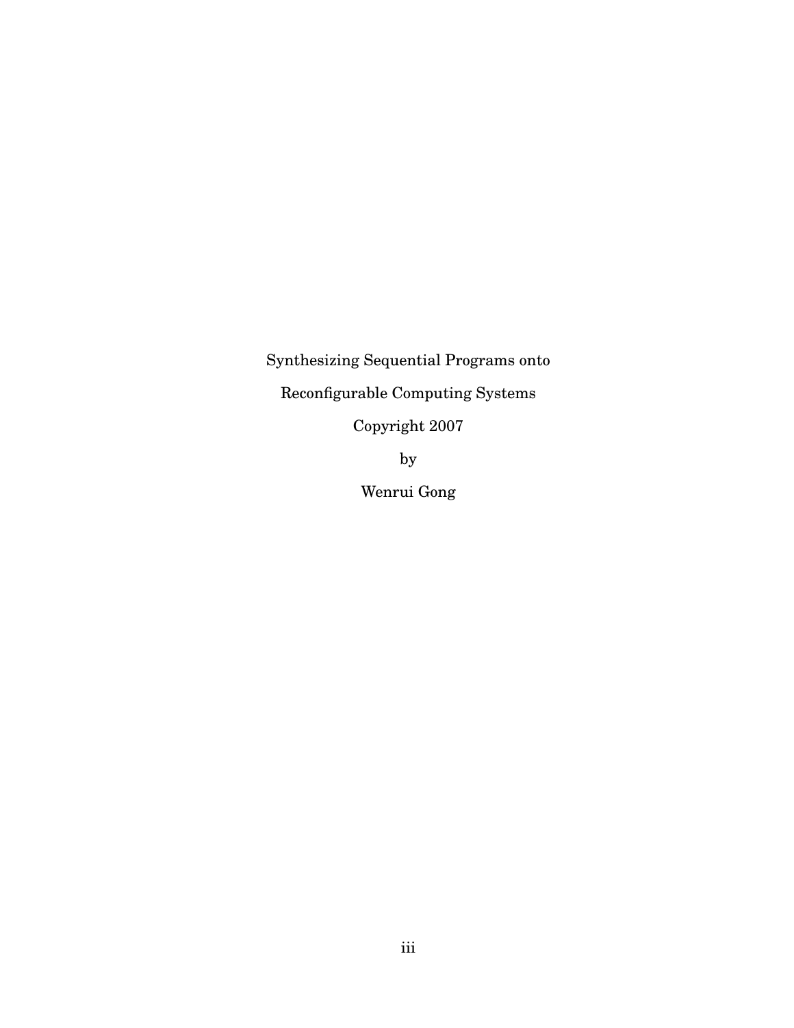Synthesizing Sequential Programs onto

Reconfigurable Computing Systems

Copyright 2007

by

Wenrui Gong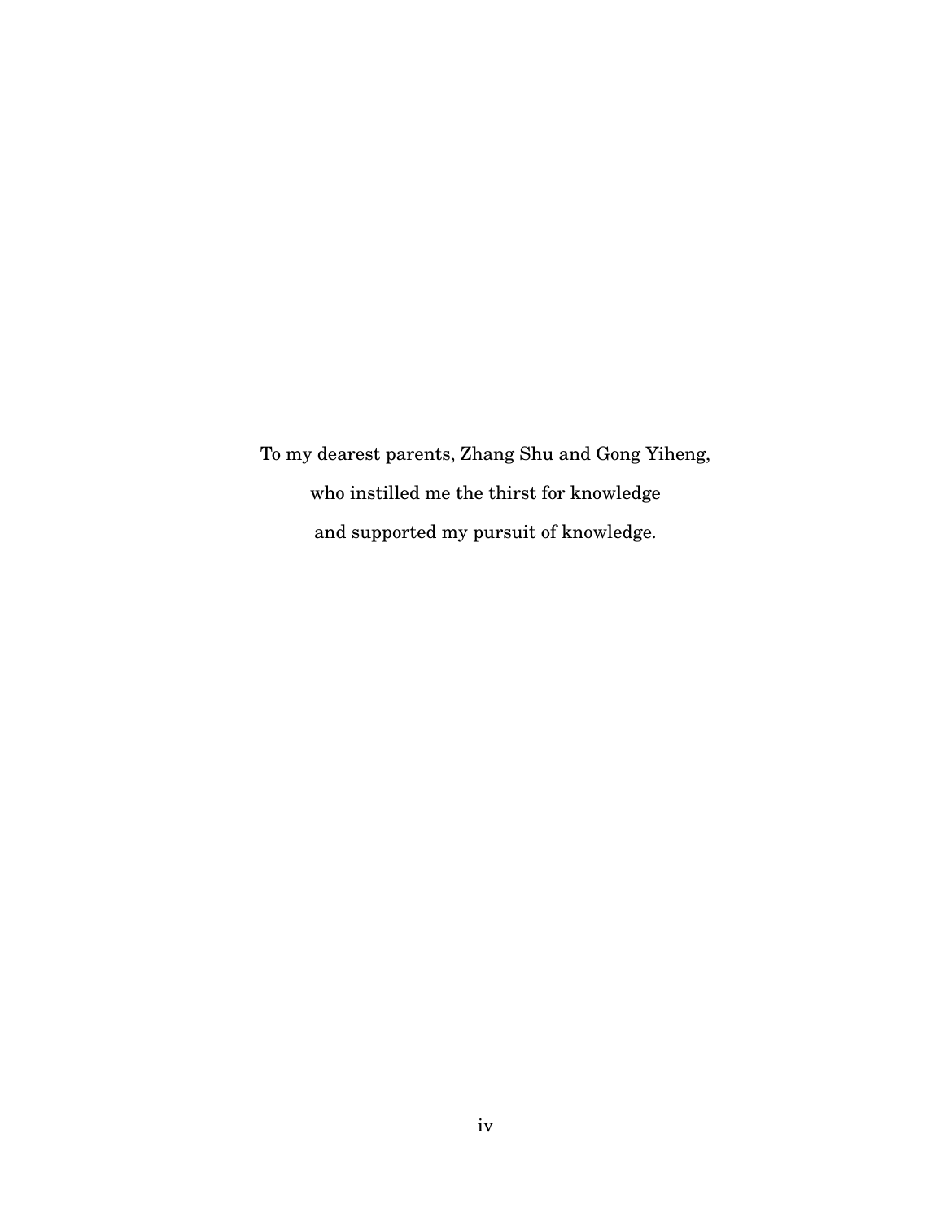To my dearest parents, Zhang Shu and Gong Yiheng,

who instilled me the thirst for knowledge

and supported my pursuit of knowledge.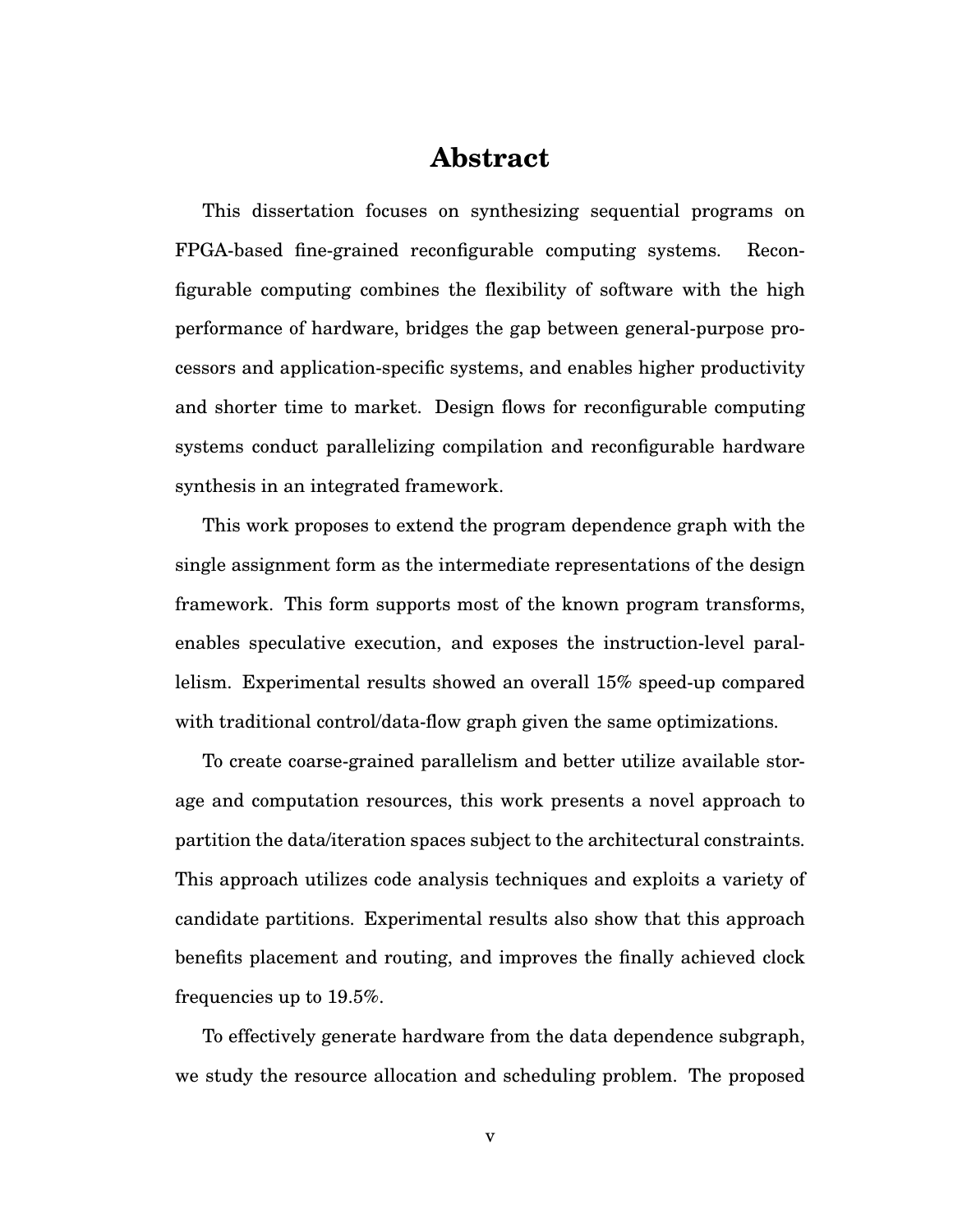# Abstract

This dissertation focuses on synthesizing sequential programs on FPGA-based fine-grained reconfigurable computing systems. Reconfigurable computing combines the flexibility of software with the high performance of hardware, bridges the gap between general-purpose processors and application-specific systems, and enables higher productivity and shorter time to market. Design flows for reconfigurable computing systems conduct parallelizing compilation and reconfigurable hardware synthesis in an integrated framework.

This work proposes to extend the program dependence graph with the single assignment form as the intermediate representations of the design framework. This form supports most of the known program transforms, enables speculative execution, and exposes the instruction-level parallelism. Experimental results showed an overall 15% speed-up compared with traditional control/data-flow graph given the same optimizations.

To create coarse-grained parallelism and better utilize available storage and computation resources, this work presents a novel approach to partition the data/iteration spaces subject to the architectural constraints. This approach utilizes code analysis techniques and exploits a variety of candidate partitions. Experimental results also show that this approach benefits placement and routing, and improves the finally achieved clock frequencies up to 19.5%.

To effectively generate hardware from the data dependence subgraph, we study the resource allocation and scheduling problem. The proposed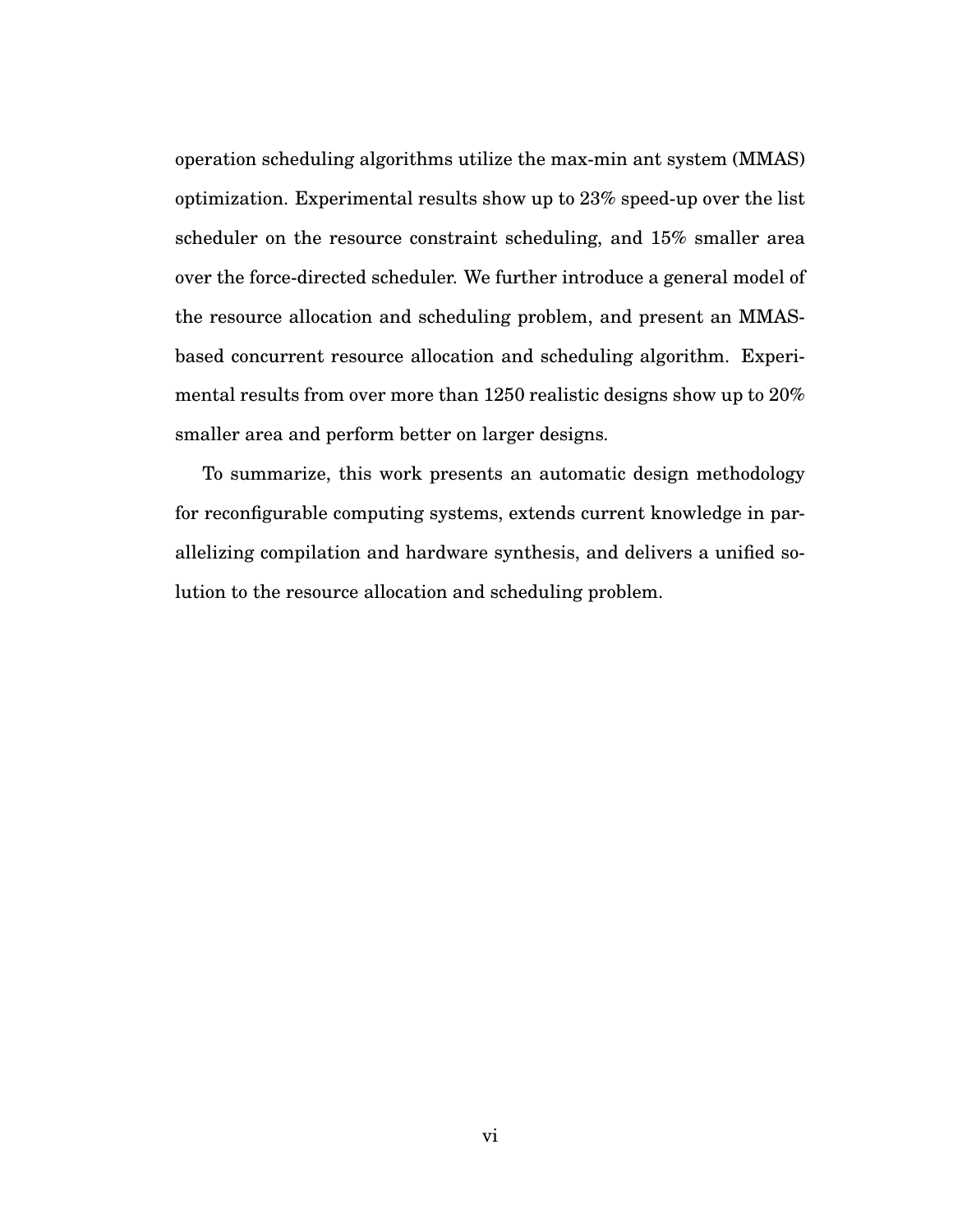operation scheduling algorithms utilize the max-min ant system (MMAS) optimization. Experimental results show up to 23% speed-up over the list scheduler on the resource constraint scheduling, and 15% smaller area over the force-directed scheduler. We further introduce a general model of the resource allocation and scheduling problem, and present an MMAS-based concurrent resource allocation and scheduling algorithm. Experimental results from over more than 1250 realistic designs show up to 20% smaller area and perform better on larger designs.

To summarize, this work presents an automatic design methodology for reconfigurable computing systems, extends current knowledge in parallelizing compilation and hardware synthesis, and delivers a unified solution to the resource allocation and scheduling problem.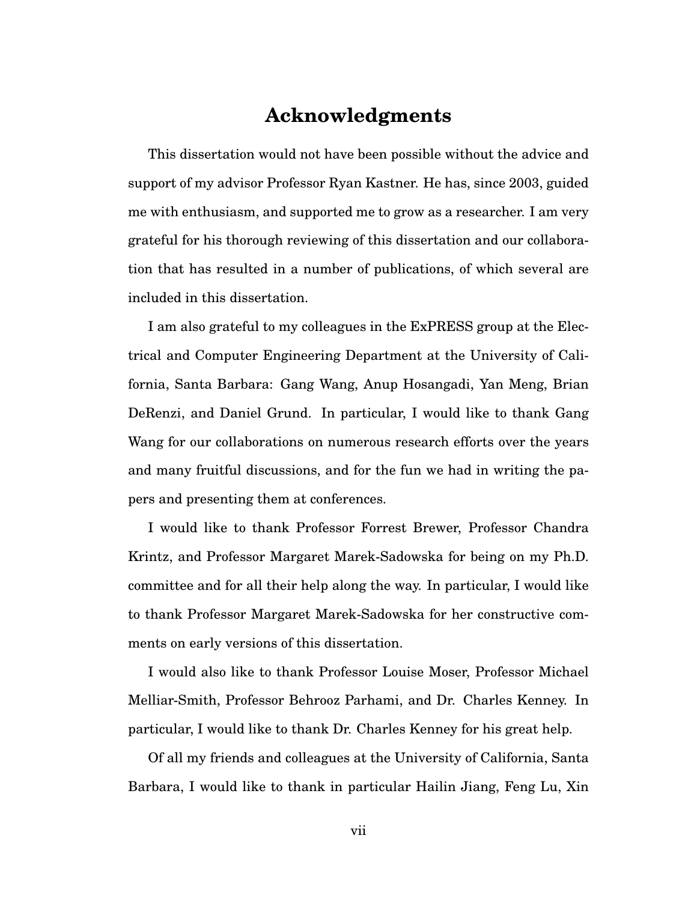# Acknowledgments

This dissertation would not have been possible without the advice and support of my advisor Professor Ryan Kastner. He has, since 2003, guided me with enthusiasm, and supported me to grow as a researcher. I am very grateful for his thorough reviewing of this dissertation and our collaboration that has resulted in a number of publications, of which several are included in this dissertation.

I am also grateful to my colleagues in the ExPRESS group at the Electrical and Computer Engineering Department at the University of California, Santa Barbara: Gang Wang, Anup Hosangadi, Yan Meng, Brian DeRenzi, and Daniel Grund. In particular, I would like to thank Gang Wang for our collaborations on numerous research efforts over the years and many fruitful discussions, and for the fun we had in writing the papers and presenting them at conferences.

I would like to thank Professor Forrest Brewer, Professor Chandra Krintz, and Professor Margaret Marek-Sadowska for being on my Ph.D. committee and for all their help along the way. In particular, I would like to thank Professor Margaret Marek-Sadowska for her constructive comments on early versions of this dissertation.

I would also like to thank Professor Louise Moser, Professor Michael Melliar-Smith, Professor Behrooz Parhami, and Dr. Charles Kenney. In particular, I would like to thank Dr. Charles Kenney for his great help.

Of all my friends and colleagues at the University of California, Santa Barbara, I would like to thank in particular Hailin Jiang, Feng Lu, Xin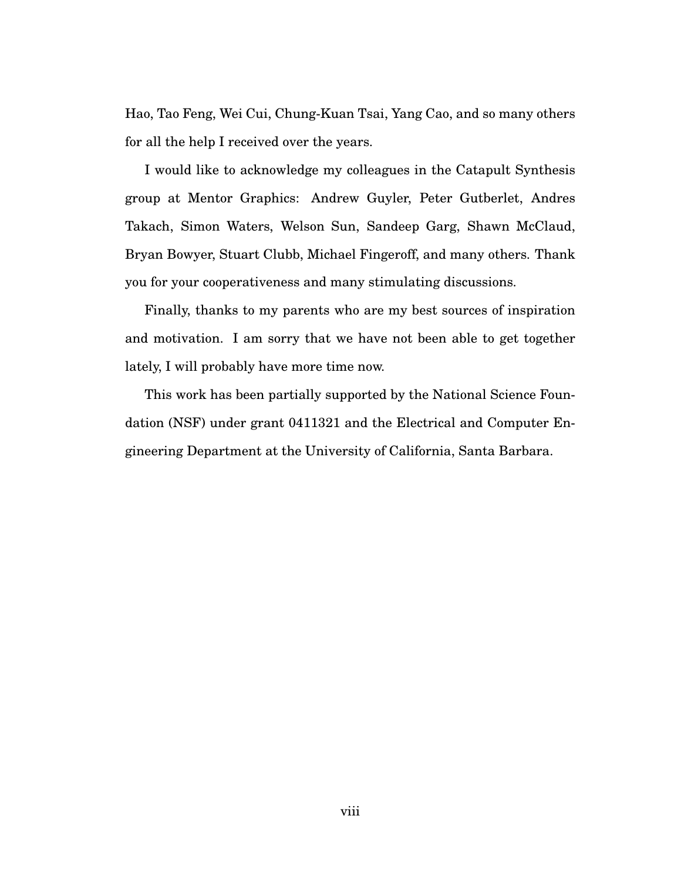Hao, Tao Feng, Wei Cui, Chung-Kuan Tsai, Yang Cao, and so many others for all the help I received over the years.

I would like to acknowledge my colleagues in the Catapult Synthesis group at Mentor Graphics: Andrew Guyler, Peter Gutberlet, Andres Takach, Simon Waters, Welson Sun, Sandeep Garg, Shawn McClaud, Bryan Bowyer, Stuart Clubb, Michael Fingeroff, and many others. Thank you for your cooperativeness and many stimulating discussions.

Finally, thanks to my parents who are my best sources of inspiration and motivation. I am sorry that we have not been able to get together lately, I will probably have more time now.

This work has been partially supported by the National Science Foundation (NSF) under grant 0411321 and the Electrical and Computer Engineering Department at the University of California, Santa Barbara.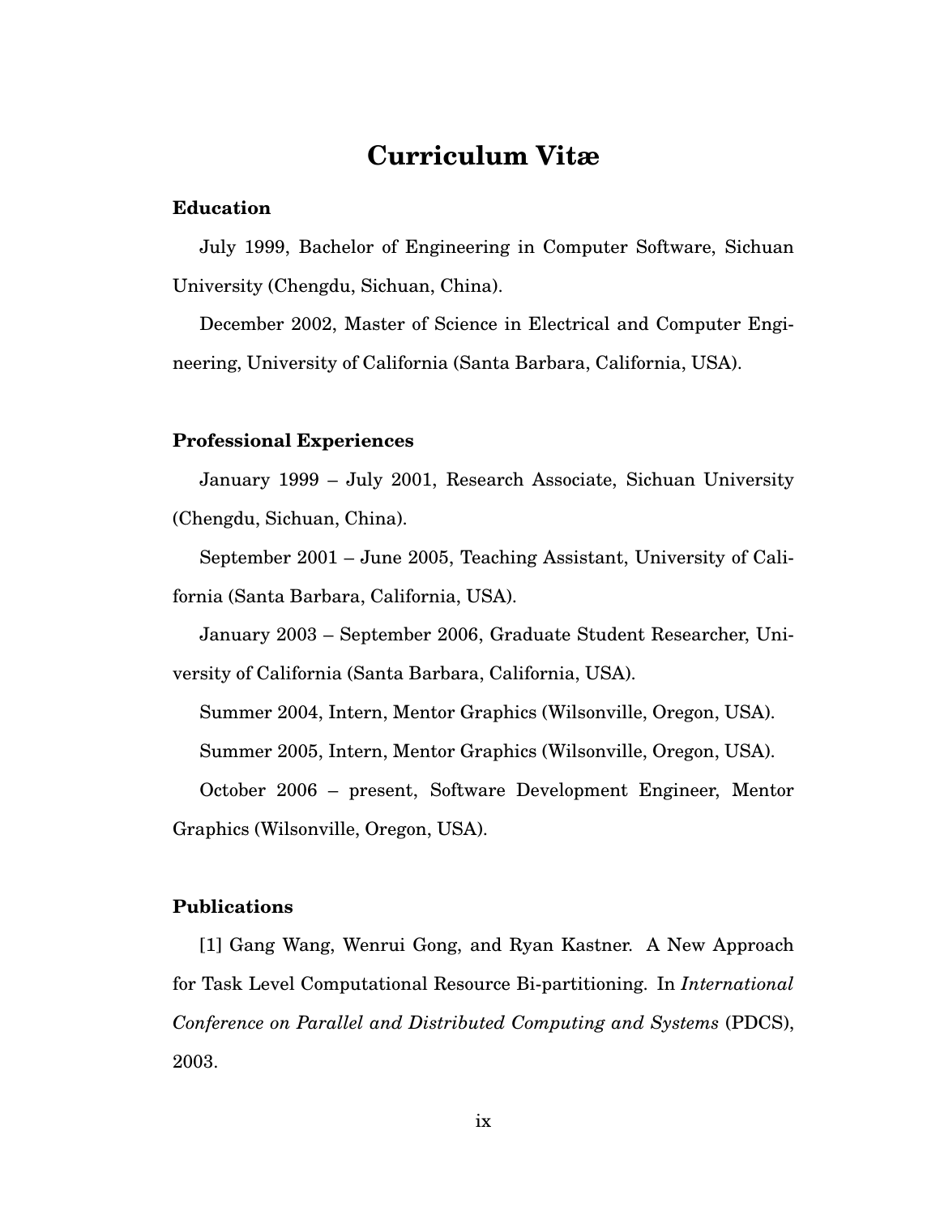# Curriculum Vitæ

### Education

July 1999, Bachelor of Engineering in Computer Software, Sichuan University (Chengdu, Sichuan, China).

December 2002, Master of Science in Electrical and Computer Engineering, University of California (Santa Barbara, California, USA).

### Professional Experiences

January 1999 – July 2001, Research Associate, Sichuan University (Chengdu, Sichuan, China).

September 2001 – June 2005, Teaching Assistant, University of California (Santa Barbara, California, USA).

January 2003 – September 2006, Graduate Student Researcher, University of California (Santa Barbara, California, USA).

Summer 2004, Intern, Mentor Graphics (Wilsonville, Oregon, USA).

Summer 2005, Intern, Mentor Graphics (Wilsonville, Oregon, USA).

October 2006 – present, Software Development Engineer, Mentor Graphics (Wilsonville, Oregon, USA).

### Publications

[1] Gang Wang, Wenrui Gong, and Ryan Kastner. A New Approach for Task Level Computational Resource Bi-partitioning. In *International Conference on Parallel and Distributed Computing and Systems* (PDCS), 2003.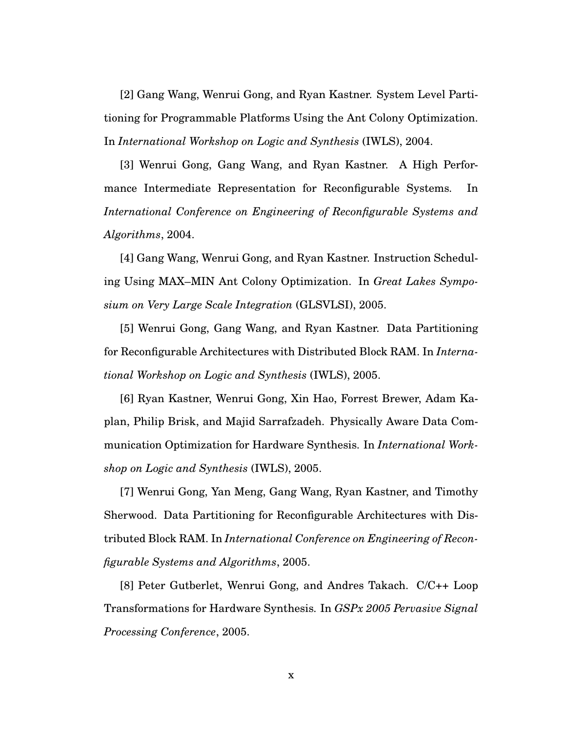[2] Gang Wang, Wenrui Gong, and Ryan Kastner. System Level Partitioning for Programmable Platforms Using the Ant Colony Optimization. In *International Workshop on Logic and Synthesis* (IWLS), 2004.

[3] Wenrui Gong, Gang Wang, and Ryan Kastner. A High Performance Intermediate Representation for Reconfigurable Systems. In *International Conference on Engineering of Reconfigurable Systems and Algorithms*, 2004.

[4] Gang Wang, Wenrui Gong, and Ryan Kastner. Instruction Scheduling Using MAX–MIN Ant Colony Optimization. In *Great Lakes Symposium on Very Large Scale Integration* (GLSVLSI), 2005.

[5] Wenrui Gong, Gang Wang, and Ryan Kastner. Data Partitioning for Reconfigurable Architectures with Distributed Block RAM. In *International Workshop on Logic and Synthesis* (IWLS), 2005.

[6] Ryan Kastner, Wenrui Gong, Xin Hao, Forrest Brewer, Adam Kaplan, Philip Brisk, and Majid Sarrafzadeh. Physically Aware Data Communication Optimization for Hardware Synthesis. In *International Workshop on Logic and Synthesis* (IWLS), 2005.

[7] Wenrui Gong, Yan Meng, Gang Wang, Ryan Kastner, and Timothy Sherwood. Data Partitioning for Reconfigurable Architectures with Distributed Block RAM. In *International Conference on Engineering of Reconfigurable Systems and Algorithms*, 2005.

[8] Peter Gutberlet, Wenrui Gong, and Andres Takach. C/C++ Loop Transformations for Hardware Synthesis. In *GSPx 2005 Pervasive Signal Processing Conference*, 2005.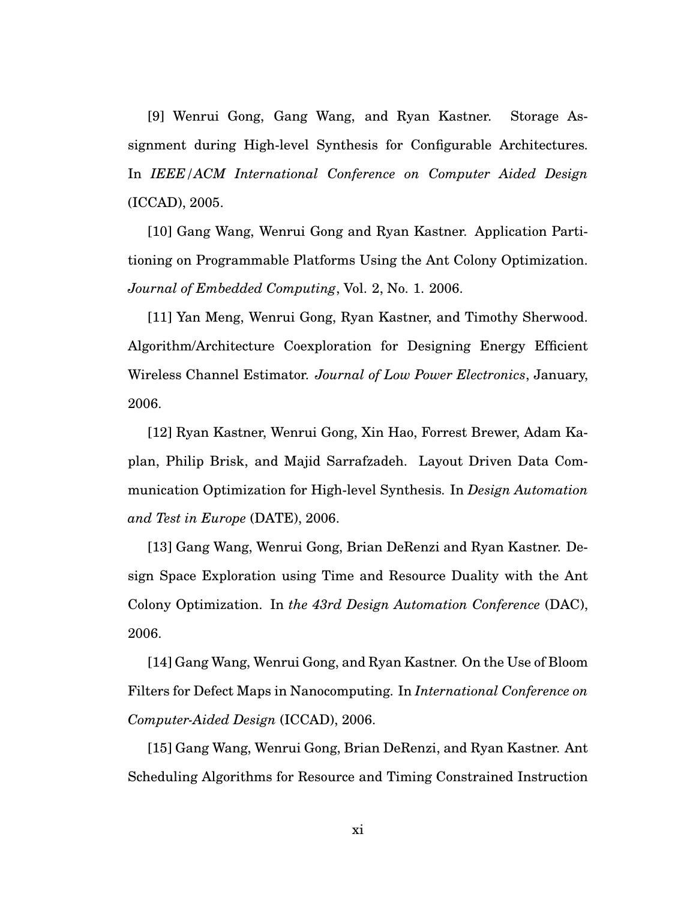[9] Wenrui Gong, Gang Wang, and Ryan Kastner. Storage Assignment during High-level Synthesis for Configurable Architectures. In *IEEE/ACM International Conference on Computer Aided Design* (ICCAD), 2005.

[10] Gang Wang, Wenrui Gong and Ryan Kastner. Application Partitioning on Programmable Platforms Using the Ant Colony Optimization. *Journal of Embedded Computing*, Vol. 2, No. 1. 2006.

[11] Yan Meng, Wenrui Gong, Ryan Kastner, and Timothy Sherwood. Algorithm/Architecture Coexploration for Designing Energy Efficient Wireless Channel Estimator. *Journal of Low Power Electronics*, January, 2006.

[12] Ryan Kastner, Wenrui Gong, Xin Hao, Forrest Brewer, Adam Kaplan, Philip Brisk, and Majid Sarrafzadeh. Layout Driven Data Communication Optimization for High-level Synthesis. In *Design Automation and Test in Europe* (DATE), 2006.

[13] Gang Wang, Wenrui Gong, Brian DeRenzi and Ryan Kastner. Design Space Exploration using Time and Resource Duality with the Ant Colony Optimization. In *the 43rd Design Automation Conference* (DAC), 2006.

[14] Gang Wang, Wenrui Gong, and Ryan Kastner. On the Use of Bloom Filters for Defect Maps in Nanocomputing. In *International Conference on Computer-Aided Design* (ICCAD), 2006.

[15] Gang Wang, Wenrui Gong, Brian DeRenzi, and Ryan Kastner. Ant Scheduling Algorithms for Resource and Timing Constrained Instruction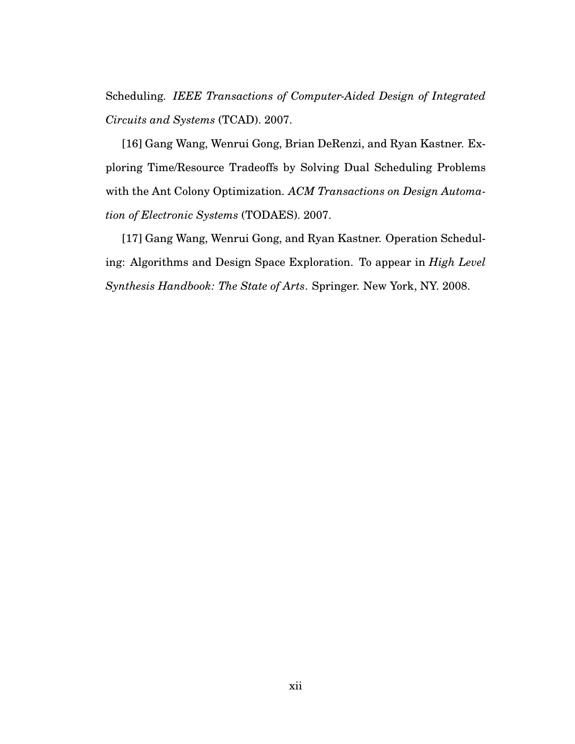Scheduling. *IEEE Transactions of Computer-Aided Design of Integrated Circuits and Systems* (TCAD). 2007.

[16] Gang Wang, Wenrui Gong, Brian DeRenzi, and Ryan Kastner. Exploring Time/Resource Tradeoffs by Solving Dual Scheduling Problems with the Ant Colony Optimization. *ACM Transactions on Design Automation of Electronic Systems* (TODAES). 2007.

[17] Gang Wang, Wenrui Gong, and Ryan Kastner. Operation Scheduling: Algorithms and Design Space Exploration. To appear in *High Level Synthesis Handbook: The State of Arts*. Springer. New York, NY. 2008.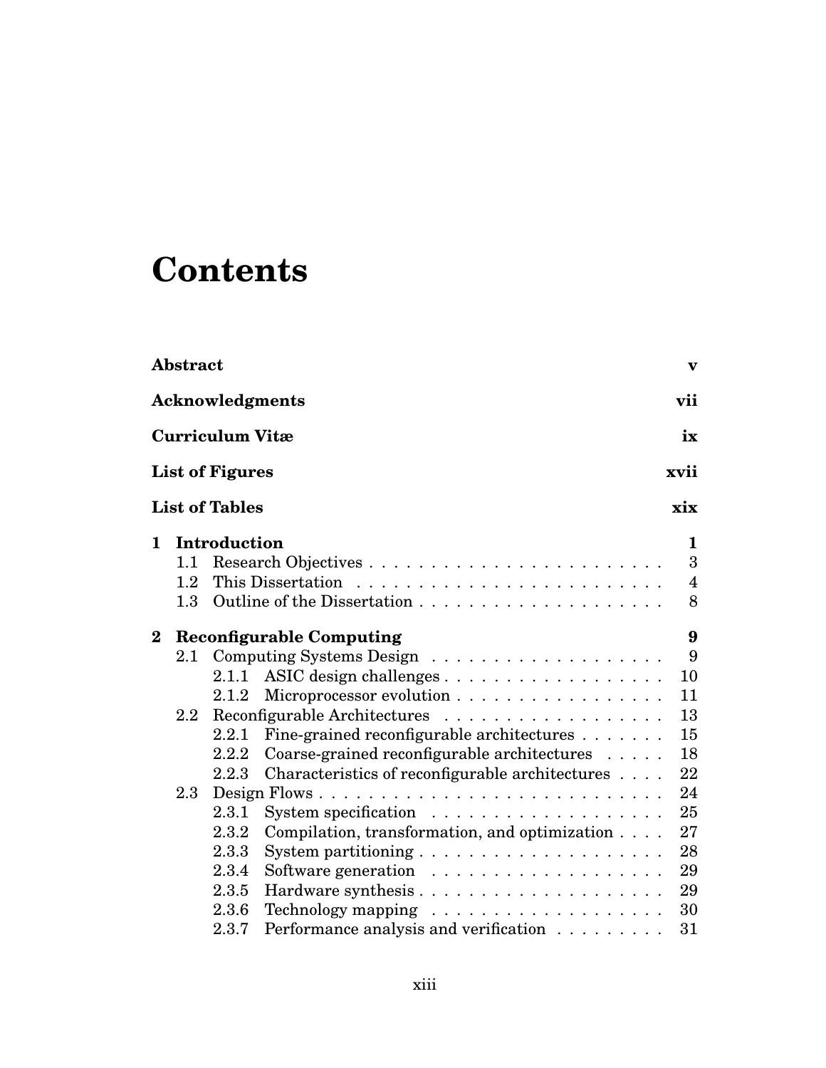# Contents

**Abstract** **v**

**Acknowledgments** **vii**

**Curriculum Vitæ** **ix**

**List of Figures** **xvii**

**List of Tables** **xix**

**1 Introduction** **1**

- 1.1 Research Objectives . . . . . . . . . . . . . . . . . . . . . . . . 3
- 1.2 This Dissertation . . . . . . . . . . . . . . . . . . . . . . . . . 4
- 1.3 Outline of the Dissertation . . . . . . . . . . . . . . . . . . . . 8

**2 Reconfigurable Computing** **9**

- 2.1 Computing Systems Design . . . . . . . . . . . . . . . . . . . 9
  - 2.1.1 ASIC design challenges . . . . . . . . . . . . . . . . . . 10
  - 2.1.2 Microprocessor evolution . . . . . . . . . . . . . . . . . 11
- 2.2 Reconfigurable Architectures . . . . . . . . . . . . . . . . . . 13
  - 2.2.1 Fine-grained reconfigurable architectures . . . . . . . 15
  - 2.2.2 Coarse-grained reconfigurable architectures . . . . . 18
  - 2.2.3 Characteristics of reconfigurable architectures . . . . 22
- 2.3 Design Flows . . . . . . . . . . . . . . . . . . . . . . . . . . . 24
  - 2.3.1 System specification . . . . . . . . . . . . . . . . . . . 25
  - 2.3.2 Compilation, transformation, and optimization . . . . 27
  - 2.3.3 System partitioning . . . . . . . . . . . . . . . . . . . 28
  - 2.3.4 Software generation . . . . . . . . . . . . . . . . . . . 29
  - 2.3.5 Hardware synthesis . . . . . . . . . . . . . . . . . . . 29
  - 2.3.6 Technology mapping . . . . . . . . . . . . . . . . . . . 30
  - 2.3.7 Performance analysis and verification . . . . . . . . . 31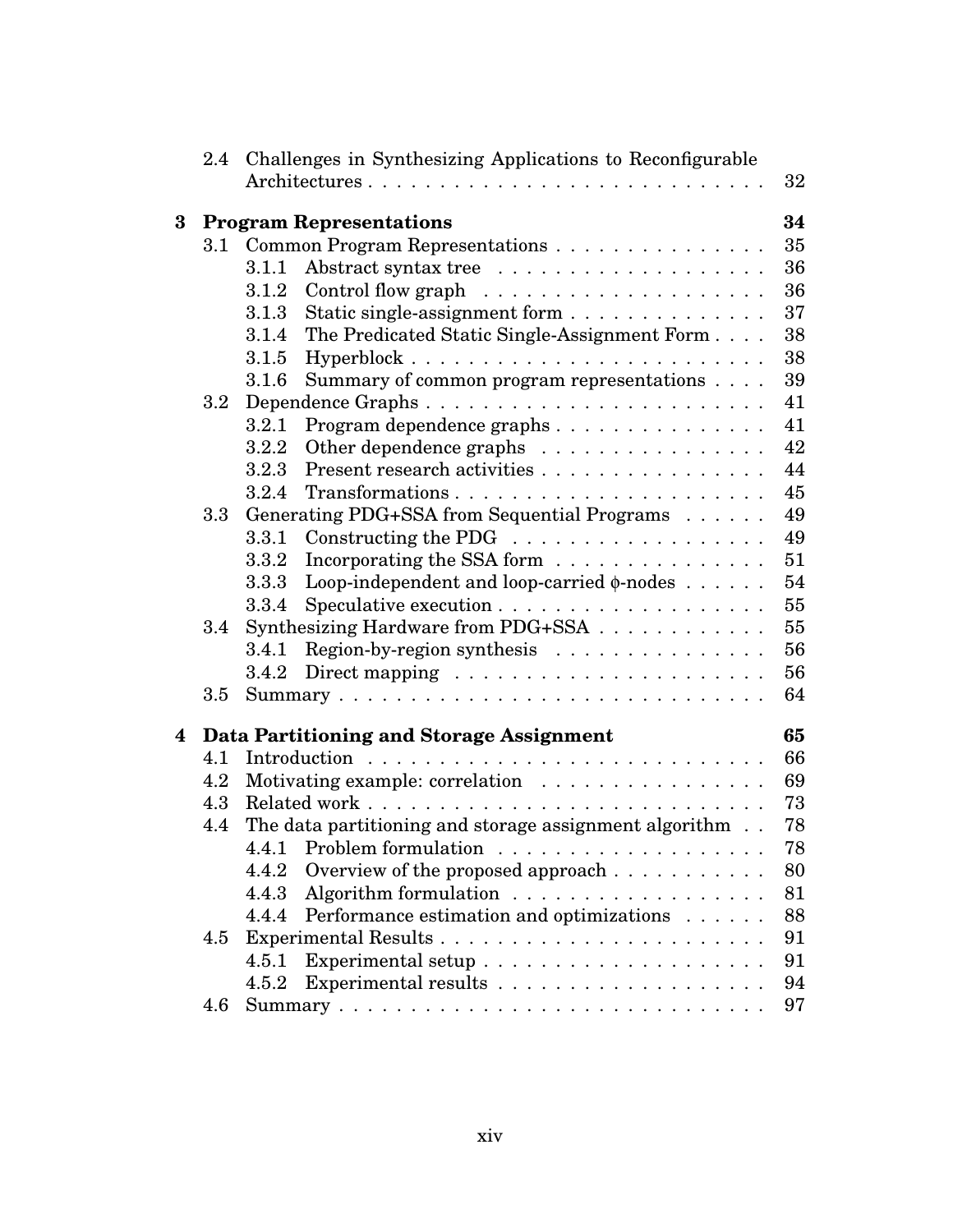2.4 Challenges in Synthesizing Applications to Reconfigurable Architectures . . . . . . . . . . . . . . . . . . . . . . . . . . . . 32

**3 Program Representations** **34**

3.1 Common Program Representations . . . . . . . . . . . . . . . 35

3.1.1 Abstract syntax tree . . . . . . . . . . . . . . . . . . 36

3.1.2 Control flow graph . . . . . . . . . . . . . . . . . . . 36

3.1.3 Static single-assignment form . . . . . . . . . . . . . 37

3.1.4 The Predicated Static Single-Assignment Form . . . . 38

3.1.5 Hyperblock . . . . . . . . . . . . . . . . . . . . . . . . 38

3.1.6 Summary of common program representations . . . . 39

3.2 Dependence Graphs . . . . . . . . . . . . . . . . . . . . . . . 41

3.2.1 Program dependence graphs . . . . . . . . . . . . . . 41

3.2.2 Other dependence graphs . . . . . . . . . . . . . . . 42

3.2.3 Present research activities . . . . . . . . . . . . . . . 44

3.2.4 Transformations . . . . . . . . . . . . . . . . . . . . . 45

3.3 Generating PDG+SSA from Sequential Programs . . . . . . 49

3.3.1 Constructing the PDG . . . . . . . . . . . . . . . . . 49

3.3.2 Incorporating the SSA form . . . . . . . . . . . . . . 51

3.3.3 Loop-independent and loop-carried $\phi$-nodes . . . . . . 54

3.3.4 Speculative execution . . . . . . . . . . . . . . . . . . 55

3.4 Synthesizing Hardware from PDG+SSA . . . . . . . . . . . . 55

3.4.1 Region-by-region synthesis . . . . . . . . . . . . . . . 56

3.4.2 Direct mapping . . . . . . . . . . . . . . . . . . . . . 56

3.5 Summary . . . . . . . . . . . . . . . . . . . . . . . . . . . . . 64

**4 Data Partitioning and Storage Assignment** **65**

4.1 Introduction . . . . . . . . . . . . . . . . . . . . . . . . . . . 66

4.2 Motivating example: correlation . . . . . . . . . . . . . . . . 69

4.3 Related work . . . . . . . . . . . . . . . . . . . . . . . . . . . 73

4.4 The data partitioning and storage assignment algorithm . . 78

4.4.1 Problem formulation . . . . . . . . . . . . . . . . . . 78

4.4.2 Overview of the proposed approach . . . . . . . . . . . 80

4.4.3 Algorithm formulation . . . . . . . . . . . . . . . . . 81

4.4.4 Performance estimation and optimizations . . . . . . 88

4.5 Experimental Results . . . . . . . . . . . . . . . . . . . . . . 91

4.5.1 Experimental setup . . . . . . . . . . . . . . . . . . . 91

4.5.2 Experimental results . . . . . . . . . . . . . . . . . . 94

4.6 Summary . . . . . . . . . . . . . . . . . . . . . . . . . . . . . 97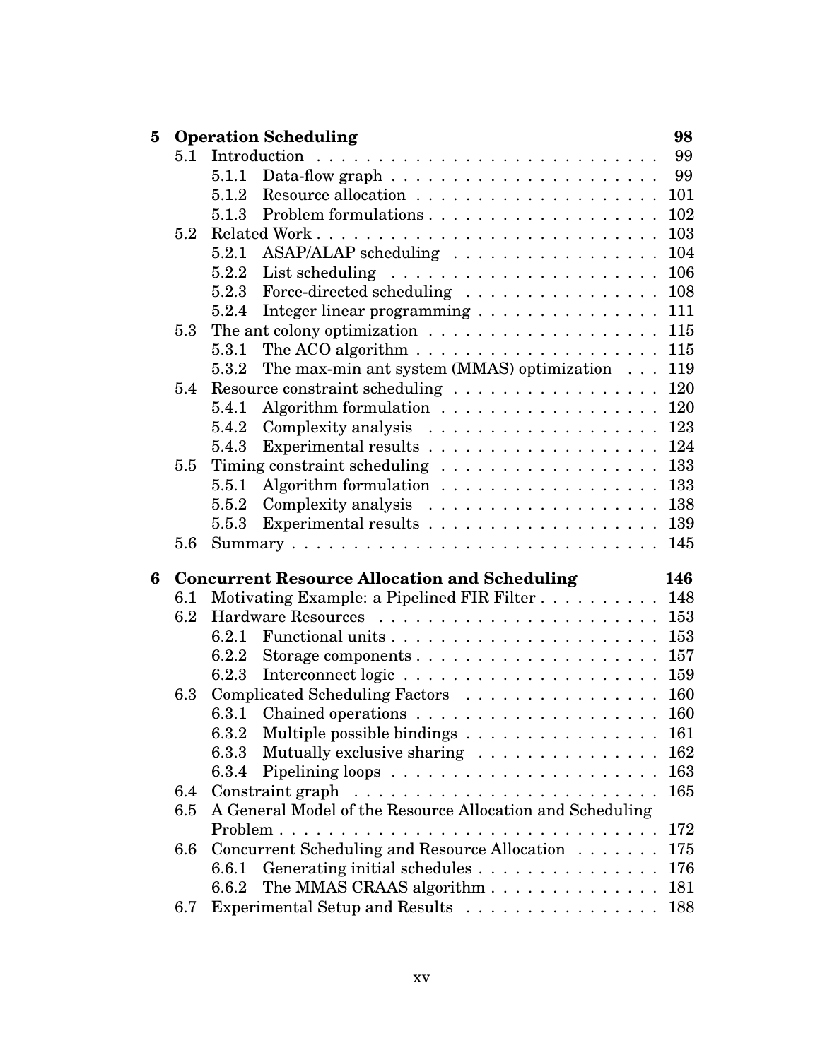**5 Operation Scheduling** 98

- 5.1 Introduction . . . . . . . . . . . . . . . . . . . . . . . . . . . 99
  - 5.1.1 Data-flow graph . . . . . . . . . . . . . . . . . . . . . 99
  - 5.1.2 Resource allocation . . . . . . . . . . . . . . . . . . . 101
  - 5.1.3 Problem formulations . . . . . . . . . . . . . . . . . . 102
- 5.2 Related Work . . . . . . . . . . . . . . . . . . . . . . . . . . 103
  - 5.2.1 ASAP/ALAP scheduling . . . . . . . . . . . . . . . . 104
  - 5.2.2 List scheduling . . . . . . . . . . . . . . . . . . . . . 106
  - 5.2.3 Force-directed scheduling . . . . . . . . . . . . . . . 108
  - 5.2.4 Integer linear programming . . . . . . . . . . . . . . 111
- 5.3 The ant colony optimization . . . . . . . . . . . . . . . . . . 115
  - 5.3.1 The ACO algorithm . . . . . . . . . . . . . . . . . . . 115
  - 5.3.2 The max-min ant system (MMAS) optimization . . . 119
- 5.4 Resource constraint scheduling . . . . . . . . . . . . . . . . 120
  - 5.4.1 Algorithm formulation . . . . . . . . . . . . . . . . . 120
  - 5.4.2 Complexity analysis . . . . . . . . . . . . . . . . . . 123
  - 5.4.3 Experimental results . . . . . . . . . . . . . . . . . . 124
- 5.5 Timing constraint scheduling . . . . . . . . . . . . . . . . . 133
  - 5.5.1 Algorithm formulation . . . . . . . . . . . . . . . . . 133
  - 5.5.2 Complexity analysis . . . . . . . . . . . . . . . . . . 138
  - 5.5.3 Experimental results . . . . . . . . . . . . . . . . . . 139
- 5.6 Summary . . . . . . . . . . . . . . . . . . . . . . . . . . . . 145

**6 Concurrent Resource Allocation and Scheduling** 146

- 6.1 Motivating Example: a Pipelined FIR Filter . . . . . . . . . 148
- 6.2 Hardware Resources . . . . . . . . . . . . . . . . . . . . . . 153
  - 6.2.1 Functional units . . . . . . . . . . . . . . . . . . . . . 153
  - 6.2.2 Storage components . . . . . . . . . . . . . . . . . . . 157
  - 6.2.3 Interconnect logic . . . . . . . . . . . . . . . . . . . . 159
- 6.3 Complicated Scheduling Factors . . . . . . . . . . . . . . . 160
  - 6.3.1 Chained operations . . . . . . . . . . . . . . . . . . . 160
  - 6.3.2 Multiple possible bindings . . . . . . . . . . . . . . . 161
  - 6.3.3 Mutually exclusive sharing . . . . . . . . . . . . . . 162
  - 6.3.4 Pipelining loops . . . . . . . . . . . . . . . . . . . . . 163
- 6.4 Constraint graph . . . . . . . . . . . . . . . . . . . . . . . . 165
- 6.5 A General Model of the Resource Allocation and Scheduling Problem . . . . . . . . . . . . . . . . . . . . . . . . . . . . . 172
- 6.6 Concurrent Scheduling and Resource Allocation . . . . . . . 175
  - 6.6.1 Generating initial schedules . . . . . . . . . . . . . . 176
  - 6.6.2 The MMAS CRAAS algorithm . . . . . . . . . . . . . 181
- 6.7 Experimental Setup and Results . . . . . . . . . . . . . . . 188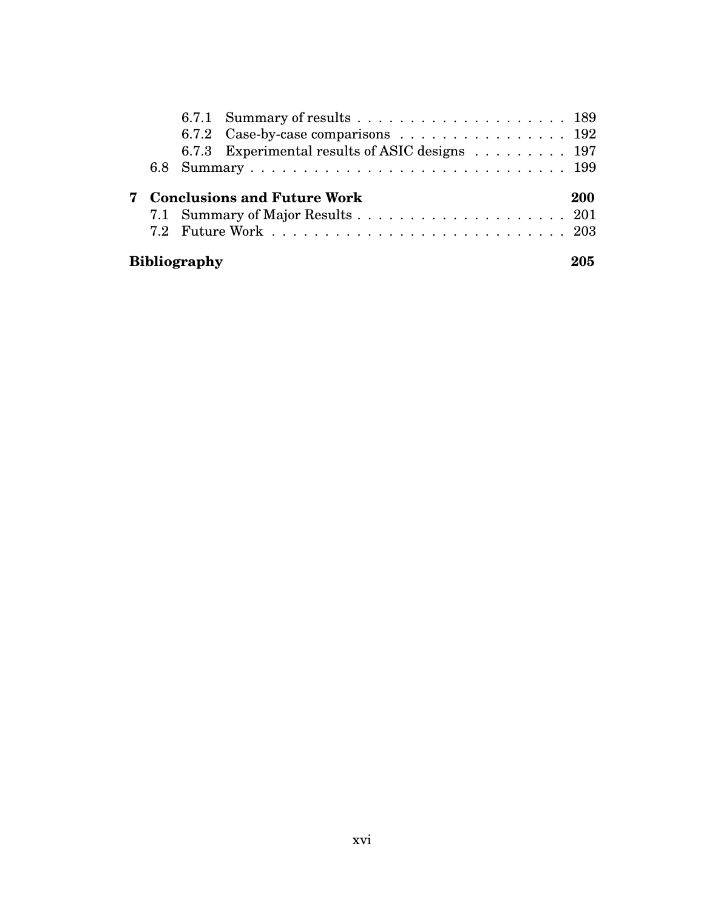- 6.7.1 Summary of results . . . . . . . . . . . . . . . . . . . . 189
- 6.7.2 Case-by-case comparisons . . . . . . . . . . . . . . . . 192
- 6.7.3 Experimental results of ASIC designs . . . . . . . . . . 197
- 6.8 Summary . . . . . . . . . . . . . . . . . . . . . . . . . . . . . . 199

**7 Conclusions and Future Work** **200**

- 7.1 Summary of Major Results . . . . . . . . . . . . . . . . . . . . 201
- 7.2 Future Work . . . . . . . . . . . . . . . . . . . . . . . . . . . . 203

**Bibliography** **205**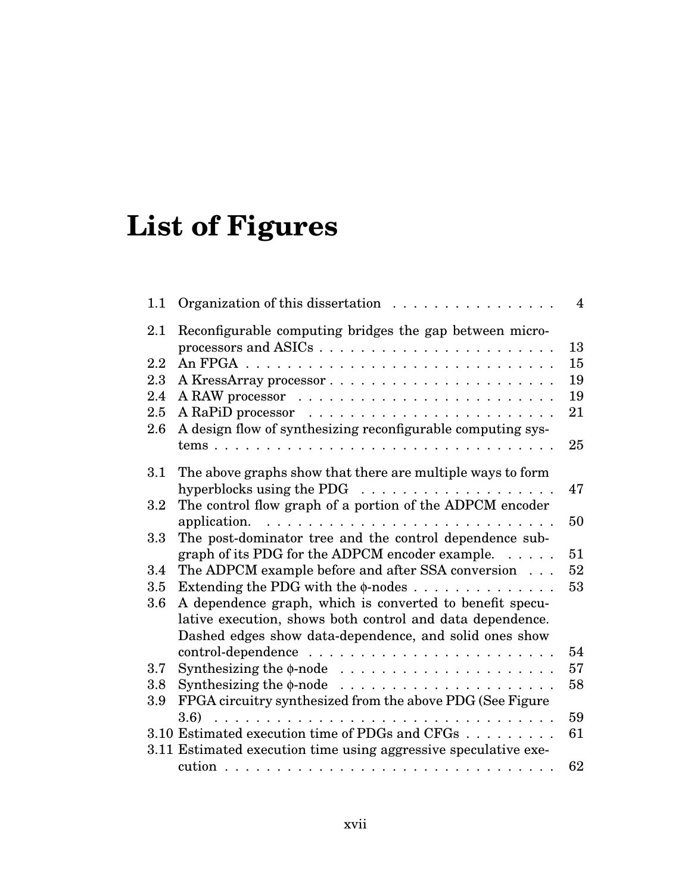# List of Figures

| | | |
|---|---|---|
| 1.1 | Organization of this dissertation | 4 |
| 2.1 | Reconfigurable computing bridges the gap between microprocessors and ASICs | 13 |
| 2.2 | An FPGA | 15 |
| 2.3 | A KressArray processor | 19 |
| 2.4 | A RAW processor | 19 |
| 2.5 | A RaPiD processor | 21 |
| 2.6 | A design flow of synthesizing reconfigurable computing systems | 25 |
| 3.1 | The above graphs show that there are multiple ways to form hyperblocks using the PDG | 47 |
| 3.2 | The control flow graph of a portion of the ADPCM encoder application. | 50 |
| 3.3 | The post-dominator tree and the control dependence subgraph of its PDG for the ADPCM encoder example. | 51 |
| 3.4 | The ADPCM example before and after SSA conversion | 52 |
| 3.5 | Extending the PDG with the $\phi$-nodes | 53 |
| 3.6 | A dependence graph, which is converted to benefit speculative execution, shows both control and data dependence. Dashed edges show data-dependence, and solid ones show control-dependence | 54 |
| 3.7 | Synthesizing the $\phi$-node | 57 |
| 3.8 | Synthesizing the $\phi$-node | 58 |
| 3.9 | FPGA circuitry synthesized from the above PDG (See Figure 3.6) | 59 |
| 3.10 | Estimated execution time of PDGs and CFGs | 61 |
| 3.11 | Estimated execution time using aggressive speculative execution | 62 |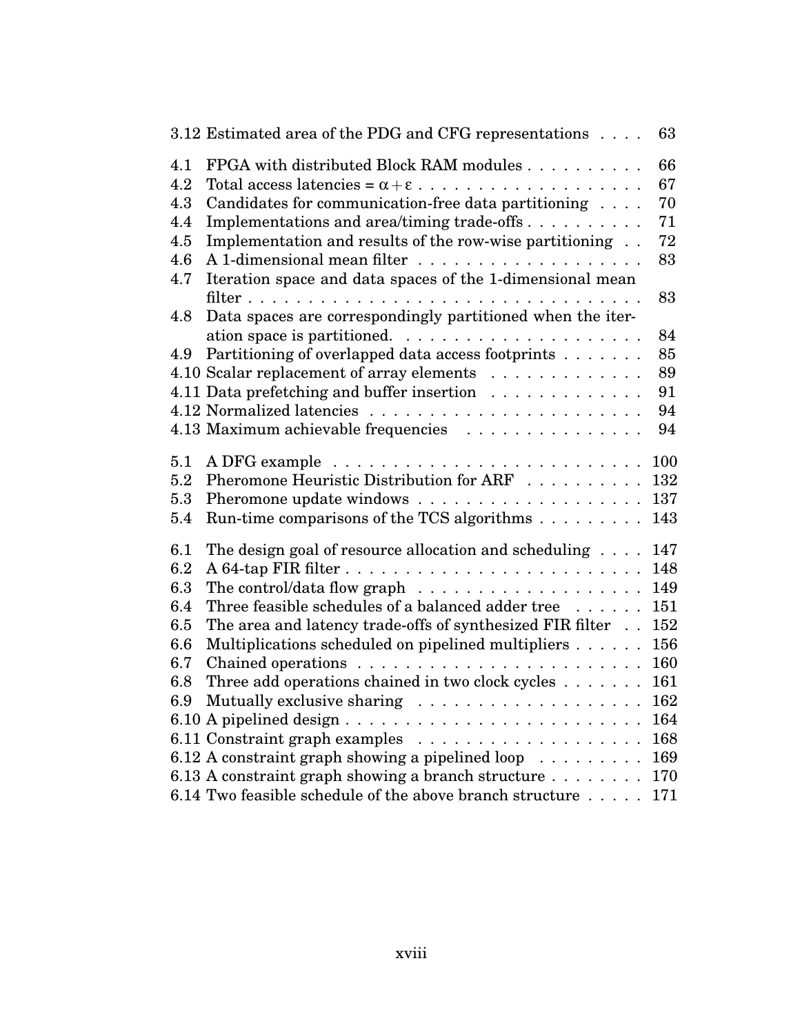3.12 Estimated area of the PDG and CFG representations . . . . 63

4.1 FPGA with distributed Block RAM modules . . . . . . . . . . 66
4.2 Total access latencies = $\alpha + \varepsilon$ . . . . . . . . . . . . . . . . . . 67
4.3 Candidates for communication-free data partitioning . . . . 70
4.4 Implementations and area/timing trade-offs . . . . . . . . . . 71
4.5 Implementation and results of the row-wise partitioning . . 72
4.6 A 1-dimensional mean filter . . . . . . . . . . . . . . . . . . 83
4.7 Iteration space and data spaces of the 1-dimensional mean filter . . . . . . . . . . . . . . . . . . . . . . . . . . . . . . . 83
4.8 Data spaces are correspondingly partitioned when the iteration space is partitioned. . . . . . . . . . . . . . . . . . . . 84
4.9 Partitioning of overlapped data access footprints . . . . . . . 85
4.10 Scalar replacement of array elements . . . . . . . . . . . . . 89
4.11 Data prefetching and buffer insertion . . . . . . . . . . . . . 91
4.12 Normalized latencies . . . . . . . . . . . . . . . . . . . . . . . 94
4.13 Maximum achievable frequencies . . . . . . . . . . . . . . . . 94

5.1 A DFG example . . . . . . . . . . . . . . . . . . . . . . . . . . 100
5.2 Pheromone Heuristic Distribution for ARF . . . . . . . . . . 132
5.3 Pheromone update windows . . . . . . . . . . . . . . . . . . . 137
5.4 Run-time comparisons of the TCS algorithms . . . . . . . . . 143

6.1 The design goal of resource allocation and scheduling . . . . 147
6.2 A 64-tap FIR filter . . . . . . . . . . . . . . . . . . . . . . . . 148
6.3 The control/data flow graph . . . . . . . . . . . . . . . . . . . 149
6.4 Three feasible schedules of a balanced adder tree . . . . . . 151
6.5 The area and latency trade-offs of synthesized FIR filter . . 152
6.6 Multiplications scheduled on pipelined multipliers . . . . . . 156
6.7 Chained operations . . . . . . . . . . . . . . . . . . . . . . . . 160
6.8 Three add operations chained in two clock cycles . . . . . . . 161
6.9 Mutually exclusive sharing . . . . . . . . . . . . . . . . . . . 162
6.10 A pipelined design . . . . . . . . . . . . . . . . . . . . . . . . 164
6.11 Constraint graph examples . . . . . . . . . . . . . . . . . . . 168
6.12 A constraint graph showing a pipelined loop . . . . . . . . . 169
6.13 A constraint graph showing a branch structure . . . . . . . . 170
6.14 Two feasible schedule of the above branch structure . . . . . 171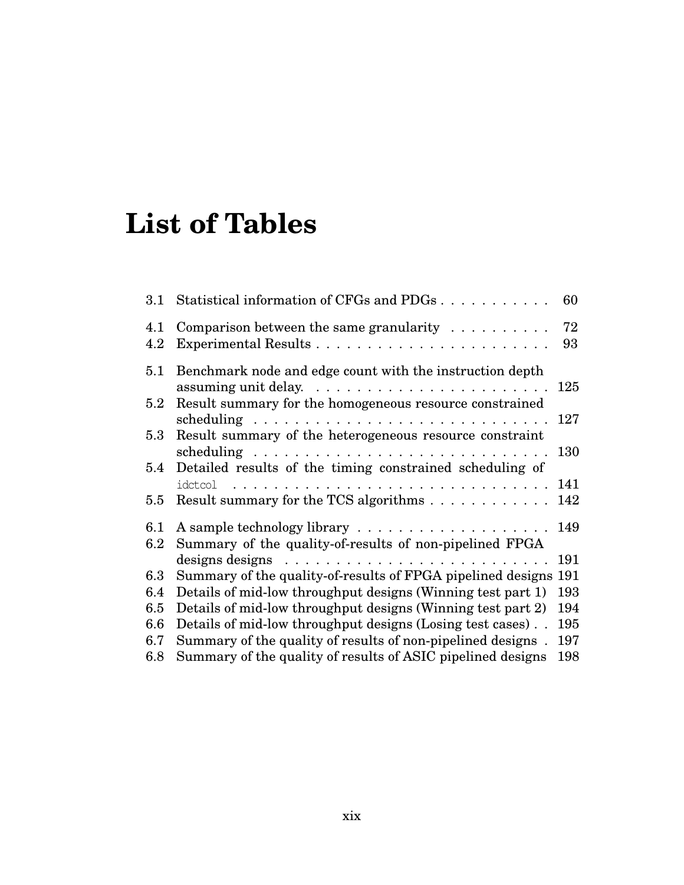# List of Tables

3.1 Statistical information of CFGs and PDGs . . . . . . . . . . . 60

4.1 Comparison between the same granularity . . . . . . . . . . 72
4.2 Experimental Results . . . . . . . . . . . . . . . . . . . . . . . . 93

5.1 Benchmark node and edge count with the instruction depth assuming unit delay. . . . . . . . . . . . . . . . . . . . . . . 125
5.2 Result summary for the homogeneous resource constrained scheduling . . . . . . . . . . . . . . . . . . . . . . . . . . . . 127
5.3 Result summary of the heterogeneous resource constraint scheduling . . . . . . . . . . . . . . . . . . . . . . . . . . . . 130
5.4 Detailed results of the timing constrained scheduling of `idctcol` . . . . . . . . . . . . . . . . . . . . . . . . . . . . . . 141
5.5 Result summary for the TCS algorithms . . . . . . . . . . . . 142

6.1 A sample technology library . . . . . . . . . . . . . . . . . . . 149
6.2 Summary of the quality-of-results of non-pipelined FPGA designs designs . . . . . . . . . . . . . . . . . . . . . . . . . . 191
6.3 Summary of the quality-of-results of FPGA pipelined designs 191
6.4 Details of mid-low throughput designs (Winning test part 1) 193
6.5 Details of mid-low throughput designs (Winning test part 2) 194
6.6 Details of mid-low throughput designs (Losing test cases) . . 195
6.7 Summary of the quality of results of non-pipelined designs . 197
6.8 Summary of the quality of results of ASIC pipelined designs 198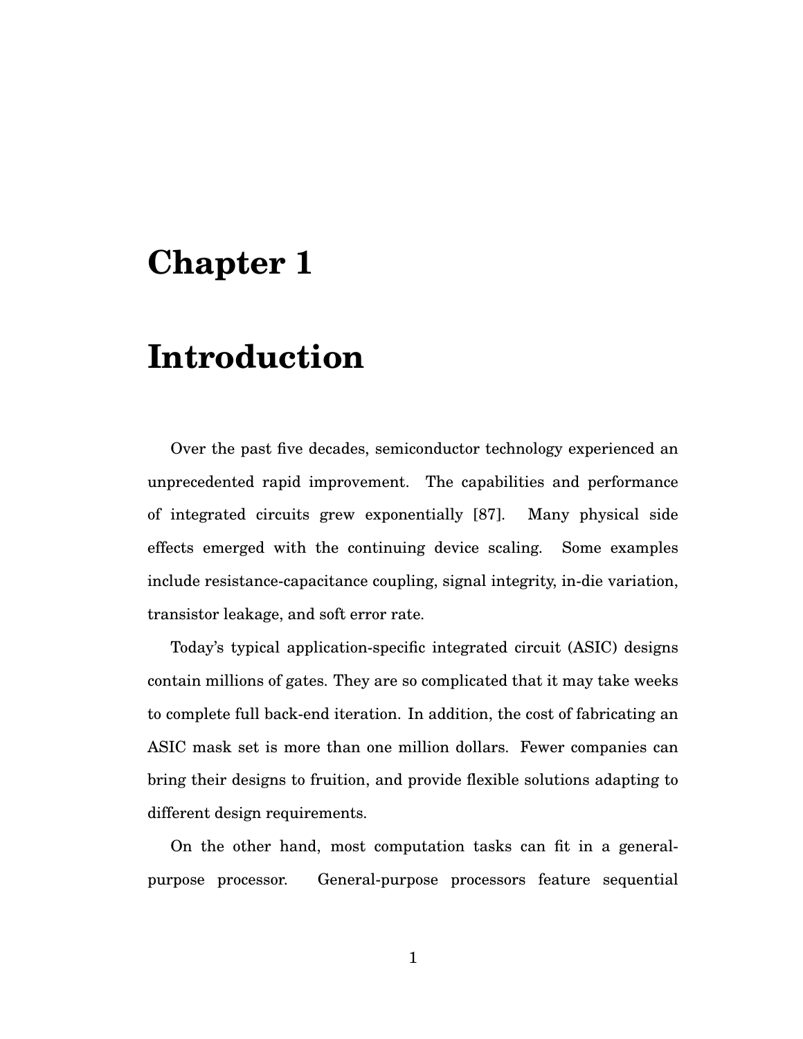# Chapter 1

# Introduction

Over the past five decades, semiconductor technology experienced an unprecedented rapid improvement. The capabilities and performance of integrated circuits grew exponentially [87]. Many physical side effects emerged with the continuing device scaling. Some examples include resistance-capacitance coupling, signal integrity, in-die variation, transistor leakage, and soft error rate.

Today's typical application-specific integrated circuit (ASIC) designs contain millions of gates. They are so complicated that it may take weeks to complete full back-end iteration. In addition, the cost of fabricating an ASIC mask set is more than one million dollars. Fewer companies can bring their designs to fruition, and provide flexible solutions adapting to different design requirements.

On the other hand, most computation tasks can fit in a general-purpose processor. General-purpose processors feature sequential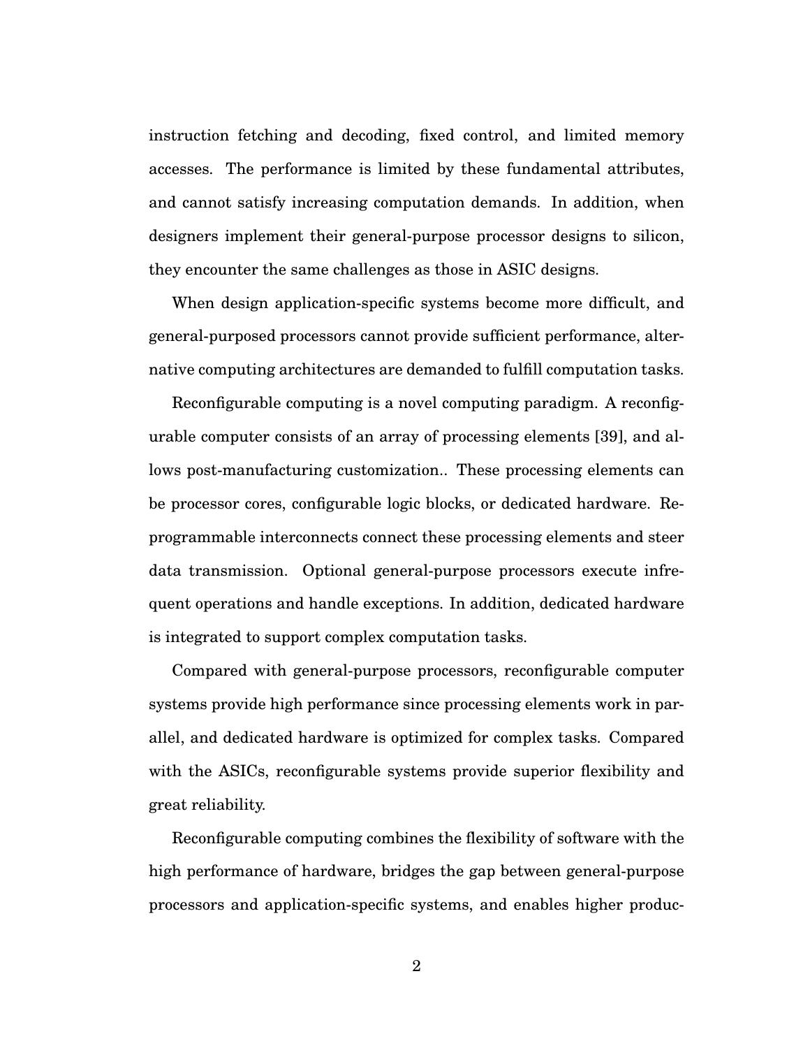instruction fetching and decoding, fixed control, and limited memory accesses. The performance is limited by these fundamental attributes, and cannot satisfy increasing computation demands. In addition, when designers implement their general-purpose processor designs to silicon, they encounter the same challenges as those in ASIC designs.

When design application-specific systems become more difficult, and general-purposed processors cannot provide sufficient performance, alternative computing architectures are demanded to fulfill computation tasks.

Reconfigurable computing is a novel computing paradigm. A reconfigurable computer consists of an array of processing elements [39], and allows post-manufacturing customization.. These processing elements can be processor cores, configurable logic blocks, or dedicated hardware. Reprogrammable interconnects connect these processing elements and steer data transmission. Optional general-purpose processors execute infrequent operations and handle exceptions. In addition, dedicated hardware is integrated to support complex computation tasks.

Compared with general-purpose processors, reconfigurable computer systems provide high performance since processing elements work in parallel, and dedicated hardware is optimized for complex tasks. Compared with the ASICs, reconfigurable systems provide superior flexibility and great reliability.

Reconfigurable computing combines the flexibility of software with the high performance of hardware, bridges the gap between general-purpose processors and application-specific systems, and enables higher produc-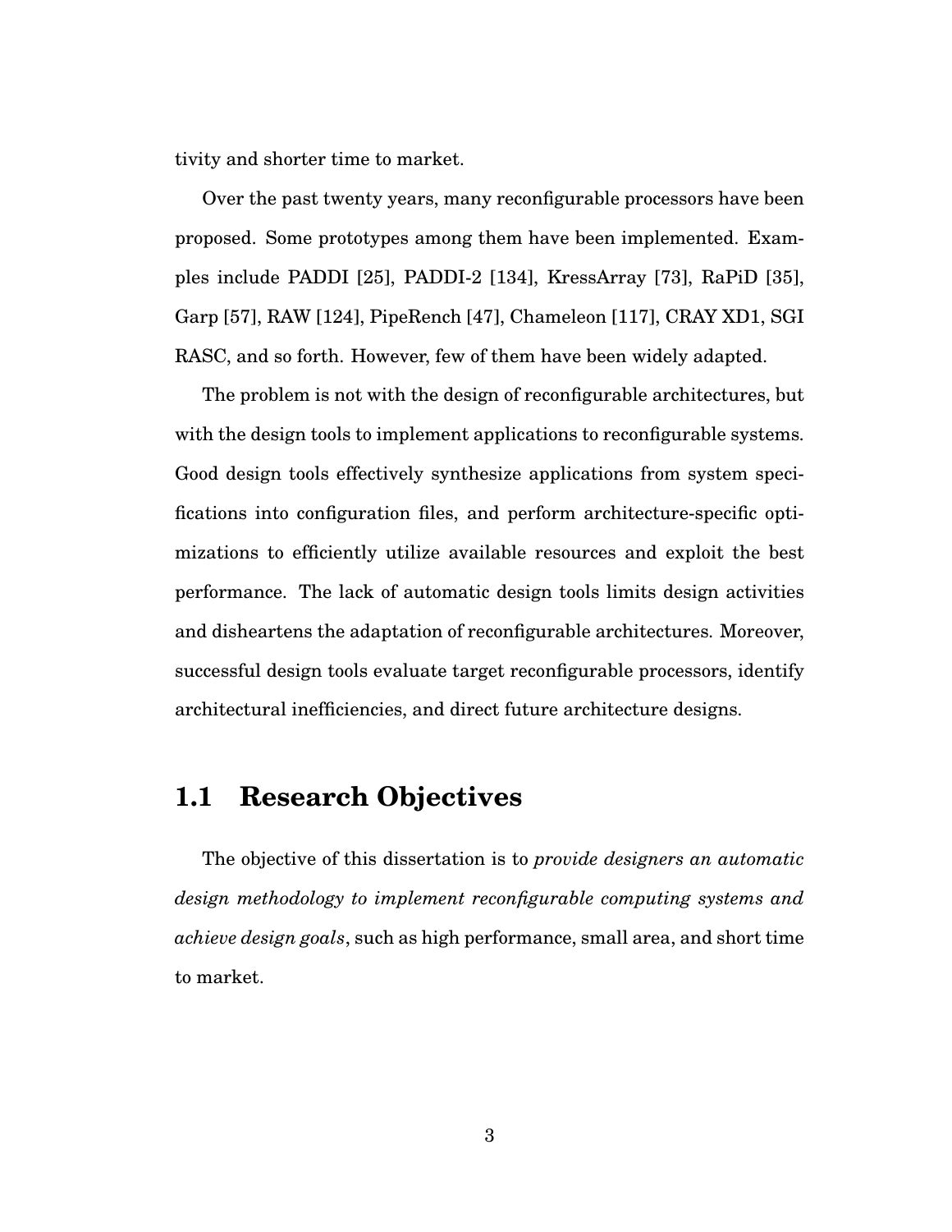tivity and shorter time to market.

Over the past twenty years, many reconfigurable processors have been proposed. Some prototypes among them have been implemented. Examples include PADDI [25], PADDI-2 [134], KressArray [73], RaPiD [35], Garp [57], RAW [124], PipeRench [47], Chameleon [117], CRAY XD1, SGI RASC, and so forth. However, few of them have been widely adapted.

The problem is not with the design of reconfigurable architectures, but with the design tools to implement applications to reconfigurable systems. Good design tools effectively synthesize applications from system specifications into configuration files, and perform architecture-specific optimizations to efficiently utilize available resources and exploit the best performance. The lack of automatic design tools limits design activities and disheartens the adaptation of reconfigurable architectures. Moreover, successful design tools evaluate target reconfigurable processors, identify architectural inefficiencies, and direct future architecture designs.

## 1.1 Research Objectives

The objective of this dissertation is to *provide designers an automatic design methodology to implement reconfigurable computing systems and achieve design goals*, such as high performance, small area, and short time to market.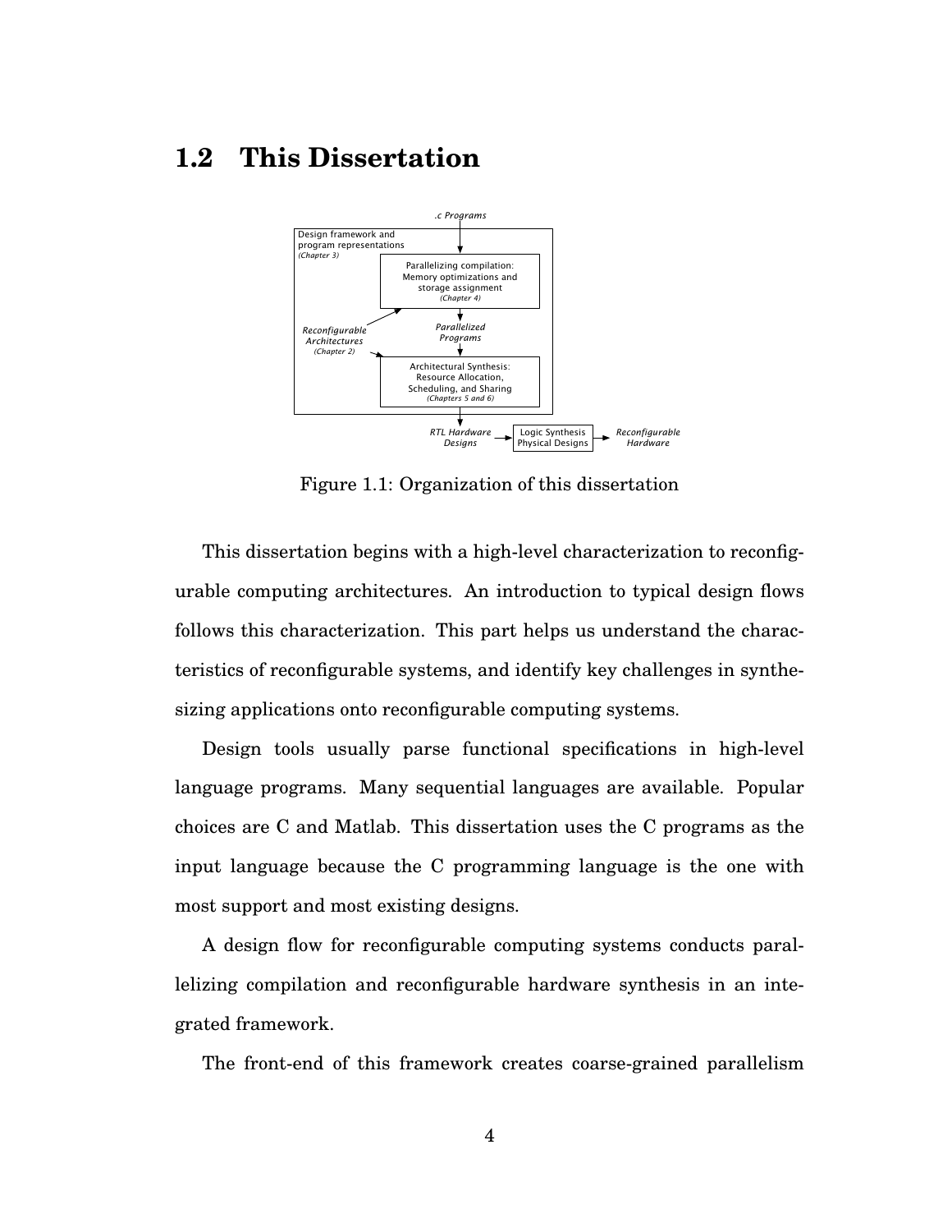## 1.2 This Dissertation

Figure 1.1: Organization of this dissertation

This dissertation begins with a high-level characterization to reconfigurable computing architectures. An introduction to typical design flows follows this characterization. This part helps us understand the characteristics of reconfigurable systems, and identify key challenges in synthesizing applications onto reconfigurable computing systems.

Design tools usually parse functional specifications in high-level language programs. Many sequential languages are available. Popular choices are C and Matlab. This dissertation uses the C programs as the input language because the C programming language is the one with most support and most existing designs.

A design flow for reconfigurable computing systems conducts parallelizing compilation and reconfigurable hardware synthesis in an integrated framework.

The front-end of this framework creates coarse-grained parallelism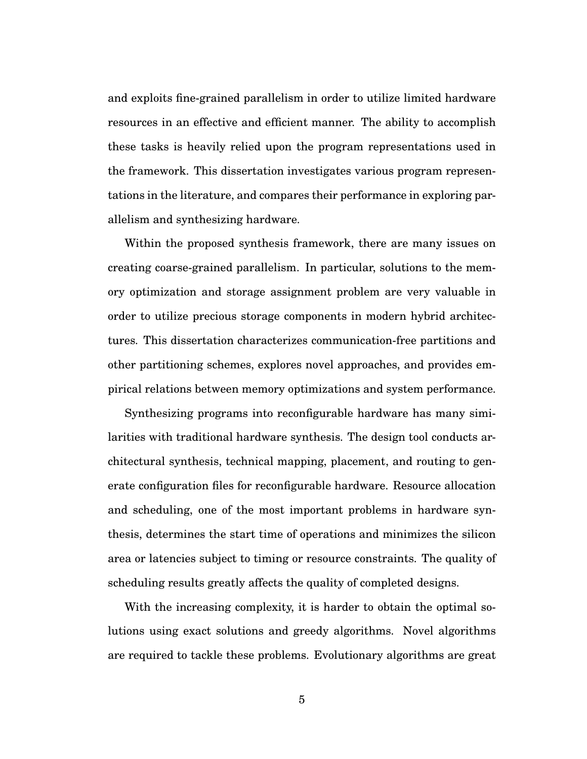and exploits fine-grained parallelism in order to utilize limited hardware resources in an effective and efficient manner. The ability to accomplish these tasks is heavily relied upon the program representations used in the framework. This dissertation investigates various program representations in the literature, and compares their performance in exploring parallelism and synthesizing hardware.

Within the proposed synthesis framework, there are many issues on creating coarse-grained parallelism. In particular, solutions to the memory optimization and storage assignment problem are very valuable in order to utilize precious storage components in modern hybrid architectures. This dissertation characterizes communication-free partitions and other partitioning schemes, explores novel approaches, and provides empirical relations between memory optimizations and system performance.

Synthesizing programs into reconfigurable hardware has many similarities with traditional hardware synthesis. The design tool conducts architectural synthesis, technical mapping, placement, and routing to generate configuration files for reconfigurable hardware. Resource allocation and scheduling, one of the most important problems in hardware synthesis, determines the start time of operations and minimizes the silicon area or latencies subject to timing or resource constraints. The quality of scheduling results greatly affects the quality of completed designs.

With the increasing complexity, it is harder to obtain the optimal solutions using exact solutions and greedy algorithms. Novel algorithms are required to tackle these problems. Evolutionary algorithms are great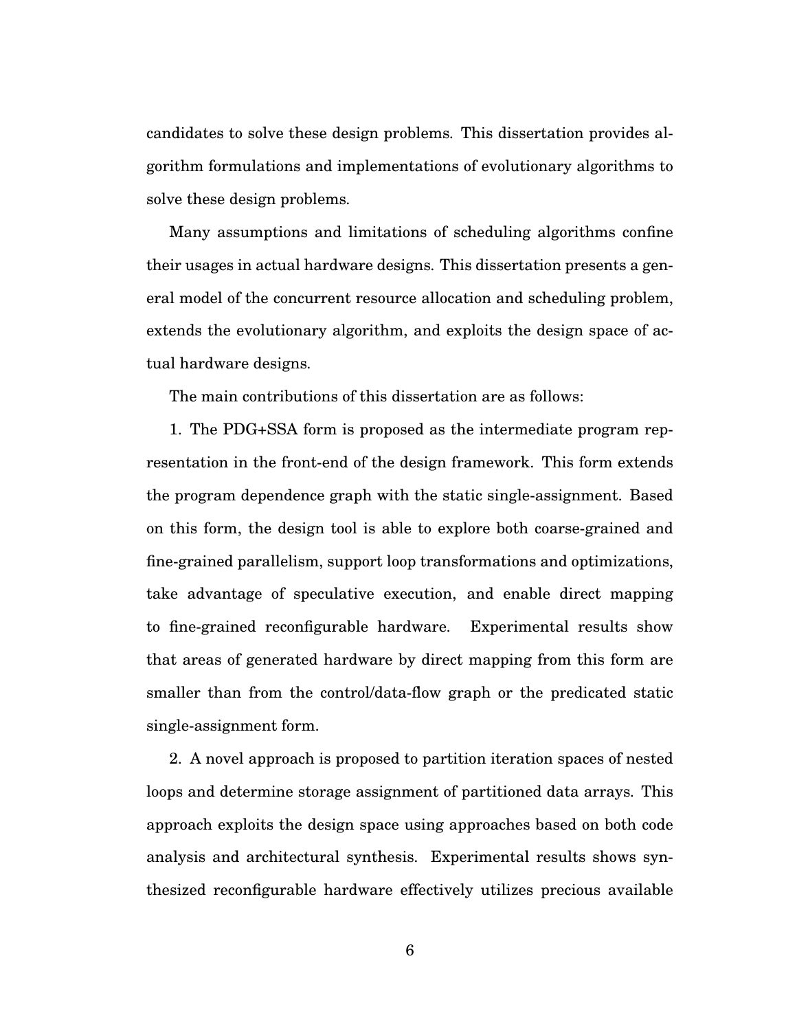candidates to solve these design problems. This dissertation provides algorithm formulations and implementations of evolutionary algorithms to solve these design problems.

Many assumptions and limitations of scheduling algorithms confine their usages in actual hardware designs. This dissertation presents a general model of the concurrent resource allocation and scheduling problem, extends the evolutionary algorithm, and exploits the design space of actual hardware designs.

The main contributions of this dissertation are as follows:

1. The PDG+SSA form is proposed as the intermediate program representation in the front-end of the design framework. This form extends the program dependence graph with the static single-assignment. Based on this form, the design tool is able to explore both coarse-grained and fine-grained parallelism, support loop transformations and optimizations, take advantage of speculative execution, and enable direct mapping to fine-grained reconfigurable hardware. Experimental results show that areas of generated hardware by direct mapping from this form are smaller than from the control/data-flow graph or the predicated static single-assignment form.

2. A novel approach is proposed to partition iteration spaces of nested loops and determine storage assignment of partitioned data arrays. This approach exploits the design space using approaches based on both code analysis and architectural synthesis. Experimental results shows synthesized reconfigurable hardware effectively utilizes precious available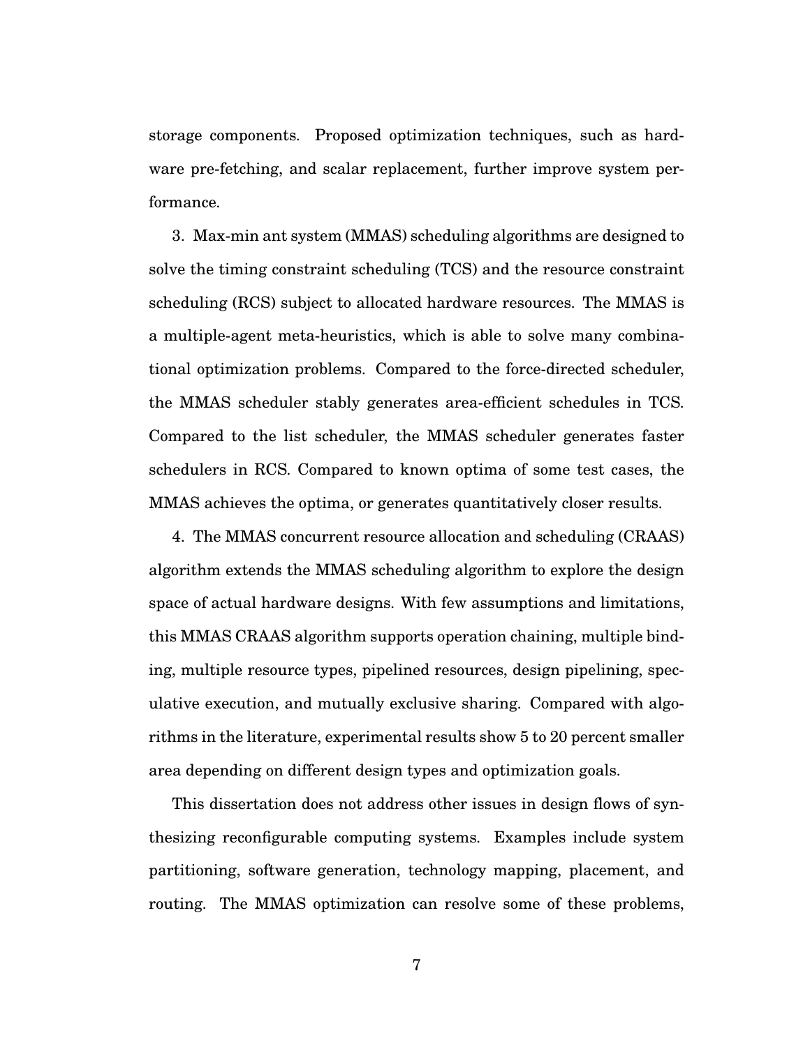storage components. Proposed optimization techniques, such as hardware pre-fetching, and scalar replacement, further improve system performance.

3. Max-min ant system (MMAS) scheduling algorithms are designed to solve the timing constraint scheduling (TCS) and the resource constraint scheduling (RCS) subject to allocated hardware resources. The MMAS is a multiple-agent meta-heuristics, which is able to solve many combinational optimization problems. Compared to the force-directed scheduler, the MMAS scheduler stably generates area-efficient schedules in TCS. Compared to the list scheduler, the MMAS scheduler generates faster schedulers in RCS. Compared to known optima of some test cases, the MMAS achieves the optima, or generates quantitatively closer results.

4. The MMAS concurrent resource allocation and scheduling (CRAAS) algorithm extends the MMAS scheduling algorithm to explore the design space of actual hardware designs. With few assumptions and limitations, this MMAS CRAAS algorithm supports operation chaining, multiple binding, multiple resource types, pipelined resources, design pipelining, speculative execution, and mutually exclusive sharing. Compared with algorithms in the literature, experimental results show 5 to 20 percent smaller area depending on different design types and optimization goals.

This dissertation does not address other issues in design flows of synthesizing reconfigurable computing systems. Examples include system partitioning, software generation, technology mapping, placement, and routing. The MMAS optimization can resolve some of these problems,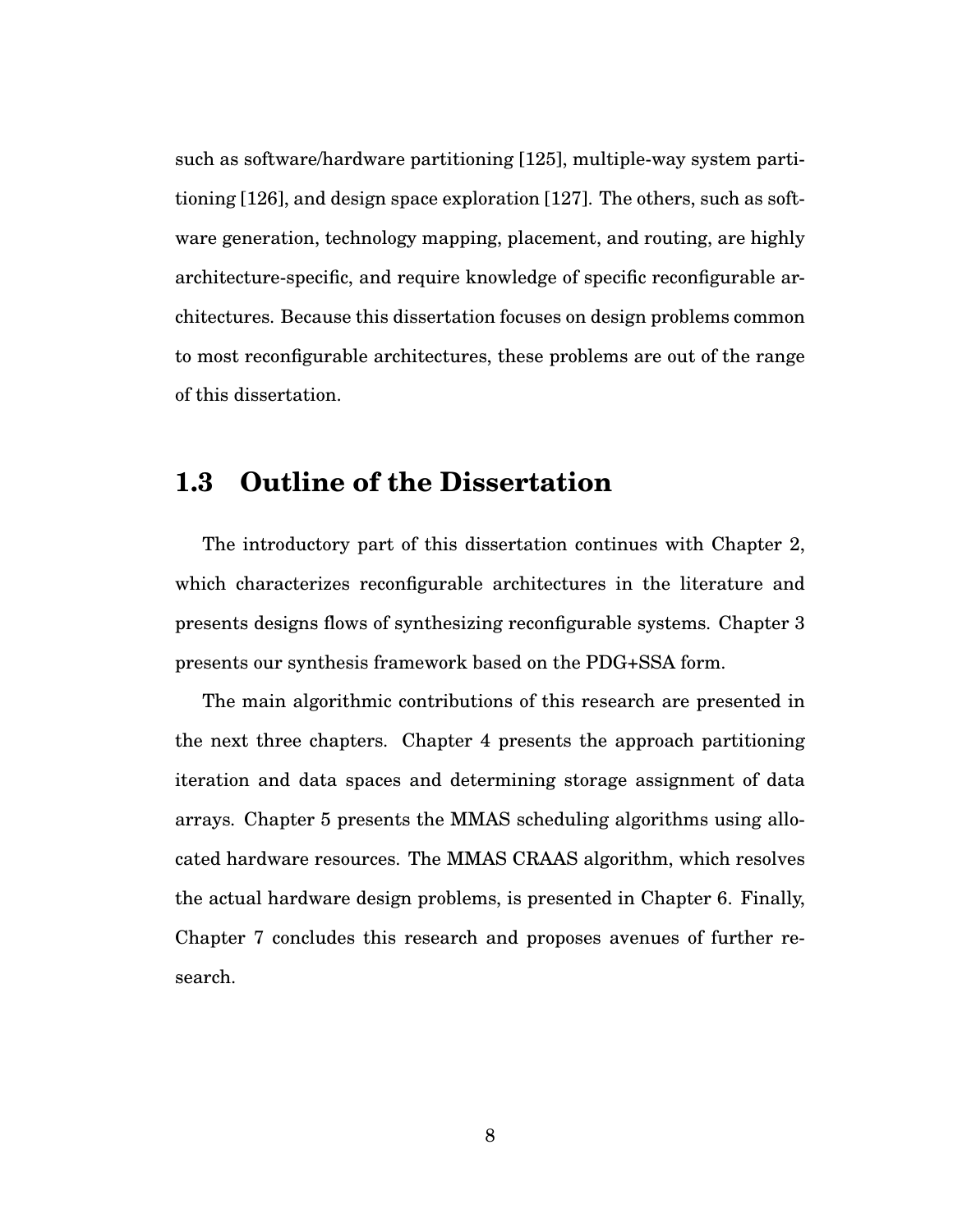such as software/hardware partitioning [125], multiple-way system partitioning [126], and design space exploration [127]. The others, such as software generation, technology mapping, placement, and routing, are highly architecture-specific, and require knowledge of specific reconfigurable architectures. Because this dissertation focuses on design problems common to most reconfigurable architectures, these problems are out of the range of this dissertation.

## 1.3 Outline of the Dissertation

The introductory part of this dissertation continues with Chapter 2, which characterizes reconfigurable architectures in the literature and presents designs flows of synthesizing reconfigurable systems. Chapter 3 presents our synthesis framework based on the PDG+SSA form.

The main algorithmic contributions of this research are presented in the next three chapters. Chapter 4 presents the approach partitioning iteration and data spaces and determining storage assignment of data arrays. Chapter 5 presents the MMAS scheduling algorithms using allocated hardware resources. The MMAS CRAAS algorithm, which resolves the actual hardware design problems, is presented in Chapter 6. Finally, Chapter 7 concludes this research and proposes avenues of further research.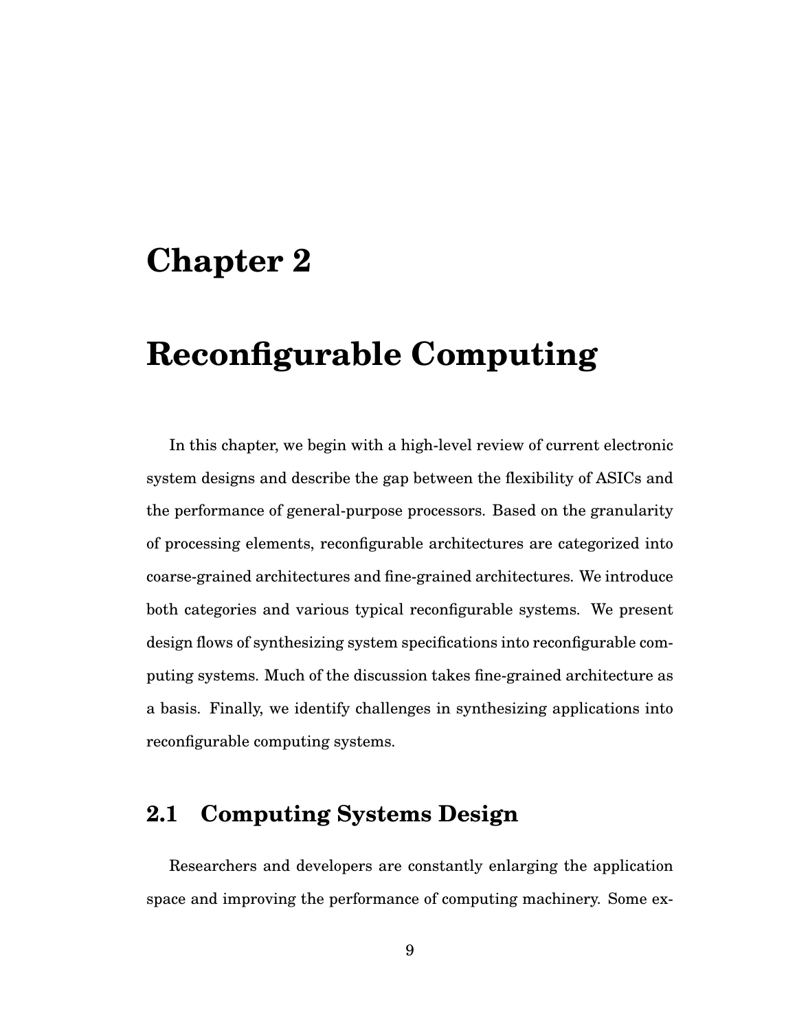# Chapter 2

# Reconfigurable Computing

In this chapter, we begin with a high-level review of current electronic system designs and describe the gap between the flexibility of ASICs and the performance of general-purpose processors. Based on the granularity of processing elements, reconfigurable architectures are categorized into coarse-grained architectures and fine-grained architectures. We introduce both categories and various typical reconfigurable systems. We present design flows of synthesizing system specifications into reconfigurable computing systems. Much of the discussion takes fine-grained architecture as a basis. Finally, we identify challenges in synthesizing applications into reconfigurable computing systems.

## 2.1 Computing Systems Design

Researchers and developers are constantly enlarging the application space and improving the performance of computing machinery. Some ex-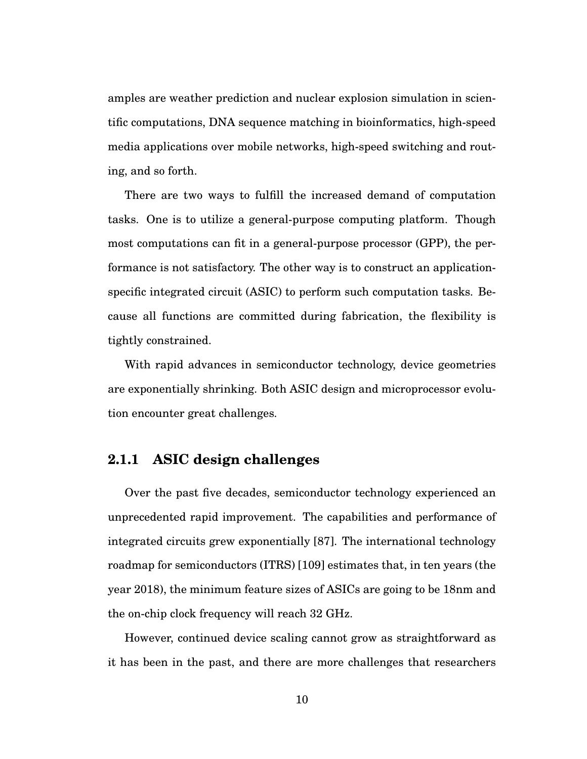amples are weather prediction and nuclear explosion simulation in scientific computations, DNA sequence matching in bioinformatics, high-speed media applications over mobile networks, high-speed switching and routing, and so forth.

There are two ways to fulfill the increased demand of computation tasks. One is to utilize a general-purpose computing platform. Though most computations can fit in a general-purpose processor (GPP), the performance is not satisfactory. The other way is to construct an application-specific integrated circuit (ASIC) to perform such computation tasks. Because all functions are committed during fabrication, the flexibility is tightly constrained.

With rapid advances in semiconductor technology, device geometries are exponentially shrinking. Both ASIC design and microprocessor evolution encounter great challenges.

### 2.1.1 ASIC design challenges

Over the past five decades, semiconductor technology experienced an unprecedented rapid improvement. The capabilities and performance of integrated circuits grew exponentially [87]. The international technology roadmap for semiconductors (ITRS) [109] estimates that, in ten years (the year 2018), the minimum feature sizes of ASICs are going to be 18nm and the on-chip clock frequency will reach 32 GHz.

However, continued device scaling cannot grow as straightforward as it has been in the past, and there are more challenges that researchers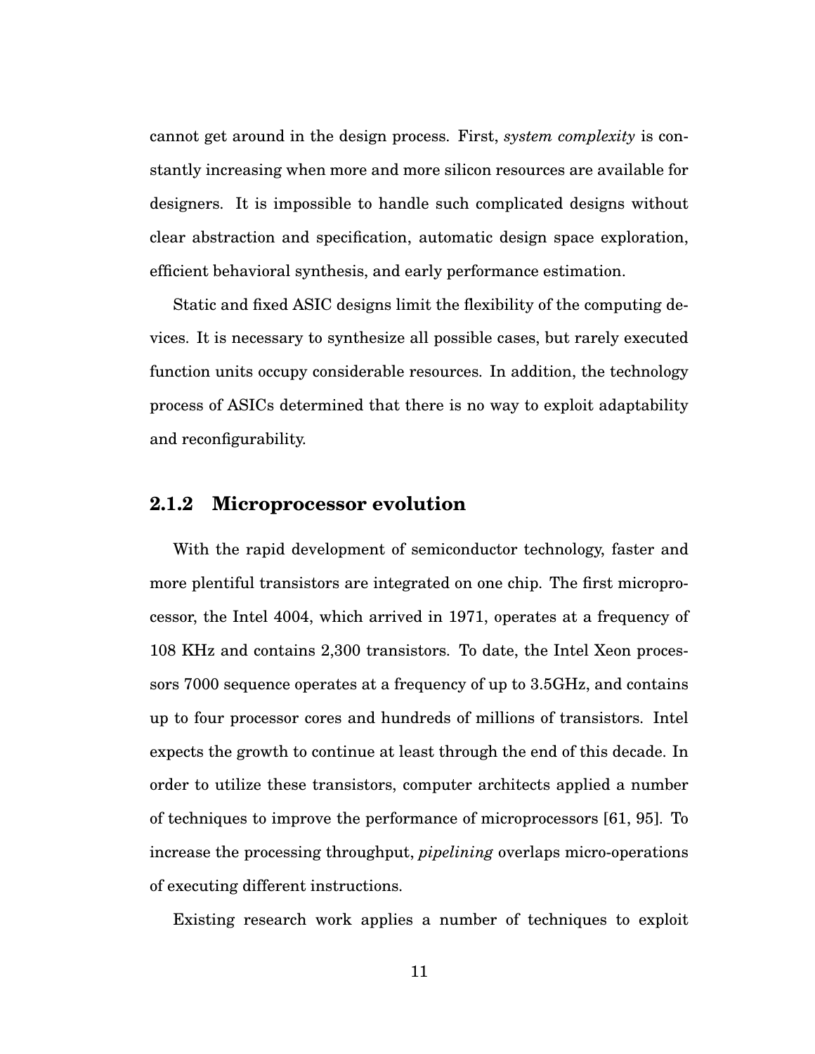cannot get around in the design process. First, *system complexity* is constantly increasing when more and more silicon resources are available for designers. It is impossible to handle such complicated designs without clear abstraction and specification, automatic design space exploration, efficient behavioral synthesis, and early performance estimation.

Static and fixed ASIC designs limit the flexibility of the computing devices. It is necessary to synthesize all possible cases, but rarely executed function units occupy considerable resources. In addition, the technology process of ASICs determined that there is no way to exploit adaptability and reconfigurability.

### 2.1.2 Microprocessor evolution

With the rapid development of semiconductor technology, faster and more plentiful transistors are integrated on one chip. The first microprocessor, the Intel 4004, which arrived in 1971, operates at a frequency of 108 KHz and contains 2,300 transistors. To date, the Intel Xeon processors 7000 sequence operates at a frequency of up to 3.5GHz, and contains up to four processor cores and hundreds of millions of transistors. Intel expects the growth to continue at least through the end of this decade. In order to utilize these transistors, computer architects applied a number of techniques to improve the performance of microprocessors [61, 95]. To increase the processing throughput, *pipelining* overlaps micro-operations of executing different instructions.

Existing research work applies a number of techniques to exploit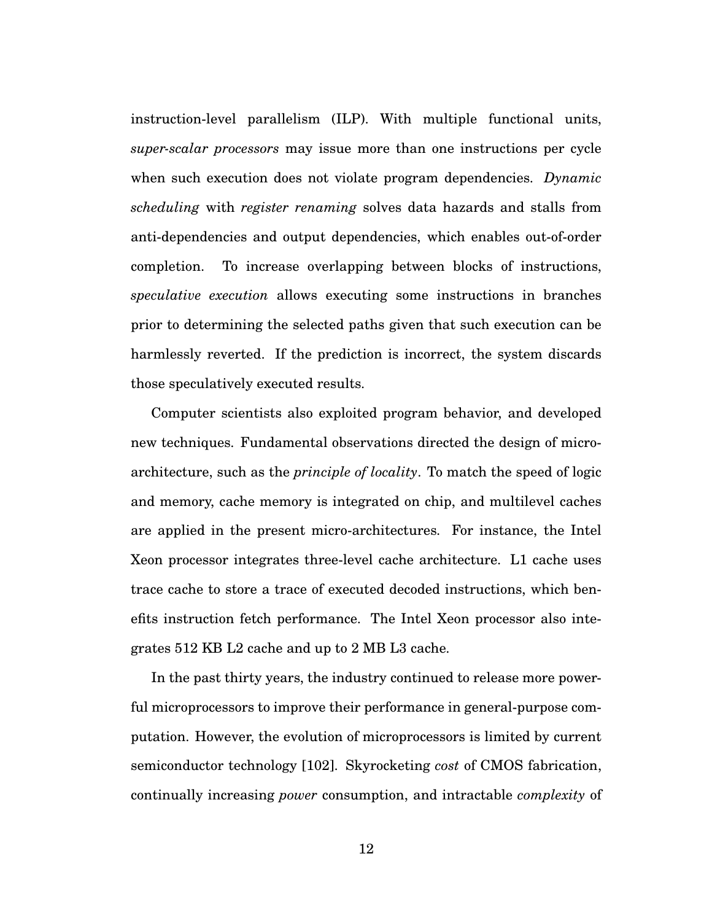instruction-level parallelism (ILP). With multiple functional units, *super-scalar processors* may issue more than one instructions per cycle when such execution does not violate program dependencies. *Dynamic scheduling* with *register renaming* solves data hazards and stalls from anti-dependencies and output dependencies, which enables out-of-order completion. To increase overlapping between blocks of instructions, *speculative execution* allows executing some instructions in branches prior to determining the selected paths given that such execution can be harmlessly reverted. If the prediction is incorrect, the system discards those speculatively executed results.

Computer scientists also exploited program behavior, and developed new techniques. Fundamental observations directed the design of micro-architecture, such as the *principle of locality*. To match the speed of logic and memory, cache memory is integrated on chip, and multilevel caches are applied in the present micro-architectures. For instance, the Intel Xeon processor integrates three-level cache architecture. L1 cache uses trace cache to store a trace of executed decoded instructions, which benefits instruction fetch performance. The Intel Xeon processor also integrates 512 KB L2 cache and up to 2 MB L3 cache.

In the past thirty years, the industry continued to release more powerful microprocessors to improve their performance in general-purpose computation. However, the evolution of microprocessors is limited by current semiconductor technology [102]. Skyrocketing *cost* of CMOS fabrication, continually increasing *power* consumption, and intractable *complexity* of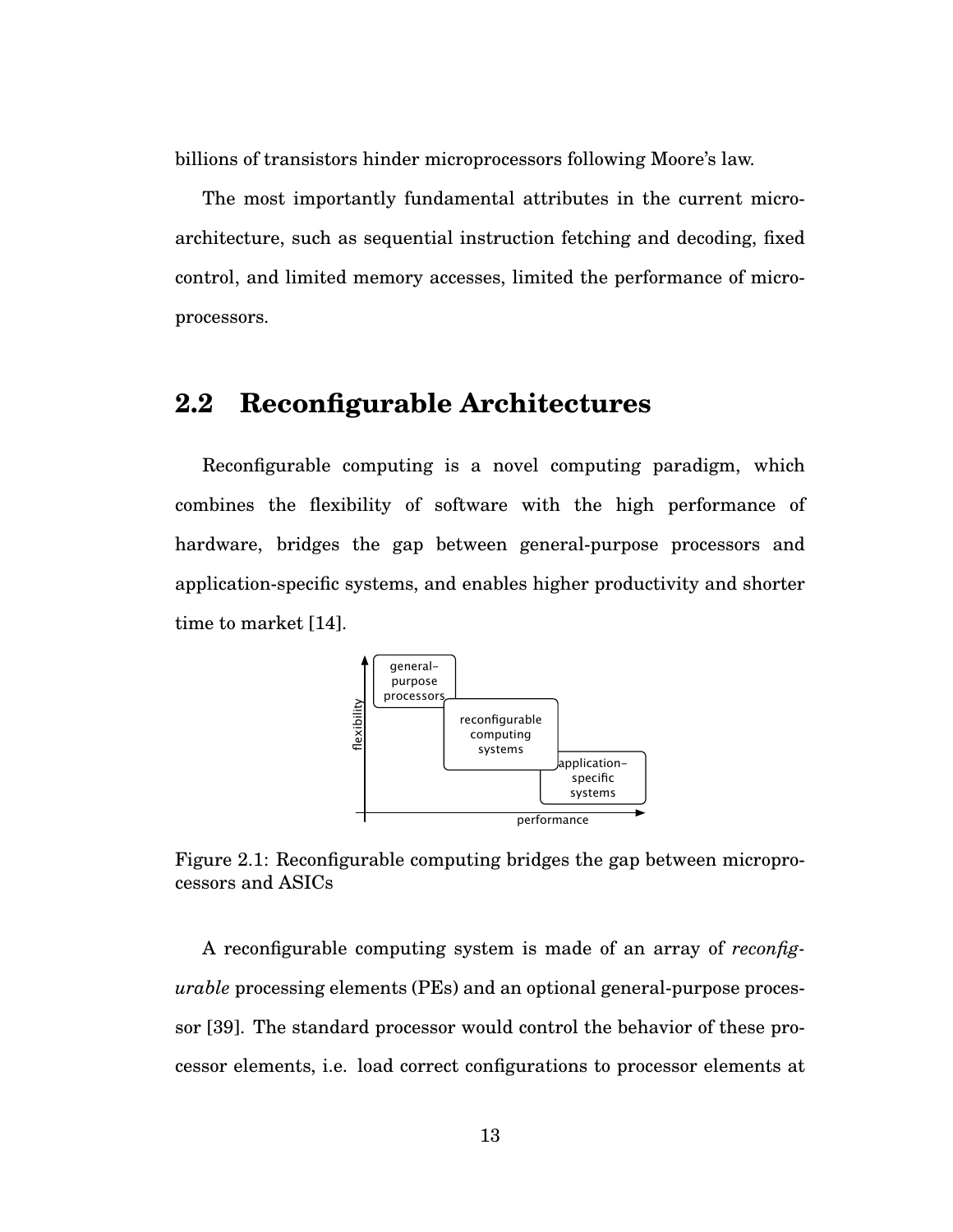billions of transistors hinder microprocessors following Moore's law.

The most importantly fundamental attributes in the current micro-architecture, such as sequential instruction fetching and decoding, fixed control, and limited memory accesses, limited the performance of micro-processors.

## 2.2 Reconfigurable Architectures

Reconfigurable computing is a novel computing paradigm, which combines the flexibility of software with the high performance of hardware, bridges the gap between general-purpose processors and application-specific systems, and enables higher productivity and shorter time to market [14].

Figure 2.1: Reconfigurable computing bridges the gap between microprocessors and ASICs

A reconfigurable computing system is made of an array of *reconfigurable* processing elements (PEs) and an optional general-purpose processor [39]. The standard processor would control the behavior of these processor elements, i.e. load correct configurations to processor elements at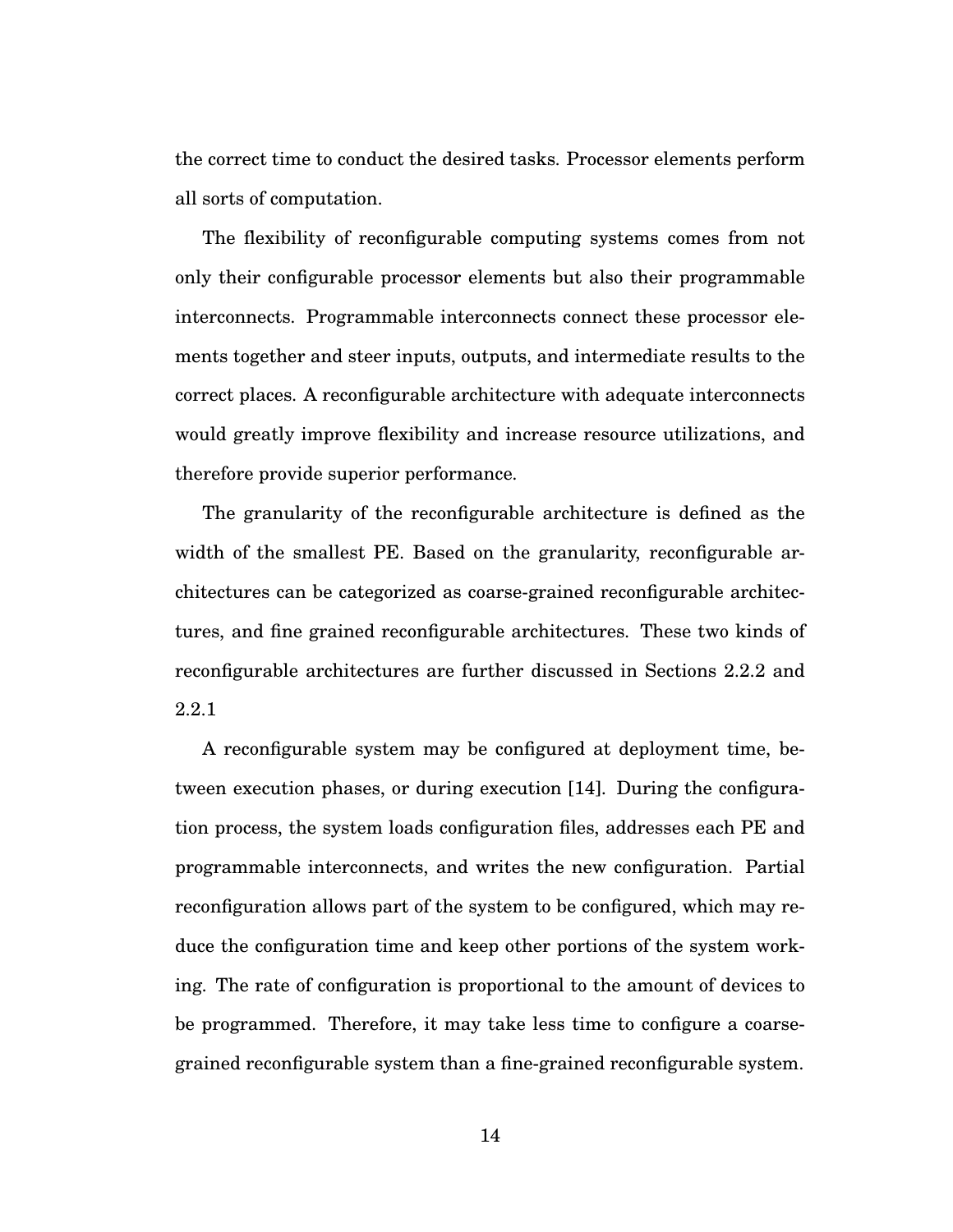the correct time to conduct the desired tasks. Processor elements perform all sorts of computation.

The flexibility of reconfigurable computing systems comes from not only their configurable processor elements but also their programmable interconnects. Programmable interconnects connect these processor elements together and steer inputs, outputs, and intermediate results to the correct places. A reconfigurable architecture with adequate interconnects would greatly improve flexibility and increase resource utilizations, and therefore provide superior performance.

The granularity of the reconfigurable architecture is defined as the width of the smallest PE. Based on the granularity, reconfigurable architectures can be categorized as coarse-grained reconfigurable architectures, and fine grained reconfigurable architectures. These two kinds of reconfigurable architectures are further discussed in Sections 2.2.2 and 2.2.1

A reconfigurable system may be configured at deployment time, between execution phases, or during execution [14]. During the configuration process, the system loads configuration files, addresses each PE and programmable interconnects, and writes the new configuration. Partial reconfiguration allows part of the system to be configured, which may reduce the configuration time and keep other portions of the system working. The rate of configuration is proportional to the amount of devices to be programmed. Therefore, it may take less time to configure a coarse-grained reconfigurable system than a fine-grained reconfigurable system.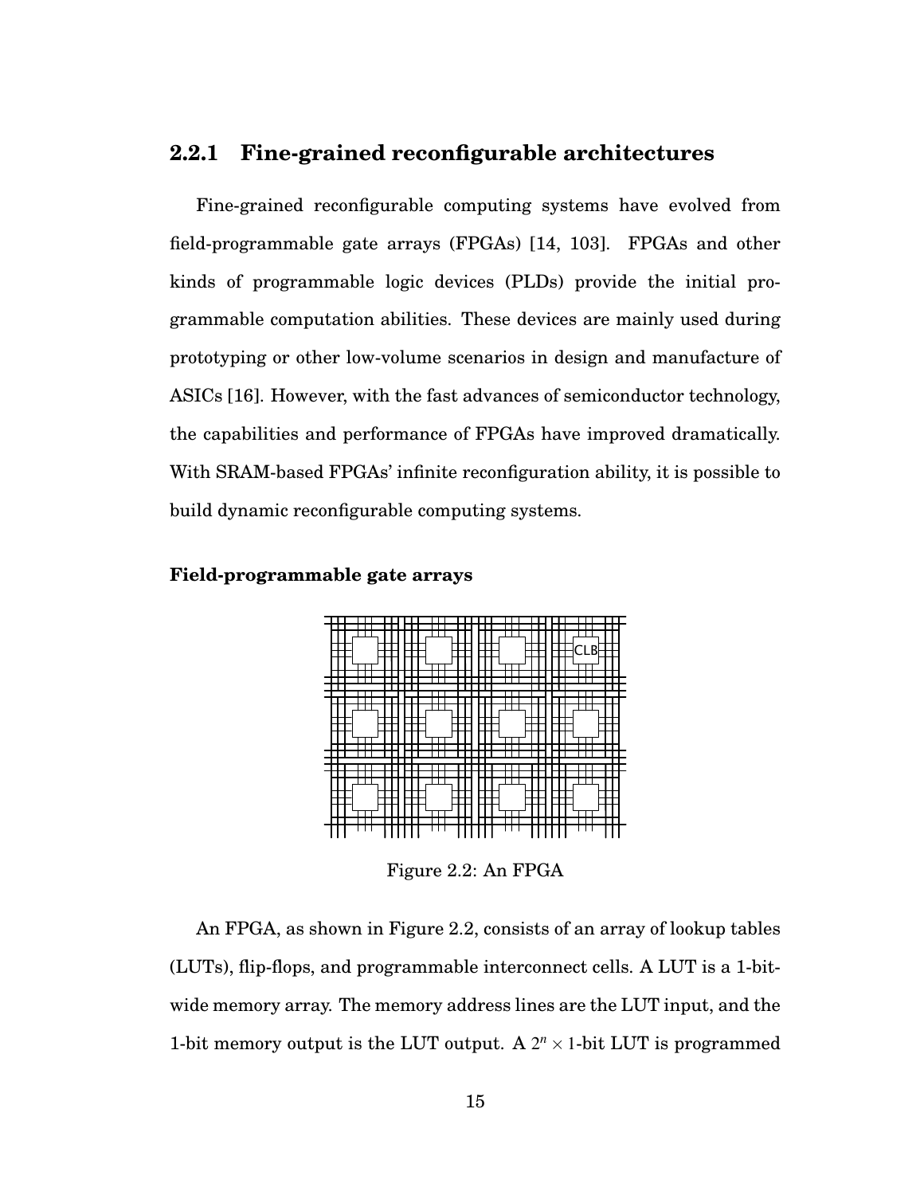### 2.2.1 Fine-grained reconfigurable architectures

Fine-grained reconfigurable computing systems have evolved from field-programmable gate arrays (FPGAs) [14, 103]. FPGAs and other kinds of programmable logic devices (PLDs) provide the initial programmable computation abilities. These devices are mainly used during prototyping or other low-volume scenarios in design and manufacture of ASICs [16]. However, with the fast advances of semiconductor technology, the capabilities and performance of FPGAs have improved dramatically. With SRAM-based FPGAs' infinite reconfiguration ability, it is possible to build dynamic reconfigurable computing systems.

#### Field-programmable gate arrays

Figure 2.2: An FPGA

An FPGA, as shown in Figure 2.2, consists of an array of lookup tables (LUTs), flip-flops, and programmable interconnect cells. A LUT is a 1-bit-wide memory array. The memory address lines are the LUT input, and the 1-bit memory output is the LUT output. A $2^n \times 1$-bit LUT is programmed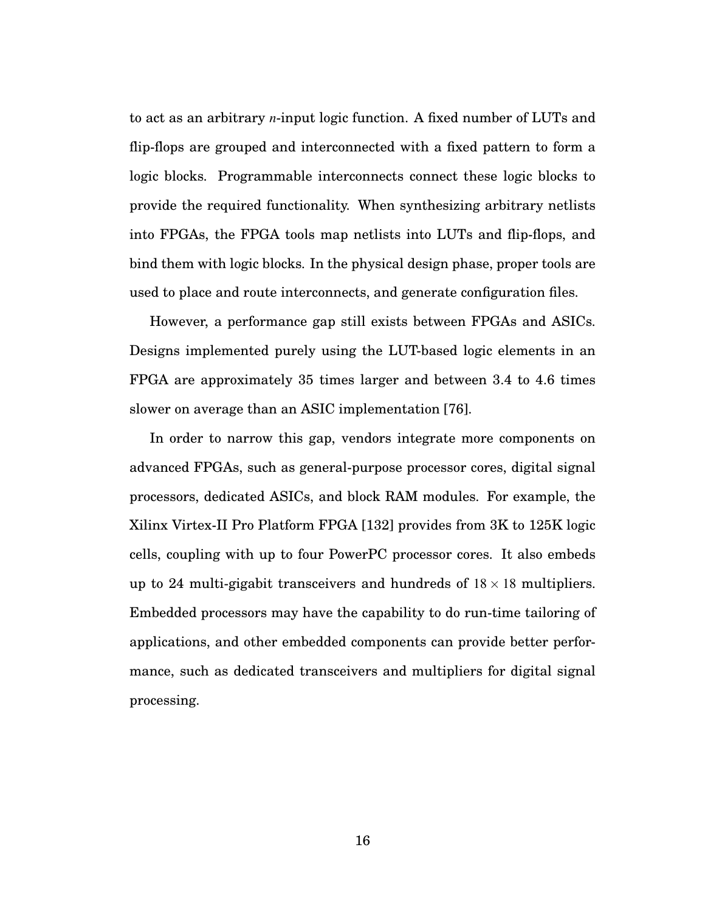to act as an arbitrary $n$-input logic function. A fixed number of LUTs and flip-flops are grouped and interconnected with a fixed pattern to form a logic blocks. Programmable interconnects connect these logic blocks to provide the required functionality. When synthesizing arbitrary netlists into FPGAs, the FPGA tools map netlists into LUTs and flip-flops, and bind them with logic blocks. In the physical design phase, proper tools are used to place and route interconnects, and generate configuration files.

However, a performance gap still exists between FPGAs and ASICs. Designs implemented purely using the LUT-based logic elements in an FPGA are approximately 35 times larger and between 3.4 to 4.6 times slower on average than an ASIC implementation [76].

In order to narrow this gap, vendors integrate more components on advanced FPGAs, such as general-purpose processor cores, digital signal processors, dedicated ASICs, and block RAM modules. For example, the Xilinx Virtex-II Pro Platform FPGA [132] provides from 3K to 125K logic cells, coupling with up to four PowerPC processor cores. It also embeds up to 24 multi-gigabit transceivers and hundreds of $18 \times 18$ multipliers. Embedded processors may have the capability to do run-time tailoring of applications, and other embedded components can provide better performance, such as dedicated transceivers and multipliers for digital signal processing.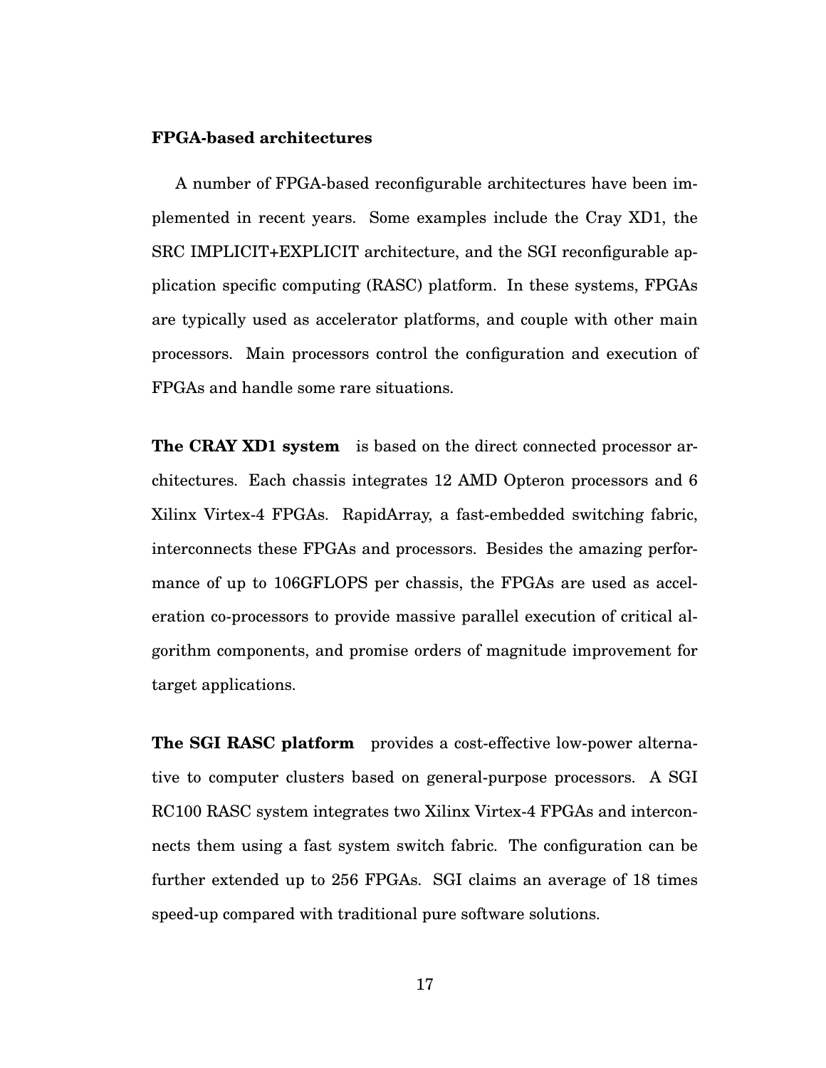**FPGA-based architectures**

A number of FPGA-based reconfigurable architectures have been implemented in recent years. Some examples include the Cray XD1, the SRC IMPLICIT+EXPLICIT architecture, and the SGI reconfigurable application specific computing (RASC) platform. In these systems, FPGAs are typically used as accelerator platforms, and couple with other main processors. Main processors control the configuration and execution of FPGAs and handle some rare situations.

**The CRAY XD1 system** is based on the direct connected processor architectures. Each chassis integrates 12 AMD Opteron processors and 6 Xilinx Virtex-4 FPGAs. RapidArray, a fast-embedded switching fabric, interconnects these FPGAs and processors. Besides the amazing performance of up to 106GFLOPS per chassis, the FPGAs are used as acceleration co-processors to provide massive parallel execution of critical algorithm components, and promise orders of magnitude improvement for target applications.

**The SGI RASC platform** provides a cost-effective low-power alternative to computer clusters based on general-purpose processors. A SGI RC100 RASC system integrates two Xilinx Virtex-4 FPGAs and interconnects them using a fast system switch fabric. The configuration can be further extended up to 256 FPGAs. SGI claims an average of 18 times speed-up compared with traditional pure software solutions.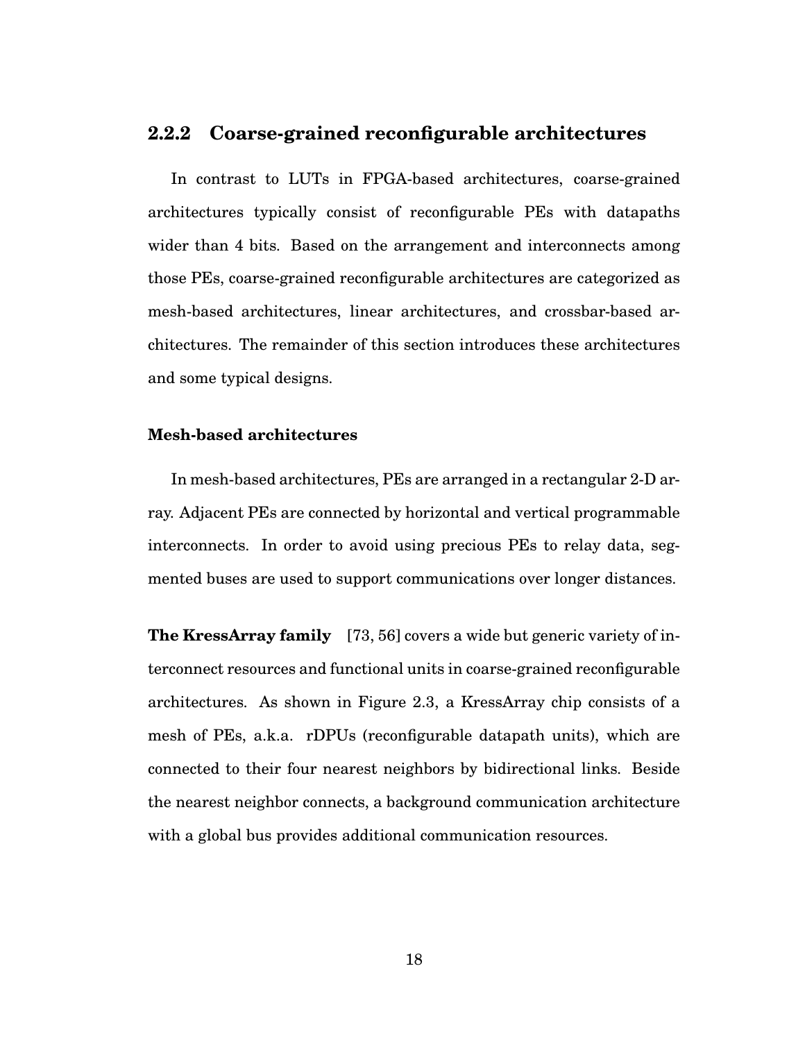### 2.2.2 Coarse-grained reconfigurable architectures

In contrast to LUTs in FPGA-based architectures, coarse-grained architectures typically consist of reconfigurable PEs with datapaths wider than 4 bits. Based on the arrangement and interconnects among those PEs, coarse-grained reconfigurable architectures are categorized as mesh-based architectures, linear architectures, and crossbar-based architectures. The remainder of this section introduces these architectures and some typical designs.

#### Mesh-based architectures

In mesh-based architectures, PEs are arranged in a rectangular 2-D array. Adjacent PEs are connected by horizontal and vertical programmable interconnects. In order to avoid using precious PEs to relay data, segmented buses are used to support communications over longer distances.

**The KressArray family** [73, 56] covers a wide but generic variety of interconnect resources and functional units in coarse-grained reconfigurable architectures. As shown in Figure 2.3, a KressArray chip consists of a mesh of PEs, a.k.a. rDPUs (reconfigurable datapath units), which are connected to their four nearest neighbors by bidirectional links. Beside the nearest neighbor connects, a background communication architecture with a global bus provides additional communication resources.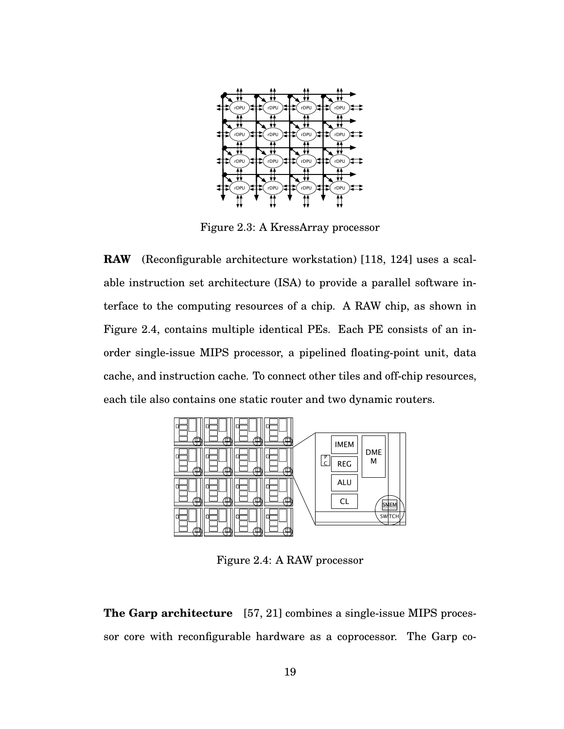Figure 2.3: A KressArray processor

**RAW** (Reconfigurable architecture workstation) [118, 124] uses a scalable instruction set architecture (ISA) to provide a parallel software interface to the computing resources of a chip. A RAW chip, as shown in Figure 2.4, contains multiple identical PEs. Each PE consists of an in-order single-issue MIPS processor, a pipelined floating-point unit, data cache, and instruction cache. To connect other tiles and off-chip resources, each tile also contains one static router and two dynamic routers.

Figure 2.4: A RAW processor

**The Garp architecture** [57, 21] combines a single-issue MIPS processor core with reconfigurable hardware as a coprocessor. The Garp co-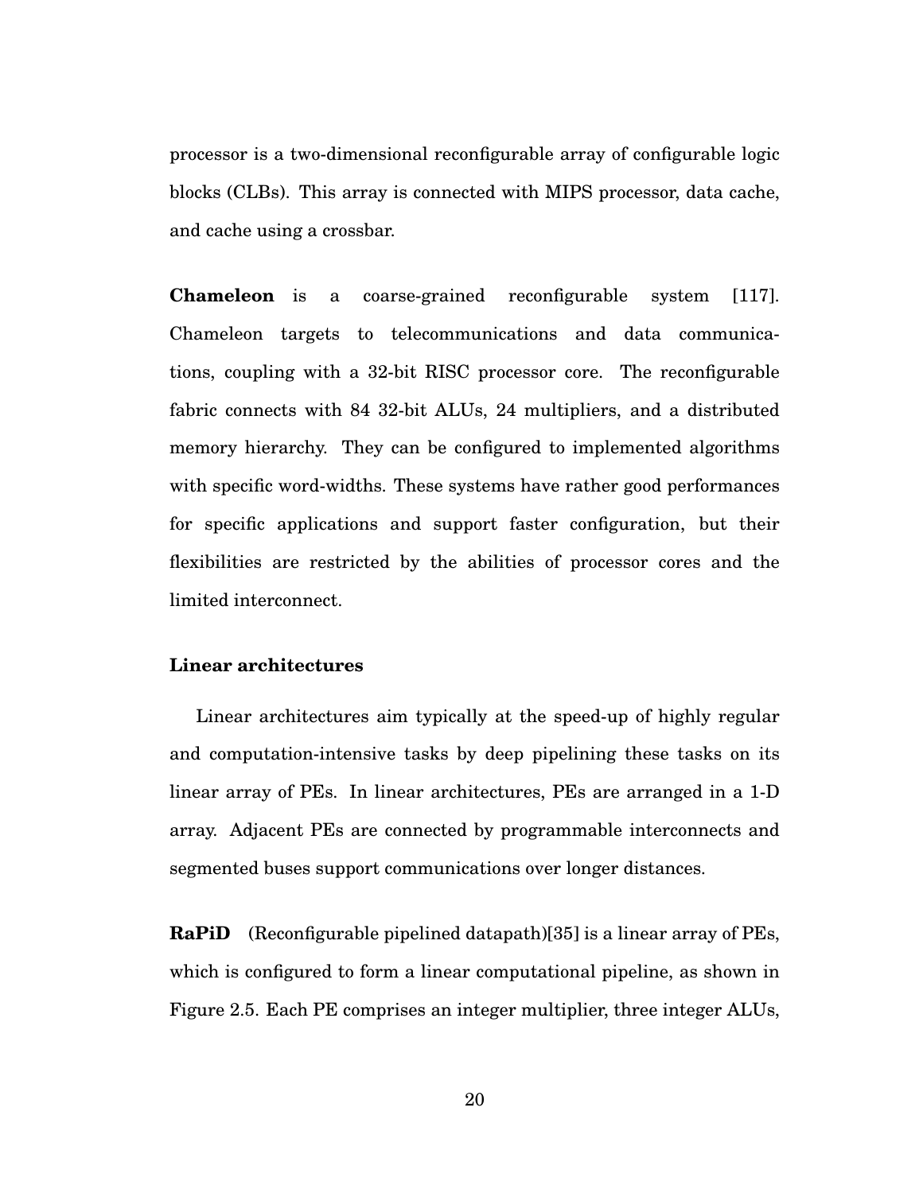processor is a two-dimensional reconfigurable array of configurable logic blocks (CLBs). This array is connected with MIPS processor, data cache, and cache using a crossbar.

**Chameleon** is a coarse-grained reconfigurable system [117]. Chameleon targets to telecommunications and data communications, coupling with a 32-bit RISC processor core. The reconfigurable fabric connects with 84 32-bit ALUs, 24 multipliers, and a distributed memory hierarchy. They can be configured to implemented algorithms with specific word-widths. These systems have rather good performances for specific applications and support faster configuration, but their flexibilities are restricted by the abilities of processor cores and the limited interconnect.

**Linear architectures**

Linear architectures aim typically at the speed-up of highly regular and computation-intensive tasks by deep pipelining these tasks on its linear array of PEs. In linear architectures, PEs are arranged in a 1-D array. Adjacent PEs are connected by programmable interconnects and segmented buses support communications over longer distances.

**RaPiD** (Reconfigurable pipelined datapath)[35] is a linear array of PEs, which is configured to form a linear computational pipeline, as shown in Figure 2.5. Each PE comprises an integer multiplier, three integer ALUs,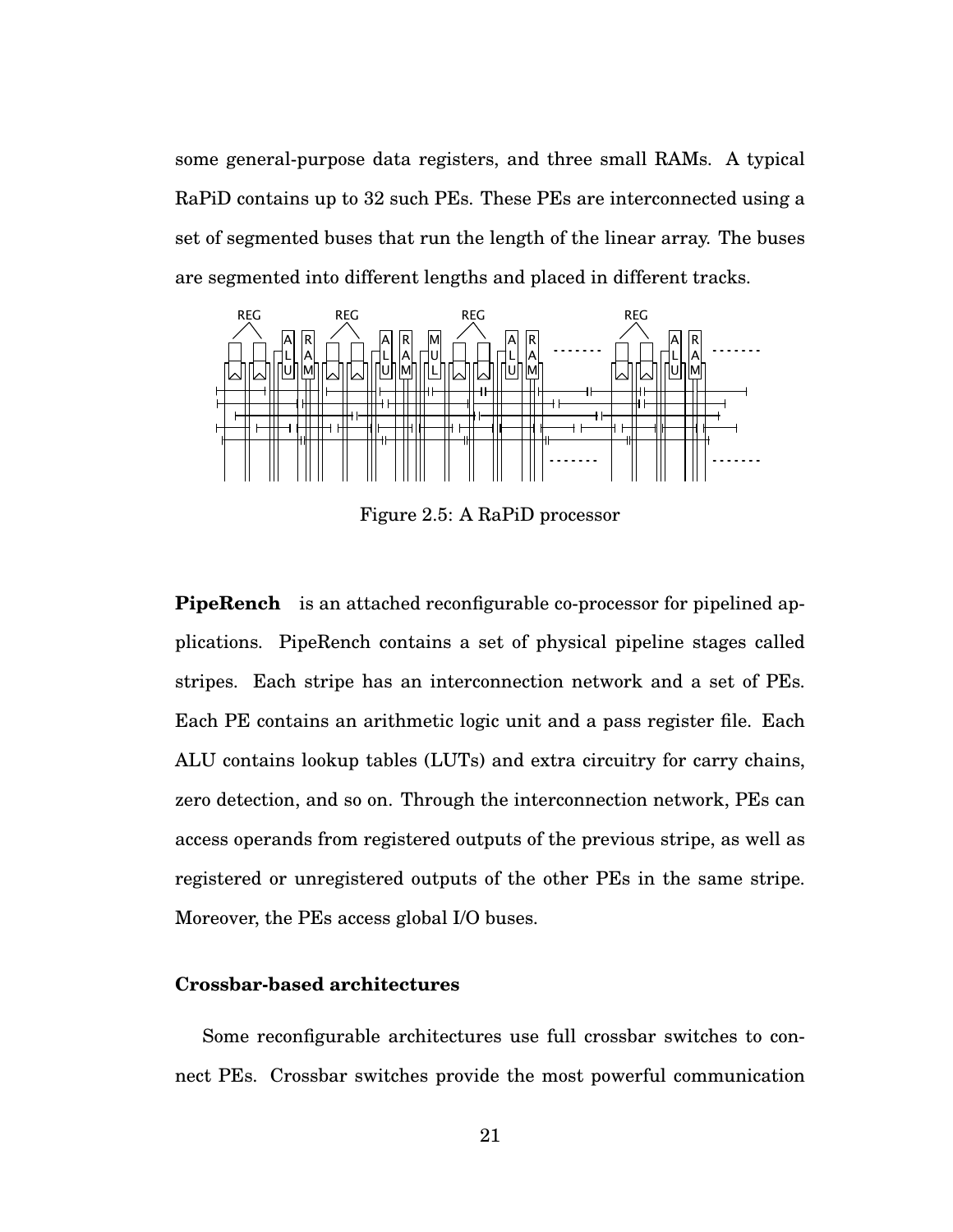some general-purpose data registers, and three small RAMs. A typical RaPiD contains up to 32 such PEs. These PEs are interconnected using a set of segmented buses that run the length of the linear array. The buses are segmented into different lengths and placed in different tracks.

Figure 2.5: A RaPiD processor

**PipeRench** is an attached reconfigurable co-processor for pipelined applications. PipeRench contains a set of physical pipeline stages called stripes. Each stripe has an interconnection network and a set of PEs. Each PE contains an arithmetic logic unit and a pass register file. Each ALU contains lookup tables (LUTs) and extra circuitry for carry chains, zero detection, and so on. Through the interconnection network, PEs can access operands from registered outputs of the previous stripe, as well as registered or unregistered outputs of the other PEs in the same stripe. Moreover, the PEs access global I/O buses.

### Crossbar-based architectures

Some reconfigurable architectures use full crossbar switches to connect PEs. Crossbar switches provide the most powerful communication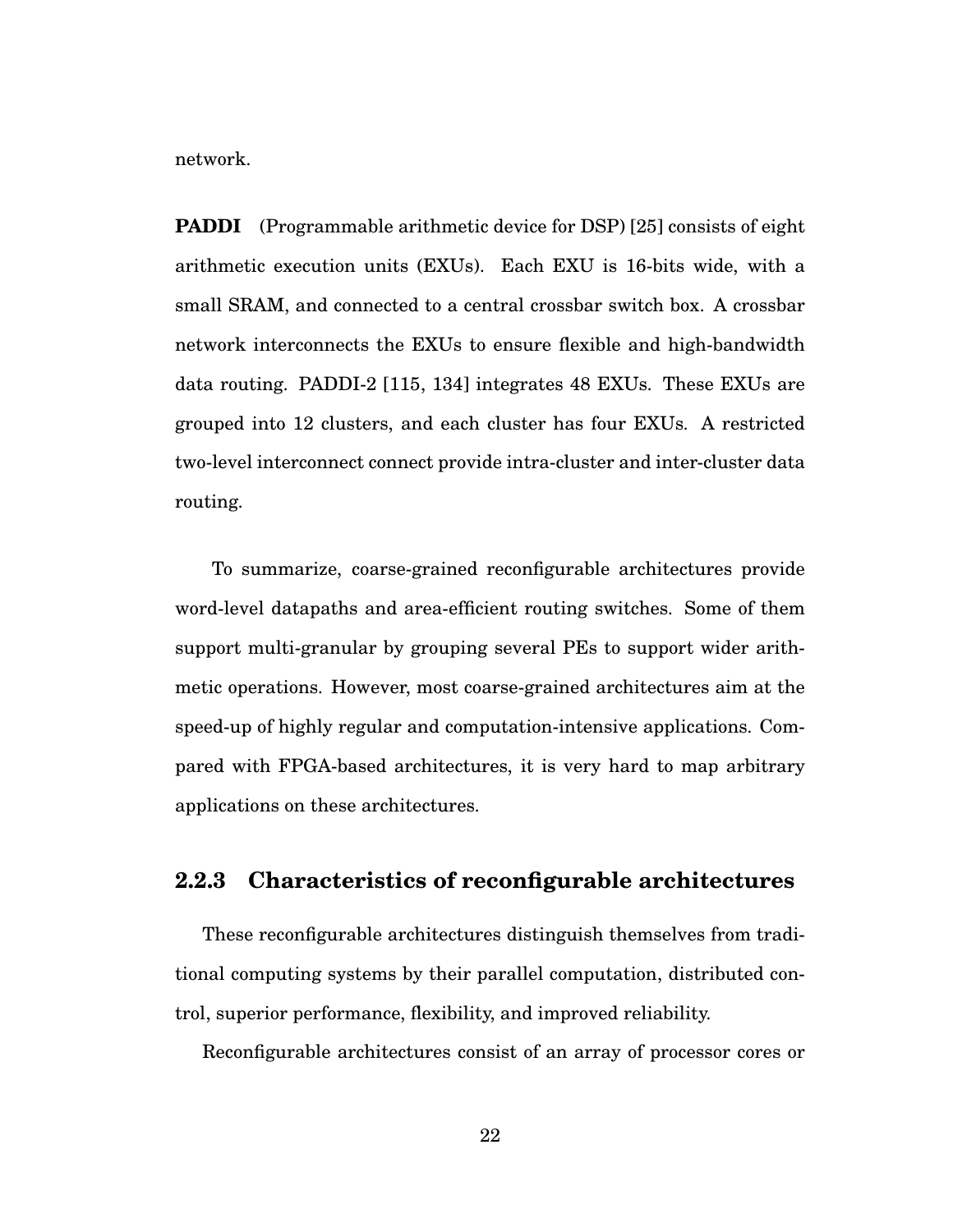network.

**PADDI** (Programmable arithmetic device for DSP) [25] consists of eight arithmetic execution units (EXUs). Each EXU is 16-bits wide, with a small SRAM, and connected to a central crossbar switch box. A crossbar network interconnects the EXUs to ensure flexible and high-bandwidth data routing. PADDI-2 [115, 134] integrates 48 EXUs. These EXUs are grouped into 12 clusters, and each cluster has four EXUs. A restricted two-level interconnect connect provide intra-cluster and inter-cluster data routing.

To summarize, coarse-grained reconfigurable architectures provide word-level datapaths and area-efficient routing switches. Some of them support multi-granular by grouping several PEs to support wider arithmetic operations. However, most coarse-grained architectures aim at the speed-up of highly regular and computation-intensive applications. Compared with FPGA-based architectures, it is very hard to map arbitrary applications on these architectures.

### 2.2.3 Characteristics of reconfigurable architectures

These reconfigurable architectures distinguish themselves from traditional computing systems by their parallel computation, distributed control, superior performance, flexibility, and improved reliability.

Reconfigurable architectures consist of an array of processor cores or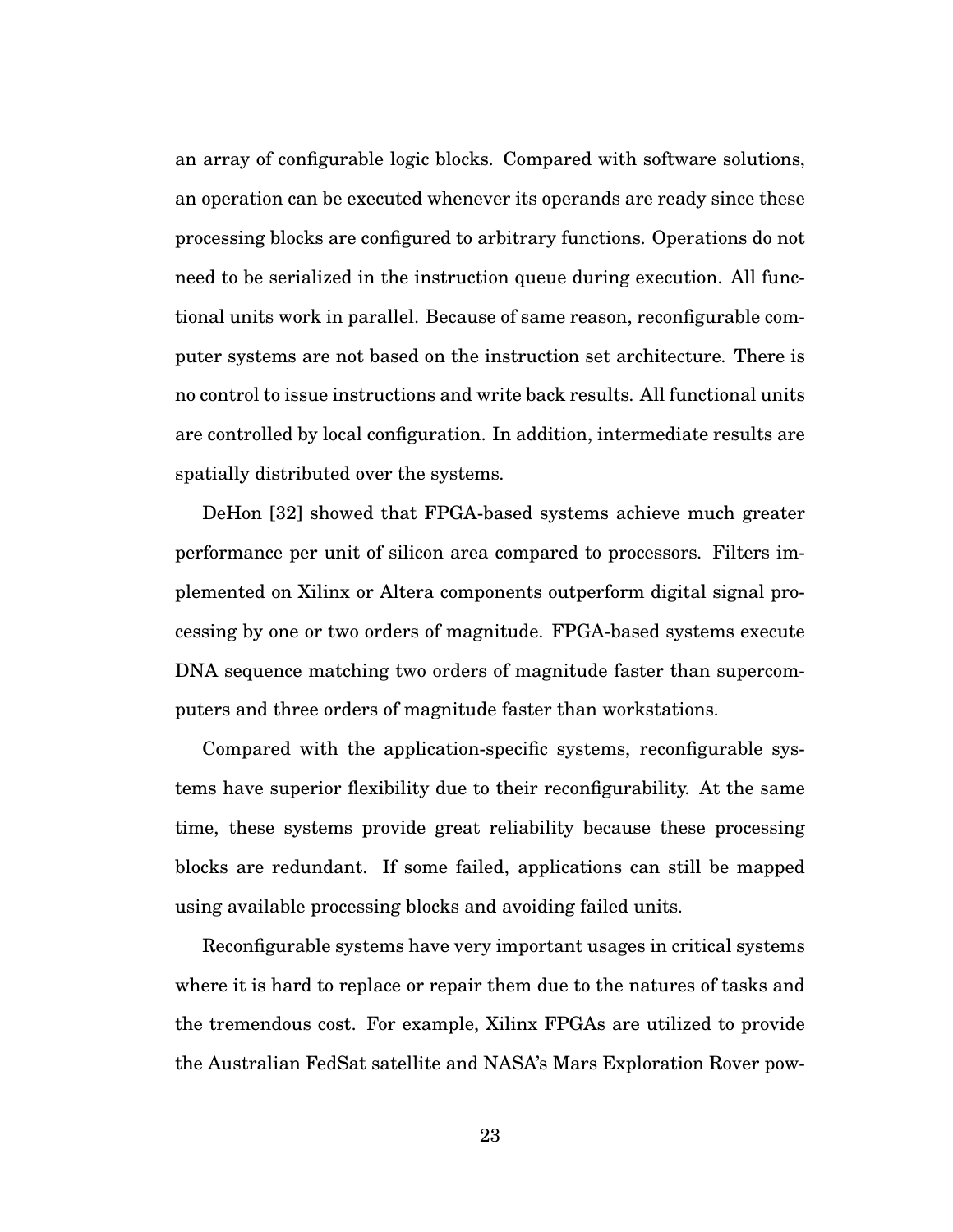an array of configurable logic blocks. Compared with software solutions, an operation can be executed whenever its operands are ready since these processing blocks are configured to arbitrary functions. Operations do not need to be serialized in the instruction queue during execution. All functional units work in parallel. Because of same reason, reconfigurable computer systems are not based on the instruction set architecture. There is no control to issue instructions and write back results. All functional units are controlled by local configuration. In addition, intermediate results are spatially distributed over the systems.

DeHon [32] showed that FPGA-based systems achieve much greater performance per unit of silicon area compared to processors. Filters implemented on Xilinx or Altera components outperform digital signal processing by one or two orders of magnitude. FPGA-based systems execute DNA sequence matching two orders of magnitude faster than supercomputers and three orders of magnitude faster than workstations.

Compared with the application-specific systems, reconfigurable systems have superior flexibility due to their reconfigurability. At the same time, these systems provide great reliability because these processing blocks are redundant. If some failed, applications can still be mapped using available processing blocks and avoiding failed units.

Reconfigurable systems have very important usages in critical systems where it is hard to replace or repair them due to the natures of tasks and the tremendous cost. For example, Xilinx FPGAs are utilized to provide the Australian FedSat satellite and NASA's Mars Exploration Rover pow-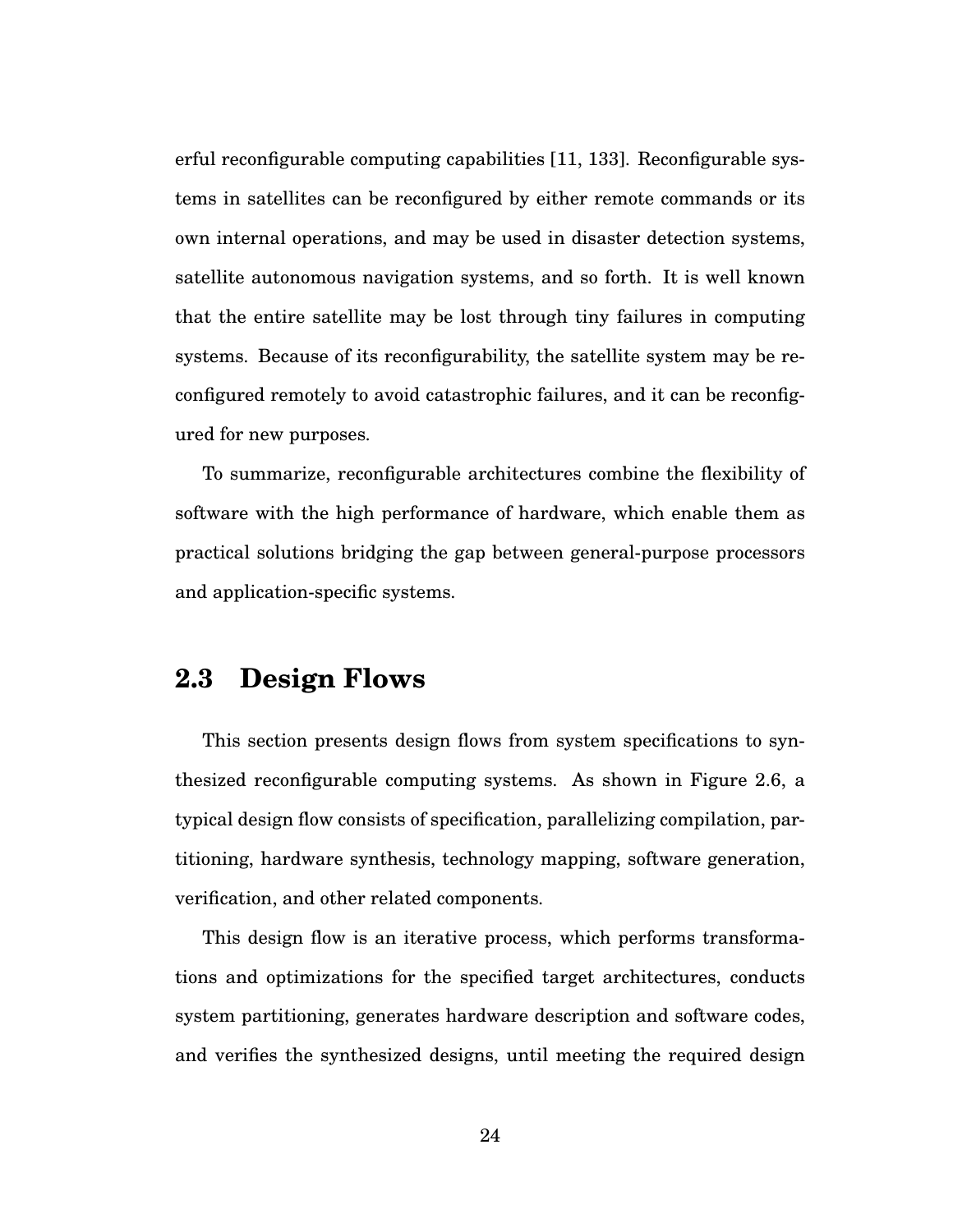erful reconfigurable computing capabilities [11, 133]. Reconfigurable systems in satellites can be reconfigured by either remote commands or its own internal operations, and may be used in disaster detection systems, satellite autonomous navigation systems, and so forth. It is well known that the entire satellite may be lost through tiny failures in computing systems. Because of its reconfigurability, the satellite system may be reconfigured remotely to avoid catastrophic failures, and it can be reconfigured for new purposes.

To summarize, reconfigurable architectures combine the flexibility of software with the high performance of hardware, which enable them as practical solutions bridging the gap between general-purpose processors and application-specific systems.

## 2.3 Design Flows

This section presents design flows from system specifications to synthesized reconfigurable computing systems. As shown in Figure 2.6, a typical design flow consists of specification, parallelizing compilation, partitioning, hardware synthesis, technology mapping, software generation, verification, and other related components.

This design flow is an iterative process, which performs transformations and optimizations for the specified target architectures, conducts system partitioning, generates hardware description and software codes, and verifies the synthesized designs, until meeting the required design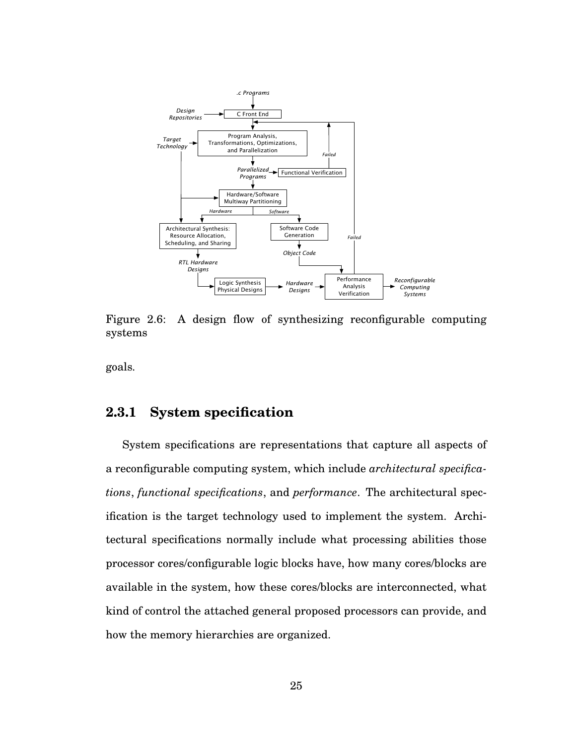Figure 2.6: A design flow of synthesizing reconfigurable computing systems

goals.

### 2.3.1 System specification

System specifications are representations that capture all aspects of a reconfigurable computing system, which include *architectural specifications*, *functional specifications*, and *performance*. The architectural specification is the target technology used to implement the system. Architectural specifications normally include what processing abilities those processor cores/configurable logic blocks have, how many cores/blocks are available in the system, how these cores/blocks are interconnected, what kind of control the attached general proposed processors can provide, and how the memory hierarchies are organized.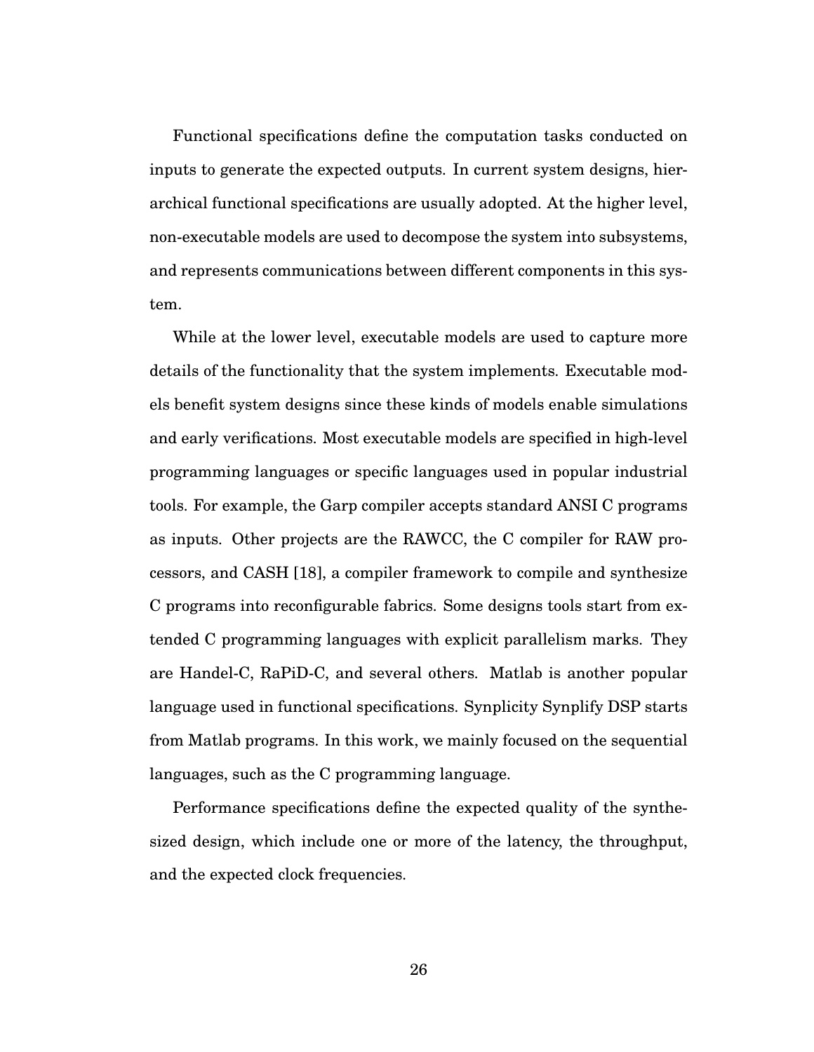Functional specifications define the computation tasks conducted on inputs to generate the expected outputs. In current system designs, hierarchical functional specifications are usually adopted. At the higher level, non-executable models are used to decompose the system into subsystems, and represents communications between different components in this system.

While at the lower level, executable models are used to capture more details of the functionality that the system implements. Executable models benefit system designs since these kinds of models enable simulations and early verifications. Most executable models are specified in high-level programming languages or specific languages used in popular industrial tools. For example, the Garp compiler accepts standard ANSI C programs as inputs. Other projects are the RAWCC, the C compiler for RAW processors, and CASH [18], a compiler framework to compile and synthesize C programs into reconfigurable fabrics. Some designs tools start from extended C programming languages with explicit parallelism marks. They are Handel-C, RaPiD-C, and several others. Matlab is another popular language used in functional specifications. Synplicity Synplify DSP starts from Matlab programs. In this work, we mainly focused on the sequential languages, such as the C programming language.

Performance specifications define the expected quality of the synthesized design, which include one or more of the latency, the throughput, and the expected clock frequencies.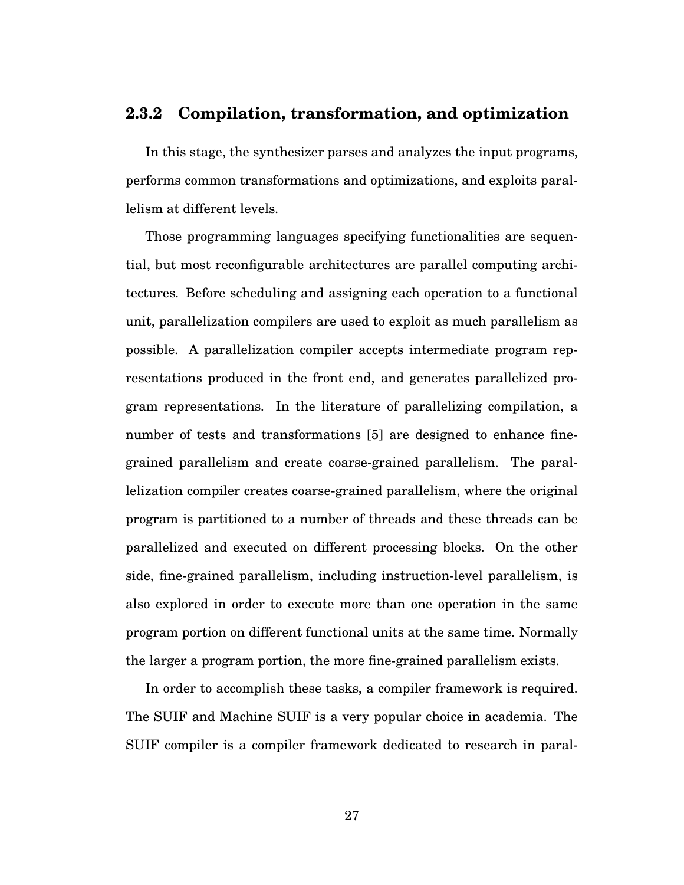### 2.3.2 Compilation, transformation, and optimization

In this stage, the synthesizer parses and analyzes the input programs, performs common transformations and optimizations, and exploits parallelism at different levels.

Those programming languages specifying functionalities are sequential, but most reconfigurable architectures are parallel computing architectures. Before scheduling and assigning each operation to a functional unit, parallelization compilers are used to exploit as much parallelism as possible. A parallelization compiler accepts intermediate program representations produced in the front end, and generates parallelized program representations. In the literature of parallelizing compilation, a number of tests and transformations [5] are designed to enhance fine-grained parallelism and create coarse-grained parallelism. The parallelization compiler creates coarse-grained parallelism, where the original program is partitioned to a number of threads and these threads can be parallelized and executed on different processing blocks. On the other side, fine-grained parallelism, including instruction-level parallelism, is also explored in order to execute more than one operation in the same program portion on different functional units at the same time. Normally the larger a program portion, the more fine-grained parallelism exists.

In order to accomplish these tasks, a compiler framework is required. The SUIF and Machine SUIF is a very popular choice in academia. The SUIF compiler is a compiler framework dedicated to research in paral-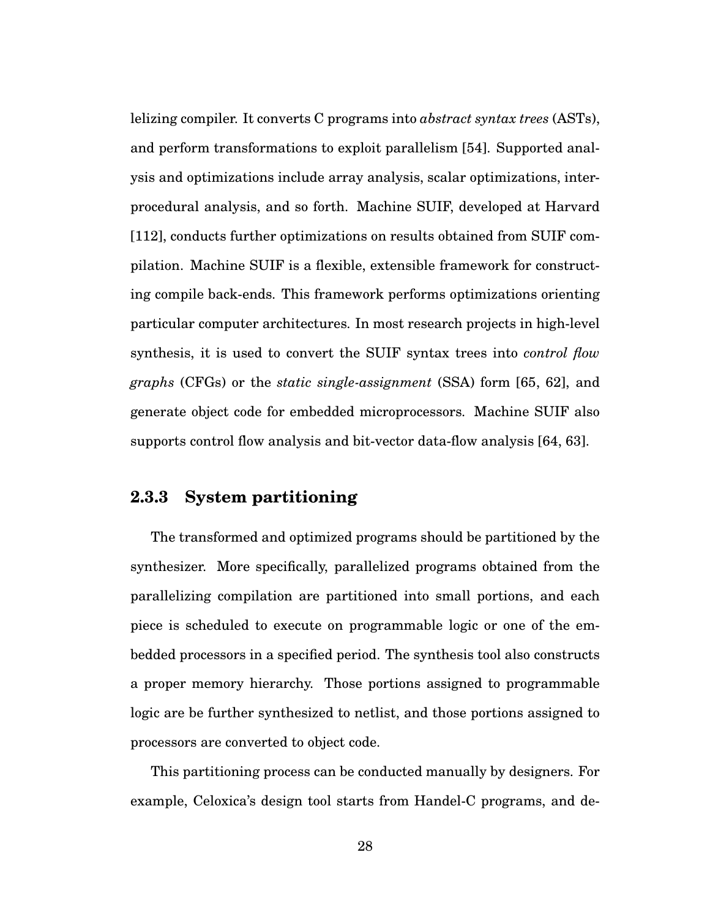lelizing compiler. It converts C programs into *abstract syntax trees* (ASTs), and perform transformations to exploit parallelism [54]. Supported analysis and optimizations include array analysis, scalar optimizations, interprocedural analysis, and so forth. Machine SUIF, developed at Harvard [112], conducts further optimizations on results obtained from SUIF compilation. Machine SUIF is a flexible, extensible framework for constructing compile back-ends. This framework performs optimizations orienting particular computer architectures. In most research projects in high-level synthesis, it is used to convert the SUIF syntax trees into *control flow graphs* (CFGs) or the *static single-assignment* (SSA) form [65, 62], and generate object code for embedded microprocessors. Machine SUIF also supports control flow analysis and bit-vector data-flow analysis [64, 63].

### 2.3.3 System partitioning

The transformed and optimized programs should be partitioned by the synthesizer. More specifically, parallelized programs obtained from the parallelizing compilation are partitioned into small portions, and each piece is scheduled to execute on programmable logic or one of the embedded processors in a specified period. The synthesis tool also constructs a proper memory hierarchy. Those portions assigned to programmable logic are be further synthesized to netlist, and those portions assigned to processors are converted to object code.

This partitioning process can be conducted manually by designers. For example, Celoxica's design tool starts from Handel-C programs, and de-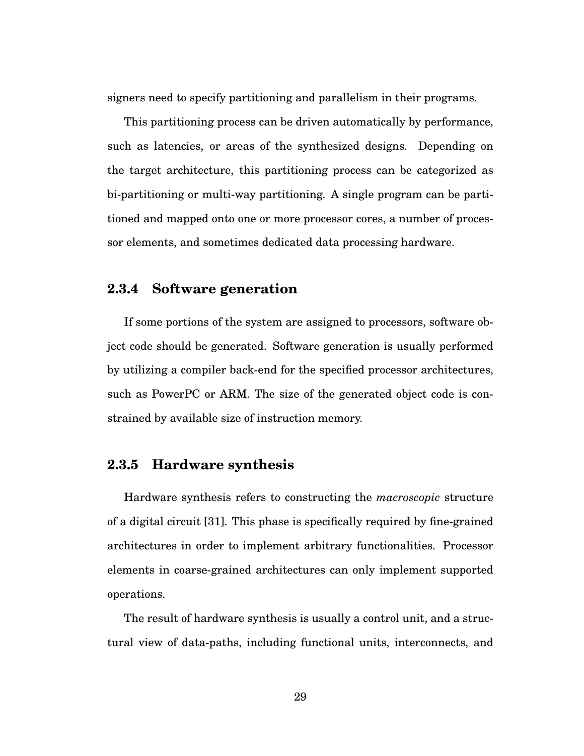signers need to specify partitioning and parallelism in their programs.

This partitioning process can be driven automatically by performance, such as latencies, or areas of the synthesized designs. Depending on the target architecture, this partitioning process can be categorized as bi-partitioning or multi-way partitioning. A single program can be partitioned and mapped onto one or more processor cores, a number of processor elements, and sometimes dedicated data processing hardware.

### 2.3.4 Software generation

If some portions of the system are assigned to processors, software object code should be generated. Software generation is usually performed by utilizing a compiler back-end for the specified processor architectures, such as PowerPC or ARM. The size of the generated object code is constrained by available size of instruction memory.

### 2.3.5 Hardware synthesis

Hardware synthesis refers to constructing the *macroscopic* structure of a digital circuit [31]. This phase is specifically required by fine-grained architectures in order to implement arbitrary functionalities. Processor elements in coarse-grained architectures can only implement supported operations.

The result of hardware synthesis is usually a control unit, and a structural view of data-paths, including functional units, interconnects, and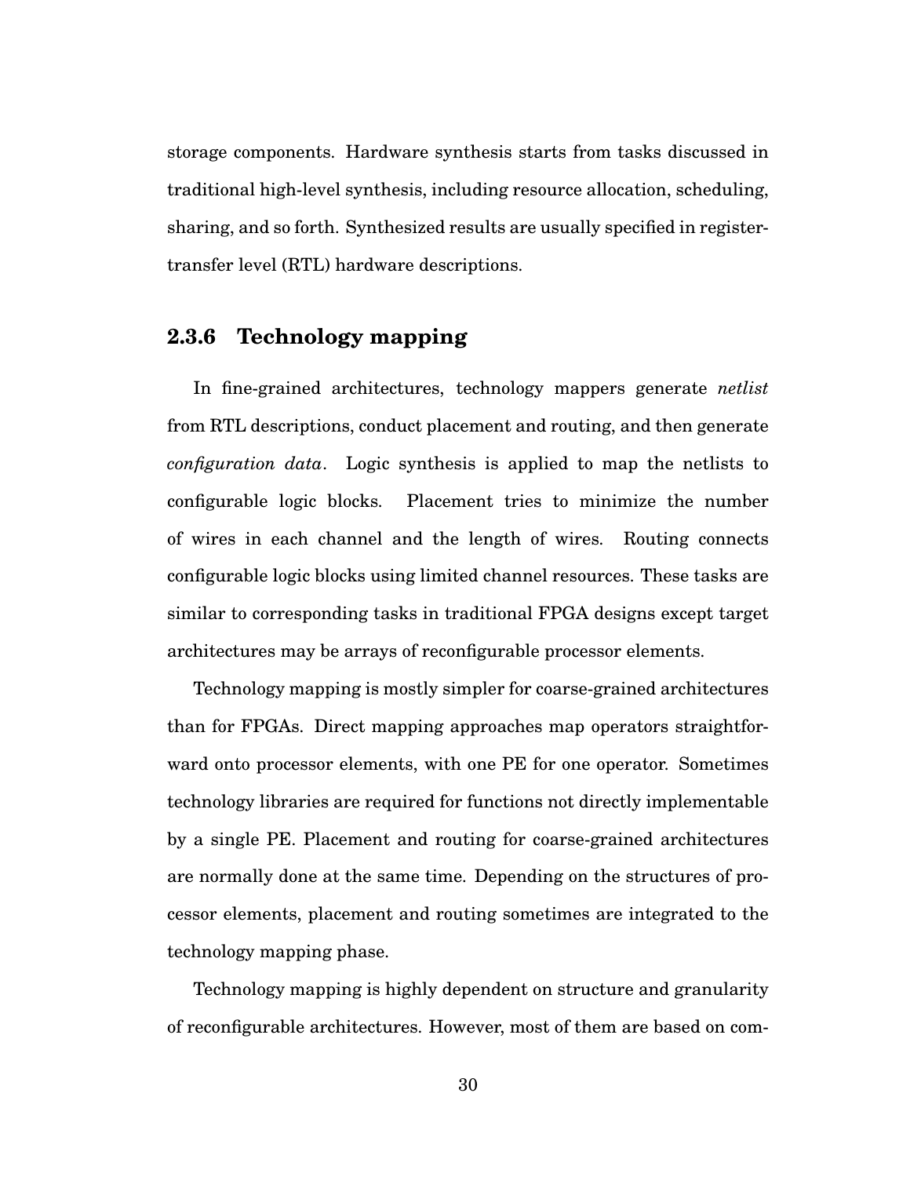storage components. Hardware synthesis starts from tasks discussed in traditional high-level synthesis, including resource allocation, scheduling, sharing, and so forth. Synthesized results are usually specified in register-transfer level (RTL) hardware descriptions.

### 2.3.6 Technology mapping

In fine-grained architectures, technology mappers generate *netlist* from RTL descriptions, conduct placement and routing, and then generate *configuration data*. Logic synthesis is applied to map the netlists to configurable logic blocks. Placement tries to minimize the number of wires in each channel and the length of wires. Routing connects configurable logic blocks using limited channel resources. These tasks are similar to corresponding tasks in traditional FPGA designs except target architectures may be arrays of reconfigurable processor elements.

Technology mapping is mostly simpler for coarse-grained architectures than for FPGAs. Direct mapping approaches map operators straightforward onto processor elements, with one PE for one operator. Sometimes technology libraries are required for functions not directly implementable by a single PE. Placement and routing for coarse-grained architectures are normally done at the same time. Depending on the structures of processor elements, placement and routing sometimes are integrated to the technology mapping phase.

Technology mapping is highly dependent on structure and granularity of reconfigurable architectures. However, most of them are based on com-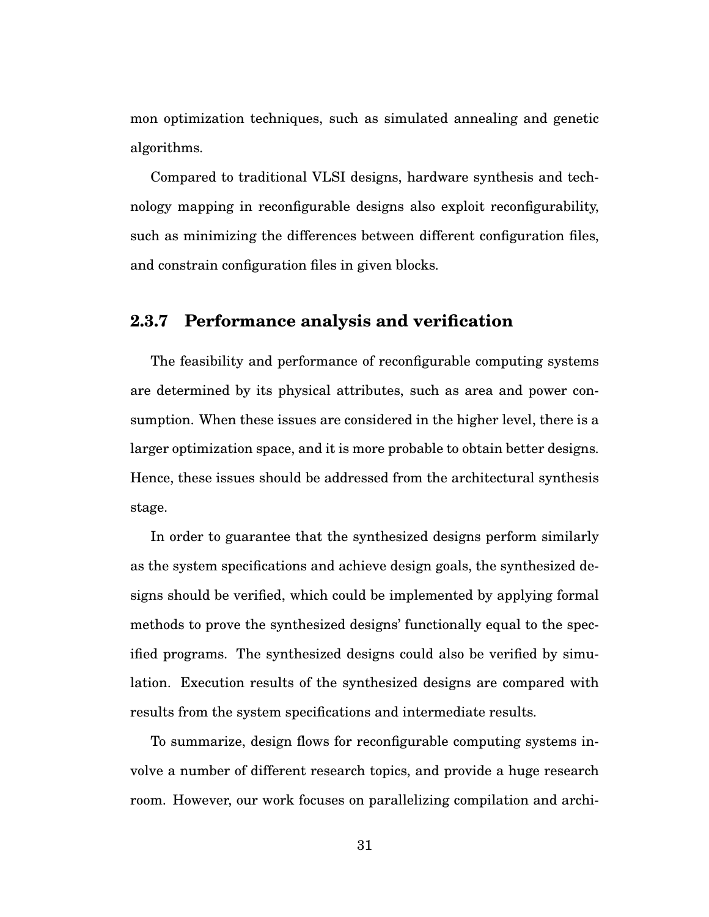mon optimization techniques, such as simulated annealing and genetic algorithms.

Compared to traditional VLSI designs, hardware synthesis and technology mapping in reconfigurable designs also exploit reconfigurability, such as minimizing the differences between different configuration files, and constrain configuration files in given blocks.

### 2.3.7 Performance analysis and verification

The feasibility and performance of reconfigurable computing systems are determined by its physical attributes, such as area and power consumption. When these issues are considered in the higher level, there is a larger optimization space, and it is more probable to obtain better designs. Hence, these issues should be addressed from the architectural synthesis stage.

In order to guarantee that the synthesized designs perform similarly as the system specifications and achieve design goals, the synthesized designs should be verified, which could be implemented by applying formal methods to prove the synthesized designs' functionally equal to the specified programs. The synthesized designs could also be verified by simulation. Execution results of the synthesized designs are compared with results from the system specifications and intermediate results.

To summarize, design flows for reconfigurable computing systems involve a number of different research topics, and provide a huge research room. However, our work focuses on parallelizing compilation and archi-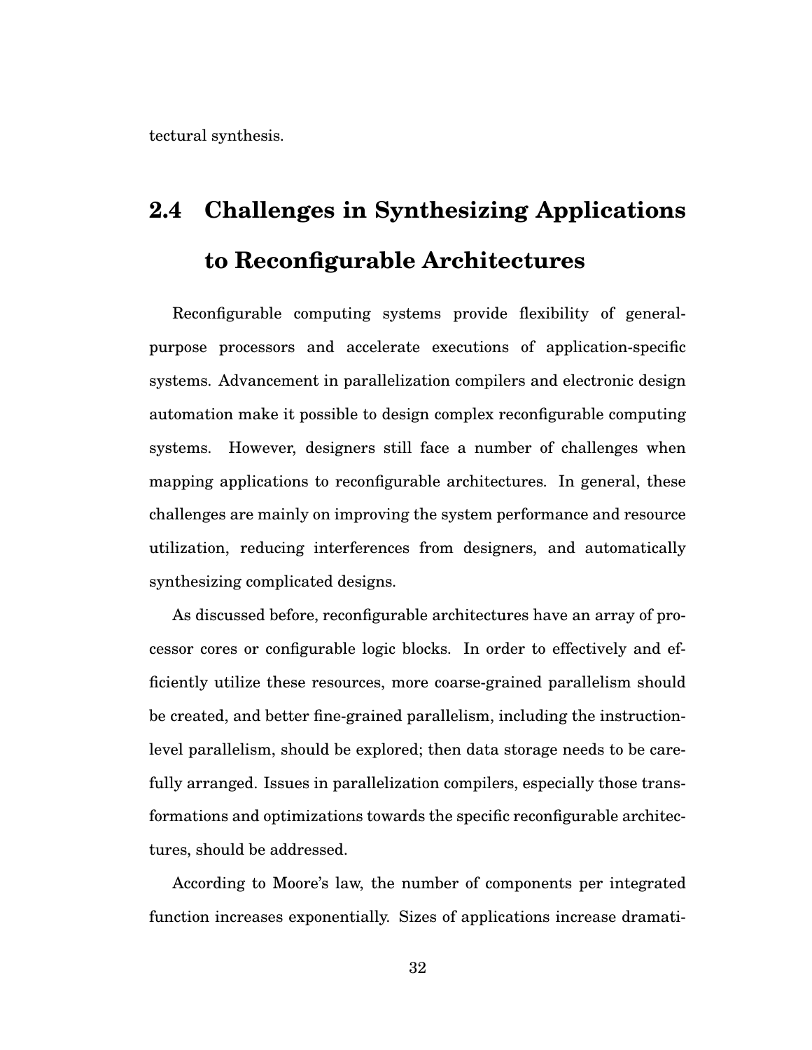tectural synthesis.

## 2.4 Challenges in Synthesizing Applications to Reconfigurable Architectures

Reconfigurable computing systems provide flexibility of general-purpose processors and accelerate executions of application-specific systems. Advancement in parallelization compilers and electronic design automation make it possible to design complex reconfigurable computing systems. However, designers still face a number of challenges when mapping applications to reconfigurable architectures. In general, these challenges are mainly on improving the system performance and resource utilization, reducing interferences from designers, and automatically synthesizing complicated designs.

As discussed before, reconfigurable architectures have an array of processor cores or configurable logic blocks. In order to effectively and efficiently utilize these resources, more coarse-grained parallelism should be created, and better fine-grained parallelism, including the instruction-level parallelism, should be explored; then data storage needs to be carefully arranged. Issues in parallelization compilers, especially those transformations and optimizations towards the specific reconfigurable architectures, should be addressed.

According to Moore's law, the number of components per integrated function increases exponentially. Sizes of applications increase dramati-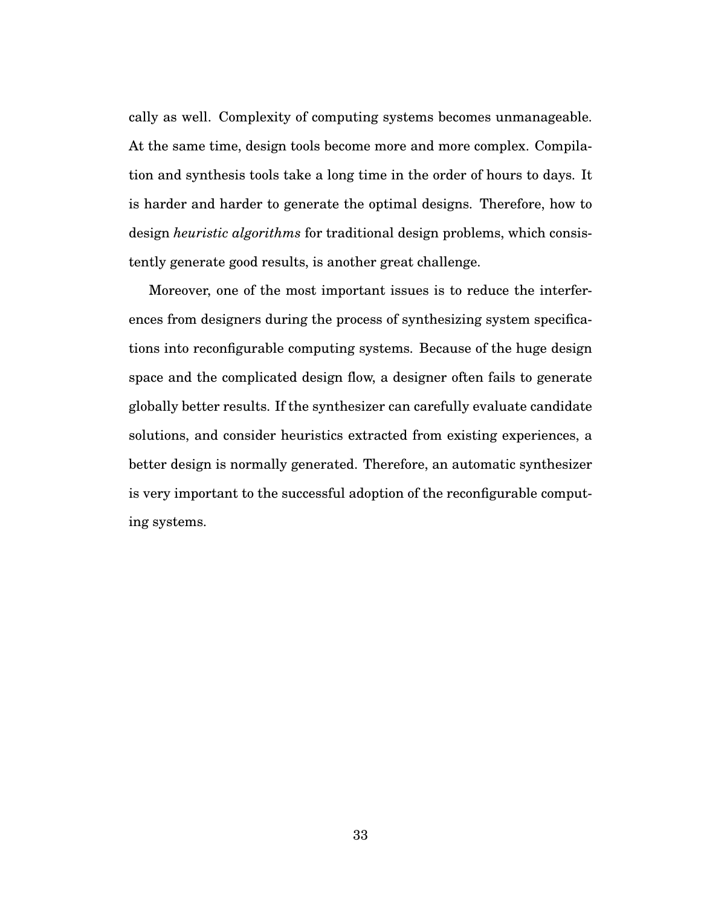cally as well. Complexity of computing systems becomes unmanageable. At the same time, design tools become more and more complex. Compilation and synthesis tools take a long time in the order of hours to days. It is harder and harder to generate the optimal designs. Therefore, how to design *heuristic algorithms* for traditional design problems, which consistently generate good results, is another great challenge.

Moreover, one of the most important issues is to reduce the interferences from designers during the process of synthesizing system specifications into reconfigurable computing systems. Because of the huge design space and the complicated design flow, a designer often fails to generate globally better results. If the synthesizer can carefully evaluate candidate solutions, and consider heuristics extracted from existing experiences, a better design is normally generated. Therefore, an automatic synthesizer is very important to the successful adoption of the reconfigurable computing systems.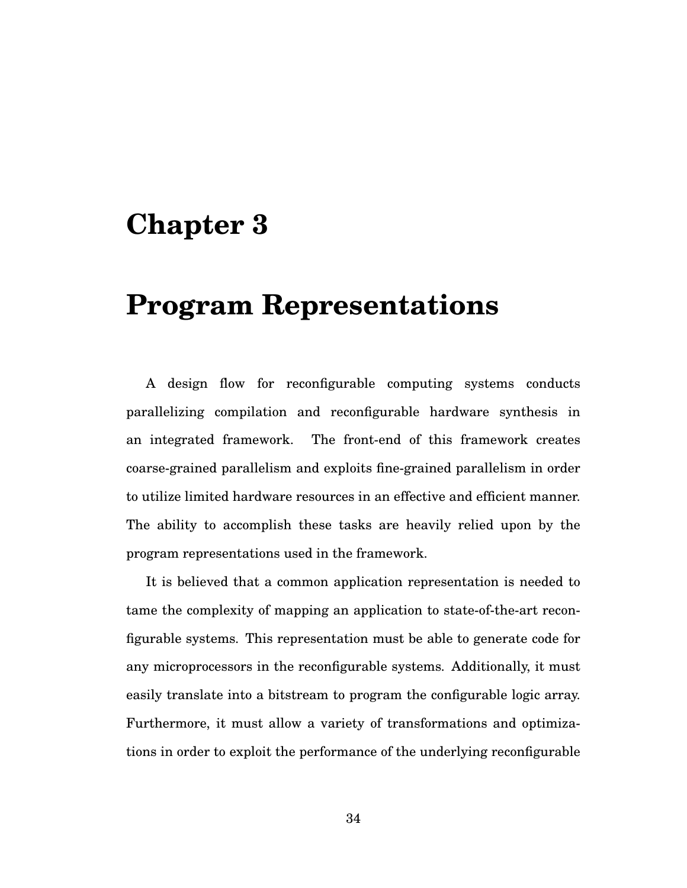# Chapter 3

# Program Representations

A design flow for reconfigurable computing systems conducts parallelizing compilation and reconfigurable hardware synthesis in an integrated framework. The front-end of this framework creates coarse-grained parallelism and exploits fine-grained parallelism in order to utilize limited hardware resources in an effective and efficient manner. The ability to accomplish these tasks are heavily relied upon by the program representations used in the framework.

It is believed that a common application representation is needed to tame the complexity of mapping an application to state-of-the-art reconfigurable systems. This representation must be able to generate code for any microprocessors in the reconfigurable systems. Additionally, it must easily translate into a bitstream to program the configurable logic array. Furthermore, it must allow a variety of transformations and optimizations in order to exploit the performance of the underlying reconfigurable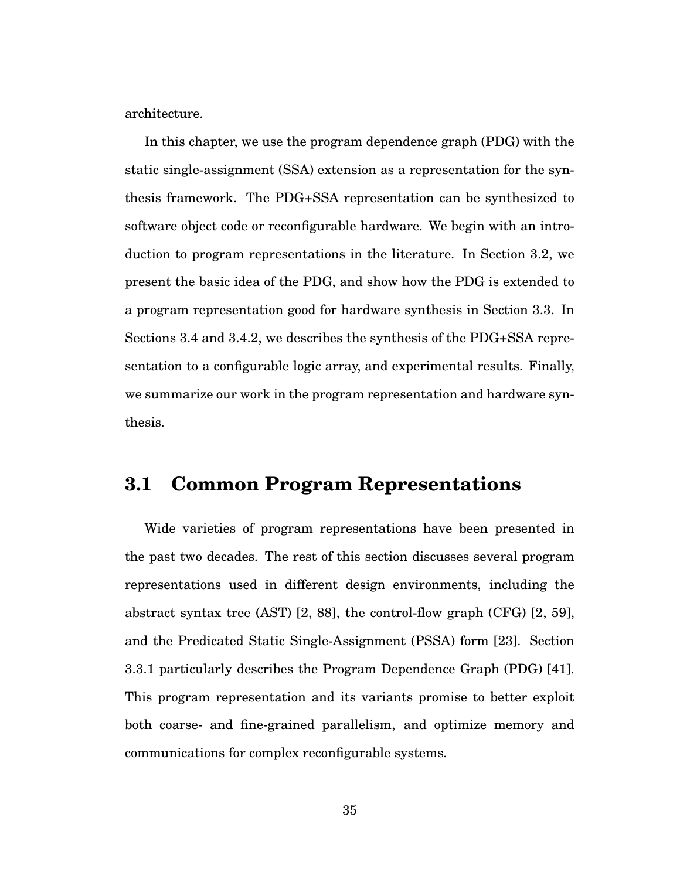architecture.

In this chapter, we use the program dependence graph (PDG) with the static single-assignment (SSA) extension as a representation for the synthesis framework. The PDG+SSA representation can be synthesized to software object code or reconfigurable hardware. We begin with an introduction to program representations in the literature. In Section 3.2, we present the basic idea of the PDG, and show how the PDG is extended to a program representation good for hardware synthesis in Section 3.3. In Sections 3.4 and 3.4.2, we describes the synthesis of the PDG+SSA representation to a configurable logic array, and experimental results. Finally, we summarize our work in the program representation and hardware synthesis.

## 3.1 Common Program Representations

Wide varieties of program representations have been presented in the past two decades. The rest of this section discusses several program representations used in different design environments, including the abstract syntax tree (AST) [2, 88], the control-flow graph (CFG) [2, 59], and the Predicated Static Single-Assignment (PSSA) form [23]. Section 3.3.1 particularly describes the Program Dependence Graph (PDG) [41]. This program representation and its variants promise to better exploit both coarse- and fine-grained parallelism, and optimize memory and communications for complex reconfigurable systems.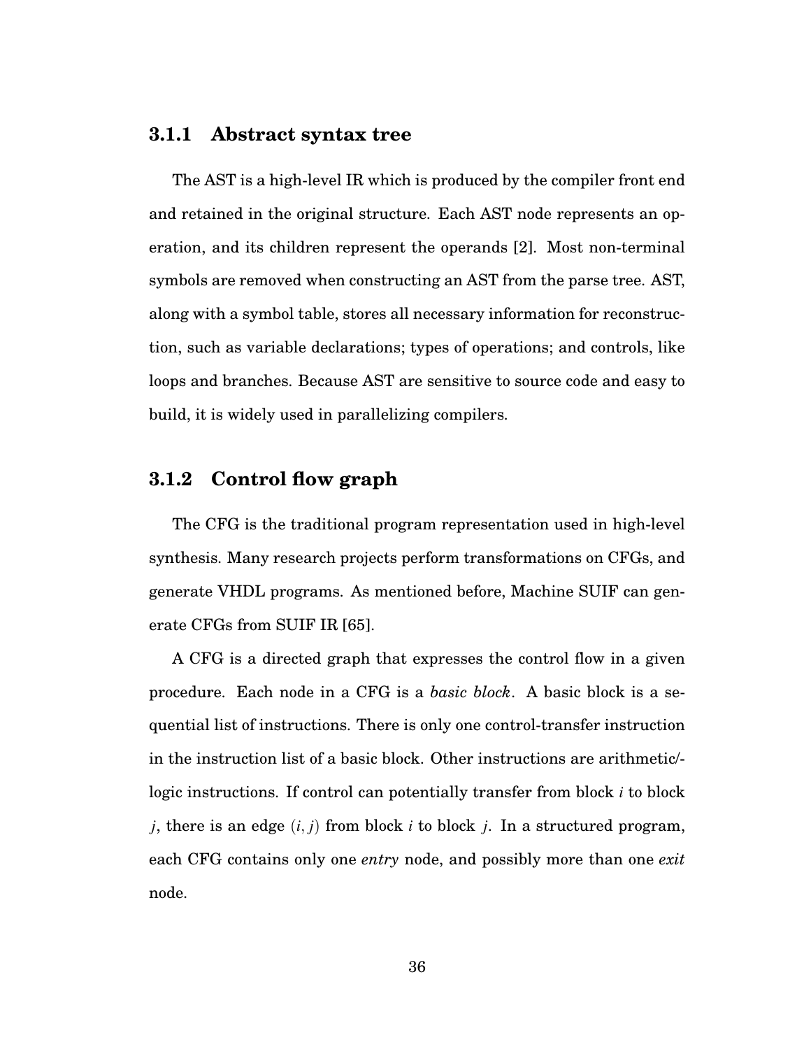### 3.1.1 Abstract syntax tree

The AST is a high-level IR which is produced by the compiler front end and retained in the original structure. Each AST node represents an operation, and its children represent the operands [2]. Most non-terminal symbols are removed when constructing an AST from the parse tree. AST, along with a symbol table, stores all necessary information for reconstruction, such as variable declarations; types of operations; and controls, like loops and branches. Because AST are sensitive to source code and easy to build, it is widely used in parallelizing compilers.

### 3.1.2 Control flow graph

The CFG is the traditional program representation used in high-level synthesis. Many research projects perform transformations on CFGs, and generate VHDL programs. As mentioned before, Machine SUIF can generate CFGs from SUIF IR [65].

A CFG is a directed graph that expresses the control flow in a given procedure. Each node in a CFG is a *basic block*. A basic block is a sequential list of instructions. There is only one control-transfer instruction in the instruction list of a basic block. Other instructions are arithmetic/-logic instructions. If control can potentially transfer from block $i$ to block $j$, there is an edge $(i, j)$ from block $i$ to block $j$. In a structured program, each CFG contains only one *entry* node, and possibly more than one *exit* node.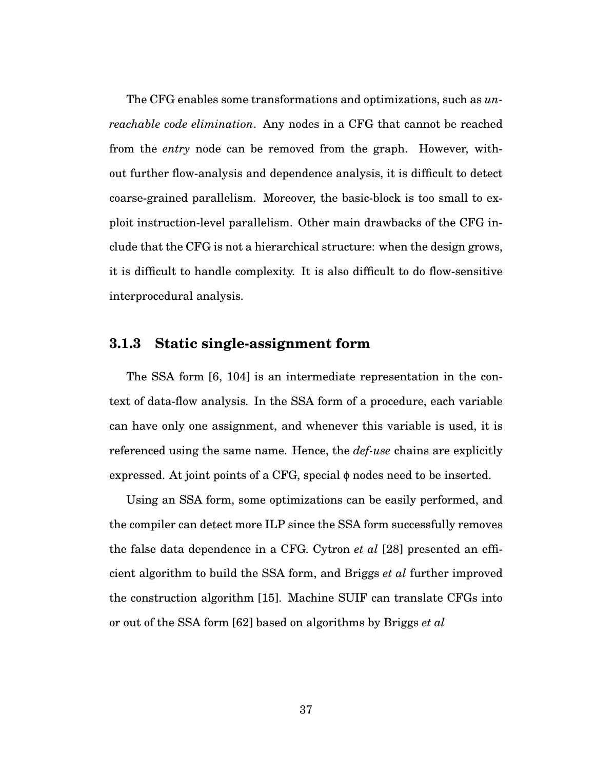The CFG enables some transformations and optimizations, such as *unreachable code elimination*. Any nodes in a CFG that cannot be reached from the *entry* node can be removed from the graph. However, without further flow-analysis and dependence analysis, it is difficult to detect coarse-grained parallelism. Moreover, the basic-block is too small to exploit instruction-level parallelism. Other main drawbacks of the CFG include that the CFG is not a hierarchical structure: when the design grows, it is difficult to handle complexity. It is also difficult to do flow-sensitive interprocedural analysis.

### 3.1.3 Static single-assignment form

The SSA form [6, 104] is an intermediate representation in the context of data-flow analysis. In the SSA form of a procedure, each variable can have only one assignment, and whenever this variable is used, it is referenced using the same name. Hence, the *def-use* chains are explicitly expressed. At joint points of a CFG, special $\phi$ nodes need to be inserted.

Using an SSA form, some optimizations can be easily performed, and the compiler can detect more ILP since the SSA form successfully removes the false data dependence in a CFG. Cytron *et al* [28] presented an efficient algorithm to build the SSA form, and Briggs *et al* further improved the construction algorithm [15]. Machine SUIF can translate CFGs into or out of the SSA form [62] based on algorithms by Briggs *et al*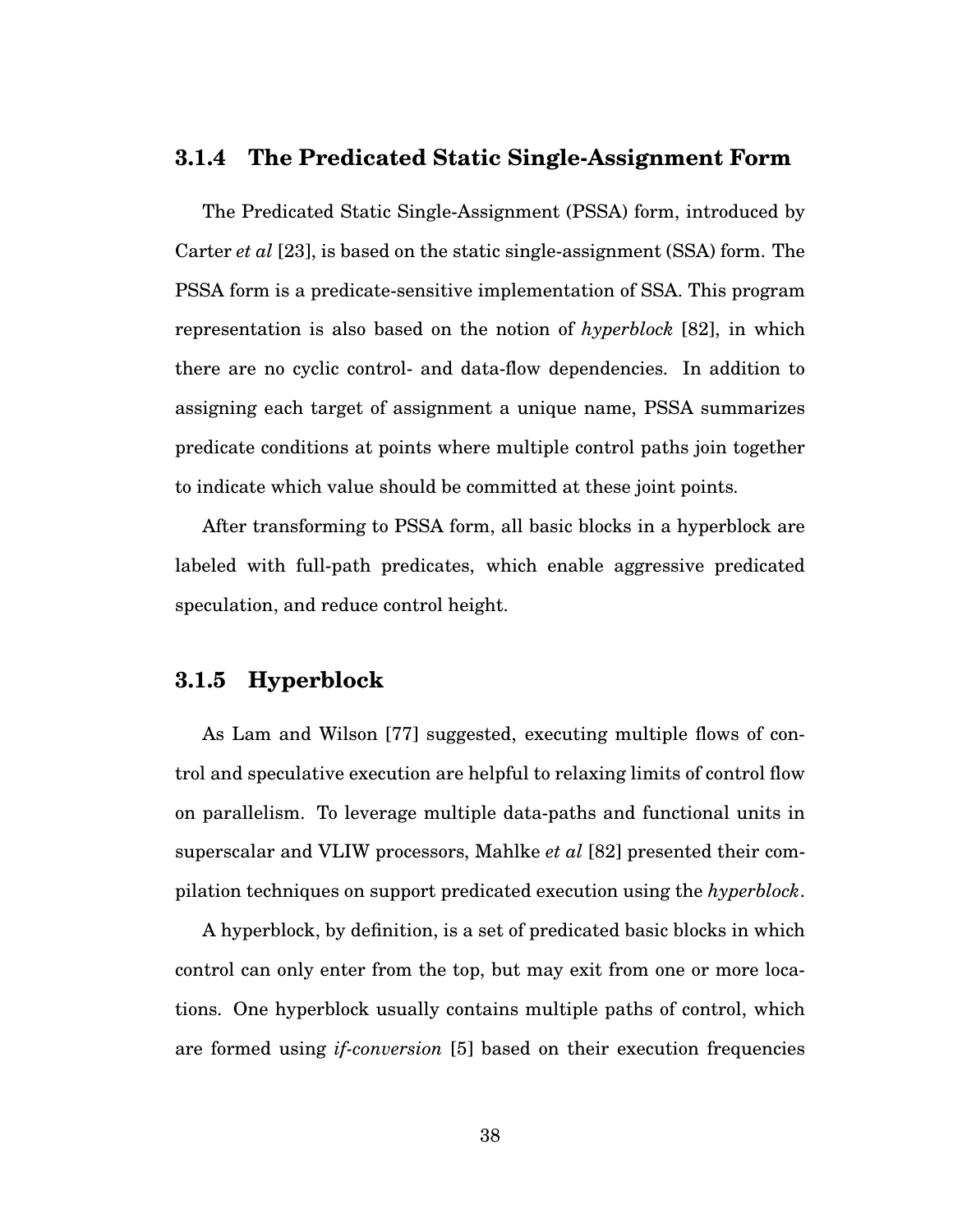### 3.1.4 The Predicated Static Single-Assignment Form

The Predicated Static Single-Assignment (PSSA) form, introduced by Carter *et al* [23], is based on the static single-assignment (SSA) form. The PSSA form is a predicate-sensitive implementation of SSA. This program representation is also based on the notion of *hyperblock* [82], in which there are no cyclic control- and data-flow dependencies. In addition to assigning each target of assignment a unique name, PSSA summarizes predicate conditions at points where multiple control paths join together to indicate which value should be committed at these joint points.

After transforming to PSSA form, all basic blocks in a hyperblock are labeled with full-path predicates, which enable aggressive predicated speculation, and reduce control height.

### 3.1.5 Hyperblock

As Lam and Wilson [77] suggested, executing multiple flows of control and speculative execution are helpful to relaxing limits of control flow on parallelism. To leverage multiple data-paths and functional units in superscalar and VLIW processors, Mahlke *et al* [82] presented their compilation techniques on support predicated execution using the *hyperblock*.

A hyperblock, by definition, is a set of predicated basic blocks in which control can only enter from the top, but may exit from one or more locations. One hyperblock usually contains multiple paths of control, which are formed using *if-conversion* [5] based on their execution frequencies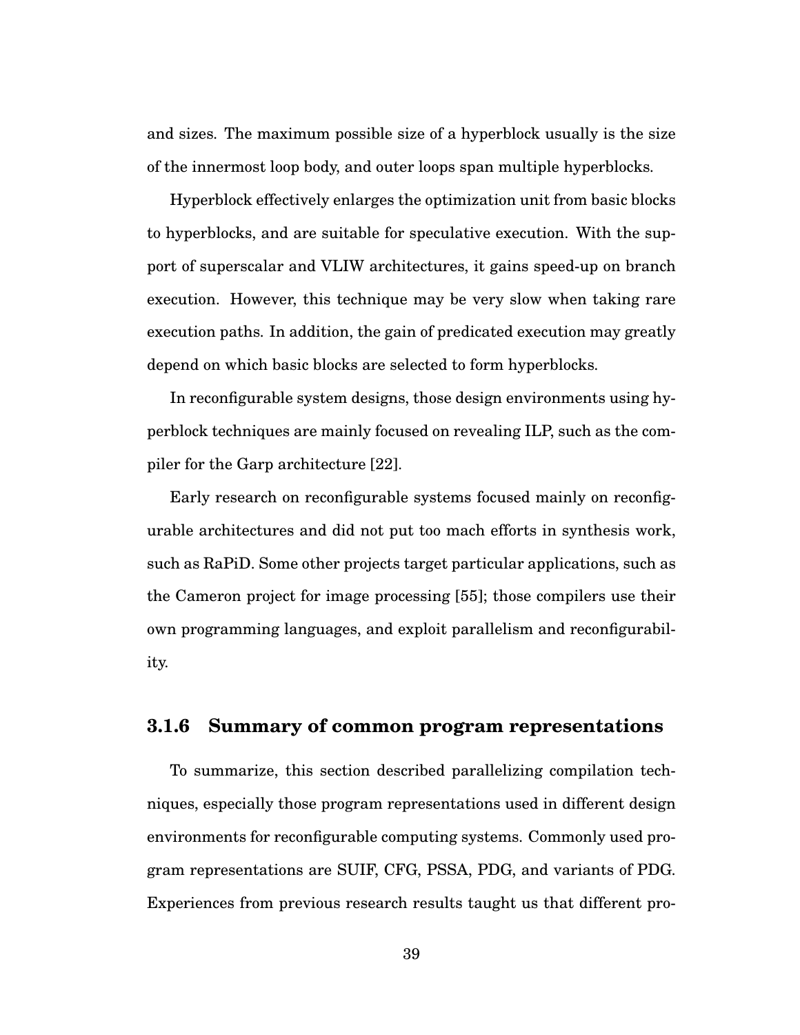and sizes. The maximum possible size of a hyperblock usually is the size of the innermost loop body, and outer loops span multiple hyperblocks.

Hyperblock effectively enlarges the optimization unit from basic blocks to hyperblocks, and are suitable for speculative execution. With the support of superscalar and VLIW architectures, it gains speed-up on branch execution. However, this technique may be very slow when taking rare execution paths. In addition, the gain of predicated execution may greatly depend on which basic blocks are selected to form hyperblocks.

In reconfigurable system designs, those design environments using hyperblock techniques are mainly focused on revealing ILP, such as the compiler for the Garp architecture [22].

Early research on reconfigurable systems focused mainly on reconfigurable architectures and did not put too mach efforts in synthesis work, such as RaPiD. Some other projects target particular applications, such as the Cameron project for image processing [55]; those compilers use their own programming languages, and exploit parallelism and reconfigurability.

### 3.1.6 Summary of common program representations

To summarize, this section described parallelizing compilation techniques, especially those program representations used in different design environments for reconfigurable computing systems. Commonly used program representations are SUIF, CFG, PSSA, PDG, and variants of PDG. Experiences from previous research results taught us that different pro-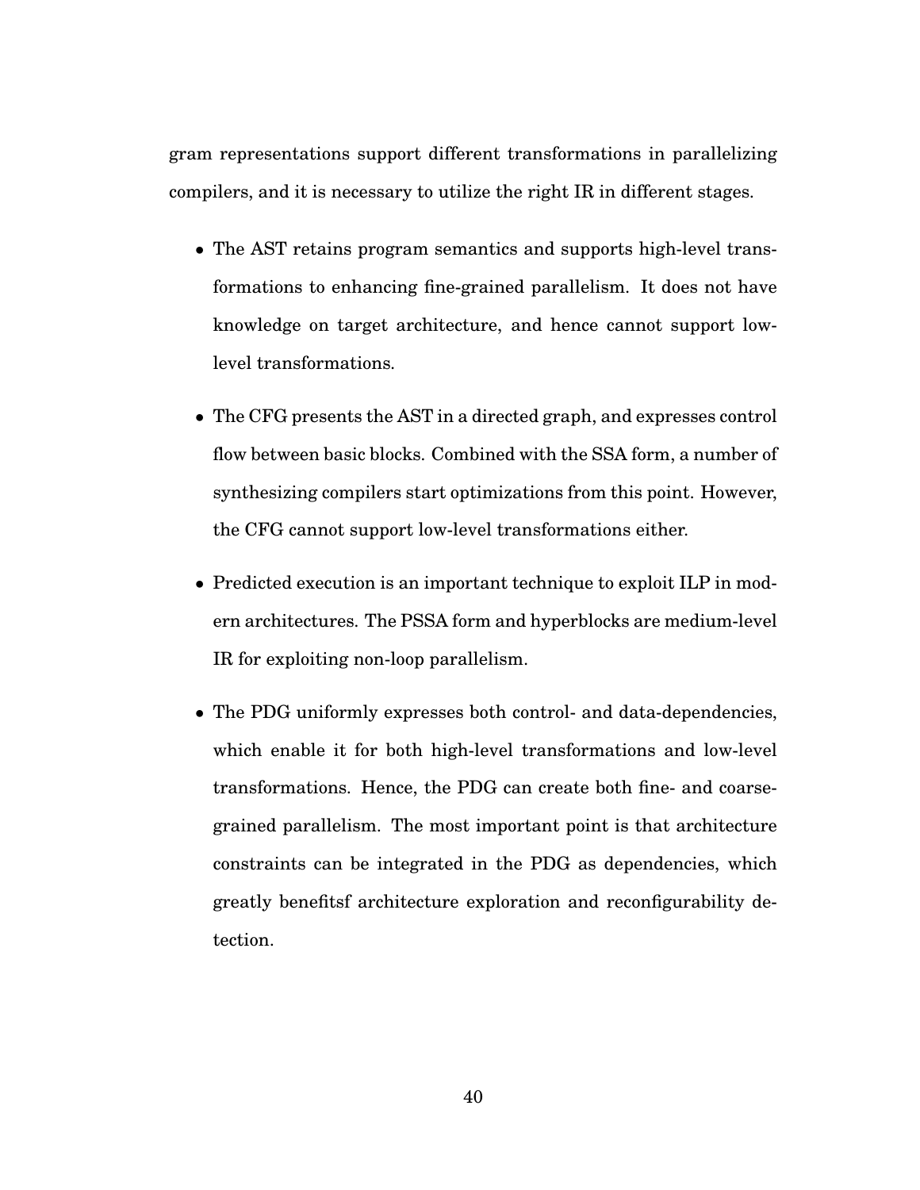gram representations support different transformations in parallelizing compilers, and it is necessary to utilize the right IR in different stages.

- The AST retains program semantics and supports high-level transformations to enhancing fine-grained parallelism. It does not have knowledge on target architecture, and hence cannot support low-level transformations.

- The CFG presents the AST in a directed graph, and expresses control flow between basic blocks. Combined with the SSA form, a number of synthesizing compilers start optimizations from this point. However, the CFG cannot support low-level transformations either.

- Predicted execution is an important technique to exploit ILP in modern architectures. The PSSA form and hyperblocks are medium-level IR for exploiting non-loop parallelism.

- The PDG uniformly expresses both control- and data-dependencies, which enable it for both high-level transformations and low-level transformations. Hence, the PDG can create both fine- and coarse-grained parallelism. The most important point is that architecture constraints can be integrated in the PDG as dependencies, which greatly benefitsf architecture exploration and reconfigurability detection.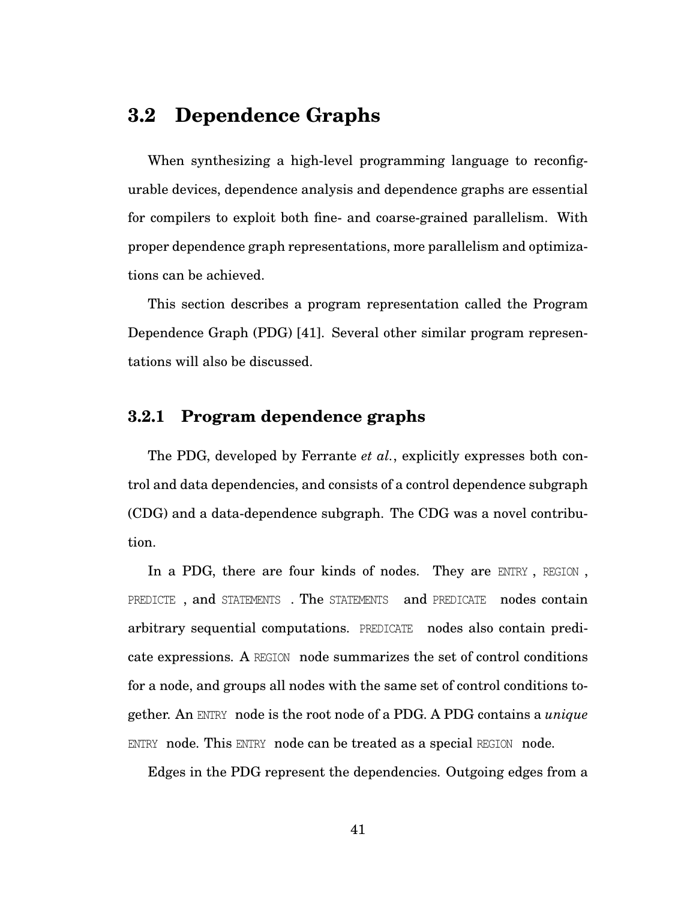## 3.2 Dependence Graphs

When synthesizing a high-level programming language to reconfigurable devices, dependence analysis and dependence graphs are essential for compilers to exploit both fine- and coarse-grained parallelism. With proper dependence graph representations, more parallelism and optimizations can be achieved.

This section describes a program representation called the Program Dependence Graph (PDG) [41]. Several other similar program representations will also be discussed.

### 3.2.1 Program dependence graphs

The PDG, developed by Ferrante *et al.*, explicitly expresses both control and data dependencies, and consists of a control dependence subgraph (CDG) and a data-dependence subgraph. The CDG was a novel contribution.

In a PDG, there are four kinds of nodes. They are `ENTRY` , `REGION` , `PREDICTE` , and `STATEMENTS` . The `STATEMENTS` and `PREDICATE` nodes contain arbitrary sequential computations. `PREDICATE` nodes also contain predicate expressions. A `REGION` node summarizes the set of control conditions for a node, and groups all nodes with the same set of control conditions together. An `ENTRY` node is the root node of a PDG. A PDG contains a *unique* `ENTRY` node. This `ENTRY` node can be treated as a special `REGION` node.

Edges in the PDG represent the dependencies. Outgoing edges from a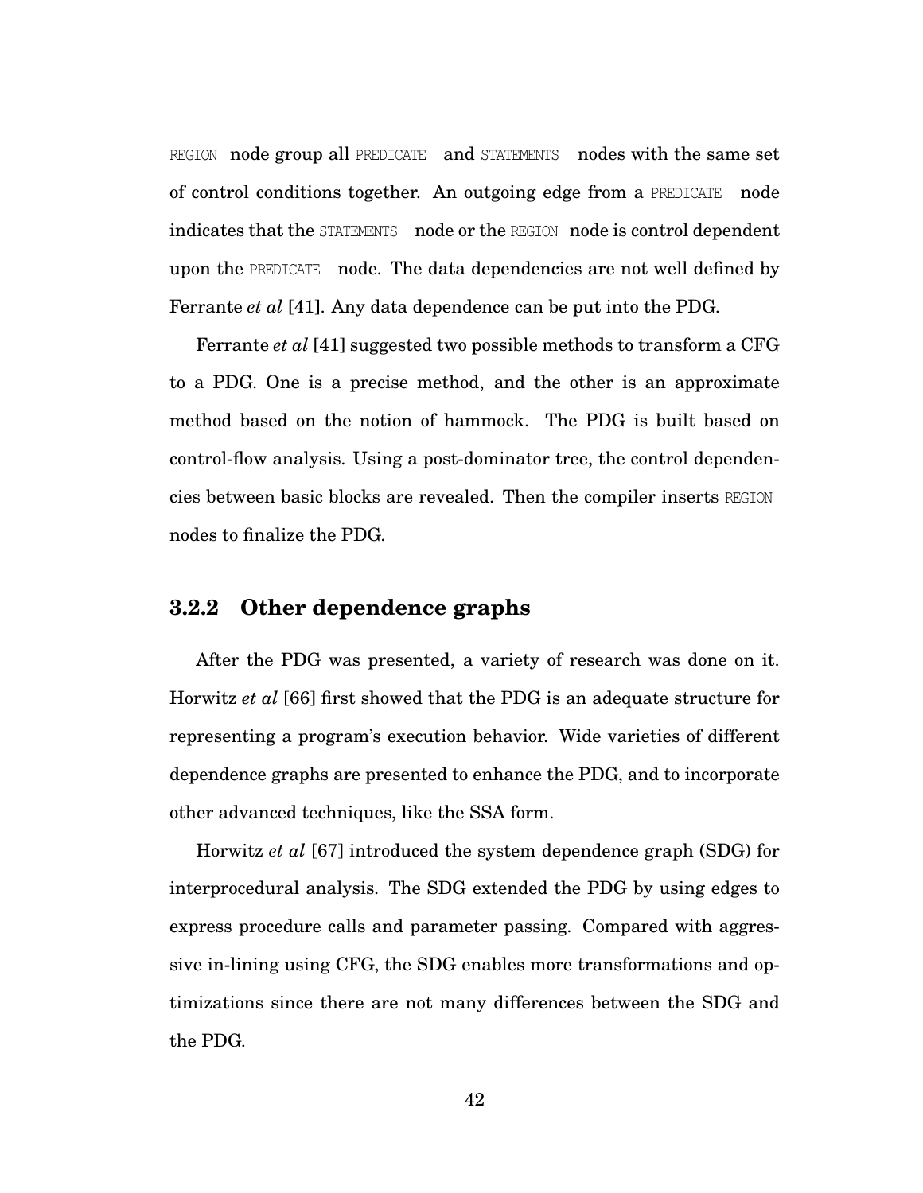REGION node group all PREDICATE and STATEMENTS nodes with the same set of control conditions together. An outgoing edge from a PREDICATE node indicates that the STATEMENTS node or the REGION node is control dependent upon the PREDICATE node. The data dependencies are not well defined by Ferrante *et al* [41]. Any data dependence can be put into the PDG.

Ferrante *et al* [41] suggested two possible methods to transform a CFG to a PDG. One is a precise method, and the other is an approximate method based on the notion of hammock. The PDG is built based on control-flow analysis. Using a post-dominator tree, the control dependencies between basic blocks are revealed. Then the compiler inserts REGION nodes to finalize the PDG.

### 3.2.2 Other dependence graphs

After the PDG was presented, a variety of research was done on it. Horwitz *et al* [66] first showed that the PDG is an adequate structure for representing a program's execution behavior. Wide varieties of different dependence graphs are presented to enhance the PDG, and to incorporate other advanced techniques, like the SSA form.

Horwitz *et al* [67] introduced the system dependence graph (SDG) for interprocedural analysis. The SDG extended the PDG by using edges to express procedure calls and parameter passing. Compared with aggressive in-lining using CFG, the SDG enables more transformations and optimizations since there are not many differences between the SDG and the PDG.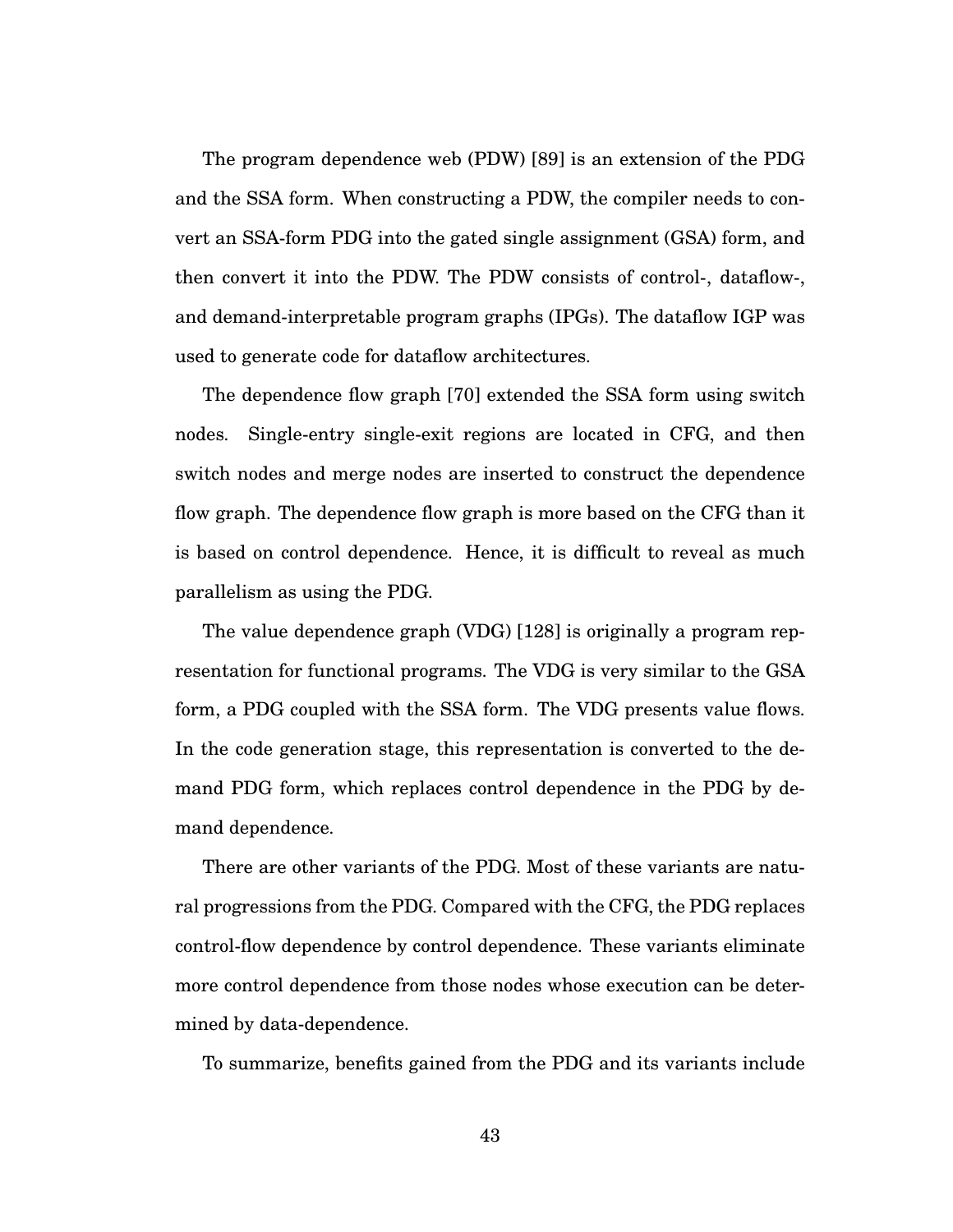The program dependence web (PDW) [89] is an extension of the PDG and the SSA form. When constructing a PDW, the compiler needs to convert an SSA-form PDG into the gated single assignment (GSA) form, and then convert it into the PDW. The PDW consists of control-, dataflow-, and demand-interpretable program graphs (IPGs). The dataflow IGP was used to generate code for dataflow architectures.

The dependence flow graph [70] extended the SSA form using switch nodes. Single-entry single-exit regions are located in CFG, and then switch nodes and merge nodes are inserted to construct the dependence flow graph. The dependence flow graph is more based on the CFG than it is based on control dependence. Hence, it is difficult to reveal as much parallelism as using the PDG.

The value dependence graph (VDG) [128] is originally a program representation for functional programs. The VDG is very similar to the GSA form, a PDG coupled with the SSA form. The VDG presents value flows. In the code generation stage, this representation is converted to the demand PDG form, which replaces control dependence in the PDG by demand dependence.

There are other variants of the PDG. Most of these variants are natural progressions from the PDG. Compared with the CFG, the PDG replaces control-flow dependence by control dependence. These variants eliminate more control dependence from those nodes whose execution can be determined by data-dependence.

To summarize, benefits gained from the PDG and its variants include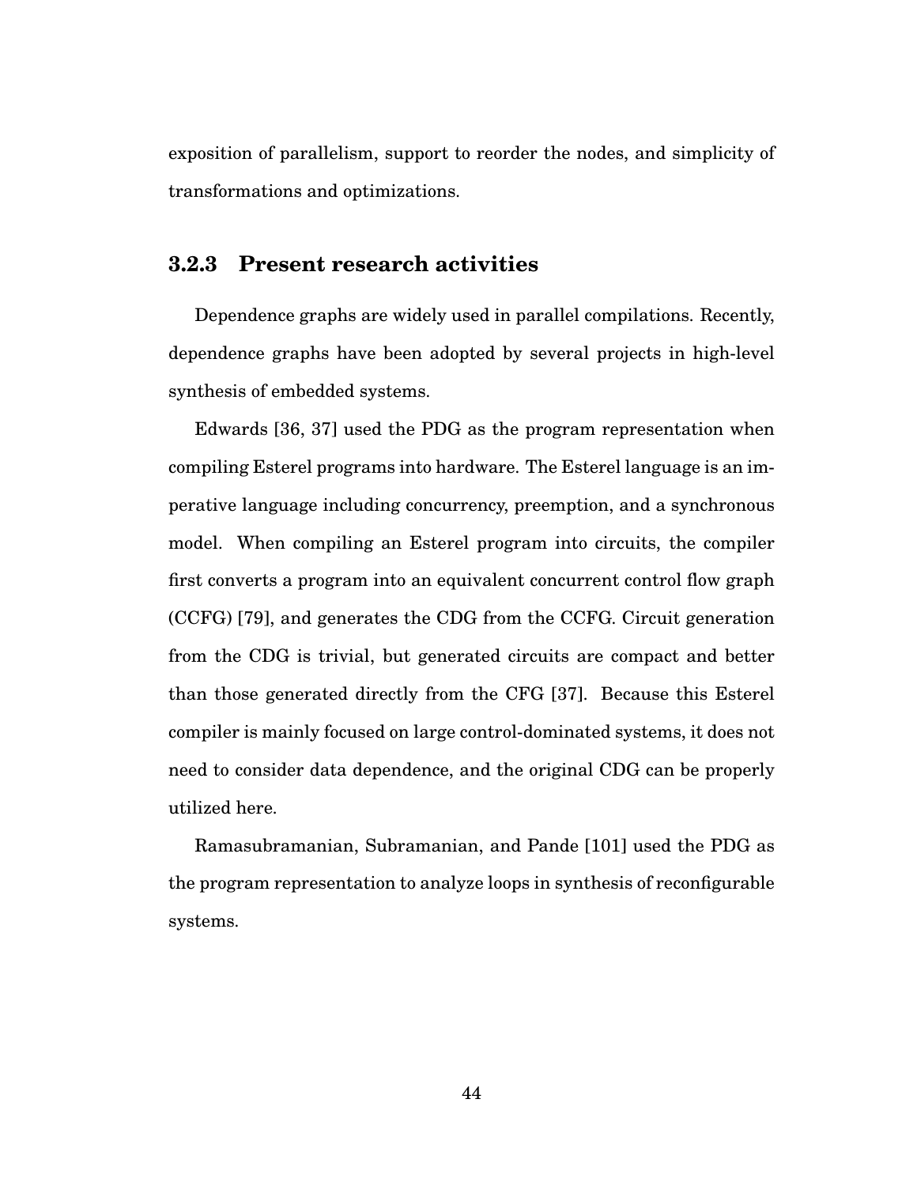exposition of parallelism, support to reorder the nodes, and simplicity of transformations and optimizations.

### 3.2.3 Present research activities

Dependence graphs are widely used in parallel compilations. Recently, dependence graphs have been adopted by several projects in high-level synthesis of embedded systems.

Edwards [36, 37] used the PDG as the program representation when compiling Esterel programs into hardware. The Esterel language is an imperative language including concurrency, preemption, and a synchronous model. When compiling an Esterel program into circuits, the compiler first converts a program into an equivalent concurrent control flow graph (CCFG) [79], and generates the CDG from the CCFG. Circuit generation from the CDG is trivial, but generated circuits are compact and better than those generated directly from the CFG [37]. Because this Esterel compiler is mainly focused on large control-dominated systems, it does not need to consider data dependence, and the original CDG can be properly utilized here.

Ramasubramanian, Subramanian, and Pande [101] used the PDG as the program representation to analyze loops in synthesis of reconfigurable systems.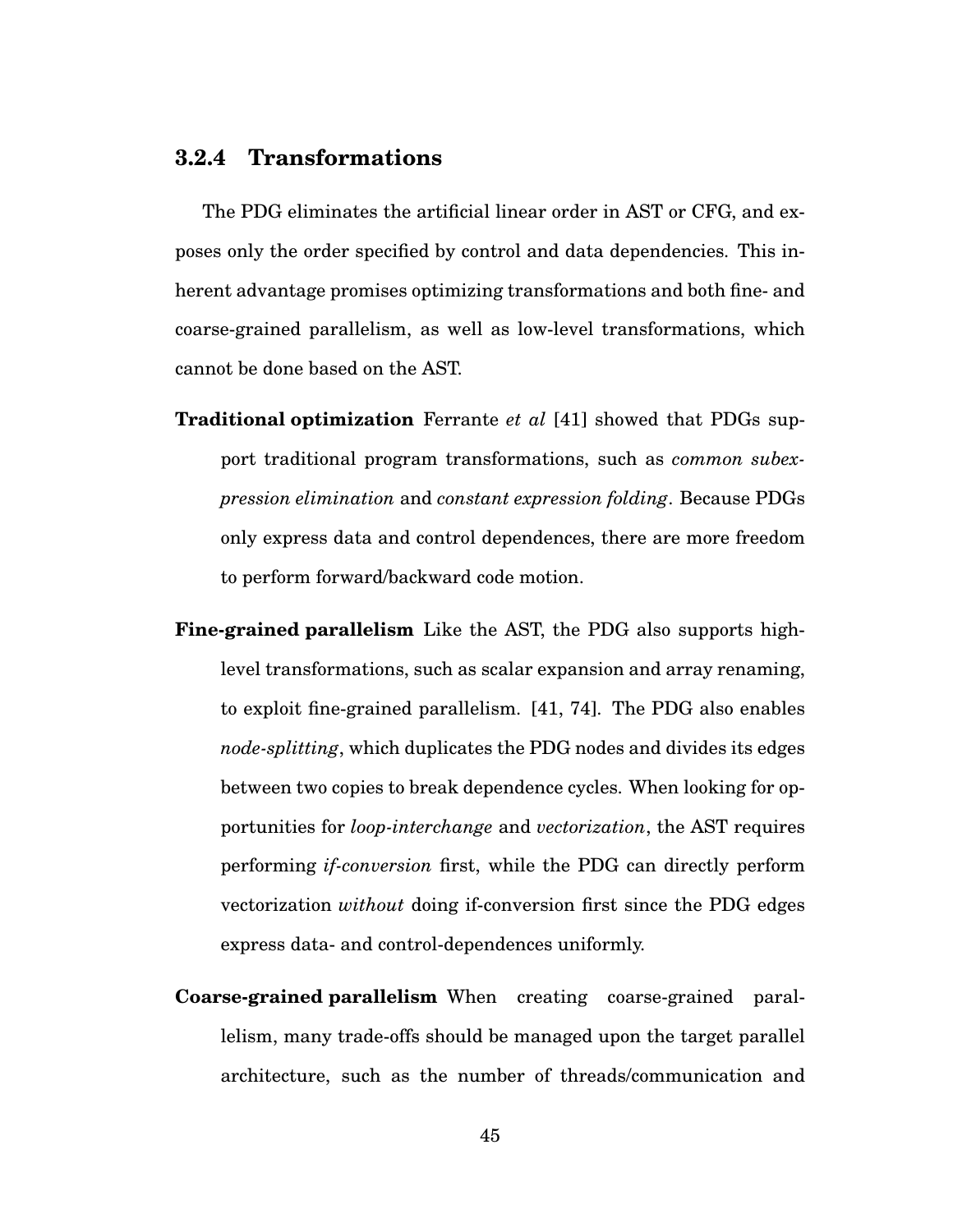### 3.2.4 Transformations

The PDG eliminates the artificial linear order in AST or CFG, and exposes only the order specified by control and data dependencies. This inherent advantage promises optimizing transformations and both fine- and coarse-grained parallelism, as well as low-level transformations, which cannot be done based on the AST.

**Traditional optimization** Ferrante *et al* [41] showed that PDGs support traditional program transformations, such as *common subexpression elimination* and *constant expression folding*. Because PDGs only express data and control dependences, there are more freedom to perform forward/backward code motion.

**Fine-grained parallelism** Like the AST, the PDG also supports high-level transformations, such as scalar expansion and array renaming, to exploit fine-grained parallelism. [41, 74]. The PDG also enables *node-splitting*, which duplicates the PDG nodes and divides its edges between two copies to break dependence cycles. When looking for opportunities for *loop-interchange* and *vectorization*, the AST requires performing *if-conversion* first, while the PDG can directly perform vectorization *without* doing if-conversion first since the PDG edges express data- and control-dependences uniformly.

**Coarse-grained parallelism** When creating coarse-grained parallelism, many trade-offs should be managed upon the target parallel architecture, such as the number of threads/communication and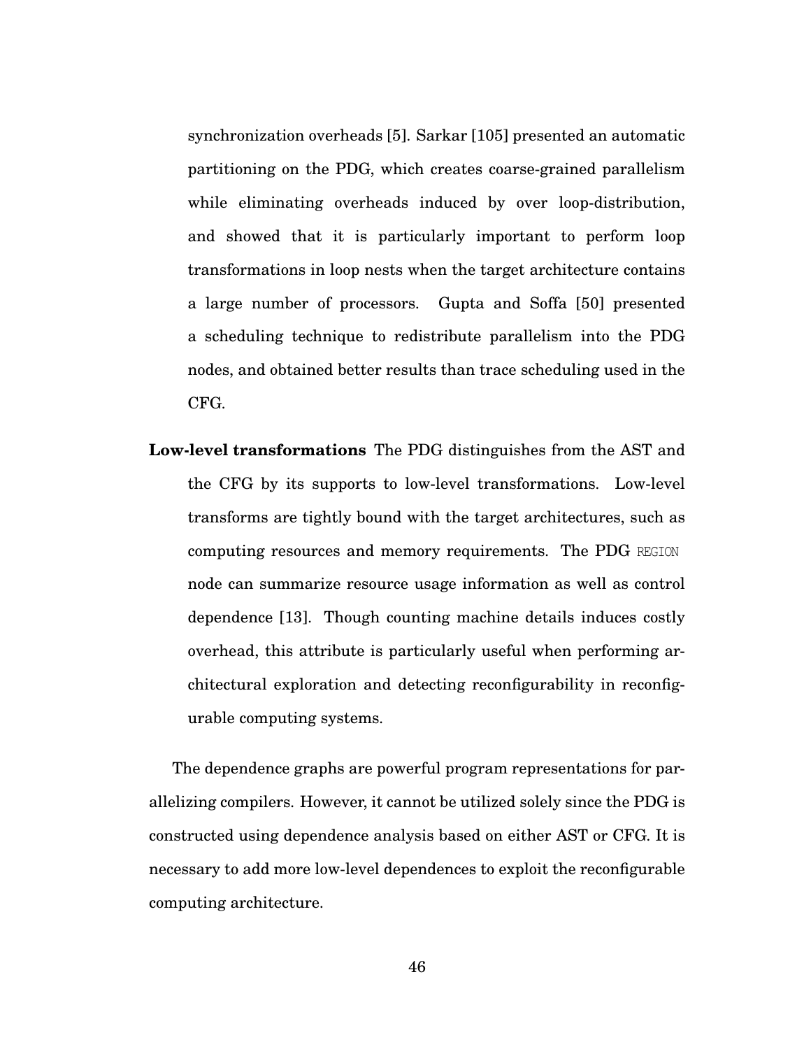synchronization overheads [5]. Sarkar [105] presented an automatic partitioning on the PDG, which creates coarse-grained parallelism while eliminating overheads induced by over loop-distribution, and showed that it is particularly important to perform loop transformations in loop nests when the target architecture contains a large number of processors. Gupta and Soffa [50] presented a scheduling technique to redistribute parallelism into the PDG nodes, and obtained better results than trace scheduling used in the CFG.

**Low-level transformations** The PDG distinguishes from the AST and the CFG by its supports to low-level transformations. Low-level transforms are tightly bound with the target architectures, such as computing resources and memory requirements. The PDG `REGION` node can summarize resource usage information as well as control dependence [13]. Though counting machine details induces costly overhead, this attribute is particularly useful when performing architectural exploration and detecting reconfigurability in reconfigurable computing systems.

The dependence graphs are powerful program representations for parallelizing compilers. However, it cannot be utilized solely since the PDG is constructed using dependence analysis based on either AST or CFG. It is necessary to add more low-level dependences to exploit the reconfigurable computing architecture.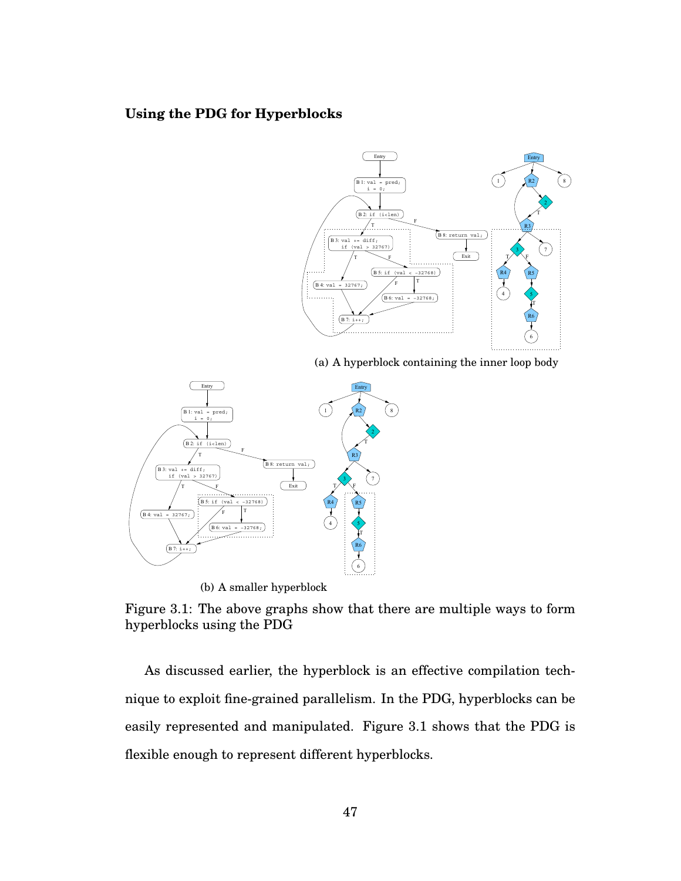**Using the PDG for Hyperblocks**

(a) A hyperblock containing the inner loop body

(b) A smaller hyperblock

Figure 3.1: The above graphs show that there are multiple ways to form hyperblocks using the PDG

As discussed earlier, the hyperblock is an effective compilation technique to exploit fine-grained parallelism. In the PDG, hyperblocks can be easily represented and manipulated. Figure 3.1 shows that the PDG is flexible enough to represent different hyperblocks.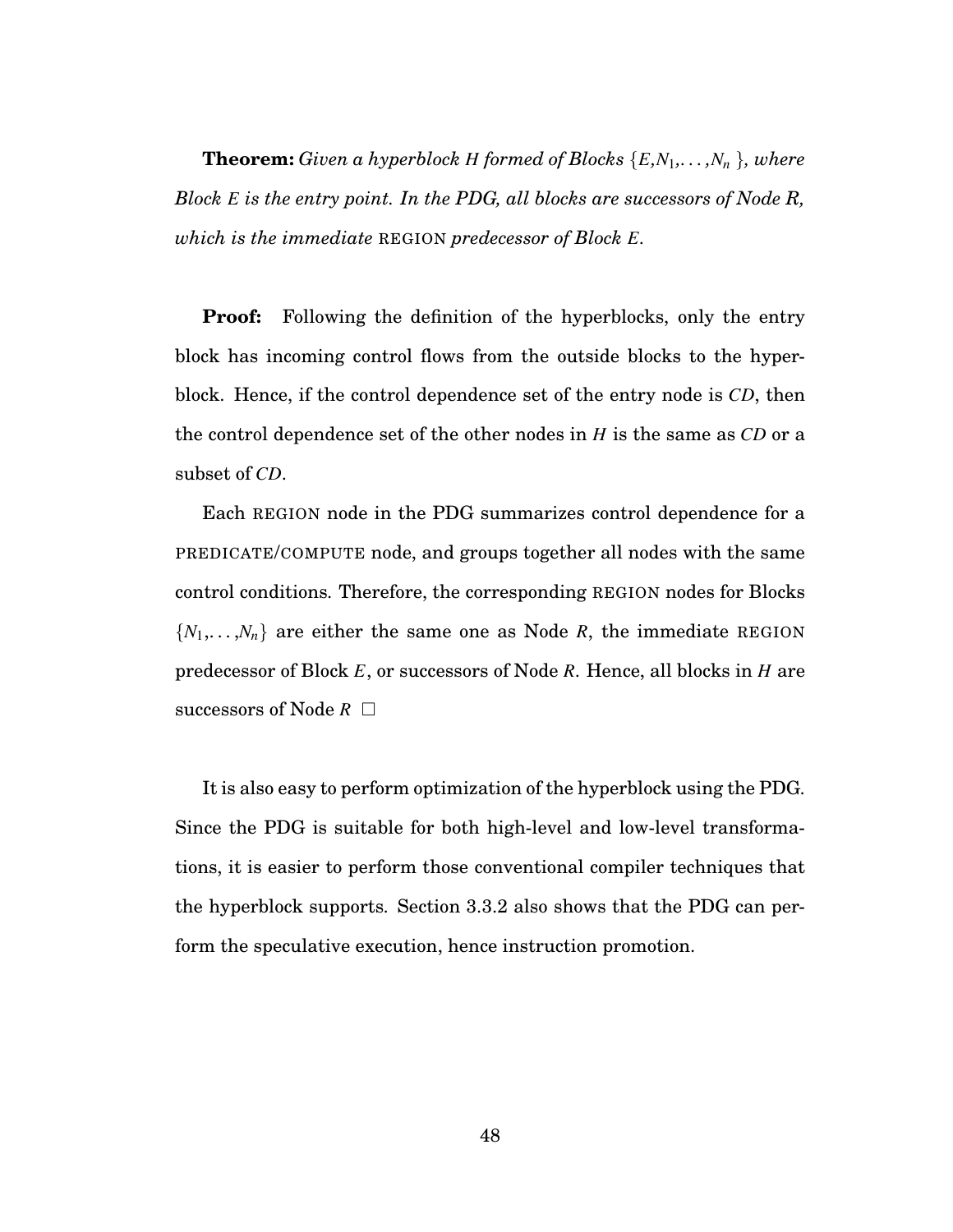**Theorem:** *Given a hyperblock $H$ formed of Blocks $\{E, N_1, \ldots, N_n\}$, where Block $E$ is the entry point. In the PDG, all blocks are successors of Node R, which is the immediate* REGION *predecessor of Block $E$.*

**Proof:** Following the definition of the hyperblocks, only the entry block has incoming control flows from the outside blocks to the hyperblock. Hence, if the control dependence set of the entry node is *CD*, then the control dependence set of the other nodes in $H$ is the same as *CD* or a subset of *CD*.

Each REGION node in the PDG summarizes control dependence for a PREDICATE/COMPUTE node, and groups together all nodes with the same control conditions. Therefore, the corresponding REGION nodes for Blocks $\{N_1, \ldots, N_n\}$ are either the same one as Node $R$, the immediate REGION predecessor of Block $E$, or successors of Node $R$. Hence, all blocks in $H$ are successors of Node $R$ □

It is also easy to perform optimization of the hyperblock using the PDG. Since the PDG is suitable for both high-level and low-level transformations, it is easier to perform those conventional compiler techniques that the hyperblock supports. Section 3.3.2 also shows that the PDG can perform the speculative execution, hence instruction promotion.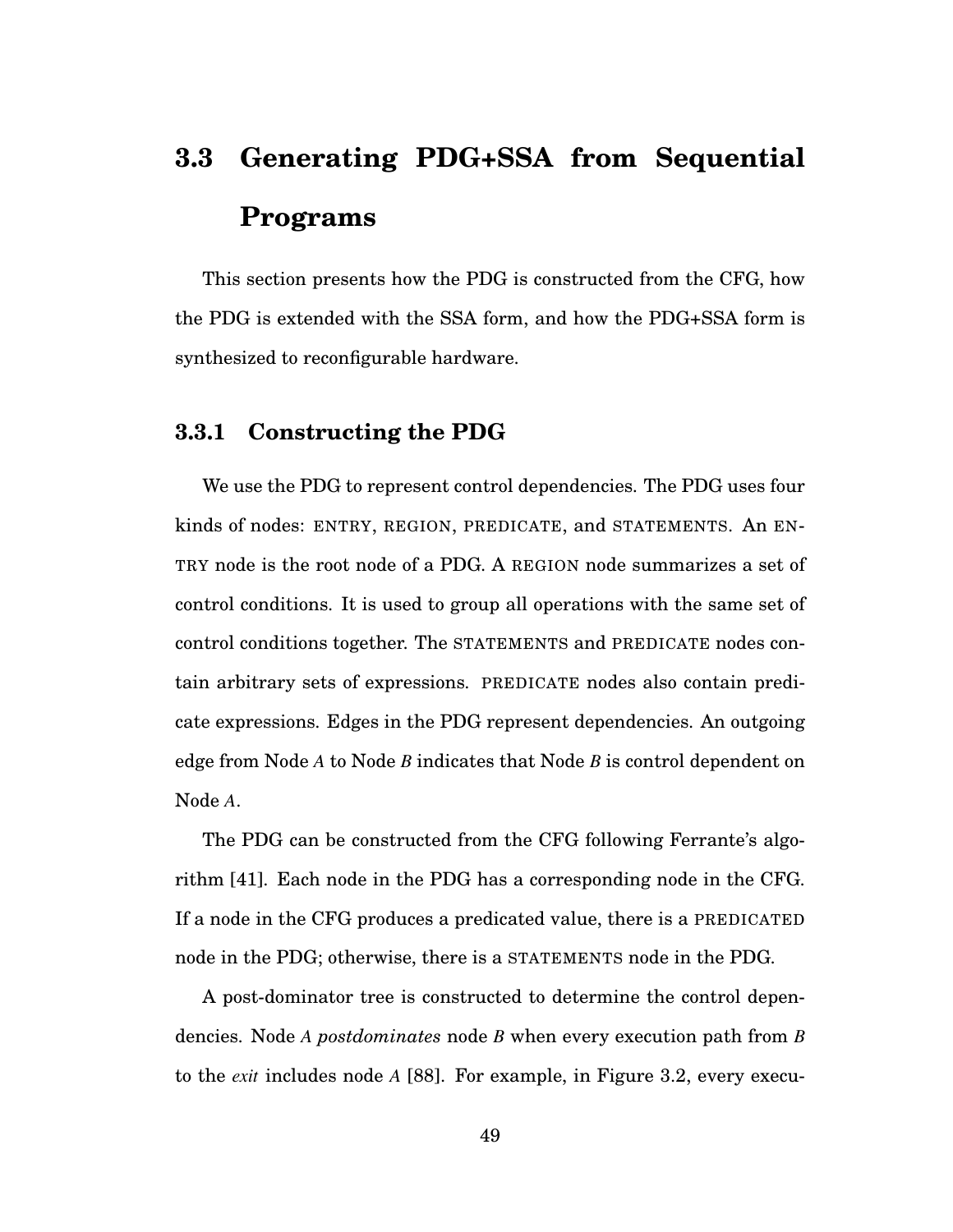## 3.3 Generating PDG+SSA from Sequential Programs

This section presents how the PDG is constructed from the CFG, how the PDG is extended with the SSA form, and how the PDG+SSA form is synthesized to reconfigurable hardware.

### 3.3.1 Constructing the PDG

We use the PDG to represent control dependencies. The PDG uses four kinds of nodes: ENTRY, REGION, PREDICATE, and STATEMENTS. An ENTRY node is the root node of a PDG. A REGION node summarizes a set of control conditions. It is used to group all operations with the same set of control conditions together. The STATEMENTS and PREDICATE nodes contain arbitrary sets of expressions. PREDICATE nodes also contain predicate expressions. Edges in the PDG represent dependencies. An outgoing edge from Node *A* to Node *B* indicates that Node *B* is control dependent on Node *A*.

The PDG can be constructed from the CFG following Ferrante's algorithm [41]. Each node in the PDG has a corresponding node in the CFG. If a node in the CFG produces a predicated value, there is a PREDICATED node in the PDG; otherwise, there is a STATEMENTS node in the PDG.

A post-dominator tree is constructed to determine the control dependencies. Node *A* *postdominates* node *B* when every execution path from *B* to the *exit* includes node *A* [88]. For example, in Figure 3.2, every execu-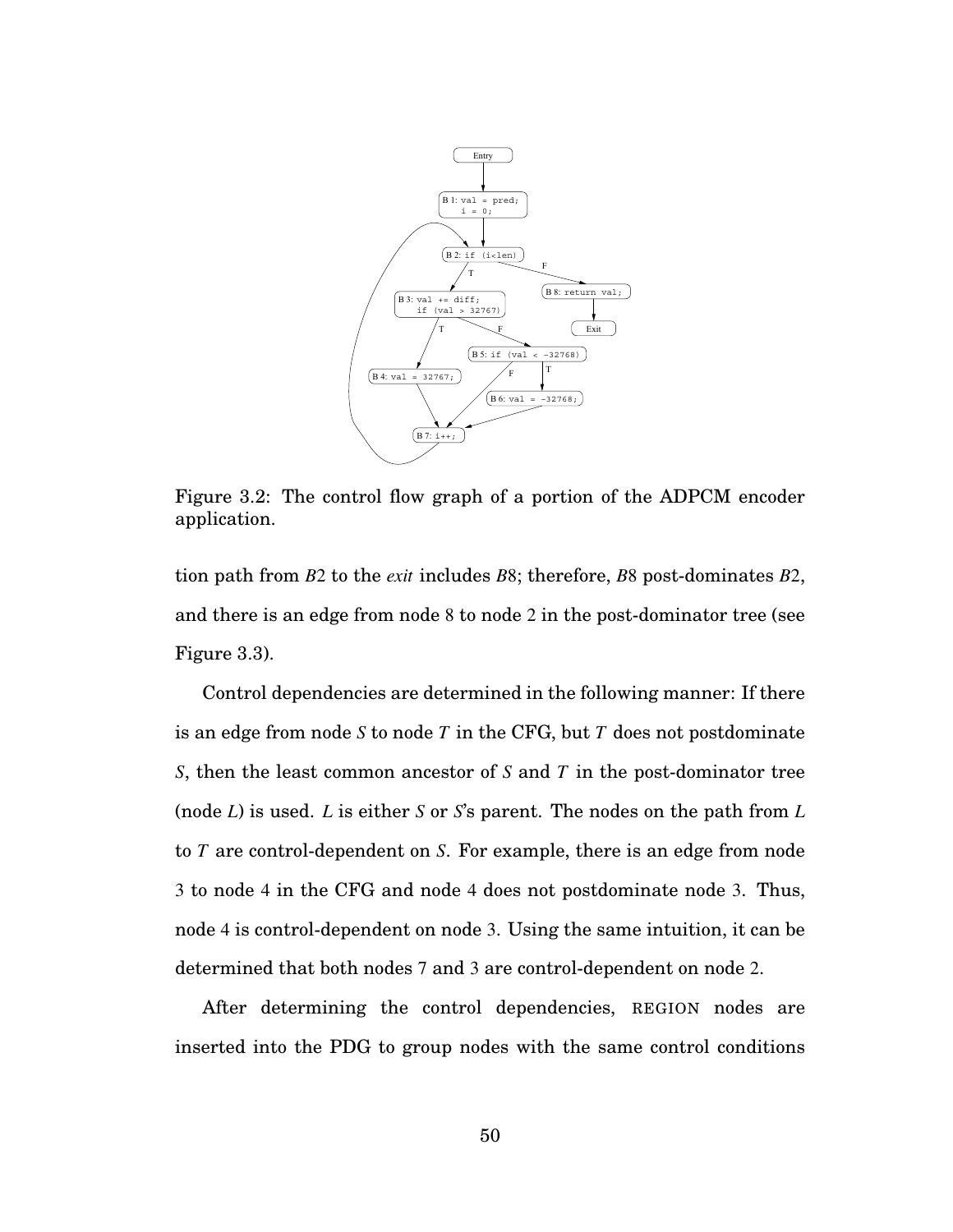Figure 3.2: The control flow graph of a portion of the ADPCM encoder application.

tion path from $B2$ to the *exit* includes $B8$; therefore, $B8$ post-dominates $B2$, and there is an edge from node 8 to node 2 in the post-dominator tree (see Figure 3.3).

Control dependencies are determined in the following manner: If there is an edge from node $S$ to node $T$ in the CFG, but $T$ does not postdominate $S$, then the least common ancestor of $S$ and $T$ in the post-dominator tree (node $L$) is used. $L$ is either $S$ or $S$'s parent. The nodes on the path from $L$ to $T$ are control-dependent on $S$. For example, there is an edge from node 3 to node 4 in the CFG and node 4 does not postdominate node 3. Thus, node 4 is control-dependent on node 3. Using the same intuition, it can be determined that both nodes 7 and 3 are control-dependent on node 2.

After determining the control dependencies, REGION nodes are inserted into the PDG to group nodes with the same control conditions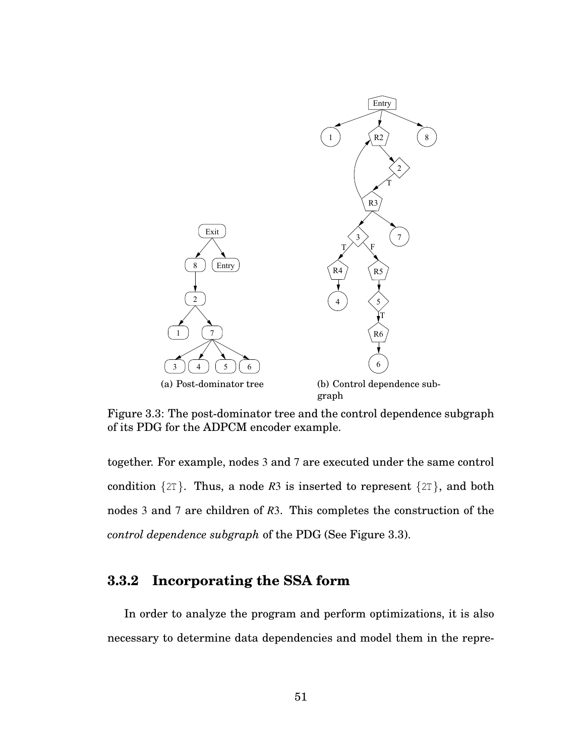(a) Post-dominator tree

(b) Control dependence subgraph

Figure 3.3: The post-dominator tree and the control dependence subgraph of its PDG for the ADPCM encoder example.

together. For example, nodes 3 and 7 are executed under the same control condition {2T}. Thus, a node *R*3 is inserted to represent {2T}, and both nodes 3 and 7 are children of *R*3. This completes the construction of the *control dependence subgraph* of the PDG (See Figure 3.3).

### 3.3.2 Incorporating the SSA form

In order to analyze the program and perform optimizations, it is also necessary to determine data dependencies and model them in the repre-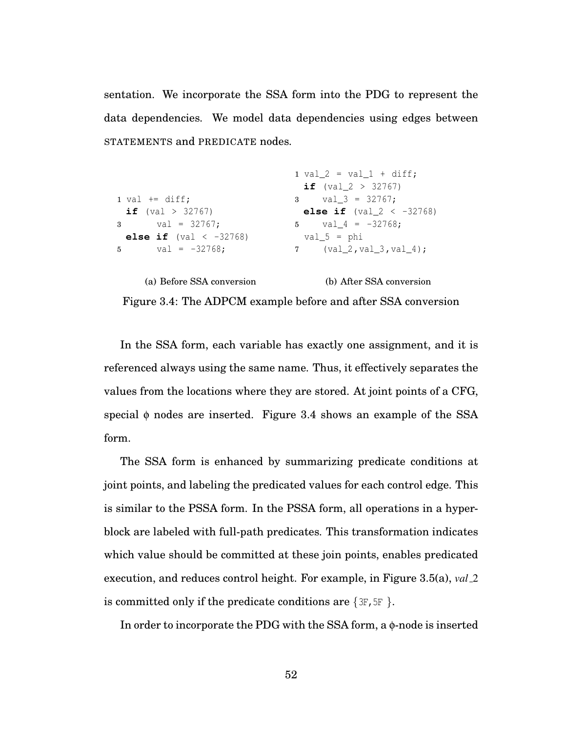sentation. We incorporate the SSA form into the PDG to represent the data dependencies. We model data dependencies using edges between STATEMENTS and PREDICATE nodes.

```
1 val += diff;
  if (val > 32767)
3       val = 32767;
  else if (val < -32768)
5       val = -32768;
```

(a) Before SSA conversion

```
1 val_2 = val_1 + diff;
  if (val_2 > 32767)
3    val_3 = 32767;
  else if (val_2 < -32768)
5    val_4 = -32768;
  val_5 = phi
7    (val_2,val_3,val_4);
```

(b) After SSA conversion

Figure 3.4: The ADPCM example before and after SSA conversion

In the SSA form, each variable has exactly one assignment, and it is referenced always using the same name. Thus, it effectively separates the values from the locations where they are stored. At joint points of a CFG, special $\phi$ nodes are inserted. Figure 3.4 shows an example of the SSA form.

The SSA form is enhanced by summarizing predicate conditions at joint points, and labeling the predicated values for each control edge. This is similar to the PSSA form. In the PSSA form, all operations in a hyperblock are labeled with full-path predicates. This transformation indicates which value should be committed at these join points, enables predicated execution, and reduces control height. For example, in Figure 3.5(a), *val_2* is committed only if the predicate conditions are {3F, 5F }.

In order to incorporate the PDG with the SSA form, a $\phi$-node is inserted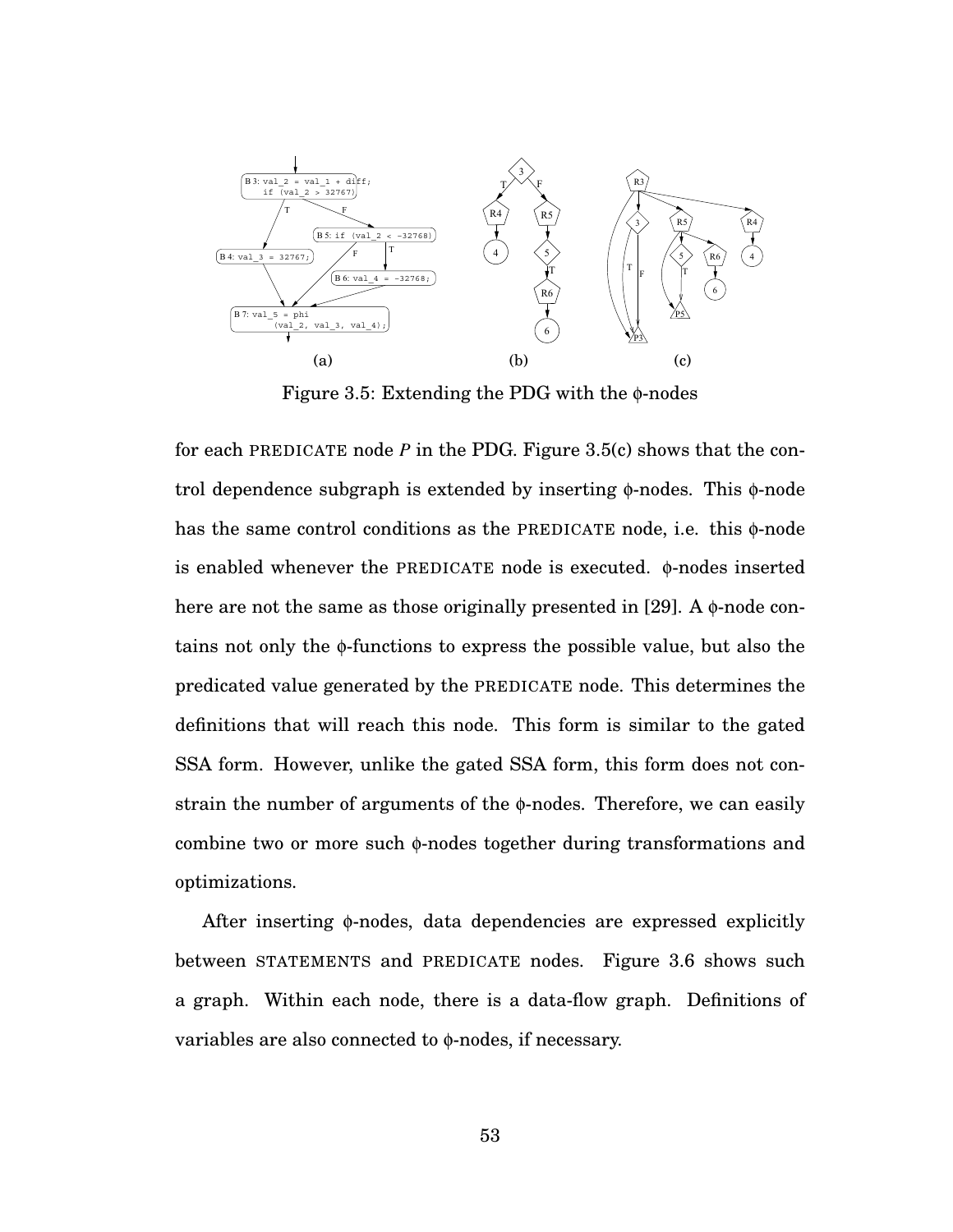Figure 3.5: Extending the PDG with the φ-nodes

for each PREDICATE node *P* in the PDG. Figure 3.5(c) shows that the control dependence subgraph is extended by inserting φ-nodes. This φ-node has the same control conditions as the PREDICATE node, i.e. this φ-node is enabled whenever the PREDICATE node is executed. φ-nodes inserted here are not the same as those originally presented in [29]. A φ-node contains not only the φ-functions to express the possible value, but also the predicated value generated by the PREDICATE node. This determines the definitions that will reach this node. This form is similar to the gated SSA form. However, unlike the gated SSA form, this form does not constrain the number of arguments of the φ-nodes. Therefore, we can easily combine two or more such φ-nodes together during transformations and optimizations.

After inserting φ-nodes, data dependencies are expressed explicitly between STATEMENTS and PREDICATE nodes. Figure 3.6 shows such a graph. Within each node, there is a data-flow graph. Definitions of variables are also connected to φ-nodes, if necessary.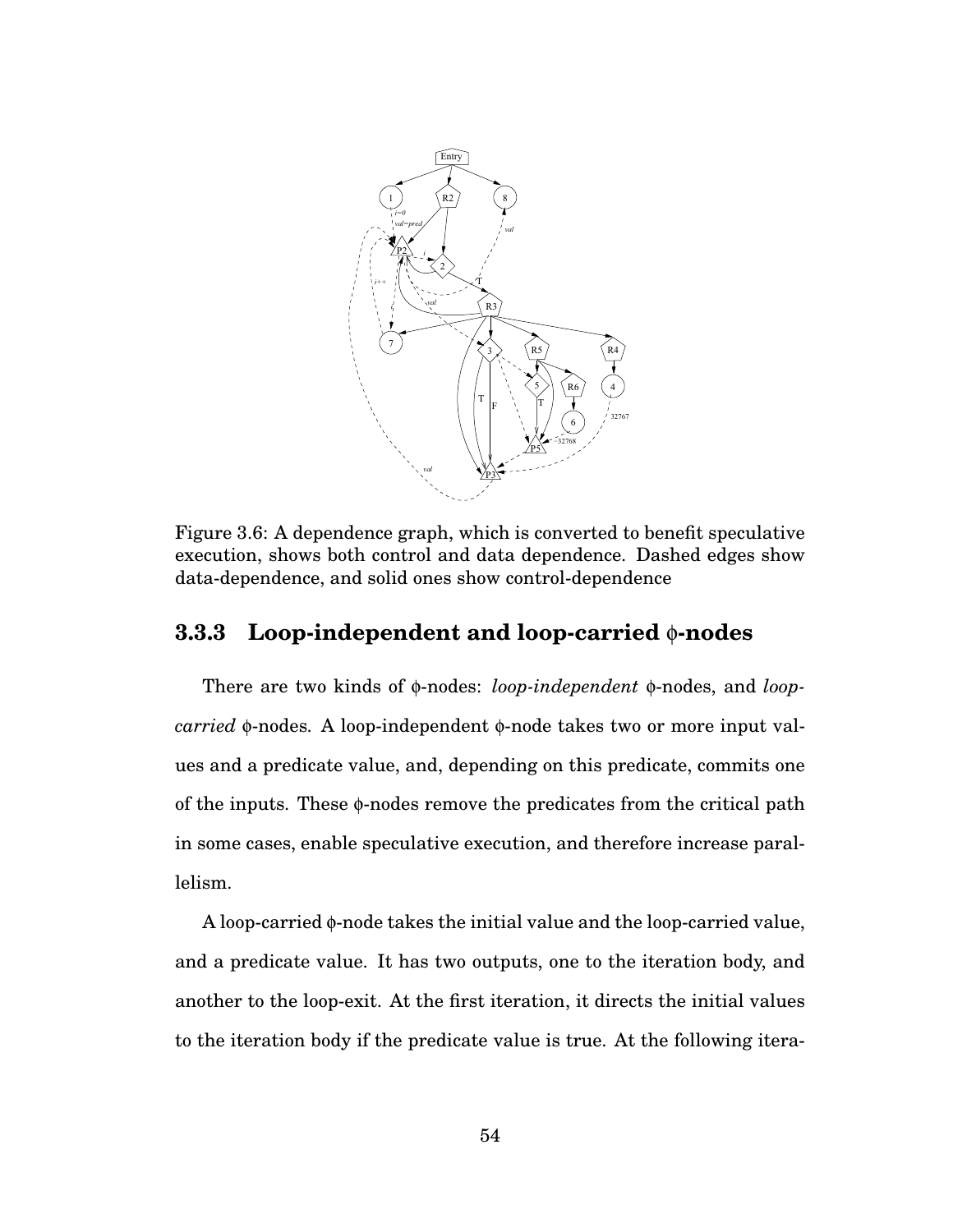Figure 3.6: A dependence graph, which is converted to benefit speculative execution, shows both control and data dependence. Dashed edges show data-dependence, and solid ones show control-dependence

### 3.3.3 Loop-independent and loop-carried $\phi$-nodes

There are two kinds of $\phi$-nodes: *loop-independent* $\phi$-nodes, and *loop-carried* $\phi$-nodes. A loop-independent $\phi$-node takes two or more input values and a predicate value, and, depending on this predicate, commits one of the inputs. These $\phi$-nodes remove the predicates from the critical path in some cases, enable speculative execution, and therefore increase parallelism.

A loop-carried $\phi$-node takes the initial value and the loop-carried value, and a predicate value. It has two outputs, one to the iteration body, and another to the loop-exit. At the first iteration, it directs the initial values to the iteration body if the predicate value is true. At the following itera-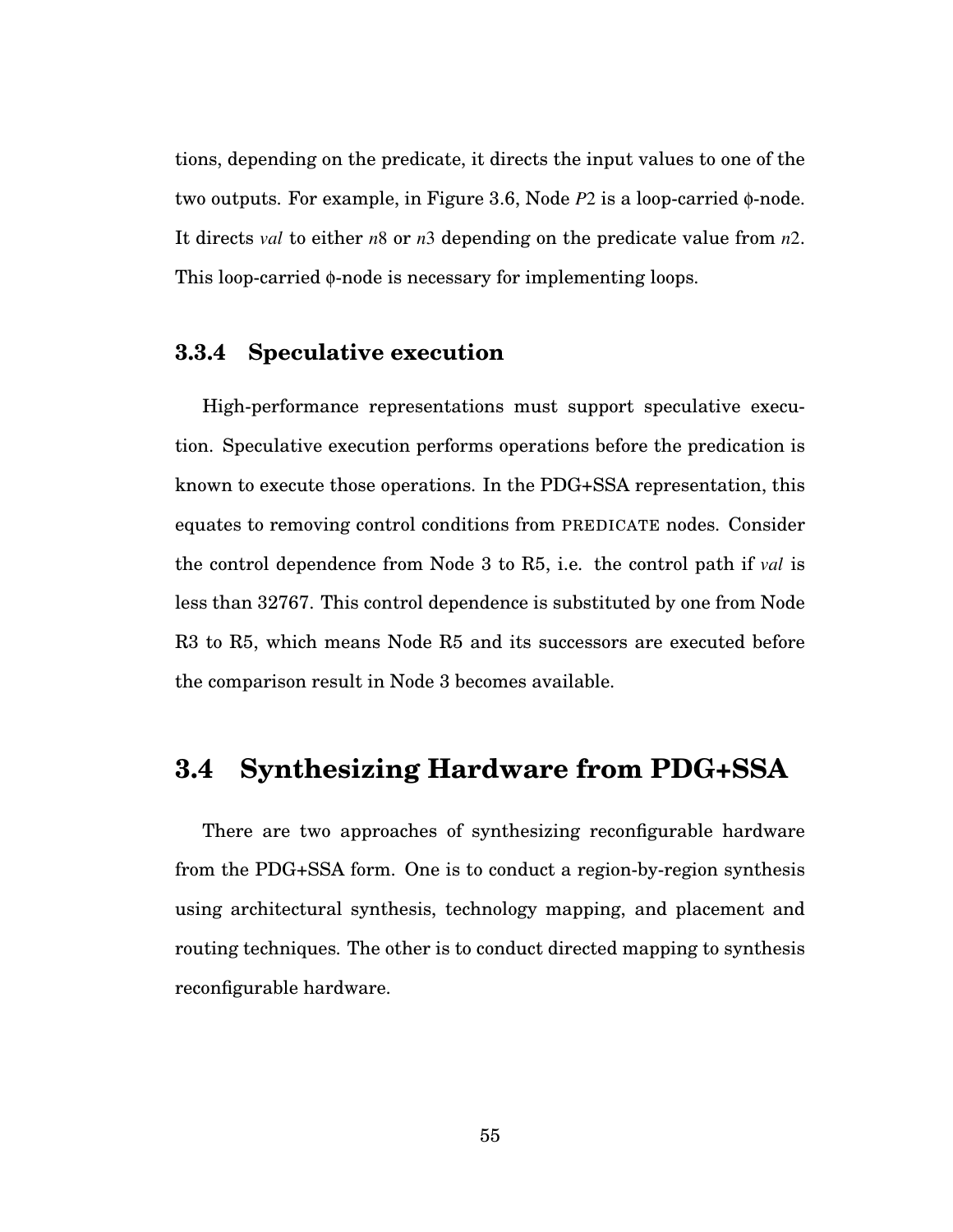tions, depending on the predicate, it directs the input values to one of the two outputs. For example, in Figure 3.6, Node $P2$ is a loop-carried $\phi$-node. It directs *val* to either $n8$ or $n3$ depending on the predicate value from $n2$. This loop-carried $\phi$-node is necessary for implementing loops.

### 3.3.4 Speculative execution

High-performance representations must support speculative execution. Speculative execution performs operations before the predication is known to execute those operations. In the PDG+SSA representation, this equates to removing control conditions from PREDICATE nodes. Consider the control dependence from Node 3 to R5, i.e. the control path if *val* is less than 32767. This control dependence is substituted by one from Node R3 to R5, which means Node R5 and its successors are executed before the comparison result in Node 3 becomes available.

## 3.4 Synthesizing Hardware from PDG+SSA

There are two approaches of synthesizing reconfigurable hardware from the PDG+SSA form. One is to conduct a region-by-region synthesis using architectural synthesis, technology mapping, and placement and routing techniques. The other is to conduct directed mapping to synthesis reconfigurable hardware.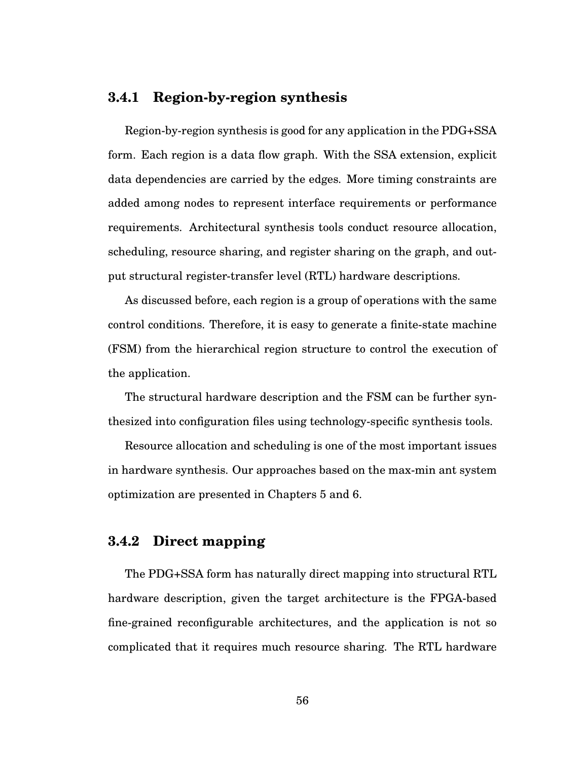### 3.4.1 Region-by-region synthesis

Region-by-region synthesis is good for any application in the PDG+SSA form. Each region is a data flow graph. With the SSA extension, explicit data dependencies are carried by the edges. More timing constraints are added among nodes to represent interface requirements or performance requirements. Architectural synthesis tools conduct resource allocation, scheduling, resource sharing, and register sharing on the graph, and output structural register-transfer level (RTL) hardware descriptions.

As discussed before, each region is a group of operations with the same control conditions. Therefore, it is easy to generate a finite-state machine (FSM) from the hierarchical region structure to control the execution of the application.

The structural hardware description and the FSM can be further synthesized into configuration files using technology-specific synthesis tools.

Resource allocation and scheduling is one of the most important issues in hardware synthesis. Our approaches based on the max-min ant system optimization are presented in Chapters 5 and 6.

### 3.4.2 Direct mapping

The PDG+SSA form has naturally direct mapping into structural RTL hardware description, given the target architecture is the FPGA-based fine-grained reconfigurable architectures, and the application is not so complicated that it requires much resource sharing. The RTL hardware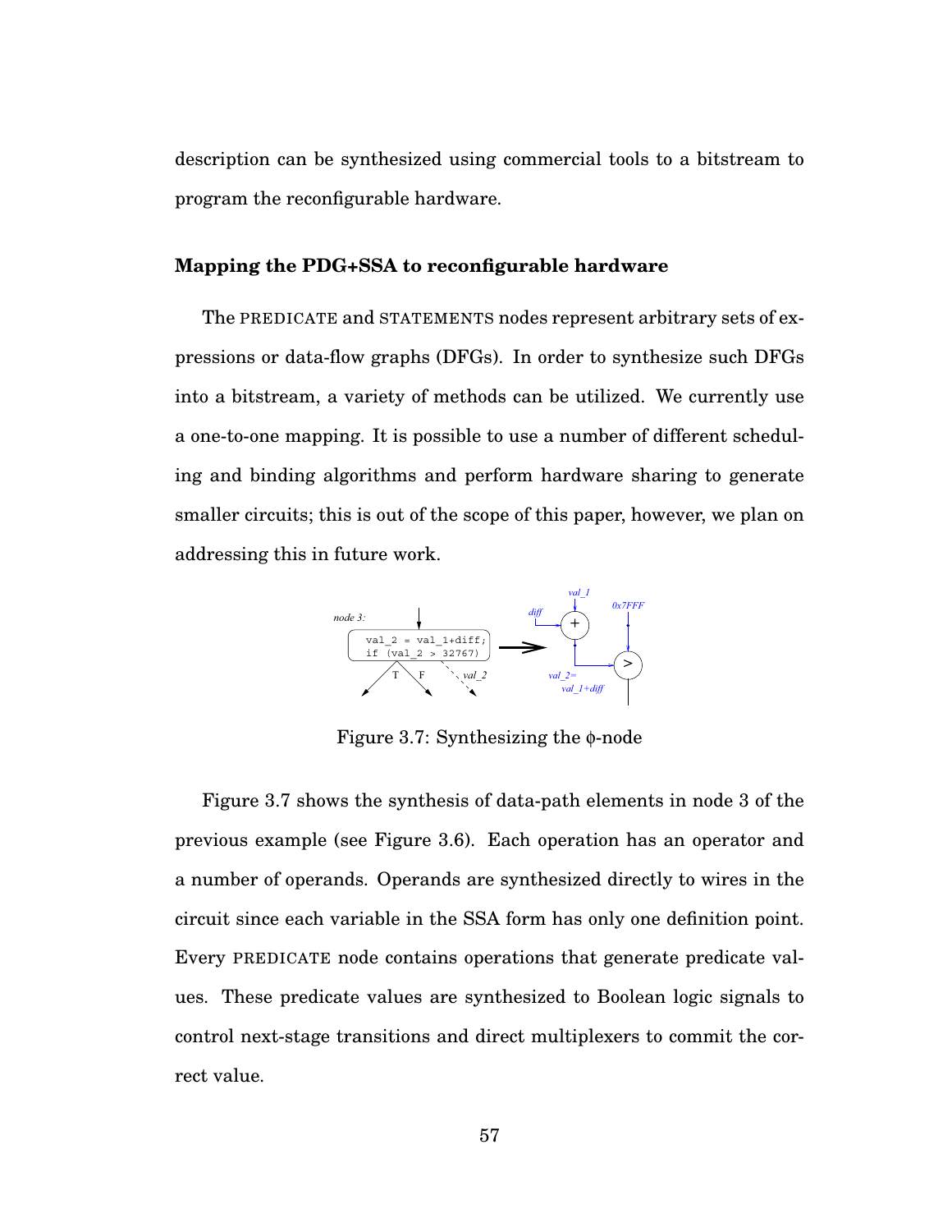description can be synthesized using commercial tools to a bitstream to program the reconfigurable hardware.

### Mapping the PDG+SSA to reconfigurable hardware

The PREDICATE and STATEMENTS nodes represent arbitrary sets of expressions or data-flow graphs (DFGs). In order to synthesize such DFGs into a bitstream, a variety of methods can be utilized. We currently use a one-to-one mapping. It is possible to use a number of different scheduling and binding algorithms and perform hardware sharing to generate smaller circuits; this is out of the scope of this paper, however, we plan on addressing this in future work.

Figure 3.7: Synthesizing the ϕ-node

Figure 3.7 shows the synthesis of data-path elements in node 3 of the previous example (see Figure 3.6). Each operation has an operator and a number of operands. Operands are synthesized directly to wires in the circuit since each variable in the SSA form has only one definition point. Every PREDICATE node contains operations that generate predicate values. These predicate values are synthesized to Boolean logic signals to control next-stage transitions and direct multiplexers to commit the correct value.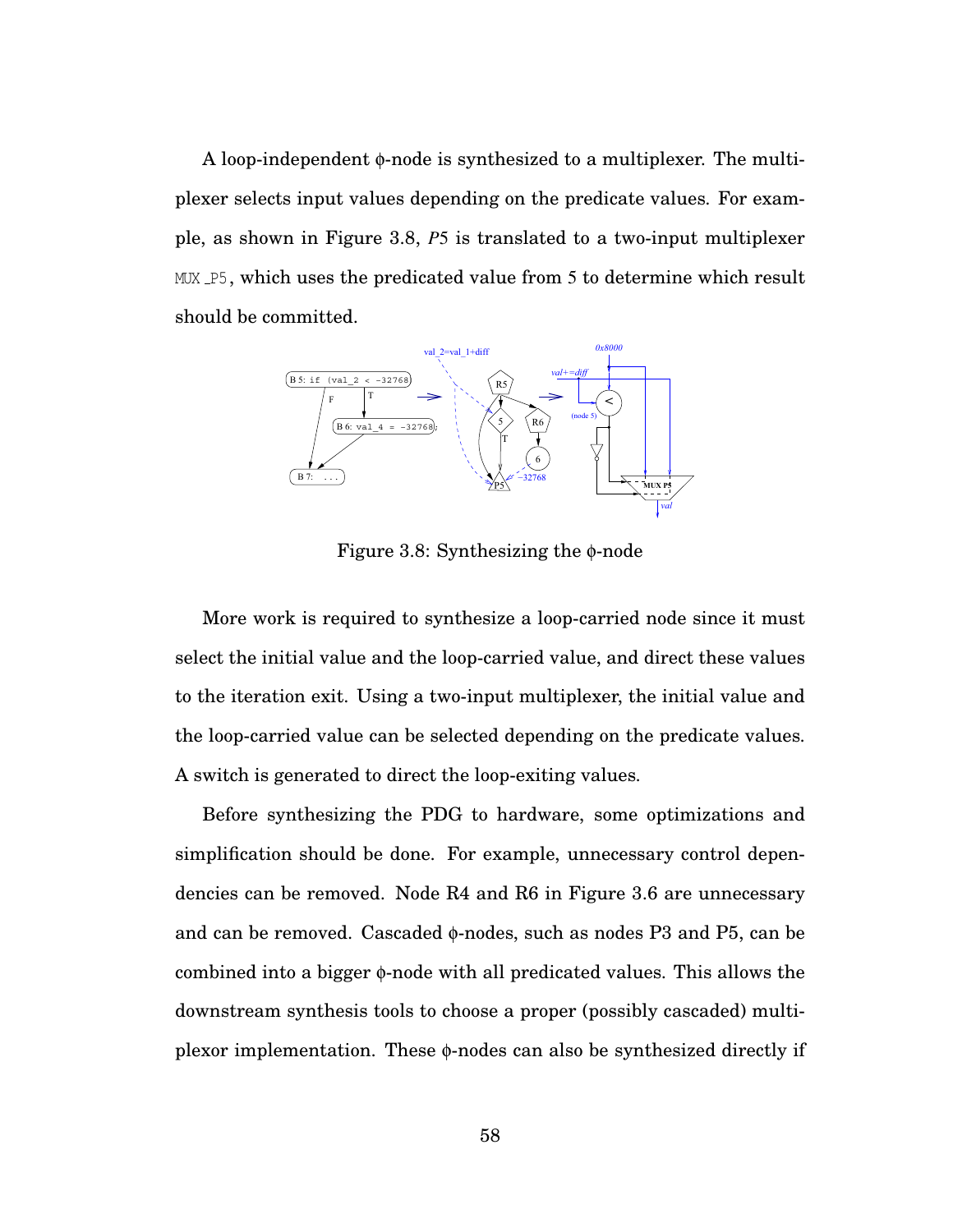A loop-independent ϕ-node is synthesized to a multiplexer. The multiplexer selects input values depending on the predicate values. For example, as shown in Figure 3.8, *P*5 is translated to a two-input multiplexer `MUX_P5`, which uses the predicated value from 5 to determine which result should be committed.

Figure 3.8: Synthesizing the ϕ-node

More work is required to synthesize a loop-carried node since it must select the initial value and the loop-carried value, and direct these values to the iteration exit. Using a two-input multiplexer, the initial value and the loop-carried value can be selected depending on the predicate values. A switch is generated to direct the loop-exiting values.

Before synthesizing the PDG to hardware, some optimizations and simplification should be done. For example, unnecessary control dependencies can be removed. Node R4 and R6 in Figure 3.6 are unnecessary and can be removed. Cascaded ϕ-nodes, such as nodes P3 and P5, can be combined into a bigger ϕ-node with all predicated values. This allows the downstream synthesis tools to choose a proper (possibly cascaded) multiplexor implementation. These ϕ-nodes can also be synthesized directly if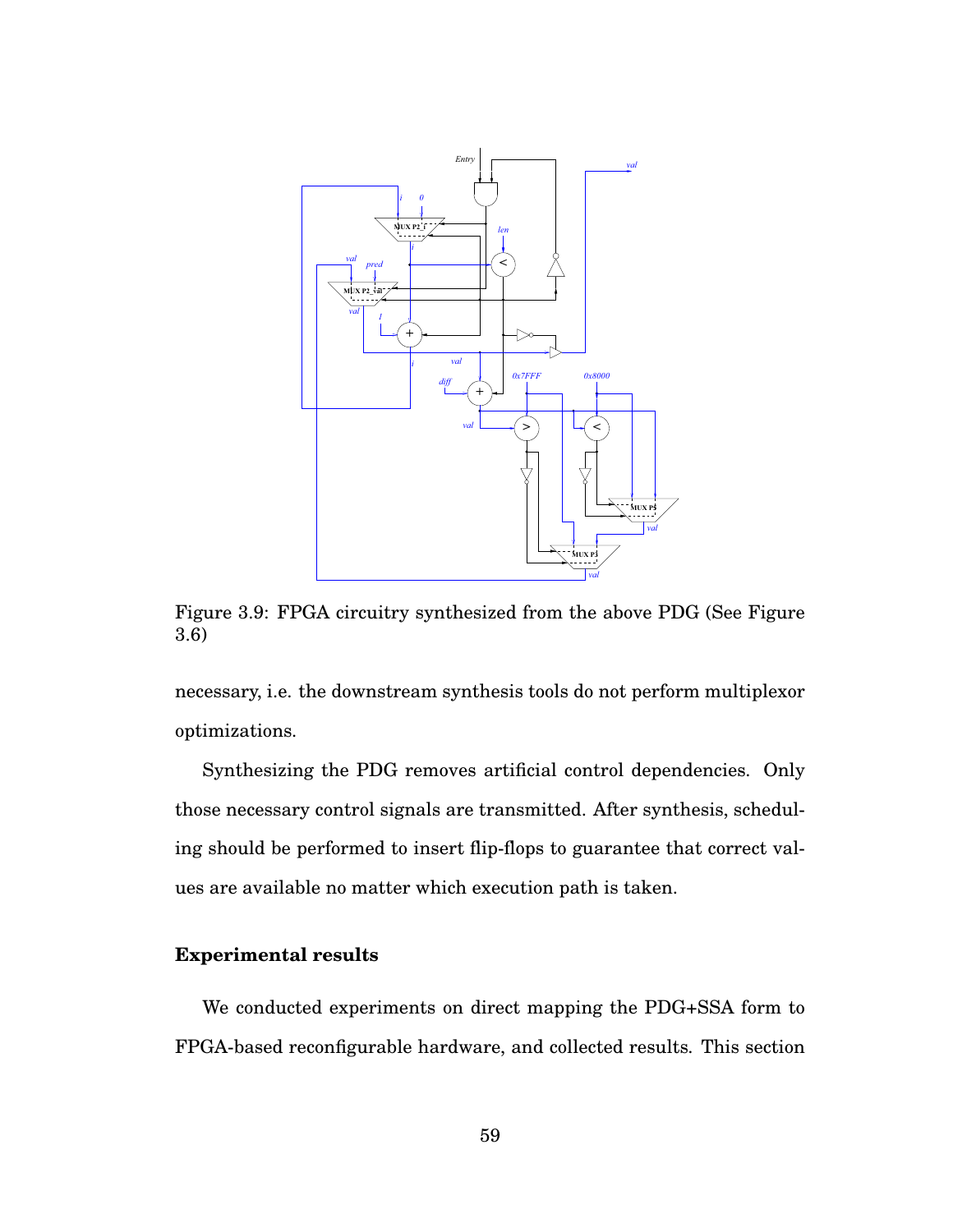Figure 3.9: FPGA circuitry synthesized from the above PDG (See Figure 3.6)

necessary, i.e. the downstream synthesis tools do not perform multiplexor optimizations.

Synthesizing the PDG removes artificial control dependencies. Only those necessary control signals are transmitted. After synthesis, scheduling should be performed to insert flip-flops to guarantee that correct values are available no matter which execution path is taken.

### Experimental results

We conducted experiments on direct mapping the PDG+SSA form to FPGA-based reconfigurable hardware, and collected results. This section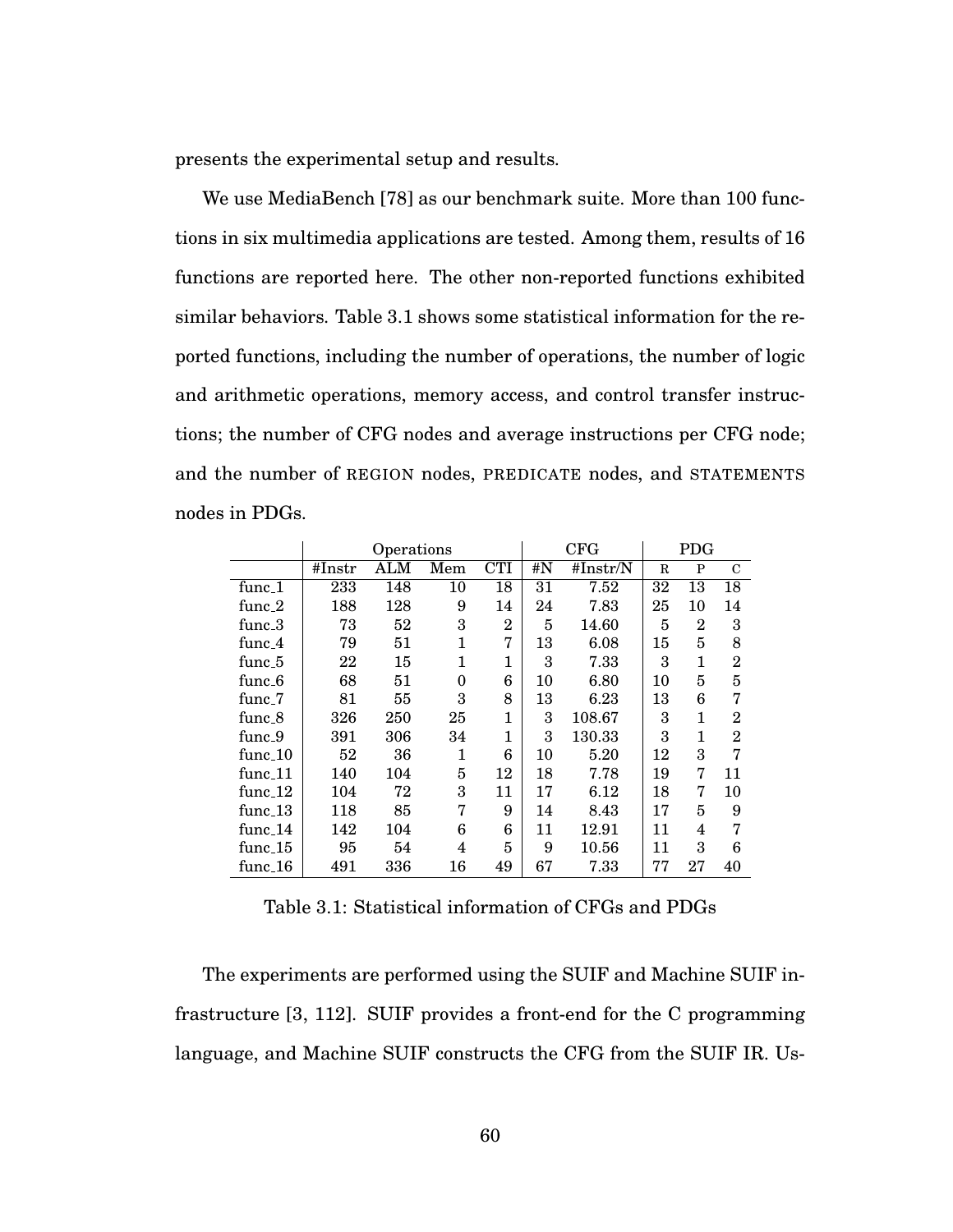presents the experimental setup and results.

We use MediaBench [78] as our benchmark suite. More than 100 functions in six multimedia applications are tested. Among them, results of 16 functions are reported here. The other non-reported functions exhibited similar behaviors. Table 3.1 shows some statistical information for the reported functions, including the number of operations, the number of logic and arithmetic operations, memory access, and control transfer instructions; the number of CFG nodes and average instructions per CFG node; and the number of REGION nodes, PREDICATE nodes, and STATEMENTS nodes in PDGs.

| | Operations | | | | CFG | | PDG | | |
|---|---|---|---|---|---|---|---|---|---|
| | #Instr | ALM | Mem | CTI | #N | #Instr/N | R | P | C |
| func_1 | 233 | 148 | 10 | 18 | 31 | 7.52 | 32 | 13 | 18 |
| func_2 | 188 | 128 | 9 | 14 | 24 | 7.83 | 25 | 10 | 14 |
| func_3 | 73 | 52 | 3 | 2 | 5 | 14.60 | 5 | 2 | 3 |
| func_4 | 79 | 51 | 1 | 7 | 13 | 6.08 | 15 | 5 | 8 |
| func_5 | 22 | 15 | 1 | 1 | 3 | 7.33 | 3 | 1 | 2 |
| func_6 | 68 | 51 | 0 | 6 | 10 | 6.80 | 10 | 5 | 5 |
| func_7 | 81 | 55 | 3 | 8 | 13 | 6.23 | 13 | 6 | 7 |
| func_8 | 326 | 250 | 25 | 1 | 3 | 108.67 | 3 | 1 | 2 |
| func_9 | 391 | 306 | 34 | 1 | 3 | 130.33 | 3 | 1 | 2 |
| func_10 | 52 | 36 | 1 | 6 | 10 | 5.20 | 12 | 3 | 7 |
| func_11 | 140 | 104 | 5 | 12 | 18 | 7.78 | 19 | 7 | 11 |
| func_12 | 104 | 72 | 3 | 11 | 17 | 6.12 | 18 | 7 | 10 |
| func_13 | 118 | 85 | 7 | 9 | 14 | 8.43 | 17 | 5 | 9 |
| func_14 | 142 | 104 | 6 | 6 | 11 | 12.91 | 11 | 4 | 7 |
| func_15 | 95 | 54 | 4 | 5 | 9 | 10.56 | 11 | 3 | 6 |
| func_16 | 491 | 336 | 16 | 49 | 67 | 7.33 | 77 | 27 | 40 |

Table 3.1: Statistical information of CFGs and PDGs

The experiments are performed using the SUIF and Machine SUIF infrastructure [3, 112]. SUIF provides a front-end for the C programming language, and Machine SUIF constructs the CFG from the SUIF IR. Us-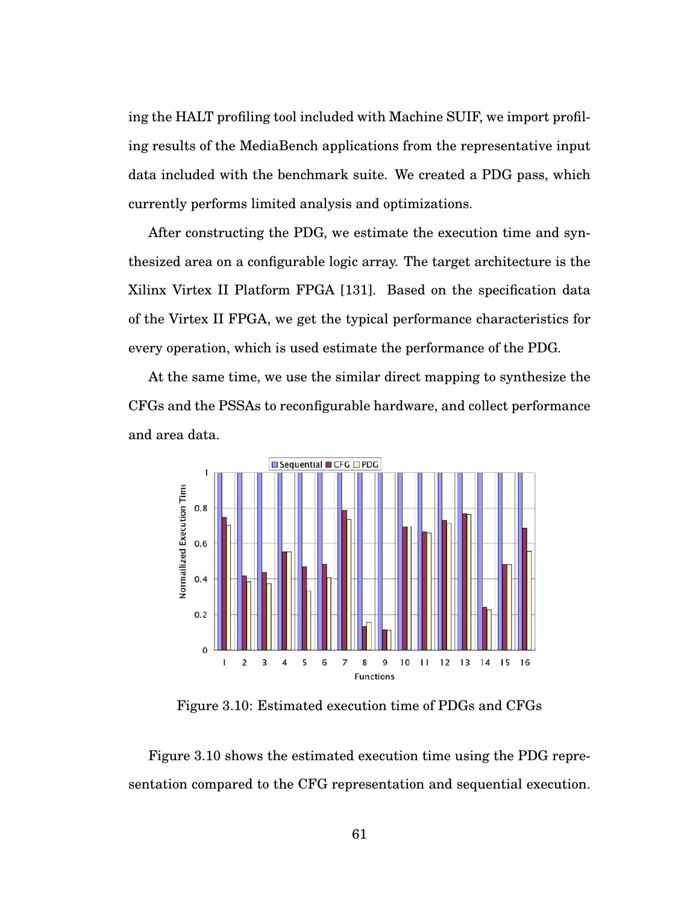ing the HALT profiling tool included with Machine SUIF, we import profiling results of the MediaBench applications from the representative input data included with the benchmark suite. We created a PDG pass, which currently performs limited analysis and optimizations.

After constructing the PDG, we estimate the execution time and synthesized area on a configurable logic array. The target architecture is the Xilinx Virtex II Platform FPGA [131]. Based on the specification data of the Virtex II FPGA, we get the typical performance characteristics for every operation, which is used estimate the performance of the PDG.

At the same time, we use the similar direct mapping to synthesize the CFGs and the PSSAs to reconfigurable hardware, and collect performance and area data.

Figure 3.10: Estimated execution time of PDGs and CFGs

Figure 3.10 shows the estimated execution time using the PDG representation compared to the CFG representation and sequential execution.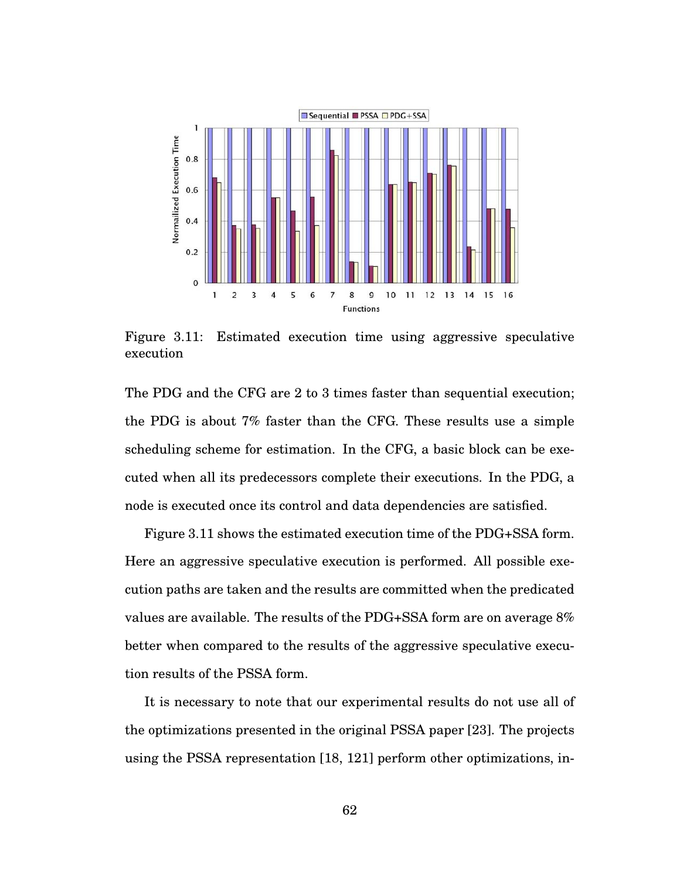Figure 3.11: Estimated execution time using aggressive speculative execution

The PDG and the CFG are 2 to 3 times faster than sequential execution; the PDG is about 7% faster than the CFG. These results use a simple scheduling scheme for estimation. In the CFG, a basic block can be executed when all its predecessors complete their executions. In the PDG, a node is executed once its control and data dependencies are satisfied.

Figure 3.11 shows the estimated execution time of the PDG+SSA form. Here an aggressive speculative execution is performed. All possible execution paths are taken and the results are committed when the predicated values are available. The results of the PDG+SSA form are on average 8% better when compared to the results of the aggressive speculative execution results of the PSSA form.

It is necessary to note that our experimental results do not use all of the optimizations presented in the original PSSA paper [23]. The projects using the PSSA representation [18, 121] perform other optimizations, in-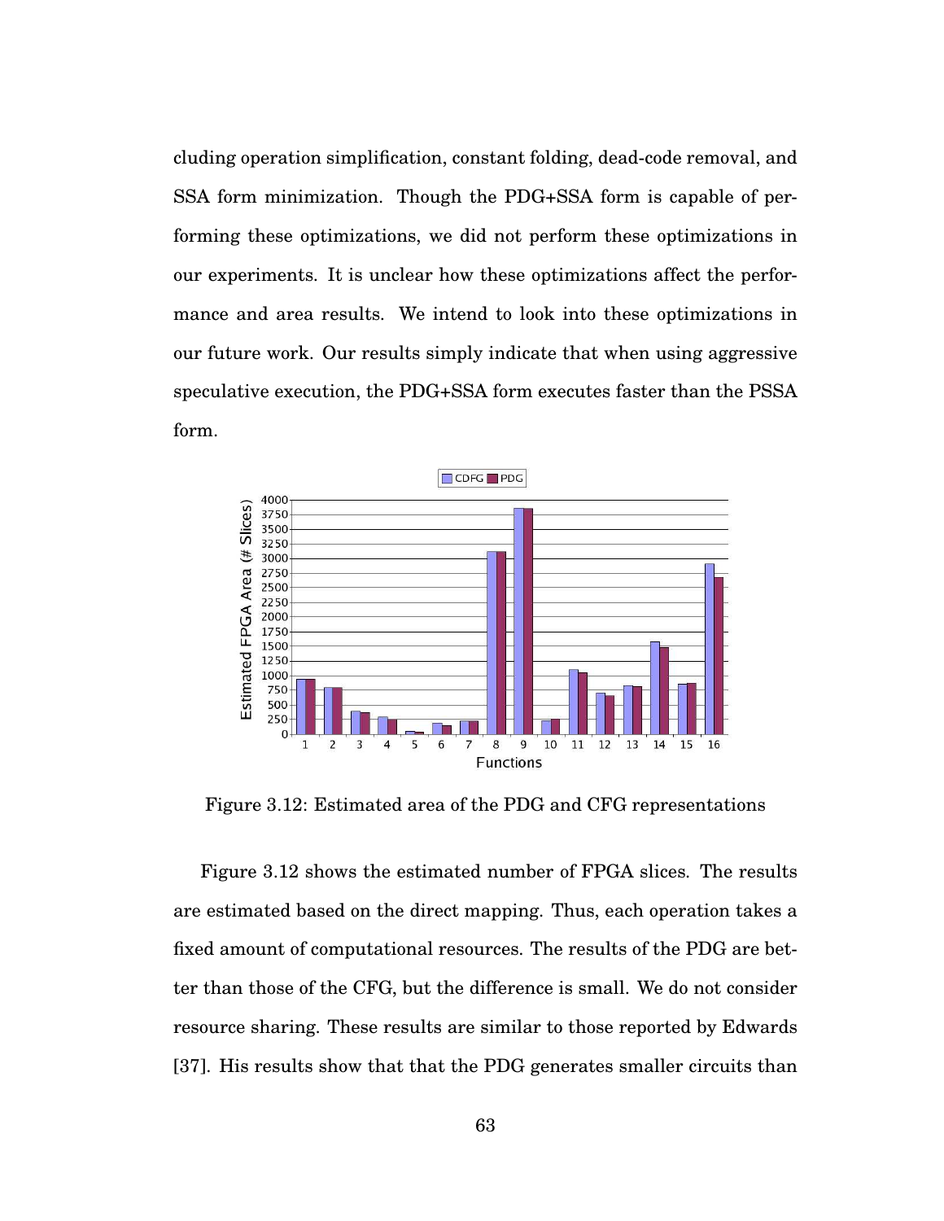cluding operation simplification, constant folding, dead-code removal, and SSA form minimization. Though the PDG+SSA form is capable of performing these optimizations, we did not perform these optimizations in our experiments. It is unclear how these optimizations affect the performance and area results. We intend to look into these optimizations in our future work. Our results simply indicate that when using aggressive speculative execution, the PDG+SSA form executes faster than the PSSA form.

Figure 3.12: Estimated area of the PDG and CFG representations

Figure 3.12 shows the estimated number of FPGA slices. The results are estimated based on the direct mapping. Thus, each operation takes a fixed amount of computational resources. The results of the PDG are better than those of the CFG, but the difference is small. We do not consider resource sharing. These results are similar to those reported by Edwards [37]. His results show that that the PDG generates smaller circuits than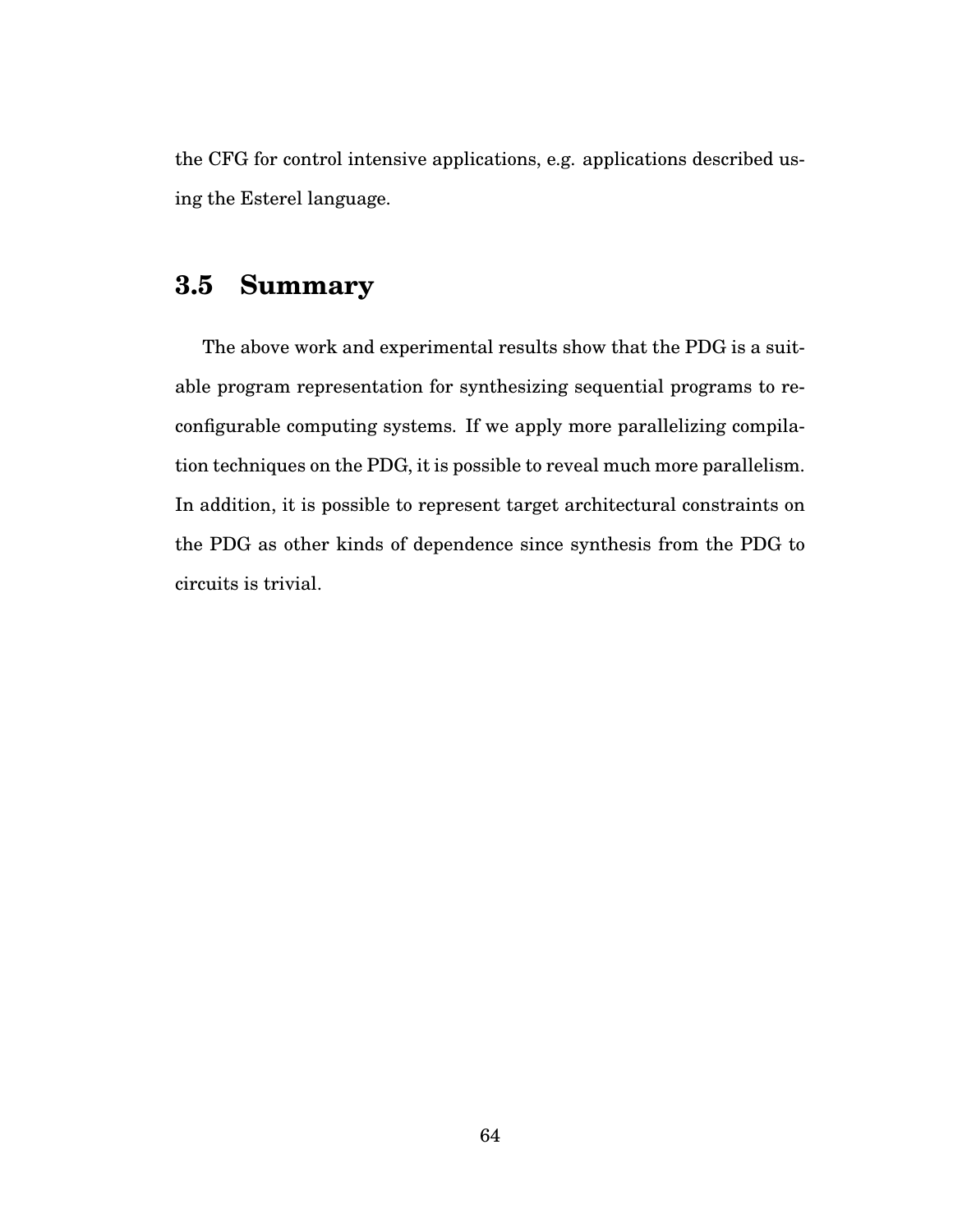the CFG for control intensive applications, e.g. applications described using the Esterel language.

## 3.5 Summary

The above work and experimental results show that the PDG is a suitable program representation for synthesizing sequential programs to reconfigurable computing systems. If we apply more parallelizing compilation techniques on the PDG, it is possible to reveal much more parallelism. In addition, it is possible to represent target architectural constraints on the PDG as other kinds of dependence since synthesis from the PDG to circuits is trivial.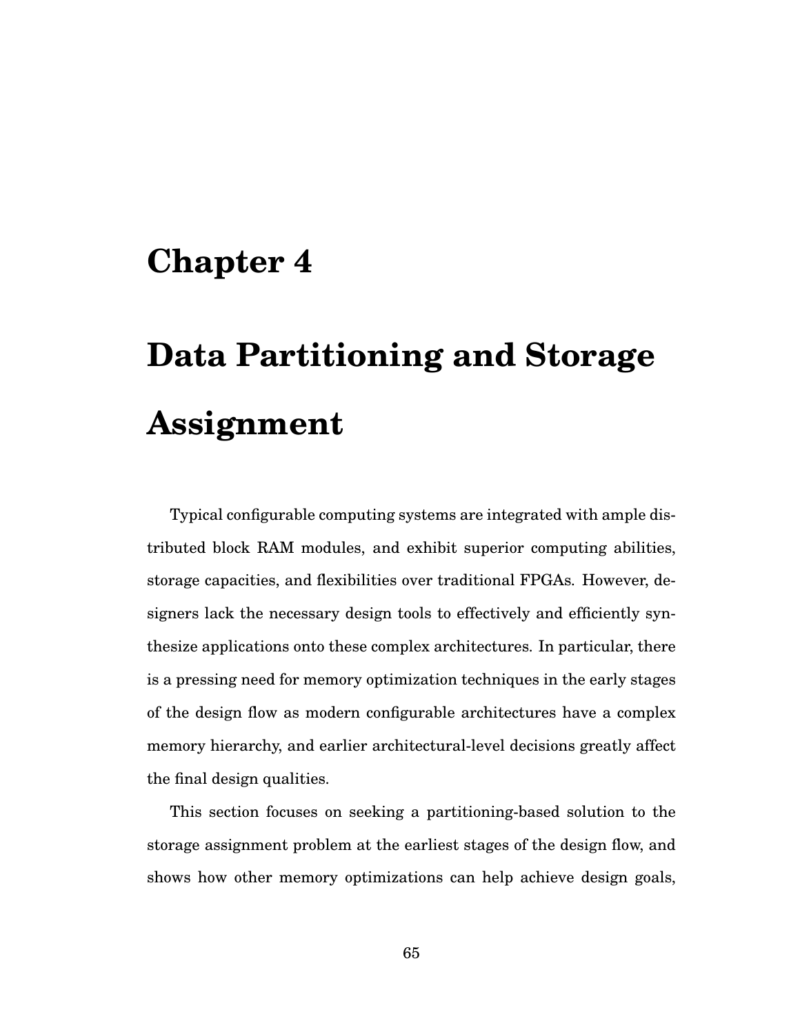# Chapter 4

# Data Partitioning and Storage Assignment

Typical configurable computing systems are integrated with ample distributed block RAM modules, and exhibit superior computing abilities, storage capacities, and flexibilities over traditional FPGAs. However, designers lack the necessary design tools to effectively and efficiently synthesize applications onto these complex architectures. In particular, there is a pressing need for memory optimization techniques in the early stages of the design flow as modern configurable architectures have a complex memory hierarchy, and earlier architectural-level decisions greatly affect the final design qualities.

This section focuses on seeking a partitioning-based solution to the storage assignment problem at the earliest stages of the design flow, and shows how other memory optimizations can help achieve design goals,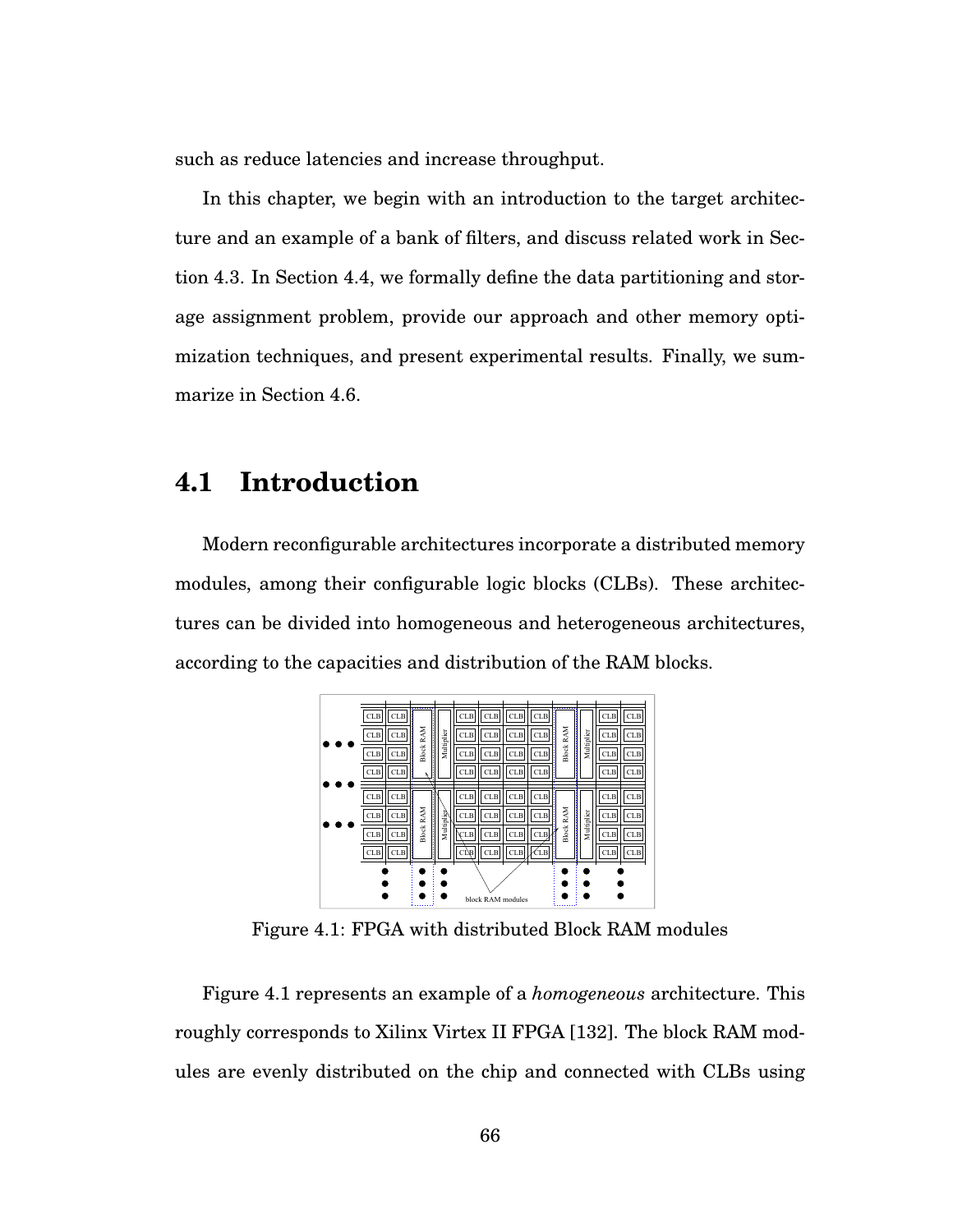such as reduce latencies and increase throughput.

In this chapter, we begin with an introduction to the target architecture and an example of a bank of filters, and discuss related work in Section 4.3. In Section 4.4, we formally define the data partitioning and storage assignment problem, provide our approach and other memory optimization techniques, and present experimental results. Finally, we summarize in Section 4.6.

## 4.1 Introduction

Modern reconfigurable architectures incorporate a distributed memory modules, among their configurable logic blocks (CLBs). These architectures can be divided into homogeneous and heterogeneous architectures, according to the capacities and distribution of the RAM blocks.

Figure 4.1: FPGA with distributed Block RAM modules

Figure 4.1 represents an example of a *homogeneous* architecture. This roughly corresponds to Xilinx Virtex II FPGA [132]. The block RAM modules are evenly distributed on the chip and connected with CLBs using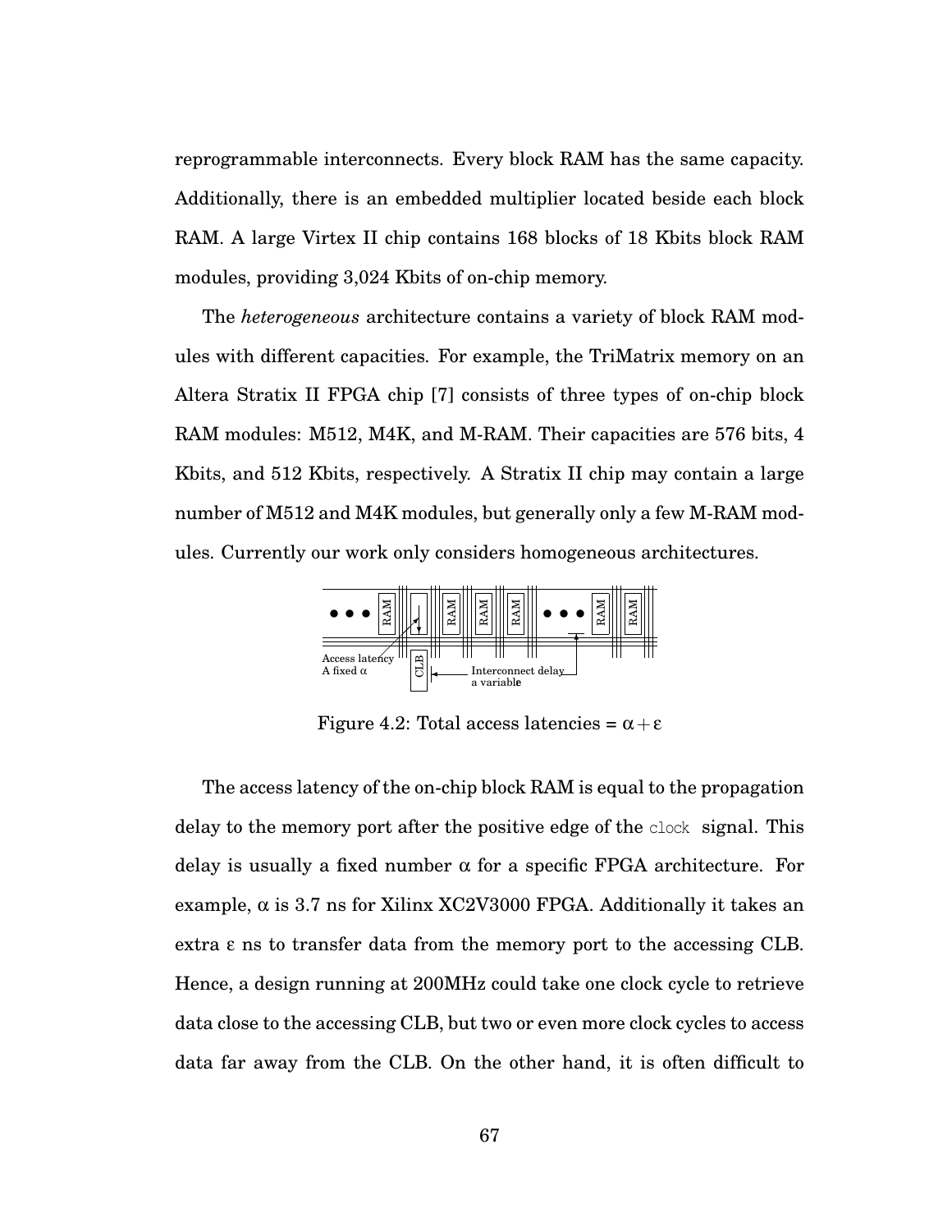reprogrammable interconnects. Every block RAM has the same capacity. Additionally, there is an embedded multiplier located beside each block RAM. A large Virtex II chip contains 168 blocks of 18 Kbits block RAM modules, providing 3,024 Kbits of on-chip memory.

The *heterogeneous* architecture contains a variety of block RAM modules with different capacities. For example, the TriMatrix memory on an Altera Stratix II FPGA chip [7] consists of three types of on-chip block RAM modules: M512, M4K, and M-RAM. Their capacities are 576 bits, 4 Kbits, and 512 Kbits, respectively. A Stratix II chip may contain a large number of M512 and M4K modules, but generally only a few M-RAM modules. Currently our work only considers homogeneous architectures.

Figure 4.2: Total access latencies = $\alpha + \varepsilon$

The access latency of the on-chip block RAM is equal to the propagation delay to the memory port after the positive edge of the `clock` signal. This delay is usually a fixed number $\alpha$ for a specific FPGA architecture. For example, $\alpha$ is 3.7 ns for Xilinx XC2V3000 FPGA. Additionally it takes an extra $\varepsilon$ ns to transfer data from the memory port to the accessing CLB. Hence, a design running at 200MHz could take one clock cycle to retrieve data close to the accessing CLB, but two or even more clock cycles to access data far away from the CLB. On the other hand, it is often difficult to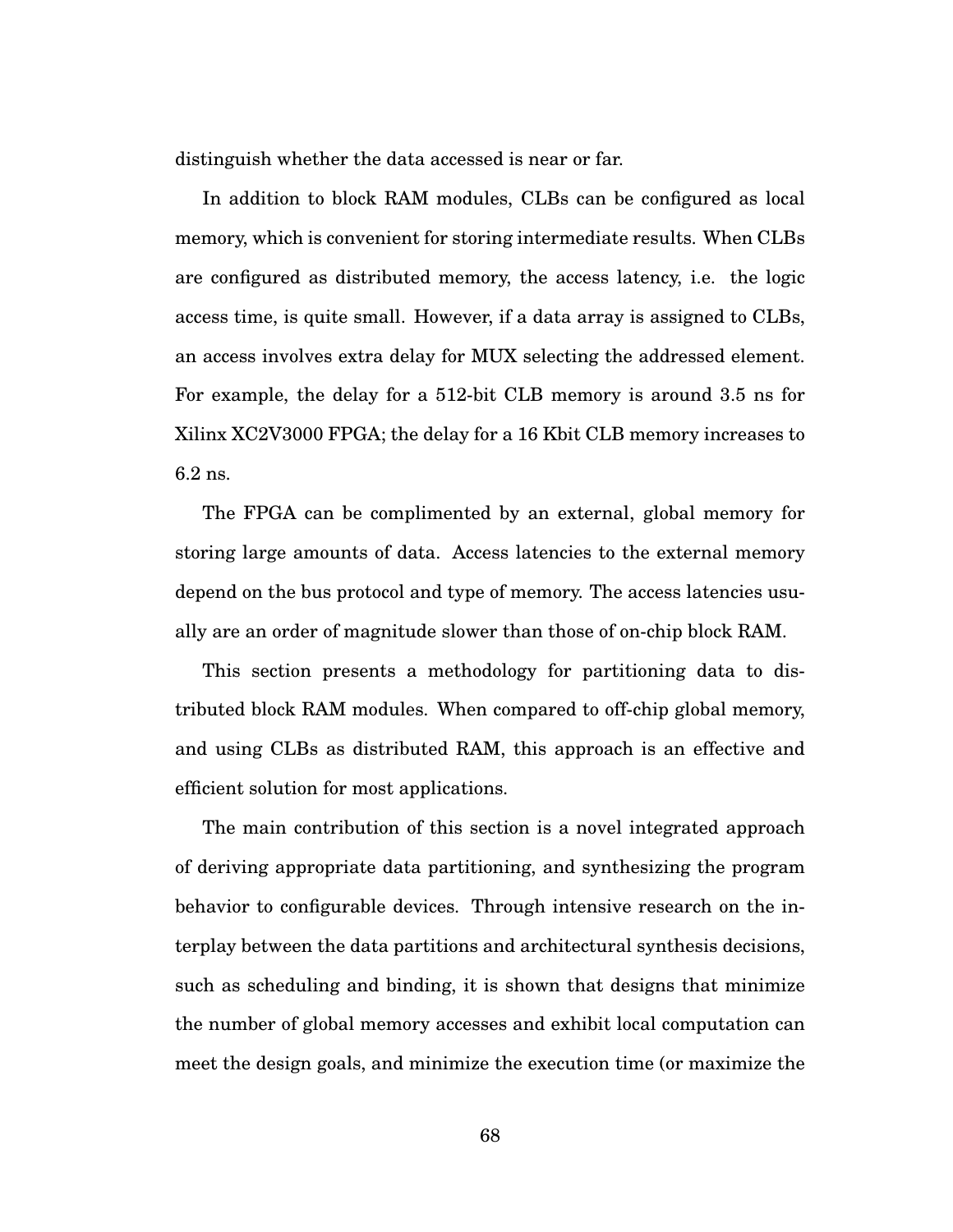distinguish whether the data accessed is near or far.

In addition to block RAM modules, CLBs can be configured as local memory, which is convenient for storing intermediate results. When CLBs are configured as distributed memory, the access latency, i.e. the logic access time, is quite small. However, if a data array is assigned to CLBs, an access involves extra delay for MUX selecting the addressed element. For example, the delay for a 512-bit CLB memory is around 3.5 ns for Xilinx XC2V3000 FPGA; the delay for a 16 Kbit CLB memory increases to 6.2 ns.

The FPGA can be complimented by an external, global memory for storing large amounts of data. Access latencies to the external memory depend on the bus protocol and type of memory. The access latencies usually are an order of magnitude slower than those of on-chip block RAM.

This section presents a methodology for partitioning data to distributed block RAM modules. When compared to off-chip global memory, and using CLBs as distributed RAM, this approach is an effective and efficient solution for most applications.

The main contribution of this section is a novel integrated approach of deriving appropriate data partitioning, and synthesizing the program behavior to configurable devices. Through intensive research on the interplay between the data partitions and architectural synthesis decisions, such as scheduling and binding, it is shown that designs that minimize the number of global memory accesses and exhibit local computation can meet the design goals, and minimize the execution time (or maximize the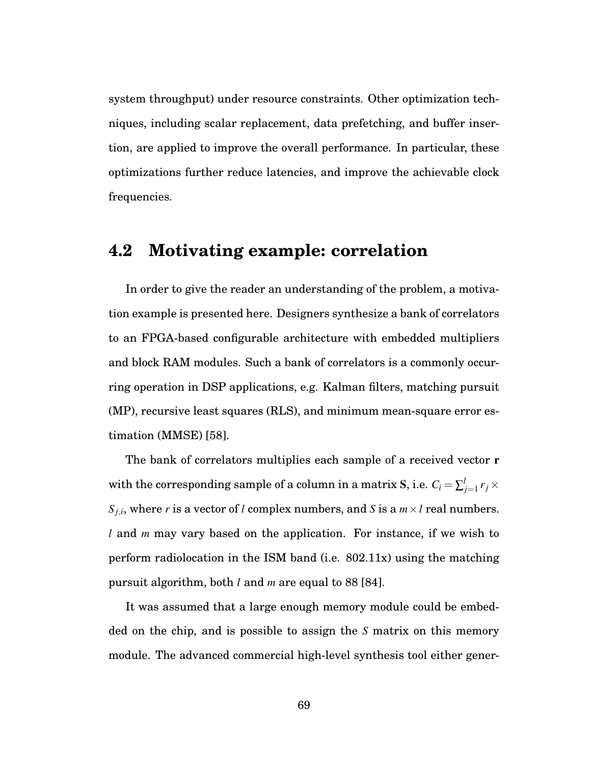system throughput) under resource constraints. Other optimization techniques, including scalar replacement, data prefetching, and buffer insertion, are applied to improve the overall performance. In particular, these optimizations further reduce latencies, and improve the achievable clock frequencies.

## 4.2 Motivating example: correlation

In order to give the reader an understanding of the problem, a motivation example is presented here. Designers synthesize a bank of correlators to an FPGA-based configurable architecture with embedded multipliers and block RAM modules. Such a bank of correlators is a commonly occurring operation in DSP applications, e.g. Kalman filters, matching pursuit (MP), recursive least squares (RLS), and minimum mean-square error estimation (MMSE) [58].

The bank of correlators multiplies each sample of a received vector **r** with the corresponding sample of a column in a matrix **S**, i.e. $C_i = \sum_{j=1}^{l} r_j \times S_{j,i}$, where $r$ is a vector of $l$ complex numbers, and $S$ is a $m \times l$ real numbers. $l$ and $m$ may vary based on the application. For instance, if we wish to perform radiolocation in the ISM band (i.e. 802.11x) using the matching pursuit algorithm, both $l$ and $m$ are equal to 88 [84].

It was assumed that a large enough memory module could be embedded on the chip, and is possible to assign the $S$ matrix on this memory module. The advanced commercial high-level synthesis tool either gener-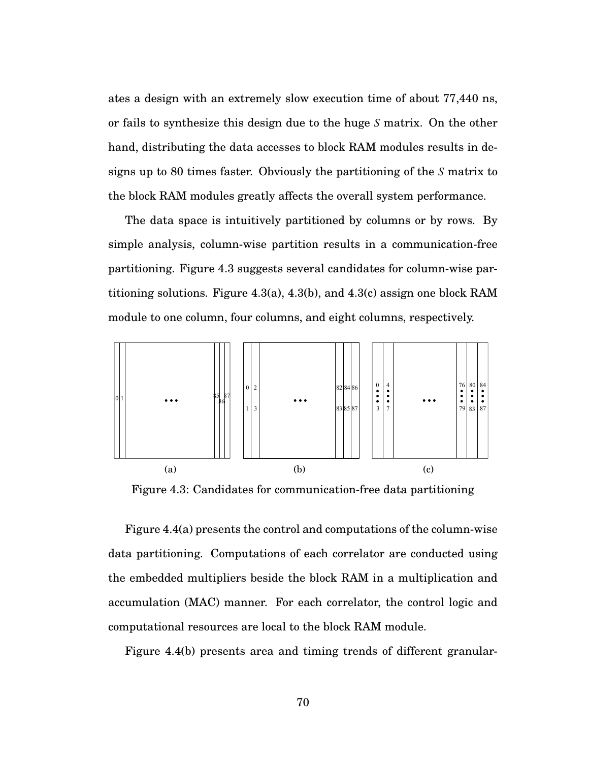ates a design with an extremely slow execution time of about 77,440 ns, or fails to synthesize this design due to the huge *S* matrix. On the other hand, distributing the data accesses to block RAM modules results in designs up to 80 times faster. Obviously the partitioning of the *S* matrix to the block RAM modules greatly affects the overall system performance.

The data space is intuitively partitioned by columns or by rows. By simple analysis, column-wise partition results in a communication-free partitioning. Figure 4.3 suggests several candidates for column-wise partitioning solutions. Figure 4.3(a), 4.3(b), and 4.3(c) assign one block RAM module to one column, four columns, and eight columns, respectively.

Figure 4.3: Candidates for communication-free data partitioning

Figure 4.4(a) presents the control and computations of the column-wise data partitioning. Computations of each correlator are conducted using the embedded multipliers beside the block RAM in a multiplication and accumulation (MAC) manner. For each correlator, the control logic and computational resources are local to the block RAM module.

Figure 4.4(b) presents area and timing trends of different granular-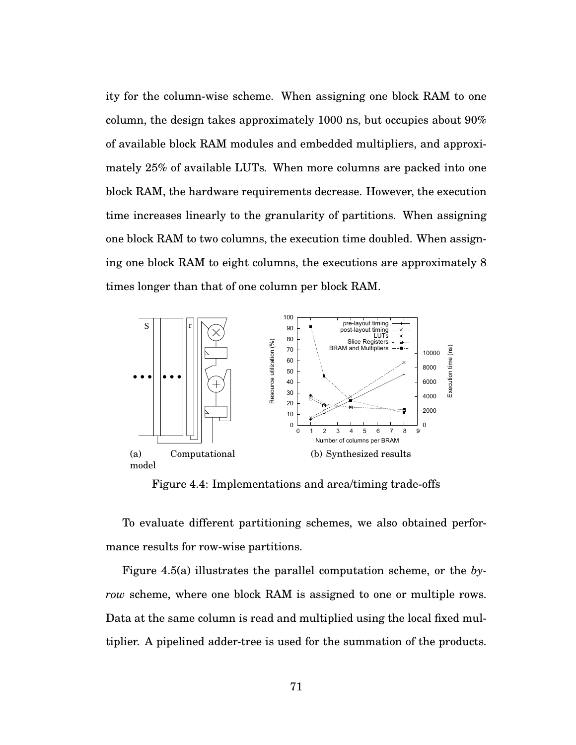ity for the column-wise scheme. When assigning one block RAM to one column, the design takes approximately 1000 ns, but occupies about 90% of available block RAM modules and embedded multipliers, and approximately 25% of available LUTs. When more columns are packed into one block RAM, the hardware requirements decrease. However, the execution time increases linearly to the granularity of partitions. When assigning one block RAM to two columns, the execution time doubled. When assigning one block RAM to eight columns, the executions are approximately 8 times longer than that of one column per block RAM.

(a) Computational model

(b) Synthesized results

Figure 4.4: Implementations and area/timing trade-offs

To evaluate different partitioning schemes, we also obtained performance results for row-wise partitions.

Figure 4.5(a) illustrates the parallel computation scheme, or the *by-row* scheme, where one block RAM is assigned to one or multiple rows. Data at the same column is read and multiplied using the local fixed multiplier. A pipelined adder-tree is used for the summation of the products.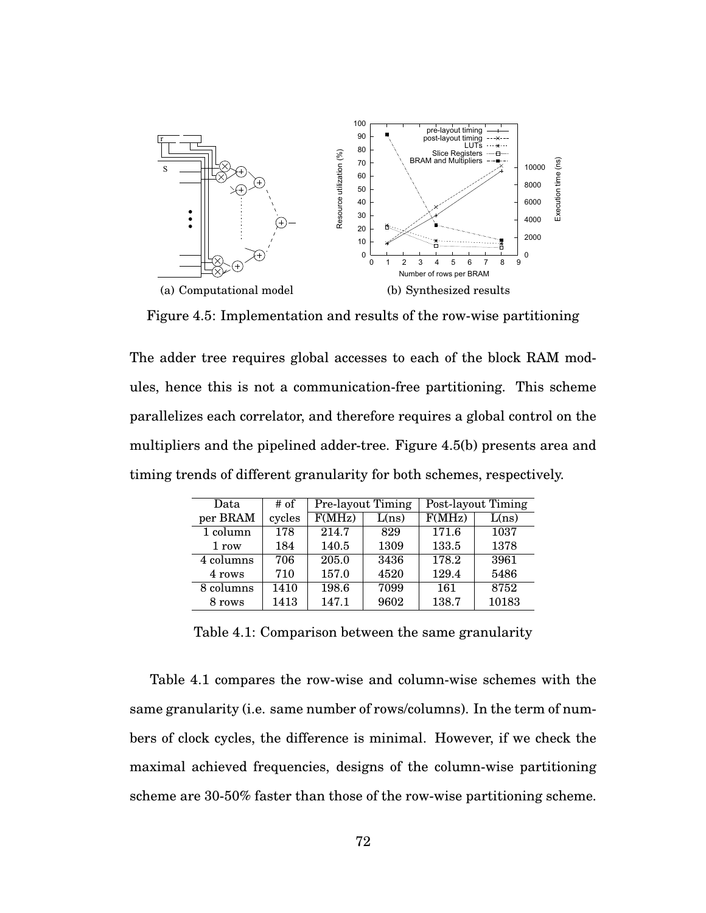(a) Computational model

(b) Synthesized results

Figure 4.5: Implementation and results of the row-wise partitioning

The adder tree requires global accesses to each of the block RAM modules, hence this is not a communication-free partitioning. This scheme parallelizes each correlator, and therefore requires a global control on the multipliers and the pipelined adder-tree. Figure 4.5(b) presents area and timing trends of different granularity for both schemes, respectively.

| Data per BRAM | # of cycles | Pre-layout Timing | | Post-layout Timing | |
|---|---|---|---|---|---|
| | | F(MHz) | L(ns) | F(MHz) | L(ns) |
| 1 column | 178 | 214.7 | 829 | 171.6 | 1037 |
| 1 row | 184 | 140.5 | 1309 | 133.5 | 1378 |
| 4 columns | 706 | 205.0 | 3436 | 178.2 | 3961 |
| 4 rows | 710 | 157.0 | 4520 | 129.4 | 5486 |
| 8 columns | 1410 | 198.6 | 7099 | 161 | 8752 |
| 8 rows | 1413 | 147.1 | 9602 | 138.7 | 10183 |

Table 4.1: Comparison between the same granularity

Table 4.1 compares the row-wise and column-wise schemes with the same granularity (i.e. same number of rows/columns). In the term of numbers of clock cycles, the difference is minimal. However, if we check the maximal achieved frequencies, designs of the column-wise partitioning scheme are 30-50% faster than those of the row-wise partitioning scheme.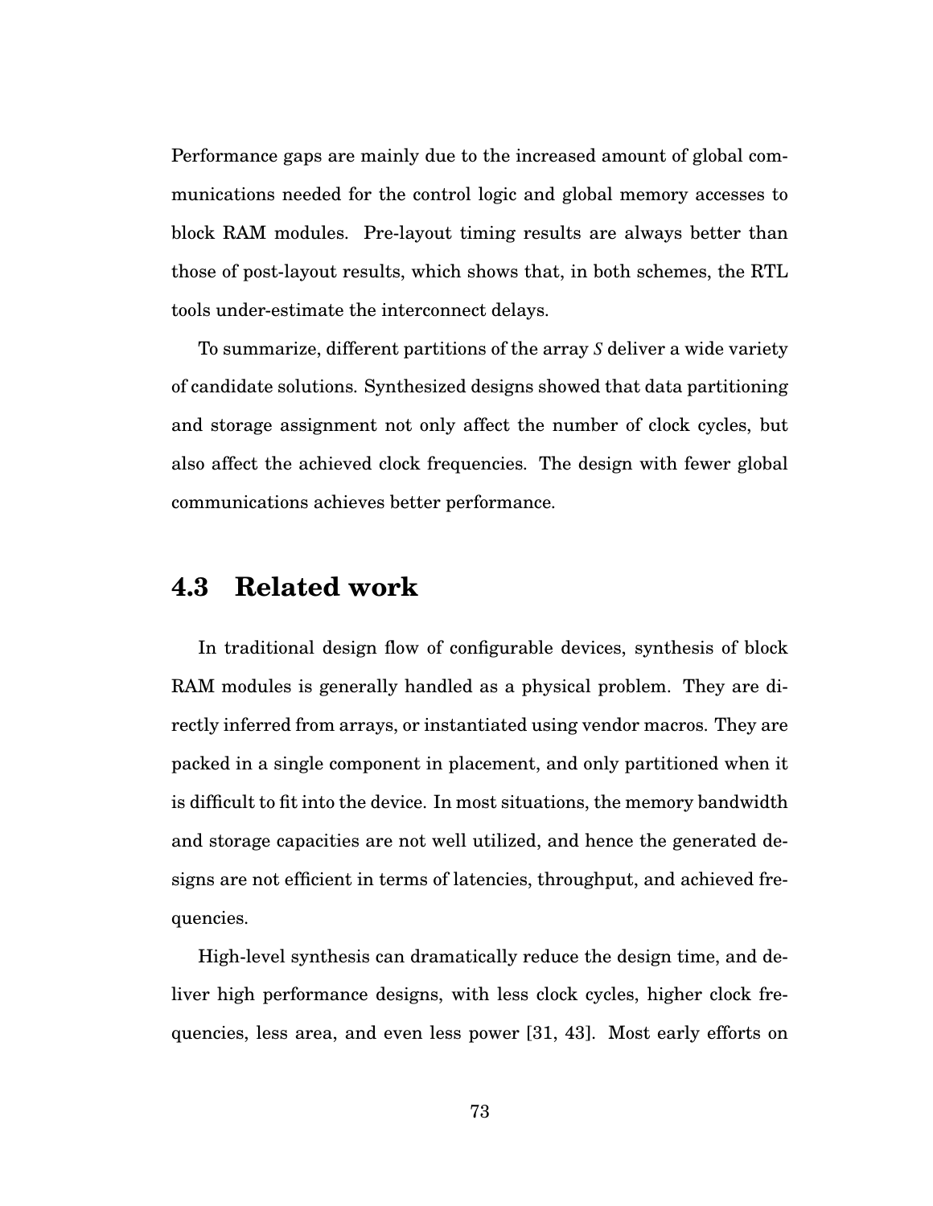Performance gaps are mainly due to the increased amount of global communications needed for the control logic and global memory accesses to block RAM modules. Pre-layout timing results are always better than those of post-layout results, which shows that, in both schemes, the RTL tools under-estimate the interconnect delays.

To summarize, different partitions of the array *S* deliver a wide variety of candidate solutions. Synthesized designs showed that data partitioning and storage assignment not only affect the number of clock cycles, but also affect the achieved clock frequencies. The design with fewer global communications achieves better performance.

## 4.3 Related work

In traditional design flow of configurable devices, synthesis of block RAM modules is generally handled as a physical problem. They are directly inferred from arrays, or instantiated using vendor macros. They are packed in a single component in placement, and only partitioned when it is difficult to fit into the device. In most situations, the memory bandwidth and storage capacities are not well utilized, and hence the generated designs are not efficient in terms of latencies, throughput, and achieved frequencies.

High-level synthesis can dramatically reduce the design time, and deliver high performance designs, with less clock cycles, higher clock frequencies, less area, and even less power [31, 43]. Most early efforts on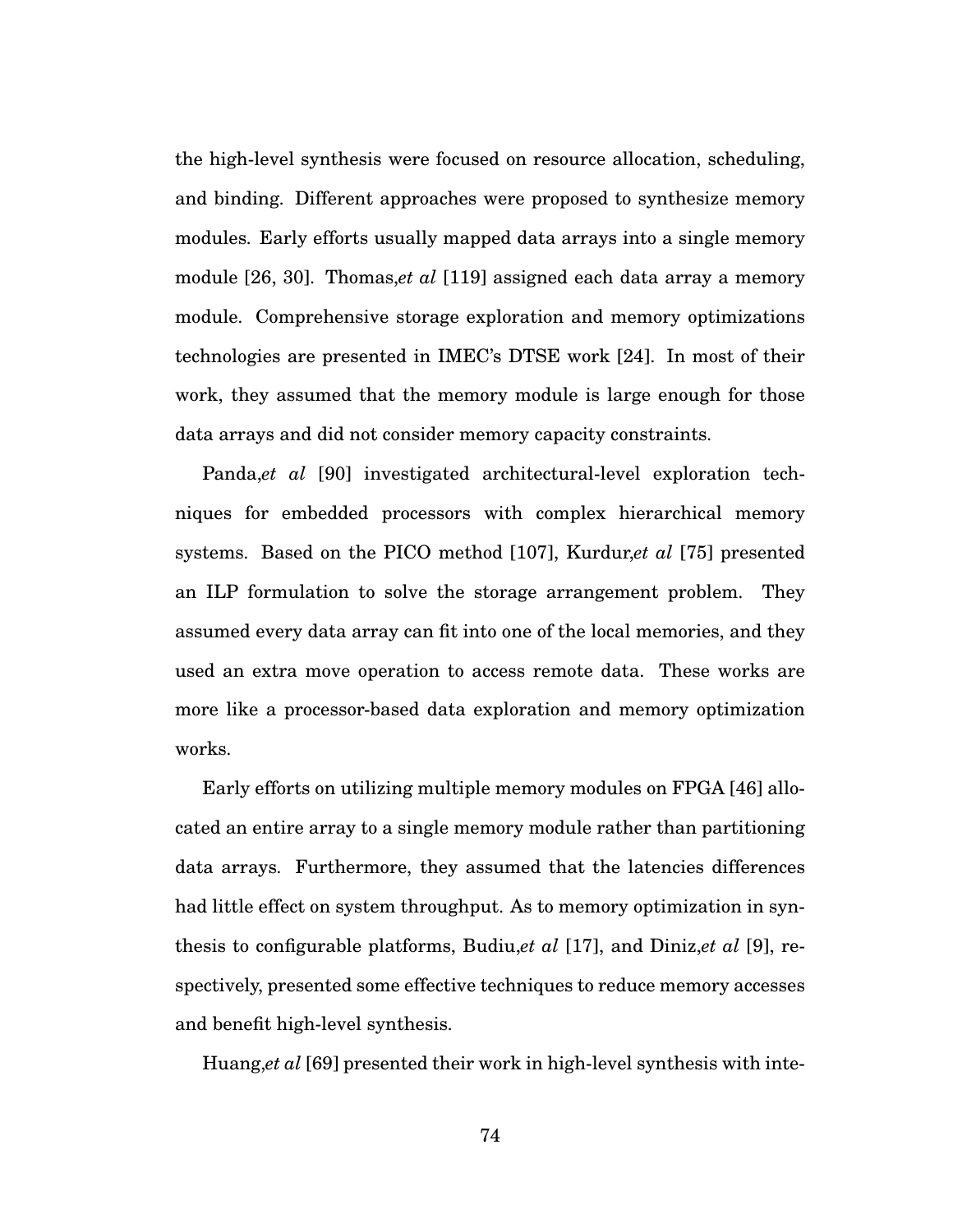the high-level synthesis were focused on resource allocation, scheduling, and binding. Different approaches were proposed to synthesize memory modules. Early efforts usually mapped data arrays into a single memory module [26, 30]. Thomas,*et al* [119] assigned each data array a memory module. Comprehensive storage exploration and memory optimizations technologies are presented in IMEC's DTSE work [24]. In most of their work, they assumed that the memory module is large enough for those data arrays and did not consider memory capacity constraints.

Panda,*et al* [90] investigated architectural-level exploration techniques for embedded processors with complex hierarchical memory systems. Based on the PICO method [107], Kurdur,*et al* [75] presented an ILP formulation to solve the storage arrangement problem. They assumed every data array can fit into one of the local memories, and they used an extra move operation to access remote data. These works are more like a processor-based data exploration and memory optimization works.

Early efforts on utilizing multiple memory modules on FPGA [46] allocated an entire array to a single memory module rather than partitioning data arrays. Furthermore, they assumed that the latencies differences had little effect on system throughput. As to memory optimization in synthesis to configurable platforms, Budiu,*et al* [17], and Diniz,*et al* [9], respectively, presented some effective techniques to reduce memory accesses and benefit high-level synthesis.

Huang,*et al* [69] presented their work in high-level synthesis with inte-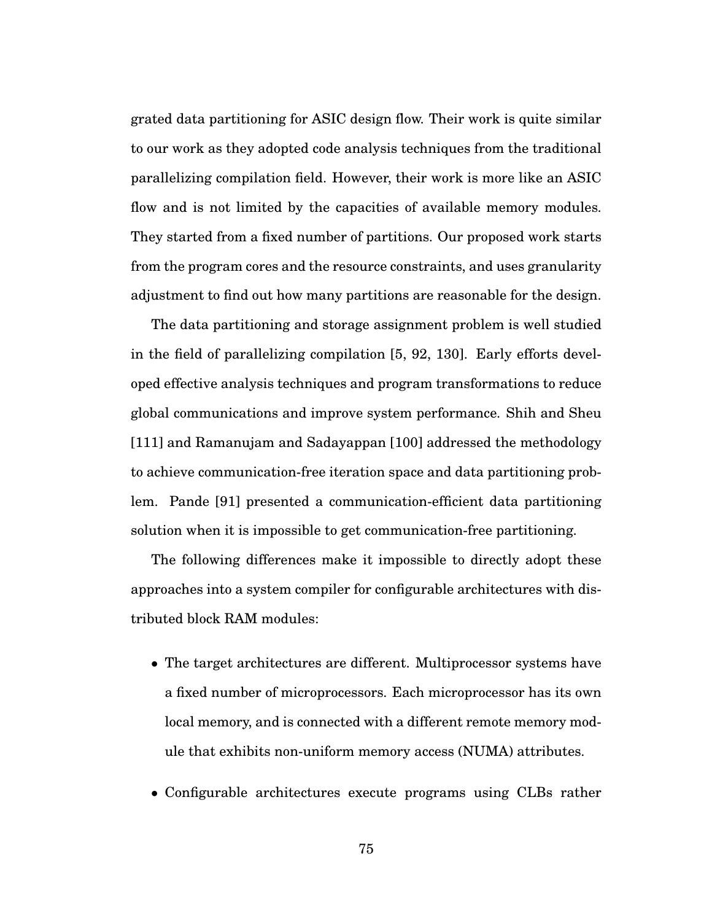grated data partitioning for ASIC design flow. Their work is quite similar to our work as they adopted code analysis techniques from the traditional parallelizing compilation field. However, their work is more like an ASIC flow and is not limited by the capacities of available memory modules. They started from a fixed number of partitions. Our proposed work starts from the program cores and the resource constraints, and uses granularity adjustment to find out how many partitions are reasonable for the design.

The data partitioning and storage assignment problem is well studied in the field of parallelizing compilation [5, 92, 130]. Early efforts developed effective analysis techniques and program transformations to reduce global communications and improve system performance. Shih and Sheu [111] and Ramanujam and Sadayappan [100] addressed the methodology to achieve communication-free iteration space and data partitioning problem. Pande [91] presented a communication-efficient data partitioning solution when it is impossible to get communication-free partitioning.

The following differences make it impossible to directly adopt these approaches into a system compiler for configurable architectures with distributed block RAM modules:

- The target architectures are different. Multiprocessor systems have a fixed number of microprocessors. Each microprocessor has its own local memory, and is connected with a different remote memory module that exhibits non-uniform memory access (NUMA) attributes.
- Configurable architectures execute programs using CLBs rather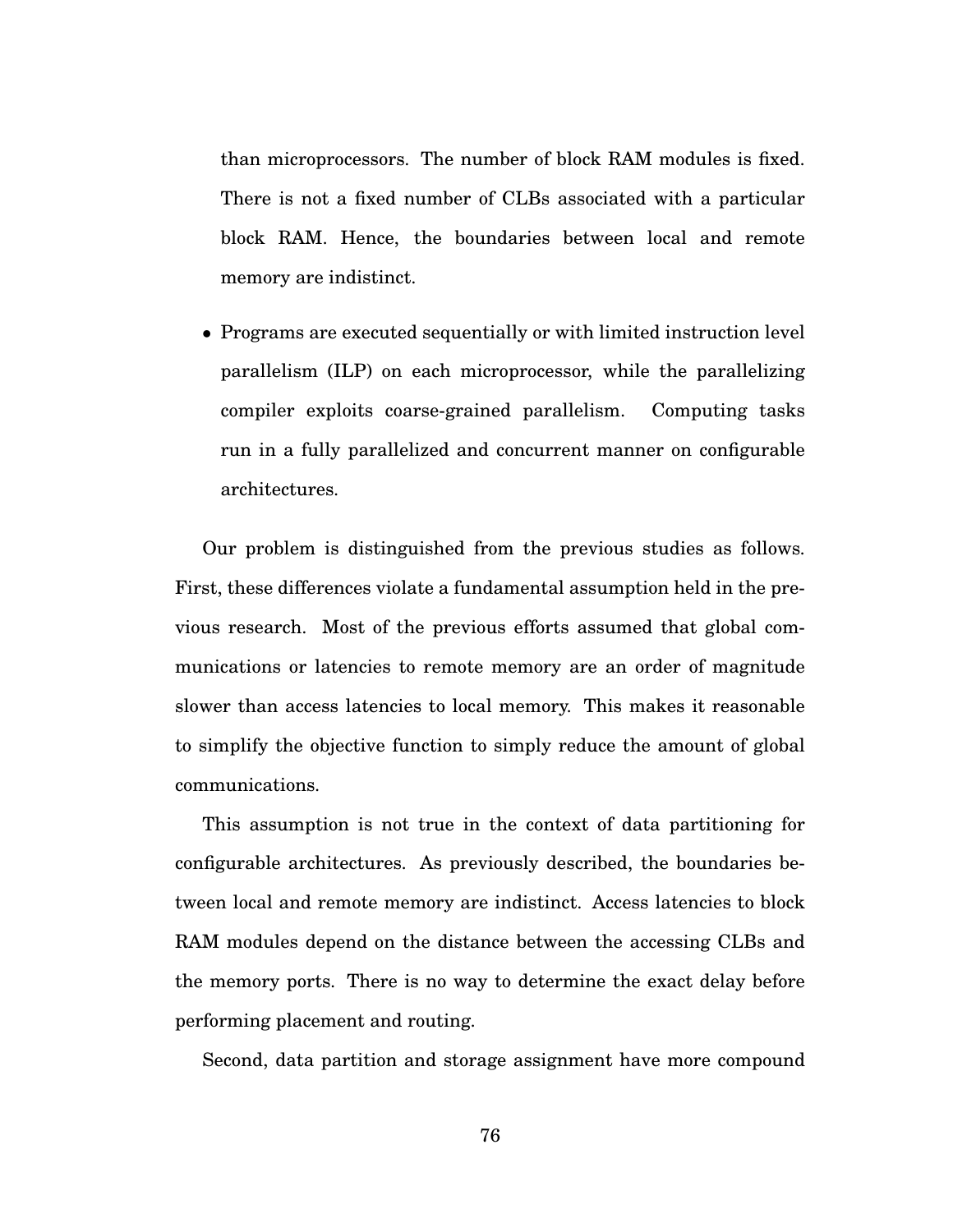than microprocessors. The number of block RAM modules is fixed. There is not a fixed number of CLBs associated with a particular block RAM. Hence, the boundaries between local and remote memory are indistinct.

- Programs are executed sequentially or with limited instruction level parallelism (ILP) on each microprocessor, while the parallelizing compiler exploits coarse-grained parallelism. Computing tasks run in a fully parallelized and concurrent manner on configurable architectures.

Our problem is distinguished from the previous studies as follows. First, these differences violate a fundamental assumption held in the previous research. Most of the previous efforts assumed that global communications or latencies to remote memory are an order of magnitude slower than access latencies to local memory. This makes it reasonable to simplify the objective function to simply reduce the amount of global communications.

This assumption is not true in the context of data partitioning for configurable architectures. As previously described, the boundaries between local and remote memory are indistinct. Access latencies to block RAM modules depend on the distance between the accessing CLBs and the memory ports. There is no way to determine the exact delay before performing placement and routing.

Second, data partition and storage assignment have more compound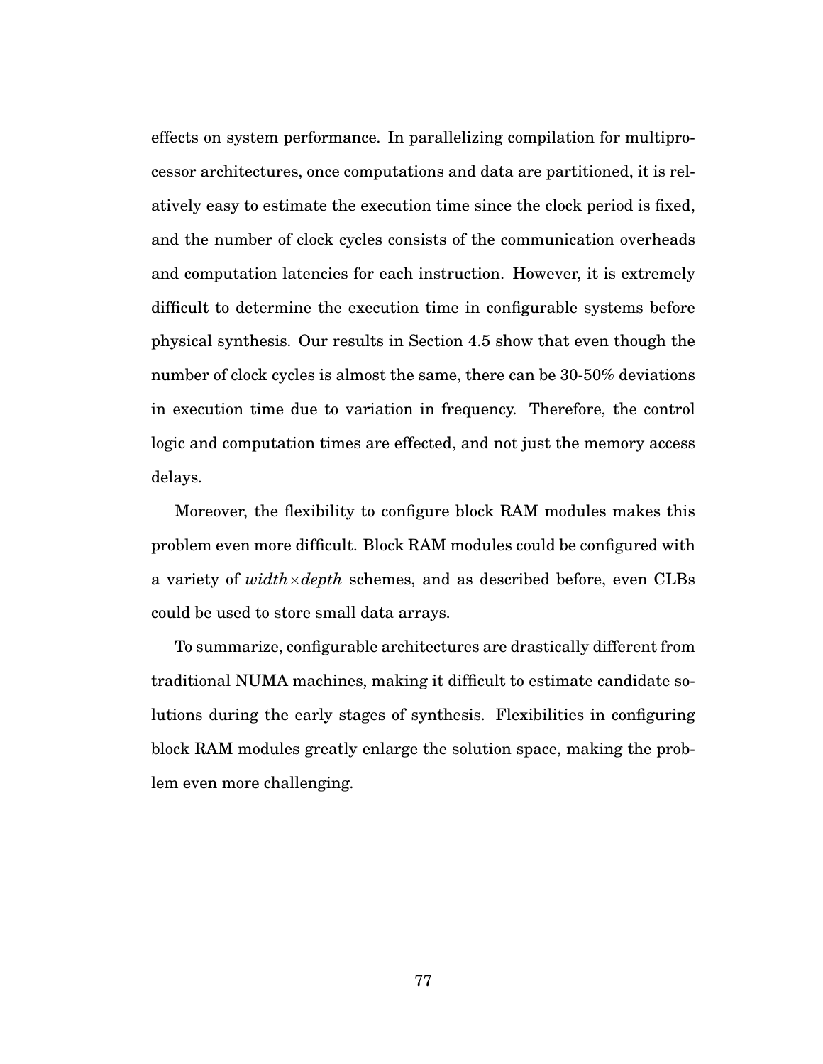effects on system performance. In parallelizing compilation for multiprocessor architectures, once computations and data are partitioned, it is relatively easy to estimate the execution time since the clock period is fixed, and the number of clock cycles consists of the communication overheads and computation latencies for each instruction. However, it is extremely difficult to determine the execution time in configurable systems before physical synthesis. Our results in Section 4.5 show that even though the number of clock cycles is almost the same, there can be 30-50% deviations in execution time due to variation in frequency. Therefore, the control logic and computation times are effected, and not just the memory access delays.

Moreover, the flexibility to configure block RAM modules makes this problem even more difficult. Block RAM modules could be configured with a variety of $width \times depth$ schemes, and as described before, even CLBs could be used to store small data arrays.

To summarize, configurable architectures are drastically different from traditional NUMA machines, making it difficult to estimate candidate solutions during the early stages of synthesis. Flexibilities in configuring block RAM modules greatly enlarge the solution space, making the problem even more challenging.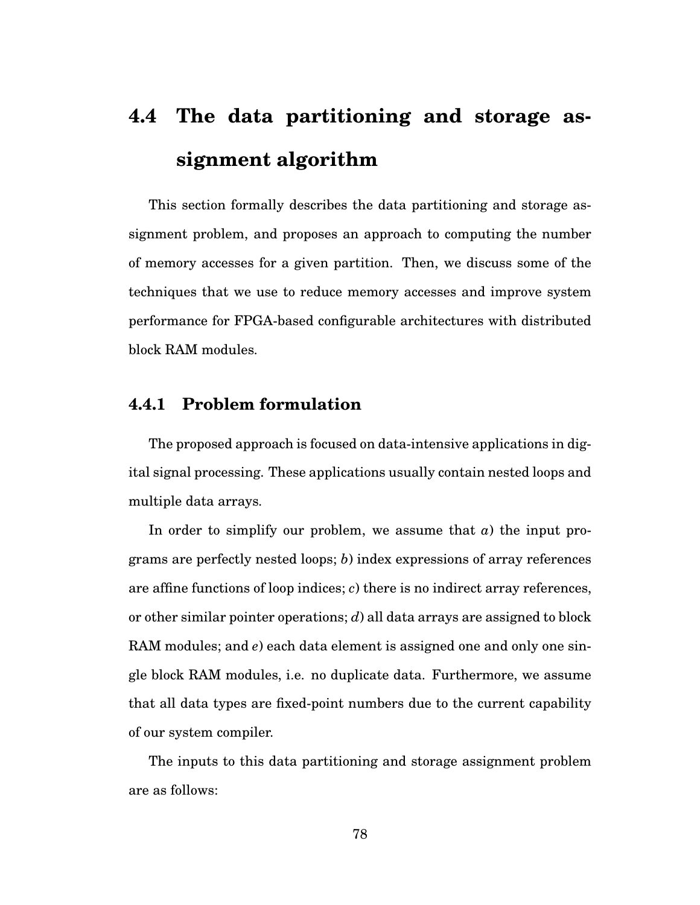## 4.4 The data partitioning and storage assignment algorithm

This section formally describes the data partitioning and storage assignment problem, and proposes an approach to computing the number of memory accesses for a given partition. Then, we discuss some of the techniques that we use to reduce memory accesses and improve system performance for FPGA-based configurable architectures with distributed block RAM modules.

### 4.4.1 Problem formulation

The proposed approach is focused on data-intensive applications in digital signal processing. These applications usually contain nested loops and multiple data arrays.

In order to simplify our problem, we assume that *a*) the input programs are perfectly nested loops; *b*) index expressions of array references are affine functions of loop indices; *c*) there is no indirect array references, or other similar pointer operations; *d*) all data arrays are assigned to block RAM modules; and *e*) each data element is assigned one and only one single block RAM modules, i.e. no duplicate data. Furthermore, we assume that all data types are fixed-point numbers due to the current capability of our system compiler.

The inputs to this data partitioning and storage assignment problem are as follows: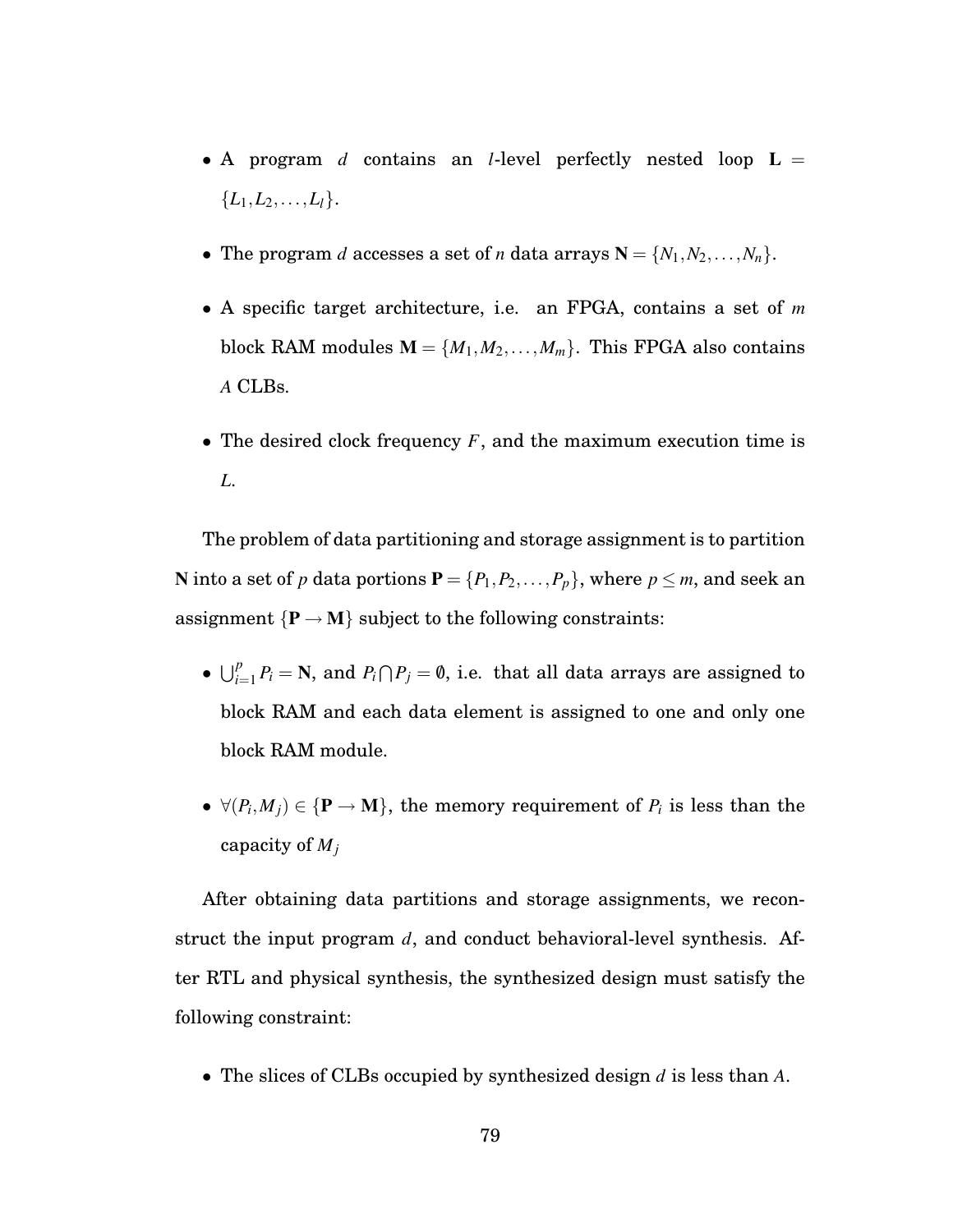- A program $d$ contains an $l$-level perfectly nested loop $\mathbf{L} = \{L_1, L_2, \ldots, L_l\}$.

- The program $d$ accesses a set of $n$ data arrays $\mathbf{N} = \{N_1, N_2, \ldots, N_n\}$.

- A specific target architecture, i.e. an FPGA, contains a set of $m$ block RAM modules $\mathbf{M} = \{M_1, M_2, \ldots, M_m\}$. This FPGA also contains $A$ CLBs.

- The desired clock frequency $F$, and the maximum execution time is $L$.

The problem of data partitioning and storage assignment is to partition $\mathbf{N}$ into a set of $p$ data portions $\mathbf{P} = \{P_1, P_2, \ldots, P_p\}$, where $p \leq m$, and seek an assignment $\{\mathbf{P} \rightarrow \mathbf{M}\}$ subject to the following constraints:

- $\bigcup_{i=1}^{p} P_i = \mathbf{N}$, and $P_i \bigcap P_j = \emptyset$, i.e. that all data arrays are assigned to block RAM and each data element is assigned to one and only one block RAM module.

- $\forall (P_i, M_j) \in \{\mathbf{P} \rightarrow \mathbf{M}\}$, the memory requirement of $P_i$ is less than the capacity of $M_j$

After obtaining data partitions and storage assignments, we reconstruct the input program $d$, and conduct behavioral-level synthesis. After RTL and physical synthesis, the synthesized design must satisfy the following constraint:

- The slices of CLBs occupied by synthesized design $d$ is less than $A$.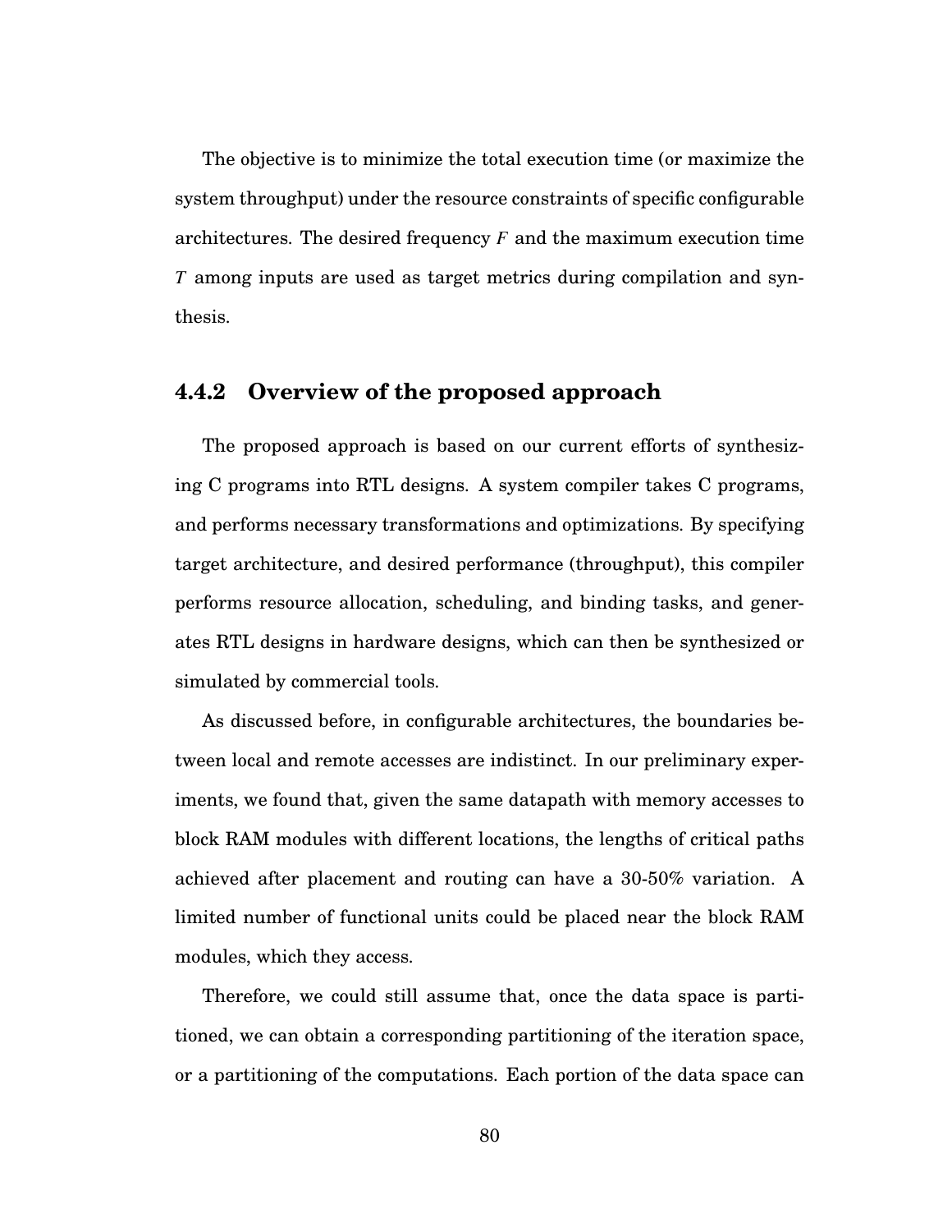The objective is to minimize the total execution time (or maximize the system throughput) under the resource constraints of specific configurable architectures. The desired frequency $F$ and the maximum execution time $T$ among inputs are used as target metrics during compilation and synthesis.

### 4.4.2 Overview of the proposed approach

The proposed approach is based on our current efforts of synthesizing C programs into RTL designs. A system compiler takes C programs, and performs necessary transformations and optimizations. By specifying target architecture, and desired performance (throughput), this compiler performs resource allocation, scheduling, and binding tasks, and generates RTL designs in hardware designs, which can then be synthesized or simulated by commercial tools.

As discussed before, in configurable architectures, the boundaries between local and remote accesses are indistinct. In our preliminary experiments, we found that, given the same datapath with memory accesses to block RAM modules with different locations, the lengths of critical paths achieved after placement and routing can have a 30-50% variation. A limited number of functional units could be placed near the block RAM modules, which they access.

Therefore, we could still assume that, once the data space is partitioned, we can obtain a corresponding partitioning of the iteration space, or a partitioning of the computations. Each portion of the data space can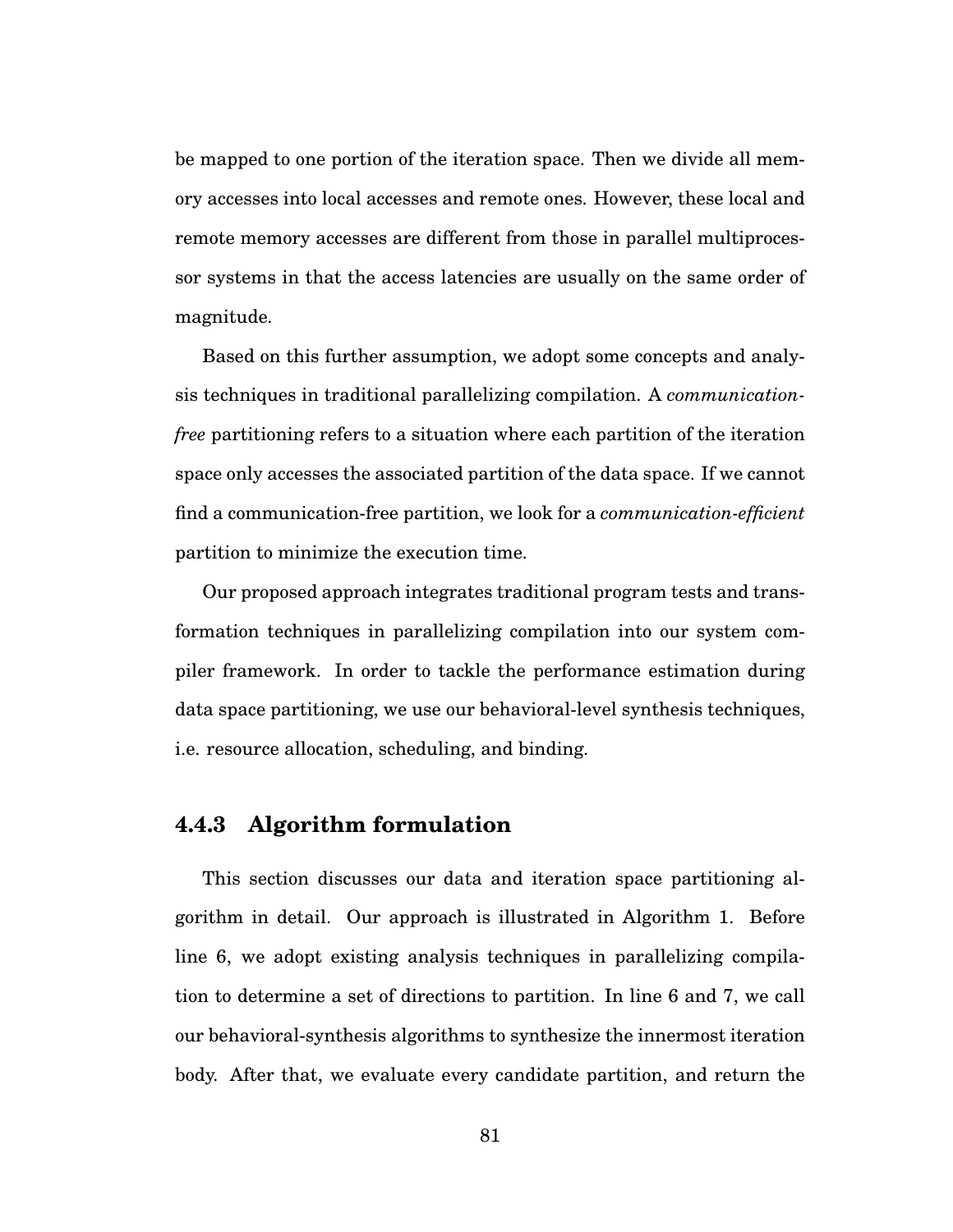be mapped to one portion of the iteration space. Then we divide all memory accesses into local accesses and remote ones. However, these local and remote memory accesses are different from those in parallel multiprocessor systems in that the access latencies are usually on the same order of magnitude.

Based on this further assumption, we adopt some concepts and analysis techniques in traditional parallelizing compilation. A *communication-free* partitioning refers to a situation where each partition of the iteration space only accesses the associated partition of the data space. If we cannot find a communication-free partition, we look for a *communication-efficient* partition to minimize the execution time.

Our proposed approach integrates traditional program tests and transformation techniques in parallelizing compilation into our system compiler framework. In order to tackle the performance estimation during data space partitioning, we use our behavioral-level synthesis techniques, i.e. resource allocation, scheduling, and binding.

### 4.4.3 Algorithm formulation

This section discusses our data and iteration space partitioning algorithm in detail. Our approach is illustrated in Algorithm 1. Before line 6, we adopt existing analysis techniques in parallelizing compilation to determine a set of directions to partition. In line 6 and 7, we call our behavioral-synthesis algorithms to synthesize the innermost iteration body. After that, we evaluate every candidate partition, and return the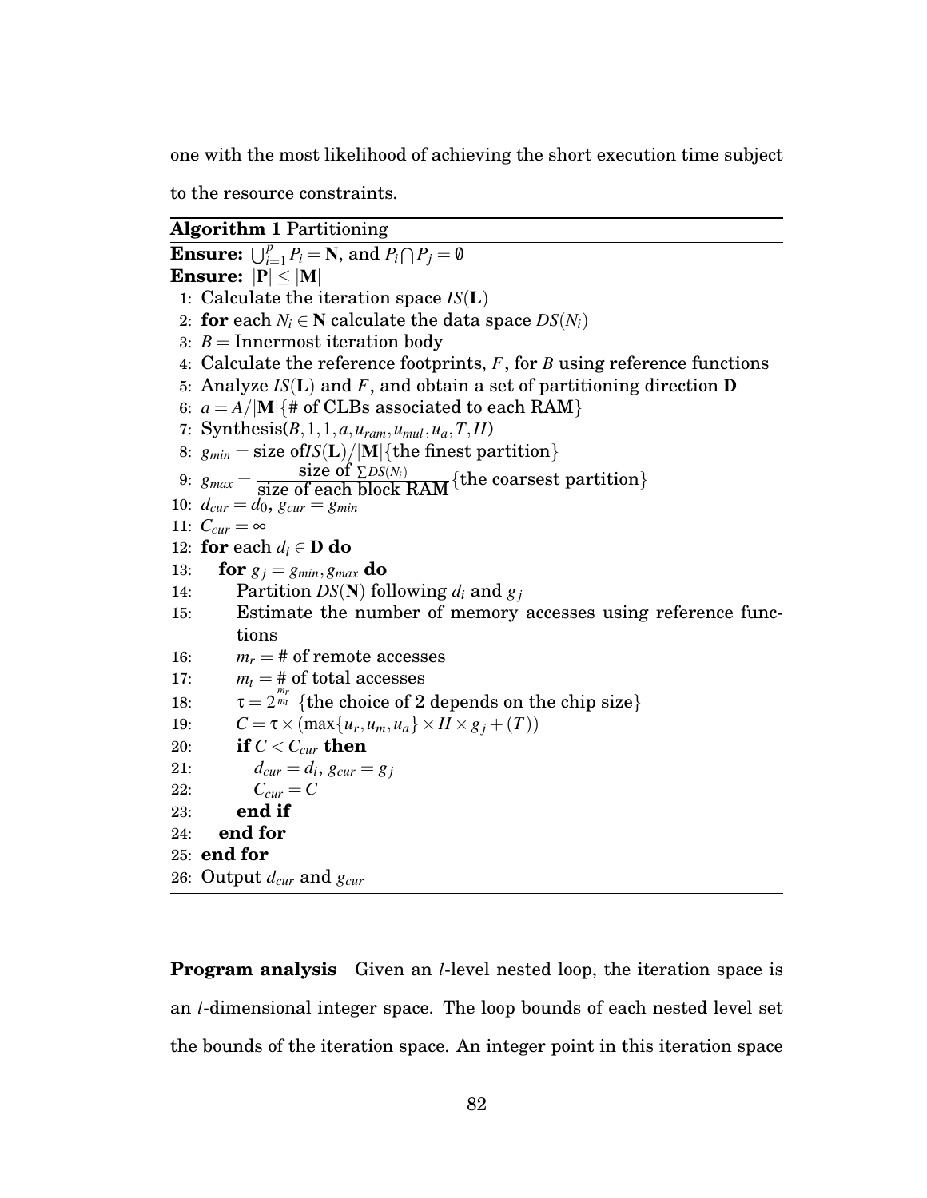one with the most likelihood of achieving the short execution time subject to the resource constraints.

**Algorithm 1** Partitioning

```
Ensure: ⋃_{i=1}^{p} P_i = N, and P_i ⋂ P_j = ∅
Ensure: |P| ≤ |M|
 1: Calculate the iteration space IS(L)
 2: for each N_i ∈ N calculate the data space DS(N_i)
 3: B = Innermost iteration body
 4: Calculate the reference footprints, F, for B using reference functions
 5: Analyze IS(L) and F, and obtain a set of partitioning direction D
 6: a = A/|M| {# of CLBs associated to each RAM}
 7: Synthesis(B, 1, 1, a, u_ram, u_mul, u_a, T, II)
 8: g_min = size of IS(L)/|M| {the finest partition}
 9: g_max = (size of ∑DS(N_i)) / (size of each block RAM) {the coarsest partition}
10: d_cur = d_0, g_cur = g_min
11: C_cur = ∞
12: for each d_i ∈ D do
13:    for g_j = g_min, g_max do
14:       Partition DS(N) following d_i and g_j
15:       Estimate the number of memory accesses using reference functions
16:       m_r = # of remote accesses
17:       m_t = # of total accesses
18:       τ = 2^(m_r/m_t) {the choice of 2 depends on the chip size}
19:       C = τ × (max{u_r, u_m, u_a} × II × g_j + (T))
20:       if C < C_cur then
21:          d_cur = d_i, g_cur = g_j
22:          C_cur = C
23:       end if
24:    end for
25: end for
26: Output d_cur and g_cur
```

**Program analysis** Given an $l$-level nested loop, the iteration space is an $l$-dimensional integer space. The loop bounds of each nested level set the bounds of the iteration space. An integer point in this iteration space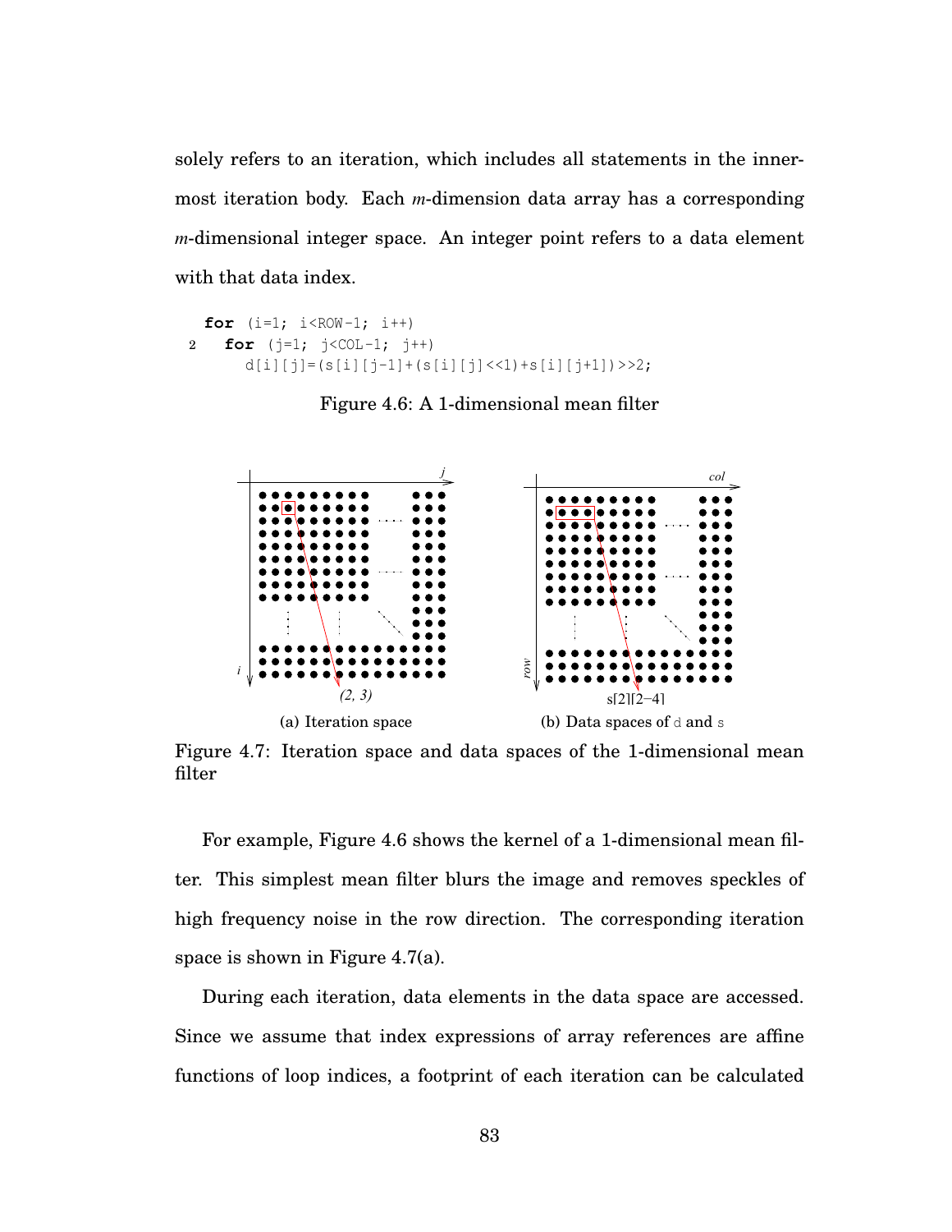solely refers to an iteration, which includes all statements in the innermost iteration body. Each *m*-dimension data array has a corresponding *m*-dimensional integer space. An integer point refers to a data element with that data index.

```
for (i=1; i<ROW-1; i++)
  for (j=1; j<COL-1; j++)
    d[i][j]=(s[i][j-1]+(s[i][j]<<1)+s[i][j+1])>>2;
```

Figure 4.6: A 1-dimensional mean filter

(a) Iteration space

(b) Data spaces of d and s

Figure 4.7: Iteration space and data spaces of the 1-dimensional mean filter

For example, Figure 4.6 shows the kernel of a 1-dimensional mean filter. This simplest mean filter blurs the image and removes speckles of high frequency noise in the row direction. The corresponding iteration space is shown in Figure 4.7(a).

During each iteration, data elements in the data space are accessed. Since we assume that index expressions of array references are affine functions of loop indices, a footprint of each iteration can be calculated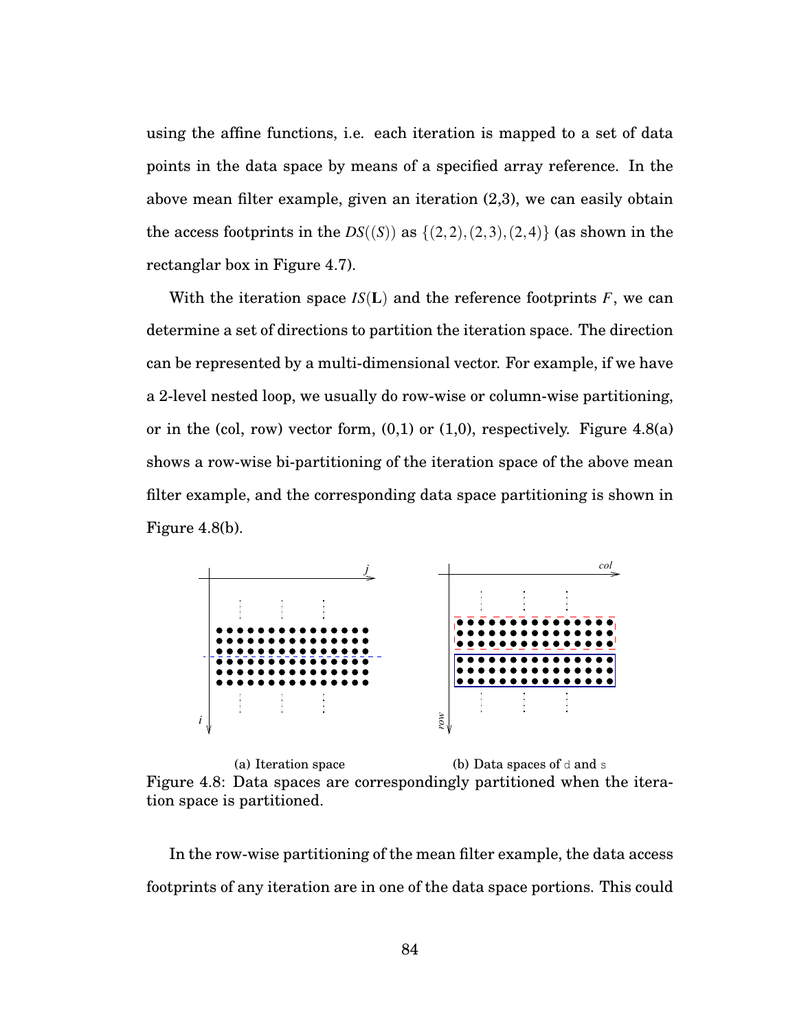using the affine functions, i.e. each iteration is mapped to a set of data points in the data space by means of a specified array reference. In the above mean filter example, given an iteration (2,3), we can easily obtain the access footprints in the $DS((S))$ as $\{(2,2),(2,3),(2,4)\}$ (as shown in the rectanglar box in Figure 4.7).

With the iteration space $IS(\mathbf{L})$ and the reference footprints $F$, we can determine a set of directions to partition the iteration space. The direction can be represented by a multi-dimensional vector. For example, if we have a 2-level nested loop, we usually do row-wise or column-wise partitioning, or in the (col, row) vector form, (0,1) or (1,0), respectively. Figure 4.8(a) shows a row-wise bi-partitioning of the iteration space of the above mean filter example, and the corresponding data space partitioning is shown in Figure 4.8(b).

(a) Iteration space (b) Data spaces of d and s

Figure 4.8: Data spaces are correspondingly partitioned when the iteration space is partitioned.

In the row-wise partitioning of the mean filter example, the data access footprints of any iteration are in one of the data space portions. This could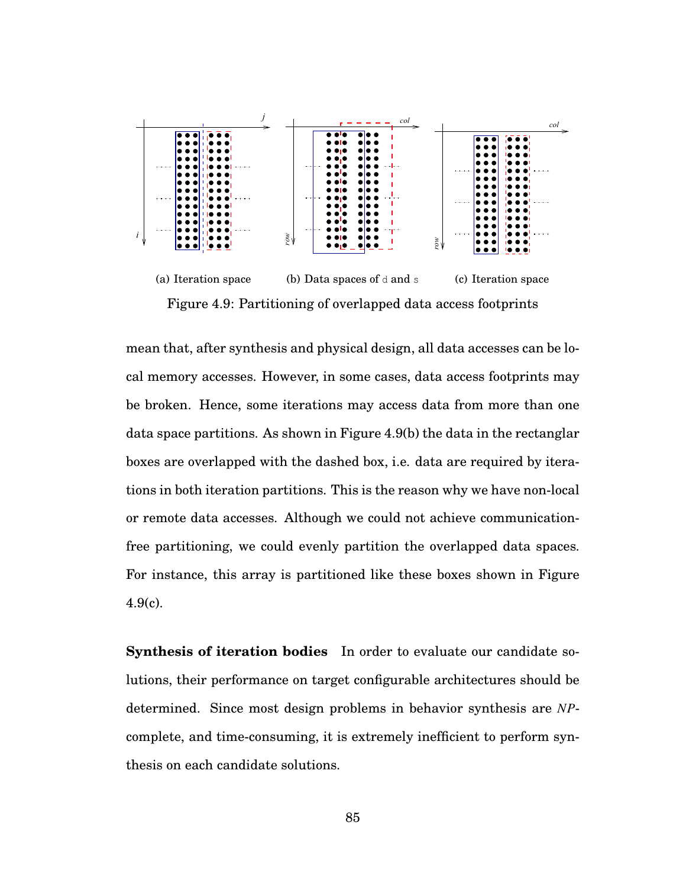(a) Iteration space (b) Data spaces of d and s (c) Iteration space

Figure 4.9: Partitioning of overlapped data access footprints

mean that, after synthesis and physical design, all data accesses can be local memory accesses. However, in some cases, data access footprints may be broken. Hence, some iterations may access data from more than one data space partitions. As shown in Figure 4.9(b) the data in the rectanglar boxes are overlapped with the dashed box, i.e. data are required by iterations in both iteration partitions. This is the reason why we have non-local or remote data accesses. Although we could not achieve communication-free partitioning, we could evenly partition the overlapped data spaces. For instance, this array is partitioned like these boxes shown in Figure 4.9(c).

**Synthesis of iteration bodies** In order to evaluate our candidate solutions, their performance on target configurable architectures should be determined. Since most design problems in behavior synthesis are *NP*-complete, and time-consuming, it is extremely inefficient to perform synthesis on each candidate solutions.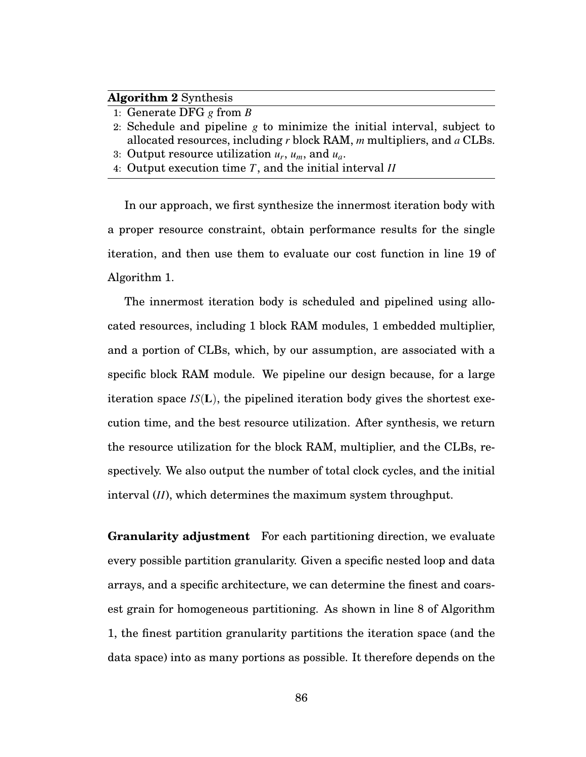**Algorithm 2** Synthesis

1: Generate DFG $g$ from $B$
2: Schedule and pipeline $g$ to minimize the initial interval, subject to allocated resources, including $r$ block RAM, $m$ multipliers, and $a$ CLBs.
3: Output resource utilization $u_r$, $u_m$, and $u_a$.
4: Output execution time $T$, and the initial interval $II$

In our approach, we first synthesize the innermost iteration body with a proper resource constraint, obtain performance results for the single iteration, and then use them to evaluate our cost function in line 19 of Algorithm 1.

The innermost iteration body is scheduled and pipelined using allocated resources, including 1 block RAM modules, 1 embedded multiplier, and a portion of CLBs, which, by our assumption, are associated with a specific block RAM module. We pipeline our design because, for a large iteration space $IS(\mathbf{L})$, the pipelined iteration body gives the shortest execution time, and the best resource utilization. After synthesis, we return the resource utilization for the block RAM, multiplier, and the CLBs, respectively. We also output the number of total clock cycles, and the initial interval ($II$), which determines the maximum system throughput.

**Granularity adjustment** For each partitioning direction, we evaluate every possible partition granularity. Given a specific nested loop and data arrays, and a specific architecture, we can determine the finest and coarsest grain for homogeneous partitioning. As shown in line 8 of Algorithm 1, the finest partition granularity partitions the iteration space (and the data space) into as many portions as possible. It therefore depends on the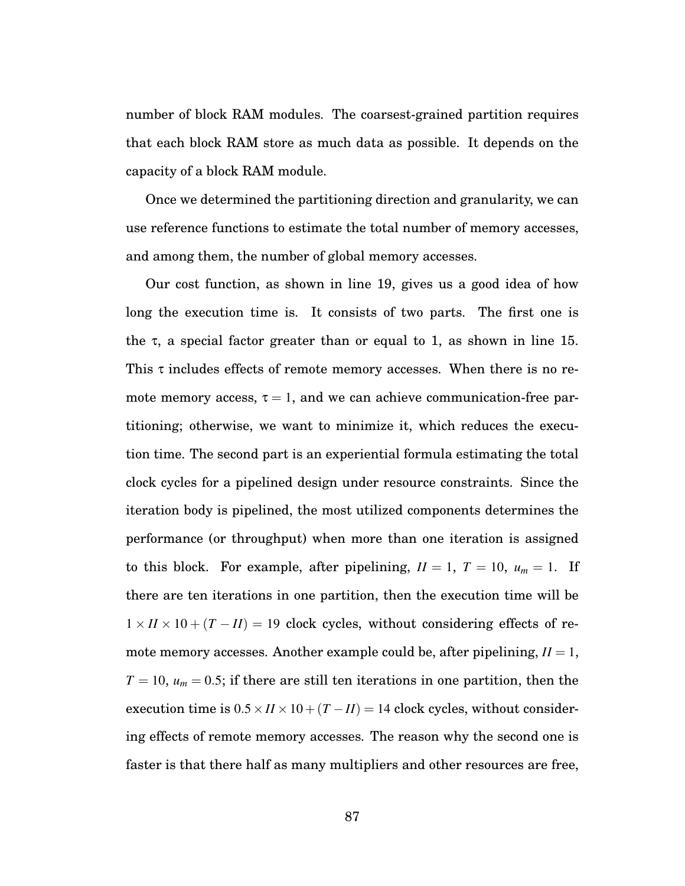number of block RAM modules. The coarsest-grained partition requires that each block RAM store as much data as possible. It depends on the capacity of a block RAM module.

Once we determined the partitioning direction and granularity, we can use reference functions to estimate the total number of memory accesses, and among them, the number of global memory accesses.

Our cost function, as shown in line 19, gives us a good idea of how long the execution time is. It consists of two parts. The first one is the $\tau$, a special factor greater than or equal to 1, as shown in line 15. This $\tau$ includes effects of remote memory accesses. When there is no remote memory access, $\tau = 1$, and we can achieve communication-free partitioning; otherwise, we want to minimize it, which reduces the execution time. The second part is an experiential formula estimating the total clock cycles for a pipelined design under resource constraints. Since the iteration body is pipelined, the most utilized components determines the performance (or throughput) when more than one iteration is assigned to this block. For example, after pipelining, $II = 1$, $T = 10$, $u_m = 1$. If there are ten iterations in one partition, then the execution time will be $1 \times II \times 10 + (T - II) = 19$ clock cycles, without considering effects of remote memory accesses. Another example could be, after pipelining, $II = 1$, $T = 10$, $u_m = 0.5$; if there are still ten iterations in one partition, then the execution time is $0.5 \times II \times 10 + (T - II) = 14$ clock cycles, without considering effects of remote memory accesses. The reason why the second one is faster is that there half as many multipliers and other resources are free,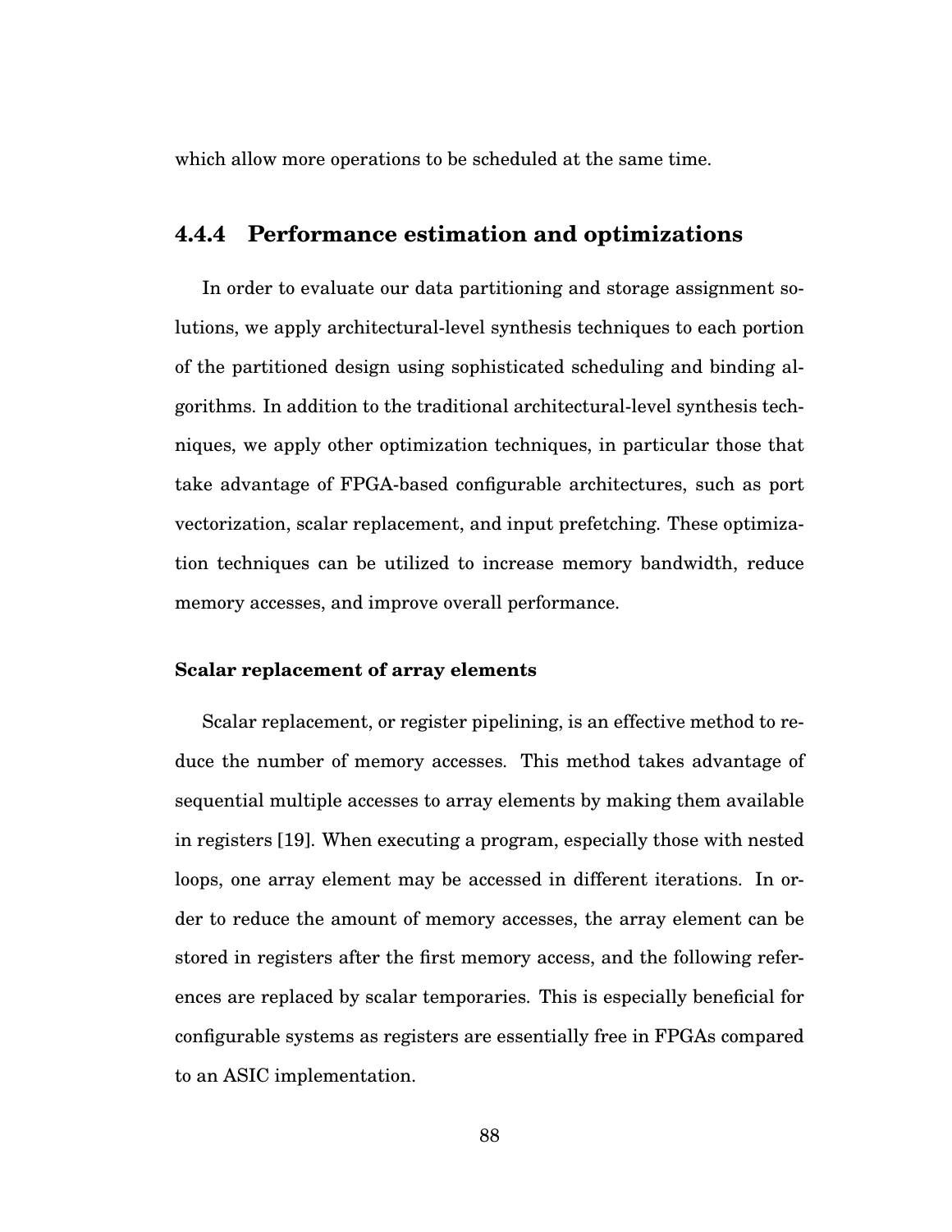which allow more operations to be scheduled at the same time.

### 4.4.4 Performance estimation and optimizations

In order to evaluate our data partitioning and storage assignment solutions, we apply architectural-level synthesis techniques to each portion of the partitioned design using sophisticated scheduling and binding algorithms. In addition to the traditional architectural-level synthesis techniques, we apply other optimization techniques, in particular those that take advantage of FPGA-based configurable architectures, such as port vectorization, scalar replacement, and input prefetching. These optimization techniques can be utilized to increase memory bandwidth, reduce memory accesses, and improve overall performance.

#### Scalar replacement of array elements

Scalar replacement, or register pipelining, is an effective method to reduce the number of memory accesses. This method takes advantage of sequential multiple accesses to array elements by making them available in registers [19]. When executing a program, especially those with nested loops, one array element may be accessed in different iterations. In order to reduce the amount of memory accesses, the array element can be stored in registers after the first memory access, and the following references are replaced by scalar temporaries. This is especially beneficial for configurable systems as registers are essentially free in FPGAs compared to an ASIC implementation.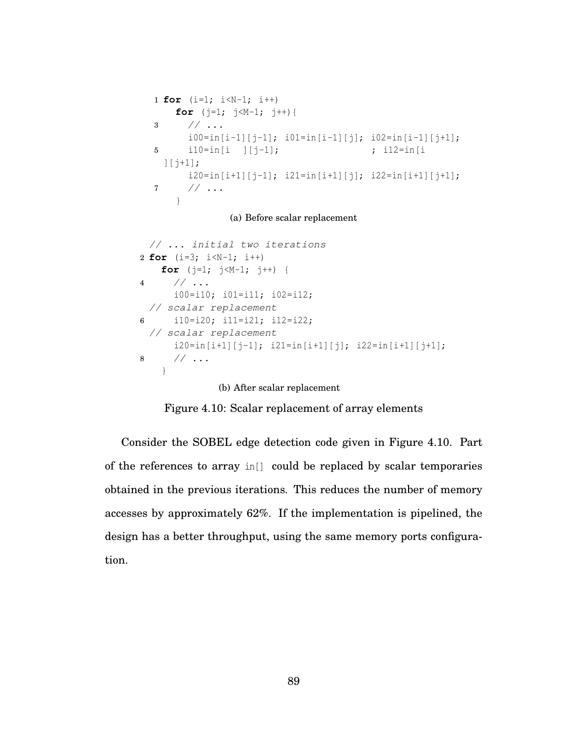```
for (i=1; i<N-1; i++)
  for (j=1; j<M-1; j++){
    // ...
    i00=in[i-1][j-1]; i01=in[i-1][j]; i02=in[i-1][j+1];
    i10=in[i  ][j-1];                ; i12=in[i  ][j+1];
    i20=in[i+1][j-1]; i21=in[i+1][j]; i22=in[i+1][j+1];
    // ...
  }
```

(a) Before scalar replacement

```
// ... initial two iterations
for (i=3; i<N-1; i++)
  for (j=1; j<M-1; j++) {
    // ...
    i00=i10; i01=i11; i02=i12;
// scalar replacement
    i10=i20; i11=i21; i12=i22;
// scalar replacement
    i20=in[i+1][j-1]; i21=in[i+1][j]; i22=in[i+1][j+1];
    // ...
  }
```

(b) After scalar replacement

Figure 4.10: Scalar replacement of array elements

Consider the SOBEL edge detection code given in Figure 4.10. Part of the references to array `in[]` could be replaced by scalar temporaries obtained in the previous iterations. This reduces the number of memory accesses by approximately 62%. If the implementation is pipelined, the design has a better throughput, using the same memory ports configuration.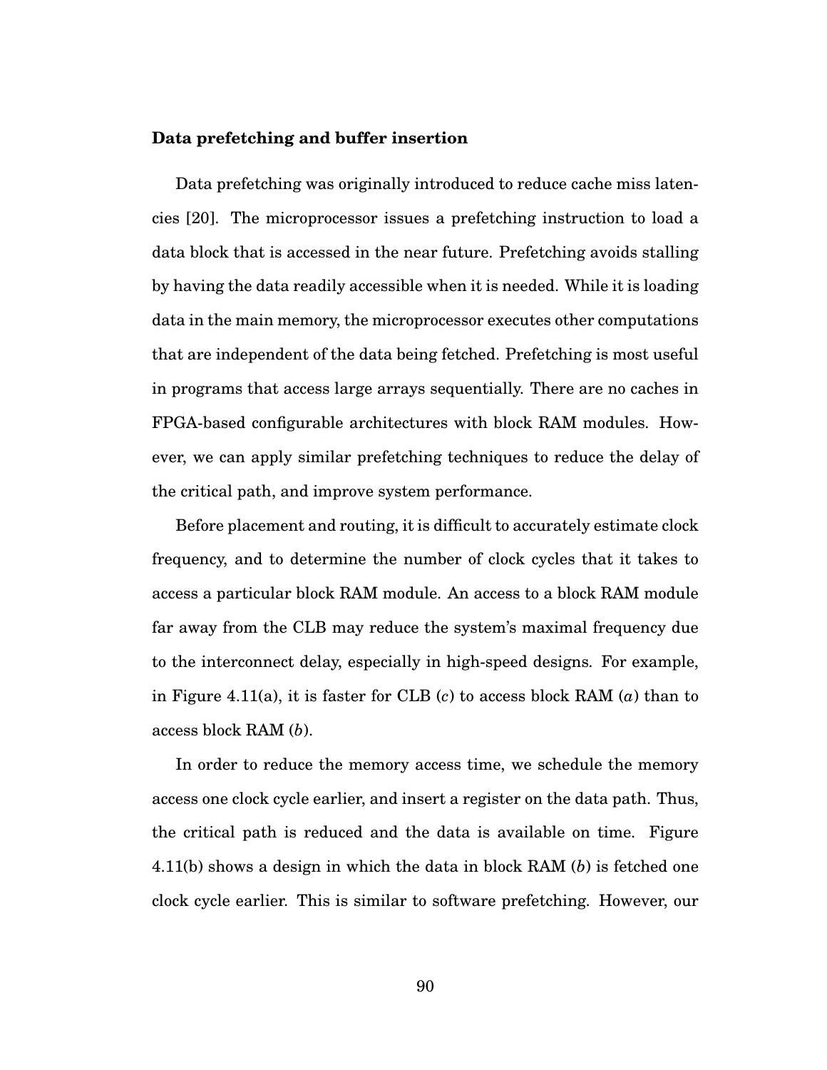**Data prefetching and buffer insertion**

Data prefetching was originally introduced to reduce cache miss latencies [20]. The microprocessor issues a prefetching instruction to load a data block that is accessed in the near future. Prefetching avoids stalling by having the data readily accessible when it is needed. While it is loading data in the main memory, the microprocessor executes other computations that are independent of the data being fetched. Prefetching is most useful in programs that access large arrays sequentially. There are no caches in FPGA-based configurable architectures with block RAM modules. However, we can apply similar prefetching techniques to reduce the delay of the critical path, and improve system performance.

Before placement and routing, it is difficult to accurately estimate clock frequency, and to determine the number of clock cycles that it takes to access a particular block RAM module. An access to a block RAM module far away from the CLB may reduce the system's maximal frequency due to the interconnect delay, especially in high-speed designs. For example, in Figure 4.11(a), it is faster for CLB ($c$) to access block RAM ($a$) than to access block RAM ($b$).

In order to reduce the memory access time, we schedule the memory access one clock cycle earlier, and insert a register on the data path. Thus, the critical path is reduced and the data is available on time. Figure 4.11(b) shows a design in which the data in block RAM ($b$) is fetched one clock cycle earlier. This is similar to software prefetching. However, our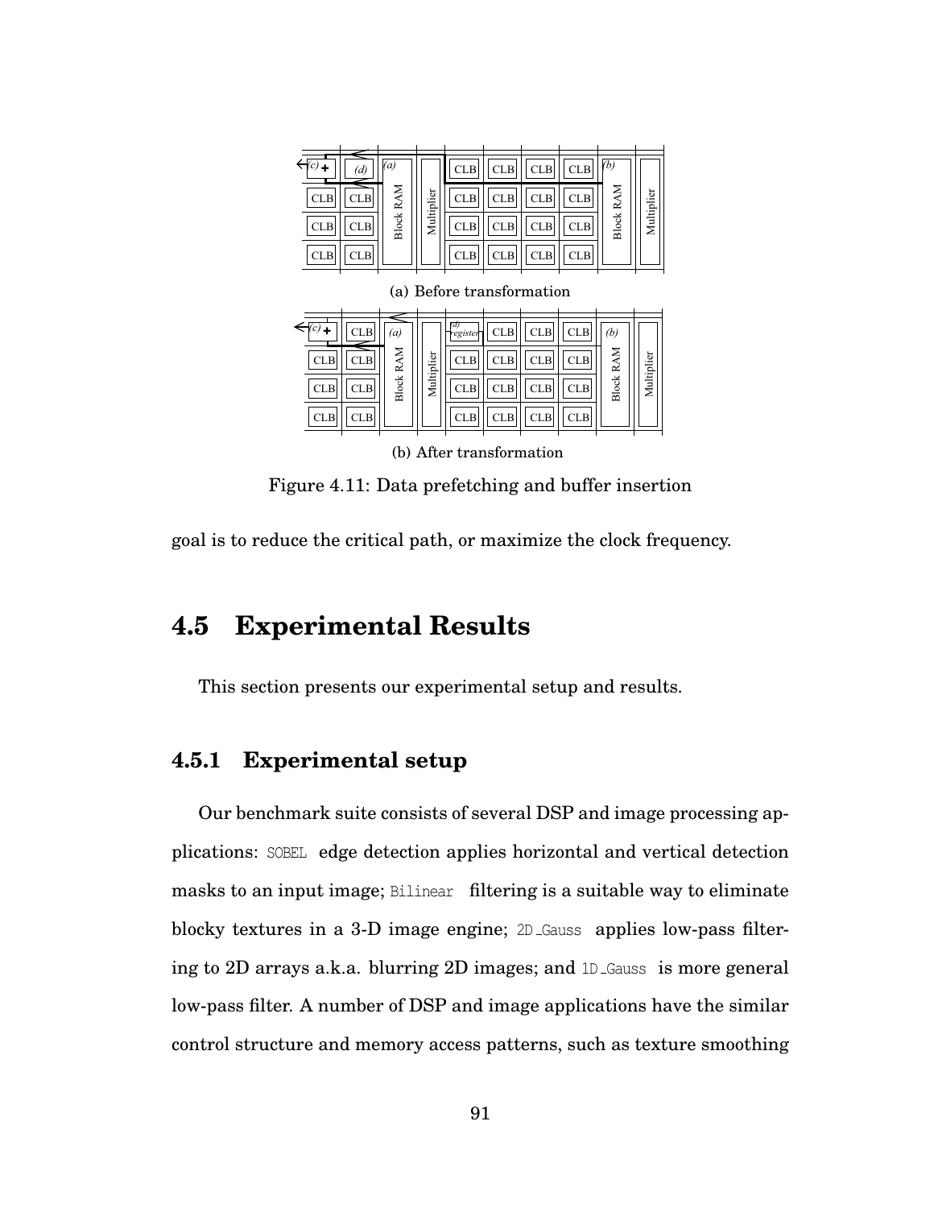(a) Before transformation

(b) After transformation

Figure 4.11: Data prefetching and buffer insertion

goal is to reduce the critical path, or maximize the clock frequency.

## 4.5 Experimental Results

This section presents our experimental setup and results.

### 4.5.1 Experimental setup

Our benchmark suite consists of several DSP and image processing applications: SOBEL edge detection applies horizontal and vertical detection masks to an input image; Bilinear filtering is a suitable way to eliminate blocky textures in a 3-D image engine; 2D_Gauss applies low-pass filtering to 2D arrays a.k.a. blurring 2D images; and 1D_Gauss is more general low-pass filter. A number of DSP and image applications have the similar control structure and memory access patterns, such as texture smoothing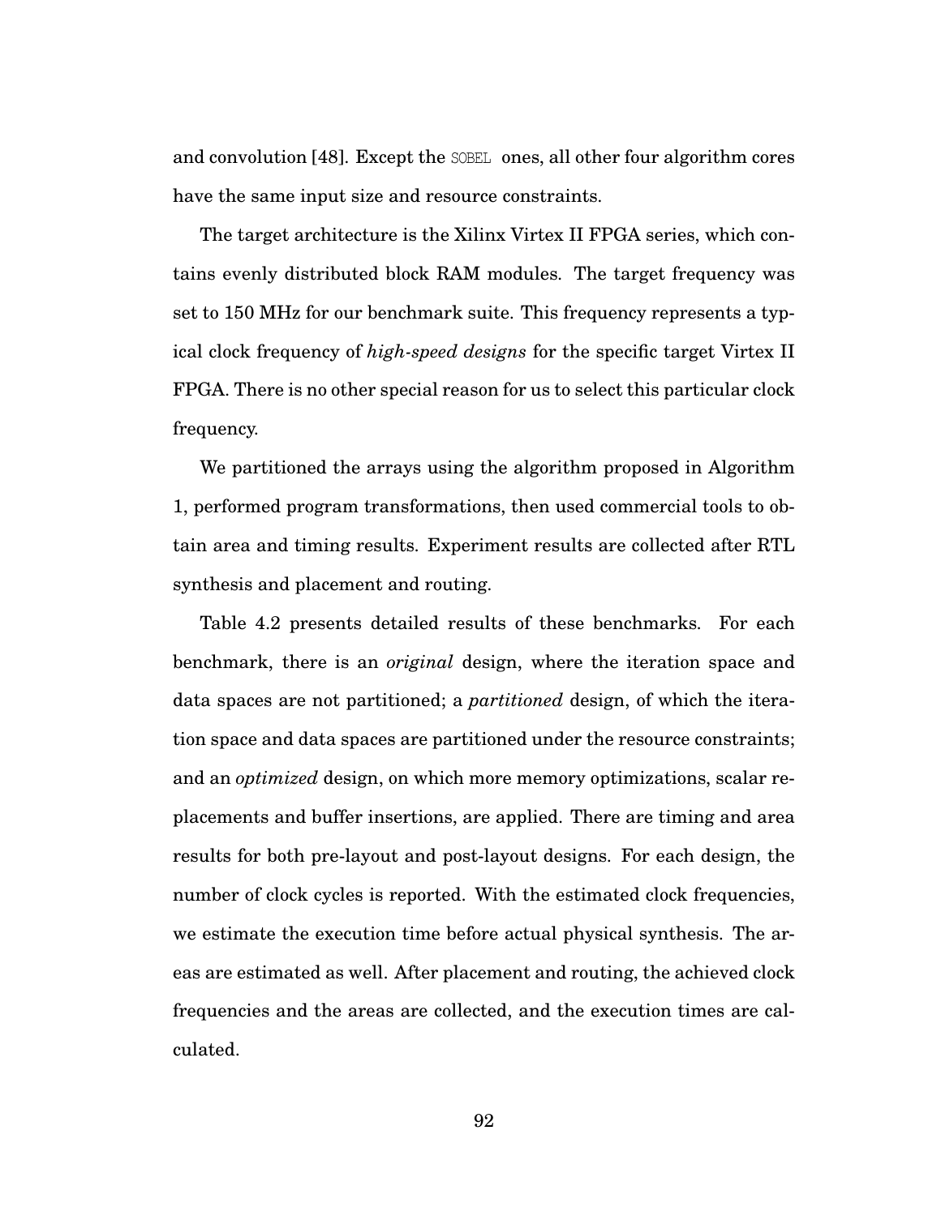and convolution [48]. Except the `SOBEL` ones, all other four algorithm cores have the same input size and resource constraints.

The target architecture is the Xilinx Virtex II FPGA series, which contains evenly distributed block RAM modules. The target frequency was set to 150 MHz for our benchmark suite. This frequency represents a typical clock frequency of *high-speed designs* for the specific target Virtex II FPGA. There is no other special reason for us to select this particular clock frequency.

We partitioned the arrays using the algorithm proposed in Algorithm 1, performed program transformations, then used commercial tools to obtain area and timing results. Experiment results are collected after RTL synthesis and placement and routing.

Table 4.2 presents detailed results of these benchmarks. For each benchmark, there is an *original* design, where the iteration space and data spaces are not partitioned; a *partitioned* design, of which the iteration space and data spaces are partitioned under the resource constraints; and an *optimized* design, on which more memory optimizations, scalar replacements and buffer insertions, are applied. There are timing and area results for both pre-layout and post-layout designs. For each design, the number of clock cycles is reported. With the estimated clock frequencies, we estimate the execution time before actual physical synthesis. The areas are estimated as well. After placement and routing, the achieved clock frequencies and the areas are collected, and the execution times are calculated.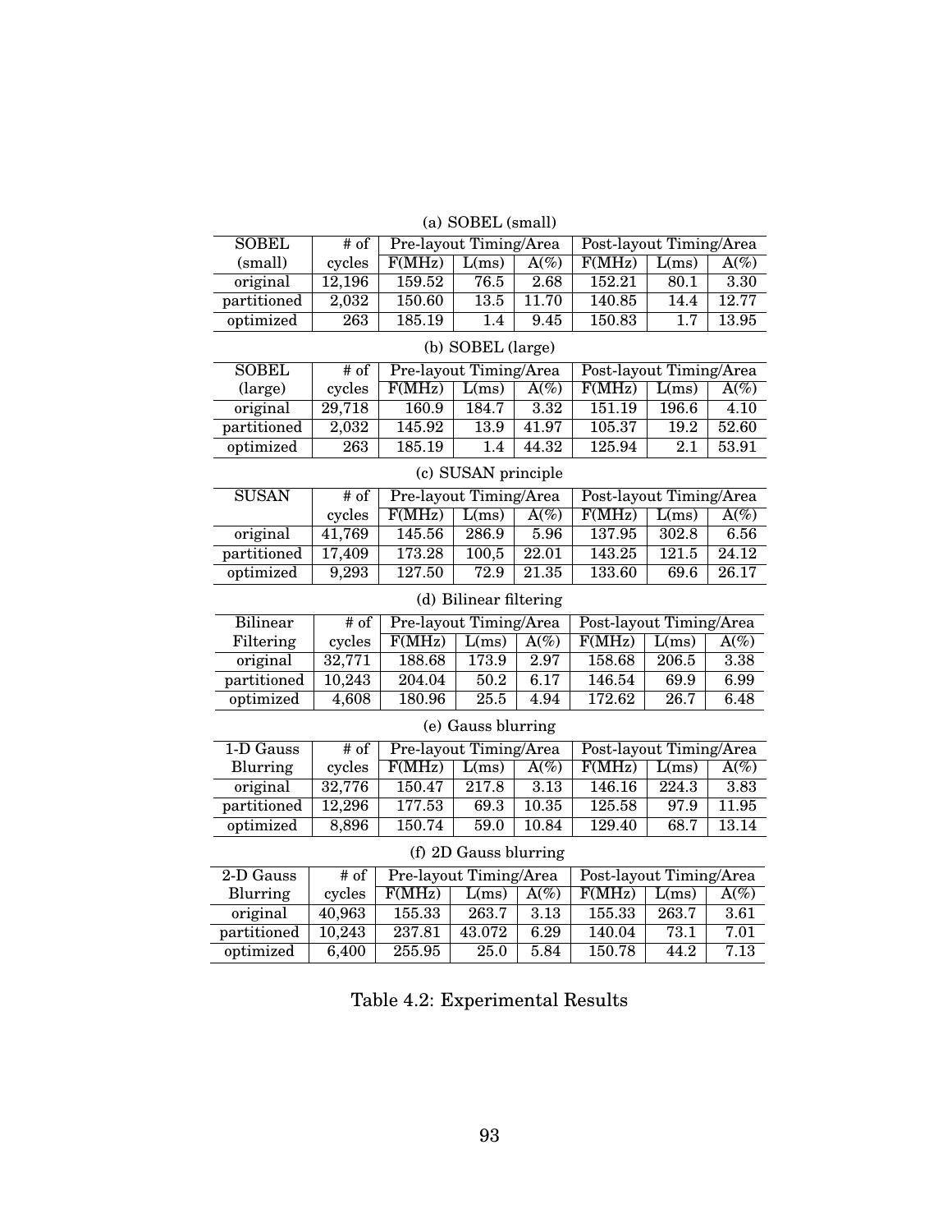(a) SOBEL (small)

| SOBEL (small) | # of cycles | Pre-layout Timing/Area | | | Post-layout Timing/Area | | |
|---|---|---|---|---|---|---|---|
| | | F(MHz) | L(ms) | A(%) | F(MHz) | L(ms) | A(%) |
| original | 12,196 | 159.52 | 76.5 | 2.68 | 152.21 | 80.1 | 3.30 |
| partitioned | 2,032 | 150.60 | 13.5 | 11.70 | 140.85 | 14.4 | 12.77 |
| optimized | 263 | 185.19 | 1.4 | 9.45 | 150.83 | 1.7 | 13.95 |

(b) SOBEL (large)

| SOBEL (large) | # of cycles | Pre-layout Timing/Area | | | Post-layout Timing/Area | | |
|---|---|---|---|---|---|---|---|
| | | F(MHz) | L(ms) | A(%) | F(MHz) | L(ms) | A(%) |
| original | 29,718 | 160.9 | 184.7 | 3.32 | 151.19 | 196.6 | 4.10 |
| partitioned | 2,032 | 145.92 | 13.9 | 41.97 | 105.37 | 19.2 | 52.60 |
| optimized | 263 | 185.19 | 1.4 | 44.32 | 125.94 | 2.1 | 53.91 |

(c) SUSAN principle

| SUSAN | # of cycles | Pre-layout Timing/Area | | | Post-layout Timing/Area | | |
|---|---|---|---|---|---|---|---|
| | | F(MHz) | L(ms) | A(%) | F(MHz) | L(ms) | A(%) |
| original | 41,769 | 145.56 | 286.9 | 5.96 | 137.95 | 302.8 | 6.56 |
| partitioned | 17,409 | 173.28 | 100,5 | 22.01 | 143.25 | 121.5 | 24.12 |
| optimized | 9,293 | 127.50 | 72.9 | 21.35 | 133.60 | 69.6 | 26.17 |

(d) Bilinear filtering

| Bilinear Filtering | # of cycles | Pre-layout Timing/Area | | | Post-layout Timing/Area | | |
|---|---|---|---|---|---|---|---|
| | | F(MHz) | L(ms) | A(%) | F(MHz) | L(ms) | A(%) |
| original | 32,771 | 188.68 | 173.9 | 2.97 | 158.68 | 206.5 | 3.38 |
| partitioned | 10,243 | 204.04 | 50.2 | 6.17 | 146.54 | 69.9 | 6.99 |
| optimized | 4,608 | 180.96 | 25.5 | 4.94 | 172.62 | 26.7 | 6.48 |

(e) Gauss blurring

| 1-D Gauss Blurring | # of cycles | Pre-layout Timing/Area | | | Post-layout Timing/Area | | |
|---|---|---|---|---|---|---|---|
| | | F(MHz) | L(ms) | A(%) | F(MHz) | L(ms) | A(%) |
| original | 32,776 | 150.47 | 217.8 | 3.13 | 146.16 | 224.3 | 3.83 |
| partitioned | 12,296 | 177.53 | 69.3 | 10.35 | 125.58 | 97.9 | 11.95 |
| optimized | 8,896 | 150.74 | 59.0 | 10.84 | 129.40 | 68.7 | 13.14 |

(f) 2D Gauss blurring

| 2-D Gauss Blurring | # of cycles | Pre-layout Timing/Area | | | Post-layout Timing/Area | | |
|---|---|---|---|---|---|---|---|
| | | F(MHz) | L(ms) | A(%) | F(MHz) | L(ms) | A(%) |
| original | 40,963 | 155.33 | 263.7 | 3.13 | 155.33 | 263.7 | 3.61 |
| partitioned | 10,243 | 237.81 | 43.072 | 6.29 | 140.04 | 73.1 | 7.01 |
| optimized | 6,400 | 255.95 | 25.0 | 5.84 | 150.78 | 44.2 | 7.13 |

Table 4.2: Experimental Results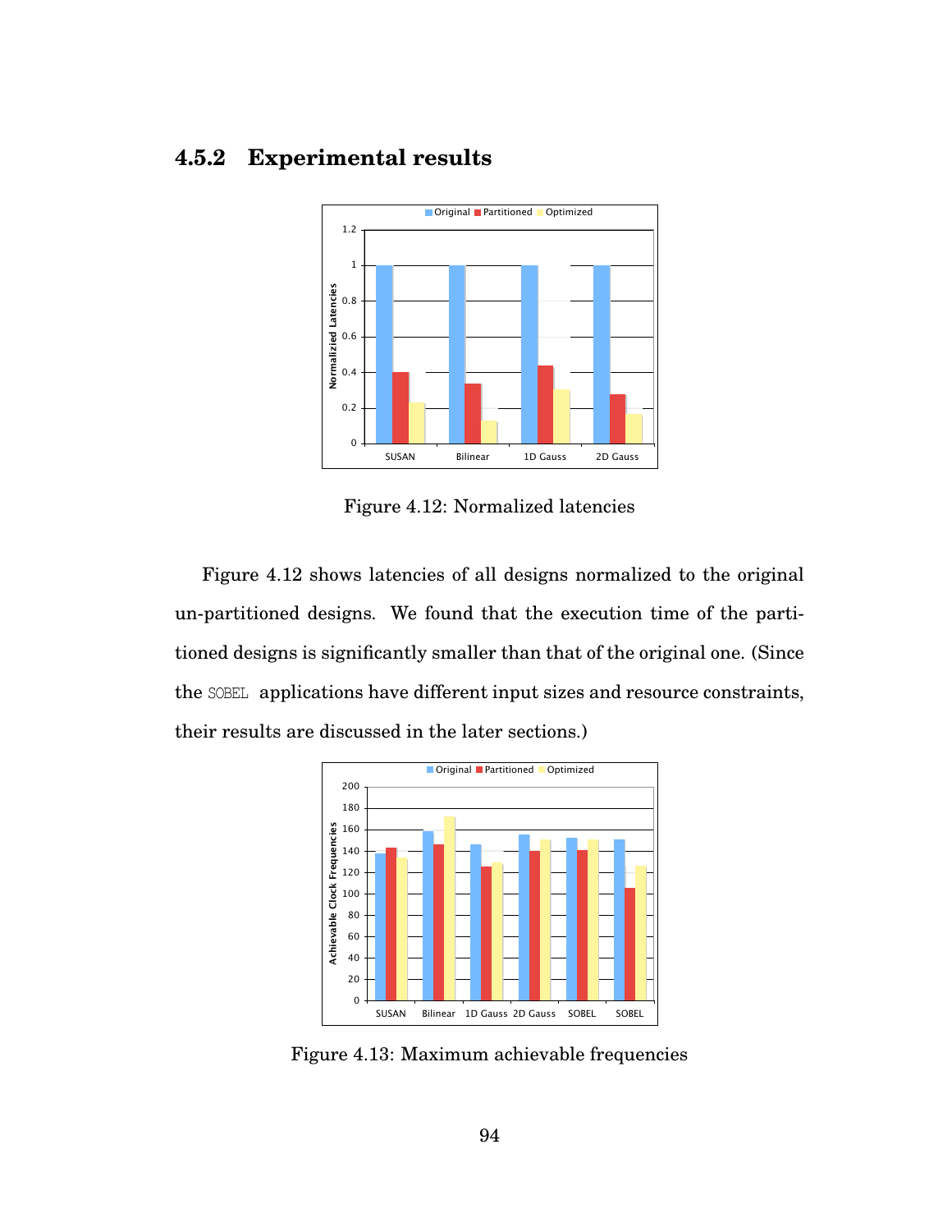### 4.5.2 Experimental results

Figure 4.12: Normalized latencies

Figure 4.12 shows latencies of all designs normalized to the original un-partitioned designs. We found that the execution time of the partitioned designs is significantly smaller than that of the original one. (Since the SOBEL applications have different input sizes and resource constraints, their results are discussed in the later sections.)

Figure 4.13: Maximum achievable frequencies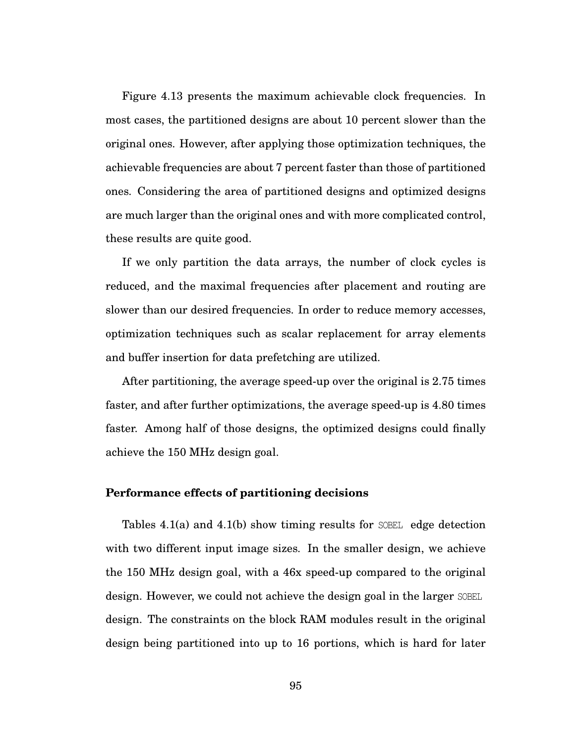Figure 4.13 presents the maximum achievable clock frequencies. In most cases, the partitioned designs are about 10 percent slower than the original ones. However, after applying those optimization techniques, the achievable frequencies are about 7 percent faster than those of partitioned ones. Considering the area of partitioned designs and optimized designs are much larger than the original ones and with more complicated control, these results are quite good.

If we only partition the data arrays, the number of clock cycles is reduced, and the maximal frequencies after placement and routing are slower than our desired frequencies. In order to reduce memory accesses, optimization techniques such as scalar replacement for array elements and buffer insertion for data prefetching are utilized.

After partitioning, the average speed-up over the original is 2.75 times faster, and after further optimizations, the average speed-up is 4.80 times faster. Among half of those designs, the optimized designs could finally achieve the 150 MHz design goal.

### Performance effects of partitioning decisions

Tables 4.1(a) and 4.1(b) show timing results for `SOBEL` edge detection with two different input image sizes. In the smaller design, we achieve the 150 MHz design goal, with a 46x speed-up compared to the original design. However, we could not achieve the design goal in the larger `SOBEL` design. The constraints on the block RAM modules result in the original design being partitioned into up to 16 portions, which is hard for later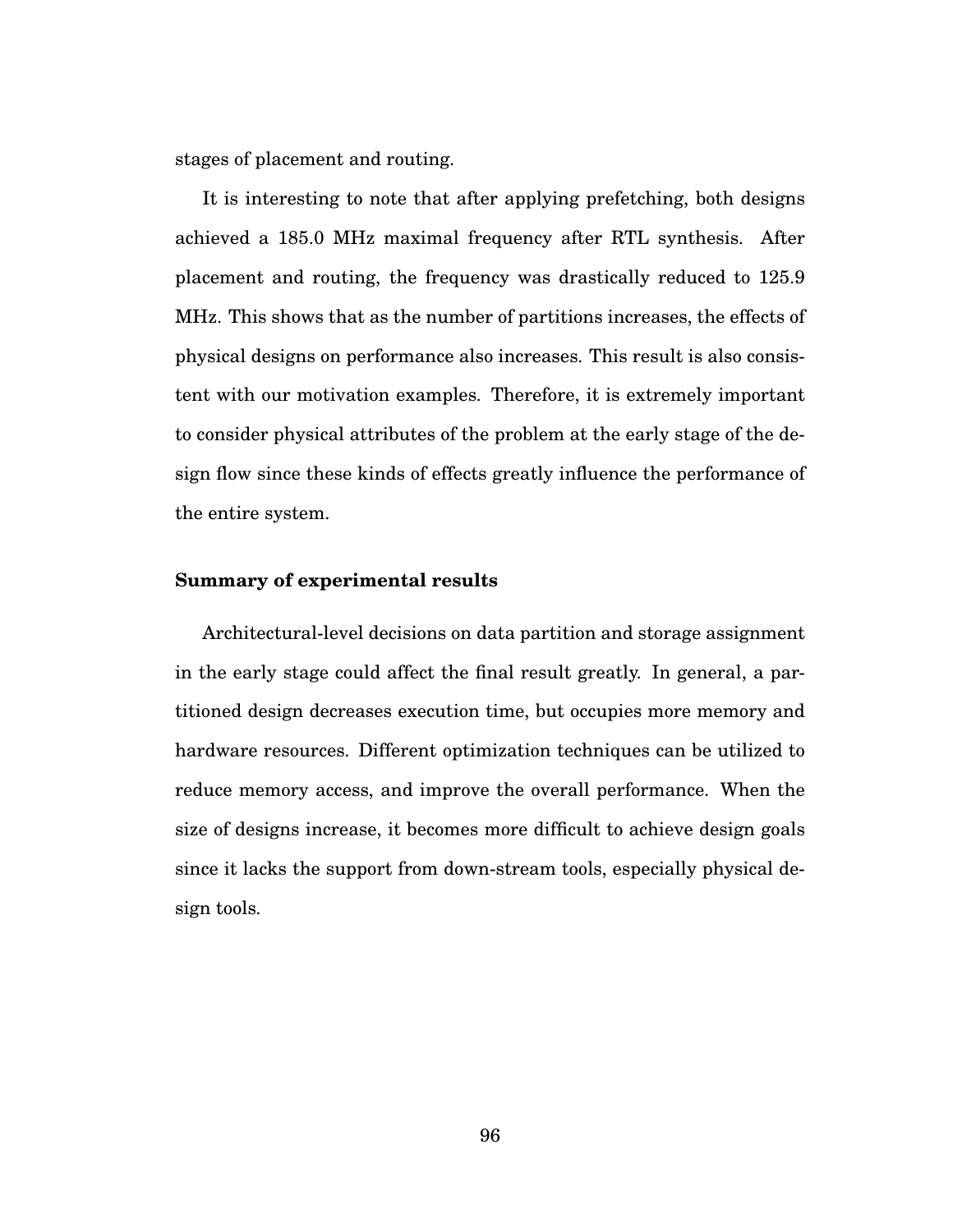stages of placement and routing.

It is interesting to note that after applying prefetching, both designs achieved a 185.0 MHz maximal frequency after RTL synthesis. After placement and routing, the frequency was drastically reduced to 125.9 MHz. This shows that as the number of partitions increases, the effects of physical designs on performance also increases. This result is also consistent with our motivation examples. Therefore, it is extremely important to consider physical attributes of the problem at the early stage of the design flow since these kinds of effects greatly influence the performance of the entire system.

**Summary of experimental results**

Architectural-level decisions on data partition and storage assignment in the early stage could affect the final result greatly. In general, a partitioned design decreases execution time, but occupies more memory and hardware resources. Different optimization techniques can be utilized to reduce memory access, and improve the overall performance. When the size of designs increase, it becomes more difficult to achieve design goals since it lacks the support from down-stream tools, especially physical design tools.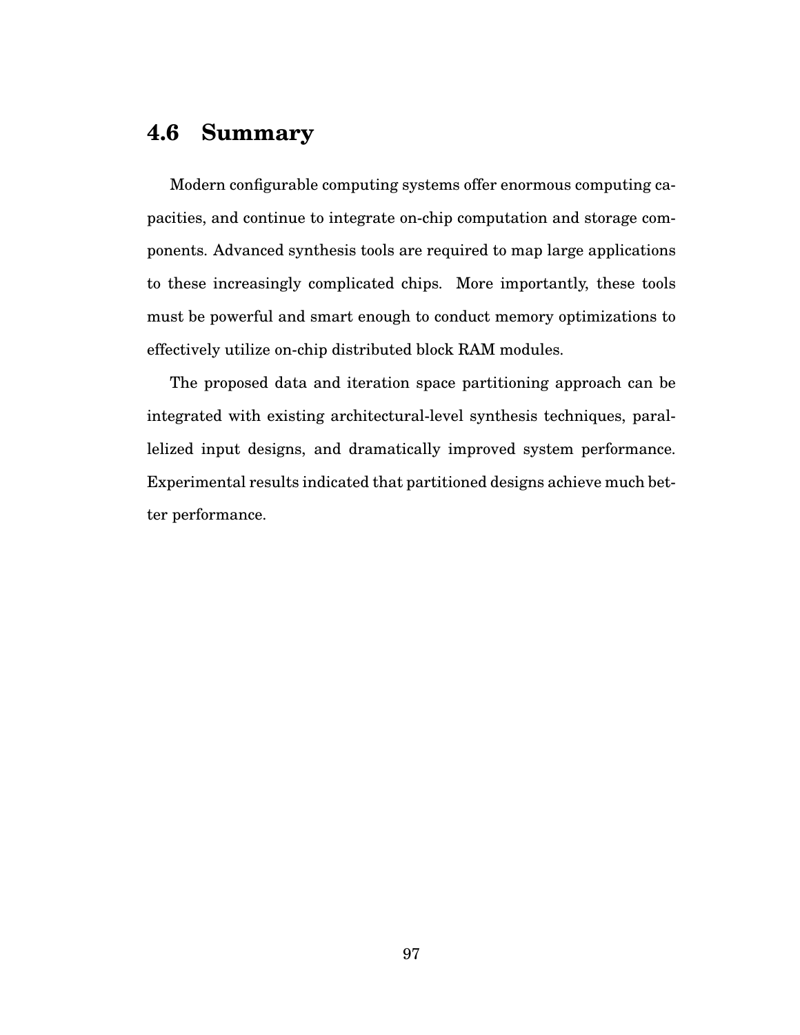## 4.6 Summary

Modern configurable computing systems offer enormous computing capacities, and continue to integrate on-chip computation and storage components. Advanced synthesis tools are required to map large applications to these increasingly complicated chips. More importantly, these tools must be powerful and smart enough to conduct memory optimizations to effectively utilize on-chip distributed block RAM modules.

The proposed data and iteration space partitioning approach can be integrated with existing architectural-level synthesis techniques, parallelized input designs, and dramatically improved system performance. Experimental results indicated that partitioned designs achieve much better performance.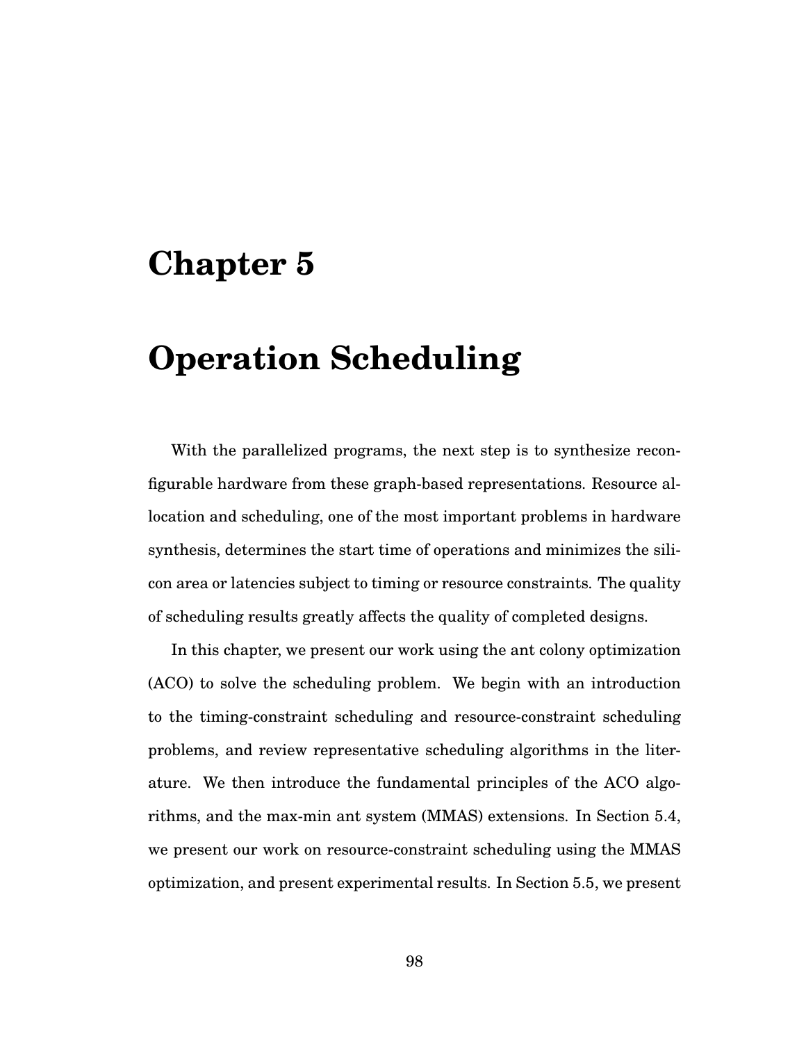# Chapter 5

# Operation Scheduling

With the parallelized programs, the next step is to synthesize reconfigurable hardware from these graph-based representations. Resource allocation and scheduling, one of the most important problems in hardware synthesis, determines the start time of operations and minimizes the silicon area or latencies subject to timing or resource constraints. The quality of scheduling results greatly affects the quality of completed designs.

In this chapter, we present our work using the ant colony optimization (ACO) to solve the scheduling problem. We begin with an introduction to the timing-constraint scheduling and resource-constraint scheduling problems, and review representative scheduling algorithms in the literature. We then introduce the fundamental principles of the ACO algorithms, and the max-min ant system (MMAS) extensions. In Section 5.4, we present our work on resource-constraint scheduling using the MMAS optimization, and present experimental results. In Section 5.5, we present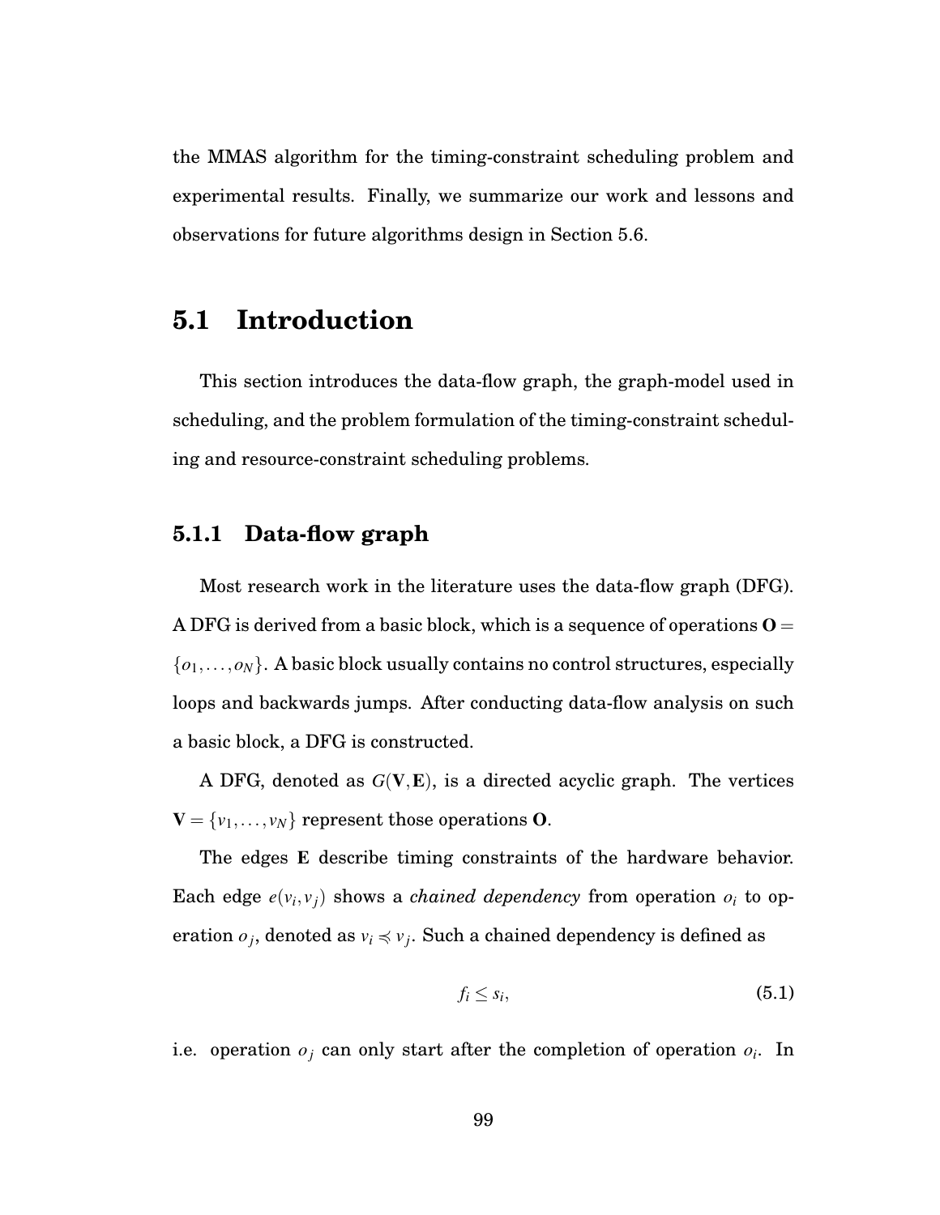the MMAS algorithm for the timing-constraint scheduling problem and experimental results. Finally, we summarize our work and lessons and observations for future algorithms design in Section 5.6.

## 5.1 Introduction

This section introduces the data-flow graph, the graph-model used in scheduling, and the problem formulation of the timing-constraint scheduling and resource-constraint scheduling problems.

### 5.1.1 Data-flow graph

Most research work in the literature uses the data-flow graph (DFG). A DFG is derived from a basic block, which is a sequence of operations $\mathbf{O} = \{o_1, \ldots, o_N\}$. A basic block usually contains no control structures, especially loops and backwards jumps. After conducting data-flow analysis on such a basic block, a DFG is constructed.

A DFG, denoted as $G(\mathbf{V}, \mathbf{E})$, is a directed acyclic graph. The vertices $\mathbf{V} = \{v_1, \ldots, v_N\}$ represent those operations $\mathbf{O}$.

The edges $\mathbf{E}$ describe timing constraints of the hardware behavior. Each edge $e(v_i, v_j)$ shows a *chained dependency* from operation $o_i$ to operation $o_j$, denoted as $v_i \preccurlyeq v_j$. Such a chained dependency is defined as

$$f_i \leq s_i, \tag{5.1}$$

i.e. operation $o_j$ can only start after the completion of operation $o_i$. In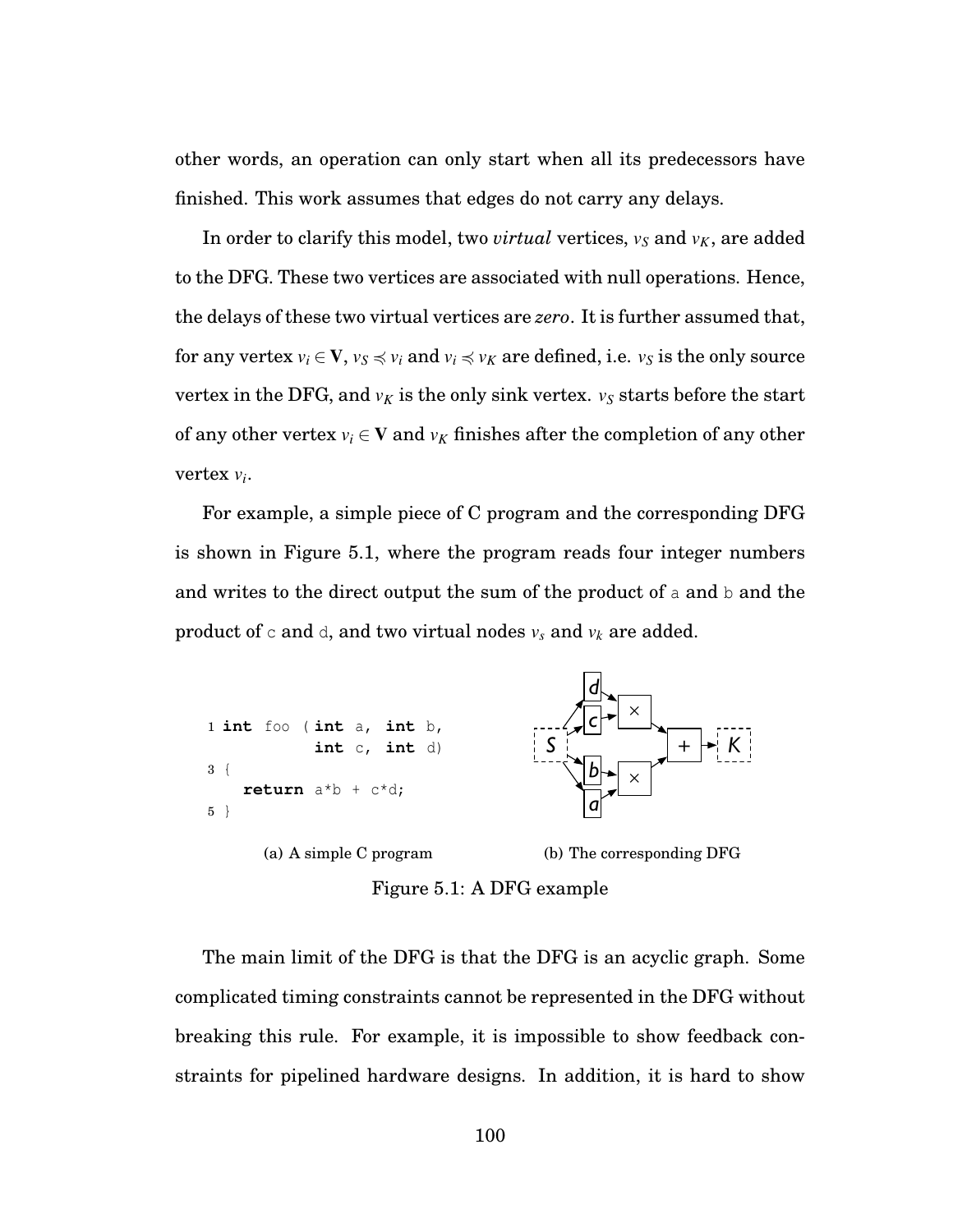other words, an operation can only start when all its predecessors have finished. This work assumes that edges do not carry any delays.

In order to clarify this model, two *virtual* vertices, $v_S$ and $v_K$, are added to the DFG. These two vertices are associated with null operations. Hence, the delays of these two virtual vertices are *zero*. It is further assumed that, for any vertex $v_i \in \mathbf{V}$, $v_S \preccurlyeq v_i$ and $v_i \preccurlyeq v_K$ are defined, i.e. $v_S$ is the only source vertex in the DFG, and $v_K$ is the only sink vertex. $v_S$ starts before the start of any other vertex $v_i \in \mathbf{V}$ and $v_K$ finishes after the completion of any other vertex $v_i$.

For example, a simple piece of C program and the corresponding DFG is shown in Figure 5.1, where the program reads four integer numbers and writes to the direct output the sum of the product of a and b and the product of c and d, and two virtual nodes $v_s$ and $v_k$ are added.

```c
1 int foo ( int a, int b,
            int c, int d)
3 {
    return a*b + c*d;
5 }
```

(a) A simple C program

(b) The corresponding DFG

Figure 5.1: A DFG example

The main limit of the DFG is that the DFG is an acyclic graph. Some complicated timing constraints cannot be represented in the DFG without breaking this rule. For example, it is impossible to show feedback constraints for pipelined hardware designs. In addition, it is hard to show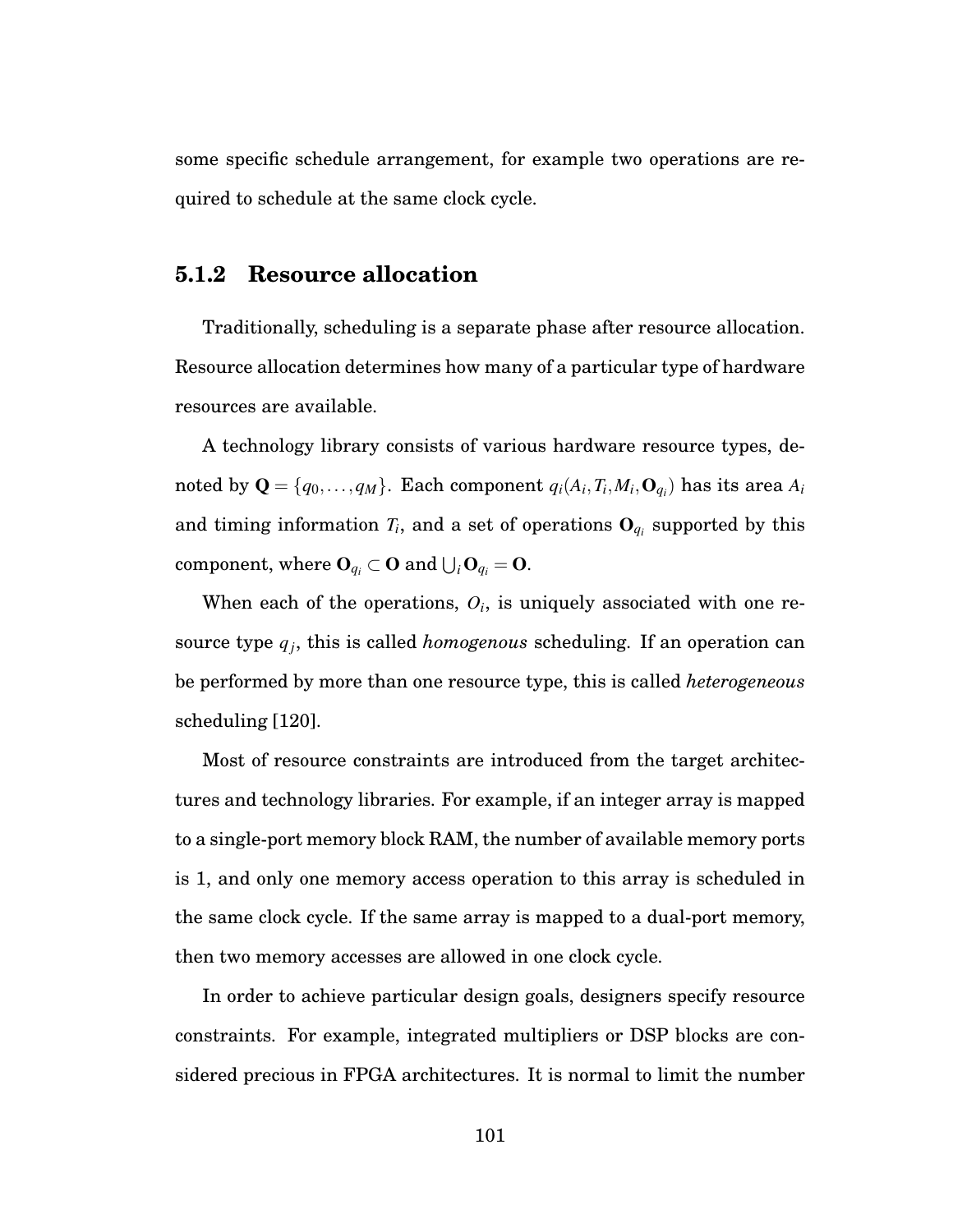some specific schedule arrangement, for example two operations are required to schedule at the same clock cycle.

### 5.1.2 Resource allocation

Traditionally, scheduling is a separate phase after resource allocation. Resource allocation determines how many of a particular type of hardware resources are available.

A technology library consists of various hardware resource types, denoted by $\mathbf{Q} = \{q_0, \ldots, q_M\}$. Each component $q_i(A_i, T_i, M_i, \mathbf{O}_{q_i})$ has its area $A_i$ and timing information $T_i$, and a set of operations $\mathbf{O}_{q_i}$ supported by this component, where $\mathbf{O}_{q_i} \subset \mathbf{O}$ and $\bigcup_i \mathbf{O}_{q_i} = \mathbf{O}$.

When each of the operations, $O_i$, is uniquely associated with one resource type $q_j$, this is called *homogenous* scheduling. If an operation can be performed by more than one resource type, this is called *heterogeneous* scheduling [120].

Most of resource constraints are introduced from the target architectures and technology libraries. For example, if an integer array is mapped to a single-port memory block RAM, the number of available memory ports is 1, and only one memory access operation to this array is scheduled in the same clock cycle. If the same array is mapped to a dual-port memory, then two memory accesses are allowed in one clock cycle.

In order to achieve particular design goals, designers specify resource constraints. For example, integrated multipliers or DSP blocks are considered precious in FPGA architectures. It is normal to limit the number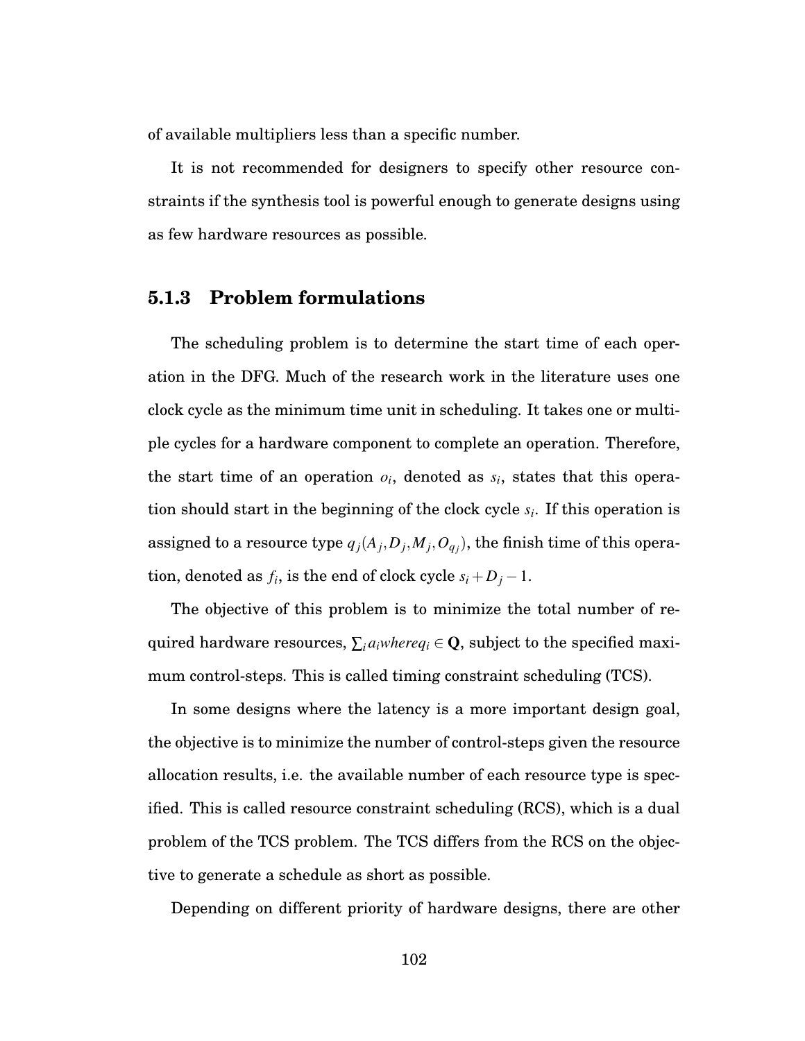of available multipliers less than a specific number.

It is not recommended for designers to specify other resource constraints if the synthesis tool is powerful enough to generate designs using as few hardware resources as possible.

### 5.1.3 Problem formulations

The scheduling problem is to determine the start time of each operation in the DFG. Much of the research work in the literature uses one clock cycle as the minimum time unit in scheduling. It takes one or multiple cycles for a hardware component to complete an operation. Therefore, the start time of an operation $o_i$, denoted as $s_i$, states that this operation should start in the beginning of the clock cycle $s_i$. If this operation is assigned to a resource type $q_j(A_j, D_j, M_j, O_{q_j})$, the finish time of this operation, denoted as $f_i$, is the end of clock cycle $s_i + D_j - 1$.

The objective of this problem is to minimize the total number of required hardware resources, $\sum_i a_i where q_i \in \mathbf{Q}$, subject to the specified maximum control-steps. This is called timing constraint scheduling (TCS).

In some designs where the latency is a more important design goal, the objective is to minimize the number of control-steps given the resource allocation results, i.e. the available number of each resource type is specified. This is called resource constraint scheduling (RCS), which is a dual problem of the TCS problem. The TCS differs from the RCS on the objective to generate a schedule as short as possible.

Depending on different priority of hardware designs, there are other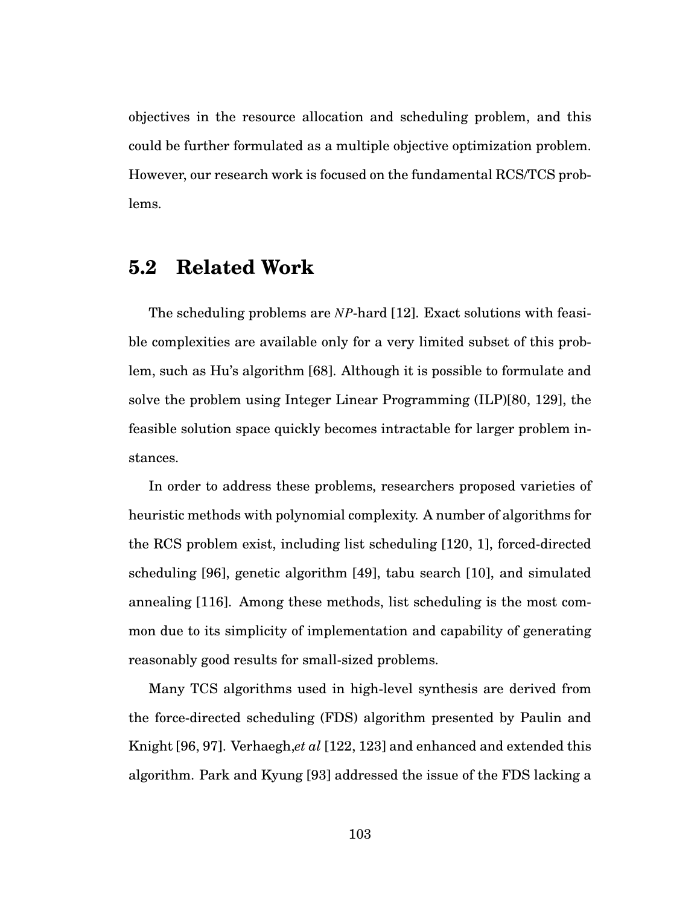objectives in the resource allocation and scheduling problem, and this could be further formulated as a multiple objective optimization problem. However, our research work is focused on the fundamental RCS/TCS problems.

## 5.2 Related Work

The scheduling problems are *NP*-hard [12]. Exact solutions with feasible complexities are available only for a very limited subset of this problem, such as Hu's algorithm [68]. Although it is possible to formulate and solve the problem using Integer Linear Programming (ILP)[80, 129], the feasible solution space quickly becomes intractable for larger problem instances.

In order to address these problems, researchers proposed varieties of heuristic methods with polynomial complexity. A number of algorithms for the RCS problem exist, including list scheduling [120, 1], forced-directed scheduling [96], genetic algorithm [49], tabu search [10], and simulated annealing [116]. Among these methods, list scheduling is the most common due to its simplicity of implementation and capability of generating reasonably good results for small-sized problems.

Many TCS algorithms used in high-level synthesis are derived from the force-directed scheduling (FDS) algorithm presented by Paulin and Knight [96, 97]. Verhaegh,*et al* [122, 123] and enhanced and extended this algorithm. Park and Kyung [93] addressed the issue of the FDS lacking a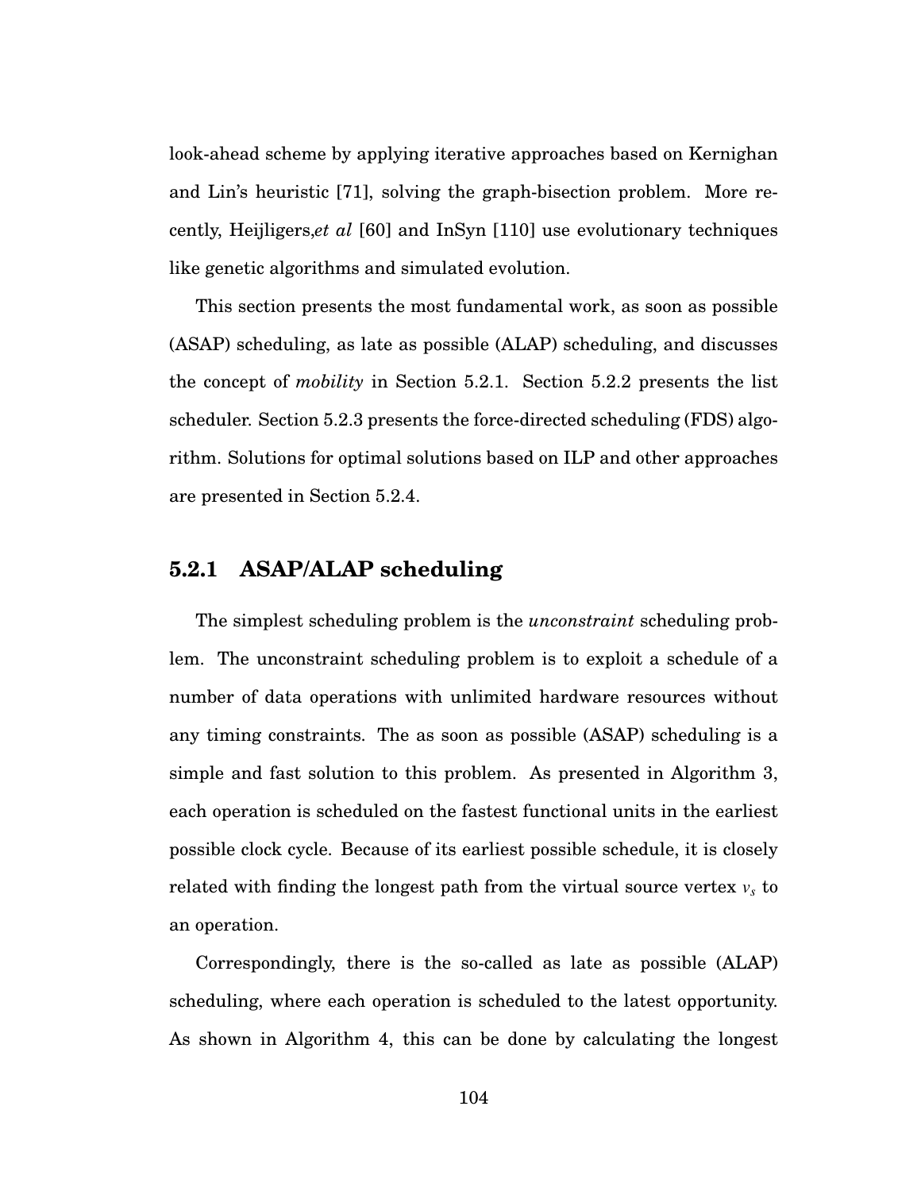look-ahead scheme by applying iterative approaches based on Kernighan and Lin's heuristic [71], solving the graph-bisection problem. More recently, Heijligers,*et al* [60] and InSyn [110] use evolutionary techniques like genetic algorithms and simulated evolution.

This section presents the most fundamental work, as soon as possible (ASAP) scheduling, as late as possible (ALAP) scheduling, and discusses the concept of *mobility* in Section 5.2.1. Section 5.2.2 presents the list scheduler. Section 5.2.3 presents the force-directed scheduling (FDS) algorithm. Solutions for optimal solutions based on ILP and other approaches are presented in Section 5.2.4.

### 5.2.1 ASAP/ALAP scheduling

The simplest scheduling problem is the *unconstraint* scheduling problem. The unconstraint scheduling problem is to exploit a schedule of a number of data operations with unlimited hardware resources without any timing constraints. The as soon as possible (ASAP) scheduling is a simple and fast solution to this problem. As presented in Algorithm 3, each operation is scheduled on the fastest functional units in the earliest possible clock cycle. Because of its earliest possible schedule, it is closely related with finding the longest path from the virtual source vertex $v_s$ to an operation.

Correspondingly, there is the so-called as late as possible (ALAP) scheduling, where each operation is scheduled to the latest opportunity. As shown in Algorithm 4, this can be done by calculating the longest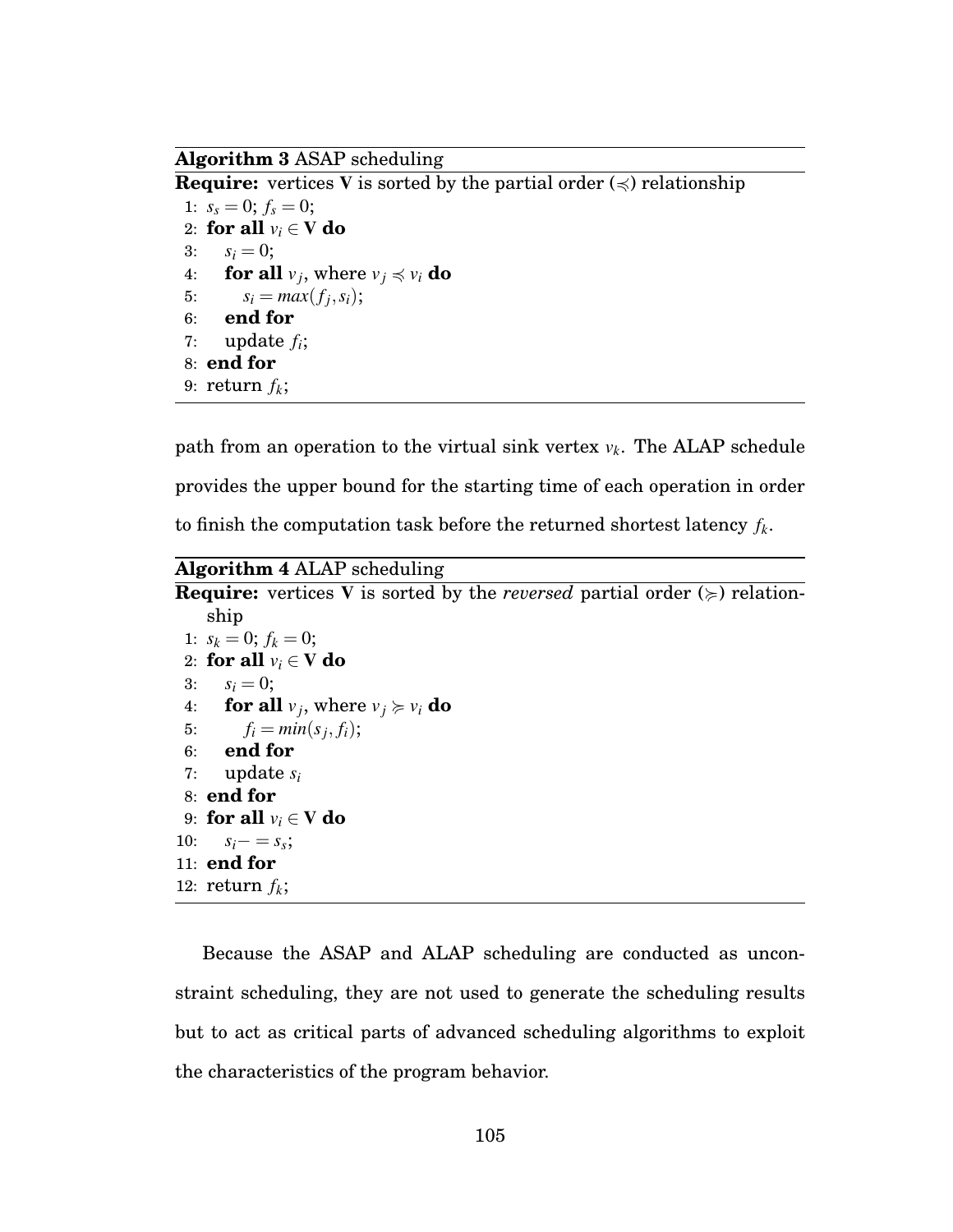**Algorithm 3** ASAP scheduling

**Require:** vertices **V** is sorted by the partial order ($\preccurlyeq$) relationship

```
1: s_s = 0; f_s = 0;
2: for all v_i ∈ V do
3:     s_i = 0;
4:     for all v_j, where v_j ≼ v_i do
5:         s_i = max(f_j, s_i);
6:     end for
7:     update f_i;
8: end for
9: return f_k;
```

path from an operation to the virtual sink vertex $v_k$. The ALAP schedule provides the upper bound for the starting time of each operation in order to finish the computation task before the returned shortest latency $f_k$.

**Algorithm 4** ALAP scheduling

**Require:** vertices **V** is sorted by the *reversed* partial order ($\succcurlyeq$) relationship

```
1: s_k = 0; f_k = 0;
2: for all v_i ∈ V do
3:     s_i = 0;
4:     for all v_j, where v_j ≽ v_i do
5:         f_i = min(s_j, f_i);
6:     end for
7:     update s_i
8: end for
9: for all v_i ∈ V do
10:    s_i -= s_s;
11: end for
12: return f_k;
```

Because the ASAP and ALAP scheduling are conducted as unconstraint scheduling, they are not used to generate the scheduling results but to act as critical parts of advanced scheduling algorithms to exploit the characteristics of the program behavior.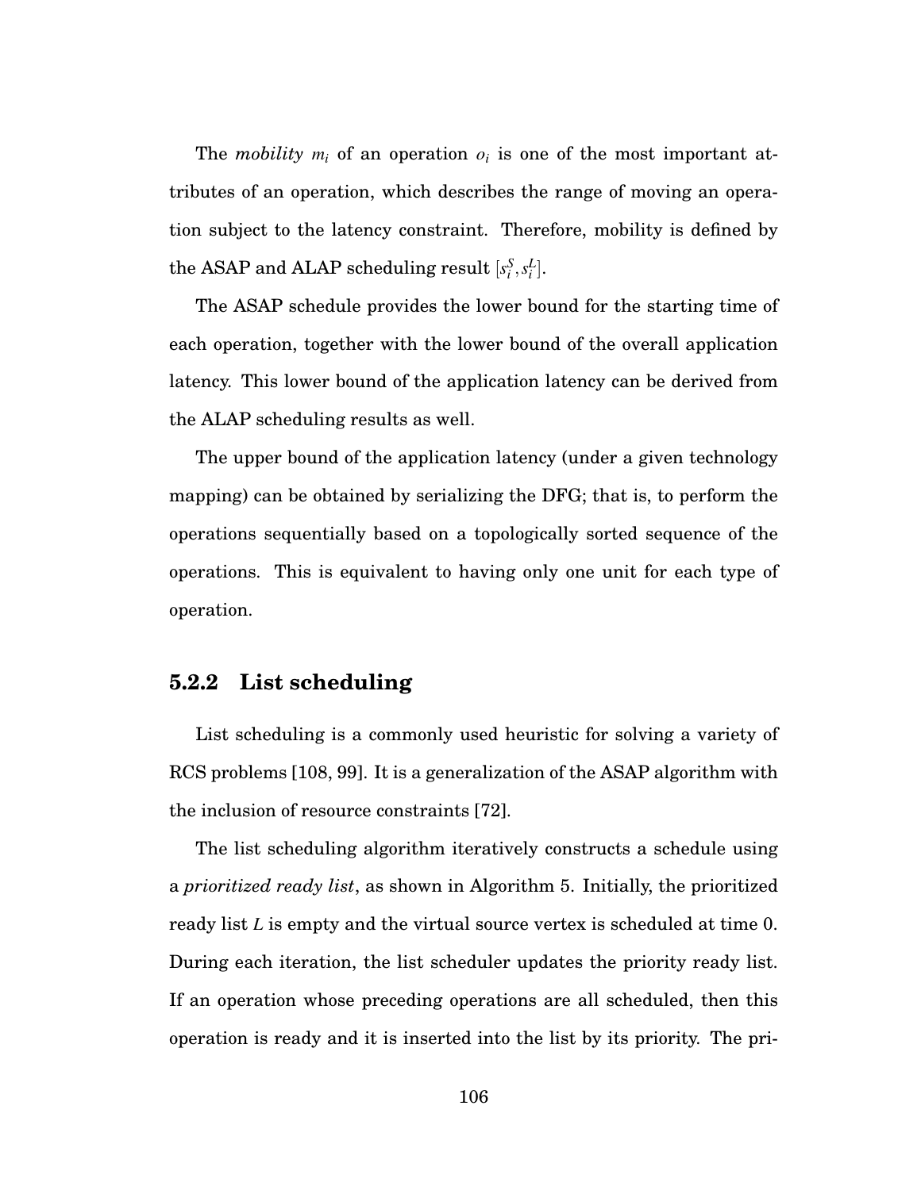The *mobility* $m_i$ of an operation $o_i$ is one of the most important attributes of an operation, which describes the range of moving an operation subject to the latency constraint. Therefore, mobility is defined by the ASAP and ALAP scheduling result $[s_i^S, s_i^L]$.

The ASAP schedule provides the lower bound for the starting time of each operation, together with the lower bound of the overall application latency. This lower bound of the application latency can be derived from the ALAP scheduling results as well.

The upper bound of the application latency (under a given technology mapping) can be obtained by serializing the DFG; that is, to perform the operations sequentially based on a topologically sorted sequence of the operations. This is equivalent to having only one unit for each type of operation.

### 5.2.2 List scheduling

List scheduling is a commonly used heuristic for solving a variety of RCS problems [108, 99]. It is a generalization of the ASAP algorithm with the inclusion of resource constraints [72].

The list scheduling algorithm iteratively constructs a schedule using a *prioritized ready list*, as shown in Algorithm 5. Initially, the prioritized ready list $L$ is empty and the virtual source vertex is scheduled at time 0. During each iteration, the list scheduler updates the priority ready list. If an operation whose preceding operations are all scheduled, then this operation is ready and it is inserted into the list by its priority. The pri-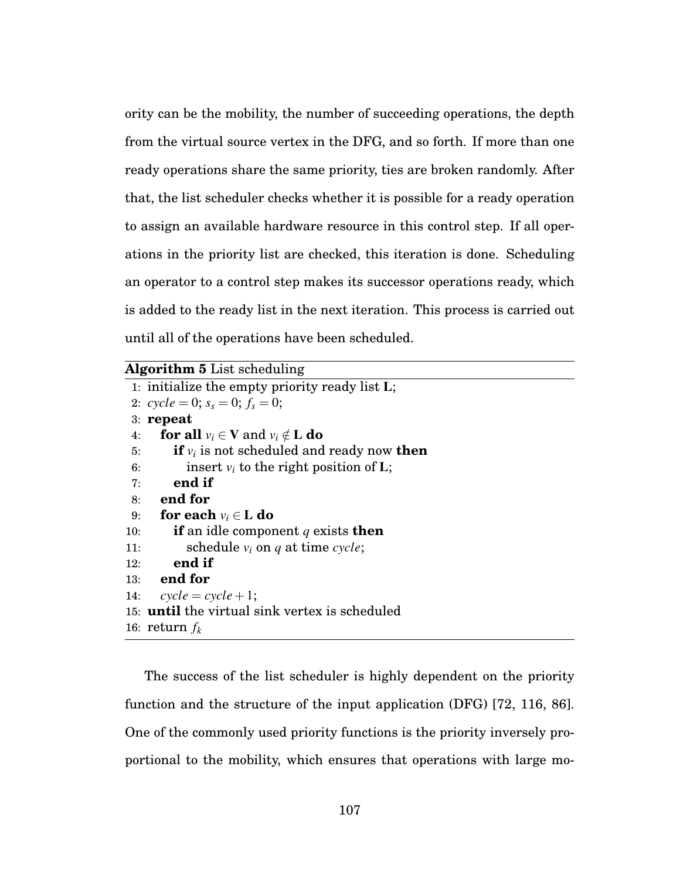ority can be the mobility, the number of succeeding operations, the depth from the virtual source vertex in the DFG, and so forth. If more than one ready operations share the same priority, ties are broken randomly. After that, the list scheduler checks whether it is possible for a ready operation to assign an available hardware resource in this control step. If all operations in the priority list are checked, this iteration is done. Scheduling an operator to a control step makes its successor operations ready, which is added to the ready list in the next iteration. This process is carried out until all of the operations have been scheduled.

**Algorithm 5** List scheduling

```
1: initialize the empty priority ready list L;
2: cycle = 0; s_s = 0; f_s = 0;
3: repeat
4:    for all v_i ∈ V and v_i ∉ L do
5:       if v_i is not scheduled and ready now then
6:          insert v_i to the right position of L;
7:       end if
8:    end for
9:    for each v_i ∈ L do
10:      if an idle component q exists then
11:         schedule v_i on q at time cycle;
12:      end if
13:   end for
14:   cycle = cycle + 1;
15: until the virtual sink vertex is scheduled
16: return f_k
```

The success of the list scheduler is highly dependent on the priority function and the structure of the input application (DFG) [72, 116, 86]. One of the commonly used priority functions is the priority inversely proportional to the mobility, which ensures that operations with large mo-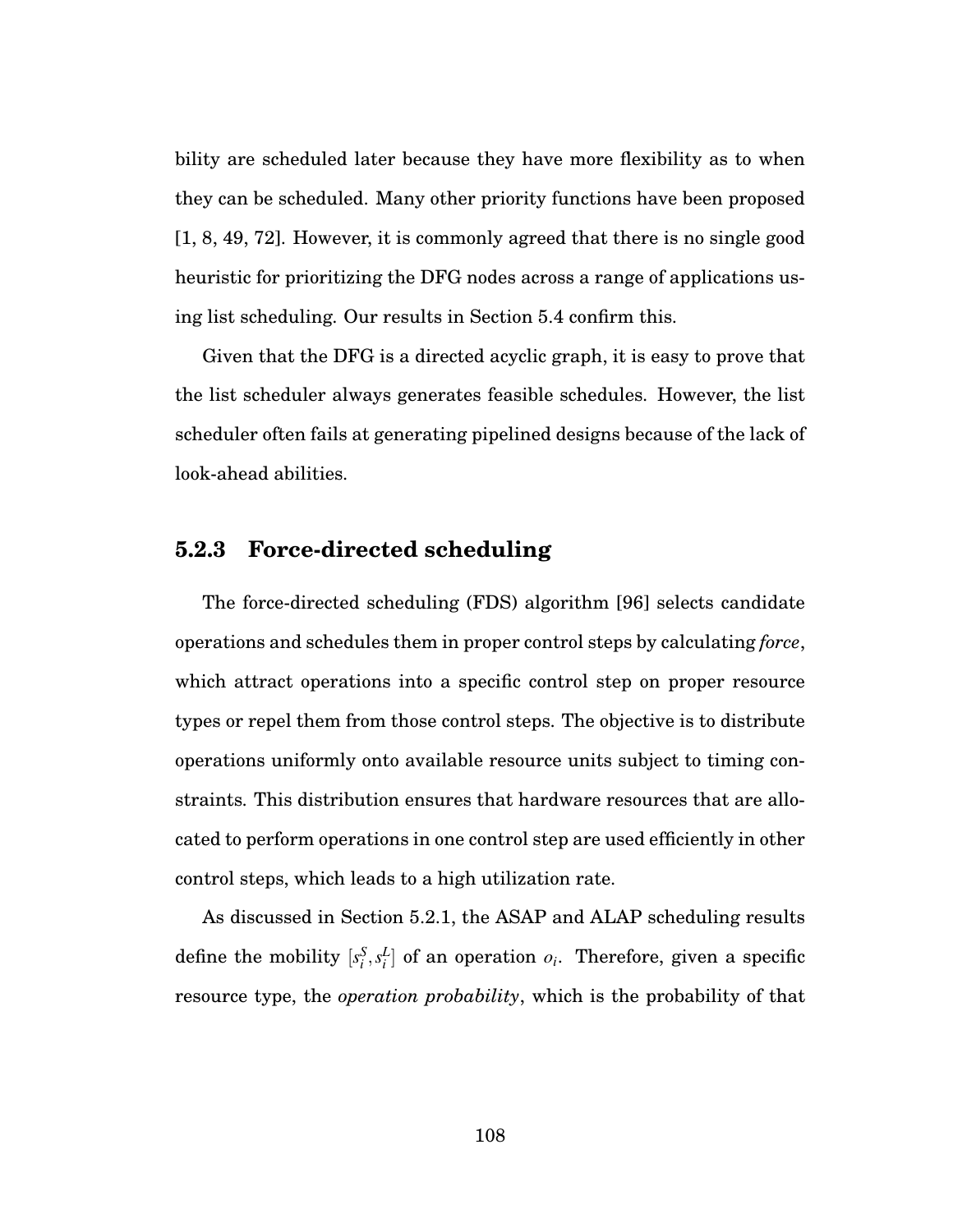bility are scheduled later because they have more flexibility as to when they can be scheduled. Many other priority functions have been proposed [1, 8, 49, 72]. However, it is commonly agreed that there is no single good heuristic for prioritizing the DFG nodes across a range of applications using list scheduling. Our results in Section 5.4 confirm this.

Given that the DFG is a directed acyclic graph, it is easy to prove that the list scheduler always generates feasible schedules. However, the list scheduler often fails at generating pipelined designs because of the lack of look-ahead abilities.

### 5.2.3 Force-directed scheduling

The force-directed scheduling (FDS) algorithm [96] selects candidate operations and schedules them in proper control steps by calculating *force*, which attract operations into a specific control step on proper resource types or repel them from those control steps. The objective is to distribute operations uniformly onto available resource units subject to timing constraints. This distribution ensures that hardware resources that are allocated to perform operations in one control step are used efficiently in other control steps, which leads to a high utilization rate.

As discussed in Section 5.2.1, the ASAP and ALAP scheduling results define the mobility $[s_i^S, s_i^L]$ of an operation $o_i$. Therefore, given a specific resource type, the *operation probability*, which is the probability of that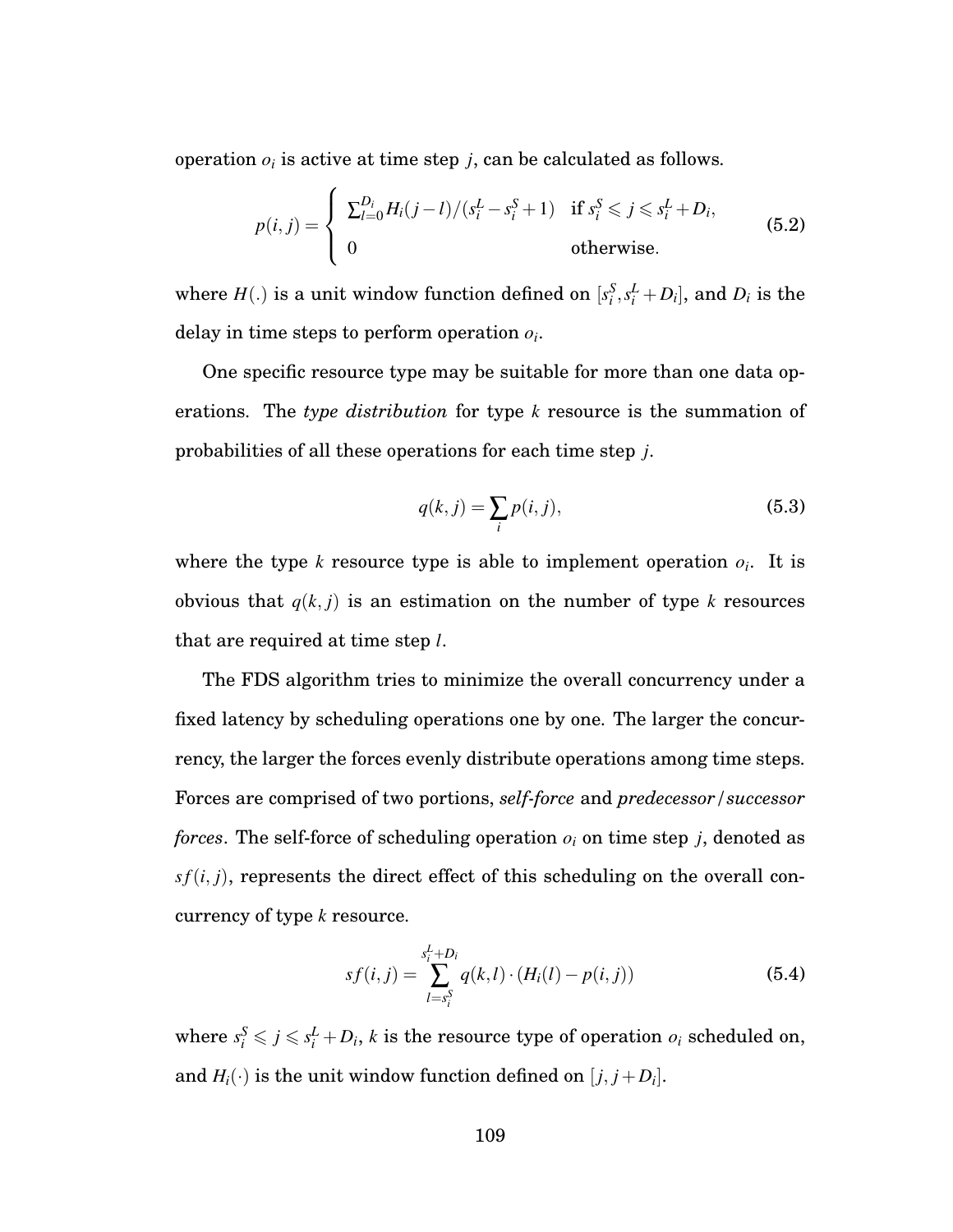operation $o_i$ is active at time step $j$, can be calculated as follows.

$$
p(i,j) = \begin{cases} \sum_{l=0}^{D_i} H_i(j-l)/(s_i^L - s_i^S + 1) & \text{if } s_i^S \leqslant j \leqslant s_i^L + D_i, \\ 0 & \text{otherwise.} \end{cases} \tag{5.2}
$$

where $H(.)$ is a unit window function defined on $[s_i^S, s_i^L + D_i]$, and $D_i$ is the delay in time steps to perform operation $o_i$.

One specific resource type may be suitable for more than one data operations. The *type distribution* for type $k$ resource is the summation of probabilities of all these operations for each time step $j$.

$$
q(k,j) = \sum_i p(i,j), \tag{5.3}
$$

where the type $k$ resource type is able to implement operation $o_i$. It is obvious that $q(k,j)$ is an estimation on the number of type $k$ resources that are required at time step $l$.

The FDS algorithm tries to minimize the overall concurrency under a fixed latency by scheduling operations one by one. The larger the concurrency, the larger the forces evenly distribute operations among time steps. Forces are comprised of two portions, *self-force* and *predecessor/successor forces*. The self-force of scheduling operation $o_i$ on time step $j$, denoted as $sf(i,j)$, represents the direct effect of this scheduling on the overall concurrency of type $k$ resource.

$$
sf(i,j) = \sum_{l=s_i^S}^{s_i^L + D_i} q(k,l) \cdot (H_i(l) - p(i,j)) \tag{5.4}
$$

where $s_i^S \leqslant j \leqslant s_i^L + D_i$, $k$ is the resource type of operation $o_i$ scheduled on, and $H_i(\cdot)$ is the unit window function defined on $[j, j + D_i]$.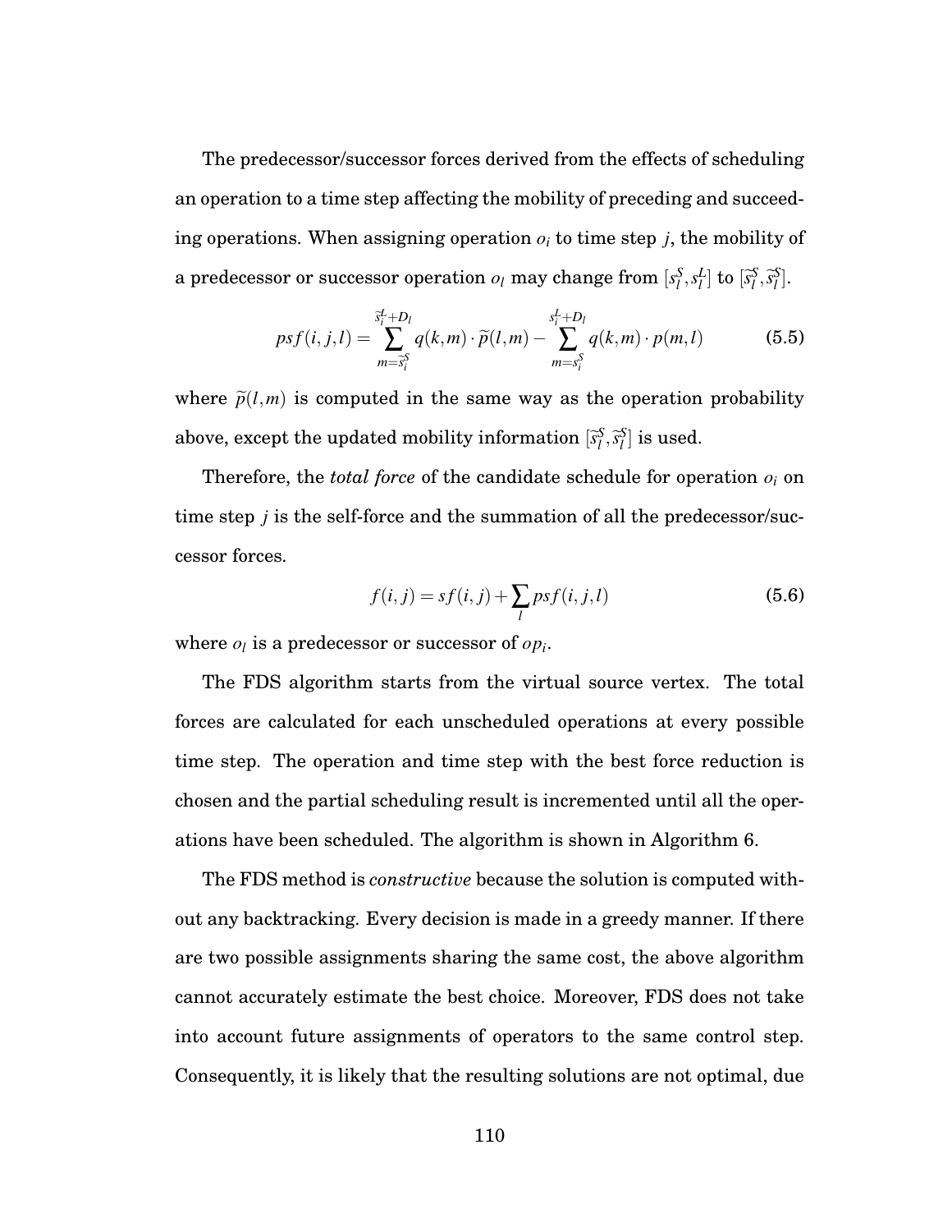The predecessor/successor forces derived from the effects of scheduling an operation to a time step affecting the mobility of preceding and succeeding operations. When assigning operation $o_i$ to time step $j$, the mobility of a predecessor or successor operation $o_l$ may change from $[s_l^S, s_l^L]$ to $[\widetilde{s}_l^S, \widetilde{s}_l^S]$.

$$psf(i,j,l) = \sum_{m=\widetilde{s}_i^S}^{\widetilde{s}_i^L + D_l} q(k,m) \cdot \widetilde{p}(l,m) - \sum_{m=s_i^S}^{s_i^L + D_l} q(k,m) \cdot p(m,l) \tag{5.5}$$

where $\widetilde{p}(l,m)$ is computed in the same way as the operation probability above, except the updated mobility information $[\widetilde{s}_l^S, \widetilde{s}_l^S]$ is used.

Therefore, the *total force* of the candidate schedule for operation $o_i$ on time step $j$ is the self-force and the summation of all the predecessor/successor forces.

$$f(i,j) = sf(i,j) + \sum_l psf(i,j,l) \tag{5.6}$$

where $o_l$ is a predecessor or successor of $op_i$.

The FDS algorithm starts from the virtual source vertex. The total forces are calculated for each unscheduled operations at every possible time step. The operation and time step with the best force reduction is chosen and the partial scheduling result is incremented until all the operations have been scheduled. The algorithm is shown in Algorithm 6.

The FDS method is *constructive* because the solution is computed without any backtracking. Every decision is made in a greedy manner. If there are two possible assignments sharing the same cost, the above algorithm cannot accurately estimate the best choice. Moreover, FDS does not take into account future assignments of operators to the same control step. Consequently, it is likely that the resulting solutions are not optimal, due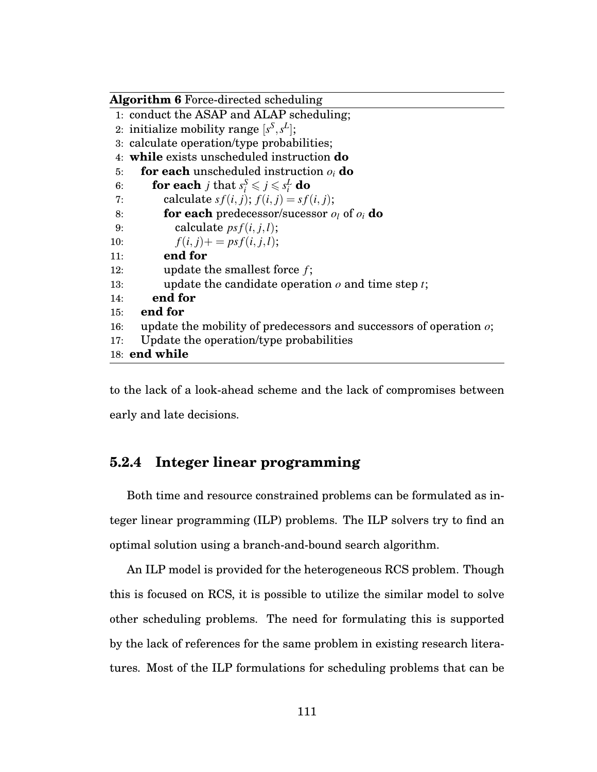**Algorithm 6** Force-directed scheduling

```
1: conduct the ASAP and ALAP scheduling;
2: initialize mobility range [s^S, s^L];
3: calculate operation/type probabilities;
4: while exists unscheduled instruction do
5:    for each unscheduled instruction o_i do
6:       for each j that s_i^S ⩽ j ⩽ s_i^L do
7:          calculate sf(i,j); f(i,j) = sf(i,j);
8:          for each predecessor/sucessor o_l of o_i do
9:             calculate psf(i,j,l);
10:            f(i,j)+ = psf(i,j,l);
11:         end for
12:         update the smallest force f;
13:         update the candidate operation o and time step t;
14:      end for
15:   end for
16:   update the mobility of predecessors and successors of operation o;
17:   Update the operation/type probabilities
18: end while
```

to the lack of a look-ahead scheme and the lack of compromises between early and late decisions.

### 5.2.4 Integer linear programming

Both time and resource constrained problems can be formulated as integer linear programming (ILP) problems. The ILP solvers try to find an optimal solution using a branch-and-bound search algorithm.

An ILP model is provided for the heterogeneous RCS problem. Though this is focused on RCS, it is possible to utilize the similar model to solve other scheduling problems. The need for formulating this is supported by the lack of references for the same problem in existing research literatures. Most of the ILP formulations for scheduling problems that can be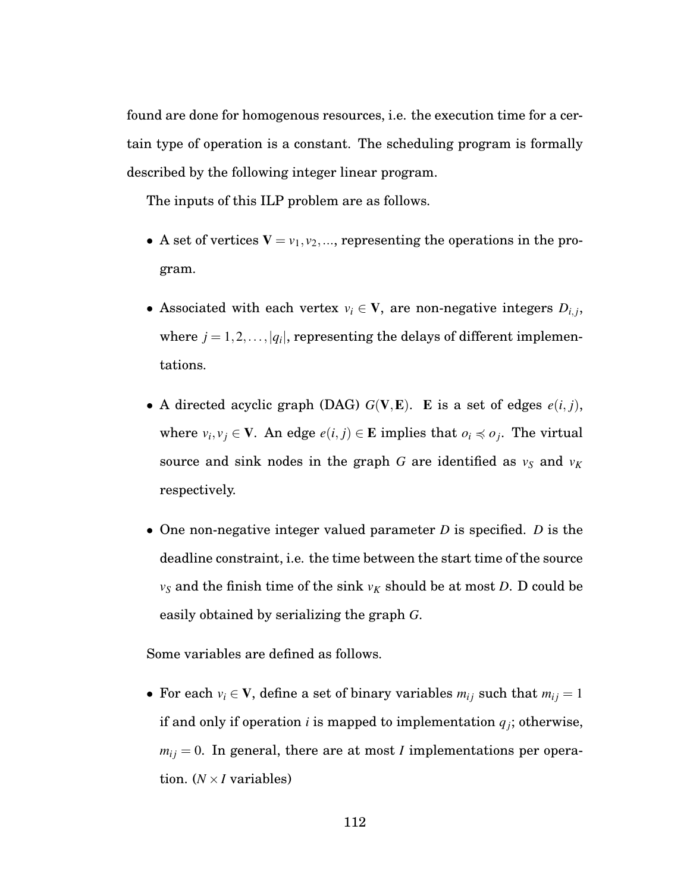found are done for homogenous resources, i.e. the execution time for a certain type of operation is a constant. The scheduling program is formally described by the following integer linear program.

The inputs of this ILP problem are as follows.

- A set of vertices $\mathbf{V} = v_1, v_2, ...$, representing the operations in the program.
- Associated with each vertex $v_i \in \mathbf{V}$, are non-negative integers $D_{i,j}$, where $j = 1, 2, \ldots, |q_i|$, representing the delays of different implementations.
- A directed acyclic graph (DAG) $G(\mathbf{V}, \mathbf{E})$. $\mathbf{E}$ is a set of edges $e(i, j)$, where $v_i, v_j \in \mathbf{V}$. An edge $e(i, j) \in \mathbf{E}$ implies that $o_i \preccurlyeq o_j$. The virtual source and sink nodes in the graph $G$ are identified as $v_S$ and $v_K$ respectively.
- One non-negative integer valued parameter $D$ is specified. $D$ is the deadline constraint, i.e. the time between the start time of the source $v_S$ and the finish time of the sink $v_K$ should be at most $D$. D could be easily obtained by serializing the graph $G$.

Some variables are defined as follows.

- For each $v_i \in \mathbf{V}$, define a set of binary variables $m_{ij}$ such that $m_{ij} = 1$ if and only if operation $i$ is mapped to implementation $q_j$; otherwise, $m_{ij} = 0$. In general, there are at most $I$ implementations per operation. ($N \times I$ variables)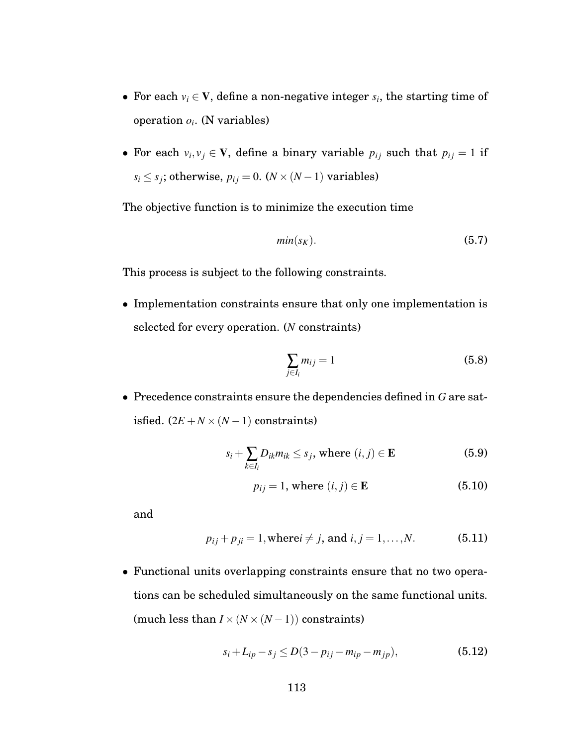- For each $v_i \in \mathbf{V}$, define a non-negative integer $s_i$, the starting time of operation $o_i$. (N variables)
- For each $v_i, v_j \in \mathbf{V}$, define a binary variable $p_{ij}$ such that $p_{ij} = 1$ if $s_i \leq s_j$; otherwise, $p_{ij} = 0$. ($N \times (N-1)$ variables)

The objective function is to minimize the execution time

$$min(s_K). \tag{5.7}$$

This process is subject to the following constraints.

- Implementation constraints ensure that only one implementation is selected for every operation. ($N$ constraints)

$$\sum_{j \in I_i} m_{ij} = 1 \tag{5.8}$$

- Precedence constraints ensure the dependencies defined in $G$ are satisfied. ($2E + N \times (N-1)$ constraints)

$$s_i + \sum_{k \in I_i} D_{ik} m_{ik} \leq s_j, \text{ where } (i, j) \in \mathbf{E} \tag{5.9}$$

$$p_{ij} = 1, \text{ where } (i, j) \in \mathbf{E} \tag{5.10}$$

  and

$$p_{ij} + p_{ji} = 1, \text{where} i \neq j, \text{ and } i, j = 1, \ldots, N. \tag{5.11}$$

- Functional units overlapping constraints ensure that no two operations can be scheduled simultaneously on the same functional units. (much less than $I \times (N \times (N-1))$ constraints)

$$s_i + L_{ip} - s_j \leq D(3 - p_{ij} - m_{ip} - m_{jp}), \tag{5.12}$$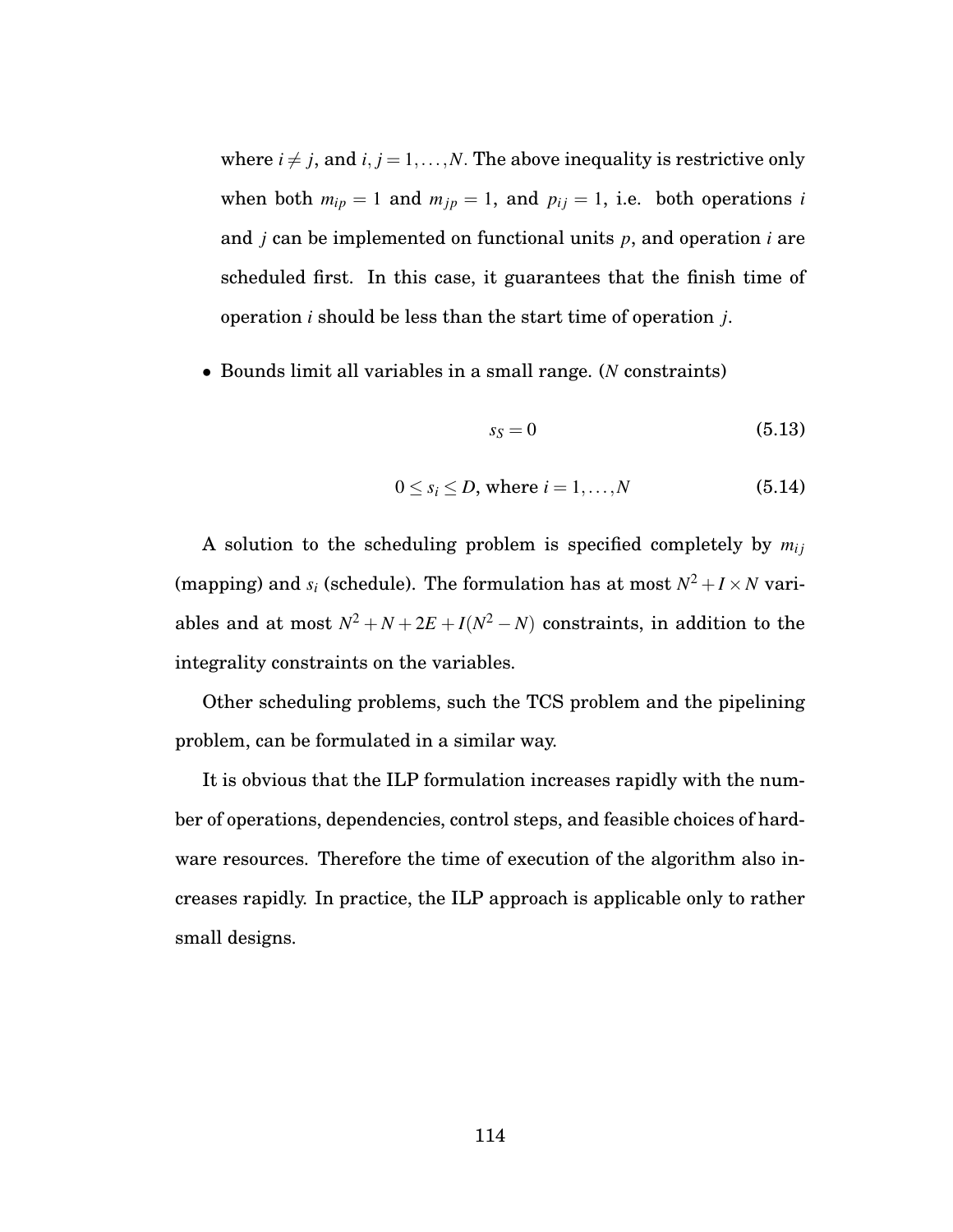where $i \neq j$, and $i, j = 1, \ldots, N$. The above inequality is restrictive only when both $m_{ip} = 1$ and $m_{jp} = 1$, and $p_{ij} = 1$, i.e. both operations $i$ and $j$ can be implemented on functional units $p$, and operation $i$ are scheduled first. In this case, it guarantees that the finish time of operation $i$ should be less than the start time of operation $j$.

- Bounds limit all variables in a small range. ($N$ constraints)

$$s_S = 0 \tag{5.13}$$

$$0 \leq s_i \leq D, \text{ where } i = 1, \ldots, N \tag{5.14}$$

A solution to the scheduling problem is specified completely by $m_{ij}$ (mapping) and $s_i$ (schedule). The formulation has at most $N^2 + I \times N$ variables and at most $N^2 + N + 2E + I(N^2 - N)$ constraints, in addition to the integrality constraints on the variables.

Other scheduling problems, such the TCS problem and the pipelining problem, can be formulated in a similar way.

It is obvious that the ILP formulation increases rapidly with the number of operations, dependencies, control steps, and feasible choices of hardware resources. Therefore the time of execution of the algorithm also increases rapidly. In practice, the ILP approach is applicable only to rather small designs.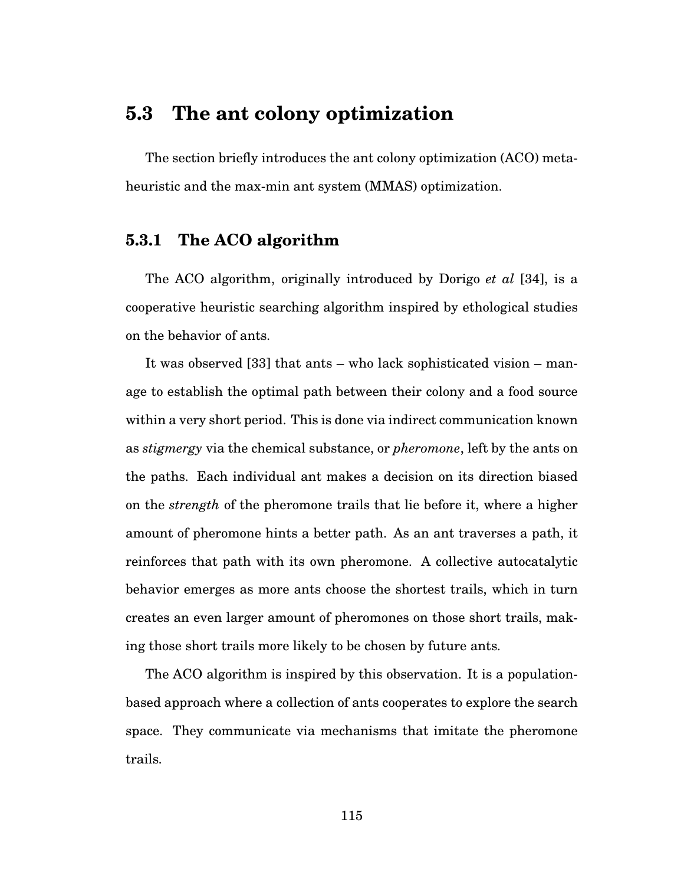## 5.3 The ant colony optimization

The section briefly introduces the ant colony optimization (ACO) metaheuristic and the max-min ant system (MMAS) optimization.

### 5.3.1 The ACO algorithm

The ACO algorithm, originally introduced by Dorigo *et al* [34], is a cooperative heuristic searching algorithm inspired by ethological studies on the behavior of ants.

It was observed [33] that ants – who lack sophisticated vision – manage to establish the optimal path between their colony and a food source within a very short period. This is done via indirect communication known as *stigmergy* via the chemical substance, or *pheromone*, left by the ants on the paths. Each individual ant makes a decision on its direction biased on the *strength* of the pheromone trails that lie before it, where a higher amount of pheromone hints a better path. As an ant traverses a path, it reinforces that path with its own pheromone. A collective autocatalytic behavior emerges as more ants choose the shortest trails, which in turn creates an even larger amount of pheromones on those short trails, making those short trails more likely to be chosen by future ants.

The ACO algorithm is inspired by this observation. It is a population-based approach where a collection of ants cooperates to explore the search space. They communicate via mechanisms that imitate the pheromone trails.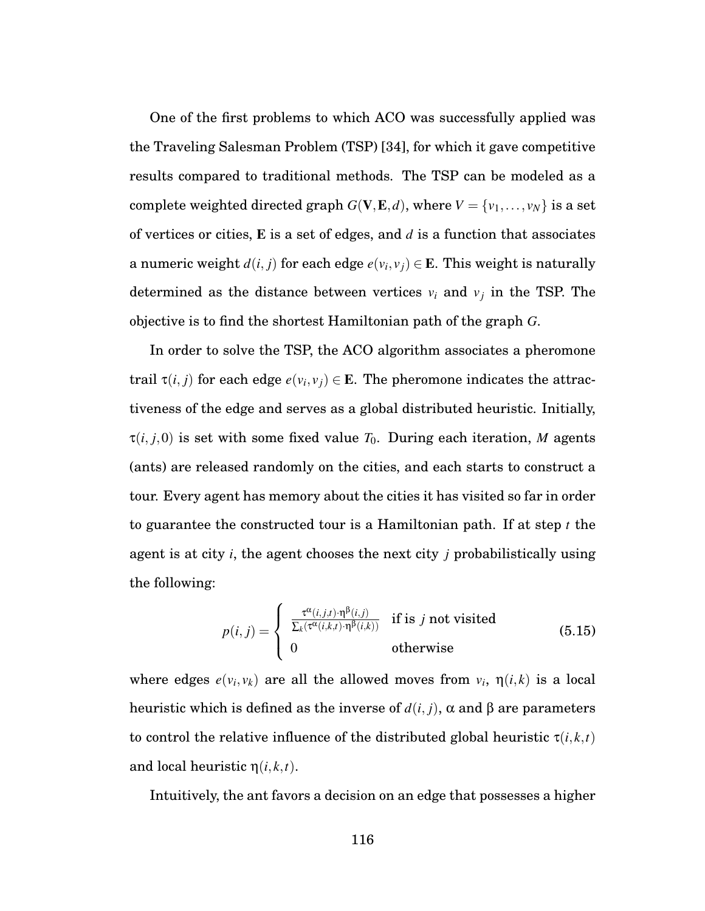One of the first problems to which ACO was successfully applied was the Traveling Salesman Problem (TSP) [34], for which it gave competitive results compared to traditional methods. The TSP can be modeled as a complete weighted directed graph $G(\mathbf{V}, \mathbf{E}, d)$, where $V = \{v_1, \ldots, v_N\}$ is a set of vertices or cities, $\mathbf{E}$ is a set of edges, and $d$ is a function that associates a numeric weight $d(i, j)$ for each edge $e(v_i, v_j) \in \mathbf{E}$. This weight is naturally determined as the distance between vertices $v_i$ and $v_j$ in the TSP. The objective is to find the shortest Hamiltonian path of the graph $G$.

In order to solve the TSP, the ACO algorithm associates a pheromone trail $\tau(i, j)$ for each edge $e(v_i, v_j) \in \mathbf{E}$. The pheromone indicates the attractiveness of the edge and serves as a global distributed heuristic. Initially, $\tau(i, j, 0)$ is set with some fixed value $T_0$. During each iteration, $M$ agents (ants) are released randomly on the cities, and each starts to construct a tour. Every agent has memory about the cities it has visited so far in order to guarantee the constructed tour is a Hamiltonian path. If at step $t$ the agent is at city $i$, the agent chooses the next city $j$ probabilistically using the following:

$$p(i,j) = \begin{cases} \frac{\tau^{\alpha}(i,j,t) \cdot \eta^{\beta}(i,j)}{\sum_k (\tau^{\alpha}(i,k,t) \cdot \eta^{\beta}(i,k))} & \text{if is } j \text{ not visited} \\ 0 & \text{otherwise} \end{cases} \tag{5.15}$$

where edges $e(v_i, v_k)$ are all the allowed moves from $v_i$, $\eta(i, k)$ is a local heuristic which is defined as the inverse of $d(i, j)$, $\alpha$ and $\beta$ are parameters to control the relative influence of the distributed global heuristic $\tau(i, k, t)$ and local heuristic $\eta(i, k, t)$.

Intuitively, the ant favors a decision on an edge that possesses a higher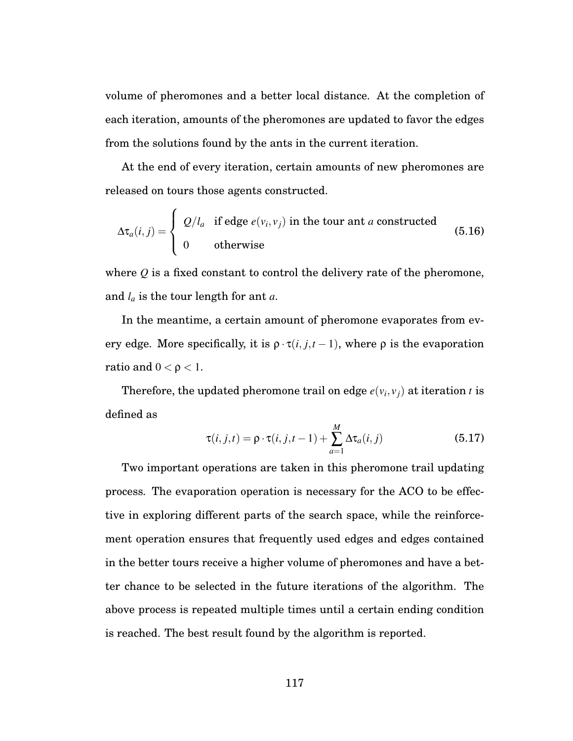volume of pheromones and a better local distance. At the completion of each iteration, amounts of the pheromones are updated to favor the edges from the solutions found by the ants in the current iteration.

At the end of every iteration, certain amounts of new pheromones are released on tours those agents constructed.

$$\Delta\tau_a(i,j) = \begin{cases} Q/l_a & \text{if edge } e(v_i, v_j) \text{ in the tour ant } a \text{ constructed} \\ 0 & \text{otherwise} \end{cases} \tag{5.16}$$

where $Q$ is a fixed constant to control the delivery rate of the pheromone, and $l_a$ is the tour length for ant $a$.

In the meantime, a certain amount of pheromone evaporates from every edge. More specifically, it is $\rho \cdot \tau(i, j, t-1)$, where $\rho$ is the evaporation ratio and $0 < \rho < 1$.

Therefore, the updated pheromone trail on edge $e(v_i, v_j)$ at iteration $t$ is defined as

$$\tau(i, j, t) = \rho \cdot \tau(i, j, t-1) + \sum_{a=1}^{M} \Delta\tau_a(i, j) \tag{5.17}$$

Two important operations are taken in this pheromone trail updating process. The evaporation operation is necessary for the ACO to be effective in exploring different parts of the search space, while the reinforcement operation ensures that frequently used edges and edges contained in the better tours receive a higher volume of pheromones and have a better chance to be selected in the future iterations of the algorithm. The above process is repeated multiple times until a certain ending condition is reached. The best result found by the algorithm is reported.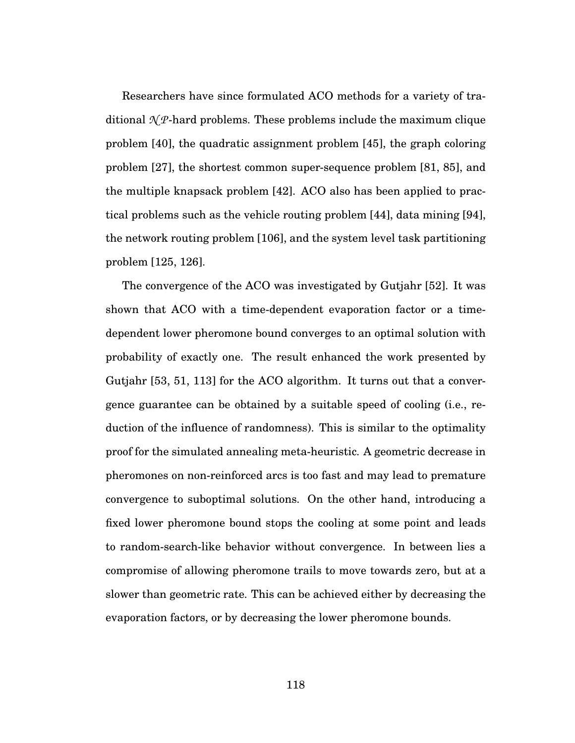Researchers have since formulated ACO methods for a variety of traditional $\mathcal{NP}$-hard problems. These problems include the maximum clique problem [40], the quadratic assignment problem [45], the graph coloring problem [27], the shortest common super-sequence problem [81, 85], and the multiple knapsack problem [42]. ACO also has been applied to practical problems such as the vehicle routing problem [44], data mining [94], the network routing problem [106], and the system level task partitioning problem [125, 126].

The convergence of the ACO was investigated by Gutjahr [52]. It was shown that ACO with a time-dependent evaporation factor or a time-dependent lower pheromone bound converges to an optimal solution with probability of exactly one. The result enhanced the work presented by Gutjahr [53, 51, 113] for the ACO algorithm. It turns out that a convergence guarantee can be obtained by a suitable speed of cooling (i.e., reduction of the influence of randomness). This is similar to the optimality proof for the simulated annealing meta-heuristic. A geometric decrease in pheromones on non-reinforced arcs is too fast and may lead to premature convergence to suboptimal solutions. On the other hand, introducing a fixed lower pheromone bound stops the cooling at some point and leads to random-search-like behavior without convergence. In between lies a compromise of allowing pheromone trails to move towards zero, but at a slower than geometric rate. This can be achieved either by decreasing the evaporation factors, or by decreasing the lower pheromone bounds.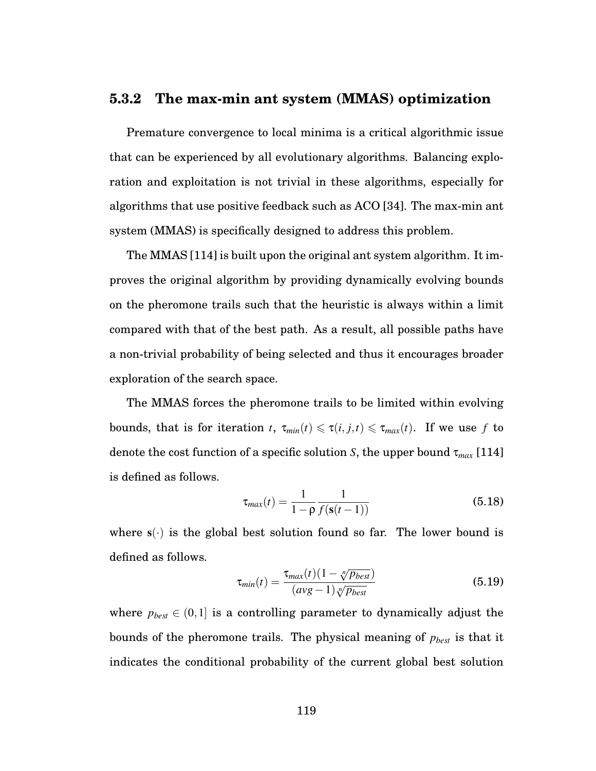### 5.3.2 The max-min ant system (MMAS) optimization

Premature convergence to local minima is a critical algorithmic issue that can be experienced by all evolutionary algorithms. Balancing exploration and exploitation is not trivial in these algorithms, especially for algorithms that use positive feedback such as ACO [34]. The max-min ant system (MMAS) is specifically designed to address this problem.

The MMAS [114] is built upon the original ant system algorithm. It improves the original algorithm by providing dynamically evolving bounds on the pheromone trails such that the heuristic is always within a limit compared with that of the best path. As a result, all possible paths have a non-trivial probability of being selected and thus it encourages broader exploration of the search space.

The MMAS forces the pheromone trails to be limited within evolving bounds, that is for iteration $t$, $\tau_{min}(t) \leqslant \tau(i, j, t) \leqslant \tau_{max}(t)$. If we use $f$ to denote the cost function of a specific solution $S$, the upper bound $\tau_{max}$ [114] is defined as follows.

$$\tau_{max}(t) = \frac{1}{1-\rho} \frac{1}{f(\mathbf{s}(t-1))} \tag{5.18}$$

where $\mathbf{s}(\cdot)$ is the global best solution found so far. The lower bound is defined as follows.

$$\tau_{min}(t) = \frac{\tau_{max}(t)(1-\sqrt[n]{p_{best}})}{(avg-1)\sqrt[n]{p_{best}}} \tag{5.19}$$

where $p_{best} \in (0, 1]$ is a controlling parameter to dynamically adjust the bounds of the pheromone trails. The physical meaning of $p_{best}$ is that it indicates the conditional probability of the current global best solution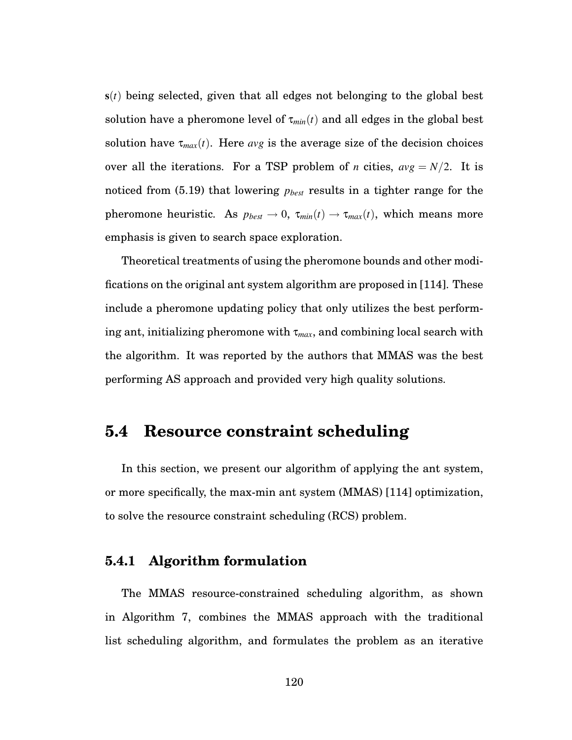$\mathbf{s}(t)$ being selected, given that all edges not belonging to the global best solution have a pheromone level of $\tau_{min}(t)$ and all edges in the global best solution have $\tau_{max}(t)$. Here $avg$ is the average size of the decision choices over all the iterations. For a TSP problem of $n$ cities, $avg = N/2$. It is noticed from (5.19) that lowering $p_{best}$ results in a tighter range for the pheromone heuristic. As $p_{best} \rightarrow 0$, $\tau_{min}(t) \rightarrow \tau_{max}(t)$, which means more emphasis is given to search space exploration.

Theoretical treatments of using the pheromone bounds and other modifications on the original ant system algorithm are proposed in [114]. These include a pheromone updating policy that only utilizes the best performing ant, initializing pheromone with $\tau_{max}$, and combining local search with the algorithm. It was reported by the authors that MMAS was the best performing AS approach and provided very high quality solutions.

## 5.4 Resource constraint scheduling

In this section, we present our algorithm of applying the ant system, or more specifically, the max-min ant system (MMAS) [114] optimization, to solve the resource constraint scheduling (RCS) problem.

### 5.4.1 Algorithm formulation

The MMAS resource-constrained scheduling algorithm, as shown in Algorithm 7, combines the MMAS approach with the traditional list scheduling algorithm, and formulates the problem as an iterative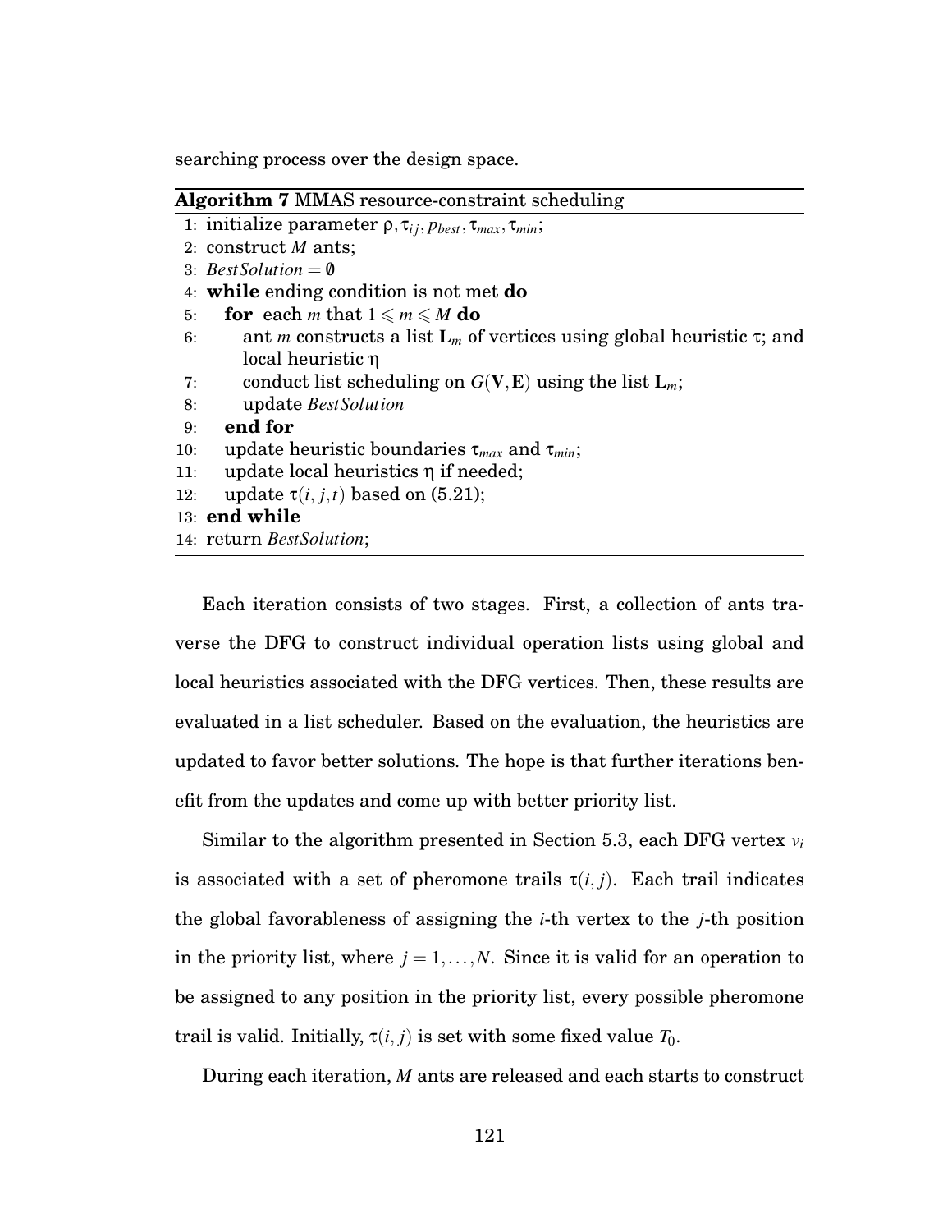searching process over the design space.

**Algorithm 7** MMAS resource-constraint scheduling

```
1: initialize parameter ρ, τ_ij, p_best, τ_max, τ_min;
2: construct M ants;
3: BestSolution = ∅
4: while ending condition is not met do
5:    for each m that 1 ≤ m ≤ M do
6:       ant m constructs a list L_m of vertices using global heuristic τ; and
         local heuristic η
7:       conduct list scheduling on G(V, E) using the list L_m;
8:       update BestSolution
9:    end for
10:   update heuristic boundaries τ_max and τ_min;
11:   update local heuristics η if needed;
12:   update τ(i, j, t) based on (5.21);
13: end while
14: return BestSolution;
```

Each iteration consists of two stages. First, a collection of ants traverse the DFG to construct individual operation lists using global and local heuristics associated with the DFG vertices. Then, these results are evaluated in a list scheduler. Based on the evaluation, the heuristics are updated to favor better solutions. The hope is that further iterations benefit from the updates and come up with better priority list.

Similar to the algorithm presented in Section 5.3, each DFG vertex $v_i$ is associated with a set of pheromone trails $\tau(i, j)$. Each trail indicates the global favorableness of assigning the $i$-th vertex to the $j$-th position in the priority list, where $j = 1, \ldots, N$. Since it is valid for an operation to be assigned to any position in the priority list, every possible pheromone trail is valid. Initially, $\tau(i, j)$ is set with some fixed value $T_0$.

During each iteration, $M$ ants are released and each starts to construct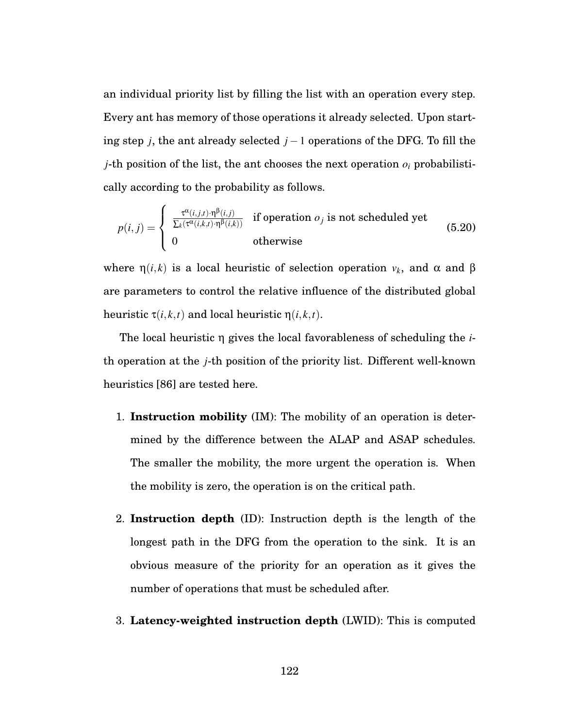an individual priority list by filling the list with an operation every step. Every ant has memory of those operations it already selected. Upon starting step $j$, the ant already selected $j-1$ operations of the DFG. To fill the $j$-th position of the list, the ant chooses the next operation $o_i$ probabilistically according to the probability as follows.

$$p(i,j) = \begin{cases} \frac{\tau^{\alpha}(i,j,t)\cdot\eta^{\beta}(i,j)}{\sum_k(\tau^{\alpha}(i,k,t)\cdot\eta^{\beta}(i,k))} & \text{if operation } o_j \text{ is not scheduled yet} \\ 0 & \text{otherwise} \end{cases} \tag{5.20}$$

where $\eta(i,k)$ is a local heuristic of selection operation $v_k$, and $\alpha$ and $\beta$ are parameters to control the relative influence of the distributed global heuristic $\tau(i,k,t)$ and local heuristic $\eta(i,k,t)$.

The local heuristic $\eta$ gives the local favorableness of scheduling the $i$-th operation at the $j$-th position of the priority list. Different well-known heuristics [86] are tested here.

1. **Instruction mobility** (IM): The mobility of an operation is determined by the difference between the ALAP and ASAP schedules. The smaller the mobility, the more urgent the operation is. When the mobility is zero, the operation is on the critical path.

2. **Instruction depth** (ID): Instruction depth is the length of the longest path in the DFG from the operation to the sink. It is an obvious measure of the priority for an operation as it gives the number of operations that must be scheduled after.

3. **Latency-weighted instruction depth** (LWID): This is computed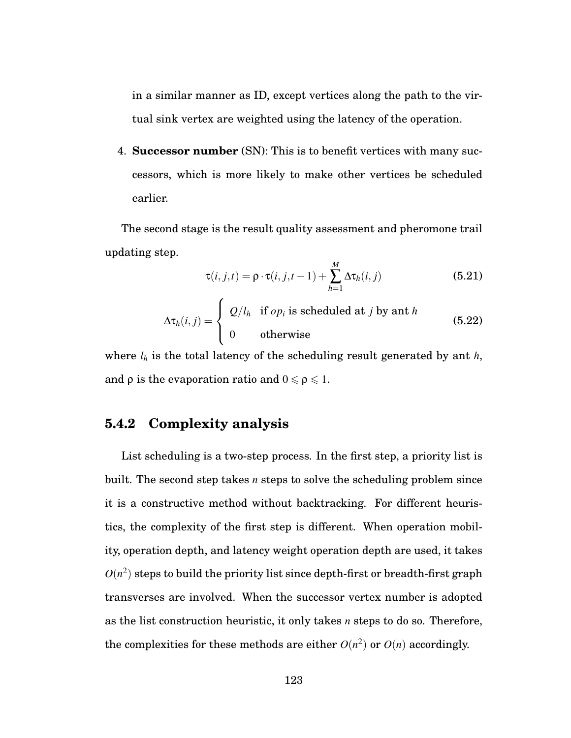in a similar manner as ID, except vertices along the path to the virtual sink vertex are weighted using the latency of the operation.

4. **Successor number** (SN): This is to benefit vertices with many successors, which is more likely to make other vertices be scheduled earlier.

The second stage is the result quality assessment and pheromone trail updating step.

$$\tau(i,j,t) = \rho \cdot \tau(i,j,t-1) + \sum_{h=1}^{M} \Delta\tau_h(i,j) \tag{5.21}$$

$$\Delta\tau_h(i,j) = \begin{cases} Q/l_h & \text{if } op_i \text{ is scheduled at } j \text{ by ant } h \\ 0 & \text{otherwise} \end{cases} \tag{5.22}$$

where $l_h$ is the total latency of the scheduling result generated by ant $h$, and $\rho$ is the evaporation ratio and $0 \leqslant \rho \leqslant 1$.

### 5.4.2 Complexity analysis

List scheduling is a two-step process. In the first step, a priority list is built. The second step takes $n$ steps to solve the scheduling problem since it is a constructive method without backtracking. For different heuristics, the complexity of the first step is different. When operation mobility, operation depth, and latency weight operation depth are used, it takes $O(n^2)$ steps to build the priority list since depth-first or breadth-first graph transverses are involved. When the successor vertex number is adopted as the list construction heuristic, it only takes $n$ steps to do so. Therefore, the complexities for these methods are either $O(n^2)$ or $O(n)$ accordingly.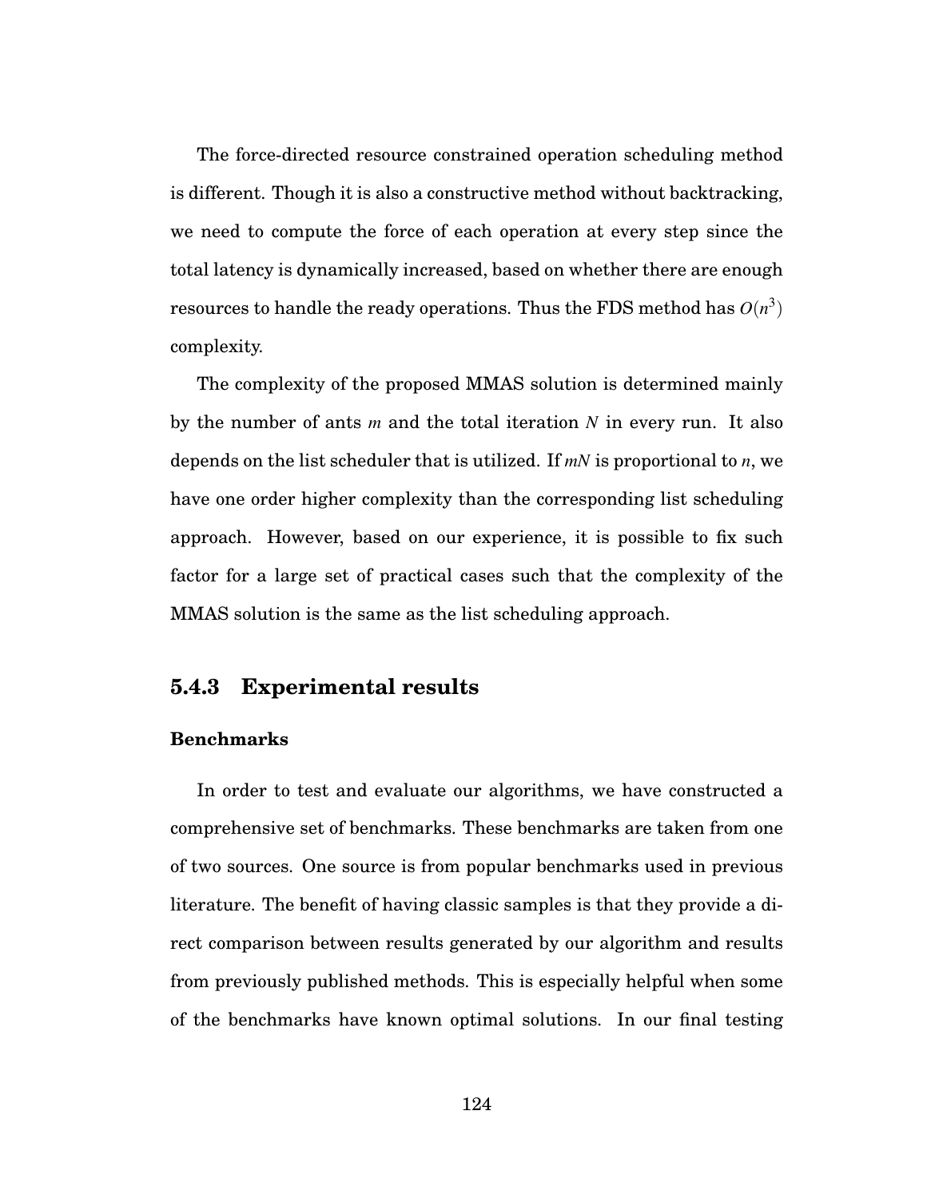The force-directed resource constrained operation scheduling method is different. Though it is also a constructive method without backtracking, we need to compute the force of each operation at every step since the total latency is dynamically increased, based on whether there are enough resources to handle the ready operations. Thus the FDS method has $O(n^3)$ complexity.

The complexity of the proposed MMAS solution is determined mainly by the number of ants $m$ and the total iteration $N$ in every run. It also depends on the list scheduler that is utilized. If $mN$ is proportional to $n$, we have one order higher complexity than the corresponding list scheduling approach. However, based on our experience, it is possible to fix such factor for a large set of practical cases such that the complexity of the MMAS solution is the same as the list scheduling approach.

### 5.4.3 Experimental results

#### Benchmarks

In order to test and evaluate our algorithms, we have constructed a comprehensive set of benchmarks. These benchmarks are taken from one of two sources. One source is from popular benchmarks used in previous literature. The benefit of having classic samples is that they provide a direct comparison between results generated by our algorithm and results from previously published methods. This is especially helpful when some of the benchmarks have known optimal solutions. In our final testing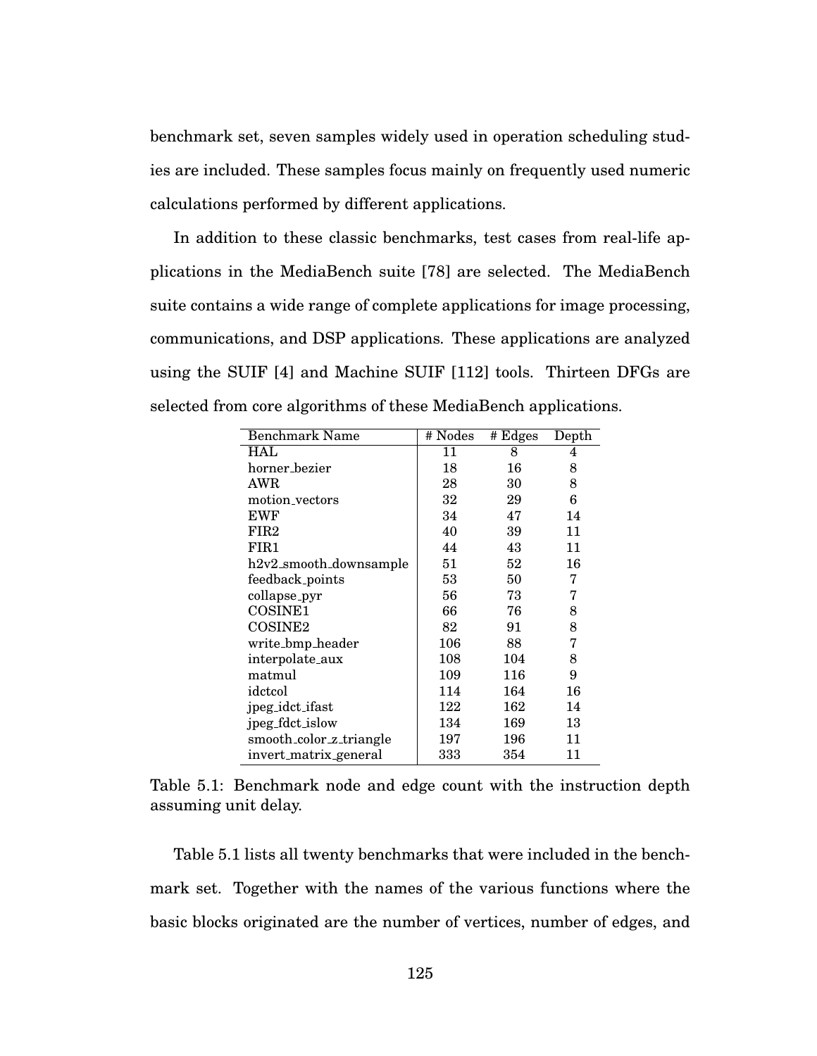benchmark set, seven samples widely used in operation scheduling studies are included. These samples focus mainly on frequently used numeric calculations performed by different applications.

In addition to these classic benchmarks, test cases from real-life applications in the MediaBench suite [78] are selected. The MediaBench suite contains a wide range of complete applications for image processing, communications, and DSP applications. These applications are analyzed using the SUIF [4] and Machine SUIF [112] tools. Thirteen DFGs are selected from core algorithms of these MediaBench applications.

| Benchmark Name | # Nodes | # Edges | Depth |
|---|---|---|---|
| HAL | 11 | 8 | 4 |
| horner_bezier | 18 | 16 | 8 |
| AWR | 28 | 30 | 8 |
| motion_vectors | 32 | 29 | 6 |
| EWF | 34 | 47 | 14 |
| FIR2 | 40 | 39 | 11 |
| FIR1 | 44 | 43 | 11 |
| h2v2_smooth_downsample | 51 | 52 | 16 |
| feedback_points | 53 | 50 | 7 |
| collapse_pyr | 56 | 73 | 7 |
| COSINE1 | 66 | 76 | 8 |
| COSINE2 | 82 | 91 | 8 |
| write_bmp_header | 106 | 88 | 7 |
| interpolate_aux | 108 | 104 | 8 |
| matmul | 109 | 116 | 9 |
| idctcol | 114 | 164 | 16 |
| jpeg_idct_ifast | 122 | 162 | 14 |
| jpeg_fdct_islow | 134 | 169 | 13 |
| smooth_color_z_triangle | 197 | 196 | 11 |
| invert_matrix_general | 333 | 354 | 11 |

Table 5.1: Benchmark node and edge count with the instruction depth assuming unit delay.

Table 5.1 lists all twenty benchmarks that were included in the benchmark set. Together with the names of the various functions where the basic blocks originated are the number of vertices, number of edges, and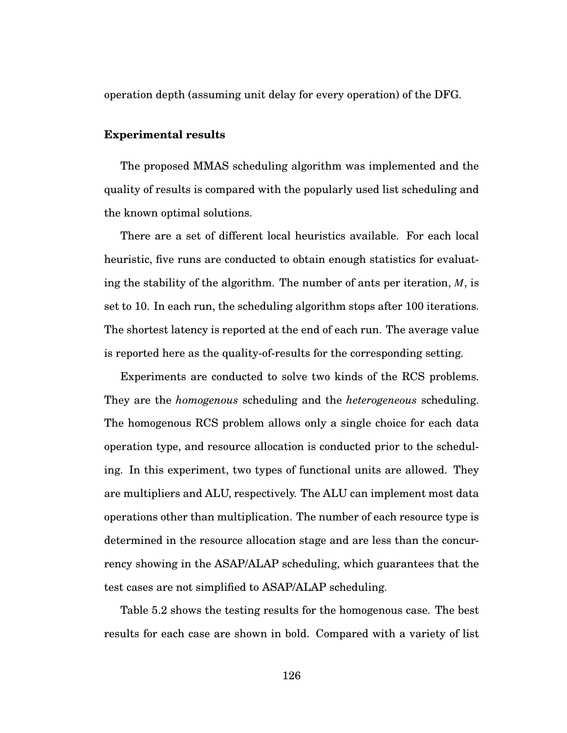operation depth (assuming unit delay for every operation) of the DFG.

### Experimental results

The proposed MMAS scheduling algorithm was implemented and the quality of results is compared with the popularly used list scheduling and the known optimal solutions.

There are a set of different local heuristics available. For each local heuristic, five runs are conducted to obtain enough statistics for evaluating the stability of the algorithm. The number of ants per iteration, $M$, is set to 10. In each run, the scheduling algorithm stops after 100 iterations. The shortest latency is reported at the end of each run. The average value is reported here as the quality-of-results for the corresponding setting.

Experiments are conducted to solve two kinds of the RCS problems. They are the *homogenous* scheduling and the *heterogeneous* scheduling. The homogenous RCS problem allows only a single choice for each data operation type, and resource allocation is conducted prior to the scheduling. In this experiment, two types of functional units are allowed. They are multipliers and ALU, respectively. The ALU can implement most data operations other than multiplication. The number of each resource type is determined in the resource allocation stage and are less than the concurrency showing in the ASAP/ALAP scheduling, which guarantees that the test cases are not simplified to ASAP/ALAP scheduling.

Table 5.2 shows the testing results for the homogenous case. The best results for each case are shown in bold. Compared with a variety of list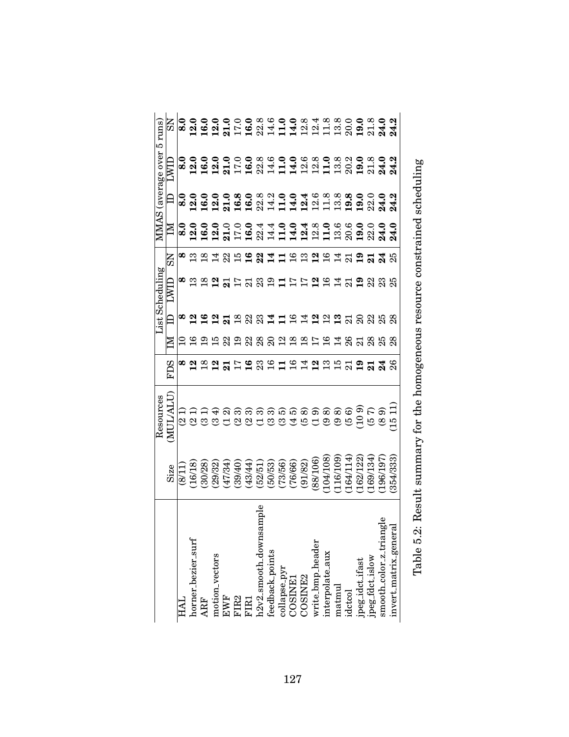|  | Size | Resources (MUL/ALU) | FDS | List Scheduling |  |  |  | MMAS (average over 5 runs) |  |  |  |
|---|---|---|---|---|---|---|---|---|---|---|---|
|  |  |  |  | IM | ID | LWID | SN | IM | ID | LWID | SN |
| HAL | (8/11) | (2 1) | **8** | 10 | **8** | **8** | **8** | **8.0** | **8.0** | **8.0** | **8.0** |
| horner_bezier_surf | (16/18) | (2 1) | **12** | 16 | **12** | 13 | 13 | **12.0** | **12.0** | **12.0** | **12.0** |
| ARF | (30/28) | (3 1) | 18 | 19 | **16** | 18 | 18 | **16.0** | **16.0** | **16.0** | **16.0** |
| motion_vectors | (29/32) | (3 4) | **12** | 15 | **12** | **12** | 14 | **12.0** | **12.0** | **12.0** | **12.0** |
| EWF | (47/34) | (1 2) | **21** | 22 | **21** | **21** | 22 | **21.0** | **21.0** | **21.0** | **21.0** |
| FIR2 | (39/40) | (2 3) | 17 | 19 | 18 | 17 | 15 | 17.0 | **16.8** | 17.0 | 17.0 |
| FIR1 | (43/44) | (2 3) | **16** | 22 | 22 | 21 | **16** | **16.0** | **16.0** | **16.0** | **16.0** |
| h2v2_smooth_downsample | (52/51) | (1 3) | 23 | 28 | 23 | 23 | **22** | 22.4 | 22.8 | 22.8 | 22.8 |
| feedback_points | (50/53) | (3 3) | 16 | 20 | **14** | 19 | **14** | 14.4 | 14.2 | 14.6 | 14.6 |
| collapse_pyr | (73/56) | (3 5) | **11** | 12 | **11** | **11** | **11** | **11.0** | **11.0** | **11.0** | **11.0** |
| COSINE1 | (76/66) | (4 5) | 16 | 18 | 16 | 17 | 16 | **14.0** | **14.0** | **14.0** | **14.0** |
| COSINE2 | (91/82) | (5 8) | 14 | 18 | 14 | 17 | 13 | **12.4** | **12.4** | 12.6 | 12.8 |
| write_bmp_header | (88/106) | (1 9) | **12** | 17 | **12** | **12** | **12** | 12.8 | 12.6 | 12.8 | 12.4 |
| interpolate_aux | (104/108) | (9 8) | 13 | 16 | 12 | 16 | 16 | **11.0** | 11.8 | **11.0** | 11.8 |
| matmul | (116/109) | (9 8) | 15 | 14 | **13** | 14 | 14 | 13.6 | 13.8 | 13.8 | 13.8 |
| idctcol | (164/114) | (5 6) | 21 | 26 | 21 | 21 | 21 | 20.6 | **19.8** | 20.2 | 20.0 |
| jpeg_idct_ifast | (162/122) | (10 9) | **19** | 21 | 20 | **19** | **19** | **19.0** | **19.0** | **19.0** | **19.0** |
| jpeg_fdct_islow | (169/134) | (5 7) | **21** | 28 | 22 | 22 | **21** | 22.0 | 22.0 | 21.8 | 21.8 |
| smooth_color_z_triangle | (196/197) | (8 9) | **24** | 25 | 25 | 23 | **24** | **24.0** | **24.0** | **24.0** | **24.0** |
| invert_matrix_general | (354/333) | (15 11) | 26 | 28 | 28 | 25 | 25 | **24.0** | **24.2** | **24.2** | **24.2** |

Table 5.2: Result summary for the homogeneous resource constrained scheduling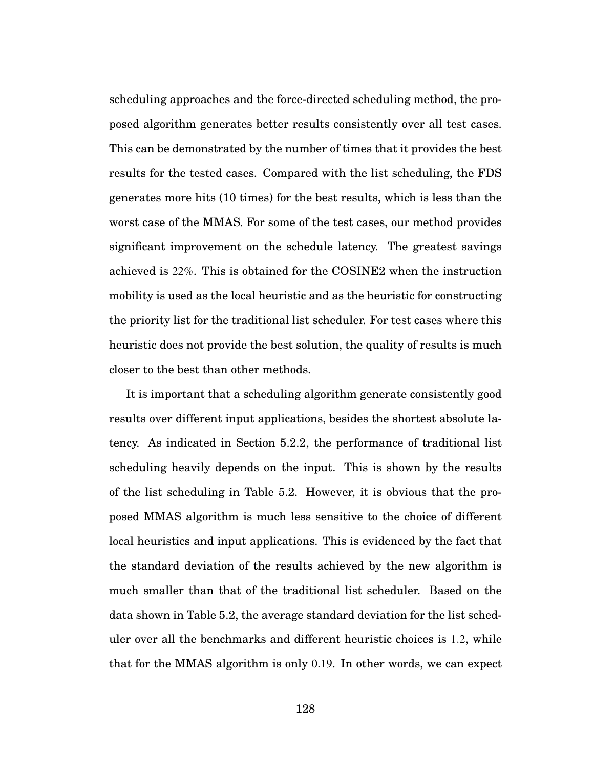scheduling approaches and the force-directed scheduling method, the proposed algorithm generates better results consistently over all test cases. This can be demonstrated by the number of times that it provides the best results for the tested cases. Compared with the list scheduling, the FDS generates more hits (10 times) for the best results, which is less than the worst case of the MMAS. For some of the test cases, our method provides significant improvement on the schedule latency. The greatest savings achieved is 22%. This is obtained for the COSINE2 when the instruction mobility is used as the local heuristic and as the heuristic for constructing the priority list for the traditional list scheduler. For test cases where this heuristic does not provide the best solution, the quality of results is much closer to the best than other methods.

It is important that a scheduling algorithm generate consistently good results over different input applications, besides the shortest absolute latency. As indicated in Section 5.2.2, the performance of traditional list scheduling heavily depends on the input. This is shown by the results of the list scheduling in Table 5.2. However, it is obvious that the proposed MMAS algorithm is much less sensitive to the choice of different local heuristics and input applications. This is evidenced by the fact that the standard deviation of the results achieved by the new algorithm is much smaller than that of the traditional list scheduler. Based on the data shown in Table 5.2, the average standard deviation for the list scheduler over all the benchmarks and different heuristic choices is 1.2, while that for the MMAS algorithm is only 0.19. In other words, we can expect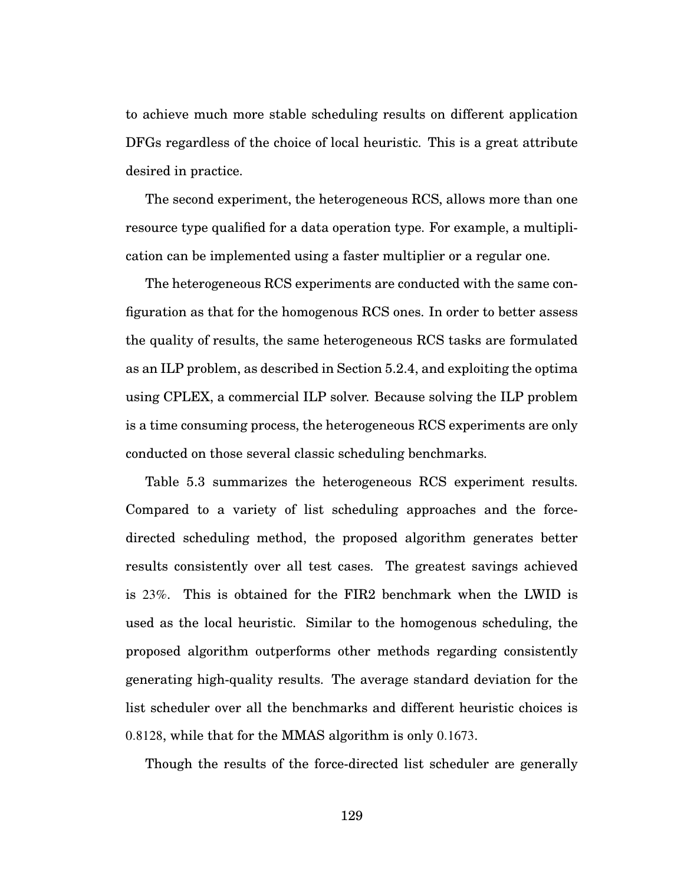to achieve much more stable scheduling results on different application DFGs regardless of the choice of local heuristic. This is a great attribute desired in practice.

The second experiment, the heterogeneous RCS, allows more than one resource type qualified for a data operation type. For example, a multiplication can be implemented using a faster multiplier or a regular one.

The heterogeneous RCS experiments are conducted with the same configuration as that for the homogenous RCS ones. In order to better assess the quality of results, the same heterogeneous RCS tasks are formulated as an ILP problem, as described in Section 5.2.4, and exploiting the optima using CPLEX, a commercial ILP solver. Because solving the ILP problem is a time consuming process, the heterogeneous RCS experiments are only conducted on those several classic scheduling benchmarks.

Table 5.3 summarizes the heterogeneous RCS experiment results. Compared to a variety of list scheduling approaches and the force-directed scheduling method, the proposed algorithm generates better results consistently over all test cases. The greatest savings achieved is $23\%$. This is obtained for the FIR2 benchmark when the LWID is used as the local heuristic. Similar to the homogenous scheduling, the proposed algorithm outperforms other methods regarding consistently generating high-quality results. The average standard deviation for the list scheduler over all the benchmarks and different heuristic choices is $0.8128$, while that for the MMAS algorithm is only $0.1673$.

Though the results of the force-directed list scheduler are generally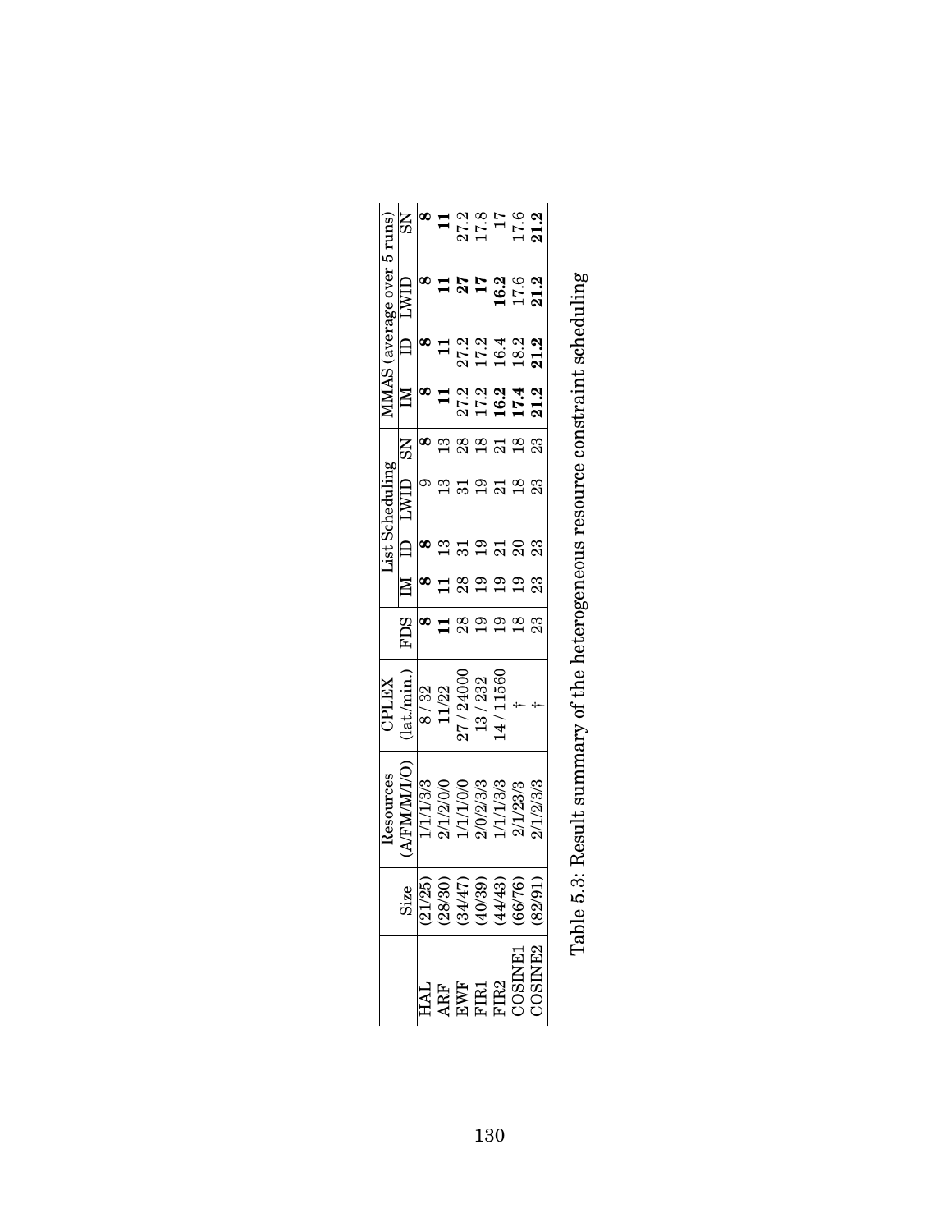| | Size | Resources (A/FM/M/I/O) | CPLEX (lat./min.) | FDS | List Scheduling | | | | MMAS (average over 5 runs) | | | |
|---|---|---|---|---|---|---|---|---|---|---|---|---|
| | | | | | IM | ID | LWID | SN | IM | ID | LWID | SN |
| HAL | (21/25) | 1/1/1/3/3 | 8 / 32 | **8** | **8** | **8** | 9 | **8** | **8** | **8** | **8** | **8** |
| ARF | (28/30) | 2/1/2/0/0 | **11**/22 | **11** | **11** | 13 | 13 | 13 | **11** | **11** | **11** | **11** |
| EWF | (34/47) | 1/1/1/0/0 | 27 / 24000 | 28 | 28 | 31 | 31 | 28 | 27.2 | 27.2 | **27** | 27.2 |
| FIR1 | (40/39) | 2/0/2/3/3 | 13 / 232 | 19 | 19 | 19 | 19 | 18 | 17.2 | 17.2 | **17** | 17.8 |
| FIR2 | (44/43) | 1/1/1/3/3 | 14 / 11560 | 19 | 19 | 21 | 21 | 21 | **16.2** | 16.4 | **16.2** | 17 |
| COSINE1 | (66/76) | 2/1/2/3/3 | † | 18 | 19 | 20 | 18 | 18 | **17.4** | 18.2 | 17.6 | 17.6 |
| COSINE2 | (82/91) | 2/1/2/3/3 | † | 23 | 23 | 23 | 23 | 23 | **21.2** | **21.2** | **21.2** | **21.2** |

Table 5.3: Result summary of the heterogeneous resource constraint scheduling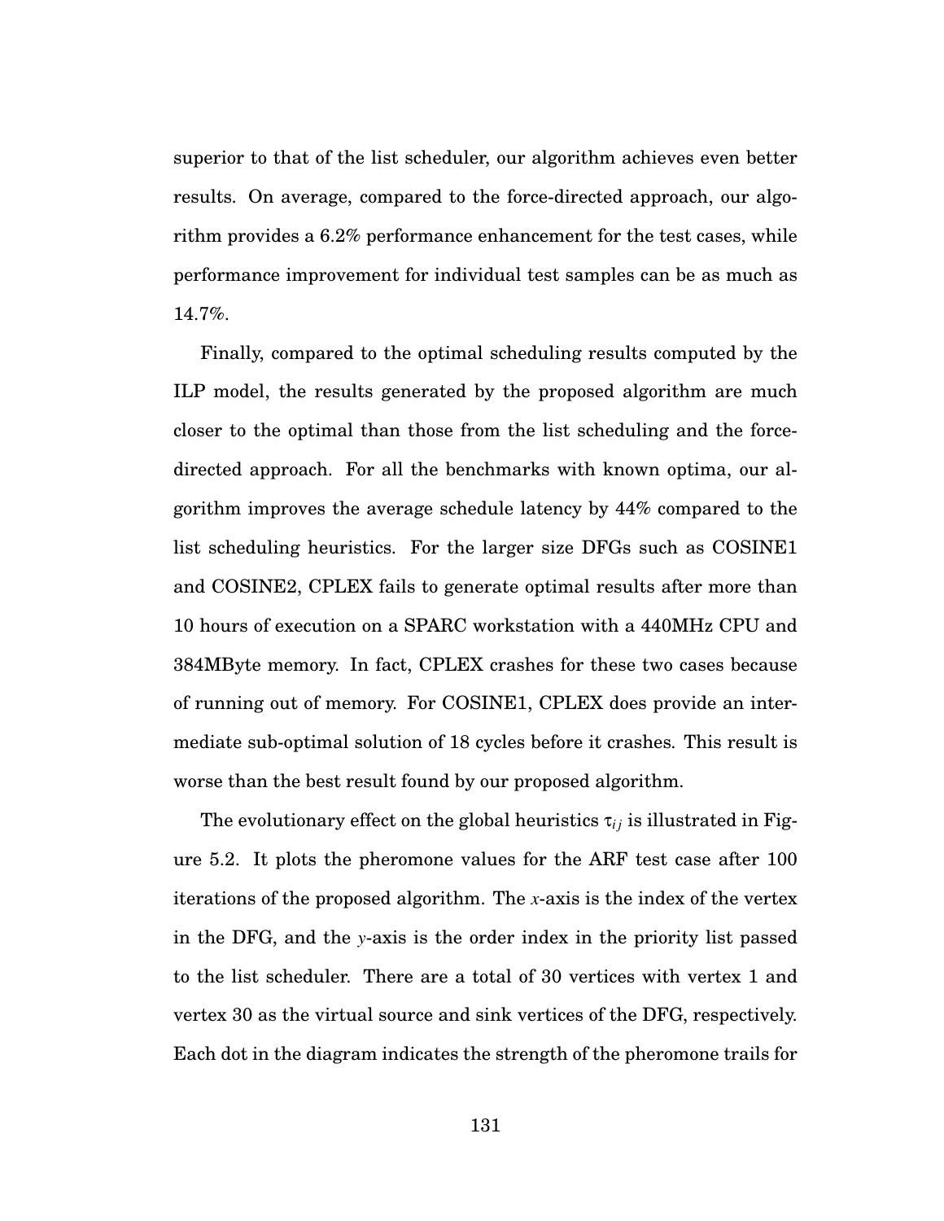superior to that of the list scheduler, our algorithm achieves even better results. On average, compared to the force-directed approach, our algorithm provides a 6.2% performance enhancement for the test cases, while performance improvement for individual test samples can be as much as 14.7%.

Finally, compared to the optimal scheduling results computed by the ILP model, the results generated by the proposed algorithm are much closer to the optimal than those from the list scheduling and the force-directed approach. For all the benchmarks with known optima, our algorithm improves the average schedule latency by 44% compared to the list scheduling heuristics. For the larger size DFGs such as COSINE1 and COSINE2, CPLEX fails to generate optimal results after more than 10 hours of execution on a SPARC workstation with a 440MHz CPU and 384MByte memory. In fact, CPLEX crashes for these two cases because of running out of memory. For COSINE1, CPLEX does provide an intermediate sub-optimal solution of 18 cycles before it crashes. This result is worse than the best result found by our proposed algorithm.

The evolutionary effect on the global heuristics $\tau_{ij}$ is illustrated in Figure 5.2. It plots the pheromone values for the ARF test case after 100 iterations of the proposed algorithm. The $x$-axis is the index of the vertex in the DFG, and the $y$-axis is the order index in the priority list passed to the list scheduler. There are a total of 30 vertices with vertex 1 and vertex 30 as the virtual source and sink vertices of the DFG, respectively. Each dot in the diagram indicates the strength of the pheromone trails for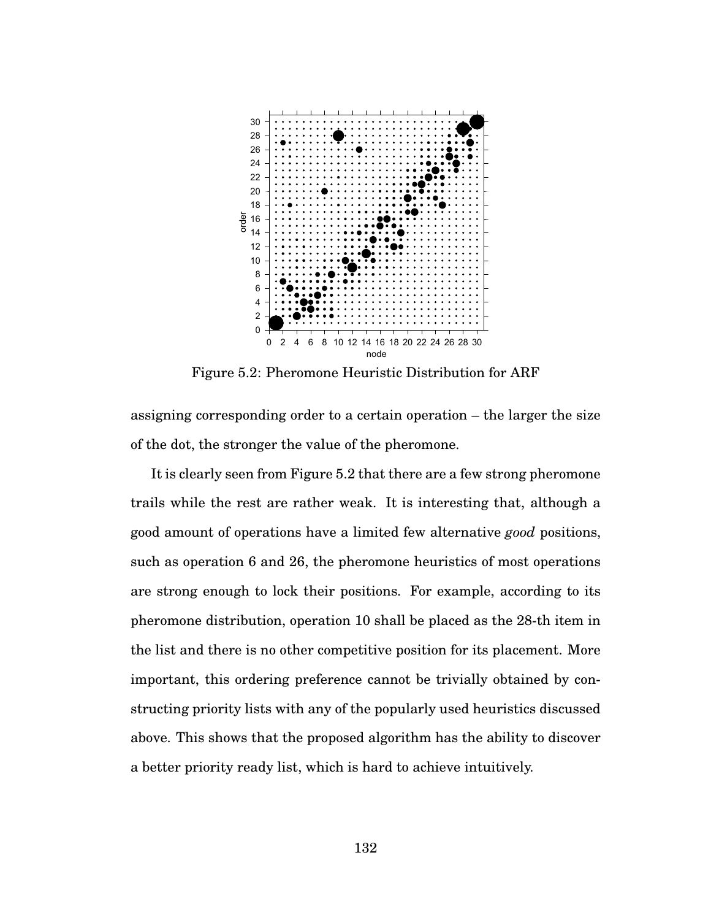Figure 5.2: Pheromone Heuristic Distribution for ARF

assigning corresponding order to a certain operation – the larger the size of the dot, the stronger the value of the pheromone.

It is clearly seen from Figure 5.2 that there are a few strong pheromone trails while the rest are rather weak. It is interesting that, although a good amount of operations have a limited few alternative *good* positions, such as operation 6 and 26, the pheromone heuristics of most operations are strong enough to lock their positions. For example, according to its pheromone distribution, operation 10 shall be placed as the 28-th item in the list and there is no other competitive position for its placement. More important, this ordering preference cannot be trivially obtained by constructing priority lists with any of the popularly used heuristics discussed above. This shows that the proposed algorithm has the ability to discover a better priority ready list, which is hard to achieve intuitively.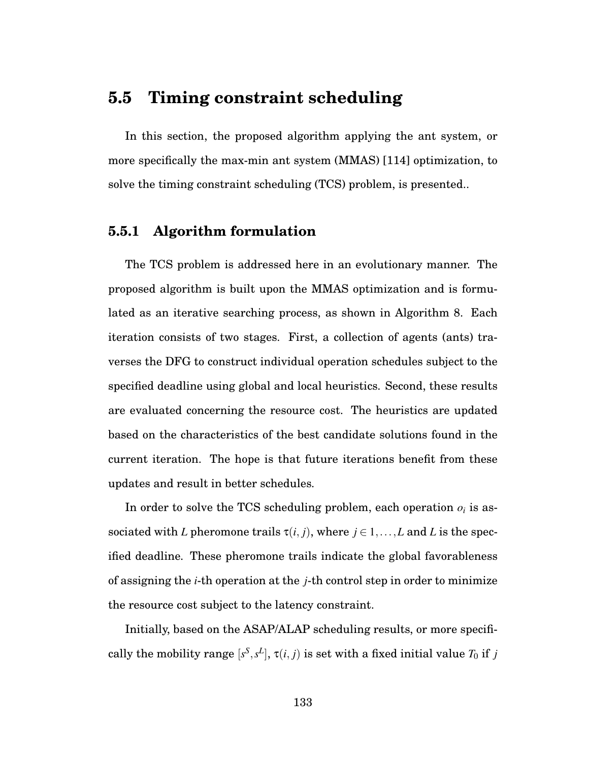## 5.5 Timing constraint scheduling

In this section, the proposed algorithm applying the ant system, or more specifically the max-min ant system (MMAS) [114] optimization, to solve the timing constraint scheduling (TCS) problem, is presented..

### 5.5.1 Algorithm formulation

The TCS problem is addressed here in an evolutionary manner. The proposed algorithm is built upon the MMAS optimization and is formulated as an iterative searching process, as shown in Algorithm 8. Each iteration consists of two stages. First, a collection of agents (ants) traverses the DFG to construct individual operation schedules subject to the specified deadline using global and local heuristics. Second, these results are evaluated concerning the resource cost. The heuristics are updated based on the characteristics of the best candidate solutions found in the current iteration. The hope is that future iterations benefit from these updates and result in better schedules.

In order to solve the TCS scheduling problem, each operation $o_i$ is associated with $L$ pheromone trails $\tau(i, j)$, where $j \in 1, \ldots, L$ and $L$ is the specified deadline. These pheromone trails indicate the global favorableness of assigning the $i$-th operation at the $j$-th control step in order to minimize the resource cost subject to the latency constraint.

Initially, based on the ASAP/ALAP scheduling results, or more specifically the mobility range $[s^S, s^L]$, $\tau(i, j)$ is set with a fixed initial value $T_0$ if $j$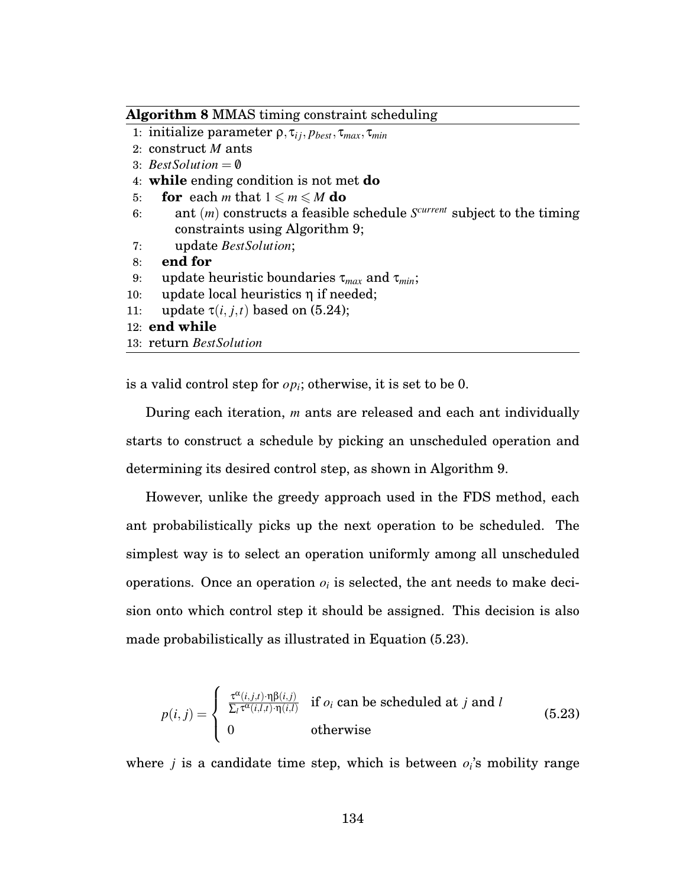**Algorithm 8** MMAS timing constraint scheduling

```
1: initialize parameter ρ, τ_ij, p_best, τ_max, τ_min
2: construct M ants
3: BestSolution = ∅
4: while ending condition is not met do
5:    for each m that 1 ⩽ m ⩽ M do
6:       ant (m) constructs a feasible schedule S^current subject to the timing
         constraints using Algorithm 9;
7:       update BestSolution;
8:    end for
9:    update heuristic boundaries τ_max and τ_min;
10:   update local heuristics η if needed;
11:   update τ(i, j, t) based on (5.24);
12: end while
13: return BestSolution
```

is a valid control step for $op_i$; otherwise, it is set to be 0.

During each iteration, $m$ ants are released and each ant individually starts to construct a schedule by picking an unscheduled operation and determining its desired control step, as shown in Algorithm 9.

However, unlike the greedy approach used in the FDS method, each ant probabilistically picks up the next operation to be scheduled. The simplest way is to select an operation uniformly among all unscheduled operations. Once an operation $o_i$ is selected, the ant needs to make decision onto which control step it should be assigned. This decision is also made probabilistically as illustrated in Equation (5.23).

$$p(i,j) = \begin{cases} \frac{\tau^{\alpha}(i,j,t)\cdot\eta\beta(i,j)}{\sum_l \tau^{\alpha}(i,l,t)\cdot\eta(i,l)} & \text{if } o_i \text{ can be scheduled at } j \text{ and } l \\ 0 & \text{otherwise} \end{cases} \tag{5.23}$$

where $j$ is a candidate time step, which is between $o_i$'s mobility range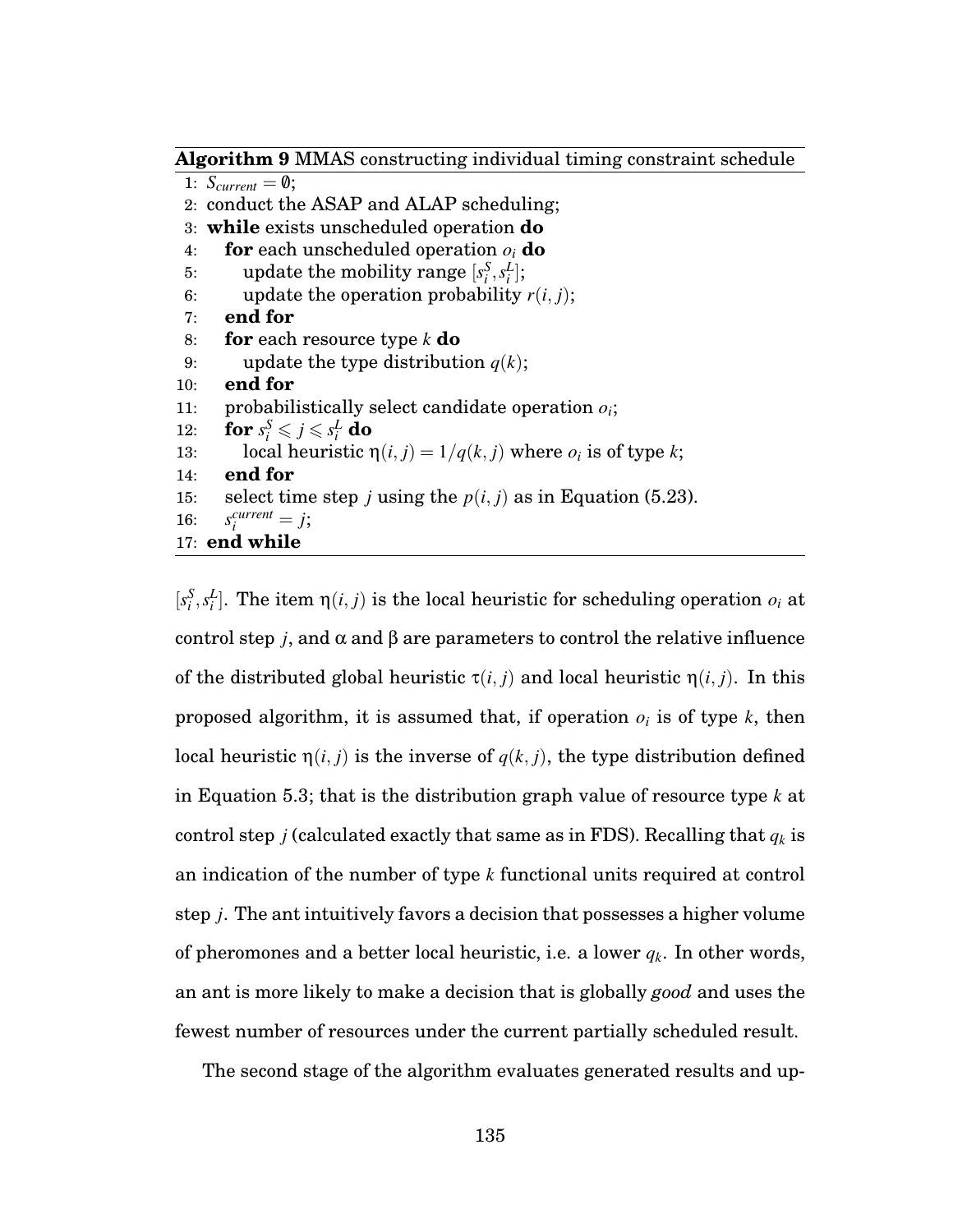**Algorithm 9** MMAS constructing individual timing constraint schedule

1: $S_{current} = \emptyset$;
2: conduct the ASAP and ALAP scheduling;
3: **while** exists unscheduled operation **do**
4: &nbsp;&nbsp;&nbsp;&nbsp;**for** each unscheduled operation $o_i$ **do**
5: &nbsp;&nbsp;&nbsp;&nbsp;&nbsp;&nbsp;&nbsp;&nbsp;update the mobility range $[s_i^S, s_i^L]$;
6: &nbsp;&nbsp;&nbsp;&nbsp;&nbsp;&nbsp;&nbsp;&nbsp;update the operation probability $r(i, j)$;
7: &nbsp;&nbsp;&nbsp;&nbsp;**end for**
8: &nbsp;&nbsp;&nbsp;&nbsp;**for** each resource type $k$ **do**
9: &nbsp;&nbsp;&nbsp;&nbsp;&nbsp;&nbsp;&nbsp;&nbsp;update the type distribution $q(k)$;
10: &nbsp;&nbsp;&nbsp;&nbsp;**end for**
11: &nbsp;&nbsp;&nbsp;&nbsp;probabilistically select candidate operation $o_i$;
12: &nbsp;&nbsp;&nbsp;&nbsp;**for** $s_i^S \leqslant j \leqslant s_i^L$ **do**
13: &nbsp;&nbsp;&nbsp;&nbsp;&nbsp;&nbsp;&nbsp;&nbsp;local heuristic $\eta(i, j) = 1/q(k, j)$ where $o_i$ is of type $k$;
14: &nbsp;&nbsp;&nbsp;&nbsp;**end for**
15: &nbsp;&nbsp;&nbsp;&nbsp;select time step $j$ using the $p(i, j)$ as in Equation (5.23).
16: &nbsp;&nbsp;&nbsp;&nbsp;$s_i^{current} = j$;
17: **end while**

$[s_i^S, s_i^L]$. The item $\eta(i, j)$ is the local heuristic for scheduling operation $o_i$ at control step $j$, and $\alpha$ and $\beta$ are parameters to control the relative influence of the distributed global heuristic $\tau(i, j)$ and local heuristic $\eta(i, j)$. In this proposed algorithm, it is assumed that, if operation $o_i$ is of type $k$, then local heuristic $\eta(i, j)$ is the inverse of $q(k, j)$, the type distribution defined in Equation 5.3; that is the distribution graph value of resource type $k$ at control step $j$ (calculated exactly that same as in FDS). Recalling that $q_k$ is an indication of the number of type $k$ functional units required at control step $j$. The ant intuitively favors a decision that possesses a higher volume of pheromones and a better local heuristic, i.e. a lower $q_k$. In other words, an ant is more likely to make a decision that is globally *good* and uses the fewest number of resources under the current partially scheduled result.

The second stage of the algorithm evaluates generated results and up-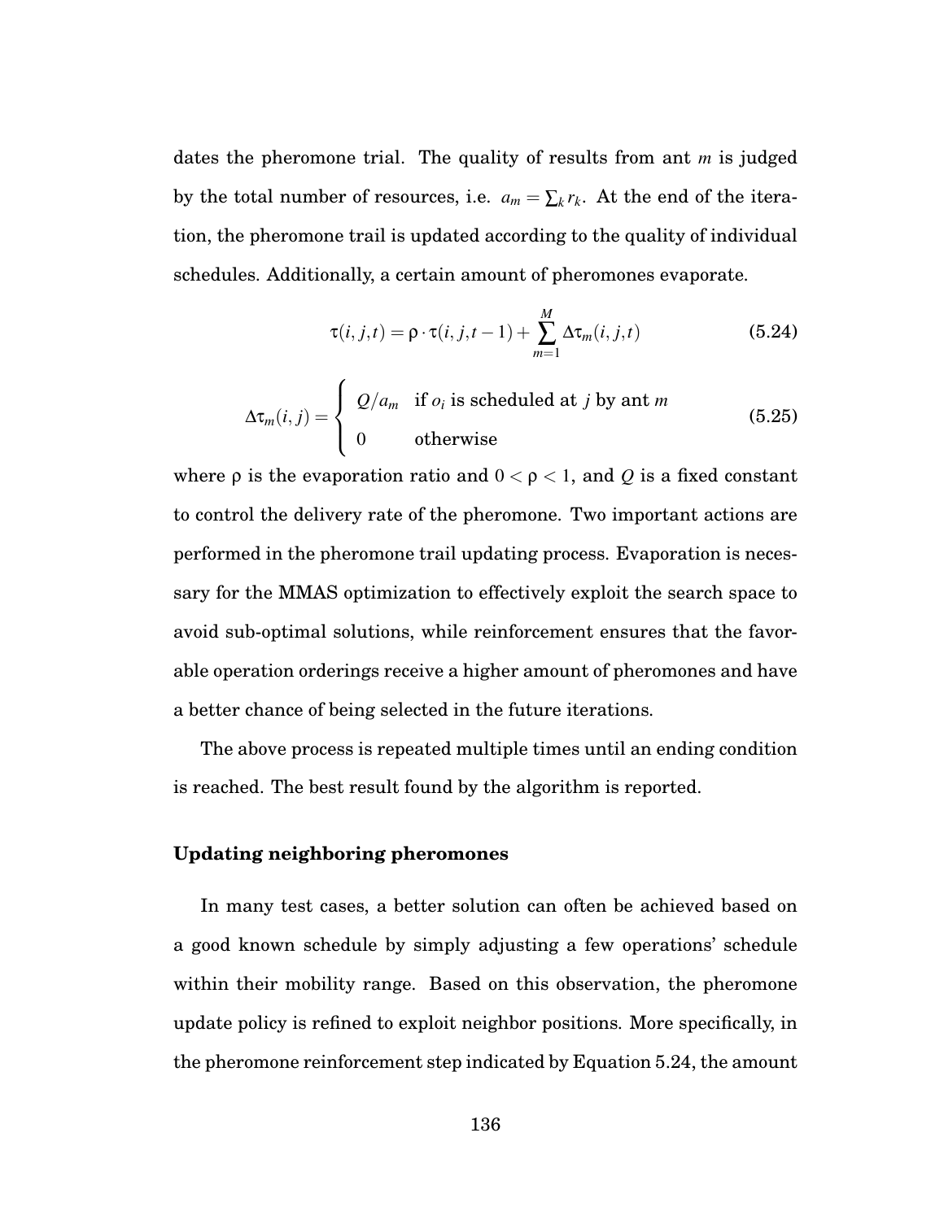dates the pheromone trial. The quality of results from ant $m$ is judged by the total number of resources, i.e. $a_m = \sum_k r_k$. At the end of the iteration, the pheromone trail is updated according to the quality of individual schedules. Additionally, a certain amount of pheromones evaporate.

$$\tau(i, j, t) = \rho \cdot \tau(i, j, t-1) + \sum_{m=1}^{M} \Delta\tau_m(i, j, t) \tag{5.24}$$

$$\Delta\tau_m(i, j) = \begin{cases} Q/a_m & \text{if } o_i \text{ is scheduled at } j \text{ by ant } m \\ 0 & \text{otherwise} \end{cases} \tag{5.25}$$

where $\rho$ is the evaporation ratio and $0 < \rho < 1$, and $Q$ is a fixed constant to control the delivery rate of the pheromone. Two important actions are performed in the pheromone trail updating process. Evaporation is necessary for the MMAS optimization to effectively exploit the search space to avoid sub-optimal solutions, while reinforcement ensures that the favorable operation orderings receive a higher amount of pheromones and have a better chance of being selected in the future iterations.

The above process is repeated multiple times until an ending condition is reached. The best result found by the algorithm is reported.

### Updating neighboring pheromones

In many test cases, a better solution can often be achieved based on a good known schedule by simply adjusting a few operations' schedule within their mobility range. Based on this observation, the pheromone update policy is refined to exploit neighbor positions. More specifically, in the pheromone reinforcement step indicated by Equation 5.24, the amount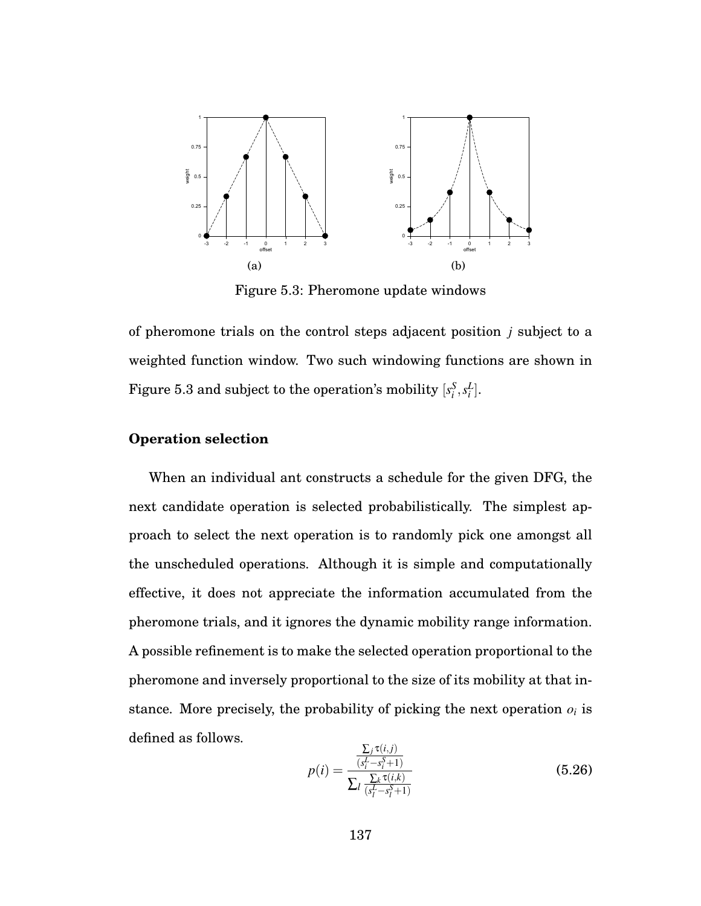(a)

(b)

Figure 5.3: Pheromone update windows

of pheromone trials on the control steps adjacent position $j$ subject to a weighted function window. Two such windowing functions are shown in Figure 5.3 and subject to the operation's mobility $[s_i^S, s_i^L]$.

### Operation selection

When an individual ant constructs a schedule for the given DFG, the next candidate operation is selected probabilistically. The simplest approach to select the next operation is to randomly pick one amongst all the unscheduled operations. Although it is simple and computationally effective, it does not appreciate the information accumulated from the pheromone trials, and it ignores the dynamic mobility range information. A possible refinement is to make the selected operation proportional to the pheromone and inversely proportional to the size of its mobility at that instance. More precisely, the probability of picking the next operation $o_i$ is defined as follows.

$$p(i) = \frac{\frac{\sum_j \tau(i,j)}{(s_i^L - s_i^S + 1)}}{\sum_l \frac{\sum_k \tau(l,k)}{(s_l^L - s_l^S + 1)}} \tag{5.26}$$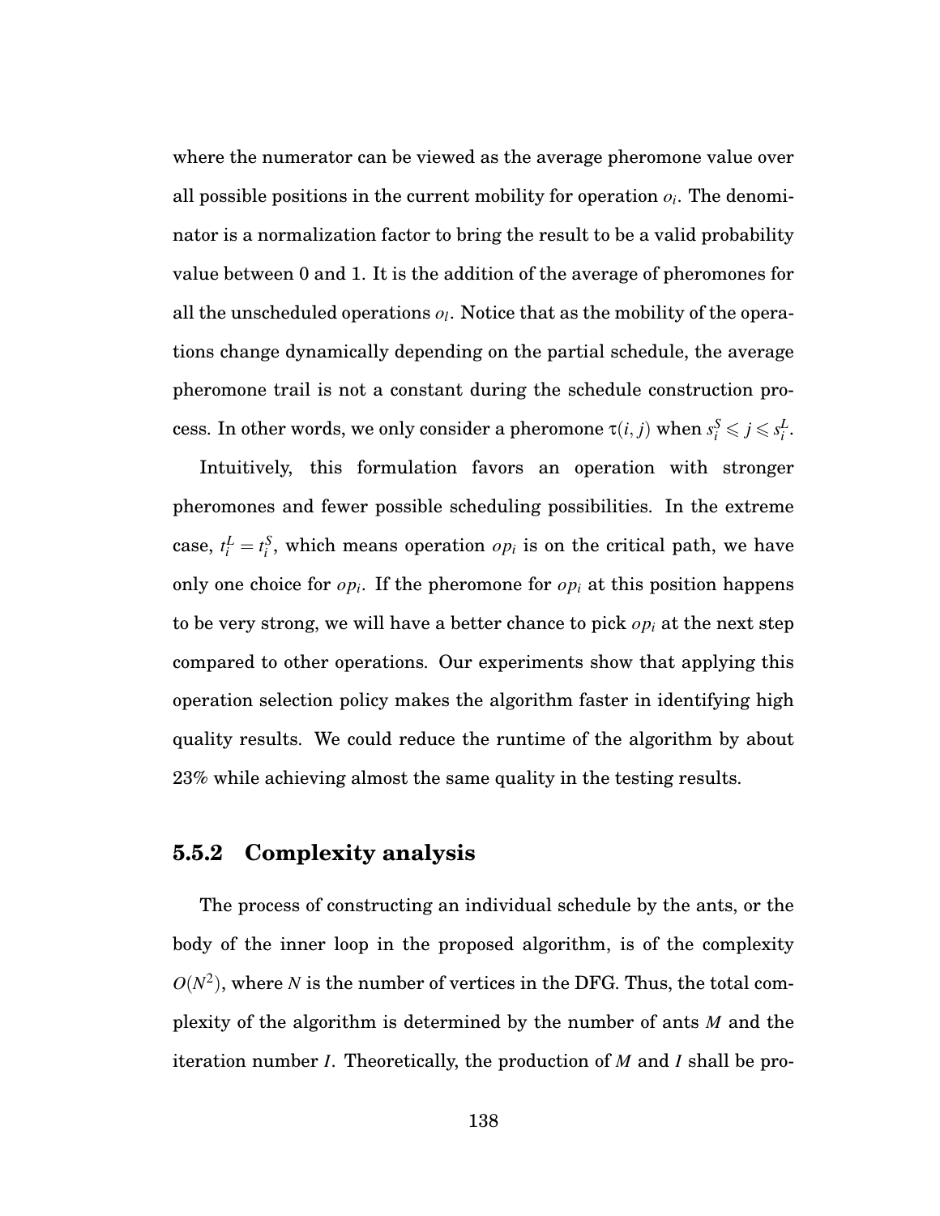where the numerator can be viewed as the average pheromone value over all possible positions in the current mobility for operation $o_i$. The denominator is a normalization factor to bring the result to be a valid probability value between 0 and 1. It is the addition of the average of pheromones for all the unscheduled operations $o_l$. Notice that as the mobility of the operations change dynamically depending on the partial schedule, the average pheromone trail is not a constant during the schedule construction process. In other words, we only consider a pheromone $\tau(i, j)$ when $s_i^S \leqslant j \leqslant s_i^L$.

Intuitively, this formulation favors an operation with stronger pheromones and fewer possible scheduling possibilities. In the extreme case, $t_i^L = t_i^S$, which means operation $op_i$ is on the critical path, we have only one choice for $op_i$. If the pheromone for $op_i$ at this position happens to be very strong, we will have a better chance to pick $op_i$ at the next step compared to other operations. Our experiments show that applying this operation selection policy makes the algorithm faster in identifying high quality results. We could reduce the runtime of the algorithm by about 23% while achieving almost the same quality in the testing results.

### 5.5.2 Complexity analysis

The process of constructing an individual schedule by the ants, or the body of the inner loop in the proposed algorithm, is of the complexity $O(N^2)$, where $N$ is the number of vertices in the DFG. Thus, the total complexity of the algorithm is determined by the number of ants $M$ and the iteration number $I$. Theoretically, the production of $M$ and $I$ shall be pro-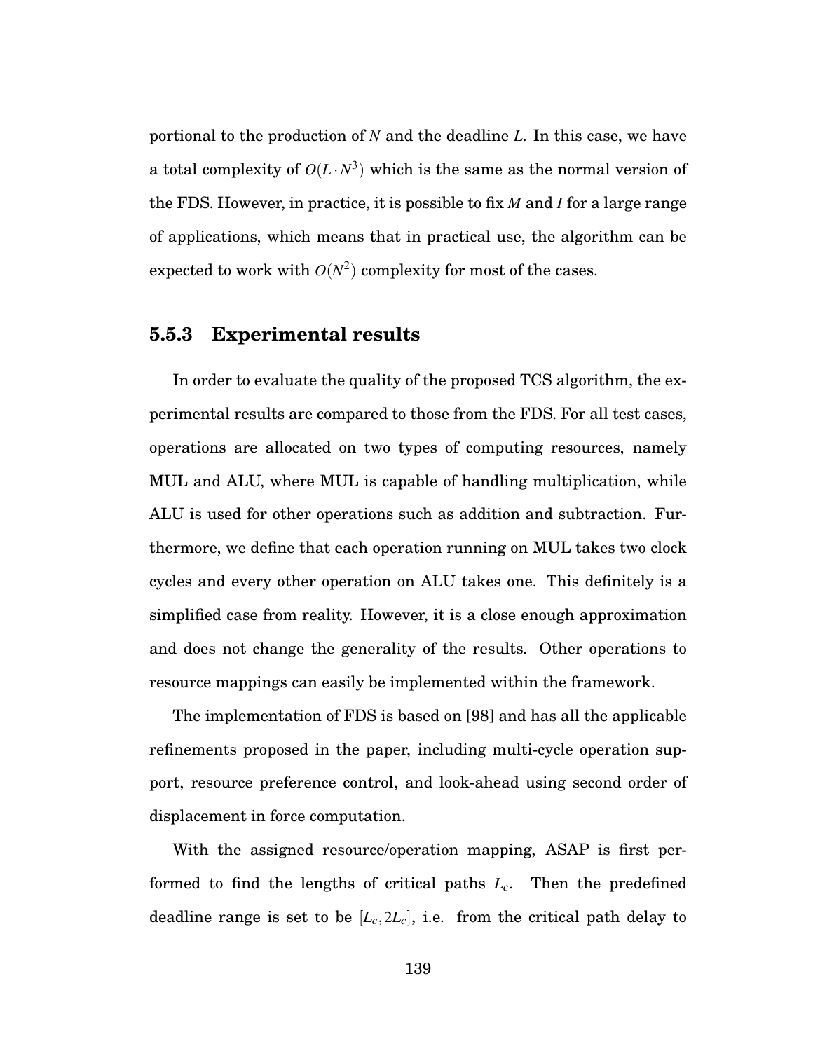portional to the production of $N$ and the deadline $L$. In this case, we have a total complexity of $O(L \cdot N^3)$ which is the same as the normal version of the FDS. However, in practice, it is possible to fix $M$ and $I$ for a large range of applications, which means that in practical use, the algorithm can be expected to work with $O(N^2)$ complexity for most of the cases.

### 5.5.3 Experimental results

In order to evaluate the quality of the proposed TCS algorithm, the experimental results are compared to those from the FDS. For all test cases, operations are allocated on two types of computing resources, namely MUL and ALU, where MUL is capable of handling multiplication, while ALU is used for other operations such as addition and subtraction. Furthermore, we define that each operation running on MUL takes two clock cycles and every other operation on ALU takes one. This definitely is a simplified case from reality. However, it is a close enough approximation and does not change the generality of the results. Other operations to resource mappings can easily be implemented within the framework.

The implementation of FDS is based on [98] and has all the applicable refinements proposed in the paper, including multi-cycle operation support, resource preference control, and look-ahead using second order of displacement in force computation.

With the assigned resource/operation mapping, ASAP is first performed to find the lengths of critical paths $L_c$. Then the predefined deadline range is set to be $[L_c, 2L_c]$, i.e. from the critical path delay to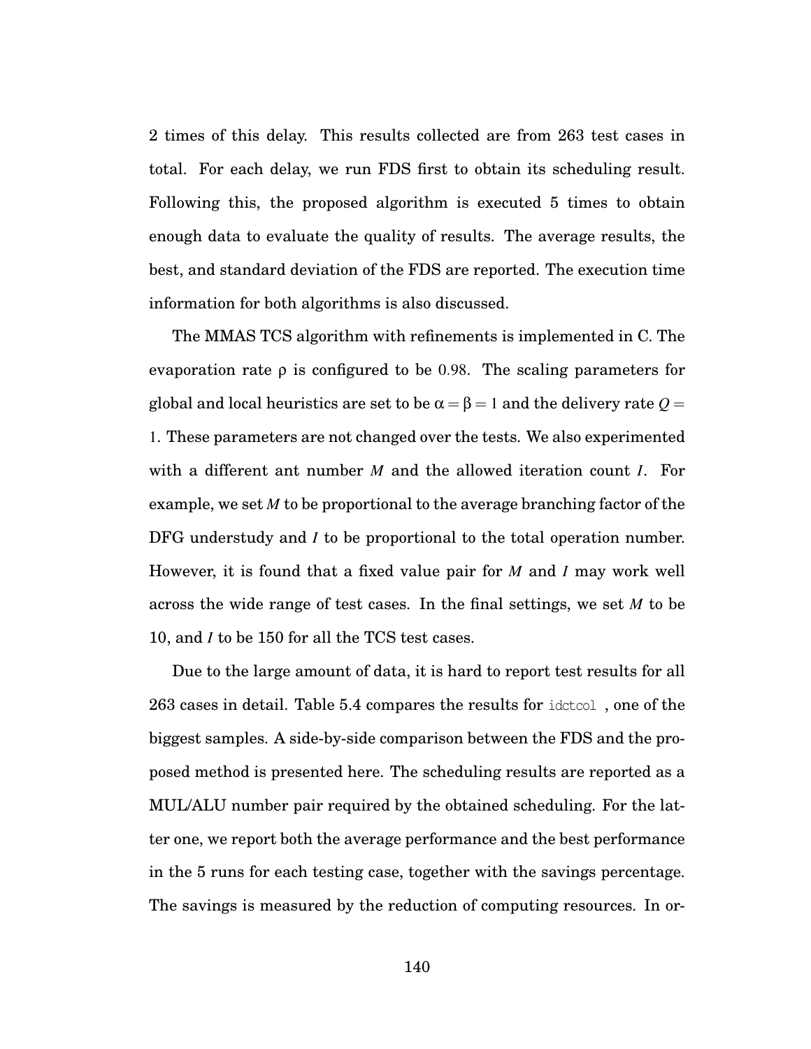2 times of this delay. This results collected are from 263 test cases in total. For each delay, we run FDS first to obtain its scheduling result. Following this, the proposed algorithm is executed 5 times to obtain enough data to evaluate the quality of results. The average results, the best, and standard deviation of the FDS are reported. The execution time information for both algorithms is also discussed.

The MMAS TCS algorithm with refinements is implemented in C. The evaporation rate $\rho$ is configured to be 0.98. The scaling parameters for global and local heuristics are set to be $\alpha = \beta = 1$ and the delivery rate $Q = 1$. These parameters are not changed over the tests. We also experimented with a different ant number $M$ and the allowed iteration count $I$. For example, we set $M$ to be proportional to the average branching factor of the DFG understudy and $I$ to be proportional to the total operation number. However, it is found that a fixed value pair for $M$ and $I$ may work well across the wide range of test cases. In the final settings, we set $M$ to be 10, and $I$ to be 150 for all the TCS test cases.

Due to the large amount of data, it is hard to report test results for all 263 cases in detail. Table 5.4 compares the results for `idctcol` , one of the biggest samples. A side-by-side comparison between the FDS and the proposed method is presented here. The scheduling results are reported as a MUL/ALU number pair required by the obtained scheduling. For the latter one, we report both the average performance and the best performance in the 5 runs for each testing case, together with the savings percentage. The savings is measured by the reduction of computing resources. In or-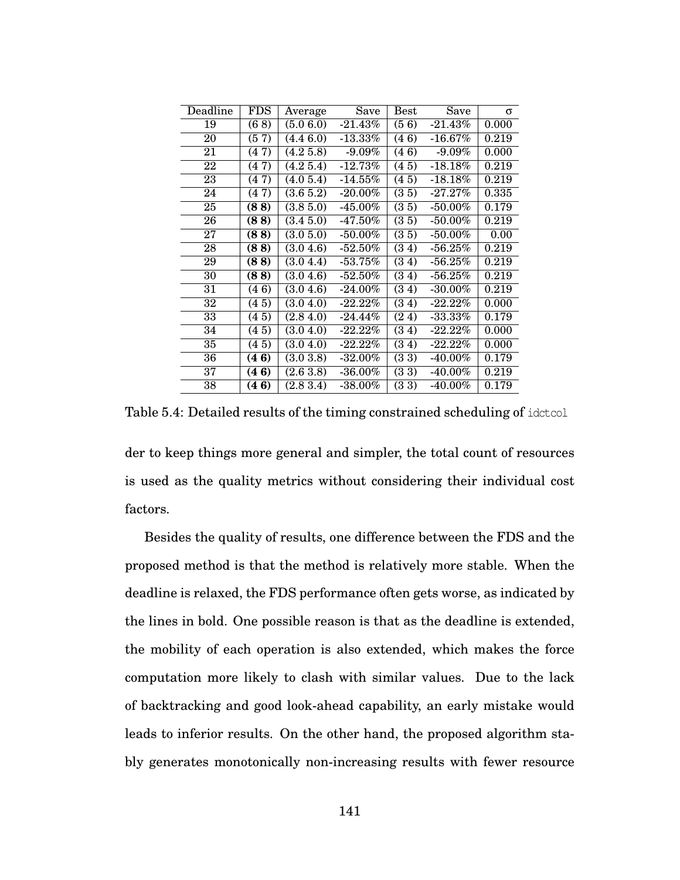| Deadline | FDS | Average | Save | Best | Save | σ |
|---|---|---|---|---|---|---|
| 19 | (6 8) | (5.0 6.0) | -21.43% | (5 6) | -21.43% | 0.000 |
| 20 | (5 7) | (4.4 6.0) | -13.33% | (4 6) | -16.67% | 0.219 |
| 21 | (4 7) | (4.2 5.8) | -9.09% | (4 6) | -9.09% | 0.000 |
| 22 | (4 7) | (4.2 5.4) | -12.73% | (4 5) | -18.18% | 0.219 |
| 23 | (4 7) | (4.0 5.4) | -14.55% | (4 5) | -18.18% | 0.219 |
| 24 | (4 7) | (3.6 5.2) | -20.00% | (3 5) | -27.27% | 0.335 |
| 25 | **(8 8)** | (3.8 5.0) | -45.00% | (3 5) | -50.00% | 0.179 |
| 26 | **(8 8)** | (3.4 5.0) | -47.50% | (3 5) | -50.00% | 0.219 |
| 27 | **(8 8)** | (3.0 5.0) | -50.00% | (3 5) | -50.00% | 0.00 |
| 28 | **(8 8)** | (3.0 4.6) | -52.50% | (3 4) | -56.25% | 0.219 |
| 29 | **(8 8)** | (3.0 4.4) | -53.75% | (3 4) | -56.25% | 0.219 |
| 30 | **(8 8)** | (3.0 4.6) | -52.50% | (3 4) | -56.25% | 0.219 |
| 31 | (4 6) | (3.0 4.6) | -24.00% | (3 4) | -30.00% | 0.219 |
| 32 | (4 5) | (3.0 4.0) | -22.22% | (3 4) | -22.22% | 0.000 |
| 33 | (4 5) | (2.8 4.0) | -24.44% | (2 4) | -33.33% | 0.179 |
| 34 | (4 5) | (3.0 4.0) | -22.22% | (3 4) | -22.22% | 0.000 |
| 35 | (4 5) | (3.0 4.0) | -22.22% | (3 4) | -22.22% | 0.000 |
| 36 | **(4 6)** | (3.0 3.8) | -32.00% | (3 3) | -40.00% | 0.179 |
| 37 | **(4 6)** | (2.6 3.8) | -36.00% | (3 3) | -40.00% | 0.219 |
| 38 | **(4 6)** | (2.8 3.4) | -38.00% | (3 3) | -40.00% | 0.179 |

Table 5.4: Detailed results of the timing constrained scheduling of `idctcol`

der to keep things more general and simpler, the total count of resources is used as the quality metrics without considering their individual cost factors.

Besides the quality of results, one difference between the FDS and the proposed method is that the method is relatively more stable. When the deadline is relaxed, the FDS performance often gets worse, as indicated by the lines in bold. One possible reason is that as the deadline is extended, the mobility of each operation is also extended, which makes the force computation more likely to clash with similar values. Due to the lack of backtracking and good look-ahead capability, an early mistake would leads to inferior results. On the other hand, the proposed algorithm stably generates monotonically non-increasing results with fewer resource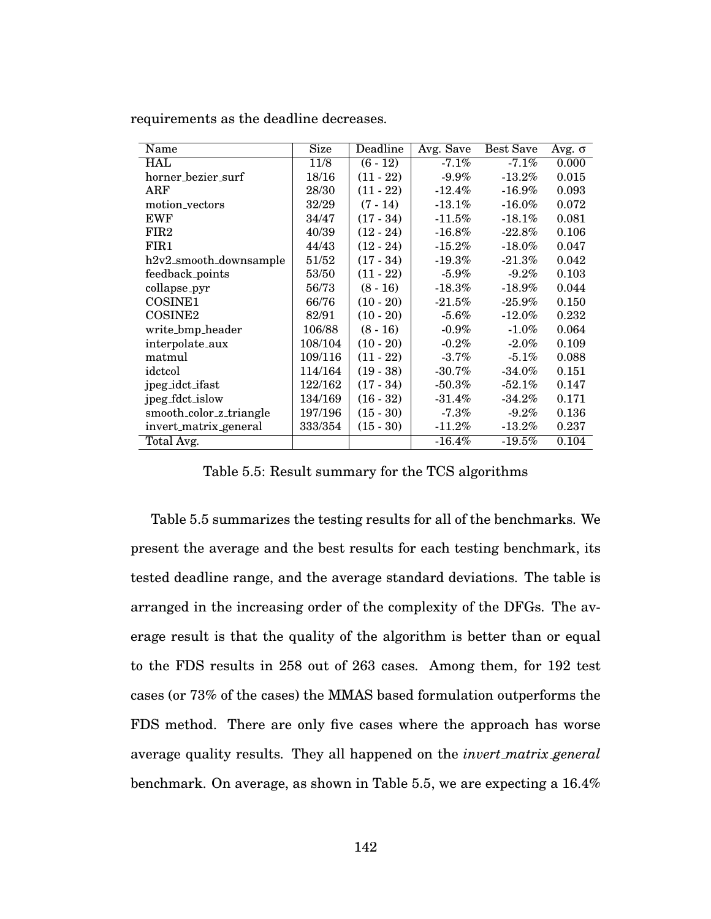requirements as the deadline decreases.

| Name | Size | Deadline | Avg. Save | Best Save | Avg. σ |
|---|---|---|---|---|---|
| HAL | 11/8 | (6 - 12) | -7.1% | -7.1% | 0.000 |
| horner_bezier_surf | 18/16 | (11 - 22) | -9.9% | -13.2% | 0.015 |
| ARF | 28/30 | (11 - 22) | -12.4% | -16.9% | 0.093 |
| motion_vectors | 32/29 | (7 - 14) | -13.1% | -16.0% | 0.072 |
| EWF | 34/47 | (17 - 34) | -11.5% | -18.1% | 0.081 |
| FIR2 | 40/39 | (12 - 24) | -16.8% | -22.8% | 0.106 |
| FIR1 | 44/43 | (12 - 24) | -15.2% | -18.0% | 0.047 |
| h2v2_smooth_downsample | 51/52 | (17 - 34) | -19.3% | -21.3% | 0.042 |
| feedback_points | 53/50 | (11 - 22) | -5.9% | -9.2% | 0.103 |
| collapse_pyr | 56/73 | (8 - 16) | -18.3% | -18.9% | 0.044 |
| COSINE1 | 66/76 | (10 - 20) | -21.5% | -25.9% | 0.150 |
| COSINE2 | 82/91 | (10 - 20) | -5.6% | -12.0% | 0.232 |
| write_bmp_header | 106/88 | (8 - 16) | -0.9% | -1.0% | 0.064 |
| interpolate_aux | 108/104 | (10 - 20) | -0.2% | -2.0% | 0.109 |
| matmul | 109/116 | (11 - 22) | -3.7% | -5.1% | 0.088 |
| idctcol | 114/164 | (19 - 38) | -30.7% | -34.0% | 0.151 |
| jpeg_idct_ifast | 122/162 | (17 - 34) | -50.3% | -52.1% | 0.147 |
| jpeg_fdct_islow | 134/169 | (16 - 32) | -31.4% | -34.2% | 0.171 |
| smooth_color_z_triangle | 197/196 | (15 - 30) | -7.3% | -9.2% | 0.136 |
| invert_matrix_general | 333/354 | (15 - 30) | -11.2% | -13.2% | 0.237 |
| Total Avg. | | | -16.4% | -19.5% | 0.104 |

Table 5.5: Result summary for the TCS algorithms

Table 5.5 summarizes the testing results for all of the benchmarks. We present the average and the best results for each testing benchmark, its tested deadline range, and the average standard deviations. The table is arranged in the increasing order of the complexity of the DFGs. The average result is that the quality of the algorithm is better than or equal to the FDS results in 258 out of 263 cases. Among them, for 192 test cases (or 73% of the cases) the MMAS based formulation outperforms the FDS method. There are only five cases where the approach has worse average quality results. They all happened on the *invert_matrix_general* benchmark. On average, as shown in Table 5.5, we are expecting a 16.4%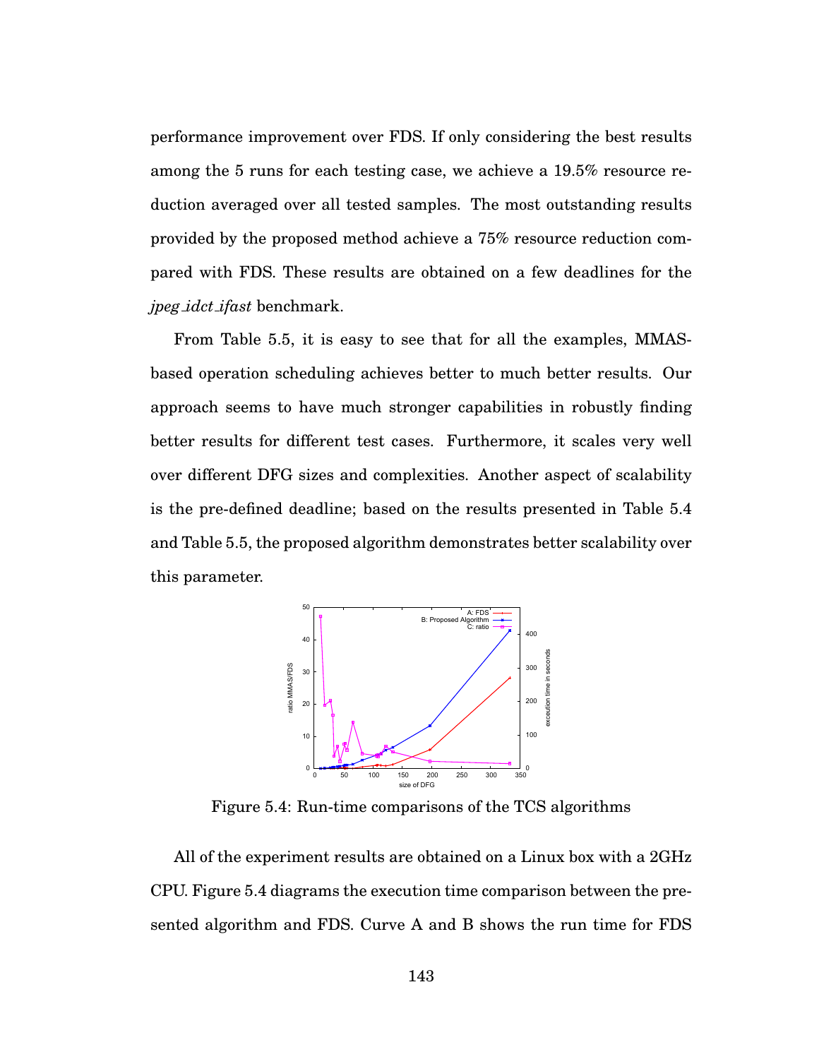performance improvement over FDS. If only considering the best results among the 5 runs for each testing case, we achieve a 19.5% resource reduction averaged over all tested samples. The most outstanding results provided by the proposed method achieve a 75% resource reduction compared with FDS. These results are obtained on a few deadlines for the *jpeg_idct_ifast* benchmark.

From Table 5.5, it is easy to see that for all the examples, MMAS-based operation scheduling achieves better to much better results. Our approach seems to have much stronger capabilities in robustly finding better results for different test cases. Furthermore, it scales very well over different DFG sizes and complexities. Another aspect of scalability is the pre-defined deadline; based on the results presented in Table 5.4 and Table 5.5, the proposed algorithm demonstrates better scalability over this parameter.

Figure 5.4: Run-time comparisons of the TCS algorithms

All of the experiment results are obtained on a Linux box with a 2GHz CPU. Figure 5.4 diagrams the execution time comparison between the presented algorithm and FDS. Curve A and B shows the run time for FDS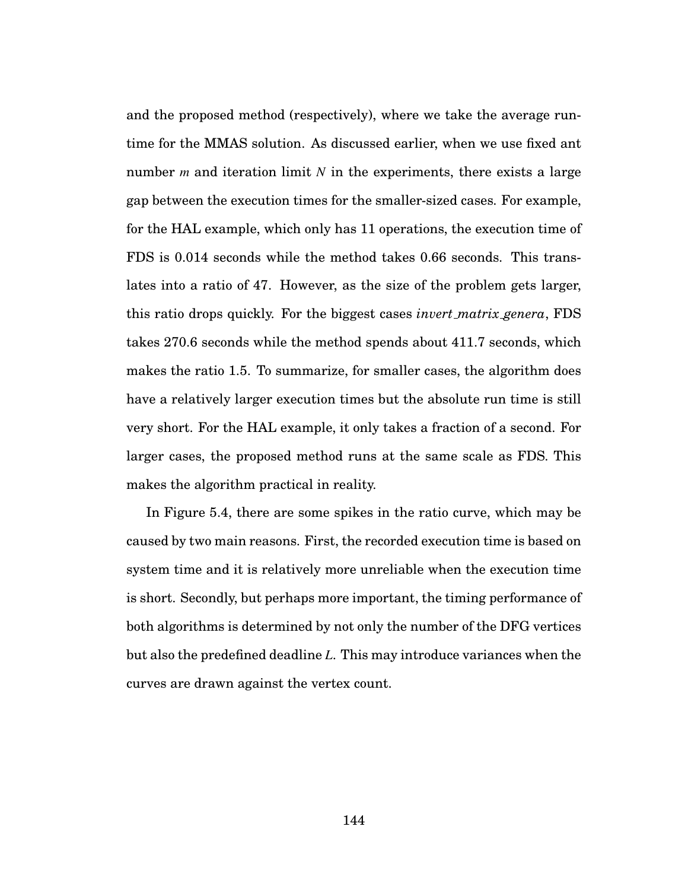and the proposed method (respectively), where we take the average runtime for the MMAS solution. As discussed earlier, when we use fixed ant number $m$ and iteration limit $N$ in the experiments, there exists a large gap between the execution times for the smaller-sized cases. For example, for the HAL example, which only has 11 operations, the execution time of FDS is 0.014 seconds while the method takes 0.66 seconds. This translates into a ratio of 47. However, as the size of the problem gets larger, this ratio drops quickly. For the biggest cases *invert_matrix_genera*, FDS takes 270.6 seconds while the method spends about 411.7 seconds, which makes the ratio 1.5. To summarize, for smaller cases, the algorithm does have a relatively larger execution times but the absolute run time is still very short. For the HAL example, it only takes a fraction of a second. For larger cases, the proposed method runs at the same scale as FDS. This makes the algorithm practical in reality.

In Figure 5.4, there are some spikes in the ratio curve, which may be caused by two main reasons. First, the recorded execution time is based on system time and it is relatively more unreliable when the execution time is short. Secondly, but perhaps more important, the timing performance of both algorithms is determined by not only the number of the DFG vertices but also the predefined deadline $L$. This may introduce variances when the curves are drawn against the vertex count.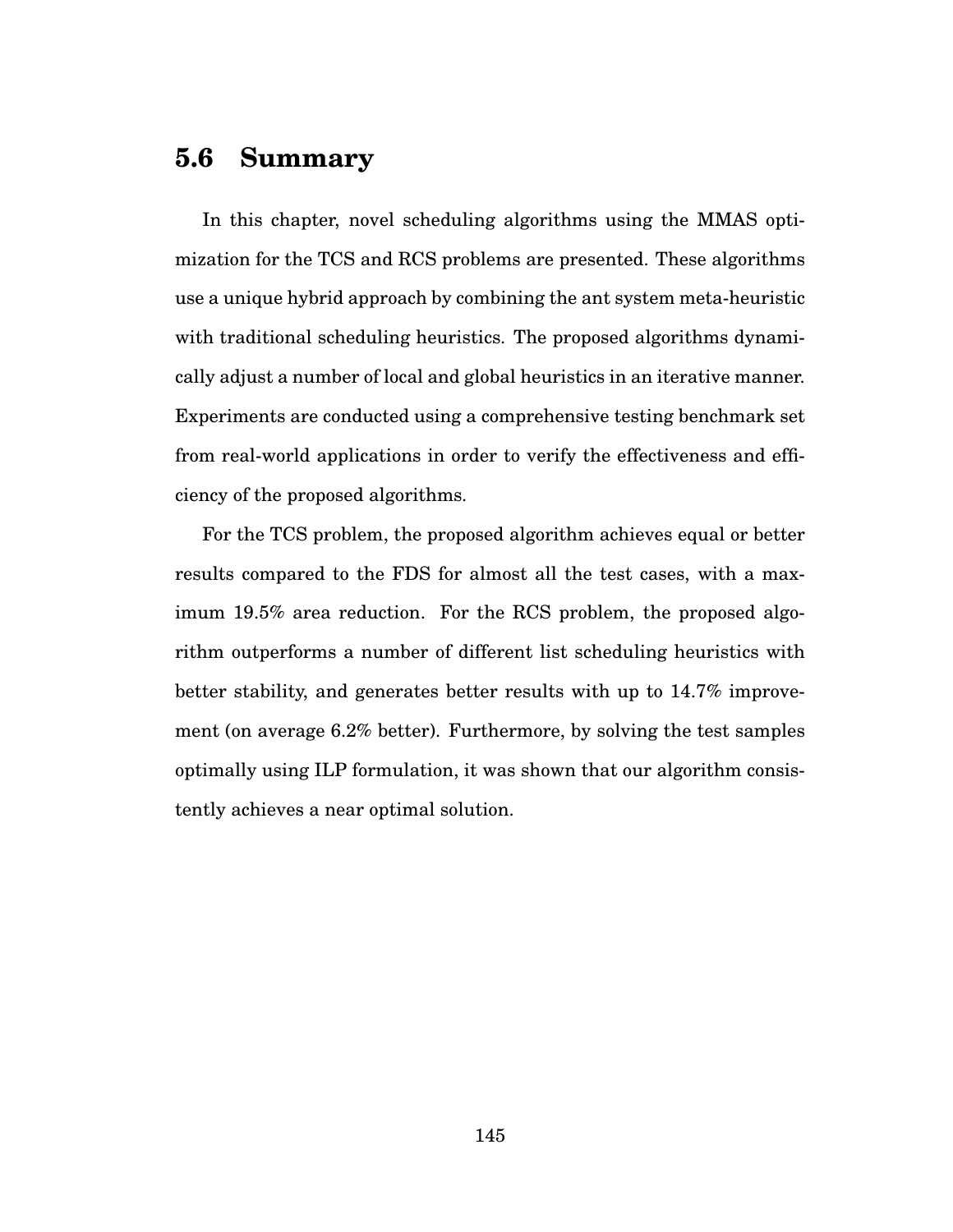## 5.6 Summary

In this chapter, novel scheduling algorithms using the MMAS optimization for the TCS and RCS problems are presented. These algorithms use a unique hybrid approach by combining the ant system meta-heuristic with traditional scheduling heuristics. The proposed algorithms dynamically adjust a number of local and global heuristics in an iterative manner. Experiments are conducted using a comprehensive testing benchmark set from real-world applications in order to verify the effectiveness and efficiency of the proposed algorithms.

For the TCS problem, the proposed algorithm achieves equal or better results compared to the FDS for almost all the test cases, with a maximum 19.5% area reduction. For the RCS problem, the proposed algorithm outperforms a number of different list scheduling heuristics with better stability, and generates better results with up to 14.7% improvement (on average 6.2% better). Furthermore, by solving the test samples optimally using ILP formulation, it was shown that our algorithm consistently achieves a near optimal solution.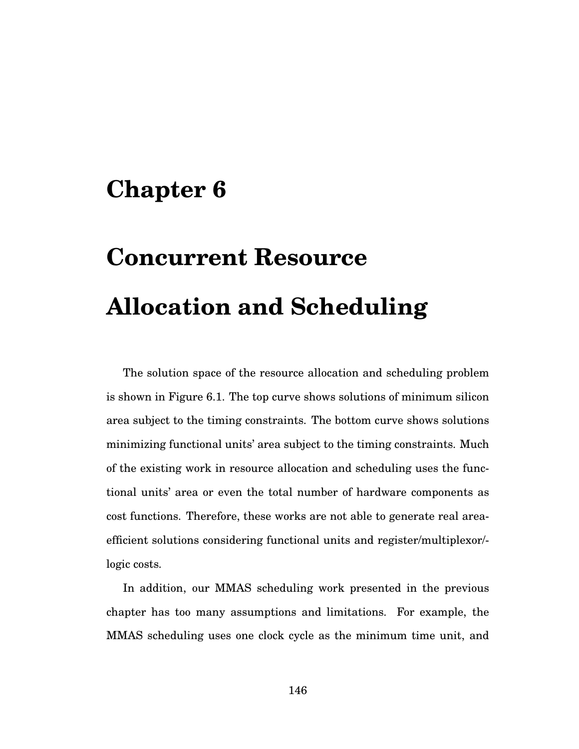# Chapter 6

# Concurrent Resource Allocation and Scheduling

The solution space of the resource allocation and scheduling problem is shown in Figure 6.1. The top curve shows solutions of minimum silicon area subject to the timing constraints. The bottom curve shows solutions minimizing functional units' area subject to the timing constraints. Much of the existing work in resource allocation and scheduling uses the functional units' area or even the total number of hardware components as cost functions. Therefore, these works are not able to generate real area-efficient solutions considering functional units and register/multiplexor/-logic costs.

In addition, our MMAS scheduling work presented in the previous chapter has too many assumptions and limitations. For example, the MMAS scheduling uses one clock cycle as the minimum time unit, and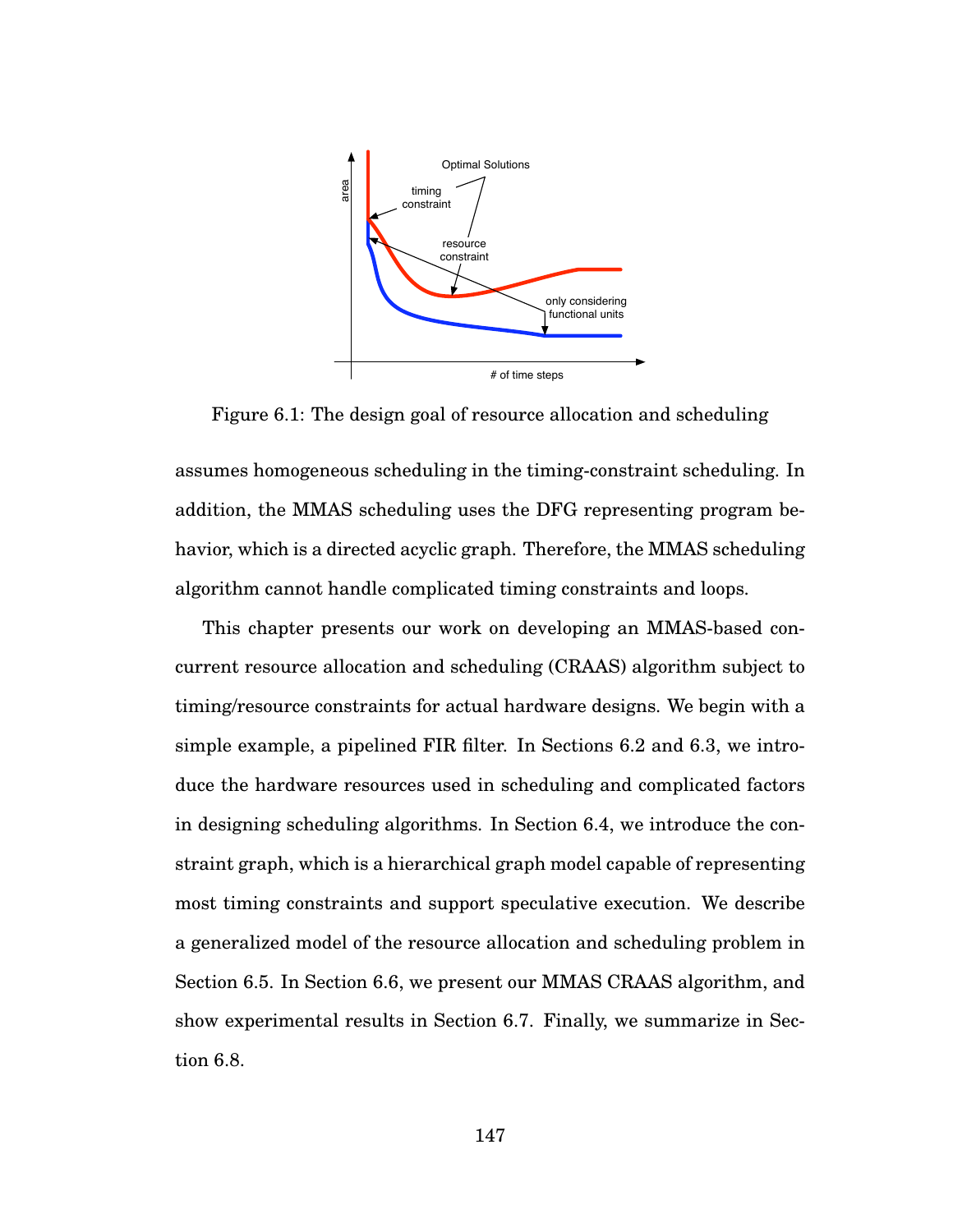Figure 6.1: The design goal of resource allocation and scheduling

assumes homogeneous scheduling in the timing-constraint scheduling. In addition, the MMAS scheduling uses the DFG representing program behavior, which is a directed acyclic graph. Therefore, the MMAS scheduling algorithm cannot handle complicated timing constraints and loops.

This chapter presents our work on developing an MMAS-based concurrent resource allocation and scheduling (CRAAS) algorithm subject to timing/resource constraints for actual hardware designs. We begin with a simple example, a pipelined FIR filter. In Sections 6.2 and 6.3, we introduce the hardware resources used in scheduling and complicated factors in designing scheduling algorithms. In Section 6.4, we introduce the constraint graph, which is a hierarchical graph model capable of representing most timing constraints and support speculative execution. We describe a generalized model of the resource allocation and scheduling problem in Section 6.5. In Section 6.6, we present our MMAS CRAAS algorithm, and show experimental results in Section 6.7. Finally, we summarize in Section 6.8.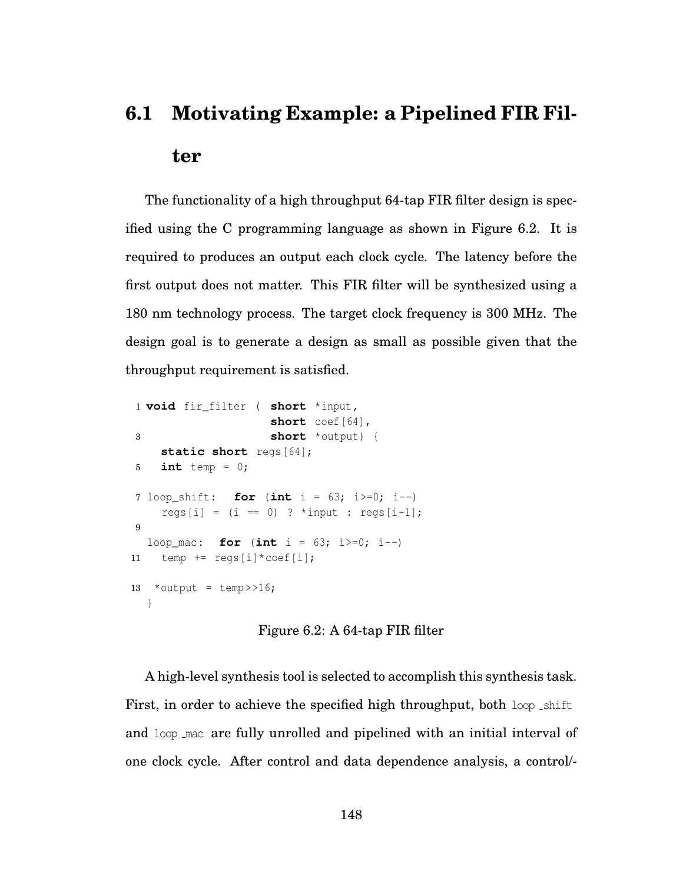## 6.1 Motivating Example: a Pipelined FIR Filter

The functionality of a high throughput 64-tap FIR filter design is specified using the C programming language as shown in Figure 6.2. It is required to produces an output each clock cycle. The latency before the first output does not matter. This FIR filter will be synthesized using a 180 nm technology process. The target clock frequency is 300 MHz. The design goal is to generate a design as small as possible given that the throughput requirement is satisfied.

```
1 void fir_filter (  short *input,
                     short coef[64],
3                    short *output) {
    static short regs[64];
5   int temp = 0;

7 loop_shift:   for (int i = 63; i>=0; i--)
    regs[i] = (i == 0) ? *input : regs[i-1];
9
  loop_mac:  for (int i = 63; i>=0; i--)
11   temp += regs[i]*coef[i];

13  *output = temp>>16;
  }
```

Figure 6.2: A 64-tap FIR filter

A high-level synthesis tool is selected to accomplish this synthesis task. First, in order to achieve the specified high throughput, both loop_shift and loop_mac are fully unrolled and pipelined with an initial interval of one clock cycle. After control and data dependence analysis, a control/-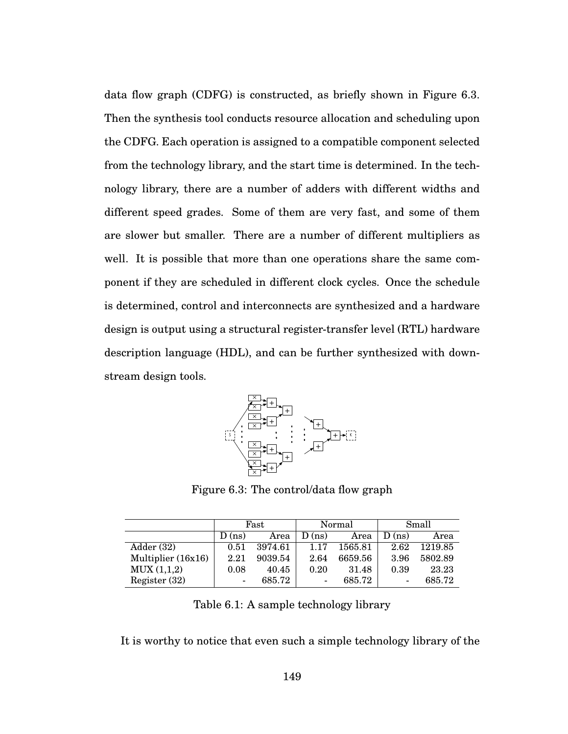data flow graph (CDFG) is constructed, as briefly shown in Figure 6.3. Then the synthesis tool conducts resource allocation and scheduling upon the CDFG. Each operation is assigned to a compatible component selected from the technology library, and the start time is determined. In the technology library, there are a number of adders with different widths and different speed grades. Some of them are very fast, and some of them are slower but smaller. There are a number of different multipliers as well. It is possible that more than one operations share the same component if they are scheduled in different clock cycles. Once the schedule is determined, control and interconnects are synthesized and a hardware design is output using a structural register-transfer level (RTL) hardware description language (HDL), and can be further synthesized with downstream design tools.

Figure 6.3: The control/data flow graph

| | Fast | | Normal | | Small | |
|---|---|---|---|---|---|---|
| | D (ns) | Area | D (ns) | Area | D (ns) | Area |
| Adder (32) | 0.51 | 3974.61 | 1.17 | 1565.81 | 2.62 | 1219.85 |
| Multiplier (16x16) | 2.21 | 9039.54 | 2.64 | 6659.56 | 3.96 | 5802.89 |
| MUX (1,1,2) | 0.08 | 40.45 | 0.20 | 31.48 | 0.39 | 23.23 |
| Register (32) | - | 685.72 | - | 685.72 | - | 685.72 |

Table 6.1: A sample technology library

It is worthy to notice that even such a simple technology library of the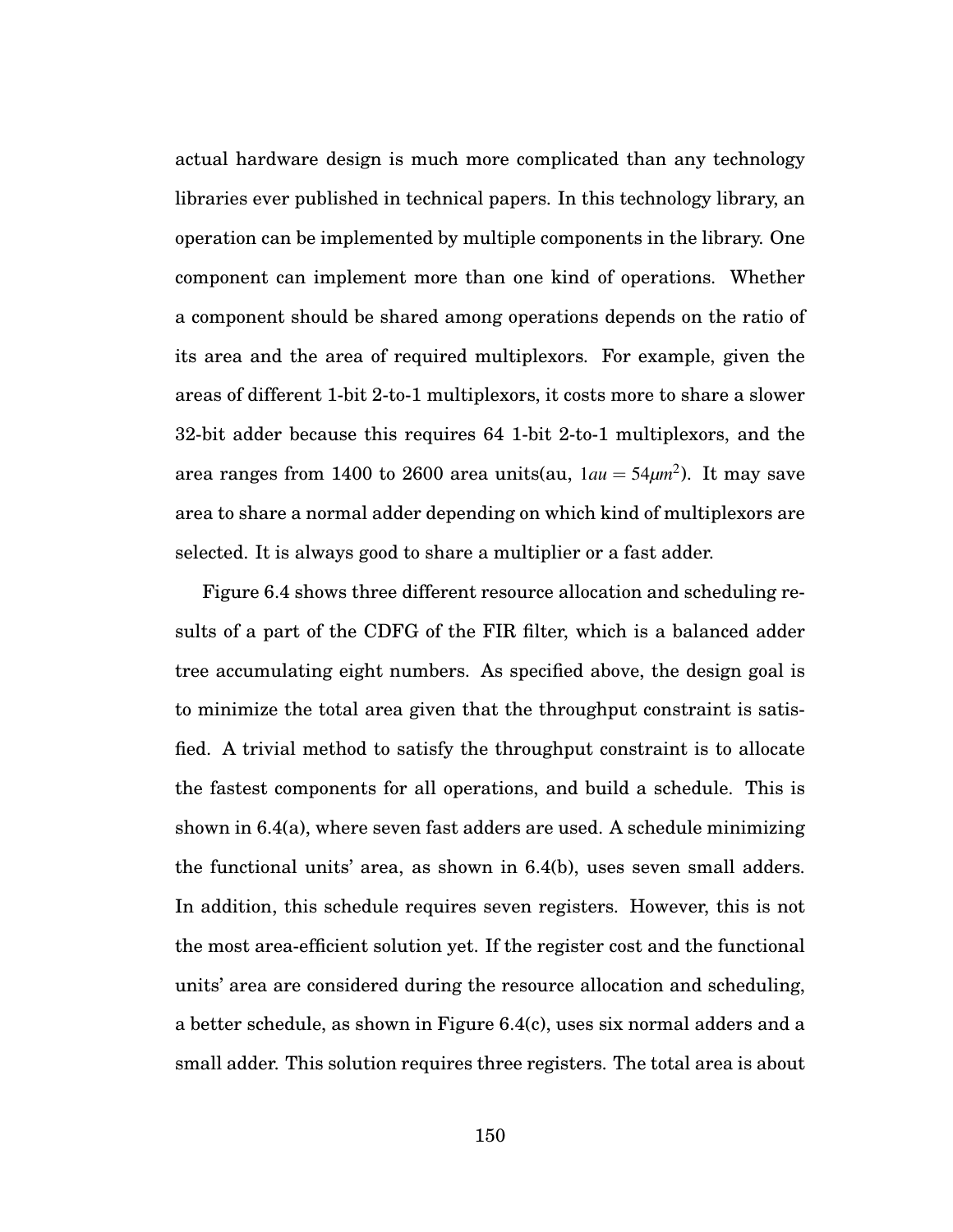actual hardware design is much more complicated than any technology libraries ever published in technical papers. In this technology library, an operation can be implemented by multiple components in the library. One component can implement more than one kind of operations. Whether a component should be shared among operations depends on the ratio of its area and the area of required multiplexors. For example, given the areas of different 1-bit 2-to-1 multiplexors, it costs more to share a slower 32-bit adder because this requires 64 1-bit 2-to-1 multiplexors, and the area ranges from 1400 to 2600 area units(au, $1au = 54\mu m^2$). It may save area to share a normal adder depending on which kind of multiplexors are selected. It is always good to share a multiplier or a fast adder.

Figure 6.4 shows three different resource allocation and scheduling results of a part of the CDFG of the FIR filter, which is a balanced adder tree accumulating eight numbers. As specified above, the design goal is to minimize the total area given that the throughput constraint is satisfied. A trivial method to satisfy the throughput constraint is to allocate the fastest components for all operations, and build a schedule. This is shown in 6.4(a), where seven fast adders are used. A schedule minimizing the functional units' area, as shown in 6.4(b), uses seven small adders. In addition, this schedule requires seven registers. However, this is not the most area-efficient solution yet. If the register cost and the functional units' area are considered during the resource allocation and scheduling, a better schedule, as shown in Figure 6.4(c), uses six normal adders and a small adder. This solution requires three registers. The total area is about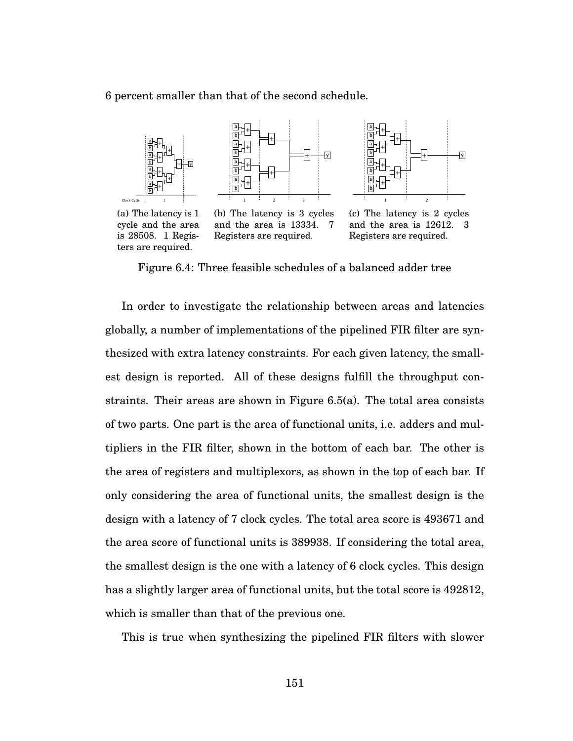6 percent smaller than that of the second schedule.

(a) The latency is 1 cycle and the area is 28508. 1 Registers are required.

(b) The latency is 3 cycles and the area is 13334. 7 Registers are required.

(c) The latency is 2 cycles and the area is 12612. 3 Registers are required.

Figure 6.4: Three feasible schedules of a balanced adder tree

In order to investigate the relationship between areas and latencies globally, a number of implementations of the pipelined FIR filter are synthesized with extra latency constraints. For each given latency, the smallest design is reported. All of these designs fulfill the throughput constraints. Their areas are shown in Figure 6.5(a). The total area consists of two parts. One part is the area of functional units, i.e. adders and multipliers in the FIR filter, shown in the bottom of each bar. The other is the area of registers and multiplexors, as shown in the top of each bar. If only considering the area of functional units, the smallest design is the design with a latency of 7 clock cycles. The total area score is 493671 and the area score of functional units is 389938. If considering the total area, the smallest design is the one with a latency of 6 clock cycles. This design has a slightly larger area of functional units, but the total score is 492812, which is smaller than that of the previous one.

This is true when synthesizing the pipelined FIR filters with slower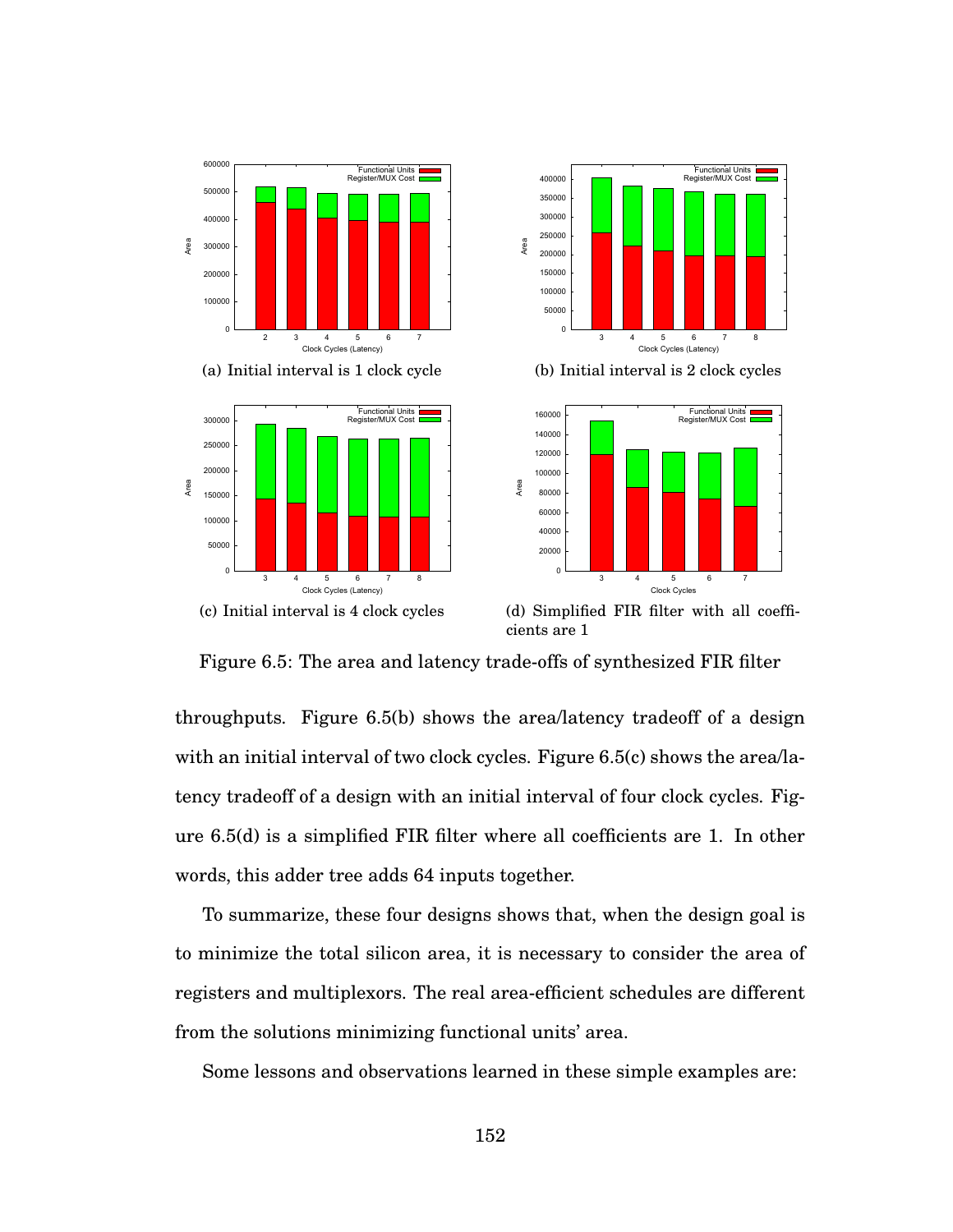(a) Initial interval is 1 clock cycle

(b) Initial interval is 2 clock cycles

(c) Initial interval is 4 clock cycles

(d) Simplified FIR filter with all coefficients are 1

Figure 6.5: The area and latency trade-offs of synthesized FIR filter

throughputs. Figure 6.5(b) shows the area/latency tradeoff of a design with an initial interval of two clock cycles. Figure 6.5(c) shows the area/latency tradeoff of a design with an initial interval of four clock cycles. Figure 6.5(d) is a simplified FIR filter where all coefficients are 1. In other words, this adder tree adds 64 inputs together.

To summarize, these four designs shows that, when the design goal is to minimize the total silicon area, it is necessary to consider the area of registers and multiplexors. The real area-efficient schedules are different from the solutions minimizing functional units' area.

Some lessons and observations learned in these simple examples are: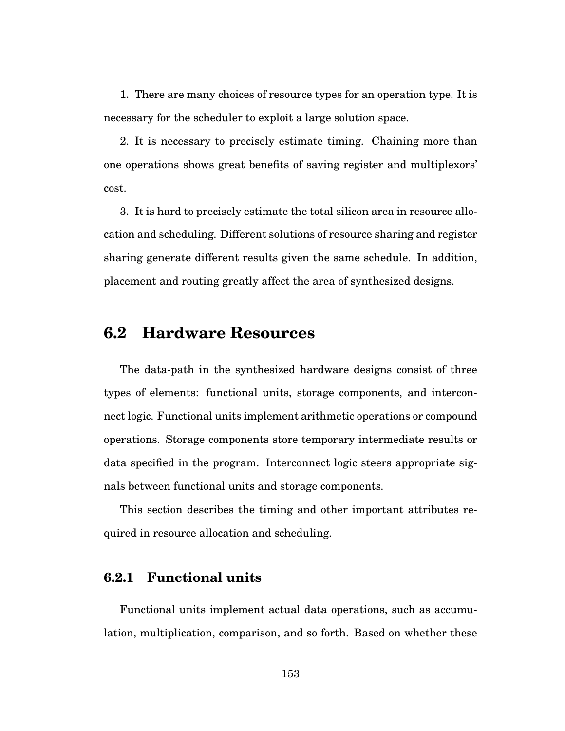1. There are many choices of resource types for an operation type. It is necessary for the scheduler to exploit a large solution space.

2. It is necessary to precisely estimate timing. Chaining more than one operations shows great benefits of saving register and multiplexors' cost.

3. It is hard to precisely estimate the total silicon area in resource allocation and scheduling. Different solutions of resource sharing and register sharing generate different results given the same schedule. In addition, placement and routing greatly affect the area of synthesized designs.

## 6.2 Hardware Resources

The data-path in the synthesized hardware designs consist of three types of elements: functional units, storage components, and interconnect logic. Functional units implement arithmetic operations or compound operations. Storage components store temporary intermediate results or data specified in the program. Interconnect logic steers appropriate signals between functional units and storage components.

This section describes the timing and other important attributes required in resource allocation and scheduling.

### 6.2.1 Functional units

Functional units implement actual data operations, such as accumulation, multiplication, comparison, and so forth. Based on whether these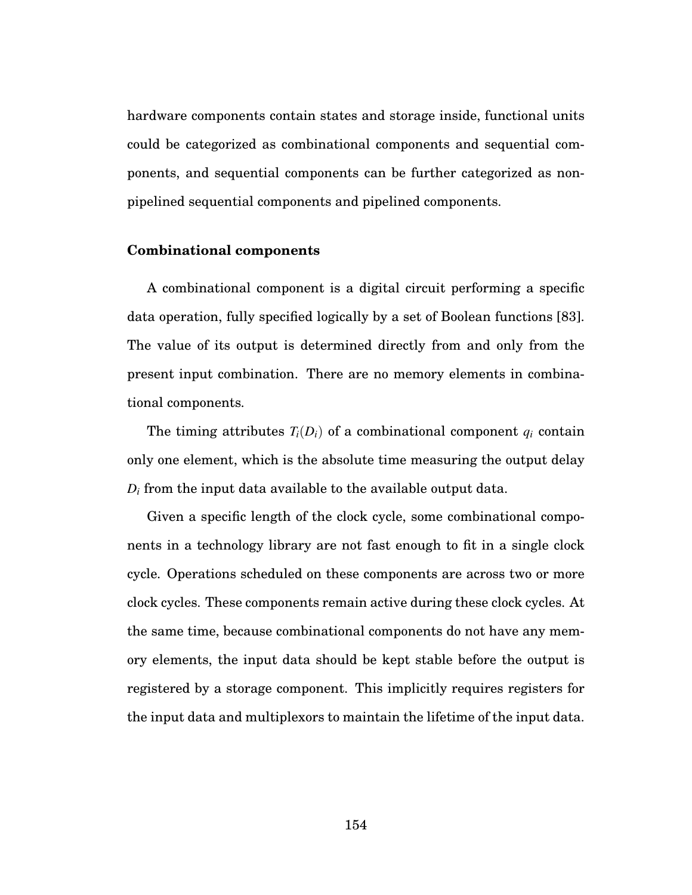hardware components contain states and storage inside, functional units could be categorized as combinational components and sequential components, and sequential components can be further categorized as non-pipelined sequential components and pipelined components.

### Combinational components

A combinational component is a digital circuit performing a specific data operation, fully specified logically by a set of Boolean functions [83]. The value of its output is determined directly from and only from the present input combination. There are no memory elements in combinational components.

The timing attributes $T_i(D_i)$ of a combinational component $q_i$ contain only one element, which is the absolute time measuring the output delay $D_i$ from the input data available to the available output data.

Given a specific length of the clock cycle, some combinational components in a technology library are not fast enough to fit in a single clock cycle. Operations scheduled on these components are across two or more clock cycles. These components remain active during these clock cycles. At the same time, because combinational components do not have any memory elements, the input data should be kept stable before the output is registered by a storage component. This implicitly requires registers for the input data and multiplexors to maintain the lifetime of the input data.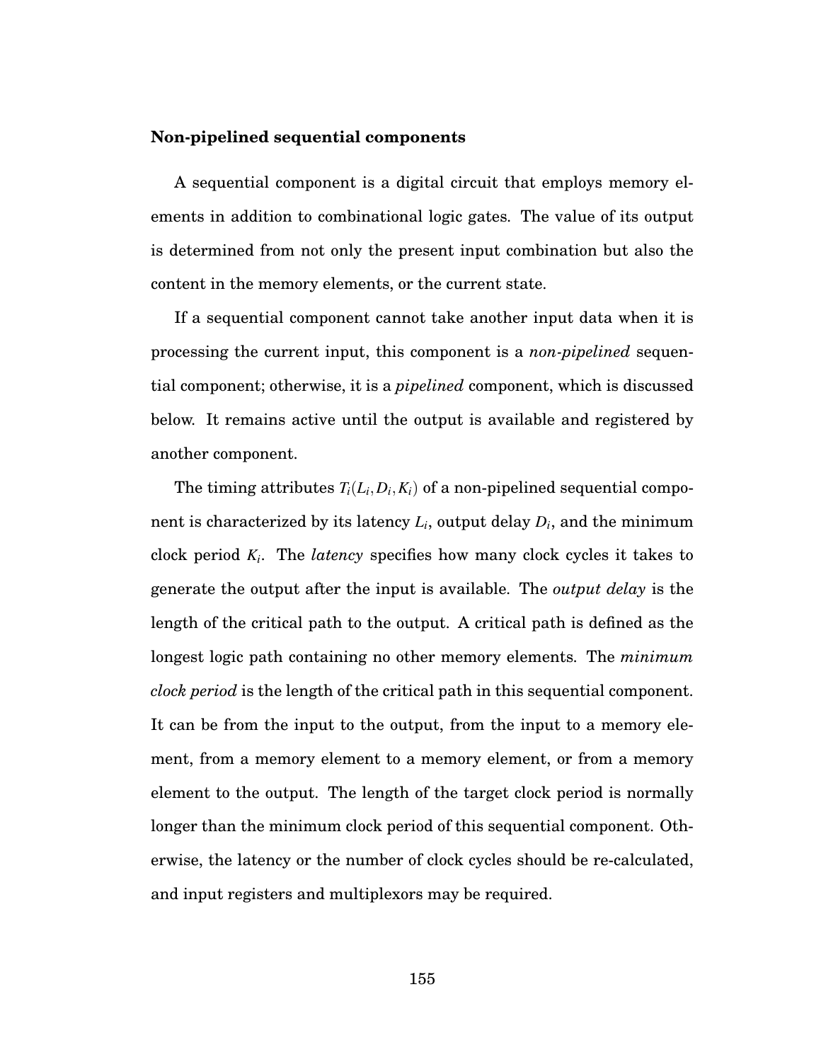**Non-pipelined sequential components**

A sequential component is a digital circuit that employs memory elements in addition to combinational logic gates. The value of its output is determined from not only the present input combination but also the content in the memory elements, or the current state.

If a sequential component cannot take another input data when it is processing the current input, this component is a *non-pipelined* sequential component; otherwise, it is a *pipelined* component, which is discussed below. It remains active until the output is available and registered by another component.

The timing attributes $T_i(L_i, D_i, K_i)$ of a non-pipelined sequential component is characterized by its latency $L_i$, output delay $D_i$, and the minimum clock period $K_i$. The *latency* specifies how many clock cycles it takes to generate the output after the input is available. The *output delay* is the length of the critical path to the output. A critical path is defined as the longest logic path containing no other memory elements. The *minimum clock period* is the length of the critical path in this sequential component. It can be from the input to the output, from the input to a memory element, from a memory element to a memory element, or from a memory element to the output. The length of the target clock period is normally longer than the minimum clock period of this sequential component. Otherwise, the latency or the number of clock cycles should be re-calculated, and input registers and multiplexors may be required.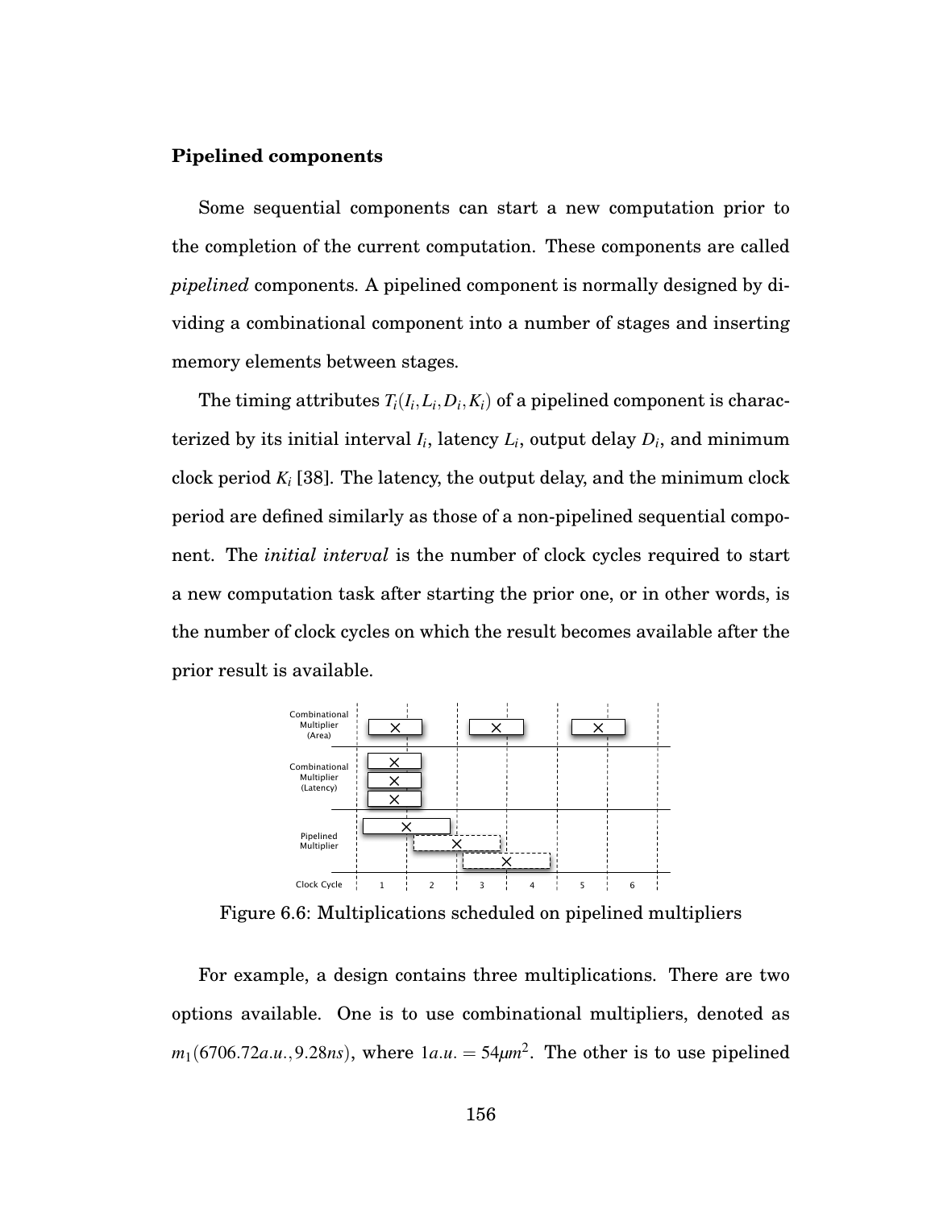**Pipelined components**

Some sequential components can start a new computation prior to the completion of the current computation. These components are called *pipelined* components. A pipelined component is normally designed by dividing a combinational component into a number of stages and inserting memory elements between stages.

The timing attributes $T_i(I_i, L_i, D_i, K_i)$ of a pipelined component is characterized by its initial interval $I_i$, latency $L_i$, output delay $D_i$, and minimum clock period $K_i$ [38]. The latency, the output delay, and the minimum clock period are defined similarly as those of a non-pipelined sequential component. The *initial interval* is the number of clock cycles required to start a new computation task after starting the prior one, or in other words, is the number of clock cycles on which the result becomes available after the prior result is available.

Figure 6.6: Multiplications scheduled on pipelined multipliers

For example, a design contains three multiplications. There are two options available. One is to use combinational multipliers, denoted as $m_1(6706.72a.u., 9.28ns)$, where $1a.u. = 54\mu m^2$. The other is to use pipelined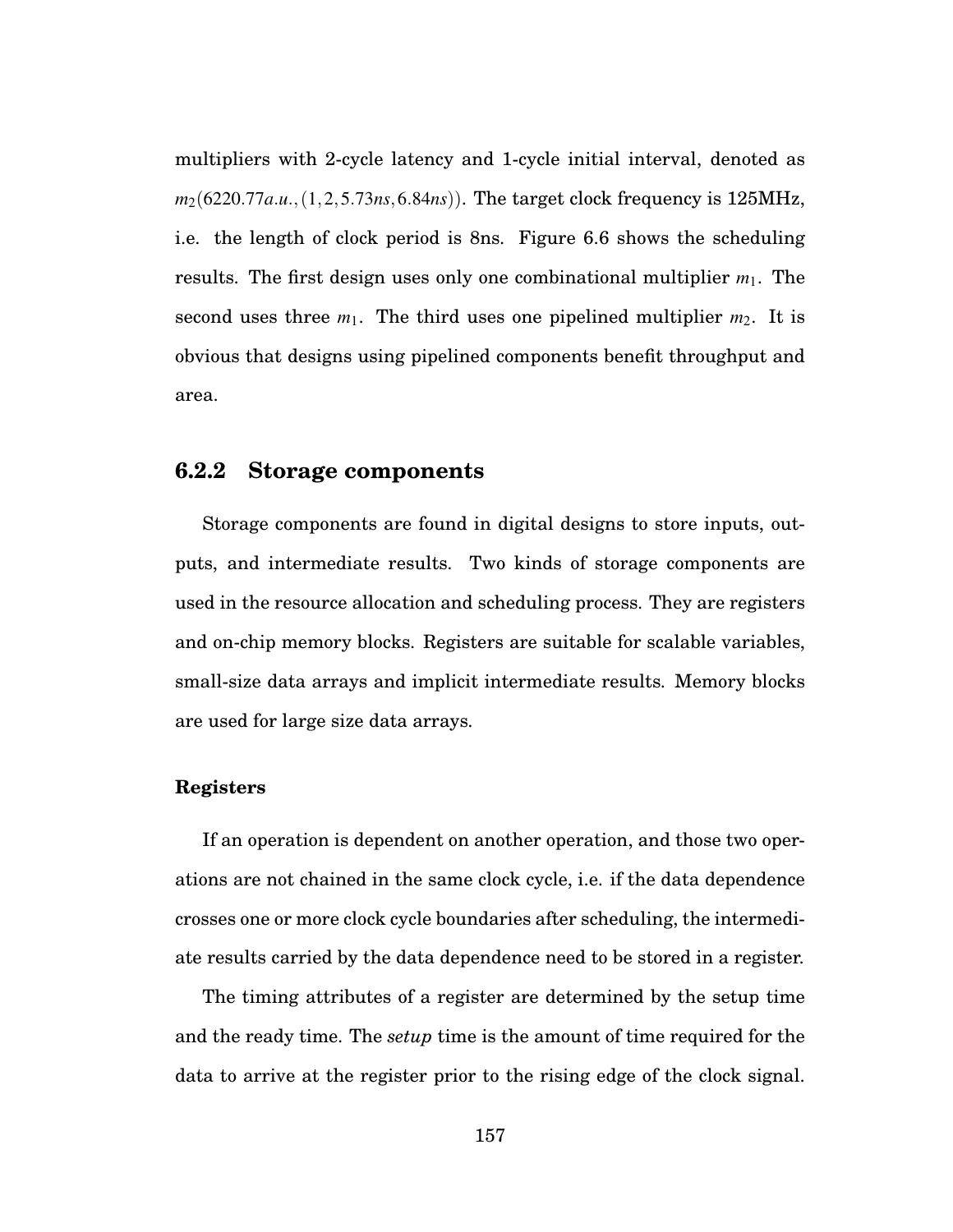multipliers with 2-cycle latency and 1-cycle initial interval, denoted as $m_2(6220.77a.u., (1, 2, 5.73ns, 6.84ns))$. The target clock frequency is 125MHz, i.e. the length of clock period is 8ns. Figure 6.6 shows the scheduling results. The first design uses only one combinational multiplier $m_1$. The second uses three $m_1$. The third uses one pipelined multiplier $m_2$. It is obvious that designs using pipelined components benefit throughput and area.

### 6.2.2 Storage components

Storage components are found in digital designs to store inputs, outputs, and intermediate results. Two kinds of storage components are used in the resource allocation and scheduling process. They are registers and on-chip memory blocks. Registers are suitable for scalable variables, small-size data arrays and implicit intermediate results. Memory blocks are used for large size data arrays.

#### Registers

If an operation is dependent on another operation, and those two operations are not chained in the same clock cycle, i.e. if the data dependence crosses one or more clock cycle boundaries after scheduling, the intermediate results carried by the data dependence need to be stored in a register.

The timing attributes of a register are determined by the setup time and the ready time. The *setup* time is the amount of time required for the data to arrive at the register prior to the rising edge of the clock signal.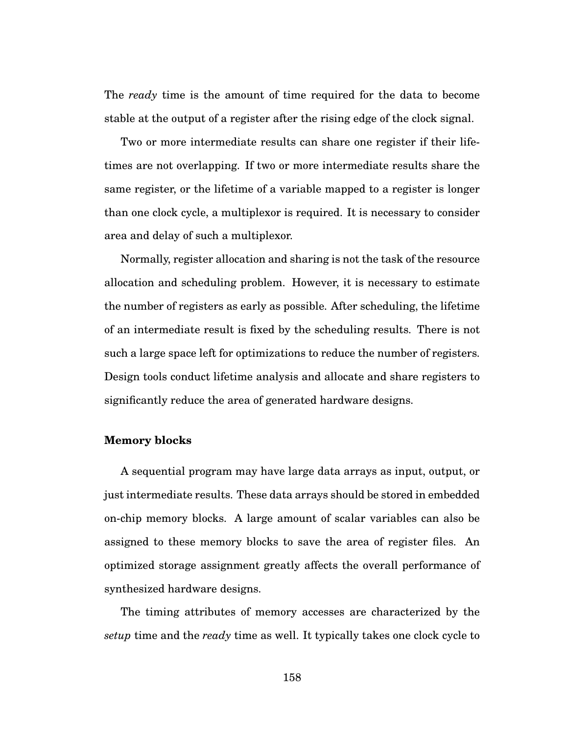The *ready* time is the amount of time required for the data to become stable at the output of a register after the rising edge of the clock signal.

Two or more intermediate results can share one register if their lifetimes are not overlapping. If two or more intermediate results share the same register, or the lifetime of a variable mapped to a register is longer than one clock cycle, a multiplexor is required. It is necessary to consider area and delay of such a multiplexor.

Normally, register allocation and sharing is not the task of the resource allocation and scheduling problem. However, it is necessary to estimate the number of registers as early as possible. After scheduling, the lifetime of an intermediate result is fixed by the scheduling results. There is not such a large space left for optimizations to reduce the number of registers. Design tools conduct lifetime analysis and allocate and share registers to significantly reduce the area of generated hardware designs.

**Memory blocks**

A sequential program may have large data arrays as input, output, or just intermediate results. These data arrays should be stored in embedded on-chip memory blocks. A large amount of scalar variables can also be assigned to these memory blocks to save the area of register files. An optimized storage assignment greatly affects the overall performance of synthesized hardware designs.

The timing attributes of memory accesses are characterized by the *setup* time and the *ready* time as well. It typically takes one clock cycle to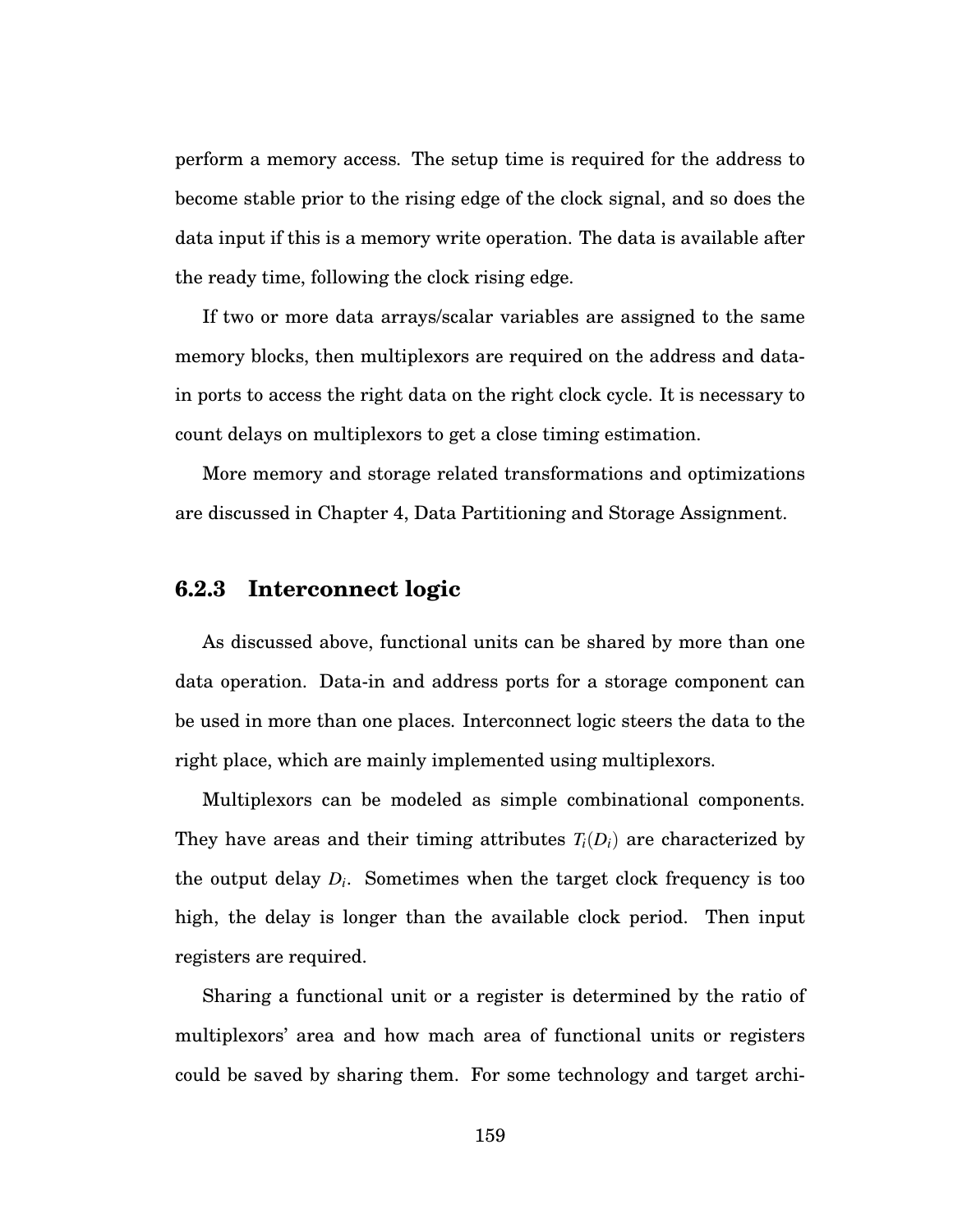perform a memory access. The setup time is required for the address to become stable prior to the rising edge of the clock signal, and so does the data input if this is a memory write operation. The data is available after the ready time, following the clock rising edge.

If two or more data arrays/scalar variables are assigned to the same memory blocks, then multiplexors are required on the address and data-in ports to access the right data on the right clock cycle. It is necessary to count delays on multiplexors to get a close timing estimation.

More memory and storage related transformations and optimizations are discussed in Chapter 4, Data Partitioning and Storage Assignment.

### 6.2.3 Interconnect logic

As discussed above, functional units can be shared by more than one data operation. Data-in and address ports for a storage component can be used in more than one places. Interconnect logic steers the data to the right place, which are mainly implemented using multiplexors.

Multiplexors can be modeled as simple combinational components. They have areas and their timing attributes $T_i(D_i)$ are characterized by the output delay $D_i$. Sometimes when the target clock frequency is too high, the delay is longer than the available clock period. Then input registers are required.

Sharing a functional unit or a register is determined by the ratio of multiplexors' area and how mach area of functional units or registers could be saved by sharing them. For some technology and target archi-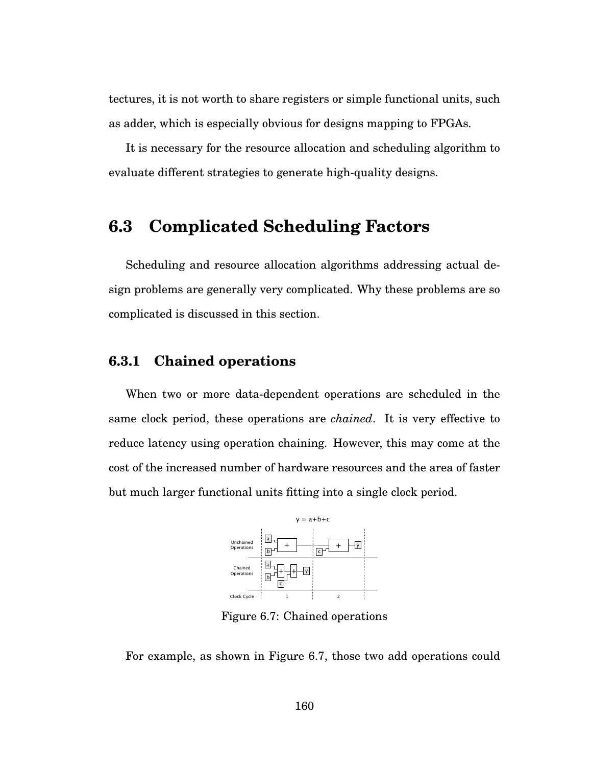tectures, it is not worth to share registers or simple functional units, such as adder, which is especially obvious for designs mapping to FPGAs.

It is necessary for the resource allocation and scheduling algorithm to evaluate different strategies to generate high-quality designs.

## 6.3 Complicated Scheduling Factors

Scheduling and resource allocation algorithms addressing actual design problems are generally very complicated. Why these problems are so complicated is discussed in this section.

### 6.3.1 Chained operations

When two or more data-dependent operations are scheduled in the same clock period, these operations are *chained*. It is very effective to reduce latency using operation chaining. However, this may come at the cost of the increased number of hardware resources and the area of faster but much larger functional units fitting into a single clock period.

Figure 6.7: Chained operations

For example, as shown in Figure 6.7, those two add operations could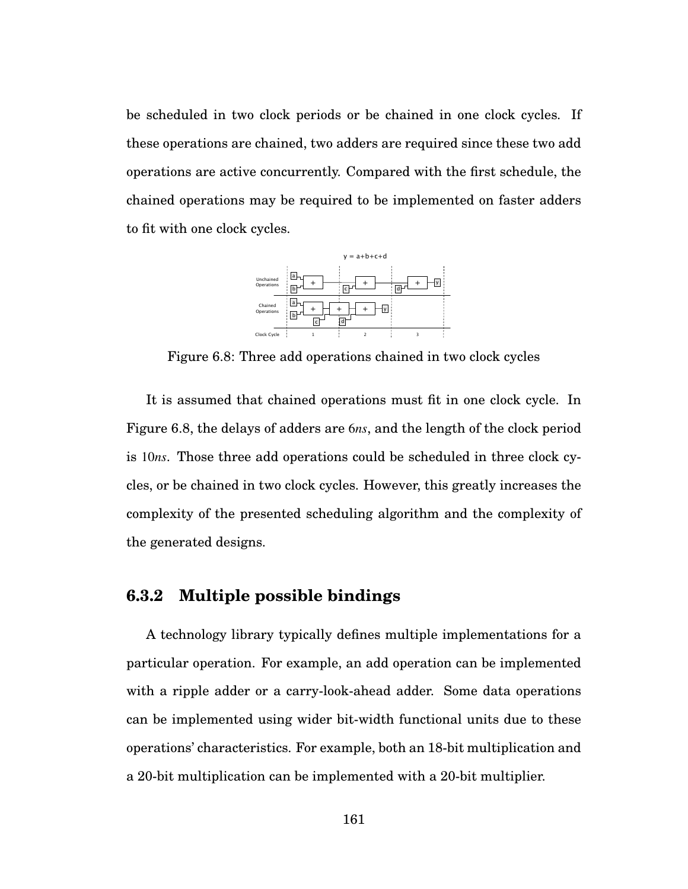be scheduled in two clock periods or be chained in one clock cycles. If these operations are chained, two adders are required since these two add operations are active concurrently. Compared with the first schedule, the chained operations may be required to be implemented on faster adders to fit with one clock cycles.

Figure 6.8: Three add operations chained in two clock cycles

It is assumed that chained operations must fit in one clock cycle. In Figure 6.8, the delays of adders are $6ns$, and the length of the clock period is $10ns$. Those three add operations could be scheduled in three clock cycles, or be chained in two clock cycles. However, this greatly increases the complexity of the presented scheduling algorithm and the complexity of the generated designs.

### 6.3.2 Multiple possible bindings

A technology library typically defines multiple implementations for a particular operation. For example, an add operation can be implemented with a ripple adder or a carry-look-ahead adder. Some data operations can be implemented using wider bit-width functional units due to these operations' characteristics. For example, both an 18-bit multiplication and a 20-bit multiplication can be implemented with a 20-bit multiplier.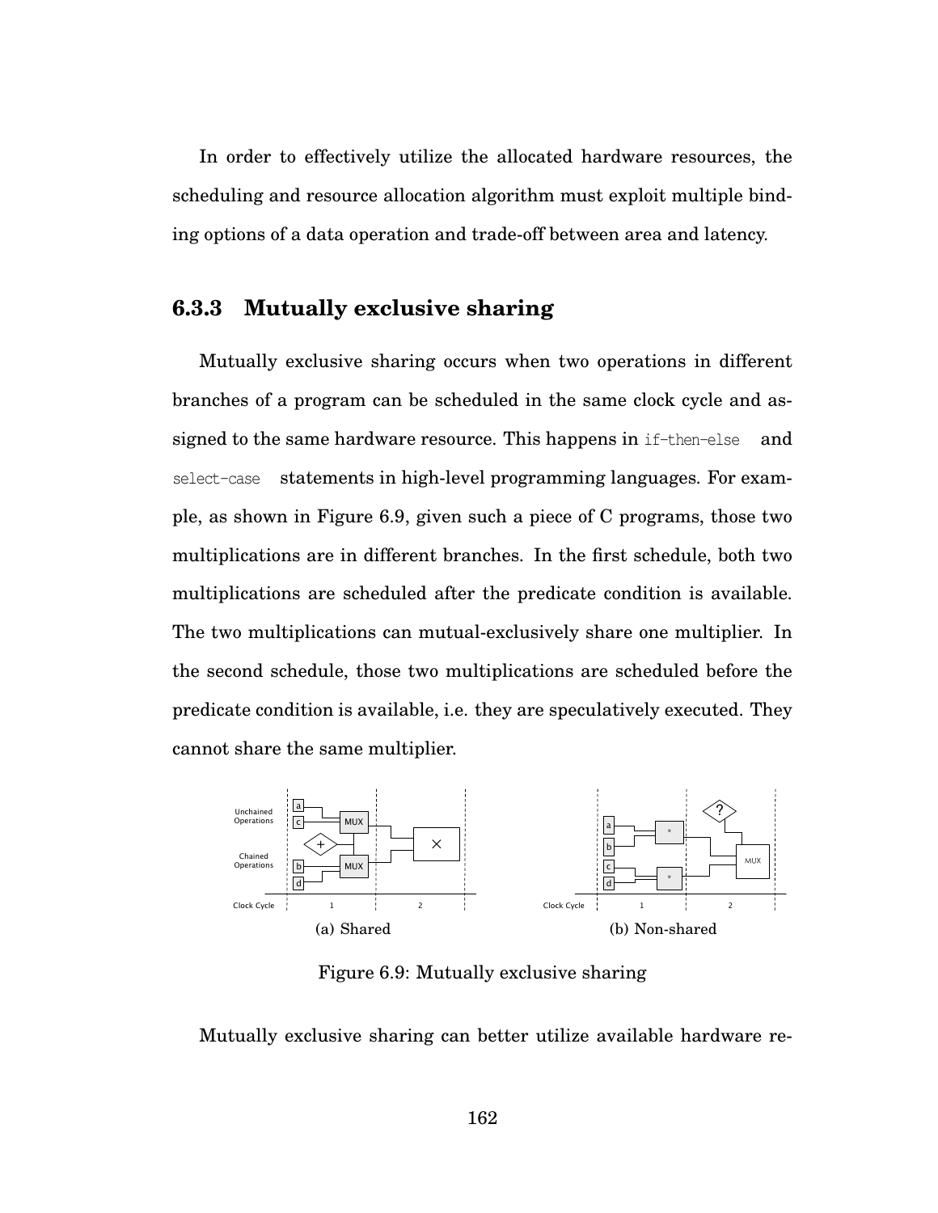In order to effectively utilize the allocated hardware resources, the scheduling and resource allocation algorithm must exploit multiple binding options of a data operation and trade-off between area and latency.

### 6.3.3 Mutually exclusive sharing

Mutually exclusive sharing occurs when two operations in different branches of a program can be scheduled in the same clock cycle and assigned to the same hardware resource. This happens in `if-then-else` and `select-case` statements in high-level programming languages. For example, as shown in Figure 6.9, given such a piece of C programs, those two multiplications are in different branches. In the first schedule, both two multiplications are scheduled after the predicate condition is available. The two multiplications can mutual-exclusively share one multiplier. In the second schedule, those two multiplications are scheduled before the predicate condition is available, i.e. they are speculatively executed. They cannot share the same multiplier.

(a) Shared

(b) Non-shared

Figure 6.9: Mutually exclusive sharing

Mutually exclusive sharing can better utilize available hardware re-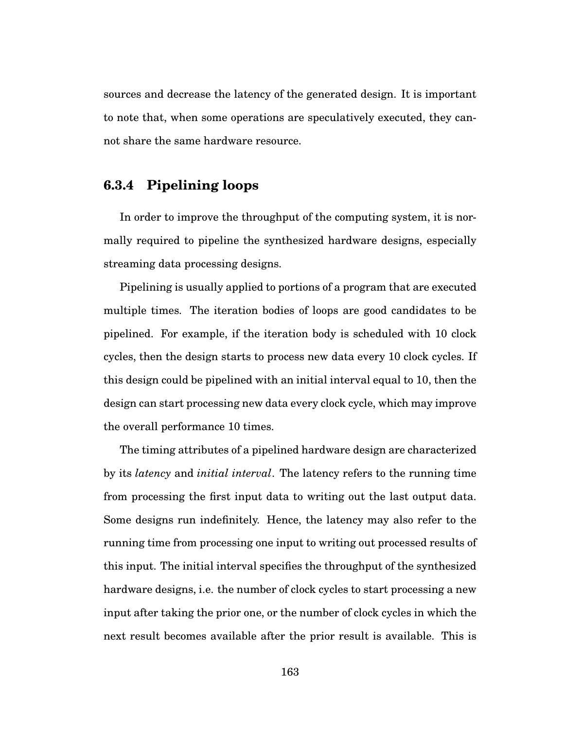sources and decrease the latency of the generated design. It is important to note that, when some operations are speculatively executed, they cannot share the same hardware resource.

### 6.3.4 Pipelining loops

In order to improve the throughput of the computing system, it is normally required to pipeline the synthesized hardware designs, especially streaming data processing designs.

Pipelining is usually applied to portions of a program that are executed multiple times. The iteration bodies of loops are good candidates to be pipelined. For example, if the iteration body is scheduled with 10 clock cycles, then the design starts to process new data every 10 clock cycles. If this design could be pipelined with an initial interval equal to 10, then the design can start processing new data every clock cycle, which may improve the overall performance 10 times.

The timing attributes of a pipelined hardware design are characterized by its *latency* and *initial interval*. The latency refers to the running time from processing the first input data to writing out the last output data. Some designs run indefinitely. Hence, the latency may also refer to the running time from processing one input to writing out processed results of this input. The initial interval specifies the throughput of the synthesized hardware designs, i.e. the number of clock cycles to start processing a new input after taking the prior one, or the number of clock cycles in which the next result becomes available after the prior result is available. This is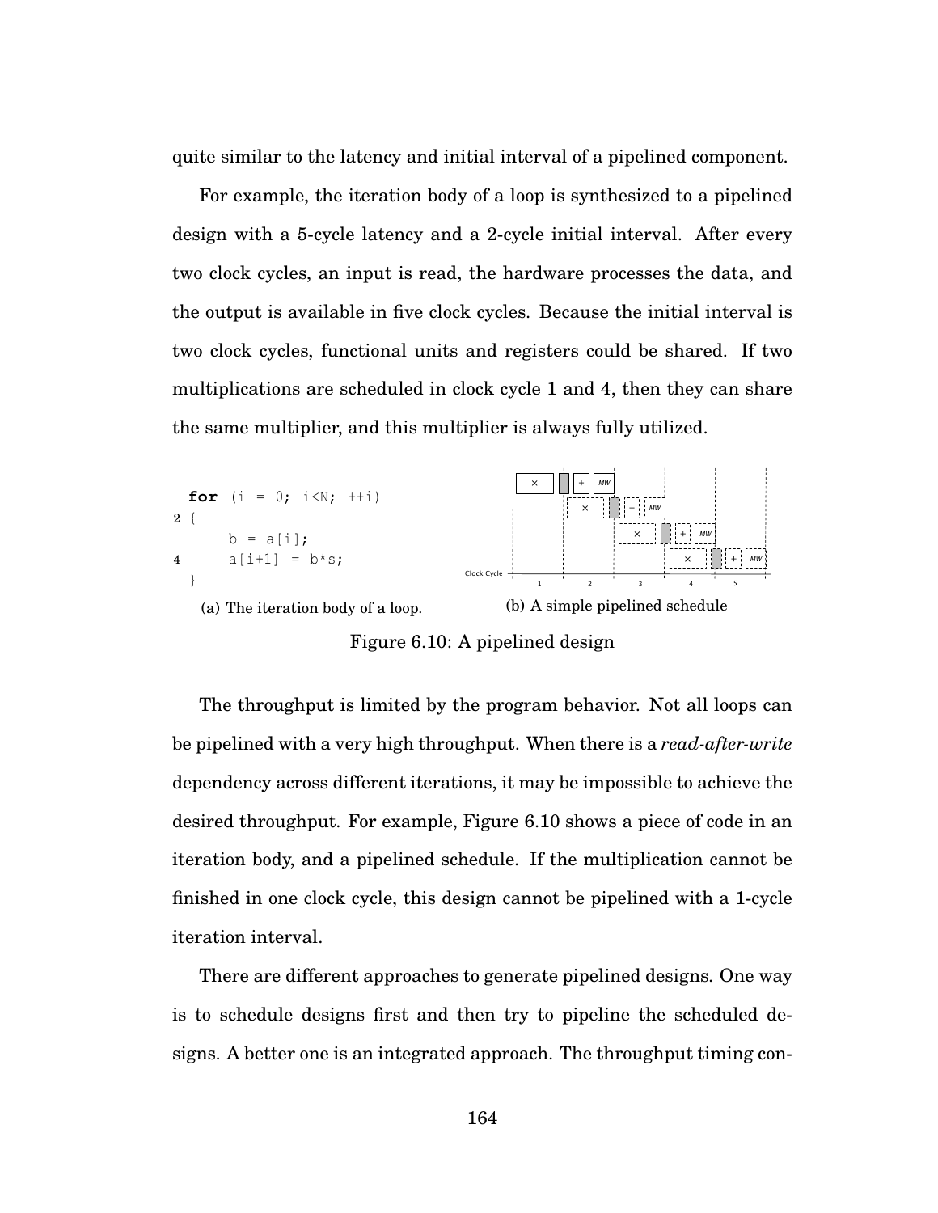quite similar to the latency and initial interval of a pipelined component.

For example, the iteration body of a loop is synthesized to a pipelined design with a 5-cycle latency and a 2-cycle initial interval. After every two clock cycles, an input is read, the hardware processes the data, and the output is available in five clock cycles. Because the initial interval is two clock cycles, functional units and registers could be shared. If two multiplications are scheduled in clock cycle 1 and 4, then they can share the same multiplier, and this multiplier is always fully utilized.

```
  for (i = 0; i<N; ++i)
2 {
      b = a[i];
4     a[i+1] = b*s;
  }
```

(a) The iteration body of a loop.

(b) A simple pipelined schedule

Figure 6.10: A pipelined design

The throughput is limited by the program behavior. Not all loops can be pipelined with a very high throughput. When there is a *read-after-write* dependency across different iterations, it may be impossible to achieve the desired throughput. For example, Figure 6.10 shows a piece of code in an iteration body, and a pipelined schedule. If the multiplication cannot be finished in one clock cycle, this design cannot be pipelined with a 1-cycle iteration interval.

There are different approaches to generate pipelined designs. One way is to schedule designs first and then try to pipeline the scheduled designs. A better one is an integrated approach. The throughput timing con-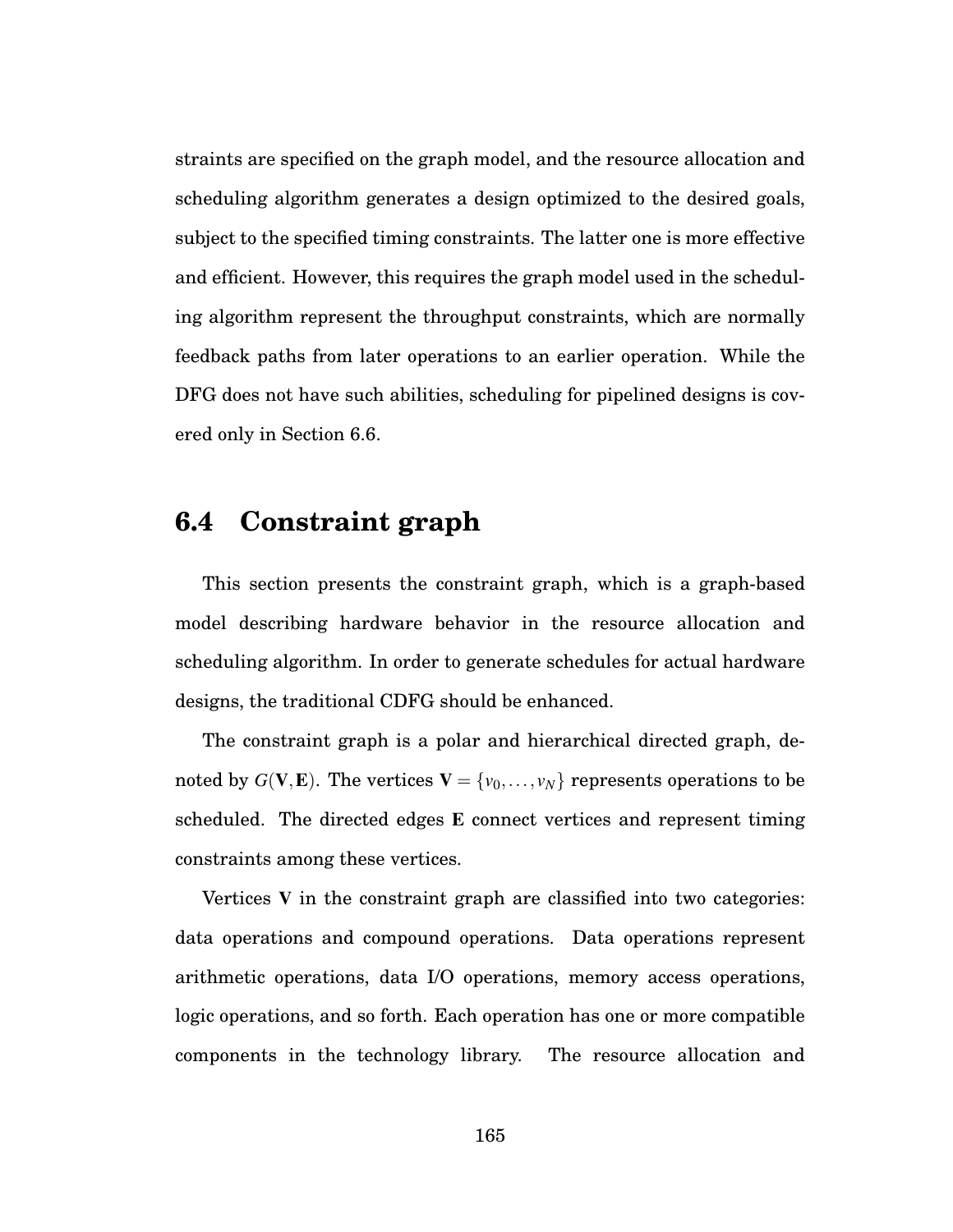straints are specified on the graph model, and the resource allocation and scheduling algorithm generates a design optimized to the desired goals, subject to the specified timing constraints. The latter one is more effective and efficient. However, this requires the graph model used in the scheduling algorithm represent the throughput constraints, which are normally feedback paths from later operations to an earlier operation. While the DFG does not have such abilities, scheduling for pipelined designs is covered only in Section 6.6.

## 6.4 Constraint graph

This section presents the constraint graph, which is a graph-based model describing hardware behavior in the resource allocation and scheduling algorithm. In order to generate schedules for actual hardware designs, the traditional CDFG should be enhanced.

The constraint graph is a polar and hierarchical directed graph, denoted by $G(\mathbf{V}, \mathbf{E})$. The vertices $\mathbf{V} = \{v_0, \ldots, v_N\}$ represents operations to be scheduled. The directed edges $\mathbf{E}$ connect vertices and represent timing constraints among these vertices.

Vertices $\mathbf{V}$ in the constraint graph are classified into two categories: data operations and compound operations. Data operations represent arithmetic operations, data I/O operations, memory access operations, logic operations, and so forth. Each operation has one or more compatible components in the technology library. The resource allocation and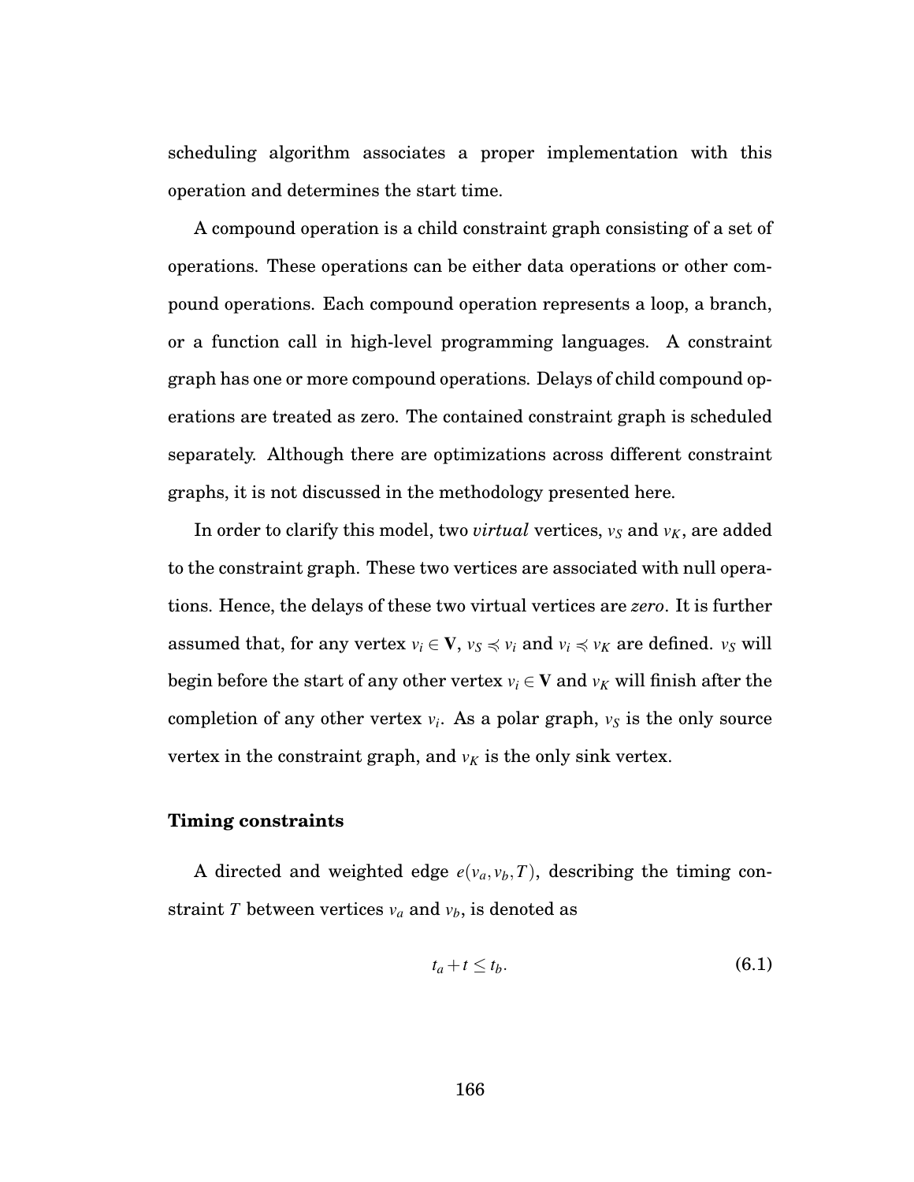scheduling algorithm associates a proper implementation with this operation and determines the start time.

A compound operation is a child constraint graph consisting of a set of operations. These operations can be either data operations or other compound operations. Each compound operation represents a loop, a branch, or a function call in high-level programming languages. A constraint graph has one or more compound operations. Delays of child compound operations are treated as zero. The contained constraint graph is scheduled separately. Although there are optimizations across different constraint graphs, it is not discussed in the methodology presented here.

In order to clarify this model, two *virtual* vertices, $v_S$ and $v_K$, are added to the constraint graph. These two vertices are associated with null operations. Hence, the delays of these two virtual vertices are *zero*. It is further assumed that, for any vertex $v_i \in \mathbf{V}$, $v_S \preccurlyeq v_i$ and $v_i \preccurlyeq v_K$ are defined. $v_S$ will begin before the start of any other vertex $v_i \in \mathbf{V}$ and $v_K$ will finish after the completion of any other vertex $v_i$. As a polar graph, $v_S$ is the only source vertex in the constraint graph, and $v_K$ is the only sink vertex.

### Timing constraints

A directed and weighted edge $e(v_a, v_b, T)$, describing the timing constraint $T$ between vertices $v_a$ and $v_b$, is denoted as

$$t_a + t \leq t_b. \tag{6.1}$$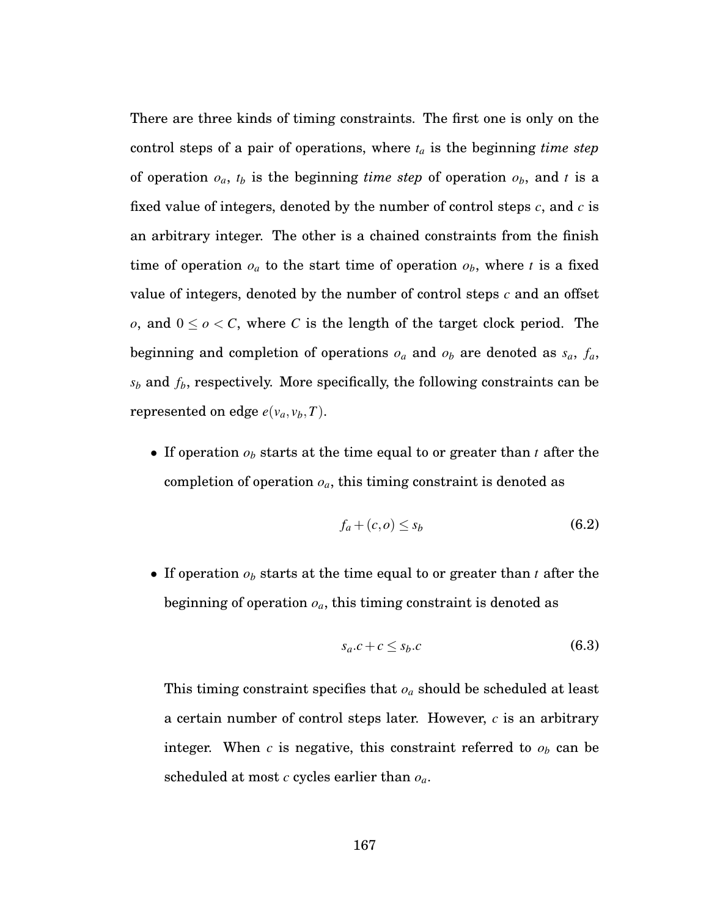There are three kinds of timing constraints. The first one is only on the control steps of a pair of operations, where $t_a$ is the beginning *time step* of operation $o_a$, $t_b$ is the beginning *time step* of operation $o_b$, and $t$ is a fixed value of integers, denoted by the number of control steps $c$, and $c$ is an arbitrary integer. The other is a chained constraints from the finish time of operation $o_a$ to the start time of operation $o_b$, where $t$ is a fixed value of integers, denoted by the number of control steps $c$ and an offset $o$, and $0 \leq o < C$, where $C$ is the length of the target clock period. The beginning and completion of operations $o_a$ and $o_b$ are denoted as $s_a$, $f_a$, $s_b$ and $f_b$, respectively. More specifically, the following constraints can be represented on edge $e(v_a, v_b, T)$.

- If operation $o_b$ starts at the time equal to or greater than $t$ after the completion of operation $o_a$, this timing constraint is denoted as

$$f_a + (c, o) \leq s_b \tag{6.2}$$

- If operation $o_b$ starts at the time equal to or greater than $t$ after the beginning of operation $o_a$, this timing constraint is denoted as

$$s_a.c + c \leq s_b.c \tag{6.3}$$

  This timing constraint specifies that $o_a$ should be scheduled at least a certain number of control steps later. However, $c$ is an arbitrary integer. When $c$ is negative, this constraint referred to $o_b$ can be scheduled at most $c$ cycles earlier than $o_a$.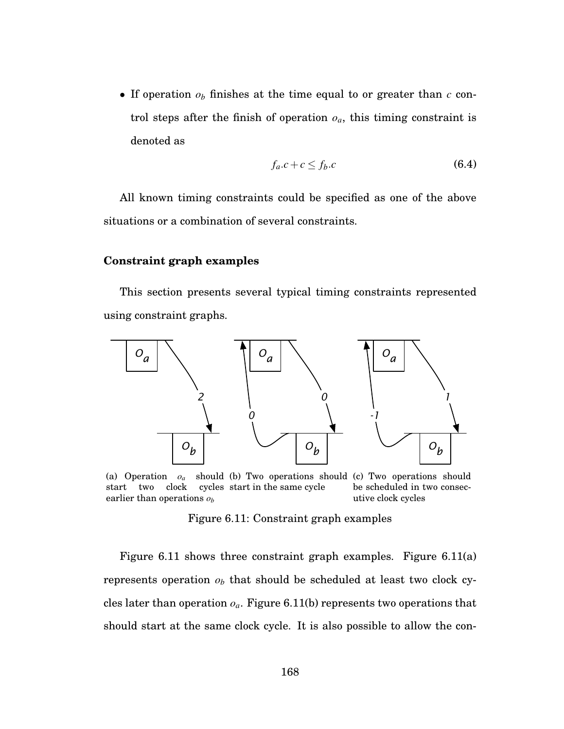- If operation $o_b$ finishes at the time equal to or greater than $c$ control steps after the finish of operation $o_a$, this timing constraint is denoted as

$$f_a.c + c \leq f_b.c \tag{6.4}$$

All known timing constraints could be specified as one of the above situations or a combination of several constraints.

### Constraint graph examples

This section presents several typical timing constraints represented using constraint graphs.

(a) Operation $o_a$ should start two clock cycles earlier than operations $o_b$

(b) Two operations should start in the same cycle

(c) Two operations should be scheduled in two consecutive clock cycles

Figure 6.11: Constraint graph examples

Figure 6.11 shows three constraint graph examples. Figure 6.11(a) represents operation $o_b$ that should be scheduled at least two clock cycles later than operation $o_a$. Figure 6.11(b) represents two operations that should start at the same clock cycle. It is also possible to allow the con-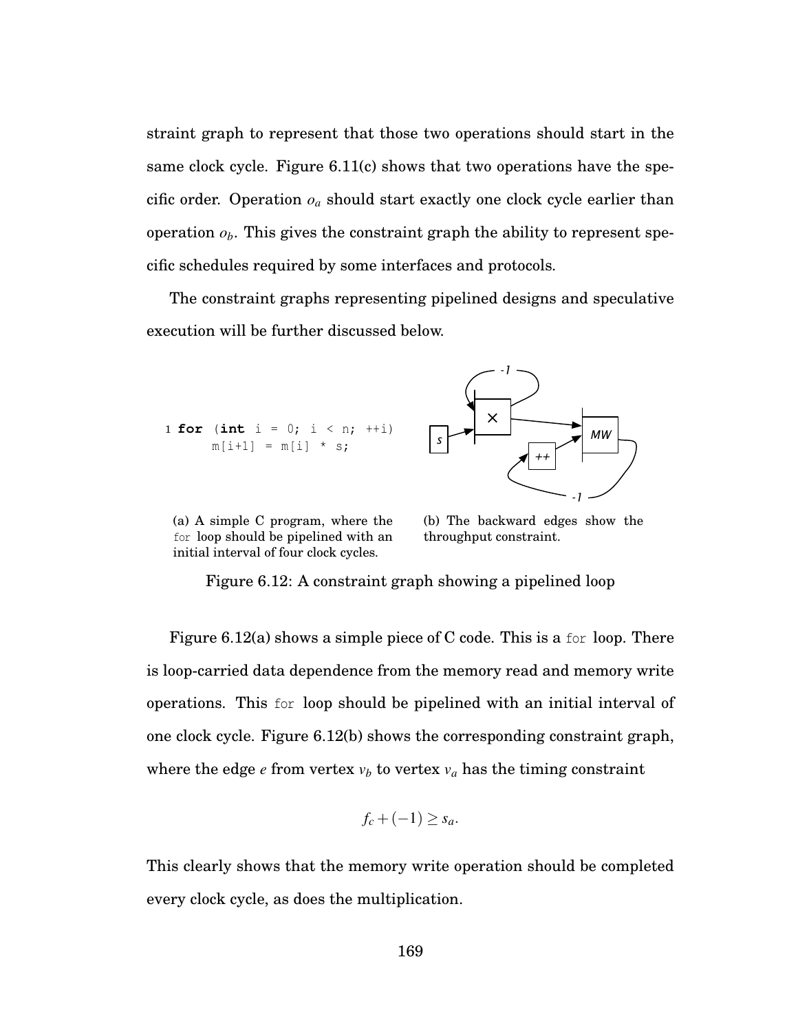straint graph to represent that those two operations should start in the same clock cycle. Figure 6.11(c) shows that two operations have the specific order. Operation $o_a$ should start exactly one clock cycle earlier than operation $o_b$. This gives the constraint graph the ability to represent specific schedules required by some interfaces and protocols.

The constraint graphs representing pipelined designs and speculative execution will be further discussed below.

```
1 for (int i = 0; i < n; ++i)
      m[i+1] = m[i] * s;
```

(a) A simple C program, where the `for` loop should be pipelined with an initial interval of four clock cycles.

(b) The backward edges show the throughput constraint.

Figure 6.12: A constraint graph showing a pipelined loop

Figure 6.12(a) shows a simple piece of C code. This is a `for` loop. There is loop-carried data dependence from the memory read and memory write operations. This `for` loop should be pipelined with an initial interval of one clock cycle. Figure 6.12(b) shows the corresponding constraint graph, where the edge $e$ from vertex $v_b$ to vertex $v_a$ has the timing constraint

$$f_c + (-1) \geq s_a.$$

This clearly shows that the memory write operation should be completed every clock cycle, as does the multiplication.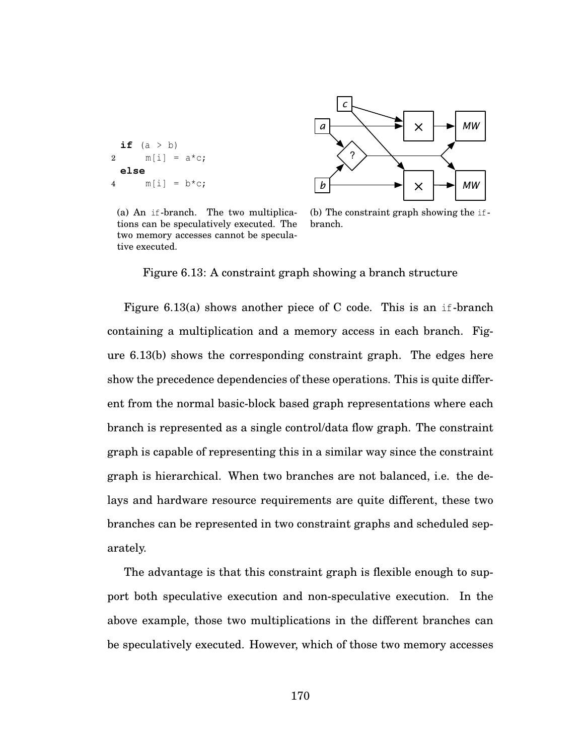```
  if (a > b)
2     m[i] = a*c;
  else
4     m[i] = b*c;
```

(a) An if-branch. The two multiplications can be speculatively executed. The two memory accesses cannot be speculative executed.

(b) The constraint graph showing the if-branch.

Figure 6.13: A constraint graph showing a branch structure

Figure 6.13(a) shows another piece of C code. This is an if-branch containing a multiplication and a memory access in each branch. Figure 6.13(b) shows the corresponding constraint graph. The edges here show the precedence dependencies of these operations. This is quite different from the normal basic-block based graph representations where each branch is represented as a single control/data flow graph. The constraint graph is capable of representing this in a similar way since the constraint graph is hierarchical. When two branches are not balanced, i.e. the delays and hardware resource requirements are quite different, these two branches can be represented in two constraint graphs and scheduled separately.

The advantage is that this constraint graph is flexible enough to support both speculative execution and non-speculative execution. In the above example, those two multiplications in the different branches can be speculatively executed. However, which of those two memory accesses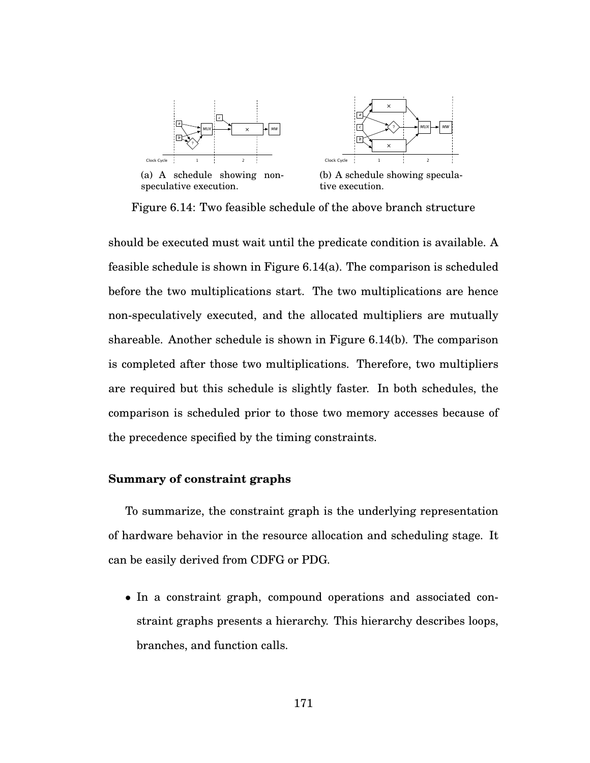(a) A schedule showing non-speculative execution.

(b) A schedule showing speculative execution.

Figure 6.14: Two feasible schedule of the above branch structure

should be executed must wait until the predicate condition is available. A feasible schedule is shown in Figure 6.14(a). The comparison is scheduled before the two multiplications start. The two multiplications are hence non-speculatively executed, and the allocated multipliers are mutually shareable. Another schedule is shown in Figure 6.14(b). The comparison is completed after those two multiplications. Therefore, two multipliers are required but this schedule is slightly faster. In both schedules, the comparison is scheduled prior to those two memory accesses because of the precedence specified by the timing constraints.

**Summary of constraint graphs**

To summarize, the constraint graph is the underlying representation of hardware behavior in the resource allocation and scheduling stage. It can be easily derived from CDFG or PDG.

- In a constraint graph, compound operations and associated constraint graphs presents a hierarchy. This hierarchy describes loops, branches, and function calls.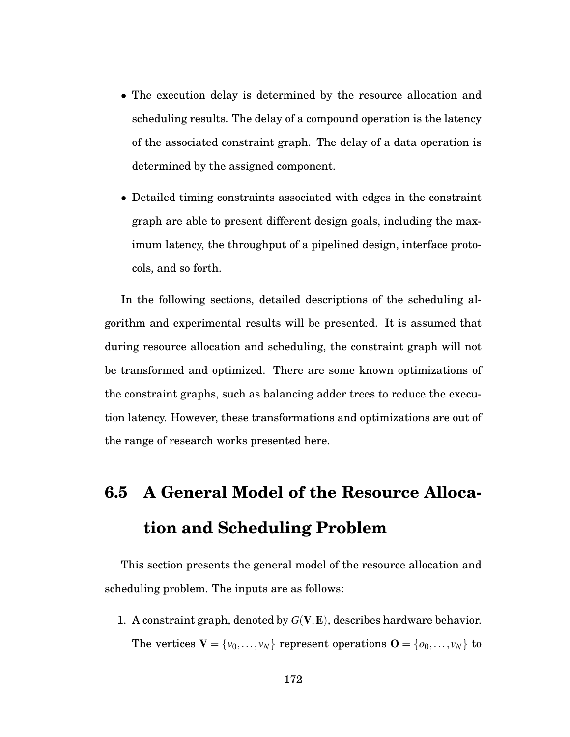- The execution delay is determined by the resource allocation and scheduling results. The delay of a compound operation is the latency of the associated constraint graph. The delay of a data operation is determined by the assigned component.
- Detailed timing constraints associated with edges in the constraint graph are able to present different design goals, including the maximum latency, the throughput of a pipelined design, interface protocols, and so forth.

In the following sections, detailed descriptions of the scheduling algorithm and experimental results will be presented. It is assumed that during resource allocation and scheduling, the constraint graph will not be transformed and optimized. There are some known optimizations of the constraint graphs, such as balancing adder trees to reduce the execution latency. However, these transformations and optimizations are out of the range of research works presented here.

## 6.5 A General Model of the Resource Allocation and Scheduling Problem

This section presents the general model of the resource allocation and scheduling problem. The inputs are as follows:

1. A constraint graph, denoted by $G(\mathbf{V}, \mathbf{E})$, describes hardware behavior. The vertices $\mathbf{V} = \{v_0, \ldots, v_N\}$ represent operations $\mathbf{O} = \{o_0, \ldots, v_N\}$ to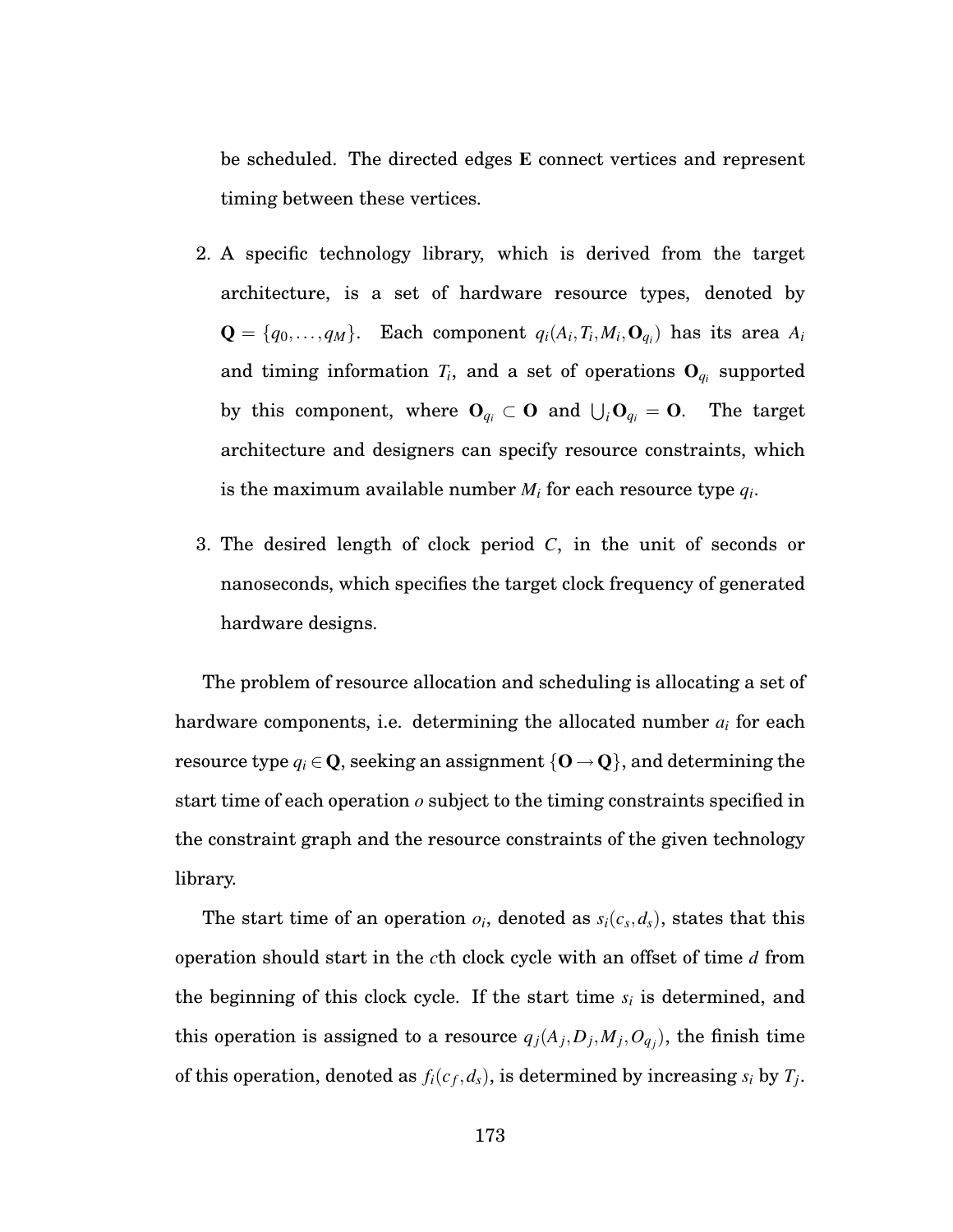be scheduled. The directed edges $\mathbf{E}$ connect vertices and represent timing between these vertices.

2. A specific technology library, which is derived from the target architecture, is a set of hardware resource types, denoted by $\mathbf{Q} = \{q_0, \ldots, q_M\}$. Each component $q_i(A_i, T_i, M_i, \mathbf{O}_{q_i})$ has its area $A_i$ and timing information $T_i$, and a set of operations $\mathbf{O}_{q_i}$ supported by this component, where $\mathbf{O}_{q_i} \subset \mathbf{O}$ and $\bigcup_i \mathbf{O}_{q_i} = \mathbf{O}$. The target architecture and designers can specify resource constraints, which is the maximum available number $M_i$ for each resource type $q_i$.

3. The desired length of clock period $C$, in the unit of seconds or nanoseconds, which specifies the target clock frequency of generated hardware designs.

The problem of resource allocation and scheduling is allocating a set of hardware components, i.e. determining the allocated number $a_i$ for each resource type $q_i \in \mathbf{Q}$, seeking an assignment $\{\mathbf{O} \rightarrow \mathbf{Q}\}$, and determining the start time of each operation $o$ subject to the timing constraints specified in the constraint graph and the resource constraints of the given technology library.

The start time of an operation $o_i$, denoted as $s_i(c_s, d_s)$, states that this operation should start in the $c$th clock cycle with an offset of time $d$ from the beginning of this clock cycle. If the start time $s_i$ is determined, and this operation is assigned to a resource $q_j(A_j, D_j, M_j, O_{q_j})$, the finish time of this operation, denoted as $f_i(c_f, d_s)$, is determined by increasing $s_i$ by $T_j$.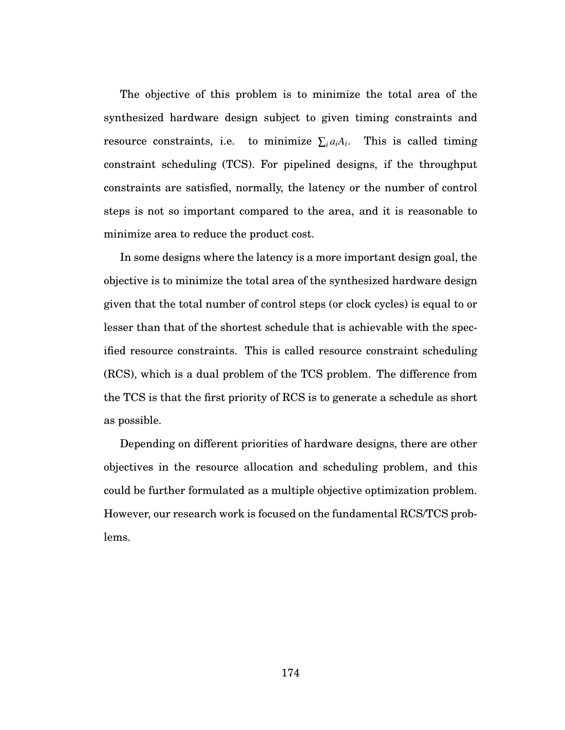The objective of this problem is to minimize the total area of the synthesized hardware design subject to given timing constraints and resource constraints, i.e. to minimize $\sum_i a_i A_i$. This is called timing constraint scheduling (TCS). For pipelined designs, if the throughput constraints are satisfied, normally, the latency or the number of control steps is not so important compared to the area, and it is reasonable to minimize area to reduce the product cost.

In some designs where the latency is a more important design goal, the objective is to minimize the total area of the synthesized hardware design given that the total number of control steps (or clock cycles) is equal to or lesser than that of the shortest schedule that is achievable with the specified resource constraints. This is called resource constraint scheduling (RCS), which is a dual problem of the TCS problem. The difference from the TCS is that the first priority of RCS is to generate a schedule as short as possible.

Depending on different priorities of hardware designs, there are other objectives in the resource allocation and scheduling problem, and this could be further formulated as a multiple objective optimization problem. However, our research work is focused on the fundamental RCS/TCS problems.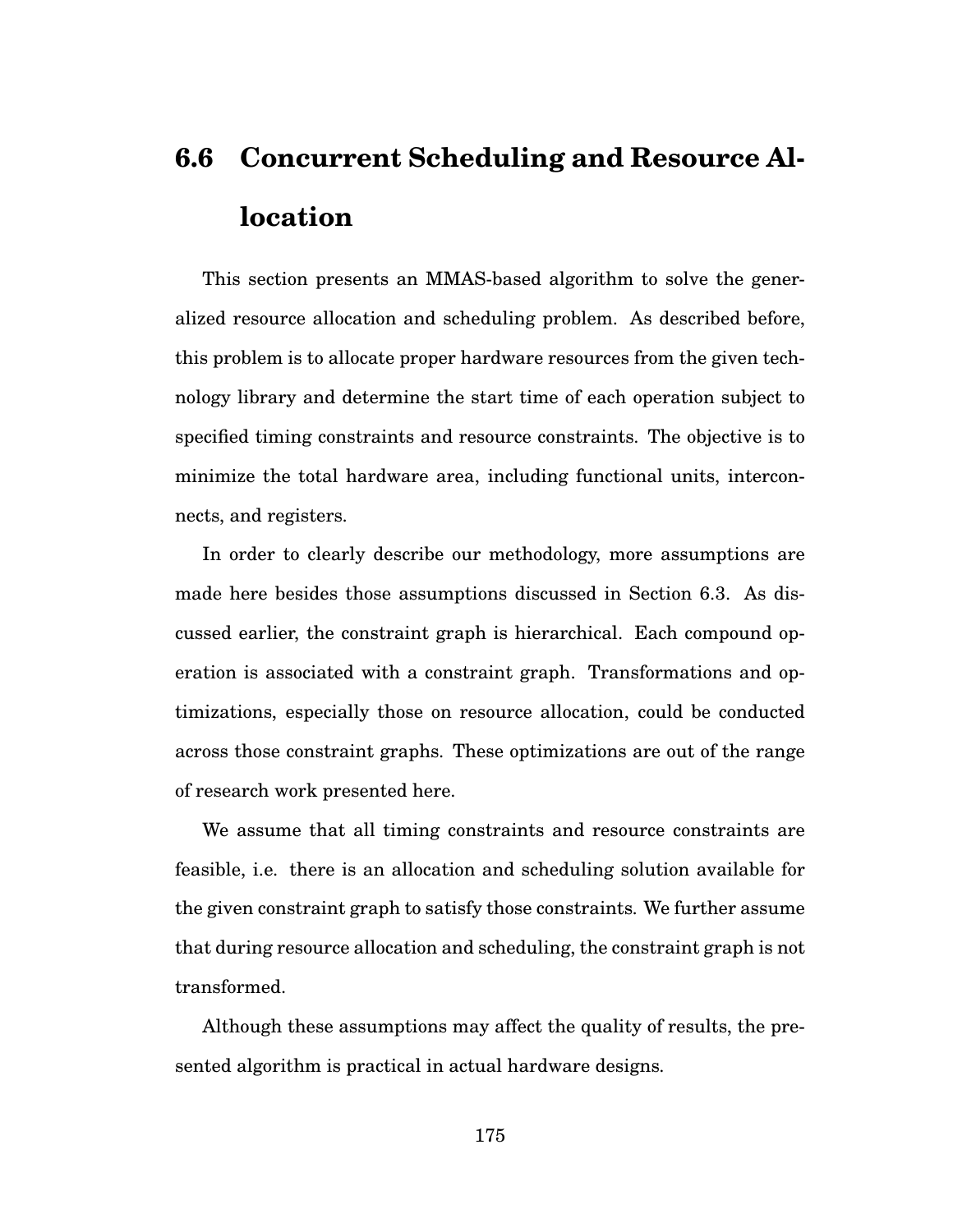## 6.6 Concurrent Scheduling and Resource Allocation

This section presents an MMAS-based algorithm to solve the generalized resource allocation and scheduling problem. As described before, this problem is to allocate proper hardware resources from the given technology library and determine the start time of each operation subject to specified timing constraints and resource constraints. The objective is to minimize the total hardware area, including functional units, interconnects, and registers.

In order to clearly describe our methodology, more assumptions are made here besides those assumptions discussed in Section 6.3. As discussed earlier, the constraint graph is hierarchical. Each compound operation is associated with a constraint graph. Transformations and optimizations, especially those on resource allocation, could be conducted across those constraint graphs. These optimizations are out of the range of research work presented here.

We assume that all timing constraints and resource constraints are feasible, i.e. there is an allocation and scheduling solution available for the given constraint graph to satisfy those constraints. We further assume that during resource allocation and scheduling, the constraint graph is not transformed.

Although these assumptions may affect the quality of results, the presented algorithm is practical in actual hardware designs.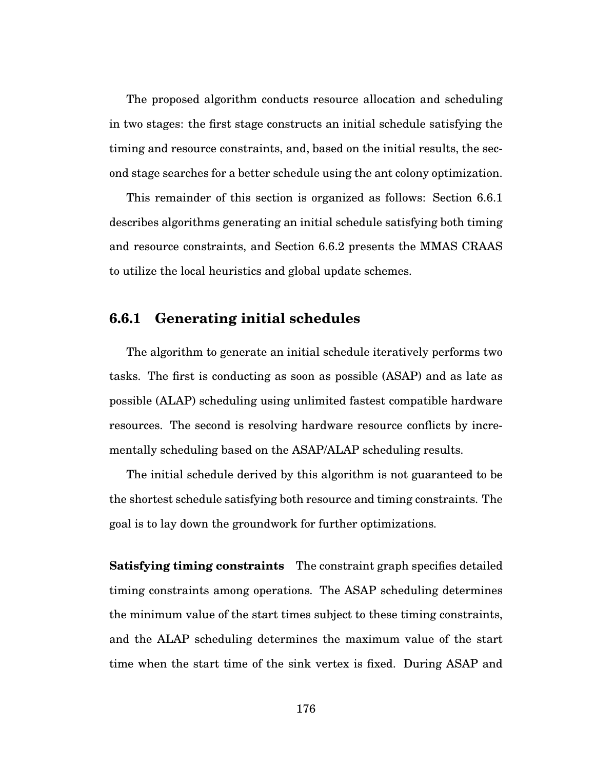The proposed algorithm conducts resource allocation and scheduling in two stages: the first stage constructs an initial schedule satisfying the timing and resource constraints, and, based on the initial results, the second stage searches for a better schedule using the ant colony optimization.

This remainder of this section is organized as follows: Section 6.6.1 describes algorithms generating an initial schedule satisfying both timing and resource constraints, and Section 6.6.2 presents the MMAS CRAAS to utilize the local heuristics and global update schemes.

### 6.6.1 Generating initial schedules

The algorithm to generate an initial schedule iteratively performs two tasks. The first is conducting as soon as possible (ASAP) and as late as possible (ALAP) scheduling using unlimited fastest compatible hardware resources. The second is resolving hardware resource conflicts by incrementally scheduling based on the ASAP/ALAP scheduling results.

The initial schedule derived by this algorithm is not guaranteed to be the shortest schedule satisfying both resource and timing constraints. The goal is to lay down the groundwork for further optimizations.

**Satisfying timing constraints** The constraint graph specifies detailed timing constraints among operations. The ASAP scheduling determines the minimum value of the start times subject to these timing constraints, and the ALAP scheduling determines the maximum value of the start time when the start time of the sink vertex is fixed. During ASAP and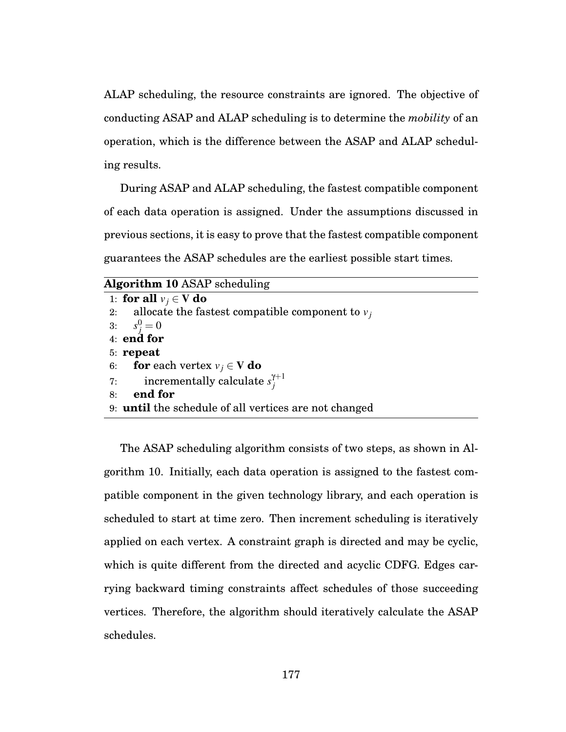ALAP scheduling, the resource constraints are ignored. The objective of conducting ASAP and ALAP scheduling is to determine the *mobility* of an operation, which is the difference between the ASAP and ALAP scheduling results.

During ASAP and ALAP scheduling, the fastest compatible component of each data operation is assigned. Under the assumptions discussed in previous sections, it is easy to prove that the fastest compatible component guarantees the ASAP schedules are the earliest possible start times.

**Algorithm 10** ASAP scheduling

```
1: for all v_j ∈ V do
2:     allocate the fastest compatible component to v_j
3:     s_j^0 = 0
4: end for
5: repeat
6:     for each vertex v_j ∈ V do
7:         incrementally calculate s_j^{γ+1}
8:     end for
9: until the schedule of all vertices are not changed
```

The ASAP scheduling algorithm consists of two steps, as shown in Algorithm 10. Initially, each data operation is assigned to the fastest compatible component in the given technology library, and each operation is scheduled to start at time zero. Then increment scheduling is iteratively applied on each vertex. A constraint graph is directed and may be cyclic, which is quite different from the directed and acyclic CDFG. Edges carrying backward timing constraints affect schedules of those succeeding vertices. Therefore, the algorithm should iteratively calculate the ASAP schedules.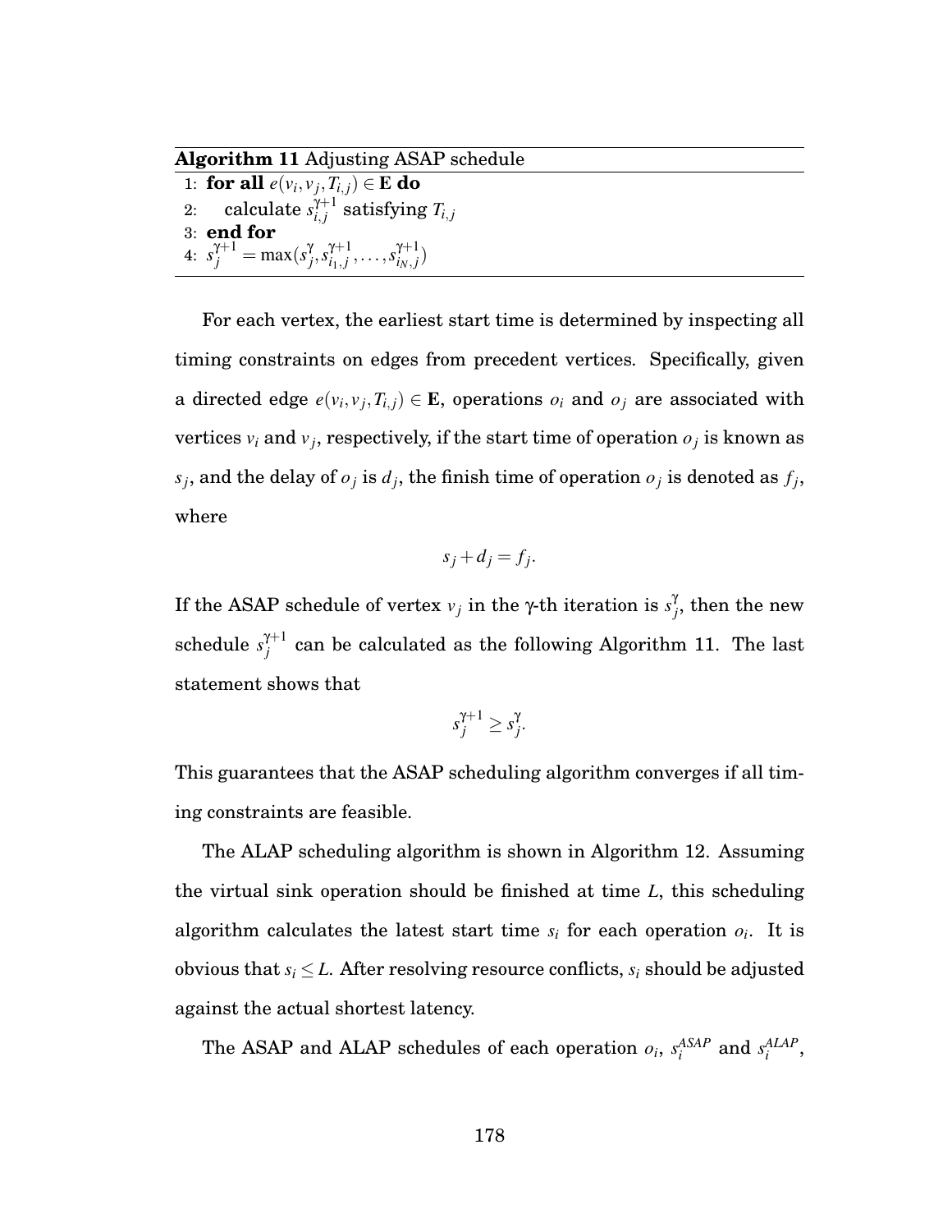**Algorithm 11** Adjusting ASAP schedule

```
1: for all e(v_i, v_j, T_{i,j}) ∈ E do
2:     calculate s_{i,j}^{γ+1} satisfying T_{i,j}
3: end for
4: s_j^{γ+1} = max(s_j^γ, s_{i_1,j}^{γ+1}, ..., s_{i_N,j}^{γ+1})
```

For each vertex, the earliest start time is determined by inspecting all timing constraints on edges from precedent vertices. Specifically, given a directed edge $e(v_i, v_j, T_{i,j}) \in \mathbf{E}$, operations $o_i$ and $o_j$ are associated with vertices $v_i$ and $v_j$, respectively, if the start time of operation $o_j$ is known as $s_j$, and the delay of $o_j$ is $d_j$, the finish time of operation $o_j$ is denoted as $f_j$, where

$$s_j + d_j = f_j.$$

If the ASAP schedule of vertex $v_j$ in the $\gamma$-th iteration is $s_j^{\gamma}$, then the new schedule $s_j^{\gamma+1}$ can be calculated as the following Algorithm 11. The last statement shows that

$$s_j^{\gamma+1} \geq s_j^{\gamma}.$$

This guarantees that the ASAP scheduling algorithm converges if all timing constraints are feasible.

The ALAP scheduling algorithm is shown in Algorithm 12. Assuming the virtual sink operation should be finished at time $L$, this scheduling algorithm calculates the latest start time $s_i$ for each operation $o_i$. It is obvious that $s_i \leq L$. After resolving resource conflicts, $s_i$ should be adjusted against the actual shortest latency.

The ASAP and ALAP schedules of each operation $o_i$, $s_i^{ASAP}$ and $s_i^{ALAP}$,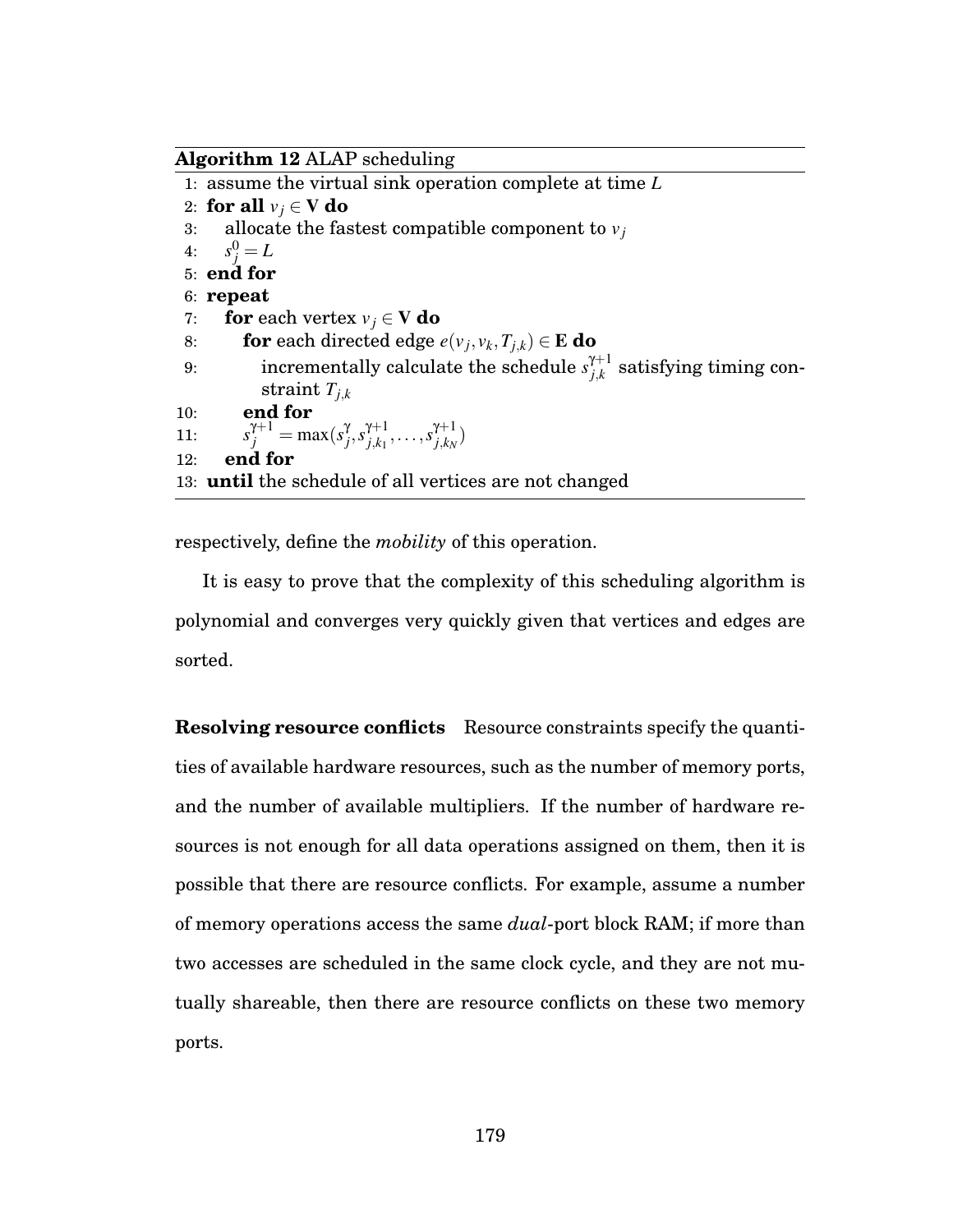**Algorithm 12** ALAP scheduling

```
1:  assume the virtual sink operation complete at time L
2:  for all v_j ∈ V do
3:      allocate the fastest compatible component to v_j
4:      s_j^0 = L
5:  end for
6:  repeat
7:      for each vertex v_j ∈ V do
8:          for each directed edge e(v_j, v_k, T_{j,k}) ∈ E do
9:              incrementally calculate the schedule s_{j,k}^{γ+1} satisfying timing constraint T_{j,k}
10:         end for
11:         s_j^{γ+1} = max(s_j^γ, s_{j,k_1}^{γ+1}, ..., s_{j,k_N}^{γ+1})
12:     end for
13: until the schedule of all vertices are not changed
```

respectively, define the *mobility* of this operation.

It is easy to prove that the complexity of this scheduling algorithm is polynomial and converges very quickly given that vertices and edges are sorted.

**Resolving resource conflicts** Resource constraints specify the quantities of available hardware resources, such as the number of memory ports, and the number of available multipliers. If the number of hardware resources is not enough for all data operations assigned on them, then it is possible that there are resource conflicts. For example, assume a number of memory operations access the same *dual*-port block RAM; if more than two accesses are scheduled in the same clock cycle, and they are not mutually shareable, then there are resource conflicts on these two memory ports.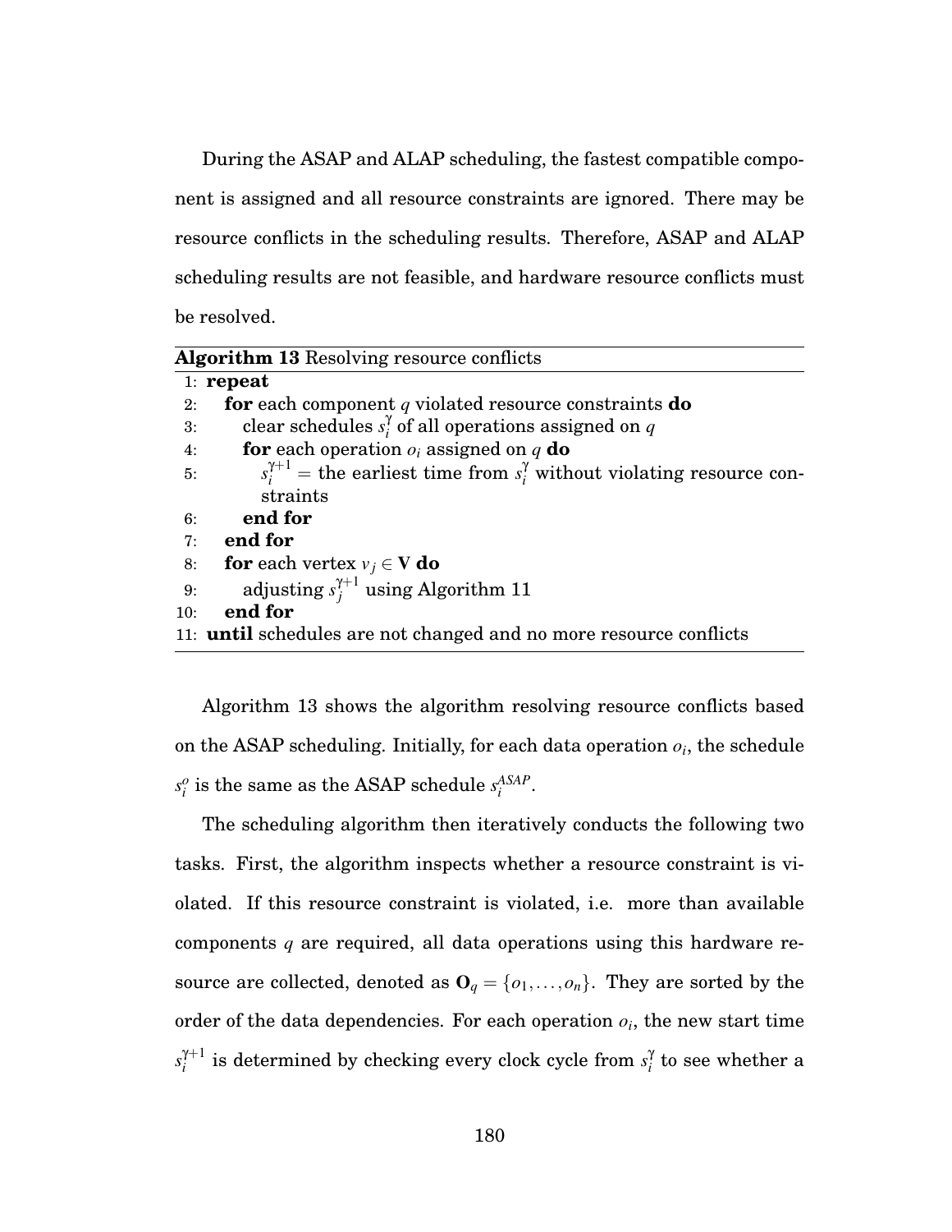During the ASAP and ALAP scheduling, the fastest compatible component is assigned and all resource constraints are ignored. There may be resource conflicts in the scheduling results. Therefore, ASAP and ALAP scheduling results are not feasible, and hardware resource conflicts must be resolved.

---

**Algorithm 13** Resolving resource conflicts

---

```
1: repeat
2:    for each component q violated resource constraints do
3:       clear schedules s_i^γ of all operations assigned on q
4:       for each operation o_i assigned on q do
5:          s_i^{γ+1} = the earliest time from s_i^γ without violating resource constraints
6:       end for
7:    end for
8:    for each vertex v_j ∈ V do
9:       adjusting s_j^{γ+1} using Algorithm 11
10:   end for
11: until schedules are not changed and no more resource conflicts
```

---

Algorithm 13 shows the algorithm resolving resource conflicts based on the ASAP scheduling. Initially, for each data operation $o_i$, the schedule $s_i^o$ is the same as the ASAP schedule $s_i^{ASAP}$.

The scheduling algorithm then iteratively conducts the following two tasks. First, the algorithm inspects whether a resource constraint is violated. If this resource constraint is violated, i.e. more than available components $q$ are required, all data operations using this hardware resource are collected, denoted as $\mathbf{O}_q = \{o_1, \ldots, o_n\}$. They are sorted by the order of the data dependencies. For each operation $o_i$, the new start time $s_i^{\gamma+1}$ is determined by checking every clock cycle from $s_i^{\gamma}$ to see whether a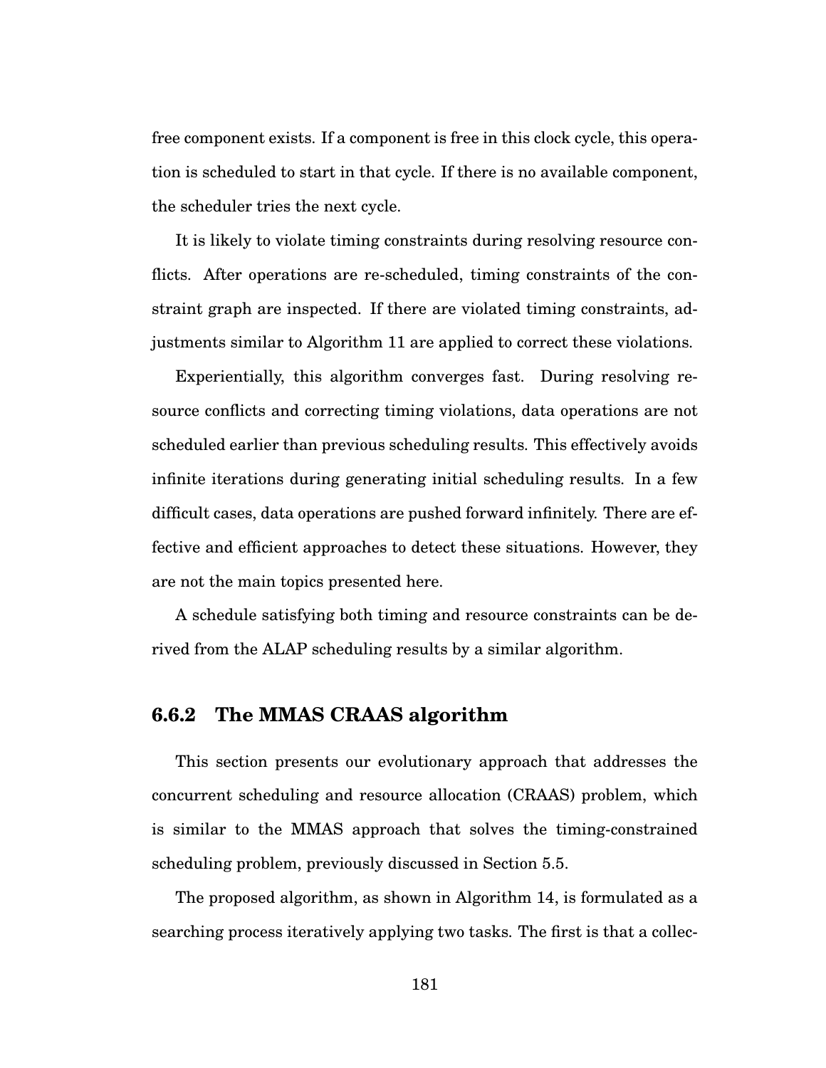free component exists. If a component is free in this clock cycle, this operation is scheduled to start in that cycle. If there is no available component, the scheduler tries the next cycle.

It is likely to violate timing constraints during resolving resource conflicts. After operations are re-scheduled, timing constraints of the constraint graph are inspected. If there are violated timing constraints, adjustments similar to Algorithm 11 are applied to correct these violations.

Experientially, this algorithm converges fast. During resolving resource conflicts and correcting timing violations, data operations are not scheduled earlier than previous scheduling results. This effectively avoids infinite iterations during generating initial scheduling results. In a few difficult cases, data operations are pushed forward infinitely. There are effective and efficient approaches to detect these situations. However, they are not the main topics presented here.

A schedule satisfying both timing and resource constraints can be derived from the ALAP scheduling results by a similar algorithm.

### 6.6.2 The MMAS CRAAS algorithm

This section presents our evolutionary approach that addresses the concurrent scheduling and resource allocation (CRAAS) problem, which is similar to the MMAS approach that solves the timing-constrained scheduling problem, previously discussed in Section 5.5.

The proposed algorithm, as shown in Algorithm 14, is formulated as a searching process iteratively applying two tasks. The first is that a collec-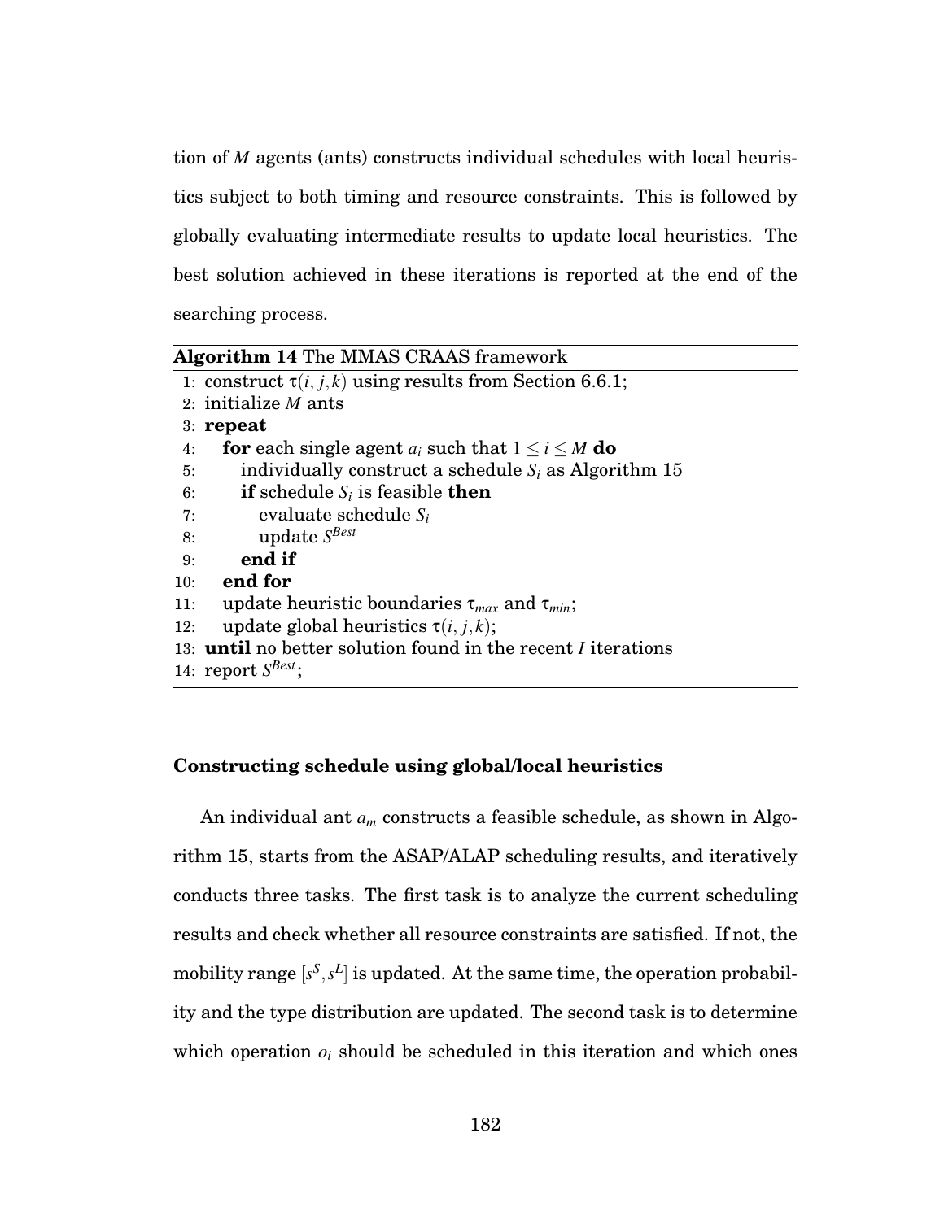tion of $M$ agents (ants) constructs individual schedules with local heuristics subject to both timing and resource constraints. This is followed by globally evaluating intermediate results to update local heuristics. The best solution achieved in these iterations is reported at the end of the searching process.

**Algorithm 14** The MMAS CRAAS framework

```
1:  construct τ(i, j, k) using results from Section 6.6.1;
2:  initialize M ants
3:  repeat
4:     for each single agent a_i such that 1 ≤ i ≤ M do
5:        individually construct a schedule S_i as Algorithm 15
6:        if schedule S_i is feasible then
7:           evaluate schedule S_i
8:           update S^Best
9:        end if
10:    end for
11:    update heuristic boundaries τ_max and τ_min;
12:    update global heuristics τ(i, j, k);
13: until no better solution found in the recent I iterations
14: report S^Best;
```

**Constructing schedule using global/local heuristics**

An individual ant $a_m$ constructs a feasible schedule, as shown in Algorithm 15, starts from the ASAP/ALAP scheduling results, and iteratively conducts three tasks. The first task is to analyze the current scheduling results and check whether all resource constraints are satisfied. If not, the mobility range $[s^S, s^L]$ is updated. At the same time, the operation probability and the type distribution are updated. The second task is to determine which operation $o_i$ should be scheduled in this iteration and which ones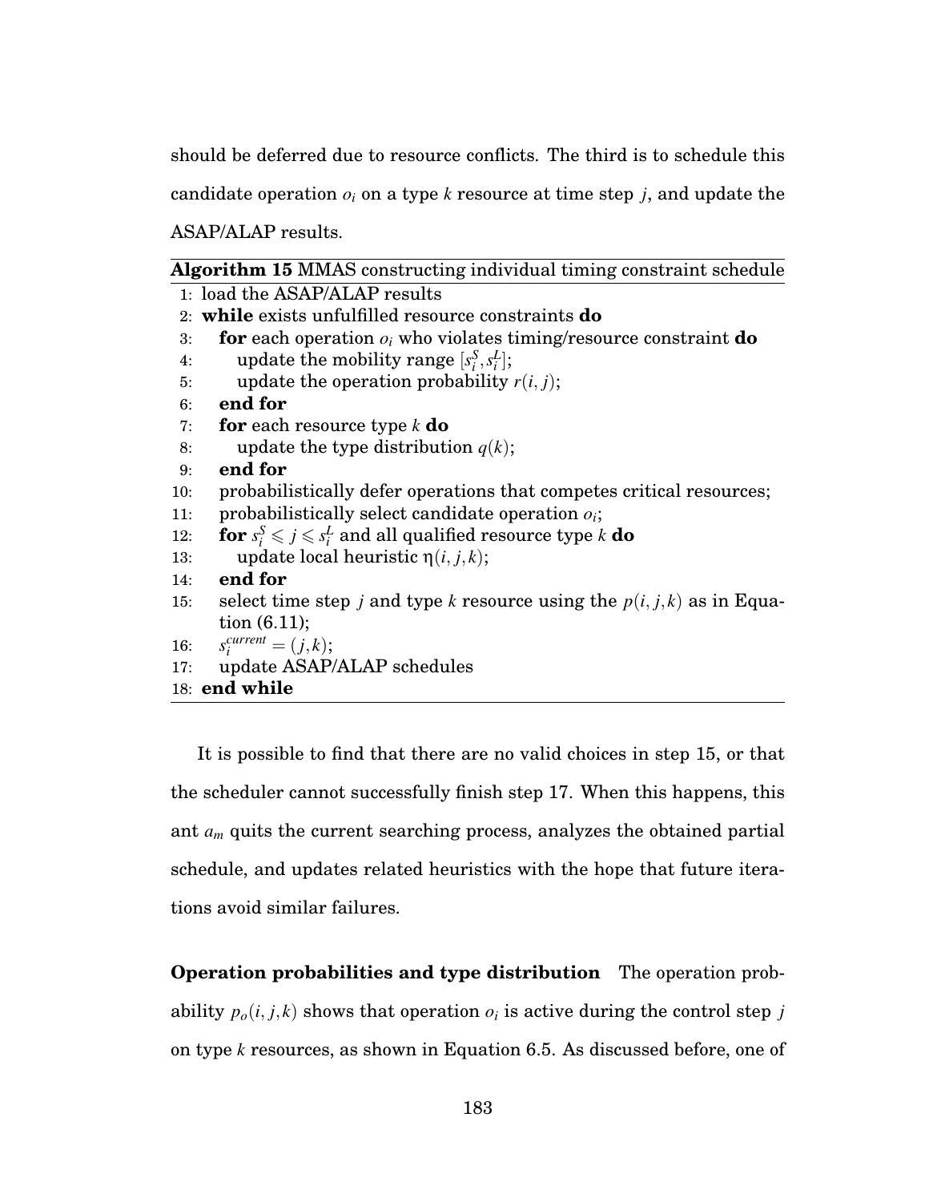should be deferred due to resource conflicts. The third is to schedule this candidate operation $o_i$ on a type $k$ resource at time step $j$, and update the ASAP/ALAP results.

**Algorithm 15** MMAS constructing individual timing constraint schedule

```
1:  load the ASAP/ALAP results
2:  while exists unfulfilled resource constraints do
3:     for each operation o_i who violates timing/resource constraint do
4:        update the mobility range [s_i^S, s_i^L];
5:        update the operation probability r(i, j);
6:     end for
7:     for each resource type k do
8:        update the type distribution q(k);
9:     end for
10:    probabilistically defer operations that competes critical resources;
11:    probabilistically select candidate operation o_i;
12:    for s_i^S ⩽ j ⩽ s_i^L and all qualified resource type k do
13:       update local heuristic η(i, j, k);
14:    end for
15:    select time step j and type k resource using the p(i, j, k) as in Equation (6.11);
16:    s_i^current = (j, k);
17:    update ASAP/ALAP schedules
18: end while
```

It is possible to find that there are no valid choices in step 15, or that the scheduler cannot successfully finish step 17. When this happens, this ant $a_m$ quits the current searching process, analyzes the obtained partial schedule, and updates related heuristics with the hope that future iterations avoid similar failures.

**Operation probabilities and type distribution** The operation probability $p_o(i, j, k)$ shows that operation $o_i$ is active during the control step $j$ on type $k$ resources, as shown in Equation 6.5. As discussed before, one of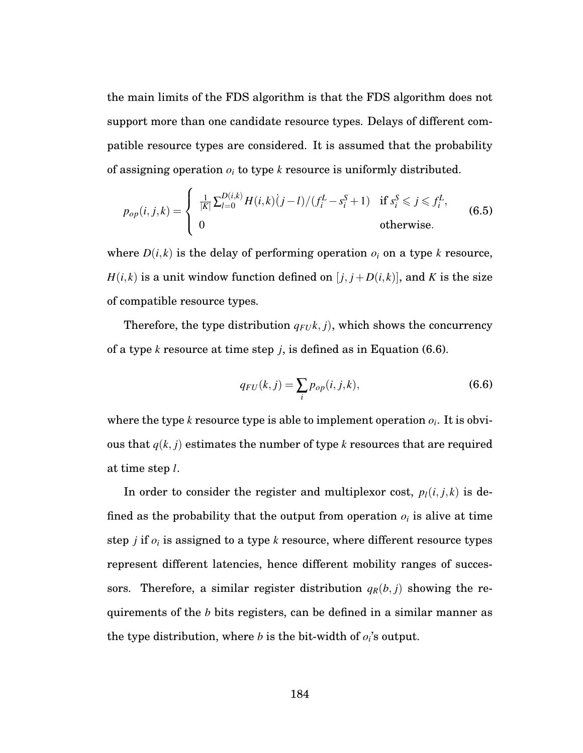the main limits of the FDS algorithm is that the FDS algorithm does not support more than one candidate resource types. Delays of different compatible resource types are considered. It is assumed that the probability of assigning operation $o_i$ to type $k$ resource is uniformly distributed.

$$p_{op}(i,j,k) = \begin{cases} \frac{1}{|K|}\sum_{l=0}^{D(i,k)} H(i,k)\dot{(}j-l)/(f_i^L - s_i^S + 1) & \text{if } s_i^S \leqslant j \leqslant f_i^L, \\ 0 & \text{otherwise.} \end{cases} \tag{6.5}$$

where $D(i,k)$ is the delay of performing operation $o_i$ on a type $k$ resource, $H(i,k)$ is a unit window function defined on $[j, j+D(i,k)]$, and $K$ is the size of compatible resource types.

Therefore, the type distribution $q_{FU}k,j)$, which shows the concurrency of a type $k$ resource at time step $j$, is defined as in Equation (6.6).

$$q_{FU}(k,j) = \sum_i p_{op}(i,j,k), \tag{6.6}$$

where the type $k$ resource type is able to implement operation $o_i$. It is obvious that $q(k,j)$ estimates the number of type $k$ resources that are required at time step $l$.

In order to consider the register and multiplexor cost, $p_l(i,j,k)$ is defined as the probability that the output from operation $o_i$ is alive at time step $j$ if $o_i$ is assigned to a type $k$ resource, where different resource types represent different latencies, hence different mobility ranges of successors. Therefore, a similar register distribution $q_R(b,j)$ showing the requirements of the $b$ bits registers, can be defined in a similar manner as the type distribution, where $b$ is the bit-width of $o_i$'s output.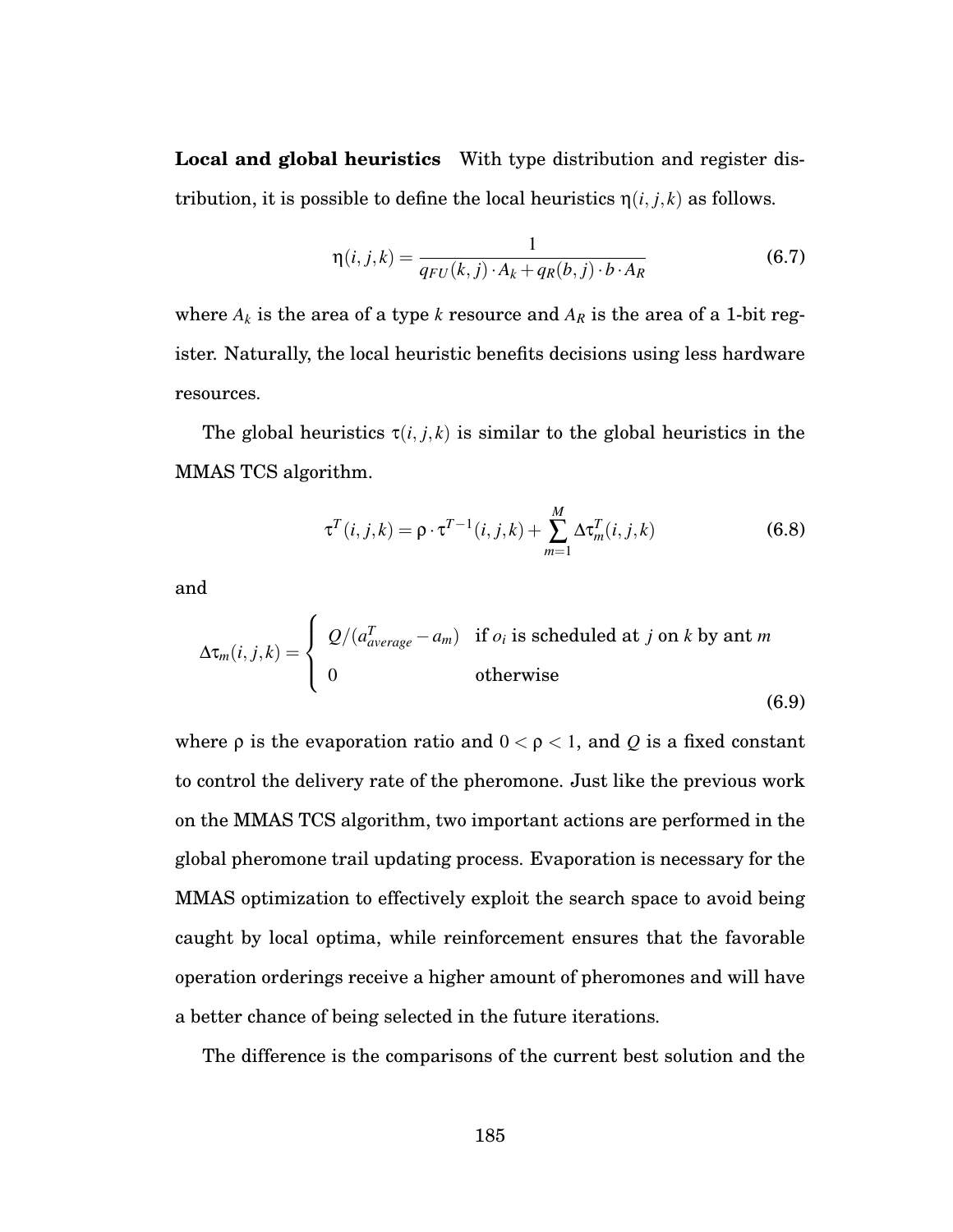**Local and global heuristics** With type distribution and register distribution, it is possible to define the local heuristics $\eta(i, j, k)$ as follows.

$$\eta(i, j, k) = \frac{1}{q_{FU}(k, j) \cdot A_k + q_R(b, j) \cdot b \cdot A_R} \tag{6.7}$$

where $A_k$ is the area of a type $k$ resource and $A_R$ is the area of a 1-bit register. Naturally, the local heuristic benefits decisions using less hardware resources.

The global heuristics $\tau(i, j, k)$ is similar to the global heuristics in the MMAS TCS algorithm.

$$\tau^T(i, j, k) = \rho \cdot \tau^{T-1}(i, j, k) + \sum_{m=1}^{M} \Delta\tau_m^T(i, j, k) \tag{6.8}$$

and

$$\Delta\tau_m(i, j, k) = \begin{cases} Q/(a_{average}^T - a_m) & \text{if } o_i \text{ is scheduled at } j \text{ on } k \text{ by ant } m \\ 0 & \text{otherwise} \end{cases} \tag{6.9}$$

where $\rho$ is the evaporation ratio and $0 < \rho < 1$, and $Q$ is a fixed constant to control the delivery rate of the pheromone. Just like the previous work on the MMAS TCS algorithm, two important actions are performed in the global pheromone trail updating process. Evaporation is necessary for the MMAS optimization to effectively exploit the search space to avoid being caught by local optima, while reinforcement ensures that the favorable operation orderings receive a higher amount of pheromones and will have a better chance of being selected in the future iterations.

The difference is the comparisons of the current best solution and the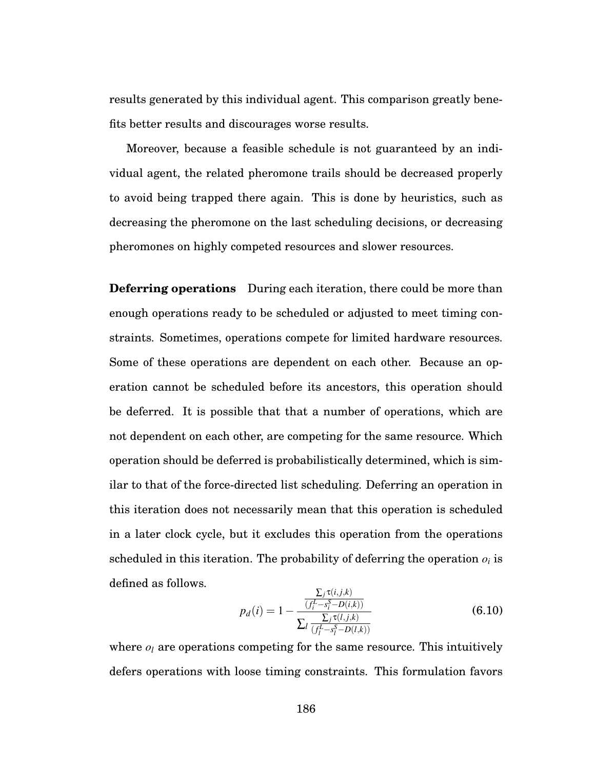results generated by this individual agent. This comparison greatly benefits better results and discourages worse results.

Moreover, because a feasible schedule is not guaranteed by an individual agent, the related pheromone trails should be decreased properly to avoid being trapped there again. This is done by heuristics, such as decreasing the pheromone on the last scheduling decisions, or decreasing pheromones on highly competed resources and slower resources.

**Deferring operations** During each iteration, there could be more than enough operations ready to be scheduled or adjusted to meet timing constraints. Sometimes, operations compete for limited hardware resources. Some of these operations are dependent on each other. Because an operation cannot be scheduled before its ancestors, this operation should be deferred. It is possible that that a number of operations, which are not dependent on each other, are competing for the same resource. Which operation should be deferred is probabilistically determined, which is similar to that of the force-directed list scheduling. Deferring an operation in this iteration does not necessarily mean that this operation is scheduled in a later clock cycle, but it excludes this operation from the operations scheduled in this iteration. The probability of deferring the operation $o_i$ is defined as follows.

$$p_d(i) = 1 - \frac{\frac{\sum_j \tau(i,j,k)}{(f_i^L - s_i^S - D(i,k))}}{\sum_l \frac{\sum_j \tau(l,j,k)}{(f_l^L - s_l^S - D(l,k))}} \tag{6.10}$$

where $o_l$ are operations competing for the same resource. This intuitively defers operations with loose timing constraints. This formulation favors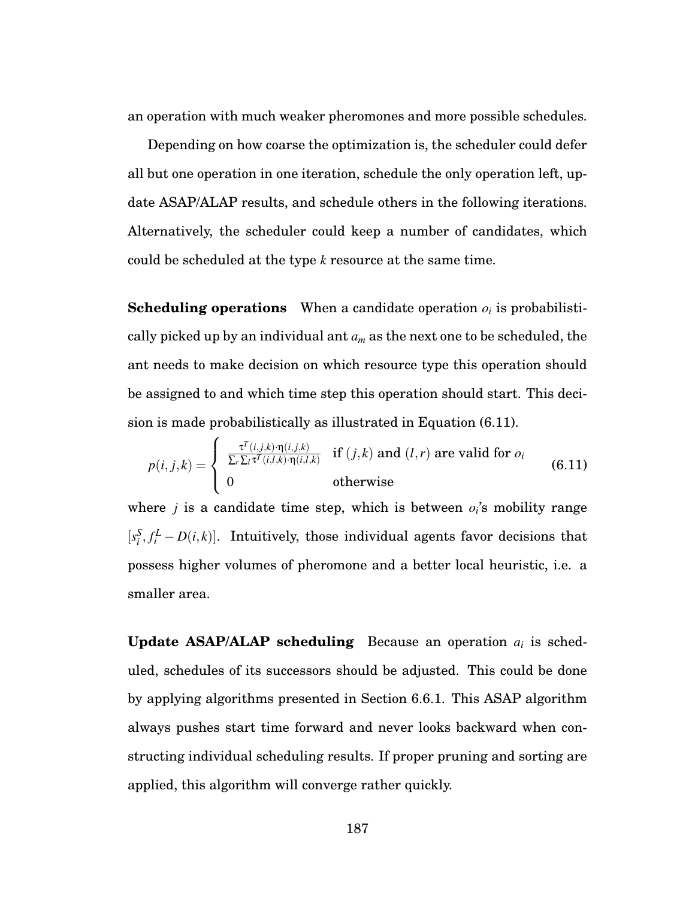an operation with much weaker pheromones and more possible schedules.

Depending on how coarse the optimization is, the scheduler could defer all but one operation in one iteration, schedule the only operation left, update ASAP/ALAP results, and schedule others in the following iterations. Alternatively, the scheduler could keep a number of candidates, which could be scheduled at the type $k$ resource at the same time.

**Scheduling operations** When a candidate operation $o_i$ is probabilistically picked up by an individual ant $a_m$ as the next one to be scheduled, the ant needs to make decision on which resource type this operation should be assigned to and which time step this operation should start. This decision is made probabilistically as illustrated in Equation (6.11).

$$p(i,j,k) = \begin{cases} \frac{\tau^T(i,j,k)\cdot\eta(i,j,k)}{\sum_r \sum_l \tau^T(i,l,k)\cdot\eta(i,l,k)} & \text{if } (j,k) \text{ and } (l,r) \text{ are valid for } o_i \\ 0 & \text{otherwise} \end{cases} \tag{6.11}$$

where $j$ is a candidate time step, which is between $o_i$'s mobility range $[s_i^S, f_i^L - D(i,k)]$. Intuitively, those individual agents favor decisions that possess higher volumes of pheromone and a better local heuristic, i.e. a smaller area.

**Update ASAP/ALAP scheduling** Because an operation $a_i$ is scheduled, schedules of its successors should be adjusted. This could be done by applying algorithms presented in Section 6.6.1. This ASAP algorithm always pushes start time forward and never looks backward when constructing individual scheduling results. If proper pruning and sorting are applied, this algorithm will converge rather quickly.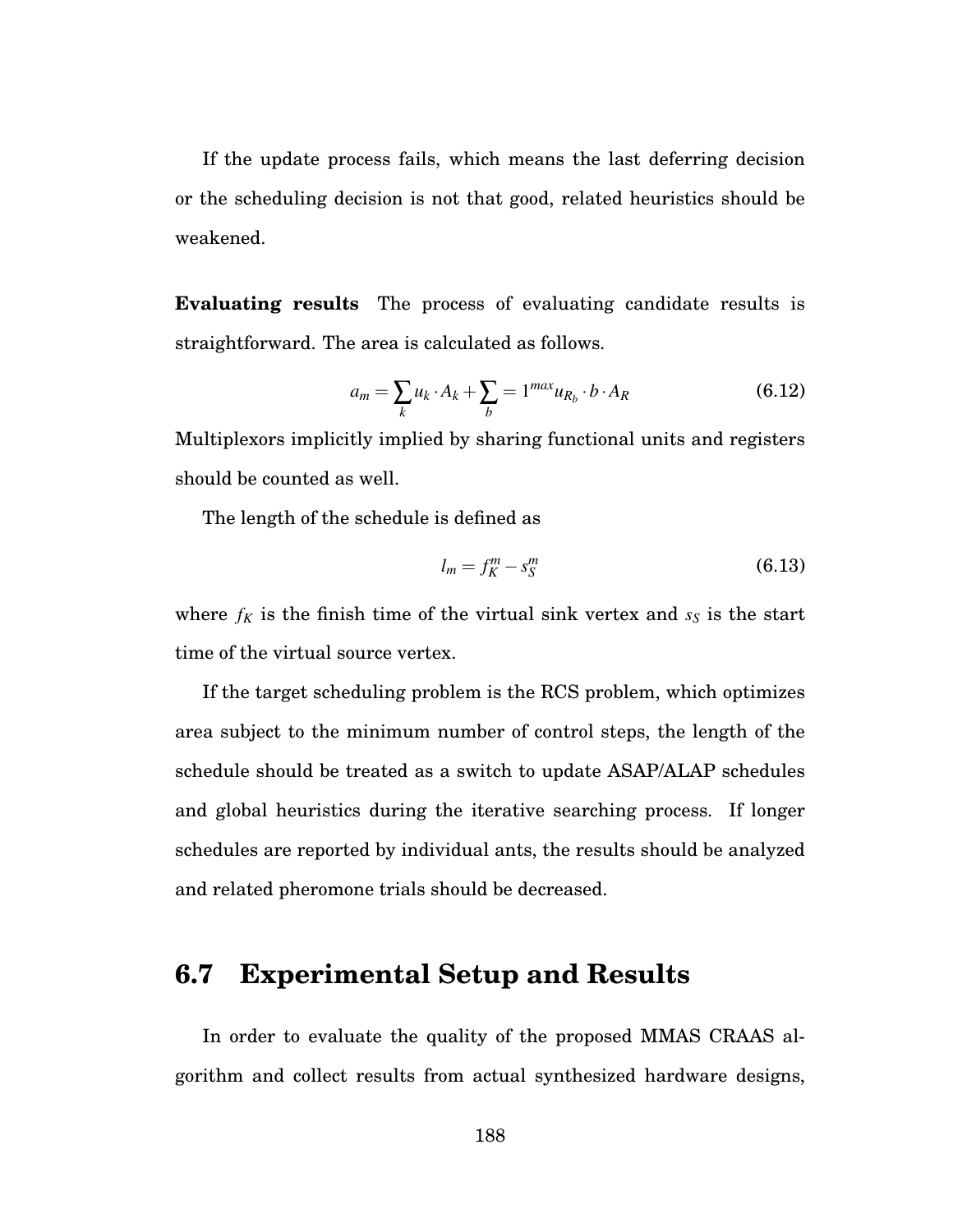If the update process fails, which means the last deferring decision or the scheduling decision is not that good, related heuristics should be weakened.

**Evaluating results** The process of evaluating candidate results is straightforward. The area is calculated as follows.

$$a_m = \sum_k u_k \cdot A_k + \sum_b = 1^{max} u_{R_b} \cdot b \cdot A_R \tag{6.12}$$

Multiplexors implicitly implied by sharing functional units and registers should be counted as well.

The length of the schedule is defined as

$$l_m = f_K^m - s_S^m \tag{6.13}$$

where $f_K$ is the finish time of the virtual sink vertex and $s_S$ is the start time of the virtual source vertex.

If the target scheduling problem is the RCS problem, which optimizes area subject to the minimum number of control steps, the length of the schedule should be treated as a switch to update ASAP/ALAP schedules and global heuristics during the iterative searching process. If longer schedules are reported by individual ants, the results should be analyzed and related pheromone trials should be decreased.

## 6.7 Experimental Setup and Results

In order to evaluate the quality of the proposed MMAS CRAAS algorithm and collect results from actual synthesized hardware designs,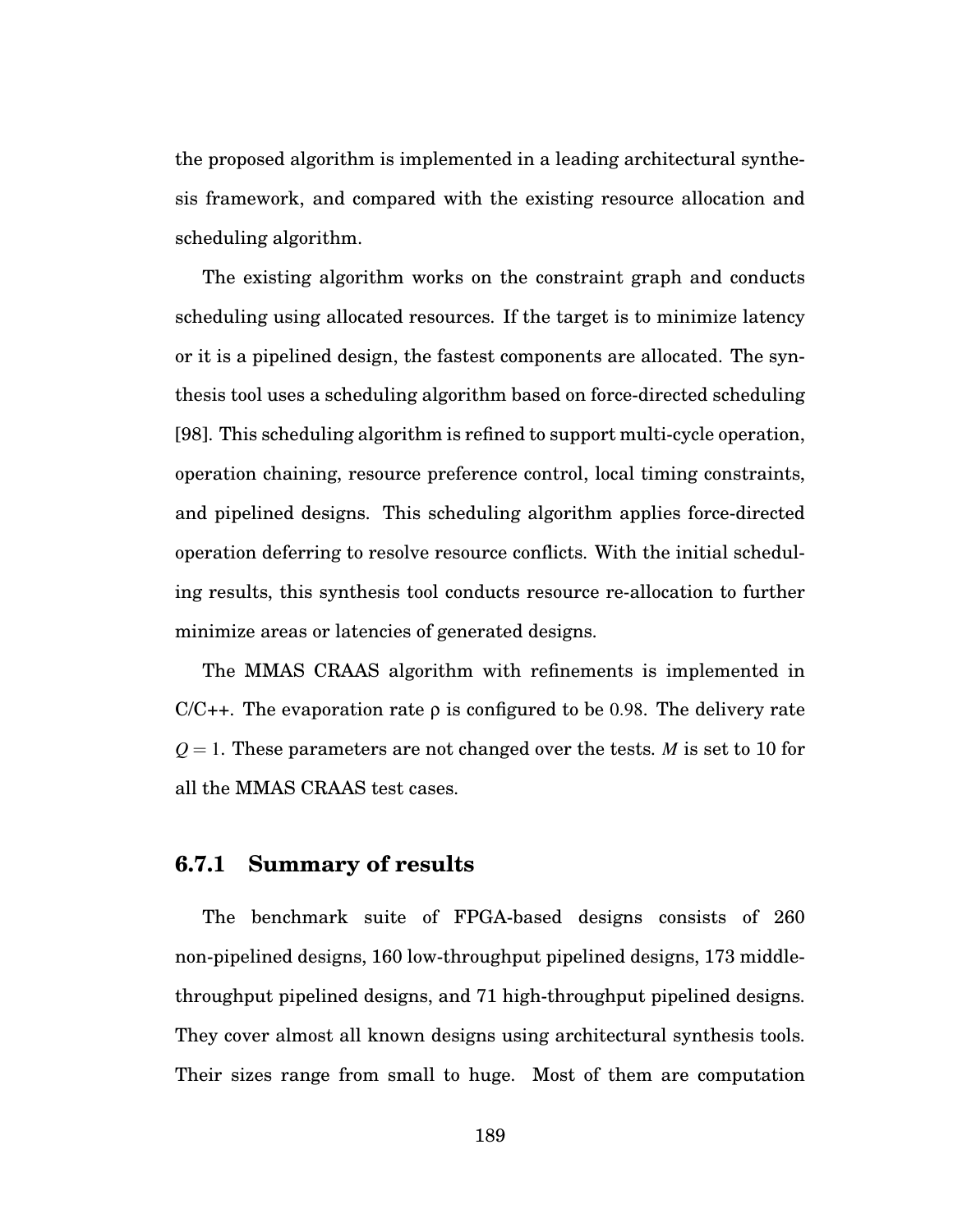the proposed algorithm is implemented in a leading architectural synthesis framework, and compared with the existing resource allocation and scheduling algorithm.

The existing algorithm works on the constraint graph and conducts scheduling using allocated resources. If the target is to minimize latency or it is a pipelined design, the fastest components are allocated. The synthesis tool uses a scheduling algorithm based on force-directed scheduling [98]. This scheduling algorithm is refined to support multi-cycle operation, operation chaining, resource preference control, local timing constraints, and pipelined designs. This scheduling algorithm applies force-directed operation deferring to resolve resource conflicts. With the initial scheduling results, this synthesis tool conducts resource re-allocation to further minimize areas or latencies of generated designs.

The MMAS CRAAS algorithm with refinements is implemented in C/C++. The evaporation rate $\rho$ is configured to be $0.98$. The delivery rate $Q = 1$. These parameters are not changed over the tests. $M$ is set to 10 for all the MMAS CRAAS test cases.

### 6.7.1 Summary of results

The benchmark suite of FPGA-based designs consists of 260 non-pipelined designs, 160 low-throughput pipelined designs, 173 middle-throughput pipelined designs, and 71 high-throughput pipelined designs. They cover almost all known designs using architectural synthesis tools. Their sizes range from small to huge. Most of them are computation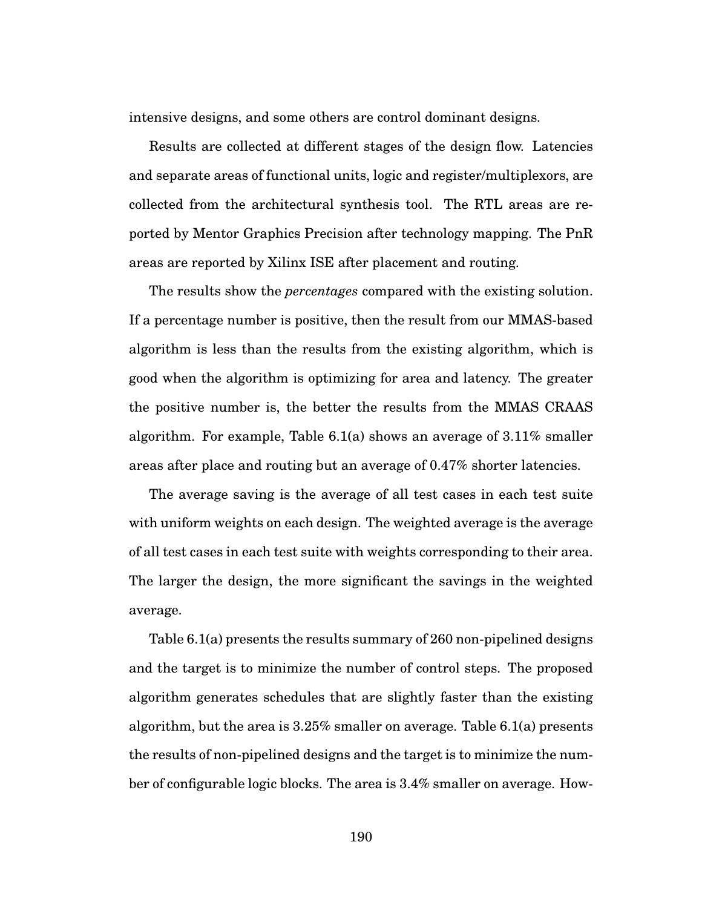intensive designs, and some others are control dominant designs.

Results are collected at different stages of the design flow. Latencies and separate areas of functional units, logic and register/multiplexors, are collected from the architectural synthesis tool. The RTL areas are reported by Mentor Graphics Precision after technology mapping. The PnR areas are reported by Xilinx ISE after placement and routing.

The results show the *percentages* compared with the existing solution. If a percentage number is positive, then the result from our MMAS-based algorithm is less than the results from the existing algorithm, which is good when the algorithm is optimizing for area and latency. The greater the positive number is, the better the results from the MMAS CRAAS algorithm. For example, Table 6.1(a) shows an average of 3.11% smaller areas after place and routing but an average of 0.47% shorter latencies.

The average saving is the average of all test cases in each test suite with uniform weights on each design. The weighted average is the average of all test cases in each test suite with weights corresponding to their area. The larger the design, the more significant the savings in the weighted average.

Table 6.1(a) presents the results summary of 260 non-pipelined designs and the target is to minimize the number of control steps. The proposed algorithm generates schedules that are slightly faster than the existing algorithm, but the area is 3.25% smaller on average. Table 6.1(a) presents the results of non-pipelined designs and the target is to minimize the number of configurable logic blocks. The area is 3.4% smaller on average. How-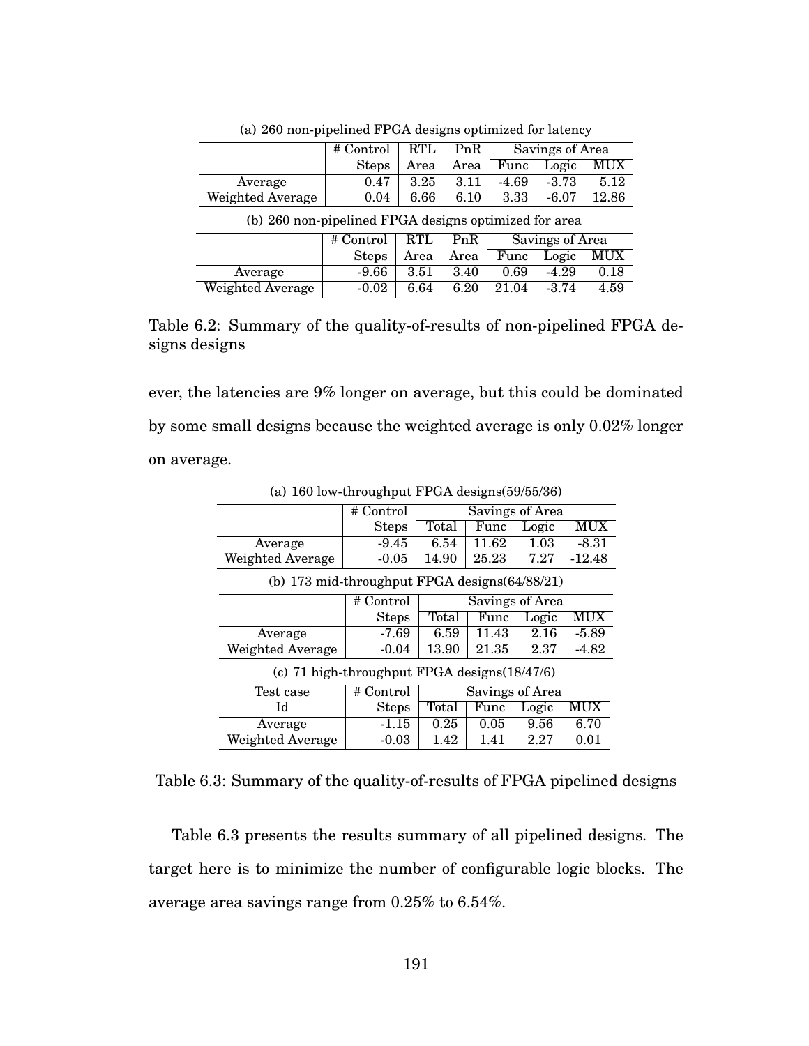(a) 260 non-pipelined FPGA designs optimized for latency

| | # Control Steps | RTL Area | PnR Area | Savings of Area | | |
|---|---|---|---|---|---|---|
| | | | | Func | Logic | MUX |
| Average | 0.47 | 3.25 | 3.11 | -4.69 | -3.73 | 5.12 |
| Weighted Average | 0.04 | 6.66 | 6.10 | 3.33 | -6.07 | 12.86 |

(b) 260 non-pipelined FPGA designs optimized for area

| | # Control Steps | RTL Area | PnR Area | Savings of Area | | |
|---|---|---|---|---|---|---|
| | | | | Func | Logic | MUX |
| Average | -9.66 | 3.51 | 3.40 | 0.69 | -4.29 | 0.18 |
| Weighted Average | -0.02 | 6.64 | 6.20 | 21.04 | -3.74 | 4.59 |

Table 6.2: Summary of the quality-of-results of non-pipelined FPGA designs designs

ever, the latencies are 9% longer on average, but this could be dominated by some small designs because the weighted average is only 0.02% longer on average.

(a) 160 low-throughput FPGA designs(59/55/36)

| | # Control Steps | Savings of Area | | | |
|---|---|---|---|---|---|
| | | Total | Func | Logic | MUX |
| Average | -9.45 | 6.54 | 11.62 | 1.03 | -8.31 |
| Weighted Average | -0.05 | 14.90 | 25.23 | 7.27 | -12.48 |

(b) 173 mid-throughput FPGA designs(64/88/21)

| | # Control Steps | Savings of Area | | | |
|---|---|---|---|---|---|
| | | Total | Func | Logic | MUX |
| Average | -7.69 | 6.59 | 11.43 | 2.16 | -5.89 |
| Weighted Average | -0.04 | 13.90 | 21.35 | 2.37 | -4.82 |

(c) 71 high-throughput FPGA designs(18/47/6)

| Test case Id | # Control Steps | Savings of Area | | | |
|---|---|---|---|---|---|
| | | Total | Func | Logic | MUX |
| Average | -1.15 | 0.25 | 0.05 | 9.56 | 6.70 |
| Weighted Average | -0.03 | 1.42 | 1.41 | 2.27 | 0.01 |

Table 6.3: Summary of the quality-of-results of FPGA pipelined designs

Table 6.3 presents the results summary of all pipelined designs. The target here is to minimize the number of configurable logic blocks. The average area savings range from 0.25% to 6.54%.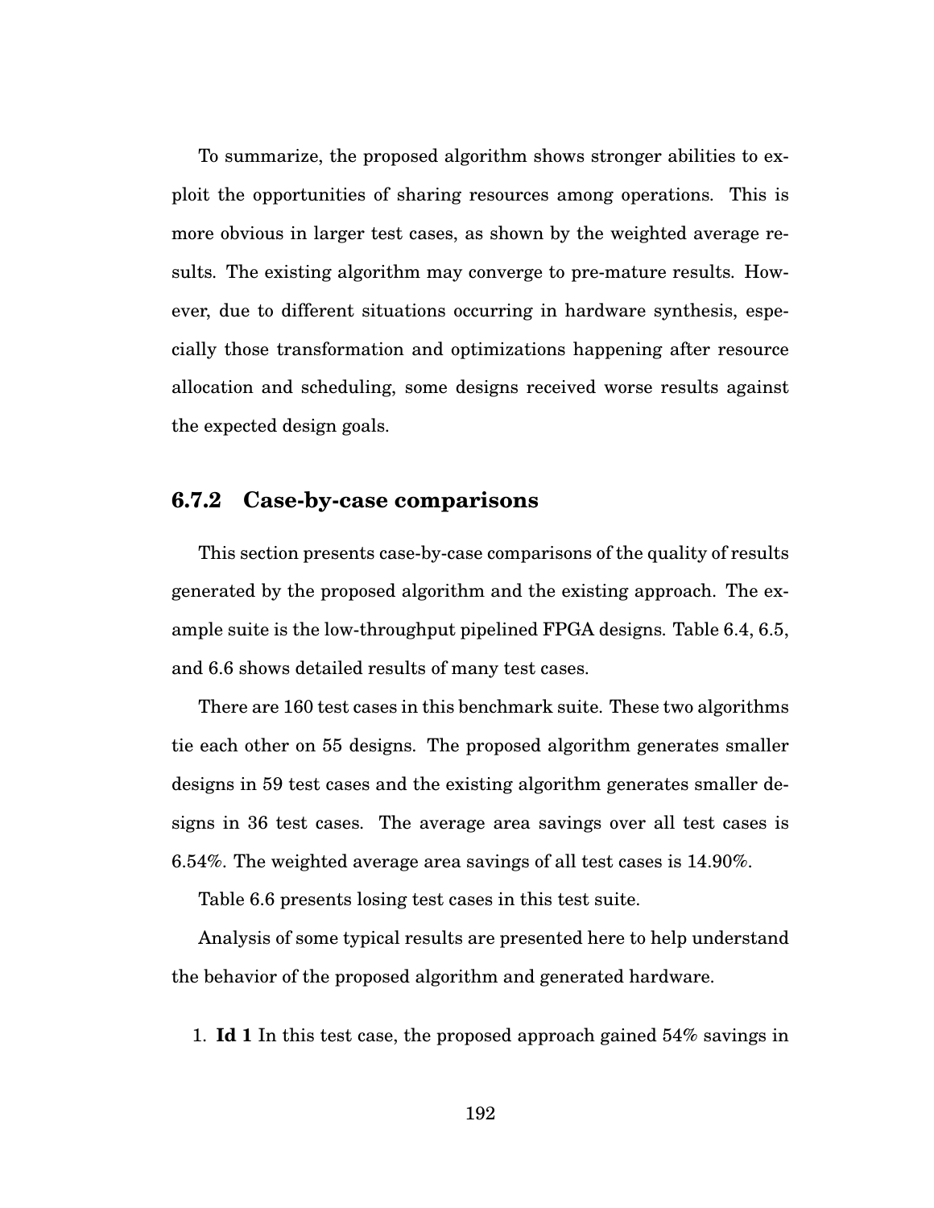To summarize, the proposed algorithm shows stronger abilities to exploit the opportunities of sharing resources among operations. This is more obvious in larger test cases, as shown by the weighted average results. The existing algorithm may converge to pre-mature results. However, due to different situations occurring in hardware synthesis, especially those transformation and optimizations happening after resource allocation and scheduling, some designs received worse results against the expected design goals.

### 6.7.2 Case-by-case comparisons

This section presents case-by-case comparisons of the quality of results generated by the proposed algorithm and the existing approach. The example suite is the low-throughput pipelined FPGA designs. Table 6.4, 6.5, and 6.6 shows detailed results of many test cases.

There are 160 test cases in this benchmark suite. These two algorithms tie each other on 55 designs. The proposed algorithm generates smaller designs in 59 test cases and the existing algorithm generates smaller designs in 36 test cases. The average area savings over all test cases is 6.54%. The weighted average area savings of all test cases is 14.90%.

Table 6.6 presents losing test cases in this test suite.

Analysis of some typical results are presented here to help understand the behavior of the proposed algorithm and generated hardware.

1. **Id 1** In this test case, the proposed approach gained 54% savings in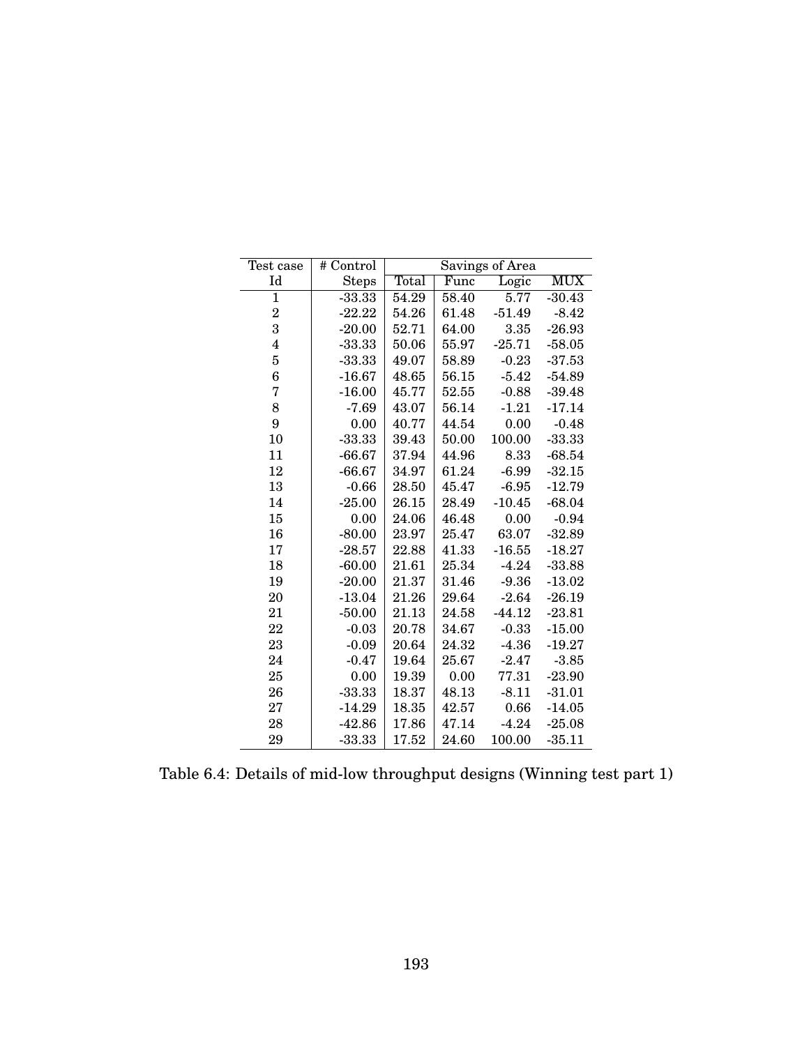| Test case | # Control | Savings of Area | | | |
|---|---|---|---|---|---|
| Id | Steps | Total | Func | Logic | MUX |
| 1 | -33.33 | 54.29 | 58.40 | 5.77 | -30.43 |
| 2 | -22.22 | 54.26 | 61.48 | -51.49 | -8.42 |
| 3 | -20.00 | 52.71 | 64.00 | 3.35 | -26.93 |
| 4 | -33.33 | 50.06 | 55.97 | -25.71 | -58.05 |
| 5 | -33.33 | 49.07 | 58.89 | -0.23 | -37.53 |
| 6 | -16.67 | 48.65 | 56.15 | -5.42 | -54.89 |
| 7 | -16.00 | 45.77 | 52.55 | -0.88 | -39.48 |
| 8 | -7.69 | 43.07 | 56.14 | -1.21 | -17.14 |
| 9 | 0.00 | 40.77 | 44.54 | 0.00 | -0.48 |
| 10 | -33.33 | 39.43 | 50.00 | 100.00 | -33.33 |
| 11 | -66.67 | 37.94 | 44.96 | 8.33 | -68.54 |
| 12 | -66.67 | 34.97 | 61.24 | -6.99 | -32.15 |
| 13 | -0.66 | 28.50 | 45.47 | -6.95 | -12.79 |
| 14 | -25.00 | 26.15 | 28.49 | -10.45 | -68.04 |
| 15 | 0.00 | 24.06 | 46.48 | 0.00 | -0.94 |
| 16 | -80.00 | 23.97 | 25.47 | 63.07 | -32.89 |
| 17 | -28.57 | 22.88 | 41.33 | -16.55 | -18.27 |
| 18 | -60.00 | 21.61 | 25.34 | -4.24 | -33.88 |
| 19 | -20.00 | 21.37 | 31.46 | -9.36 | -13.02 |
| 20 | -13.04 | 21.26 | 29.64 | -2.64 | -26.19 |
| 21 | -50.00 | 21.13 | 24.58 | -44.12 | -23.81 |
| 22 | -0.03 | 20.78 | 34.67 | -0.33 | -15.00 |
| 23 | -0.09 | 20.64 | 24.32 | -4.36 | -19.27 |
| 24 | -0.47 | 19.64 | 25.67 | -2.47 | -3.85 |
| 25 | 0.00 | 19.39 | 0.00 | 77.31 | -23.90 |
| 26 | -33.33 | 18.37 | 48.13 | -8.11 | -31.01 |
| 27 | -14.29 | 18.35 | 42.57 | 0.66 | -14.05 |
| 28 | -42.86 | 17.86 | 47.14 | -4.24 | -25.08 |
| 29 | -33.33 | 17.52 | 24.60 | 100.00 | -35.11 |

Table 6.4: Details of mid-low throughput designs (Winning test part 1)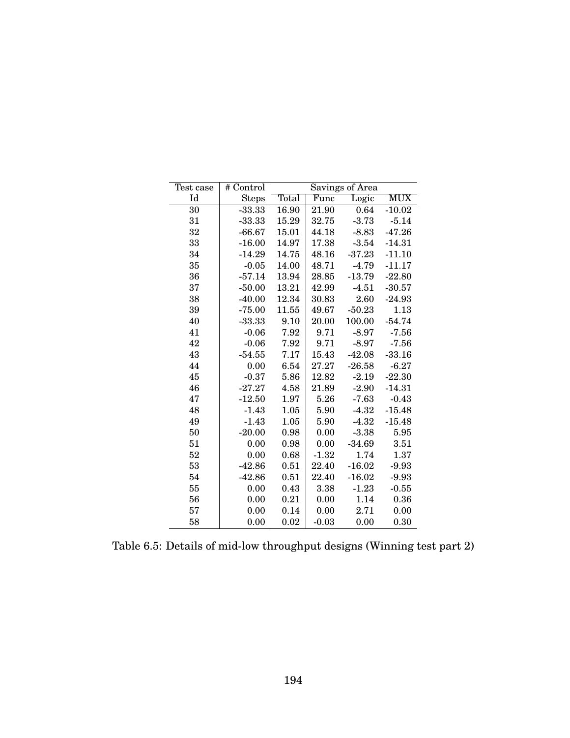| Test case | # Control | Savings of Area | | | |
|---|---|---|---|---|---|
| Id | Steps | Total | Func | Logic | MUX |
| 30 | -33.33 | 16.90 | 21.90 | 0.64 | -10.02 |
| 31 | -33.33 | 15.29 | 32.75 | -3.73 | -5.14 |
| 32 | -66.67 | 15.01 | 44.18 | -8.83 | -47.26 |
| 33 | -16.00 | 14.97 | 17.38 | -3.54 | -14.31 |
| 34 | -14.29 | 14.75 | 48.16 | -37.23 | -11.10 |
| 35 | -0.05 | 14.00 | 48.71 | -4.79 | -11.17 |
| 36 | -57.14 | 13.94 | 28.85 | -13.79 | -22.80 |
| 37 | -50.00 | 13.21 | 42.99 | -4.51 | -30.57 |
| 38 | -40.00 | 12.34 | 30.83 | 2.60 | -24.93 |
| 39 | -75.00 | 11.55 | 49.67 | -50.23 | 1.13 |
| 40 | -33.33 | 9.10 | 20.00 | 100.00 | -54.74 |
| 41 | -0.06 | 7.92 | 9.71 | -8.97 | -7.56 |
| 42 | -0.06 | 7.92 | 9.71 | -8.97 | -7.56 |
| 43 | -54.55 | 7.17 | 15.43 | -42.08 | -33.16 |
| 44 | 0.00 | 6.54 | 27.27 | -26.58 | -6.27 |
| 45 | -0.37 | 5.86 | 12.82 | -2.19 | -22.30 |
| 46 | -27.27 | 4.58 | 21.89 | -2.90 | -14.31 |
| 47 | -12.50 | 1.97 | 5.26 | -7.63 | -0.43 |
| 48 | -1.43 | 1.05 | 5.90 | -4.32 | -15.48 |
| 49 | -1.43 | 1.05 | 5.90 | -4.32 | -15.48 |
| 50 | -20.00 | 0.98 | 0.00 | -3.38 | 5.95 |
| 51 | 0.00 | 0.98 | 0.00 | -34.69 | 3.51 |
| 52 | 0.00 | 0.68 | -1.32 | 1.74 | 1.37 |
| 53 | -42.86 | 0.51 | 22.40 | -16.02 | -9.93 |
| 54 | -42.86 | 0.51 | 22.40 | -16.02 | -9.93 |
| 55 | 0.00 | 0.43 | 3.38 | -1.23 | -0.55 |
| 56 | 0.00 | 0.21 | 0.00 | 1.14 | 0.36 |
| 57 | 0.00 | 0.14 | 0.00 | 2.71 | 0.00 |
| 58 | 0.00 | 0.02 | -0.03 | 0.00 | 0.30 |

Table 6.5: Details of mid-low throughput designs (Winning test part 2)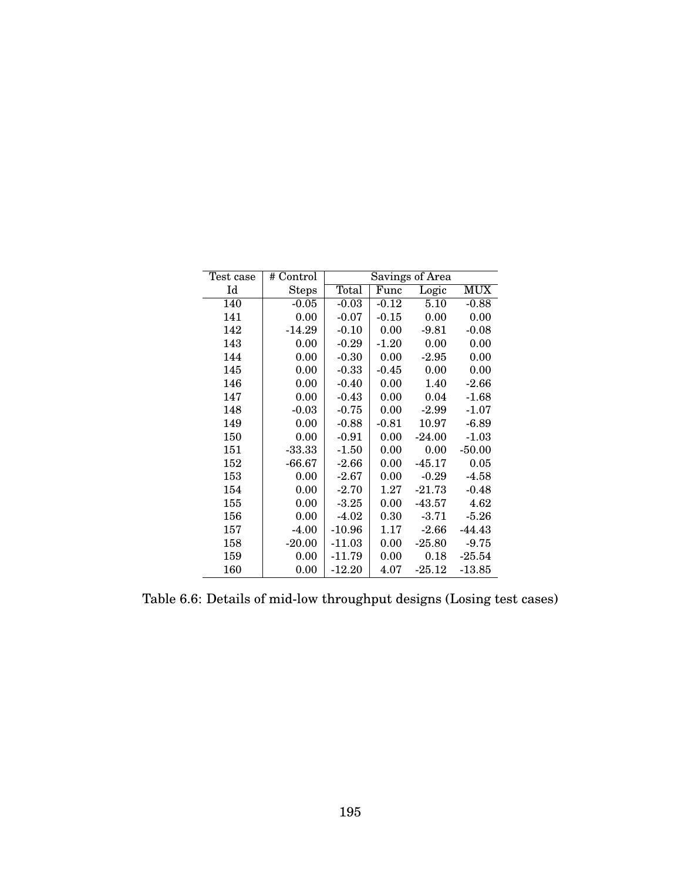| Test case | # Control | Savings of Area | | | |
|---|---|---|---|---|---|
| Id | Steps | Total | Func | Logic | MUX |
| 140 | -0.05 | -0.03 | -0.12 | 5.10 | -0.88 |
| 141 | 0.00 | -0.07 | -0.15 | 0.00 | 0.00 |
| 142 | -14.29 | -0.10 | 0.00 | -9.81 | -0.08 |
| 143 | 0.00 | -0.29 | -1.20 | 0.00 | 0.00 |
| 144 | 0.00 | -0.30 | 0.00 | -2.95 | 0.00 |
| 145 | 0.00 | -0.33 | -0.45 | 0.00 | 0.00 |
| 146 | 0.00 | -0.40 | 0.00 | 1.40 | -2.66 |
| 147 | 0.00 | -0.43 | 0.00 | 0.04 | -1.68 |
| 148 | -0.03 | -0.75 | 0.00 | -2.99 | -1.07 |
| 149 | 0.00 | -0.88 | -0.81 | 10.97 | -6.89 |
| 150 | 0.00 | -0.91 | 0.00 | -24.00 | -1.03 |
| 151 | -33.33 | -1.50 | 0.00 | 0.00 | -50.00 |
| 152 | -66.67 | -2.66 | 0.00 | -45.17 | 0.05 |
| 153 | 0.00 | -2.67 | 0.00 | -0.29 | -4.58 |
| 154 | 0.00 | -2.70 | 1.27 | -21.73 | -0.48 |
| 155 | 0.00 | -3.25 | 0.00 | -43.57 | 4.62 |
| 156 | 0.00 | -4.02 | 0.30 | -3.71 | -5.26 |
| 157 | -4.00 | -10.96 | 1.17 | -2.66 | -44.43 |
| 158 | -20.00 | -11.03 | 0.00 | -25.80 | -9.75 |
| 159 | 0.00 | -11.79 | 0.00 | 0.18 | -25.54 |
| 160 | 0.00 | -12.20 | 4.07 | -25.12 | -13.85 |

Table 6.6: Details of mid-low throughput designs (Losing test cases)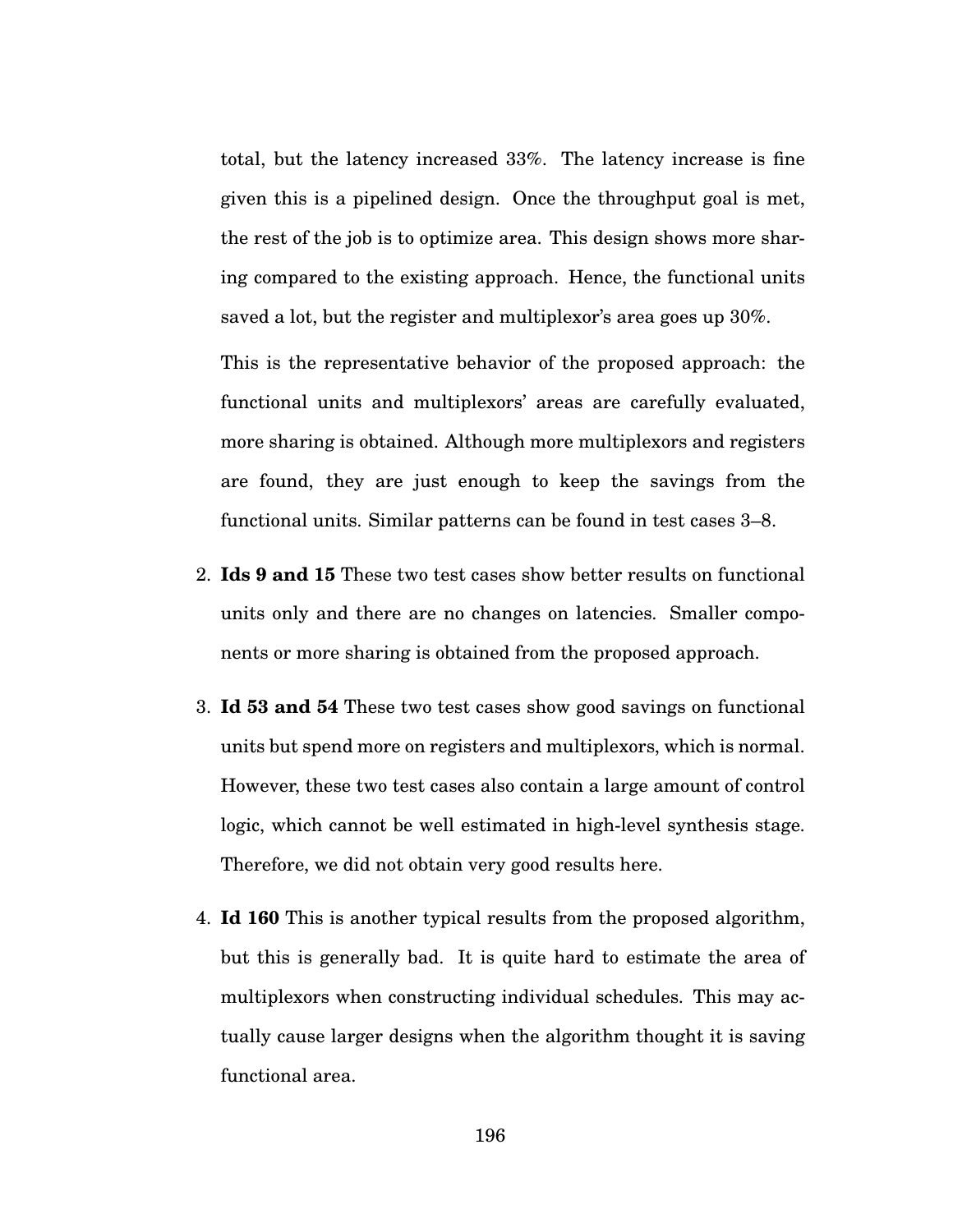total, but the latency increased 33%. The latency increase is fine given this is a pipelined design. Once the throughput goal is met, the rest of the job is to optimize area. This design shows more sharing compared to the existing approach. Hence, the functional units saved a lot, but the register and multiplexor's area goes up 30%.

This is the representative behavior of the proposed approach: the functional units and multiplexors' areas are carefully evaluated, more sharing is obtained. Although more multiplexors and registers are found, they are just enough to keep the savings from the functional units. Similar patterns can be found in test cases 3–8.

2. **Ids 9 and 15** These two test cases show better results on functional units only and there are no changes on latencies. Smaller components or more sharing is obtained from the proposed approach.

3. **Id 53 and 54** These two test cases show good savings on functional units but spend more on registers and multiplexors, which is normal. However, these two test cases also contain a large amount of control logic, which cannot be well estimated in high-level synthesis stage. Therefore, we did not obtain very good results here.

4. **Id 160** This is another typical results from the proposed algorithm, but this is generally bad. It is quite hard to estimate the area of multiplexors when constructing individual schedules. This may actually cause larger designs when the algorithm thought it is saving functional area.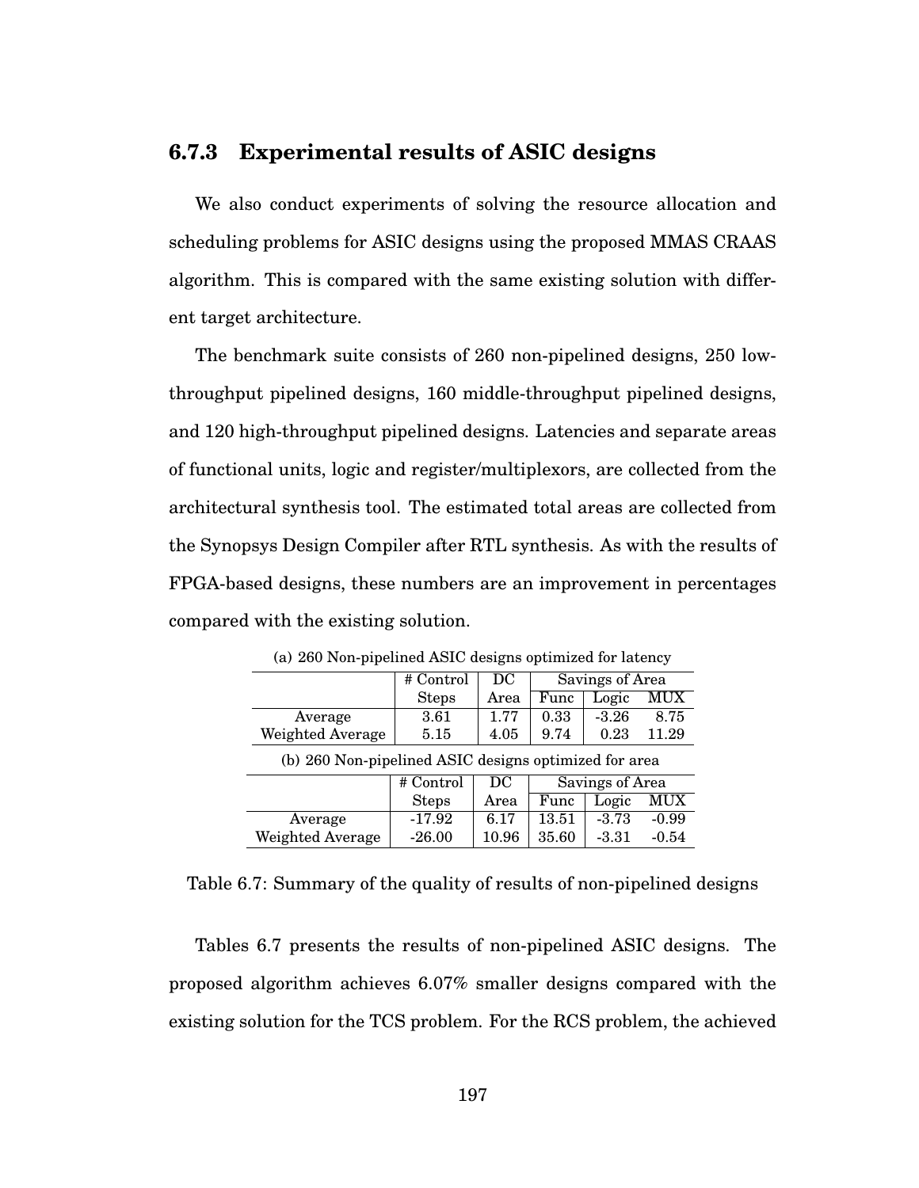### 6.7.3 Experimental results of ASIC designs

We also conduct experiments of solving the resource allocation and scheduling problems for ASIC designs using the proposed MMAS CRAAS algorithm. This is compared with the same existing solution with different target architecture.

The benchmark suite consists of 260 non-pipelined designs, 250 low-throughput pipelined designs, 160 middle-throughput pipelined designs, and 120 high-throughput pipelined designs. Latencies and separate areas of functional units, logic and register/multiplexors, are collected from the architectural synthesis tool. The estimated total areas are collected from the Synopsys Design Compiler after RTL synthesis. As with the results of FPGA-based designs, these numbers are an improvement in percentages compared with the existing solution.

(a) 260 Non-pipelined ASIC designs optimized for latency

| | # Control Steps | DC Area | Savings of Area | | |
|---|---|---|---|---|---|
| | | | Func | Logic | MUX |
| Average | 3.61 | 1.77 | 0.33 | -3.26 | 8.75 |
| Weighted Average | 5.15 | 4.05 | 9.74 | 0.23 | 11.29 |

(b) 260 Non-pipelined ASIC designs optimized for area

| | # Control Steps | DC Area | Savings of Area | | |
|---|---|---|---|---|---|
| | | | Func | Logic | MUX |
| Average | -17.92 | 6.17 | 13.51 | -3.73 | -0.99 |
| Weighted Average | -26.00 | 10.96 | 35.60 | -3.31 | -0.54 |

Table 6.7: Summary of the quality of results of non-pipelined designs

Tables 6.7 presents the results of non-pipelined ASIC designs. The proposed algorithm achieves 6.07% smaller designs compared with the existing solution for the TCS problem. For the RCS problem, the achieved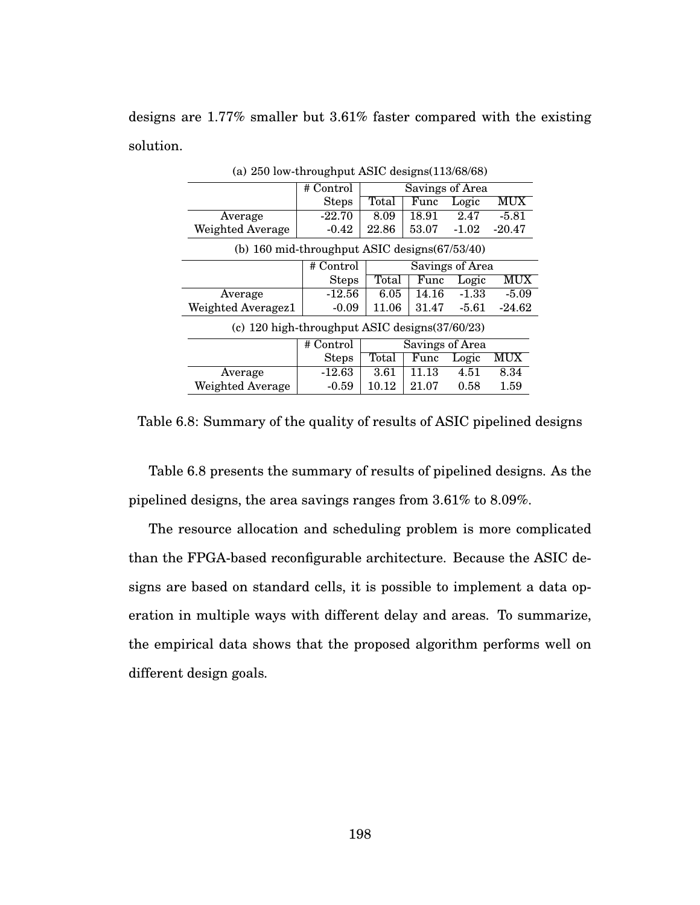designs are 1.77% smaller but 3.61% faster compared with the existing solution.

(a) 250 low-throughput ASIC designs(113/68/68)

| | # Control Steps | Savings of Area | | | |
|---|---|---|---|---|---|
| | | Total | Func | Logic | MUX |
| Average | -22.70 | 8.09 | 18.91 | 2.47 | -5.81 |
| Weighted Average | -0.42 | 22.86 | 53.07 | -1.02 | -20.47 |

(b) 160 mid-throughput ASIC designs(67/53/40)

| | # Control Steps | Savings of Area | | | |
|---|---|---|---|---|---|
| | | Total | Func | Logic | MUX |
| Average | -12.56 | 6.05 | 14.16 | -1.33 | -5.09 |
| Weighted Averagez1 | -0.09 | 11.06 | 31.47 | -5.61 | -24.62 |

(c) 120 high-throughput ASIC designs(37/60/23)

| | # Control Steps | Savings of Area | | | |
|---|---|---|---|---|---|
| | | Total | Func | Logic | MUX |
| Average | -12.63 | 3.61 | 11.13 | 4.51 | 8.34 |
| Weighted Average | -0.59 | 10.12 | 21.07 | 0.58 | 1.59 |

Table 6.8: Summary of the quality of results of ASIC pipelined designs

Table 6.8 presents the summary of results of pipelined designs. As the pipelined designs, the area savings ranges from 3.61% to 8.09%.

The resource allocation and scheduling problem is more complicated than the FPGA-based reconfigurable architecture. Because the ASIC designs are based on standard cells, it is possible to implement a data operation in multiple ways with different delay and areas. To summarize, the empirical data shows that the proposed algorithm performs well on different design goals.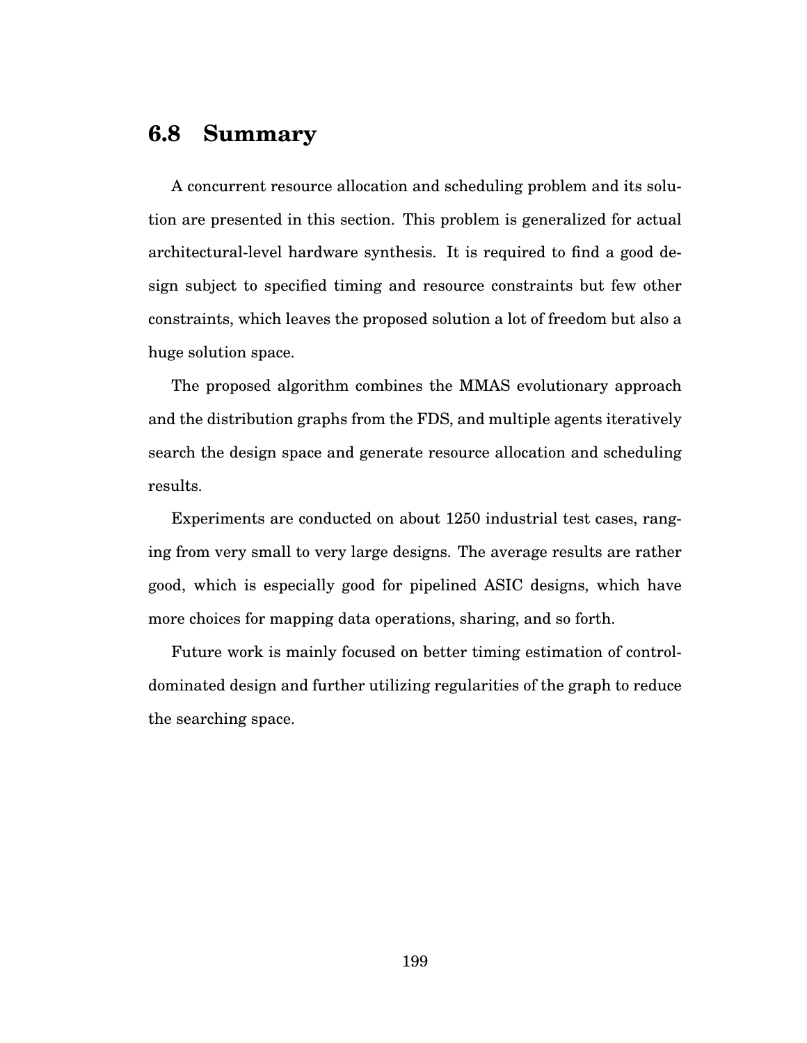## 6.8 Summary

A concurrent resource allocation and scheduling problem and its solution are presented in this section. This problem is generalized for actual architectural-level hardware synthesis. It is required to find a good design subject to specified timing and resource constraints but few other constraints, which leaves the proposed solution a lot of freedom but also a huge solution space.

The proposed algorithm combines the MMAS evolutionary approach and the distribution graphs from the FDS, and multiple agents iteratively search the design space and generate resource allocation and scheduling results.

Experiments are conducted on about 1250 industrial test cases, ranging from very small to very large designs. The average results are rather good, which is especially good for pipelined ASIC designs, which have more choices for mapping data operations, sharing, and so forth.

Future work is mainly focused on better timing estimation of control-dominated design and further utilizing regularities of the graph to reduce the searching space.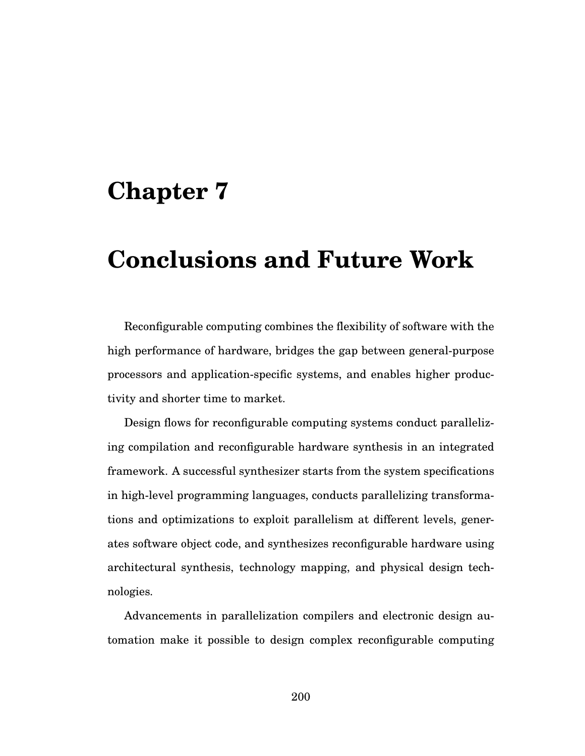# Chapter 7

# Conclusions and Future Work

Reconfigurable computing combines the flexibility of software with the high performance of hardware, bridges the gap between general-purpose processors and application-specific systems, and enables higher productivity and shorter time to market.

Design flows for reconfigurable computing systems conduct parallelizing compilation and reconfigurable hardware synthesis in an integrated framework. A successful synthesizer starts from the system specifications in high-level programming languages, conducts parallelizing transformations and optimizations to exploit parallelism at different levels, generates software object code, and synthesizes reconfigurable hardware using architectural synthesis, technology mapping, and physical design technologies.

Advancements in parallelization compilers and electronic design automation make it possible to design complex reconfigurable computing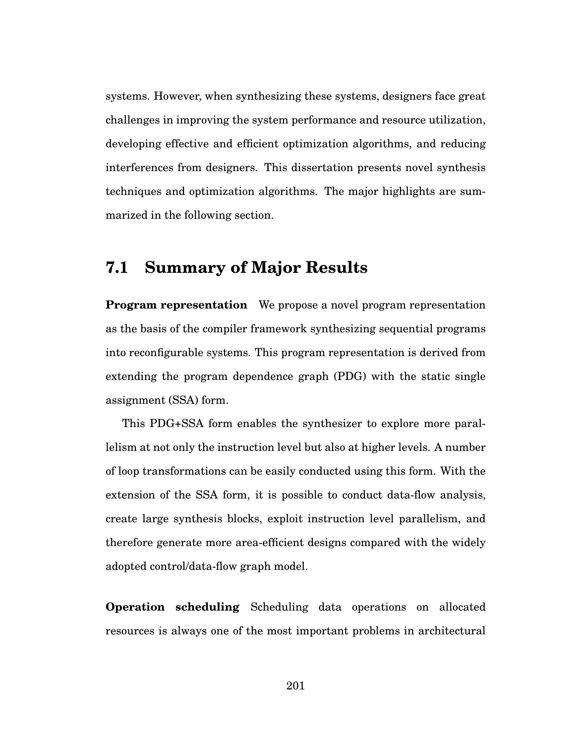systems. However, when synthesizing these systems, designers face great challenges in improving the system performance and resource utilization, developing effective and efficient optimization algorithms, and reducing interferences from designers. This dissertation presents novel synthesis techniques and optimization algorithms. The major highlights are summarized in the following section.

## 7.1 Summary of Major Results

**Program representation** We propose a novel program representation as the basis of the compiler framework synthesizing sequential programs into reconfigurable systems. This program representation is derived from extending the program dependence graph (PDG) with the static single assignment (SSA) form.

This PDG+SSA form enables the synthesizer to explore more parallelism at not only the instruction level but also at higher levels. A number of loop transformations can be easily conducted using this form. With the extension of the SSA form, it is possible to conduct data-flow analysis, create large synthesis blocks, exploit instruction level parallelism, and therefore generate more area-efficient designs compared with the widely adopted control/data-flow graph model.

**Operation scheduling** Scheduling data operations on allocated resources is always one of the most important problems in architectural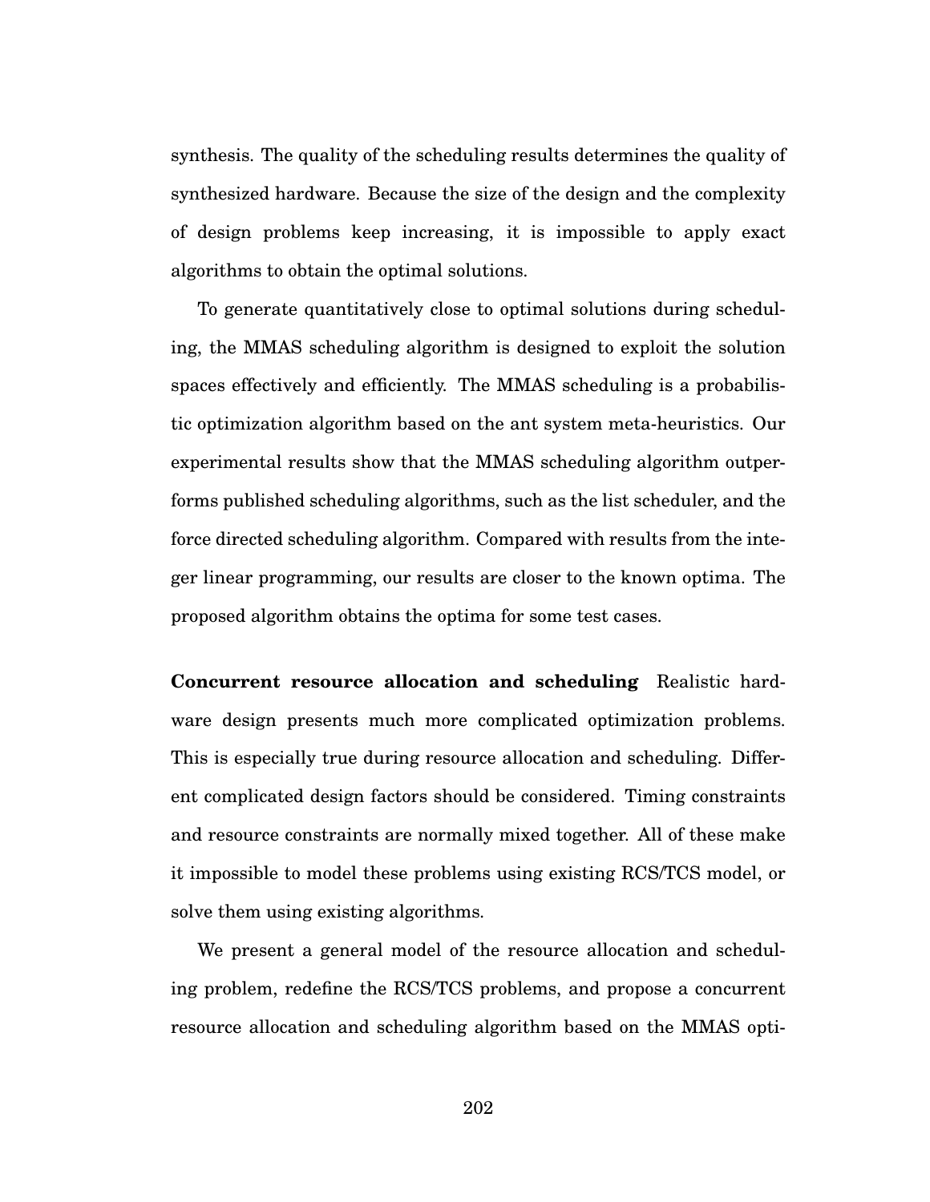synthesis. The quality of the scheduling results determines the quality of synthesized hardware. Because the size of the design and the complexity of design problems keep increasing, it is impossible to apply exact algorithms to obtain the optimal solutions.

To generate quantitatively close to optimal solutions during scheduling, the MMAS scheduling algorithm is designed to exploit the solution spaces effectively and efficiently. The MMAS scheduling is a probabilistic optimization algorithm based on the ant system meta-heuristics. Our experimental results show that the MMAS scheduling algorithm outperforms published scheduling algorithms, such as the list scheduler, and the force directed scheduling algorithm. Compared with results from the integer linear programming, our results are closer to the known optima. The proposed algorithm obtains the optima for some test cases.

**Concurrent resource allocation and scheduling** Realistic hardware design presents much more complicated optimization problems. This is especially true during resource allocation and scheduling. Different complicated design factors should be considered. Timing constraints and resource constraints are normally mixed together. All of these make it impossible to model these problems using existing RCS/TCS model, or solve them using existing algorithms.

We present a general model of the resource allocation and scheduling problem, redefine the RCS/TCS problems, and propose a concurrent resource allocation and scheduling algorithm based on the MMAS opti-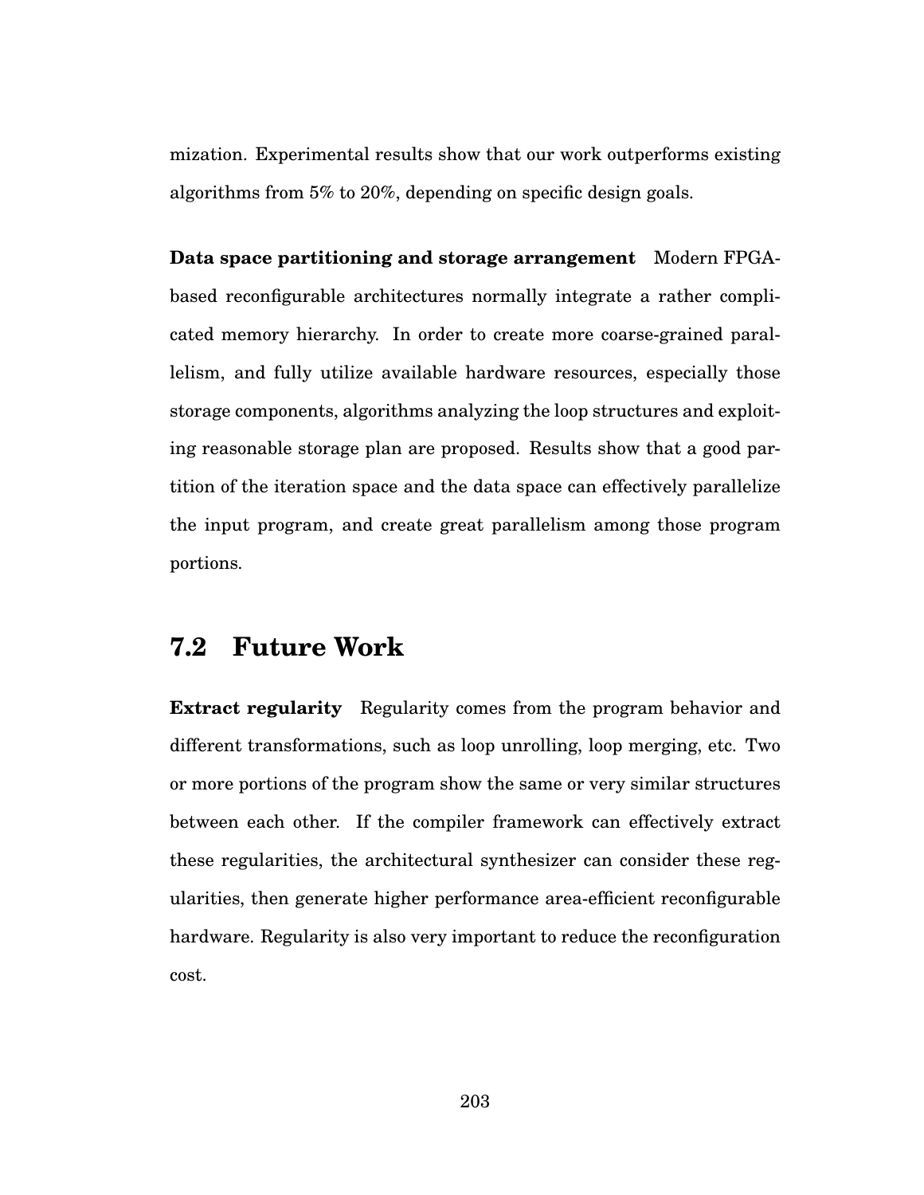mization. Experimental results show that our work outperforms existing algorithms from 5% to 20%, depending on specific design goals.

**Data space partitioning and storage arrangement** Modern FPGA-based reconfigurable architectures normally integrate a rather complicated memory hierarchy. In order to create more coarse-grained parallelism, and fully utilize available hardware resources, especially those storage components, algorithms analyzing the loop structures and exploiting reasonable storage plan are proposed. Results show that a good partition of the iteration space and the data space can effectively parallelize the input program, and create great parallelism among those program portions.

## 7.2 Future Work

**Extract regularity** Regularity comes from the program behavior and different transformations, such as loop unrolling, loop merging, etc. Two or more portions of the program show the same or very similar structures between each other. If the compiler framework can effectively extract these regularities, the architectural synthesizer can consider these regularities, then generate higher performance area-efficient reconfigurable hardware. Regularity is also very important to reduce the reconfiguration cost.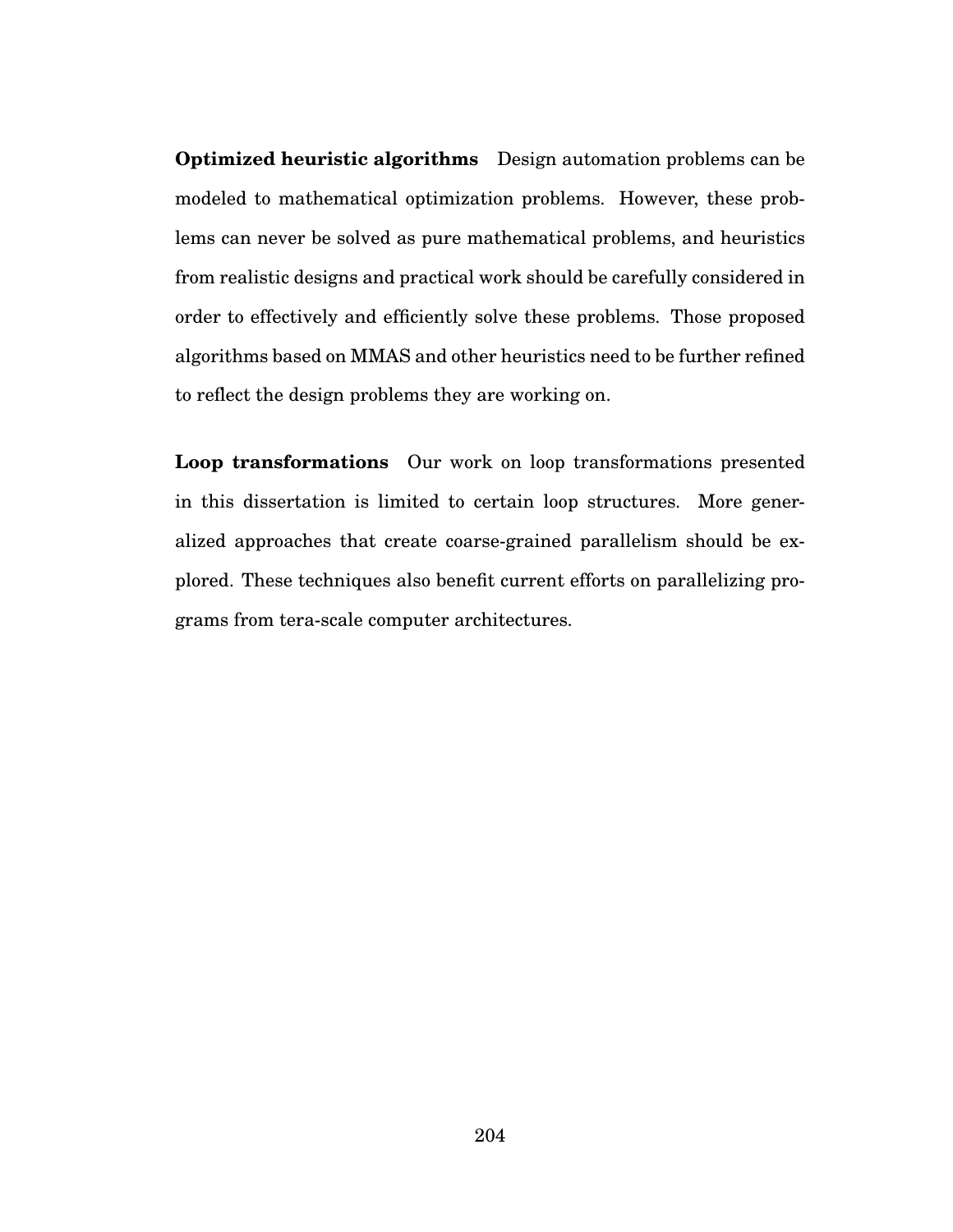**Optimized heuristic algorithms** Design automation problems can be modeled to mathematical optimization problems. However, these problems can never be solved as pure mathematical problems, and heuristics from realistic designs and practical work should be carefully considered in order to effectively and efficiently solve these problems. Those proposed algorithms based on MMAS and other heuristics need to be further refined to reflect the design problems they are working on.

**Loop transformations** Our work on loop transformations presented in this dissertation is limited to certain loop structures. More generalized approaches that create coarse-grained parallelism should be explored. These techniques also benefit current efforts on parallelizing programs from tera-scale computer architectures.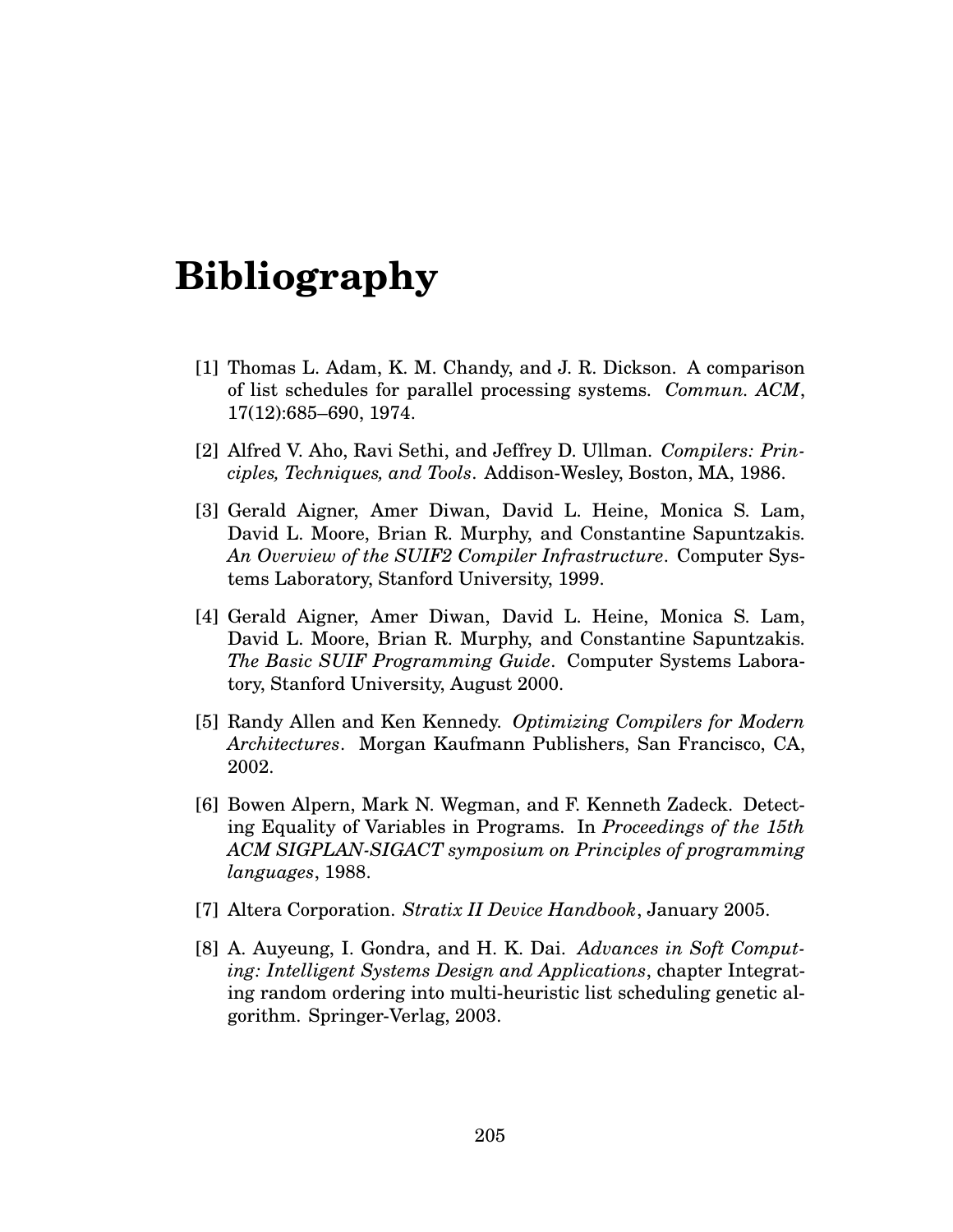# Bibliography

[1] Thomas L. Adam, K. M. Chandy, and J. R. Dickson. A comparison of list schedules for parallel processing systems. *Commun. ACM*, 17(12):685–690, 1974.

[2] Alfred V. Aho, Ravi Sethi, and Jeffrey D. Ullman. *Compilers: Principles, Techniques, and Tools*. Addison-Wesley, Boston, MA, 1986.

[3] Gerald Aigner, Amer Diwan, David L. Heine, Monica S. Lam, David L. Moore, Brian R. Murphy, and Constantine Sapuntzakis. *An Overview of the SUIF2 Compiler Infrastructure*. Computer Systems Laboratory, Stanford University, 1999.

[4] Gerald Aigner, Amer Diwan, David L. Heine, Monica S. Lam, David L. Moore, Brian R. Murphy, and Constantine Sapuntzakis. *The Basic SUIF Programming Guide*. Computer Systems Laboratory, Stanford University, August 2000.

[5] Randy Allen and Ken Kennedy. *Optimizing Compilers for Modern Architectures*. Morgan Kaufmann Publishers, San Francisco, CA, 2002.

[6] Bowen Alpern, Mark N. Wegman, and F. Kenneth Zadeck. Detecting Equality of Variables in Programs. In *Proceedings of the 15th ACM SIGPLAN-SIGACT symposium on Principles of programming languages*, 1988.

[7] Altera Corporation. *Stratix II Device Handbook*, January 2005.

[8] A. Auyeung, I. Gondra, and H. K. Dai. *Advances in Soft Computing: Intelligent Systems Design and Applications*, chapter Integrating random ordering into multi-heuristic list scheduling genetic algorithm. Springer-Verlag, 2003.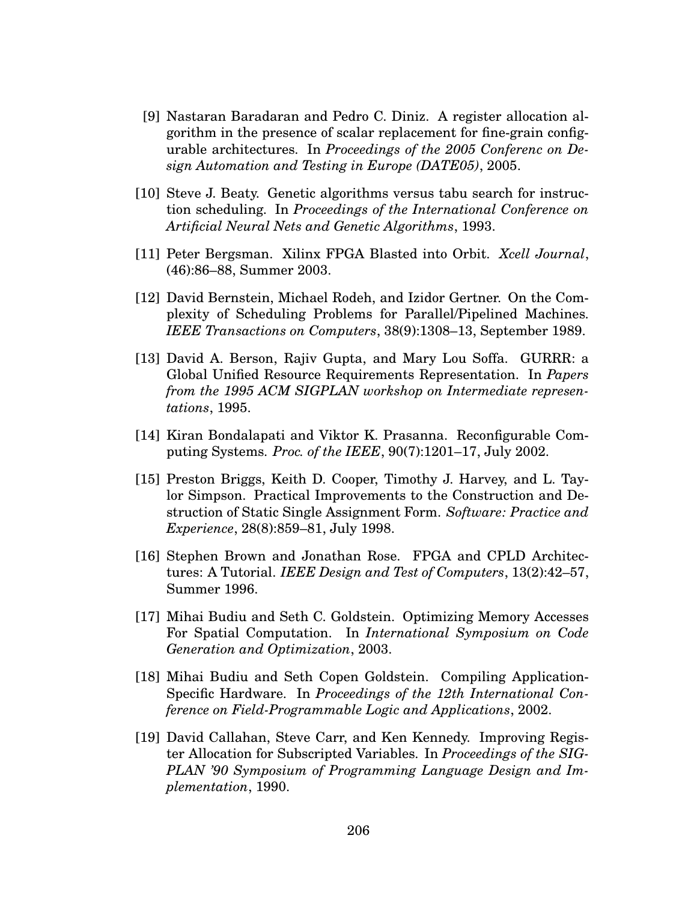[9] Nastaran Baradaran and Pedro C. Diniz. A register allocation algorithm in the presence of scalar replacement for fine-grain configurable architectures. In *Proceedings of the 2005 Conferenc on Design Automation and Testing in Europe (DATE05)*, 2005.

[10] Steve J. Beaty. Genetic algorithms versus tabu search for instruction scheduling. In *Proceedings of the International Conference on Artificial Neural Nets and Genetic Algorithms*, 1993.

[11] Peter Bergsman. Xilinx FPGA Blasted into Orbit. *Xcell Journal*, (46):86–88, Summer 2003.

[12] David Bernstein, Michael Rodeh, and Izidor Gertner. On the Complexity of Scheduling Problems for Parallel/Pipelined Machines. *IEEE Transactions on Computers*, 38(9):1308–13, September 1989.

[13] David A. Berson, Rajiv Gupta, and Mary Lou Soffa. GURRR: a Global Unified Resource Requirements Representation. In *Papers from the 1995 ACM SIGPLAN workshop on Intermediate representations*, 1995.

[14] Kiran Bondalapati and Viktor K. Prasanna. Reconfigurable Computing Systems. *Proc. of the IEEE*, 90(7):1201–17, July 2002.

[15] Preston Briggs, Keith D. Cooper, Timothy J. Harvey, and L. Taylor Simpson. Practical Improvements to the Construction and Destruction of Static Single Assignment Form. *Software: Practice and Experience*, 28(8):859–81, July 1998.

[16] Stephen Brown and Jonathan Rose. FPGA and CPLD Architectures: A Tutorial. *IEEE Design and Test of Computers*, 13(2):42–57, Summer 1996.

[17] Mihai Budiu and Seth C. Goldstein. Optimizing Memory Accesses For Spatial Computation. In *International Symposium on Code Generation and Optimization*, 2003.

[18] Mihai Budiu and Seth Copen Goldstein. Compiling Application-Specific Hardware. In *Proceedings of the 12th International Conference on Field-Programmable Logic and Applications*, 2002.

[19] David Callahan, Steve Carr, and Ken Kennedy. Improving Register Allocation for Subscripted Variables. In *Proceedings of the SIGPLAN '90 Symposium of Programming Language Design and Implementation*, 1990.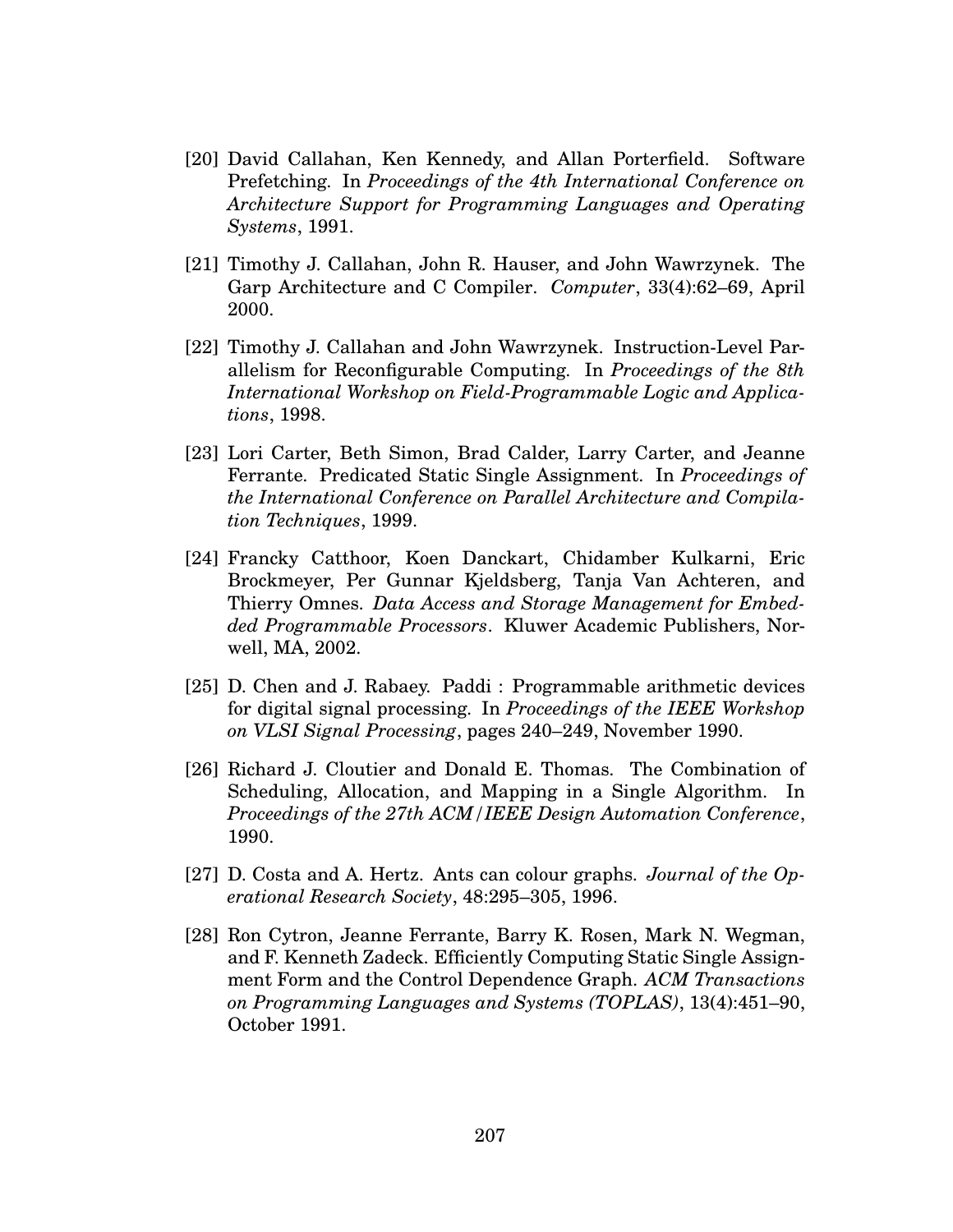[20] David Callahan, Ken Kennedy, and Allan Porterfield. Software Prefetching. In *Proceedings of the 4th International Conference on Architecture Support for Programming Languages and Operating Systems*, 1991.

[21] Timothy J. Callahan, John R. Hauser, and John Wawrzynek. The Garp Architecture and C Compiler. *Computer*, 33(4):62–69, April 2000.

[22] Timothy J. Callahan and John Wawrzynek. Instruction-Level Parallelism for Reconfigurable Computing. In *Proceedings of the 8th International Workshop on Field-Programmable Logic and Applications*, 1998.

[23] Lori Carter, Beth Simon, Brad Calder, Larry Carter, and Jeanne Ferrante. Predicated Static Single Assignment. In *Proceedings of the International Conference on Parallel Architecture and Compilation Techniques*, 1999.

[24] Francky Catthoor, Koen Danckart, Chidamber Kulkarni, Eric Brockmeyer, Per Gunnar Kjeldsberg, Tanja Van Achteren, and Thierry Omnes. *Data Access and Storage Management for Embedded Programmable Processors*. Kluwer Academic Publishers, Norwell, MA, 2002.

[25] D. Chen and J. Rabaey. Paddi : Programmable arithmetic devices for digital signal processing. In *Proceedings of the IEEE Workshop on VLSI Signal Processing*, pages 240–249, November 1990.

[26] Richard J. Cloutier and Donald E. Thomas. The Combination of Scheduling, Allocation, and Mapping in a Single Algorithm. In *Proceedings of the 27th ACM/IEEE Design Automation Conference*, 1990.

[27] D. Costa and A. Hertz. Ants can colour graphs. *Journal of the Operational Research Society*, 48:295–305, 1996.

[28] Ron Cytron, Jeanne Ferrante, Barry K. Rosen, Mark N. Wegman, and F. Kenneth Zadeck. Efficiently Computing Static Single Assignment Form and the Control Dependence Graph. *ACM Transactions on Programming Languages and Systems (TOPLAS)*, 13(4):451–90, October 1991.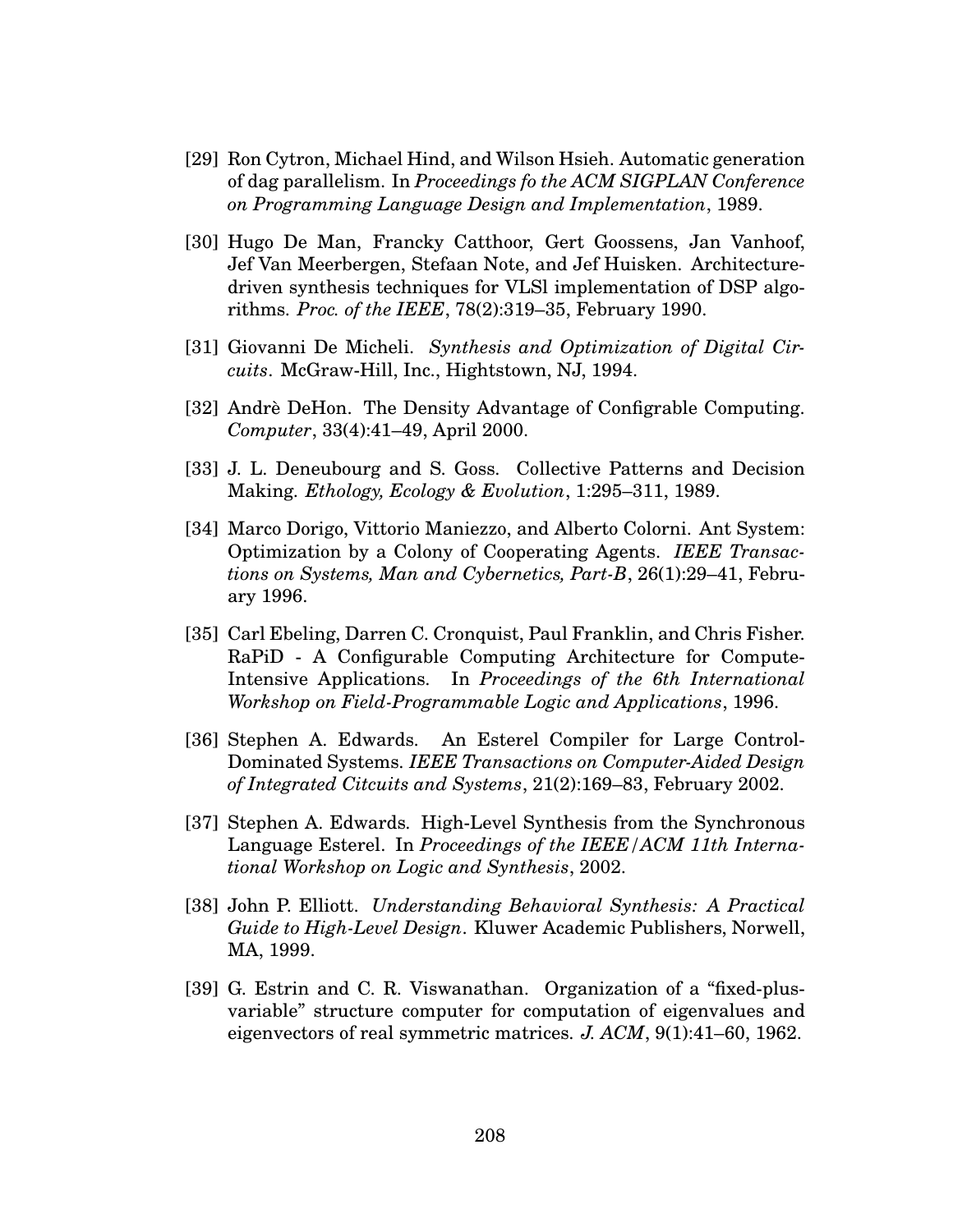[29] Ron Cytron, Michael Hind, and Wilson Hsieh. Automatic generation of dag parallelism. In *Proceedings fo the ACM SIGPLAN Conference on Programming Language Design and Implementation*, 1989.

[30] Hugo De Man, Francky Catthoor, Gert Goossens, Jan Vanhoof, Jef Van Meerbergen, Stefaan Note, and Jef Huisken. Architecture-driven synthesis techniques for VLSl implementation of DSP algorithms. *Proc. of the IEEE*, 78(2):319–35, February 1990.

[31] Giovanni De Micheli. *Synthesis and Optimization of Digital Circuits*. McGraw-Hill, Inc., Hightstown, NJ, 1994.

[32] Andrè DeHon. The Density Advantage of Configrable Computing. *Computer*, 33(4):41–49, April 2000.

[33] J. L. Deneubourg and S. Goss. Collective Patterns and Decision Making. *Ethology, Ecology & Evolution*, 1:295–311, 1989.

[34] Marco Dorigo, Vittorio Maniezzo, and Alberto Colorni. Ant System: Optimization by a Colony of Cooperating Agents. *IEEE Transactions on Systems, Man and Cybernetics, Part-B*, 26(1):29–41, February 1996.

[35] Carl Ebeling, Darren C. Cronquist, Paul Franklin, and Chris Fisher. RaPiD - A Configurable Computing Architecture for Compute-Intensive Applications. In *Proceedings of the 6th International Workshop on Field-Programmable Logic and Applications*, 1996.

[36] Stephen A. Edwards. An Esterel Compiler for Large Control-Dominated Systems. *IEEE Transactions on Computer-Aided Design of Integrated Citcuits and Systems*, 21(2):169–83, February 2002.

[37] Stephen A. Edwards. High-Level Synthesis from the Synchronous Language Esterel. In *Proceedings of the IEEE/ACM 11th International Workshop on Logic and Synthesis*, 2002.

[38] John P. Elliott. *Understanding Behavioral Synthesis: A Practical Guide to High-Level Design*. Kluwer Academic Publishers, Norwell, MA, 1999.

[39] G. Estrin and C. R. Viswanathan. Organization of a "fixed-plus-variable" structure computer for computation of eigenvalues and eigenvectors of real symmetric matrices. *J. ACM*, 9(1):41–60, 1962.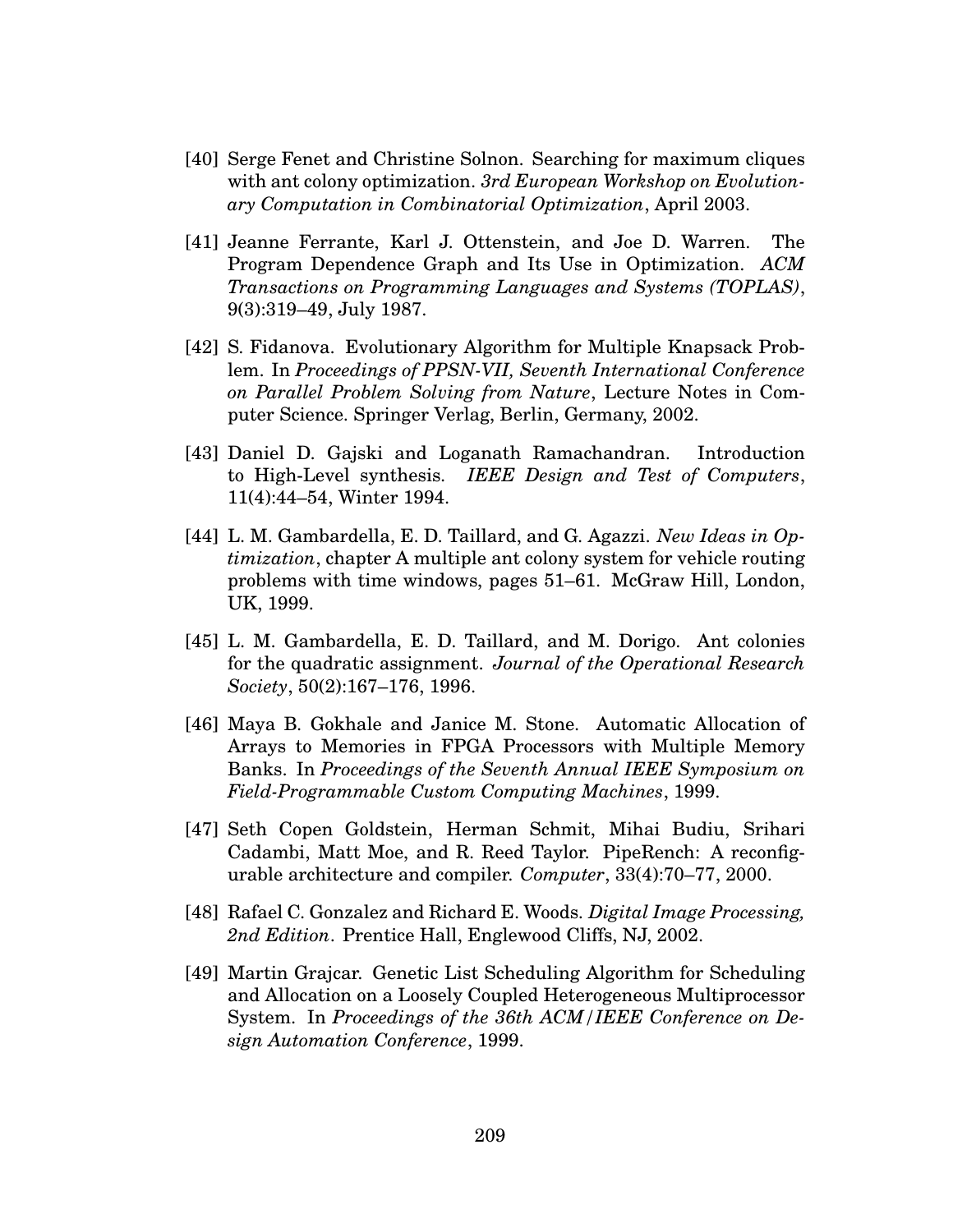[40] Serge Fenet and Christine Solnon. Searching for maximum cliques with ant colony optimization. *3rd European Workshop on Evolutionary Computation in Combinatorial Optimization*, April 2003.

[41] Jeanne Ferrante, Karl J. Ottenstein, and Joe D. Warren. The Program Dependence Graph and Its Use in Optimization. *ACM Transactions on Programming Languages and Systems (TOPLAS)*, 9(3):319–49, July 1987.

[42] S. Fidanova. Evolutionary Algorithm for Multiple Knapsack Problem. In *Proceedings of PPSN-VII, Seventh International Conference on Parallel Problem Solving from Nature*, Lecture Notes in Computer Science. Springer Verlag, Berlin, Germany, 2002.

[43] Daniel D. Gajski and Loganath Ramachandran. Introduction to High-Level synthesis. *IEEE Design and Test of Computers*, 11(4):44–54, Winter 1994.

[44] L. M. Gambardella, E. D. Taillard, and G. Agazzi. *New Ideas in Optimization*, chapter A multiple ant colony system for vehicle routing problems with time windows, pages 51–61. McGraw Hill, London, UK, 1999.

[45] L. M. Gambardella, E. D. Taillard, and M. Dorigo. Ant colonies for the quadratic assignment. *Journal of the Operational Research Society*, 50(2):167–176, 1996.

[46] Maya B. Gokhale and Janice M. Stone. Automatic Allocation of Arrays to Memories in FPGA Processors with Multiple Memory Banks. In *Proceedings of the Seventh Annual IEEE Symposium on Field-Programmable Custom Computing Machines*, 1999.

[47] Seth Copen Goldstein, Herman Schmit, Mihai Budiu, Srihari Cadambi, Matt Moe, and R. Reed Taylor. PipeRench: A reconfigurable architecture and compiler. *Computer*, 33(4):70–77, 2000.

[48] Rafael C. Gonzalez and Richard E. Woods. *Digital Image Processing, 2nd Edition*. Prentice Hall, Englewood Cliffs, NJ, 2002.

[49] Martin Grajcar. Genetic List Scheduling Algorithm for Scheduling and Allocation on a Loosely Coupled Heterogeneous Multiprocessor System. In *Proceedings of the 36th ACM/IEEE Conference on Design Automation Conference*, 1999.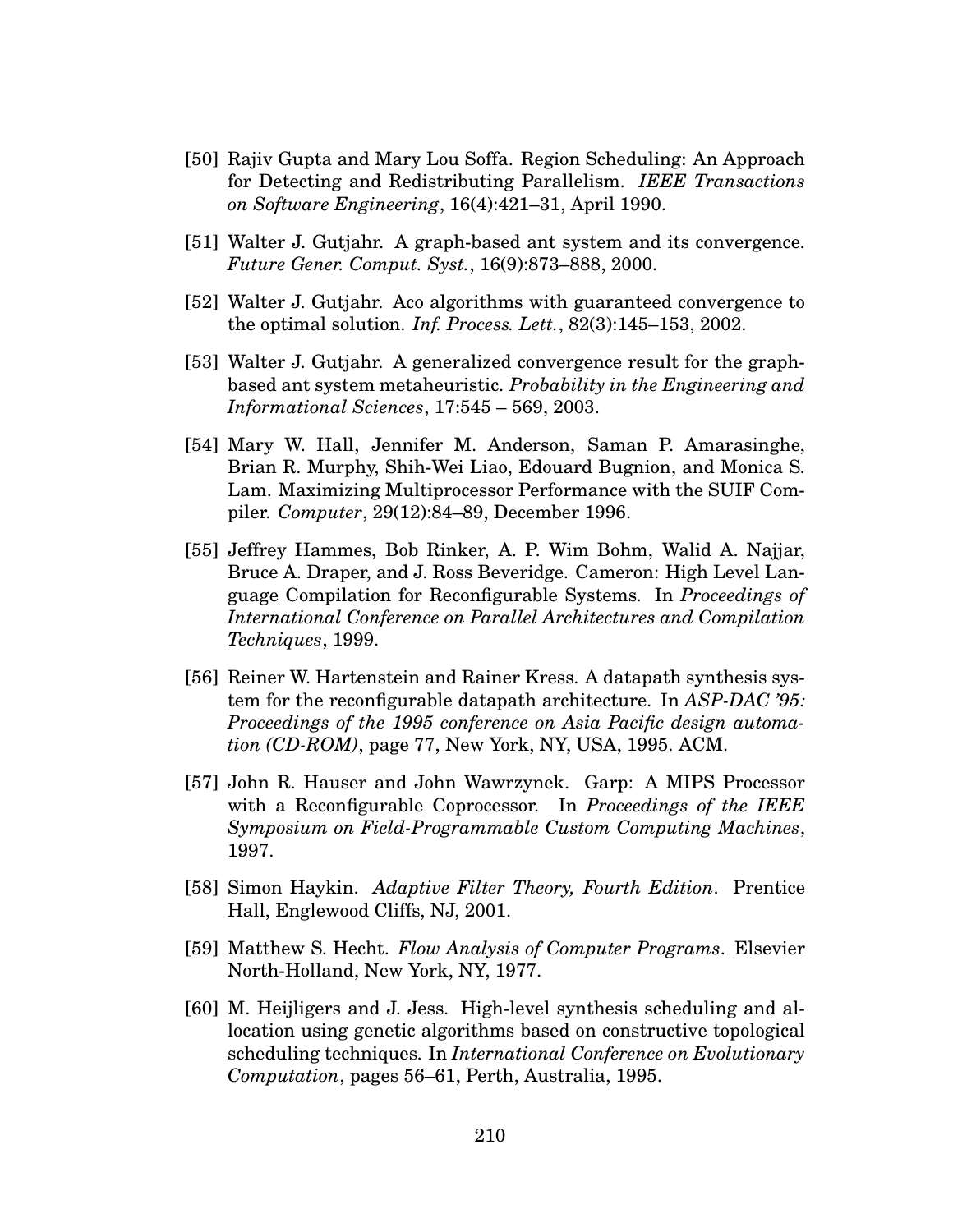[50] Rajiv Gupta and Mary Lou Soffa. Region Scheduling: An Approach for Detecting and Redistributing Parallelism. *IEEE Transactions on Software Engineering*, 16(4):421–31, April 1990.

[51] Walter J. Gutjahr. A graph-based ant system and its convergence. *Future Gener. Comput. Syst.*, 16(9):873–888, 2000.

[52] Walter J. Gutjahr. Aco algorithms with guaranteed convergence to the optimal solution. *Inf. Process. Lett.*, 82(3):145–153, 2002.

[53] Walter J. Gutjahr. A generalized convergence result for the graph-based ant system metaheuristic. *Probability in the Engineering and Informational Sciences*, 17:545 – 569, 2003.

[54] Mary W. Hall, Jennifer M. Anderson, Saman P. Amarasinghe, Brian R. Murphy, Shih-Wei Liao, Edouard Bugnion, and Monica S. Lam. Maximizing Multiprocessor Performance with the SUIF Compiler. *Computer*, 29(12):84–89, December 1996.

[55] Jeffrey Hammes, Bob Rinker, A. P. Wim Bohm, Walid A. Najjar, Bruce A. Draper, and J. Ross Beveridge. Cameron: High Level Language Compilation for Reconfigurable Systems. In *Proceedings of International Conference on Parallel Architectures and Compilation Techniques*, 1999.

[56] Reiner W. Hartenstein and Rainer Kress. A datapath synthesis system for the reconfigurable datapath architecture. In *ASP-DAC '95: Proceedings of the 1995 conference on Asia Pacific design automation (CD-ROM)*, page 77, New York, NY, USA, 1995. ACM.

[57] John R. Hauser and John Wawrzynek. Garp: A MIPS Processor with a Reconfigurable Coprocessor. In *Proceedings of the IEEE Symposium on Field-Programmable Custom Computing Machines*, 1997.

[58] Simon Haykin. *Adaptive Filter Theory, Fourth Edition*. Prentice Hall, Englewood Cliffs, NJ, 2001.

[59] Matthew S. Hecht. *Flow Analysis of Computer Programs*. Elsevier North-Holland, New York, NY, 1977.

[60] M. Heijligers and J. Jess. High-level synthesis scheduling and allocation using genetic algorithms based on constructive topological scheduling techniques. In *International Conference on Evolutionary Computation*, pages 56–61, Perth, Australia, 1995.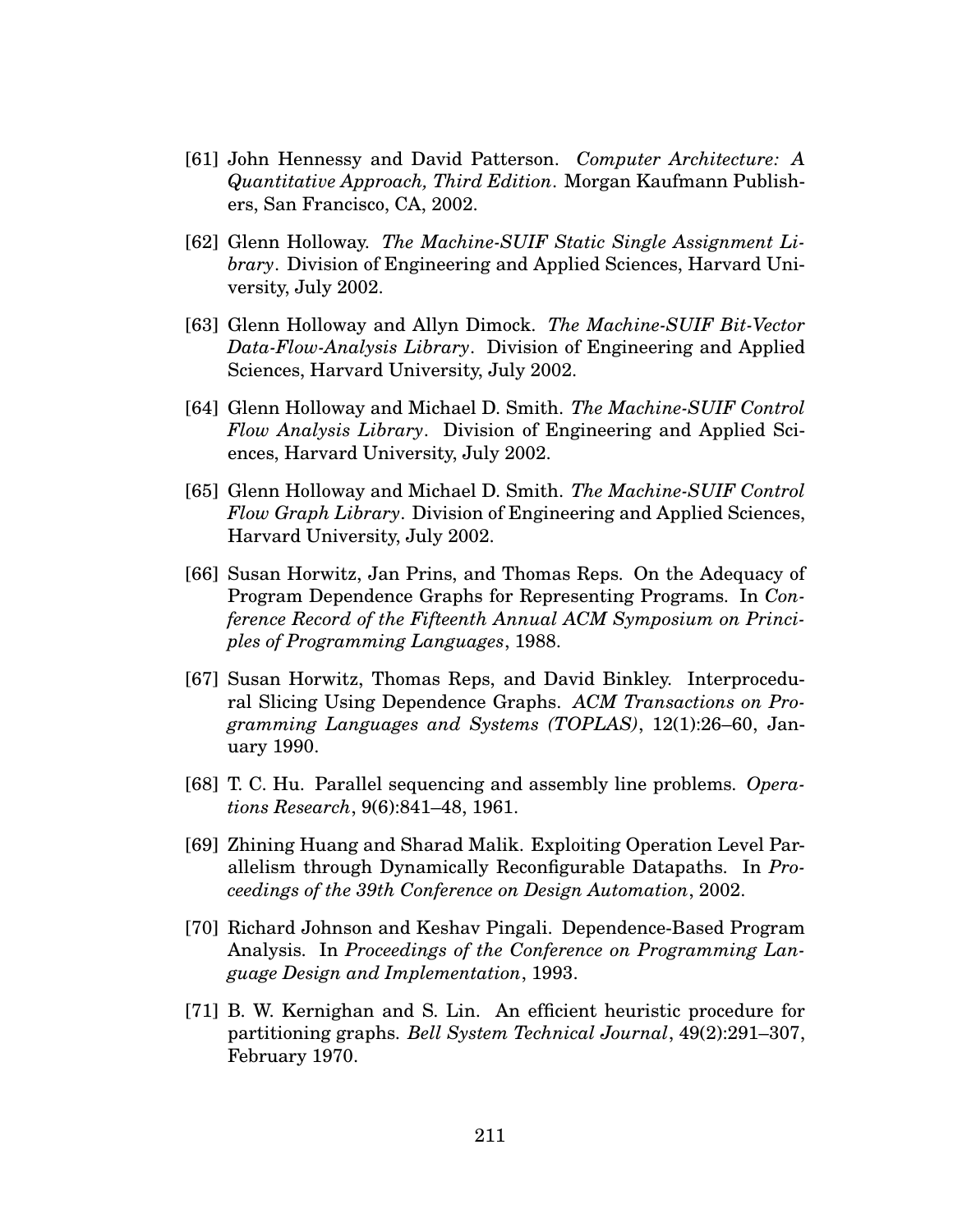[61] John Hennessy and David Patterson. *Computer Architecture: A Quantitative Approach, Third Edition*. Morgan Kaufmann Publishers, San Francisco, CA, 2002.

[62] Glenn Holloway. *The Machine-SUIF Static Single Assignment Library*. Division of Engineering and Applied Sciences, Harvard University, July 2002.

[63] Glenn Holloway and Allyn Dimock. *The Machine-SUIF Bit-Vector Data-Flow-Analysis Library*. Division of Engineering and Applied Sciences, Harvard University, July 2002.

[64] Glenn Holloway and Michael D. Smith. *The Machine-SUIF Control Flow Analysis Library*. Division of Engineering and Applied Sciences, Harvard University, July 2002.

[65] Glenn Holloway and Michael D. Smith. *The Machine-SUIF Control Flow Graph Library*. Division of Engineering and Applied Sciences, Harvard University, July 2002.

[66] Susan Horwitz, Jan Prins, and Thomas Reps. On the Adequacy of Program Dependence Graphs for Representing Programs. In *Conference Record of the Fifteenth Annual ACM Symposium on Principles of Programming Languages*, 1988.

[67] Susan Horwitz, Thomas Reps, and David Binkley. Interprocedural Slicing Using Dependence Graphs. *ACM Transactions on Programming Languages and Systems (TOPLAS)*, 12(1):26–60, January 1990.

[68] T. C. Hu. Parallel sequencing and assembly line problems. *Operations Research*, 9(6):841–48, 1961.

[69] Zhining Huang and Sharad Malik. Exploiting Operation Level Parallelism through Dynamically Reconfigurable Datapaths. In *Proceedings of the 39th Conference on Design Automation*, 2002.

[70] Richard Johnson and Keshav Pingali. Dependence-Based Program Analysis. In *Proceedings of the Conference on Programming Language Design and Implementation*, 1993.

[71] B. W. Kernighan and S. Lin. An efficient heuristic procedure for partitioning graphs. *Bell System Technical Journal*, 49(2):291–307, February 1970.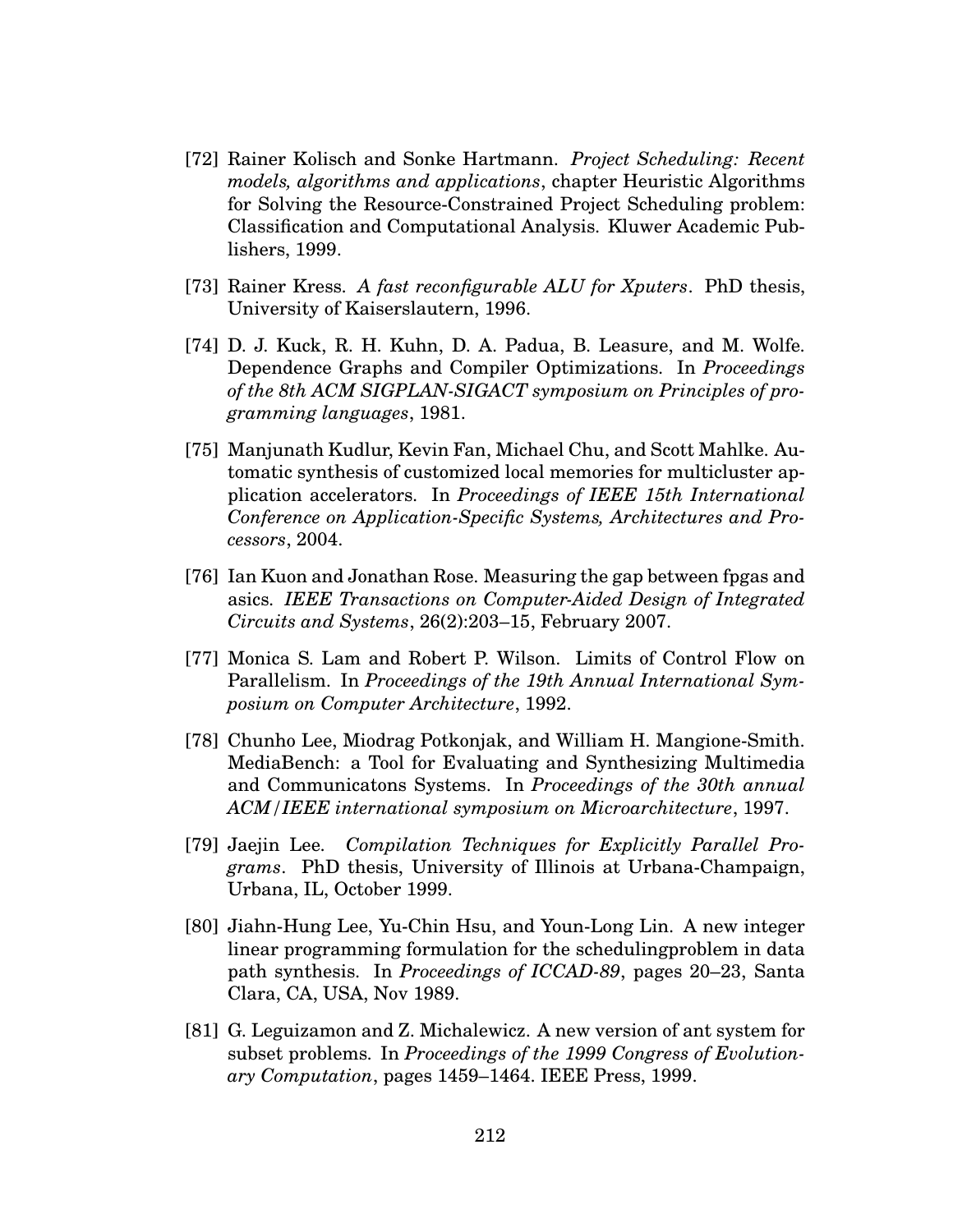[72] Rainer Kolisch and Sonke Hartmann. *Project Scheduling: Recent models, algorithms and applications*, chapter Heuristic Algorithms for Solving the Resource-Constrained Project Scheduling problem: Classification and Computational Analysis. Kluwer Academic Publishers, 1999.

[73] Rainer Kress. *A fast reconfigurable ALU for Xputers*. PhD thesis, University of Kaiserslautern, 1996.

[74] D. J. Kuck, R. H. Kuhn, D. A. Padua, B. Leasure, and M. Wolfe. Dependence Graphs and Compiler Optimizations. In *Proceedings of the 8th ACM SIGPLAN-SIGACT symposium on Principles of programming languages*, 1981.

[75] Manjunath Kudlur, Kevin Fan, Michael Chu, and Scott Mahlke. Automatic synthesis of customized local memories for multicluster application accelerators. In *Proceedings of IEEE 15th International Conference on Application-Specific Systems, Architectures and Processors*, 2004.

[76] Ian Kuon and Jonathan Rose. Measuring the gap between fpgas and asics. *IEEE Transactions on Computer-Aided Design of Integrated Circuits and Systems*, 26(2):203–15, February 2007.

[77] Monica S. Lam and Robert P. Wilson. Limits of Control Flow on Parallelism. In *Proceedings of the 19th Annual International Symposium on Computer Architecture*, 1992.

[78] Chunho Lee, Miodrag Potkonjak, and William H. Mangione-Smith. MediaBench: a Tool for Evaluating and Synthesizing Multimedia and Communicatons Systems. In *Proceedings of the 30th annual ACM/IEEE international symposium on Microarchitecture*, 1997.

[79] Jaejin Lee. *Compilation Techniques for Explicitly Parallel Programs*. PhD thesis, University of Illinois at Urbana-Champaign, Urbana, IL, October 1999.

[80] Jiahn-Hung Lee, Yu-Chin Hsu, and Youn-Long Lin. A new integer linear programming formulation for the schedulingproblem in data path synthesis. In *Proceedings of ICCAD-89*, pages 20–23, Santa Clara, CA, USA, Nov 1989.

[81] G. Leguizamon and Z. Michalewicz. A new version of ant system for subset problems. In *Proceedings of the 1999 Congress of Evolutionary Computation*, pages 1459–1464. IEEE Press, 1999.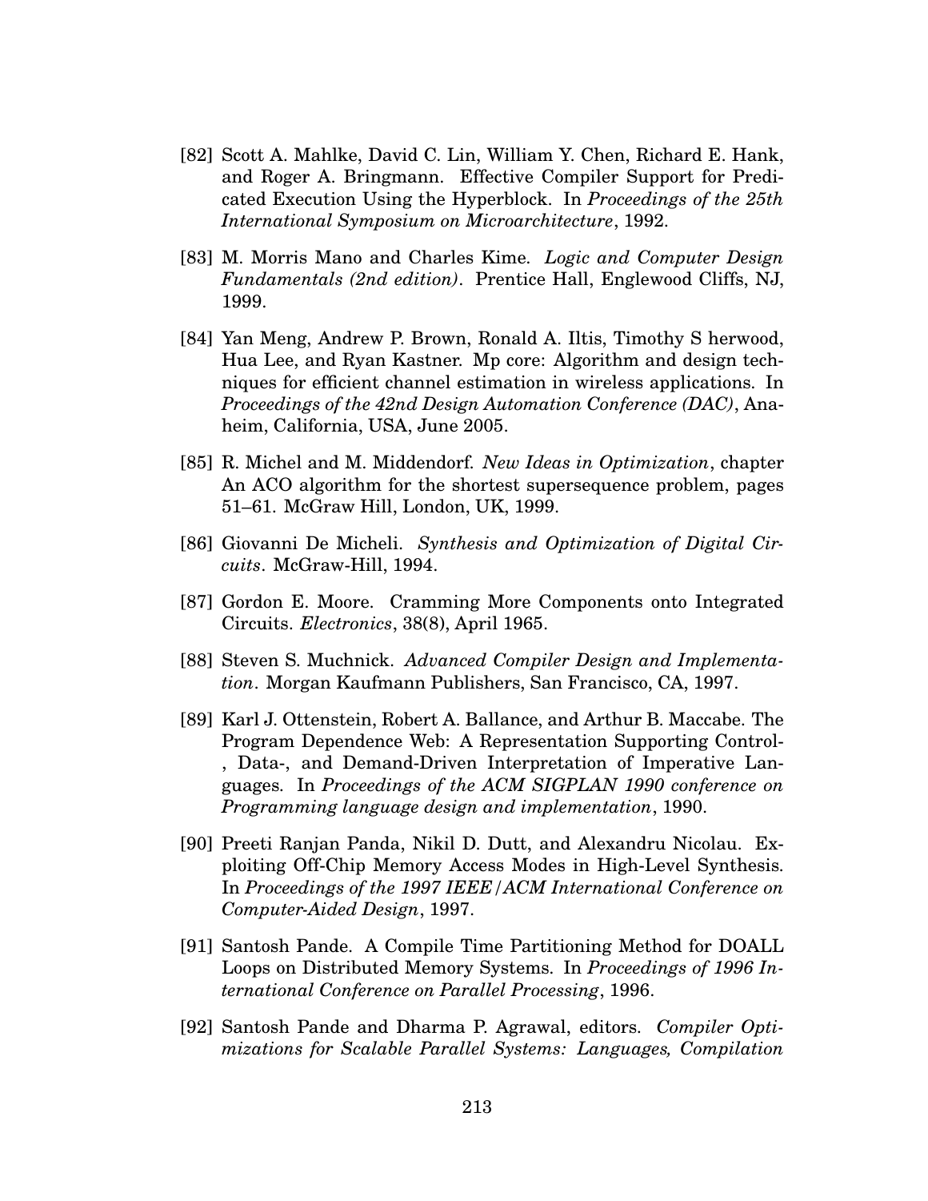[82] Scott A. Mahlke, David C. Lin, William Y. Chen, Richard E. Hank, and Roger A. Bringmann. Effective Compiler Support for Predicated Execution Using the Hyperblock. In *Proceedings of the 25th International Symposium on Microarchitecture*, 1992.

[83] M. Morris Mano and Charles Kime. *Logic and Computer Design Fundamentals (2nd edition)*. Prentice Hall, Englewood Cliffs, NJ, 1999.

[84] Yan Meng, Andrew P. Brown, Ronald A. Iltis, Timothy S herwood, Hua Lee, and Ryan Kastner. Mp core: Algorithm and design techniques for efficient channel estimation in wireless applications. In *Proceedings of the 42nd Design Automation Conference (DAC)*, Anaheim, California, USA, June 2005.

[85] R. Michel and M. Middendorf. *New Ideas in Optimization*, chapter An ACO algorithm for the shortest supersequence problem, pages 51–61. McGraw Hill, London, UK, 1999.

[86] Giovanni De Micheli. *Synthesis and Optimization of Digital Circuits*. McGraw-Hill, 1994.

[87] Gordon E. Moore. Cramming More Components onto Integrated Circuits. *Electronics*, 38(8), April 1965.

[88] Steven S. Muchnick. *Advanced Compiler Design and Implementation*. Morgan Kaufmann Publishers, San Francisco, CA, 1997.

[89] Karl J. Ottenstein, Robert A. Ballance, and Arthur B. Maccabe. The Program Dependence Web: A Representation Supporting Control-, Data-, and Demand-Driven Interpretation of Imperative Languages. In *Proceedings of the ACM SIGPLAN 1990 conference on Programming language design and implementation*, 1990.

[90] Preeti Ranjan Panda, Nikil D. Dutt, and Alexandru Nicolau. Exploiting Off-Chip Memory Access Modes in High-Level Synthesis. In *Proceedings of the 1997 IEEE/ACM International Conference on Computer-Aided Design*, 1997.

[91] Santosh Pande. A Compile Time Partitioning Method for DOALL Loops on Distributed Memory Systems. In *Proceedings of 1996 International Conference on Parallel Processing*, 1996.

[92] Santosh Pande and Dharma P. Agrawal, editors. *Compiler Optimizations for Scalable Parallel Systems: Languages, Compilation*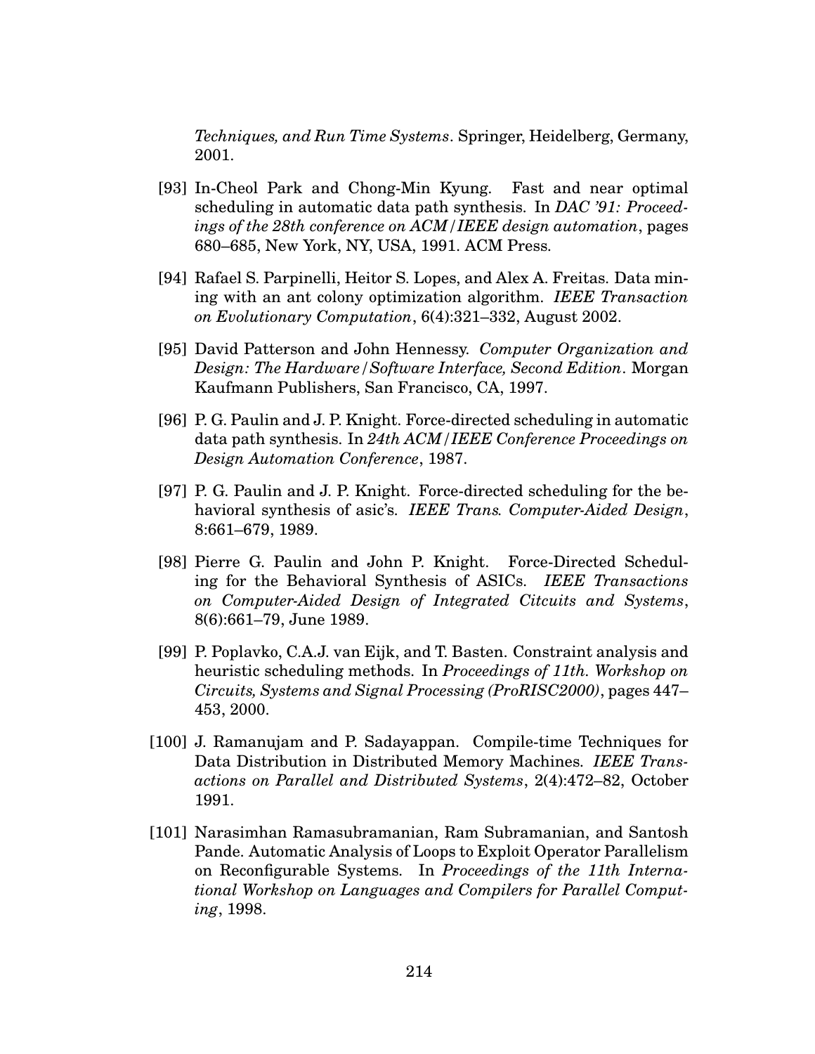*Techniques, and Run Time Systems*. Springer, Heidelberg, Germany, 2001.

[93] In-Cheol Park and Chong-Min Kyung. Fast and near optimal scheduling in automatic data path synthesis. In *DAC '91: Proceedings of the 28th conference on ACM/IEEE design automation*, pages 680–685, New York, NY, USA, 1991. ACM Press.

[94] Rafael S. Parpinelli, Heitor S. Lopes, and Alex A. Freitas. Data mining with an ant colony optimization algorithm. *IEEE Transaction on Evolutionary Computation*, 6(4):321–332, August 2002.

[95] David Patterson and John Hennessy. *Computer Organization and Design: The Hardware/Software Interface, Second Edition*. Morgan Kaufmann Publishers, San Francisco, CA, 1997.

[96] P. G. Paulin and J. P. Knight. Force-directed scheduling in automatic data path synthesis. In *24th ACM/IEEE Conference Proceedings on Design Automation Conference*, 1987.

[97] P. G. Paulin and J. P. Knight. Force-directed scheduling for the behavioral synthesis of asic's. *IEEE Trans. Computer-Aided Design*, 8:661–679, 1989.

[98] Pierre G. Paulin and John P. Knight. Force-Directed Scheduling for the Behavioral Synthesis of ASICs. *IEEE Transactions on Computer-Aided Design of Integrated Citcuits and Systems*, 8(6):661–79, June 1989.

[99] P. Poplavko, C.A.J. van Eijk, and T. Basten. Constraint analysis and heuristic scheduling methods. In *Proceedings of 11th. Workshop on Circuits, Systems and Signal Processing (ProRISC2000)*, pages 447–453, 2000.

[100] J. Ramanujam and P. Sadayappan. Compile-time Techniques for Data Distribution in Distributed Memory Machines. *IEEE Transactions on Parallel and Distributed Systems*, 2(4):472–82, October 1991.

[101] Narasimhan Ramasubramanian, Ram Subramanian, and Santosh Pande. Automatic Analysis of Loops to Exploit Operator Parallelism on Reconfigurable Systems. In *Proceedings of the 11th International Workshop on Languages and Compilers for Parallel Computing*, 1998.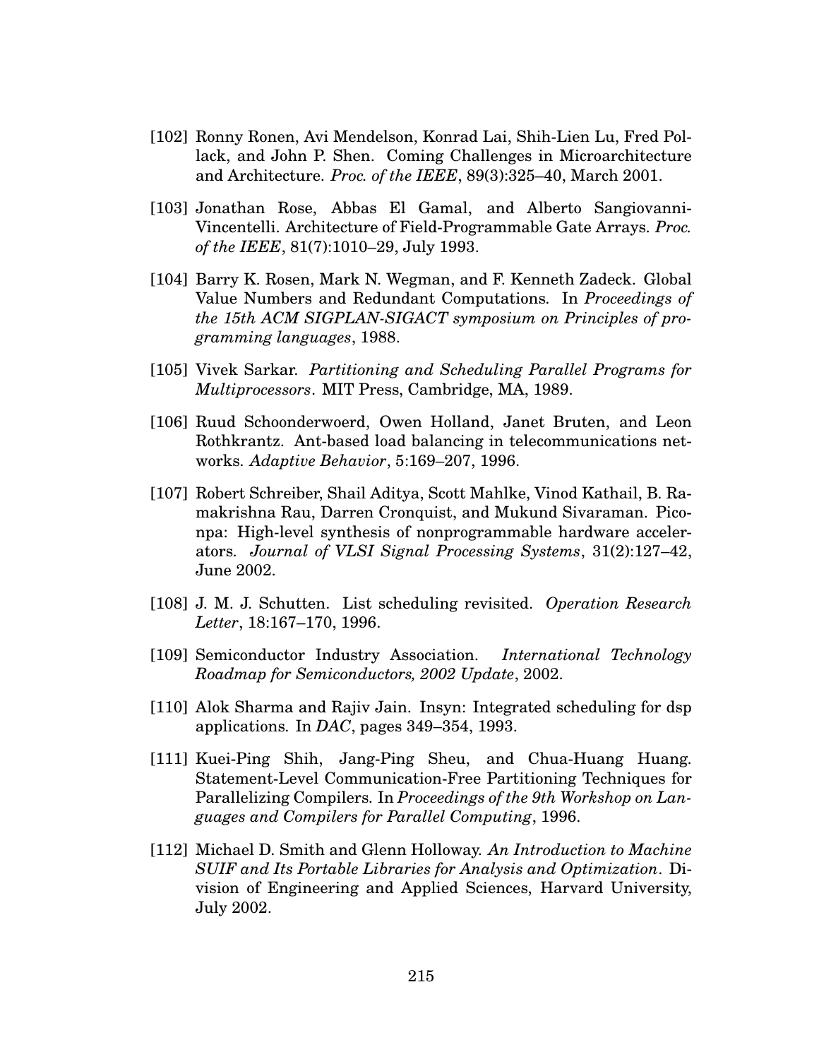[102] Ronny Ronen, Avi Mendelson, Konrad Lai, Shih-Lien Lu, Fred Pollack, and John P. Shen. Coming Challenges in Microarchitecture and Architecture. *Proc. of the IEEE*, 89(3):325–40, March 2001.

[103] Jonathan Rose, Abbas El Gamal, and Alberto Sangiovanni-Vincentelli. Architecture of Field-Programmable Gate Arrays. *Proc. of the IEEE*, 81(7):1010–29, July 1993.

[104] Barry K. Rosen, Mark N. Wegman, and F. Kenneth Zadeck. Global Value Numbers and Redundant Computations. In *Proceedings of the 15th ACM SIGPLAN-SIGACT symposium on Principles of programming languages*, 1988.

[105] Vivek Sarkar. *Partitioning and Scheduling Parallel Programs for Multiprocessors*. MIT Press, Cambridge, MA, 1989.

[106] Ruud Schoonderwoerd, Owen Holland, Janet Bruten, and Leon Rothkrantz. Ant-based load balancing in telecommunications networks. *Adaptive Behavior*, 5:169–207, 1996.

[107] Robert Schreiber, Shail Aditya, Scott Mahlke, Vinod Kathail, B. Ramakrishna Rau, Darren Cronquist, and Mukund Sivaraman. Pico-npa: High-level synthesis of nonprogrammable hardware accelerators. *Journal of VLSI Signal Processing Systems*, 31(2):127–42, June 2002.

[108] J. M. J. Schutten. List scheduling revisited. *Operation Research Letter*, 18:167–170, 1996.

[109] Semiconductor Industry Association. *International Technology Roadmap for Semiconductors, 2002 Update*, 2002.

[110] Alok Sharma and Rajiv Jain. Insyn: Integrated scheduling for dsp applications. In *DAC*, pages 349–354, 1993.

[111] Kuei-Ping Shih, Jang-Ping Sheu, and Chua-Huang Huang. Statement-Level Communication-Free Partitioning Techniques for Parallelizing Compilers. In *Proceedings of the 9th Workshop on Languages and Compilers for Parallel Computing*, 1996.

[112] Michael D. Smith and Glenn Holloway. *An Introduction to Machine SUIF and Its Portable Libraries for Analysis and Optimization*. Division of Engineering and Applied Sciences, Harvard University, July 2002.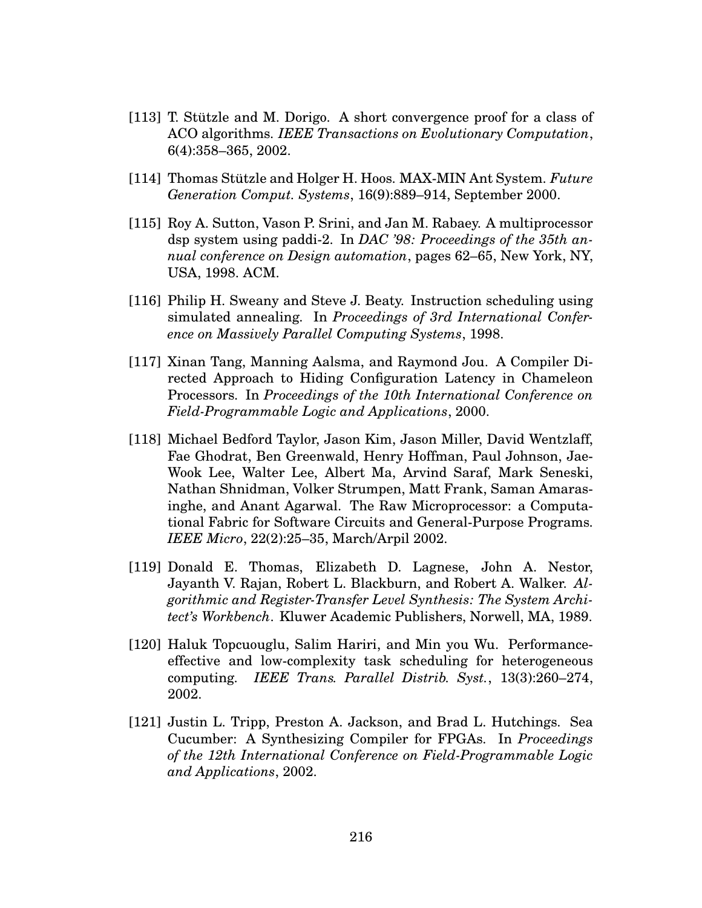[113] T. Stützle and M. Dorigo. A short convergence proof for a class of ACO algorithms. *IEEE Transactions on Evolutionary Computation*, 6(4):358–365, 2002.

[114] Thomas Stützle and Holger H. Hoos. MAX-MIN Ant System. *Future Generation Comput. Systems*, 16(9):889–914, September 2000.

[115] Roy A. Sutton, Vason P. Srini, and Jan M. Rabaey. A multiprocessor dsp system using paddi-2. In *DAC '98: Proceedings of the 35th annual conference on Design automation*, pages 62–65, New York, NY, USA, 1998. ACM.

[116] Philip H. Sweany and Steve J. Beaty. Instruction scheduling using simulated annealing. In *Proceedings of 3rd International Conference on Massively Parallel Computing Systems*, 1998.

[117] Xinan Tang, Manning Aalsma, and Raymond Jou. A Compiler Directed Approach to Hiding Configuration Latency in Chameleon Processors. In *Proceedings of the 10th International Conference on Field-Programmable Logic and Applications*, 2000.

[118] Michael Bedford Taylor, Jason Kim, Jason Miller, David Wentzlaff, Fae Ghodrat, Ben Greenwald, Henry Hoffman, Paul Johnson, Jae-Wook Lee, Walter Lee, Albert Ma, Arvind Saraf, Mark Seneski, Nathan Shnidman, Volker Strumpen, Matt Frank, Saman Amarasinghe, and Anant Agarwal. The Raw Microprocessor: a Computational Fabric for Software Circuits and General-Purpose Programs. *IEEE Micro*, 22(2):25–35, March/Arpil 2002.

[119] Donald E. Thomas, Elizabeth D. Lagnese, John A. Nestor, Jayanth V. Rajan, Robert L. Blackburn, and Robert A. Walker. *Algorithmic and Register-Transfer Level Synthesis: The System Architect's Workbench*. Kluwer Academic Publishers, Norwell, MA, 1989.

[120] Haluk Topcuouglu, Salim Hariri, and Min you Wu. Performance-effective and low-complexity task scheduling for heterogeneous computing. *IEEE Trans. Parallel Distrib. Syst.*, 13(3):260–274, 2002.

[121] Justin L. Tripp, Preston A. Jackson, and Brad L. Hutchings. Sea Cucumber: A Synthesizing Compiler for FPGAs. In *Proceedings of the 12th International Conference on Field-Programmable Logic and Applications*, 2002.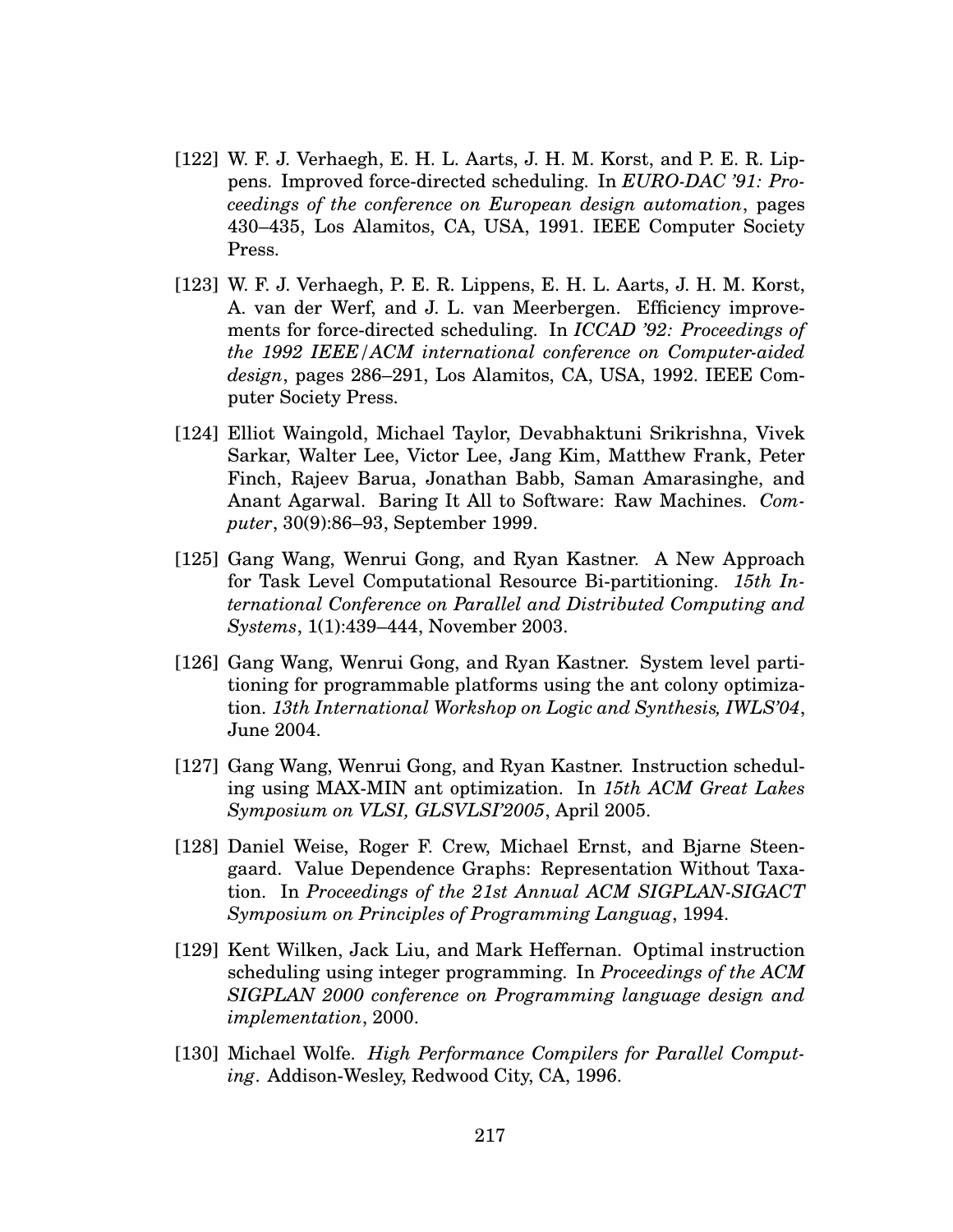[122] W. F. J. Verhaegh, E. H. L. Aarts, J. H. M. Korst, and P. E. R. Lippens. Improved force-directed scheduling. In *EURO-DAC '91: Proceedings of the conference on European design automation*, pages 430–435, Los Alamitos, CA, USA, 1991. IEEE Computer Society Press.

[123] W. F. J. Verhaegh, P. E. R. Lippens, E. H. L. Aarts, J. H. M. Korst, A. van der Werf, and J. L. van Meerbergen. Efficiency improvements for force-directed scheduling. In *ICCAD '92: Proceedings of the 1992 IEEE/ACM international conference on Computer-aided design*, pages 286–291, Los Alamitos, CA, USA, 1992. IEEE Computer Society Press.

[124] Elliot Waingold, Michael Taylor, Devabhaktuni Srikrishna, Vivek Sarkar, Walter Lee, Victor Lee, Jang Kim, Matthew Frank, Peter Finch, Rajeev Barua, Jonathan Babb, Saman Amarasinghe, and Anant Agarwal. Baring It All to Software: Raw Machines. *Computer*, 30(9):86–93, September 1999.

[125] Gang Wang, Wenrui Gong, and Ryan Kastner. A New Approach for Task Level Computational Resource Bi-partitioning. *15th International Conference on Parallel and Distributed Computing and Systems*, 1(1):439–444, November 2003.

[126] Gang Wang, Wenrui Gong, and Ryan Kastner. System level partitioning for programmable platforms using the ant colony optimization. *13th International Workshop on Logic and Synthesis, IWLS'04*, June 2004.

[127] Gang Wang, Wenrui Gong, and Ryan Kastner. Instruction scheduling using MAX-MIN ant optimization. In *15th ACM Great Lakes Symposium on VLSI, GLSVLSI'2005*, April 2005.

[128] Daniel Weise, Roger F. Crew, Michael Ernst, and Bjarne Steensgaard. Value Dependence Graphs: Representation Without Taxation. In *Proceedings of the 21st Annual ACM SIGPLAN-SIGACT Symposium on Principles of Programming Languag*, 1994.

[129] Kent Wilken, Jack Liu, and Mark Heffernan. Optimal instruction scheduling using integer programming. In *Proceedings of the ACM SIGPLAN 2000 conference on Programming language design and implementation*, 2000.

[130] Michael Wolfe. *High Performance Compilers for Parallel Computing*. Addison-Wesley, Redwood City, CA, 1996.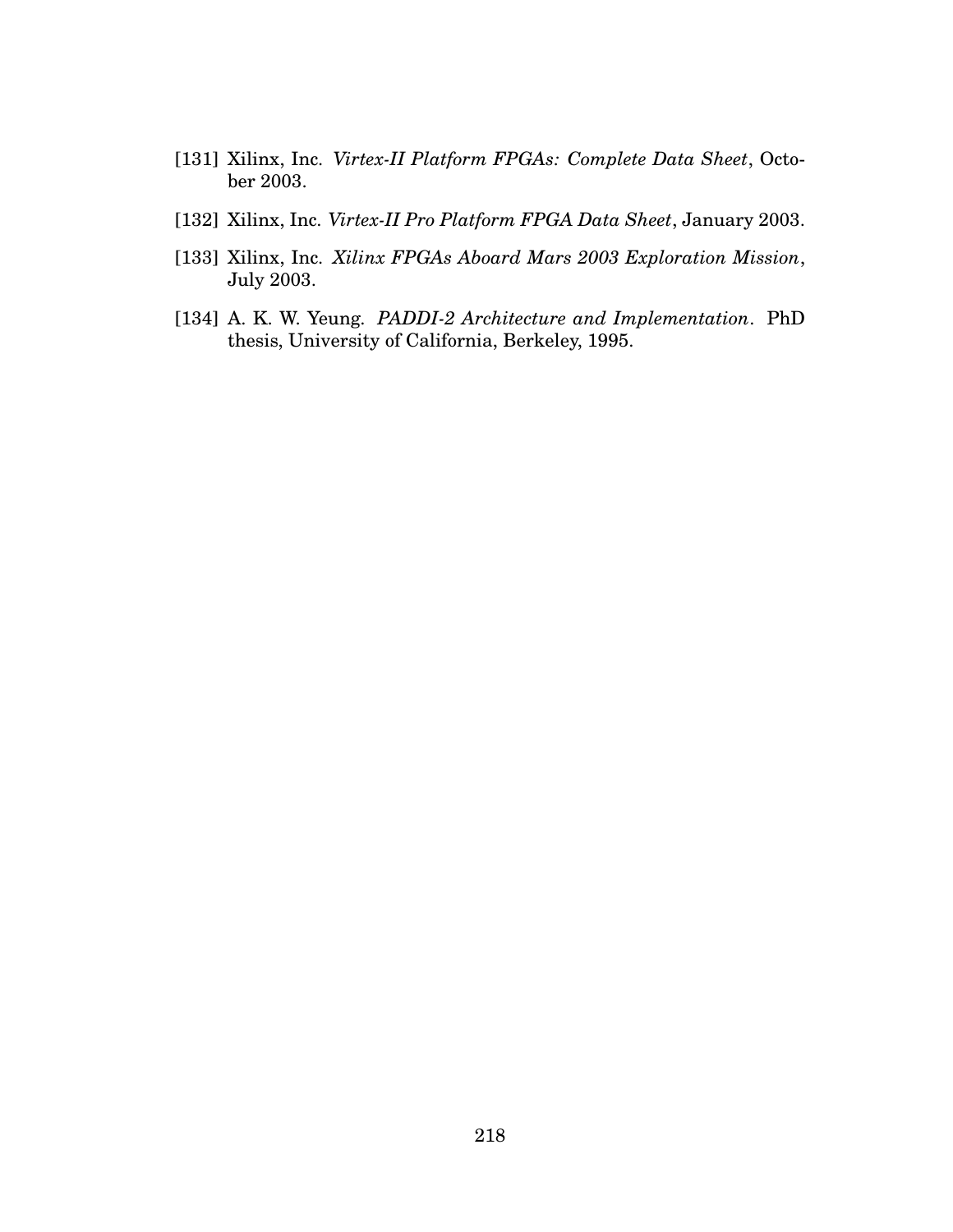[131] Xilinx, Inc. *Virtex-II Platform FPGAs: Complete Data Sheet*, October 2003.

[132] Xilinx, Inc. *Virtex-II Pro Platform FPGA Data Sheet*, January 2003.

[133] Xilinx, Inc. *Xilinx FPGAs Aboard Mars 2003 Exploration Mission*, July 2003.

[134] A. K. W. Yeung. *PADDI-2 Architecture and Implementation*. PhD thesis, University of California, Berkeley, 1995.